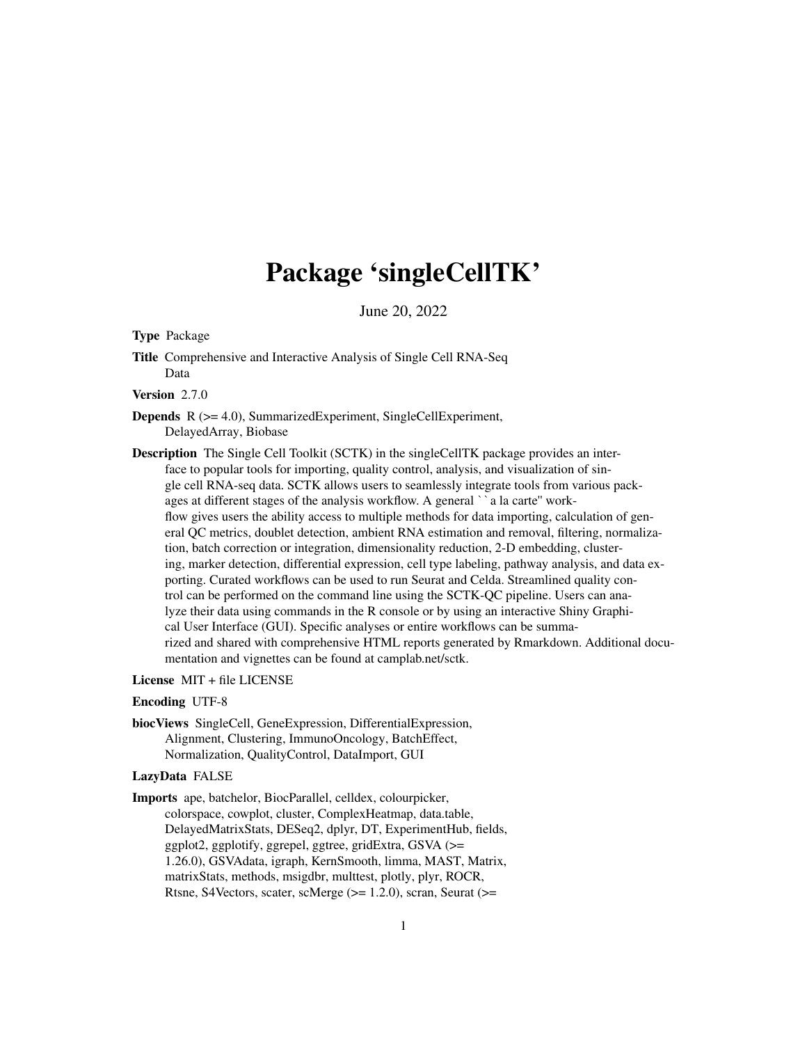# Package 'singleCellTK'

June 20, 2022

**Type** Package

**Title** Comprehensive and Interactive Analysis of Single Cell RNA-Seq Data

**Version** 2.7.0

**Depends** R (>= 4.0), SummarizedExperiment, SingleCellExperiment, DelayedArray, Biobase

**Description** The Single Cell Toolkit (SCTK) in the singleCellTK package provides an interface to popular tools for importing, quality control, analysis, and visualization of single cell RNA-seq data. SCTK allows users to seamlessly integrate tools from various packages at different stages of the analysis workflow. A general ``a la carte'' workflow gives users the ability access to multiple methods for data importing, calculation of general QC metrics, doublet detection, ambient RNA estimation and removal, filtering, normalization, batch correction or integration, dimensionality reduction, 2-D embedding, clustering, marker detection, differential expression, cell type labeling, pathway analysis, and data exporting. Curated workflows can be used to run Seurat and Celda. Streamlined quality control can be performed on the command line using the SCTK-QC pipeline. Users can analyze their data using commands in the R console or by using an interactive Shiny Graphical User Interface (GUI). Specific analyses or entire workflows can be summarized and shared with comprehensive HTML reports generated by Rmarkdown. Additional documentation and vignettes can be found at camplab.net/sctk.

**License** MIT + file LICENSE

**Encoding** UTF-8

**biocViews** SingleCell, GeneExpression, DifferentialExpression, Alignment, Clustering, ImmunoOncology, BatchEffect, Normalization, QualityControl, DataImport, GUI

**LazyData** FALSE

**Imports** ape, batchelor, BiocParallel, celldex, colourpicker, colorspace, cowplot, cluster, ComplexHeatmap, data.table, DelayedMatrixStats, DESeq2, dplyr, DT, ExperimentHub, fields, ggplot2, ggplotify, ggrepel, ggtree, gridExtra, GSVA (>= 1.26.0), GSVAdata, igraph, KernSmooth, limma, MAST, Matrix, matrixStats, methods, msigdbr, multtest, plotly, plyr, ROCR, Rtsne, S4Vectors, scater, scMerge (>= 1.2.0), scran, Seurat (>=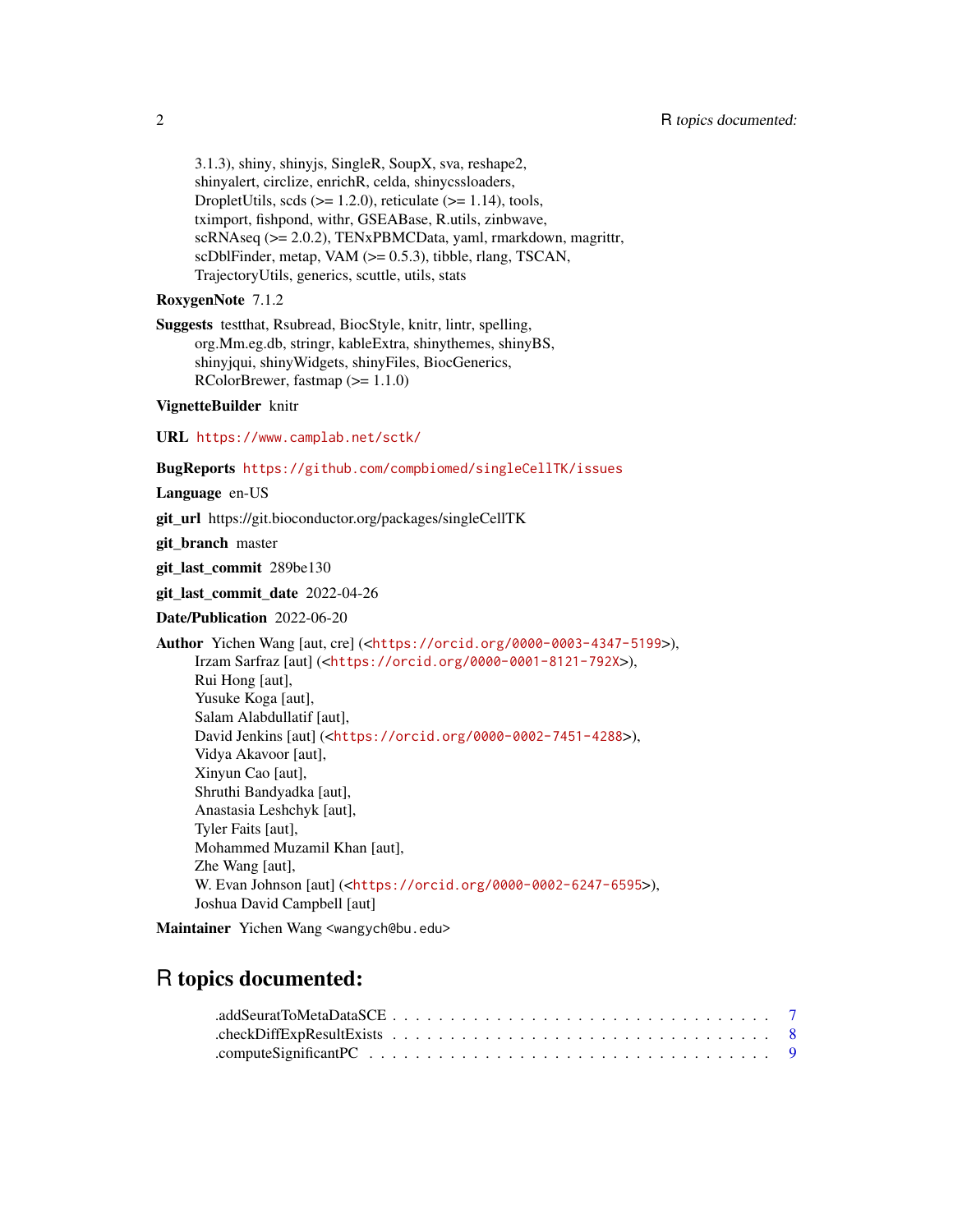3.1.3), shiny, shinyjs, SingleR, SoupX, sva, reshape2, shinyalert, circlize, enrichR, celda, shinycssloaders, DropletUtils, scds (>= 1.2.0), reticulate (>= 1.14), tools, tximport, fishpond, withr, GSEABase, R.utils, zinbwave, scRNAseq (>= 2.0.2), TENxPBMCData, yaml, rmarkdown, magrittr, scDblFinder, metap, VAM (>= 0.5.3), tibble, rlang, TSCAN, TrajectoryUtils, generics, scuttle, utils, stats

**RoxygenNote** 7.1.2

**Suggests** testthat, Rsubread, BiocStyle, knitr, lintr, spelling, org.Mm.eg.db, stringr, kableExtra, shinythemes, shinyBS, shinyjqui, shinyWidgets, shinyFiles, BiocGenerics, RColorBrewer, fastmap (>= 1.1.0)

**VignetteBuilder** knitr

**URL** https://www.camplab.net/sctk/

**BugReports** https://github.com/compbiomed/singleCellTK/issues

**Language** en-US

**git_url** https://git.bioconductor.org/packages/singleCellTK

**git_branch** master

**git_last_commit** 289be130

**git_last_commit_date** 2022-04-26

**Date/Publication** 2022-06-20

**Author** Yichen Wang [aut, cre] (<https://orcid.org/0000-0003-4347-5199>),
Irzam Sarfraz [aut] (<https://orcid.org/0000-0001-8121-792X>),
Rui Hong [aut],
Yusuke Koga [aut],
Salam Alabdullatif [aut],
David Jenkins [aut] (<https://orcid.org/0000-0002-7451-4288>),
Vidya Akavoor [aut],
Xinyun Cao [aut],
Shruthi Bandyadka [aut],
Anastasia Leshchyk [aut],
Tyler Faits [aut],
Mohammed Muzamil Khan [aut],
Zhe Wang [aut],
W. Evan Johnson [aut] (<https://orcid.org/0000-0002-6247-6595>),
Joshua David Campbell [aut]

**Maintainer** Yichen Wang <wangych@bu.edu>

# R topics documented:

.addSeuratToMetaDataSCE . . . . . . . . . . . . . . . . . . . . . . . . . . . . . . . 7
.checkDiffExpResultExists . . . . . . . . . . . . . . . . . . . . . . . . . . . . . . . 8
.computeSignificantPC . . . . . . . . . . . . . . . . . . . . . . . . . . . . . . . . . 9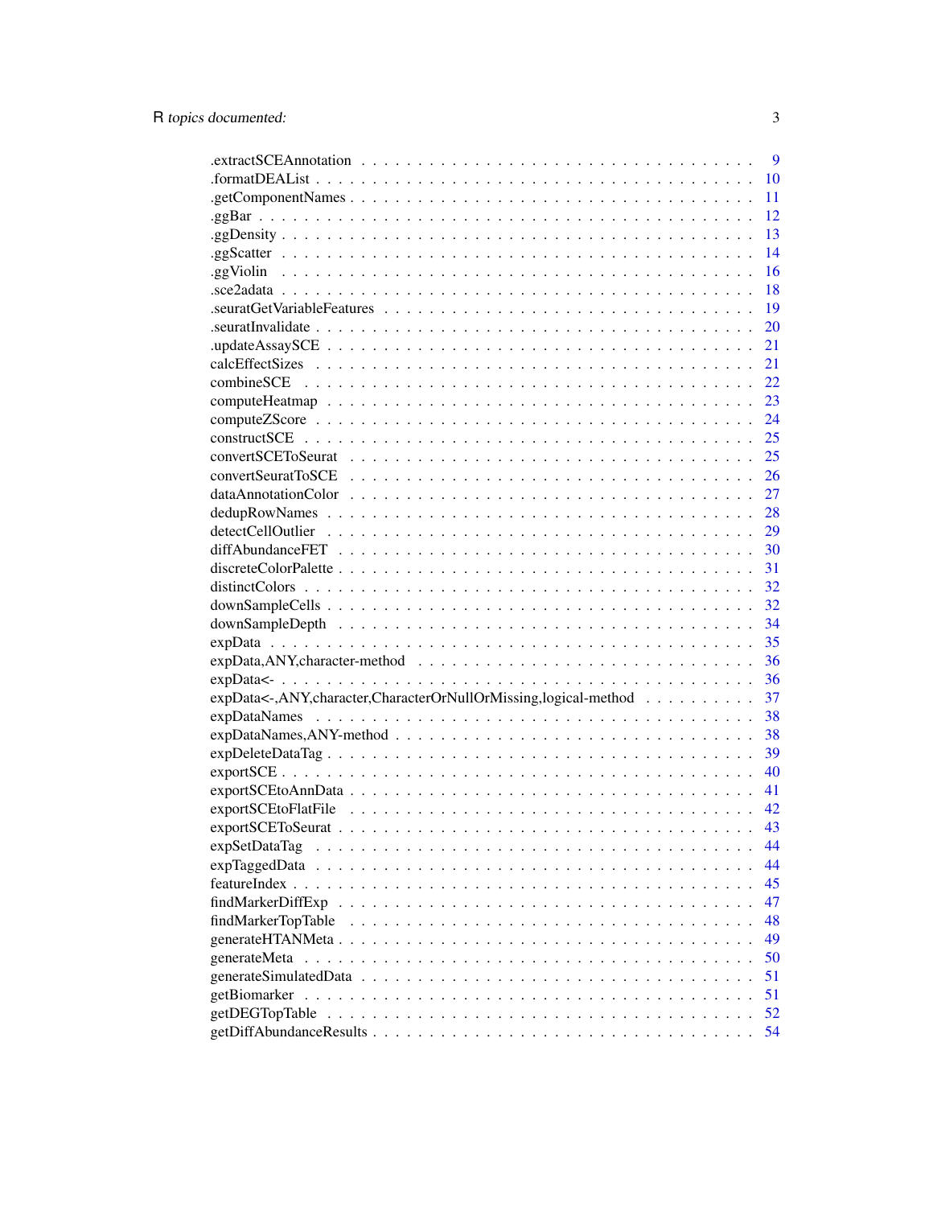.extractSCEAnnotation . . . . . . . . . . . . . . . . . . . . . . . . . . . . . . . 9
.formatDEAList . . . . . . . . . . . . . . . . . . . . . . . . . . . . . . . . . 10
.getComponentNames . . . . . . . . . . . . . . . . . . . . . . . . . . . . . . . 11
.ggBar . . . . . . . . . . . . . . . . . . . . . . . . . . . . . . . . . . . . . 12
.ggDensity . . . . . . . . . . . . . . . . . . . . . . . . . . . . . . . . . . . 13
.ggScatter . . . . . . . . . . . . . . . . . . . . . . . . . . . . . . . . . . . 14
.ggViolin . . . . . . . . . . . . . . . . . . . . . . . . . . . . . . . . . . . 16
.sce2adata . . . . . . . . . . . . . . . . . . . . . . . . . . . . . . . . . . . 18
.seuratGetVariableFeatures . . . . . . . . . . . . . . . . . . . . . . . . . . . 19
.seuratInvalidate . . . . . . . . . . . . . . . . . . . . . . . . . . . . . . . . 20
.updateAssaySCE . . . . . . . . . . . . . . . . . . . . . . . . . . . . . . . . 21
calcEffectSizes . . . . . . . . . . . . . . . . . . . . . . . . . . . . . . . . . 21
combineSCE . . . . . . . . . . . . . . . . . . . . . . . . . . . . . . . . . . . 22
computeHeatmap . . . . . . . . . . . . . . . . . . . . . . . . . . . . . . . . . 23
computeZScore . . . . . . . . . . . . . . . . . . . . . . . . . . . . . . . . . . 24
constructSCE . . . . . . . . . . . . . . . . . . . . . . . . . . . . . . . . . . 25
convertSCEToSeurat . . . . . . . . . . . . . . . . . . . . . . . . . . . . . . . 25
convertSeuratToSCE . . . . . . . . . . . . . . . . . . . . . . . . . . . . . . . 26
dataAnnotationColor . . . . . . . . . . . . . . . . . . . . . . . . . . . . . . . 27
dedupRowNames . . . . . . . . . . . . . . . . . . . . . . . . . . . . . . . . . 28
detectCellOutlier . . . . . . . . . . . . . . . . . . . . . . . . . . . . . . . . 29
diffAbundanceFET . . . . . . . . . . . . . . . . . . . . . . . . . . . . . . . . 30
discreteColorPalette . . . . . . . . . . . . . . . . . . . . . . . . . . . . . . . 31
distinctColors . . . . . . . . . . . . . . . . . . . . . . . . . . . . . . . . . . 32
downSampleCells . . . . . . . . . . . . . . . . . . . . . . . . . . . . . . . . . 32
downSampleDepth . . . . . . . . . . . . . . . . . . . . . . . . . . . . . . . . 34
expData . . . . . . . . . . . . . . . . . . . . . . . . . . . . . . . . . . . . . 35
expData,ANY,character-method . . . . . . . . . . . . . . . . . . . . . . . . . 36
expData<- . . . . . . . . . . . . . . . . . . . . . . . . . . . . . . . . . . . . 36
expData<-,ANY,character,CharacterOrNullOrMissing,logical-method . . . . . . . . . . 37
expDataNames . . . . . . . . . . . . . . . . . . . . . . . . . . . . . . . . . . 38
expDataNames,ANY-method . . . . . . . . . . . . . . . . . . . . . . . . . . . 38
expDeleteDataTag . . . . . . . . . . . . . . . . . . . . . . . . . . . . . . . . 39
exportSCE . . . . . . . . . . . . . . . . . . . . . . . . . . . . . . . . . . . . 40
exportSCEtoAnnData . . . . . . . . . . . . . . . . . . . . . . . . . . . . . . . 41
exportSCEtoFlatFile . . . . . . . . . . . . . . . . . . . . . . . . . . . . . . . 42
exportSCEToSeurat . . . . . . . . . . . . . . . . . . . . . . . . . . . . . . . . 43
expSetDataTag . . . . . . . . . . . . . . . . . . . . . . . . . . . . . . . . . . 44
expTaggedData . . . . . . . . . . . . . . . . . . . . . . . . . . . . . . . . . . 44
featureIndex . . . . . . . . . . . . . . . . . . . . . . . . . . . . . . . . . . . 45
findMarkerDiffExp . . . . . . . . . . . . . . . . . . . . . . . . . . . . . . . . 47
findMarkerTopTable . . . . . . . . . . . . . . . . . . . . . . . . . . . . . . . 48
generateHTANMeta . . . . . . . . . . . . . . . . . . . . . . . . . . . . . . . . 49
generateMeta . . . . . . . . . . . . . . . . . . . . . . . . . . . . . . . . . . 50
generateSimulatedData . . . . . . . . . . . . . . . . . . . . . . . . . . . . . . 51
getBiomarker . . . . . . . . . . . . . . . . . . . . . . . . . . . . . . . . . . 51
getDEGTopTable . . . . . . . . . . . . . . . . . . . . . . . . . . . . . . . . . 52
getDiffAbundanceResults . . . . . . . . . . . . . . . . . . . . . . . . . . . . . 54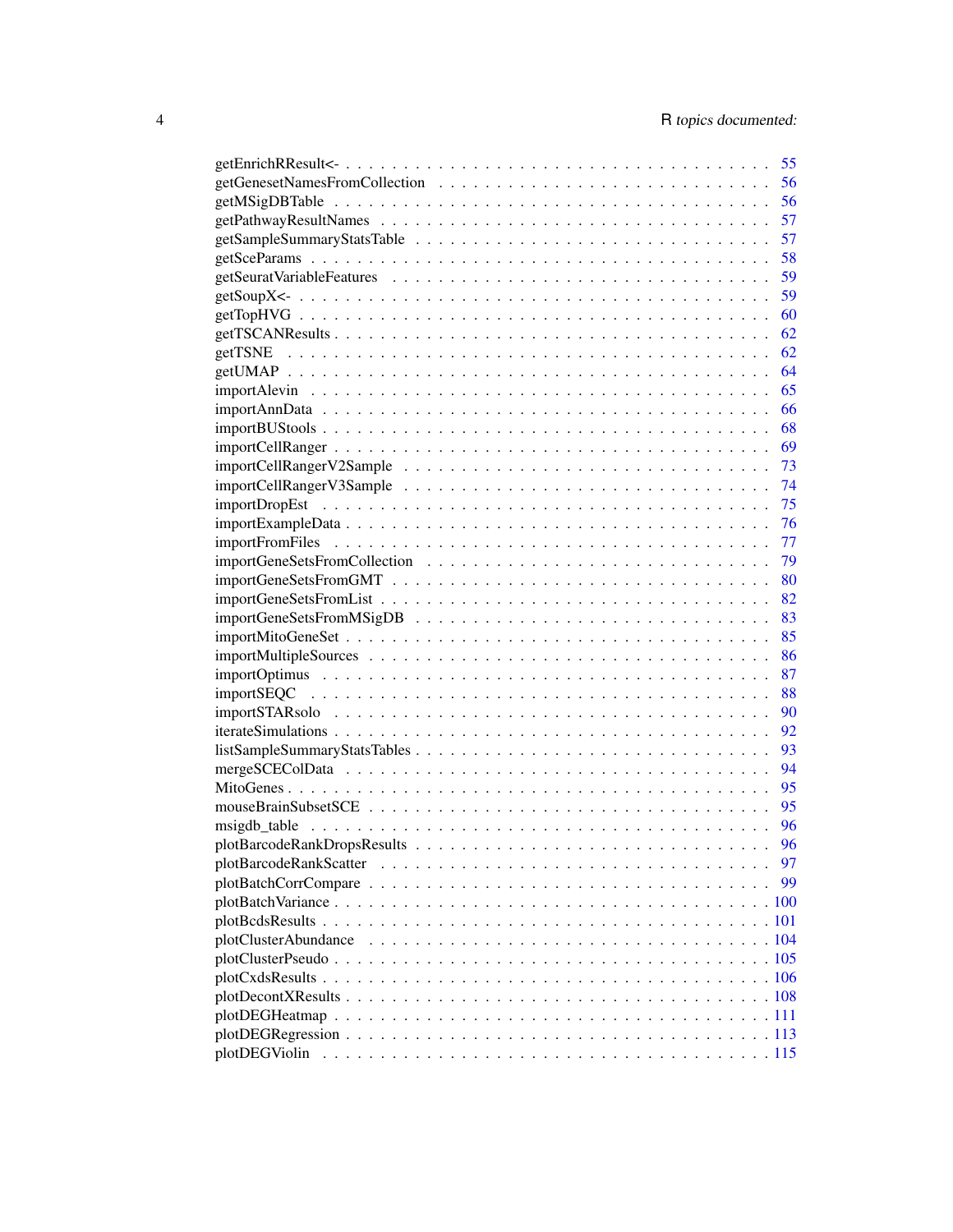getEnrichRResult<- . . . . . . . . . . . . . . . . . . . . . . . . . . . . . . . . . . . . 55
getGenesetNamesFromCollection . . . . . . . . . . . . . . . . . . . . . . . . . . . . . 56
getMSigDBTable . . . . . . . . . . . . . . . . . . . . . . . . . . . . . . . . . . . . . . 56
getPathwayResultNames . . . . . . . . . . . . . . . . . . . . . . . . . . . . . . . . . . 57
getSampleSummaryStatsTable . . . . . . . . . . . . . . . . . . . . . . . . . . . . . . . 57
getSceParams . . . . . . . . . . . . . . . . . . . . . . . . . . . . . . . . . . . . . . . 58
getSeuratVariableFeatures . . . . . . . . . . . . . . . . . . . . . . . . . . . . . . . . 59
getSoupX<- . . . . . . . . . . . . . . . . . . . . . . . . . . . . . . . . . . . . . . . . 59
getTopHVG . . . . . . . . . . . . . . . . . . . . . . . . . . . . . . . . . . . . . . . . 60
getTSCANResults . . . . . . . . . . . . . . . . . . . . . . . . . . . . . . . . . . . . . 62
getTSNE . . . . . . . . . . . . . . . . . . . . . . . . . . . . . . . . . . . . . . . . . 62
getUMAP . . . . . . . . . . . . . . . . . . . . . . . . . . . . . . . . . . . . . . . . . 64
importAlevin . . . . . . . . . . . . . . . . . . . . . . . . . . . . . . . . . . . . . . . 65
importAnnData . . . . . . . . . . . . . . . . . . . . . . . . . . . . . . . . . . . . . . 66
importBUStools . . . . . . . . . . . . . . . . . . . . . . . . . . . . . . . . . . . . . . 68
importCellRanger . . . . . . . . . . . . . . . . . . . . . . . . . . . . . . . . . . . . . 69
importCellRangerV2Sample . . . . . . . . . . . . . . . . . . . . . . . . . . . . . . . . 73
importCellRangerV3Sample . . . . . . . . . . . . . . . . . . . . . . . . . . . . . . . . 74
importDropEst . . . . . . . . . . . . . . . . . . . . . . . . . . . . . . . . . . . . . . 75
importExampleData . . . . . . . . . . . . . . . . . . . . . . . . . . . . . . . . . . . . 76
importFromFiles . . . . . . . . . . . . . . . . . . . . . . . . . . . . . . . . . . . . . 77
importGeneSetsFromCollection . . . . . . . . . . . . . . . . . . . . . . . . . . . . . . 79
importGeneSetsFromGMT . . . . . . . . . . . . . . . . . . . . . . . . . . . . . . . . . 80
importGeneSetsFromList . . . . . . . . . . . . . . . . . . . . . . . . . . . . . . . . . 82
importGeneSetsFromMSigDB . . . . . . . . . . . . . . . . . . . . . . . . . . . . . . . . 83
importMitoGeneSet . . . . . . . . . . . . . . . . . . . . . . . . . . . . . . . . . . . . 85
importMultipleSources . . . . . . . . . . . . . . . . . . . . . . . . . . . . . . . . . . 86
importOptimus . . . . . . . . . . . . . . . . . . . . . . . . . . . . . . . . . . . . . . 87
importSEQC . . . . . . . . . . . . . . . . . . . . . . . . . . . . . . . . . . . . . . . . 88
importSTARsolo . . . . . . . . . . . . . . . . . . . . . . . . . . . . . . . . . . . . . . 90
iterateSimulations . . . . . . . . . . . . . . . . . . . . . . . . . . . . . . . . . . . . 92
listSampleSummaryStatsTables . . . . . . . . . . . . . . . . . . . . . . . . . . . . . . 93
mergeSCEColData . . . . . . . . . . . . . . . . . . . . . . . . . . . . . . . . . . . . . 94
MitoGenes . . . . . . . . . . . . . . . . . . . . . . . . . . . . . . . . . . . . . . . . 95
mouseBrainSubsetSCE . . . . . . . . . . . . . . . . . . . . . . . . . . . . . . . . . . . 95
msigdb_table . . . . . . . . . . . . . . . . . . . . . . . . . . . . . . . . . . . . . . . 96
plotBarcodeRankDropsResults . . . . . . . . . . . . . . . . . . . . . . . . . . . . . . . 96
plotBarcodeRankScatter . . . . . . . . . . . . . . . . . . . . . . . . . . . . . . . . . . 97
plotBatchCorrCompare . . . . . . . . . . . . . . . . . . . . . . . . . . . . . . . . . . . 99
plotBatchVariance . . . . . . . . . . . . . . . . . . . . . . . . . . . . . . . . . . . . 100
plotBcdsResults . . . . . . . . . . . . . . . . . . . . . . . . . . . . . . . . . . . . . 101
plotClusterAbundance . . . . . . . . . . . . . . . . . . . . . . . . . . . . . . . . . . 104
plotClusterPseudo . . . . . . . . . . . . . . . . . . . . . . . . . . . . . . . . . . . . 105
plotCxdsResults . . . . . . . . . . . . . . . . . . . . . . . . . . . . . . . . . . . . . 106
plotDecontXResults . . . . . . . . . . . . . . . . . . . . . . . . . . . . . . . . . . . 108
plotDEGHeatmap . . . . . . . . . . . . . . . . . . . . . . . . . . . . . . . . . . . . . 111
plotDEGRegression . . . . . . . . . . . . . . . . . . . . . . . . . . . . . . . . . . . . 113
plotDEGViolin . . . . . . . . . . . . . . . . . . . . . . . . . . . . . . . . . . . . . . 115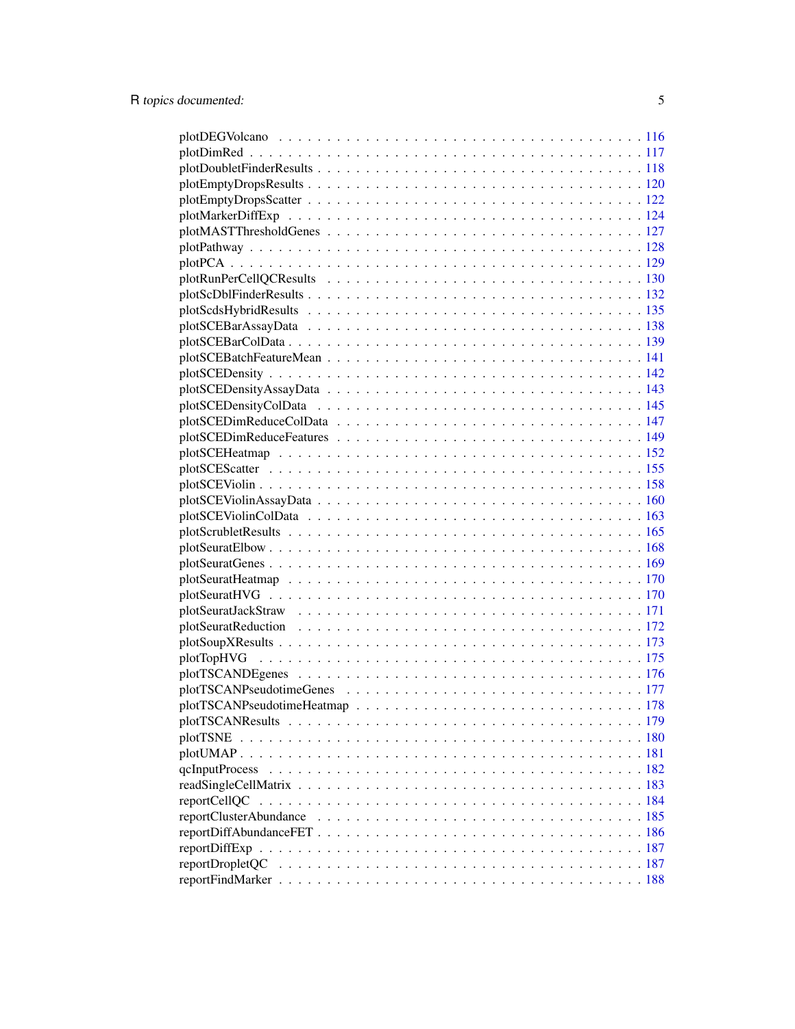plotDEGVolcano . . . . . . . . . . . . . . . . . . . . . . . . . . . . . . . . . . . 116
plotDimRed . . . . . . . . . . . . . . . . . . . . . . . . . . . . . . . . . . . . . 117
plotDoubletFinderResults . . . . . . . . . . . . . . . . . . . . . . . . . . . . . . 118
plotEmptyDropsResults . . . . . . . . . . . . . . . . . . . . . . . . . . . . . . . 120
plotEmptyDropsScatter . . . . . . . . . . . . . . . . . . . . . . . . . . . . . . . 122
plotMarkerDiffExp . . . . . . . . . . . . . . . . . . . . . . . . . . . . . . . . . 124
plotMASTThresholdGenes . . . . . . . . . . . . . . . . . . . . . . . . . . . . . . 127
plotPathway . . . . . . . . . . . . . . . . . . . . . . . . . . . . . . . . . . . . 128
plotPCA . . . . . . . . . . . . . . . . . . . . . . . . . . . . . . . . . . . . . . 129
plotRunPerCellQCResults . . . . . . . . . . . . . . . . . . . . . . . . . . . . . . 130
plotScDblFinderResults . . . . . . . . . . . . . . . . . . . . . . . . . . . . . . . 132
plotScdsHybridResults . . . . . . . . . . . . . . . . . . . . . . . . . . . . . . . 135
plotSCEBarAssayData . . . . . . . . . . . . . . . . . . . . . . . . . . . . . . . . 138
plotSCEBarColData . . . . . . . . . . . . . . . . . . . . . . . . . . . . . . . . . 139
plotSCEBatchFeatureMean . . . . . . . . . . . . . . . . . . . . . . . . . . . . . . 141
plotSCEDensity . . . . . . . . . . . . . . . . . . . . . . . . . . . . . . . . . . . 142
plotSCEDensityAssayData . . . . . . . . . . . . . . . . . . . . . . . . . . . . . . 143
plotSCEDensityColData . . . . . . . . . . . . . . . . . . . . . . . . . . . . . . . 145
plotSCEDimReduceColData . . . . . . . . . . . . . . . . . . . . . . . . . . . . . . 147
plotSCEDimReduceFeatures . . . . . . . . . . . . . . . . . . . . . . . . . . . . . 149
plotSCEHeatmap . . . . . . . . . . . . . . . . . . . . . . . . . . . . . . . . . . 152
plotSCEScatter . . . . . . . . . . . . . . . . . . . . . . . . . . . . . . . . . . . 155
plotSCEViolin . . . . . . . . . . . . . . . . . . . . . . . . . . . . . . . . . . . 158
plotSCEViolinAssayData . . . . . . . . . . . . . . . . . . . . . . . . . . . . . . 160
plotSCEViolinColData . . . . . . . . . . . . . . . . . . . . . . . . . . . . . . . 163
plotScrubletResults . . . . . . . . . . . . . . . . . . . . . . . . . . . . . . . . 165
plotSeuratElbow . . . . . . . . . . . . . . . . . . . . . . . . . . . . . . . . . . 168
plotSeuratGenes . . . . . . . . . . . . . . . . . . . . . . . . . . . . . . . . . . 169
plotSeuratHeatmap . . . . . . . . . . . . . . . . . . . . . . . . . . . . . . . . . 170
plotSeuratHVG . . . . . . . . . . . . . . . . . . . . . . . . . . . . . . . . . . . 170
plotSeuratJackStraw . . . . . . . . . . . . . . . . . . . . . . . . . . . . . . . . 171
plotSeuratReduction . . . . . . . . . . . . . . . . . . . . . . . . . . . . . . . . 172
plotSoupXResults . . . . . . . . . . . . . . . . . . . . . . . . . . . . . . . . . . 173
plotTopHVG . . . . . . . . . . . . . . . . . . . . . . . . . . . . . . . . . . . . . 175
plotTSCANDEgenes . . . . . . . . . . . . . . . . . . . . . . . . . . . . . . . . . 176
plotTSCANPseudotimeGenes . . . . . . . . . . . . . . . . . . . . . . . . . . . . . 177
plotTSCANPseudotimeHeatmap . . . . . . . . . . . . . . . . . . . . . . . . . . . . 178
plotTSCANResults . . . . . . . . . . . . . . . . . . . . . . . . . . . . . . . . . . 179
plotTSNE . . . . . . . . . . . . . . . . . . . . . . . . . . . . . . . . . . . . . . 180
plotUMAP . . . . . . . . . . . . . . . . . . . . . . . . . . . . . . . . . . . . . . 181
qcInputProcess . . . . . . . . . . . . . . . . . . . . . . . . . . . . . . . . . . . 182
readSingleCellMatrix . . . . . . . . . . . . . . . . . . . . . . . . . . . . . . . . 183
reportCellQC . . . . . . . . . . . . . . . . . . . . . . . . . . . . . . . . . . . . 184
reportClusterAbundance . . . . . . . . . . . . . . . . . . . . . . . . . . . . . . . 185
reportDiffAbundanceFET . . . . . . . . . . . . . . . . . . . . . . . . . . . . . . . 186
reportDiffExp . . . . . . . . . . . . . . . . . . . . . . . . . . . . . . . . . . . . 187
reportDropletQC . . . . . . . . . . . . . . . . . . . . . . . . . . . . . . . . . . . 187
reportFindMarker . . . . . . . . . . . . . . . . . . . . . . . . . . . . . . . . . . 188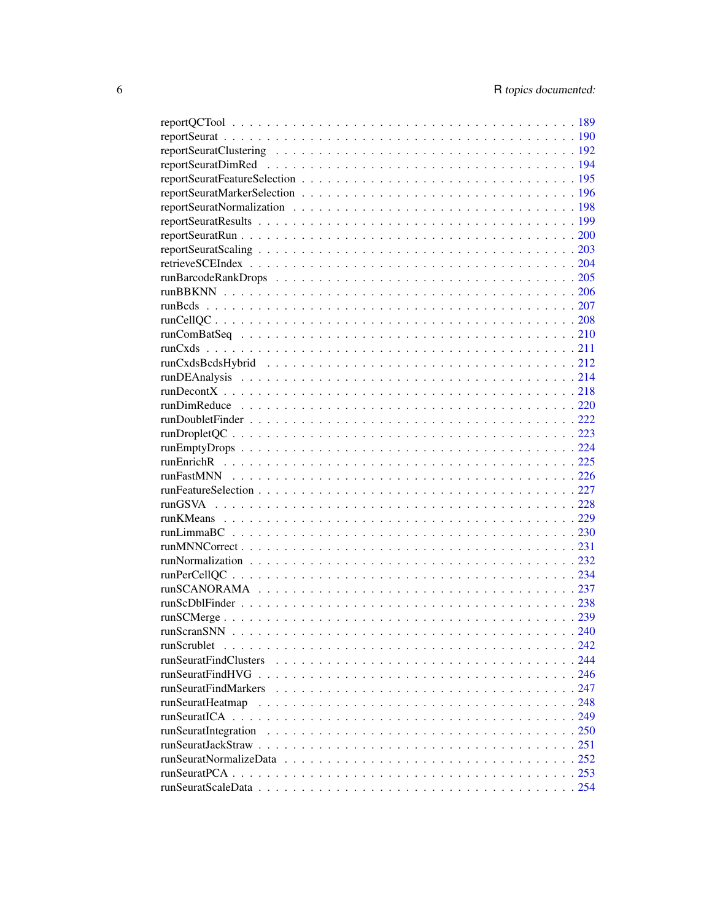reportQCTool . . . . . . . . . . . . . . . . . . . . . . . . . . . . . . . . . . . . . 189
reportSeurat . . . . . . . . . . . . . . . . . . . . . . . . . . . . . . . . . . . . . 190
reportSeuratClustering . . . . . . . . . . . . . . . . . . . . . . . . . . . . . . . 192
reportSeuratDimRed . . . . . . . . . . . . . . . . . . . . . . . . . . . . . . . . . 194
reportSeuratFeatureSelection . . . . . . . . . . . . . . . . . . . . . . . . . . . 195
reportSeuratMarkerSelection . . . . . . . . . . . . . . . . . . . . . . . . . . . 196
reportSeuratNormalization . . . . . . . . . . . . . . . . . . . . . . . . . . . . . 198
reportSeuratResults . . . . . . . . . . . . . . . . . . . . . . . . . . . . . . . . . 199
reportSeuratRun . . . . . . . . . . . . . . . . . . . . . . . . . . . . . . . . . . . 200
reportSeuratScaling . . . . . . . . . . . . . . . . . . . . . . . . . . . . . . . . . 203
retrieveSCEIndex . . . . . . . . . . . . . . . . . . . . . . . . . . . . . . . . . . 204
runBarcodeRankDrops . . . . . . . . . . . . . . . . . . . . . . . . . . . . . . . . 205
runBBKNN . . . . . . . . . . . . . . . . . . . . . . . . . . . . . . . . . . . . . . 206
runBcds . . . . . . . . . . . . . . . . . . . . . . . . . . . . . . . . . . . . . . . 207
runCellQC . . . . . . . . . . . . . . . . . . . . . . . . . . . . . . . . . . . . . . 208
runComBatSeq . . . . . . . . . . . . . . . . . . . . . . . . . . . . . . . . . . . . 210
runCxds . . . . . . . . . . . . . . . . . . . . . . . . . . . . . . . . . . . . . . . 211
runCxdsBcdsHybrid . . . . . . . . . . . . . . . . . . . . . . . . . . . . . . . . . 212
runDEAnalysis . . . . . . . . . . . . . . . . . . . . . . . . . . . . . . . . . . . 214
runDecontX . . . . . . . . . . . . . . . . . . . . . . . . . . . . . . . . . . . . . 218
runDimReduce . . . . . . . . . . . . . . . . . . . . . . . . . . . . . . . . . . . . 220
runDoubletFinder . . . . . . . . . . . . . . . . . . . . . . . . . . . . . . . . . . 222
runDropletQC . . . . . . . . . . . . . . . . . . . . . . . . . . . . . . . . . . . . 223
runEmptyDrops . . . . . . . . . . . . . . . . . . . . . . . . . . . . . . . . . . . 224
runEnrichR . . . . . . . . . . . . . . . . . . . . . . . . . . . . . . . . . . . . . 225
runFastMNN . . . . . . . . . . . . . . . . . . . . . . . . . . . . . . . . . . . . . 226
runFeatureSelection . . . . . . . . . . . . . . . . . . . . . . . . . . . . . . . . 227
runGSVA . . . . . . . . . . . . . . . . . . . . . . . . . . . . . . . . . . . . . . . 228
runKMeans . . . . . . . . . . . . . . . . . . . . . . . . . . . . . . . . . . . . . . 229
runLimmaBC . . . . . . . . . . . . . . . . . . . . . . . . . . . . . . . . . . . . . 230
runMNNCorrect . . . . . . . . . . . . . . . . . . . . . . . . . . . . . . . . . . . 231
runNormalization . . . . . . . . . . . . . . . . . . . . . . . . . . . . . . . . . . 232
runPerCellQC . . . . . . . . . . . . . . . . . . . . . . . . . . . . . . . . . . . . 234
runSCANORAMA . . . . . . . . . . . . . . . . . . . . . . . . . . . . . . . . . . . 237
runScDblFinder . . . . . . . . . . . . . . . . . . . . . . . . . . . . . . . . . . . 238
runSCMerge . . . . . . . . . . . . . . . . . . . . . . . . . . . . . . . . . . . . . 239
runScranSNN . . . . . . . . . . . . . . . . . . . . . . . . . . . . . . . . . . . . 240
runScrublet . . . . . . . . . . . . . . . . . . . . . . . . . . . . . . . . . . . . . 242
runSeuratFindClusters . . . . . . . . . . . . . . . . . . . . . . . . . . . . . . . 244
runSeuratFindHVG . . . . . . . . . . . . . . . . . . . . . . . . . . . . . . . . . . 246
runSeuratFindMarkers . . . . . . . . . . . . . . . . . . . . . . . . . . . . . . . 247
runSeuratHeatmap . . . . . . . . . . . . . . . . . . . . . . . . . . . . . . . . . . 248
runSeuratICA . . . . . . . . . . . . . . . . . . . . . . . . . . . . . . . . . . . . 249
runSeuratIntegration . . . . . . . . . . . . . . . . . . . . . . . . . . . . . . . . 250
runSeuratJackStraw . . . . . . . . . . . . . . . . . . . . . . . . . . . . . . . . . 251
runSeuratNormalizeData . . . . . . . . . . . . . . . . . . . . . . . . . . . . . . 252
runSeuratPCA . . . . . . . . . . . . . . . . . . . . . . . . . . . . . . . . . . . . 253
runSeuratScaleData . . . . . . . . . . . . . . . . . . . . . . . . . . . . . . . . . 254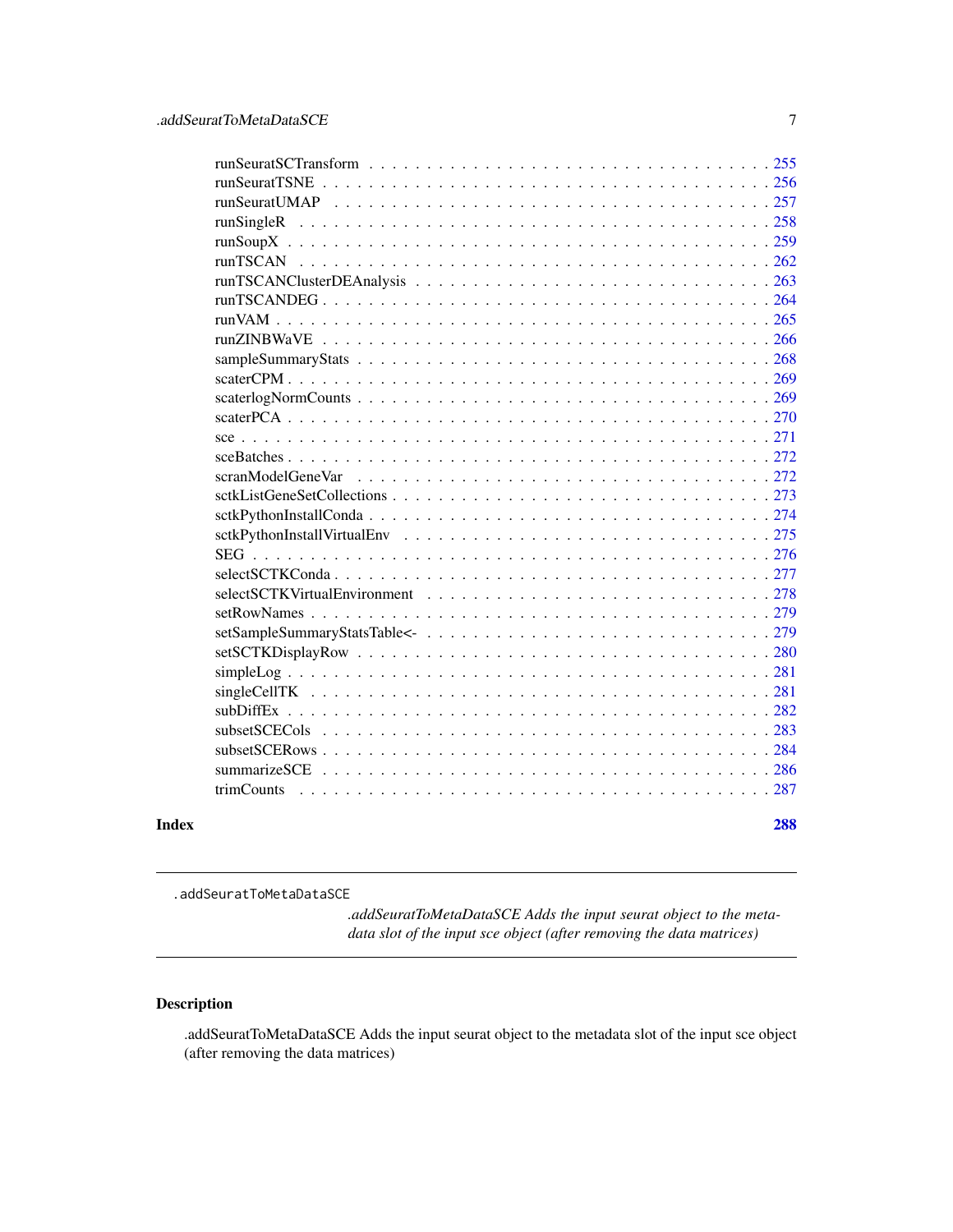runSeuratSCTransform . . . . . . . . . . . . . . . . . . . . . . . . . . . . . . . . . . . 255
runSeuratTSNE . . . . . . . . . . . . . . . . . . . . . . . . . . . . . . . . . . . . . . 256
runSeuratUMAP . . . . . . . . . . . . . . . . . . . . . . . . . . . . . . . . . . . . . . 257
runSingleR . . . . . . . . . . . . . . . . . . . . . . . . . . . . . . . . . . . . . . . . 258
runSoupX . . . . . . . . . . . . . . . . . . . . . . . . . . . . . . . . . . . . . . . . . 259
runTSCAN . . . . . . . . . . . . . . . . . . . . . . . . . . . . . . . . . . . . . . . . . 262
runTSCANClusterDEAnalysis . . . . . . . . . . . . . . . . . . . . . . . . . . . . . . . . 263
runTSCANDEG . . . . . . . . . . . . . . . . . . . . . . . . . . . . . . . . . . . . . . . 264
runVAM . . . . . . . . . . . . . . . . . . . . . . . . . . . . . . . . . . . . . . . . . . 265
runZINBWaVE . . . . . . . . . . . . . . . . . . . . . . . . . . . . . . . . . . . . . . . 266
sampleSummaryStats . . . . . . . . . . . . . . . . . . . . . . . . . . . . . . . . . . . . 268
scaterCPM . . . . . . . . . . . . . . . . . . . . . . . . . . . . . . . . . . . . . . . . . 269
scaterlogNormCounts . . . . . . . . . . . . . . . . . . . . . . . . . . . . . . . . . . . . 269
scaterPCA . . . . . . . . . . . . . . . . . . . . . . . . . . . . . . . . . . . . . . . . . 270
sce . . . . . . . . . . . . . . . . . . . . . . . . . . . . . . . . . . . . . . . . . . . . 271
sceBatches . . . . . . . . . . . . . . . . . . . . . . . . . . . . . . . . . . . . . . . . 272
scranModelGeneVar . . . . . . . . . . . . . . . . . . . . . . . . . . . . . . . . . . . . 272
sctkListGeneSetCollections . . . . . . . . . . . . . . . . . . . . . . . . . . . . . . . . 273
sctkPythonInstallConda . . . . . . . . . . . . . . . . . . . . . . . . . . . . . . . . . . 274
sctkPythonInstallVirtualEnv . . . . . . . . . . . . . . . . . . . . . . . . . . . . . . . . 275
SEG . . . . . . . . . . . . . . . . . . . . . . . . . . . . . . . . . . . . . . . . . . . . 276
selectSCTKConda . . . . . . . . . . . . . . . . . . . . . . . . . . . . . . . . . . . . . . 277
selectSCTKVirtualEnvironment . . . . . . . . . . . . . . . . . . . . . . . . . . . . . . . 278
setRowNames . . . . . . . . . . . . . . . . . . . . . . . . . . . . . . . . . . . . . . . . 279
setSampleSummaryStatsTable<- . . . . . . . . . . . . . . . . . . . . . . . . . . . . . . . 279
setSCTKDisplayRow . . . . . . . . . . . . . . . . . . . . . . . . . . . . . . . . . . . . . 280
simpleLog . . . . . . . . . . . . . . . . . . . . . . . . . . . . . . . . . . . . . . . . . 281
singleCellTK . . . . . . . . . . . . . . . . . . . . . . . . . . . . . . . . . . . . . . . . 281
subDiffEx . . . . . . . . . . . . . . . . . . . . . . . . . . . . . . . . . . . . . . . . . 282
subsetSCECols . . . . . . . . . . . . . . . . . . . . . . . . . . . . . . . . . . . . . . . 283
subsetSCERows . . . . . . . . . . . . . . . . . . . . . . . . . . . . . . . . . . . . . . . 284
summarizeSCE . . . . . . . . . . . . . . . . . . . . . . . . . . . . . . . . . . . . . . . 286
trimCounts . . . . . . . . . . . . . . . . . . . . . . . . . . . . . . . . . . . . . . . . . 287

**Index** **288**

---

`.addSeuratToMetaDataSCE` *.addSeuratToMetaDataSCE Adds the input seurat object to the metadata slot of the input sce object (after removing the data matrices)*

---

## Description

.addSeuratToMetaDataSCE Adds the input seurat object to the metadata slot of the input sce object (after removing the data matrices)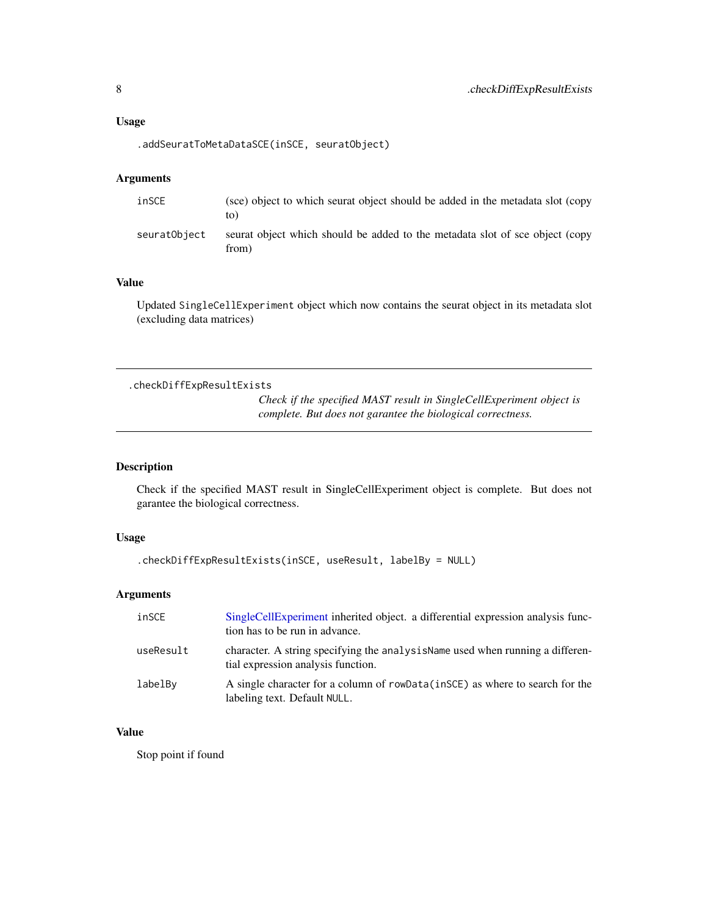### Usage

```
.addSeuratToMetaDataSCE(inSCE, seuratObject)
```

### Arguments

| | |
|---|---|
| inSCE | (sce) object to which seurat object should be added in the metadata slot (copy to) |
| seuratObject | seurat object which should be added to the metadata slot of sce object (copy from) |

### Value

Updated `SingleCellExperiment` object which now contains the seurat object in its metadata slot (excluding data matrices)

---

## .checkDiffExpResultExists

*Check if the specified MAST result in SingleCellExperiment object is complete. But does not garantee the biological correctness.*

---

### Description

Check if the specified MAST result in SingleCellExperiment object is complete. But does not garantee the biological correctness.

### Usage

```
.checkDiffExpResultExists(inSCE, useResult, labelBy = NULL)
```

### Arguments

| | |
|---|---|
| inSCE | SingleCellExperiment inherited object. a differential expression analysis function has to be run in advance. |
| useResult | character. A string specifying the `analysisName` used when running a differential expression analysis function. |
| labelBy | A single character for a column of `rowData(inSCE)` as where to search for the labeling text. Default `NULL`. |

### Value

Stop point if found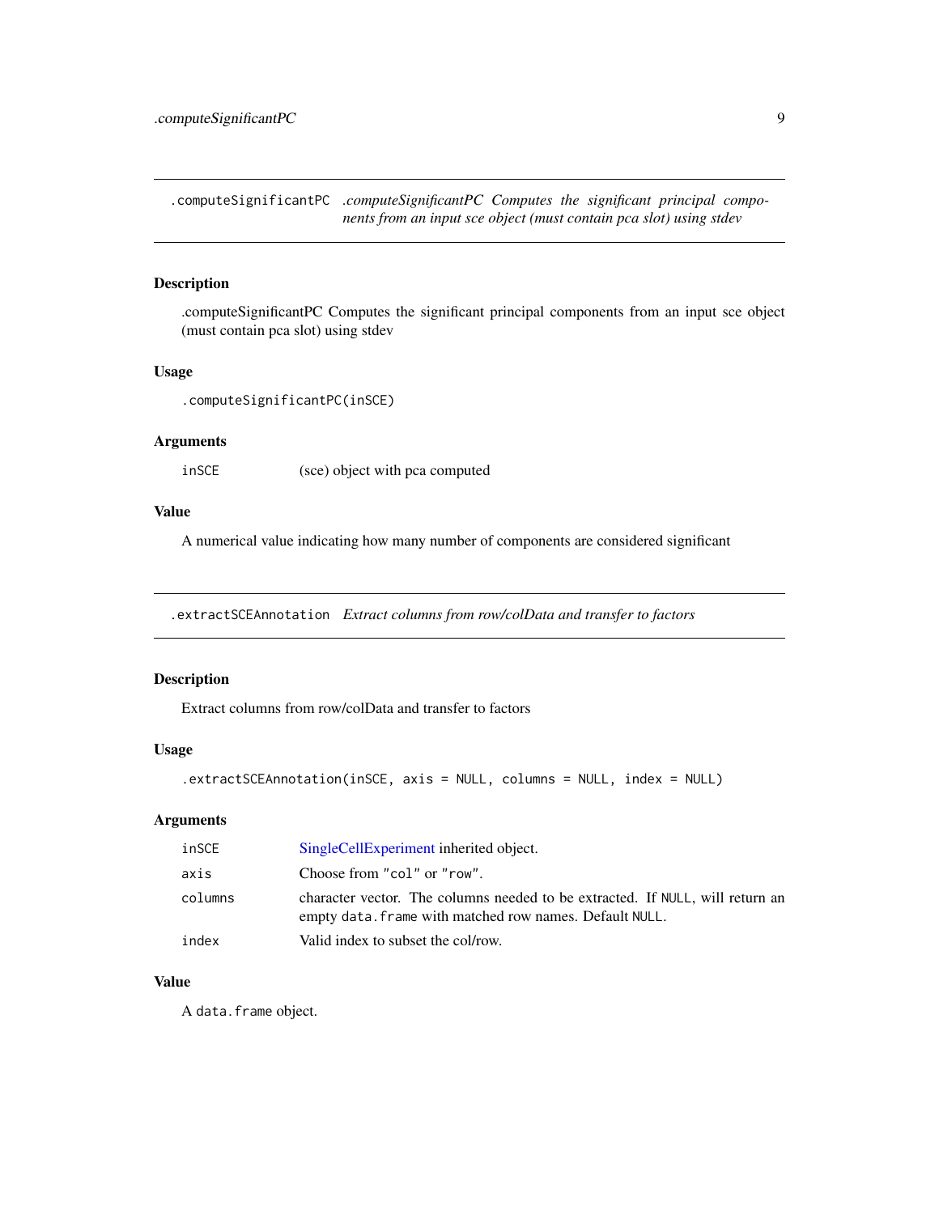## .computeSignificantPC

*.computeSignificantPC Computes the significant principal components from an input sce object (must contain pca slot) using stdev*

### Description

.computeSignificantPC Computes the significant principal components from an input sce object (must contain pca slot) using stdev

### Usage

```
.computeSignificantPC(inSCE)
```

### Arguments

| | |
|---|---|
| inSCE | (sce) object with pca computed |

### Value

A numerical value indicating how many number of components are considered significant

## .extractSCEAnnotation

*Extract columns from row/colData and transfer to factors*

### Description

Extract columns from row/colData and transfer to factors

### Usage

```
.extractSCEAnnotation(inSCE, axis = NULL, columns = NULL, index = NULL)
```

### Arguments

| | |
|---|---|
| inSCE | SingleCellExperiment inherited object. |
| axis | Choose from "col" or "row". |
| columns | character vector. The columns needed to be extracted. If NULL, will return an empty data.frame with matched row names. Default NULL. |
| index | Valid index to subset the col/row. |

### Value

A data.frame object.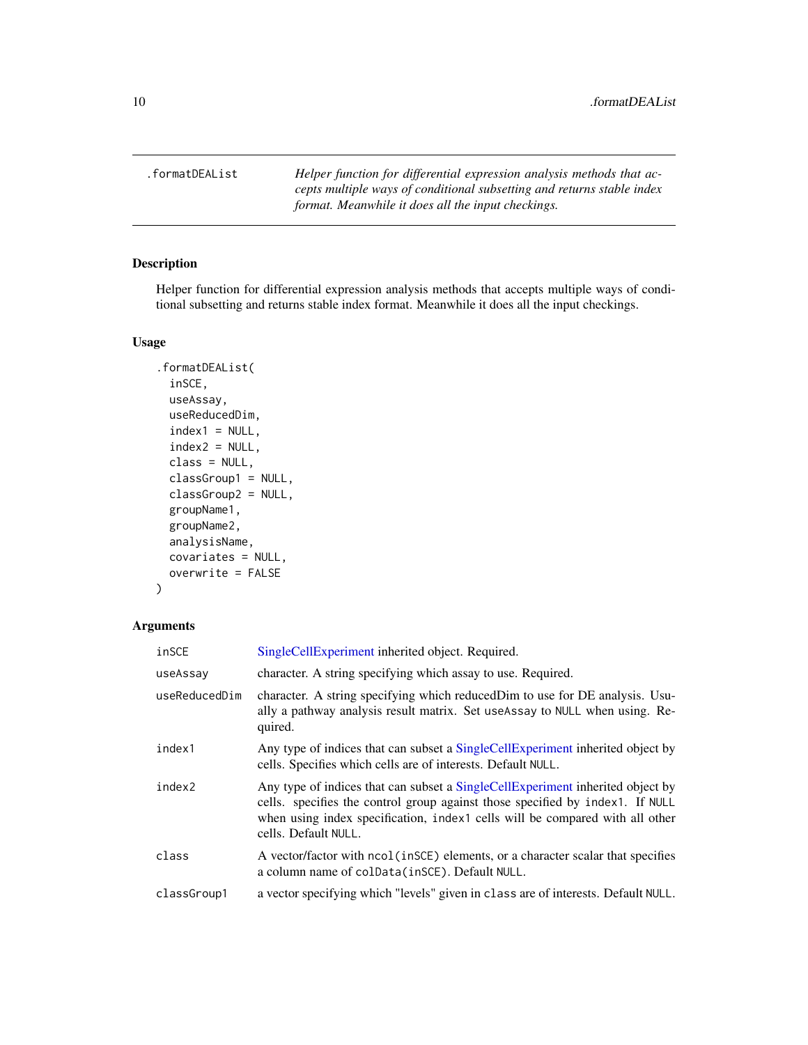`.formatDEAList` *Helper function for differential expression analysis methods that accepts multiple ways of conditional subsetting and returns stable index format. Meanwhile it does all the input checkings.*

## Description

Helper function for differential expression analysis methods that accepts multiple ways of conditional subsetting and returns stable index format. Meanwhile it does all the input checkings.

## Usage

```
.formatDEAList(
  inSCE,
  useAssay,
  useReducedDim,
  index1 = NULL,
  index2 = NULL,
  class = NULL,
  classGroup1 = NULL,
  classGroup2 = NULL,
  groupName1,
  groupName2,
  analysisName,
  covariates = NULL,
  overwrite = FALSE
)
```

## Arguments

| | |
|---|---|
| `inSCE` | SingleCellExperiment inherited object. Required. |
| `useAssay` | character. A string specifying which assay to use. Required. |
| `useReducedDim` | character. A string specifying which reducedDim to use for DE analysis. Usually a pathway analysis result matrix. Set `useAssay` to `NULL` when using. Required. |
| `index1` | Any type of indices that can subset a SingleCellExperiment inherited object by cells. Specifies which cells are of interests. Default `NULL`. |
| `index2` | Any type of indices that can subset a SingleCellExperiment inherited object by cells. specifies the control group against those specified by `index1`. If `NULL` when using index specification, `index1` cells will be compared with all other cells. Default `NULL`. |
| `class` | A vector/factor with `ncol(inSCE)` elements, or a character scalar that specifies a column name of `colData(inSCE)`. Default `NULL`. |
| `classGroup1` | a vector specifying which "levels" given in `class` are of interests. Default `NULL`. |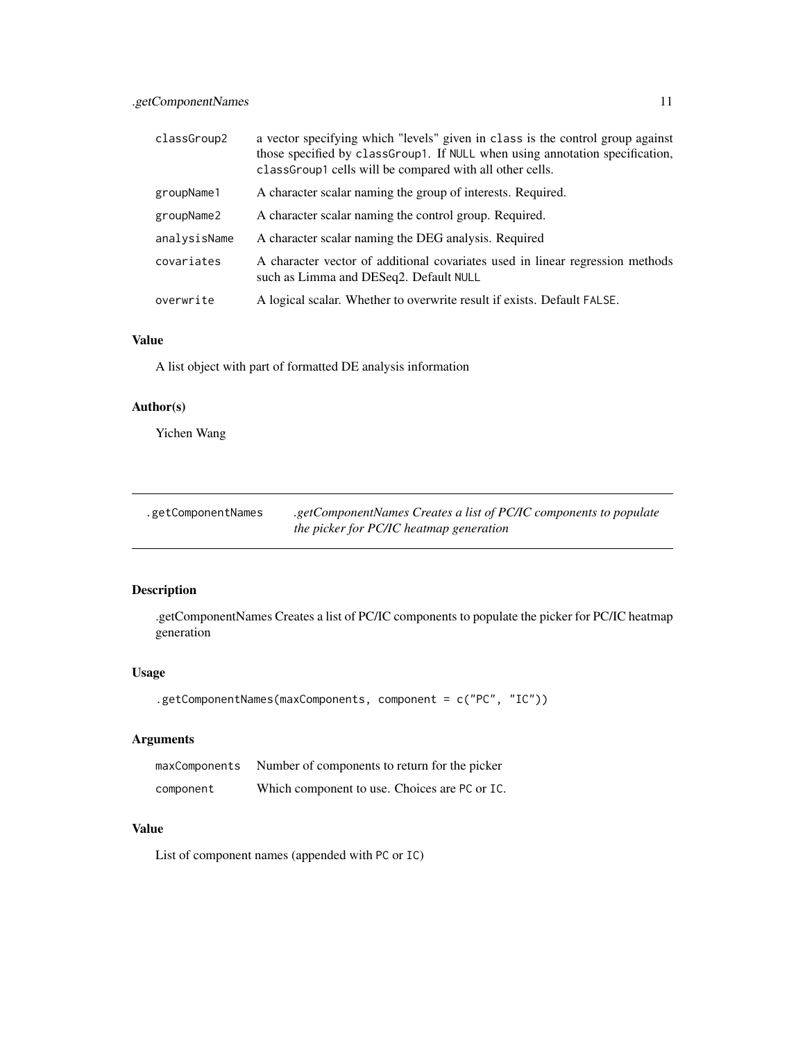| | |
|---|---|
| `classGroup2` | a vector specifying which "levels" given in `class` is the control group against those specified by `classGroup1`. If `NULL` when using annotation specification, `classGroup1` cells will be compared with all other cells. |
| `groupName1` | A character scalar naming the group of interests. Required. |
| `groupName2` | A character scalar naming the control group. Required. |
| `analysisName` | A character scalar naming the DEG analysis. Required |
| `covariates` | A character vector of additional covariates used in linear regression methods such as Limma and DESeq2. Default `NULL` |
| `overwrite` | A logical scalar. Whether to overwrite result if exists. Default `FALSE`. |

### Value

A list object with part of formatted DE analysis information

### Author(s)

Yichen Wang

---

## `.getComponentNames` *.getComponentNames Creates a list of PC/IC components to populate the picker for PC/IC heatmap generation*

---

### Description

.getComponentNames Creates a list of PC/IC components to populate the picker for PC/IC heatmap generation

### Usage

```
.getComponentNames(maxComponents, component = c("PC", "IC"))
```

### Arguments

| | |
|---|---|
| `maxComponents` | Number of components to return for the picker |
| `component` | Which component to use. Choices are `PC` or `IC`. |

### Value

List of component names (appended with `PC` or `IC`)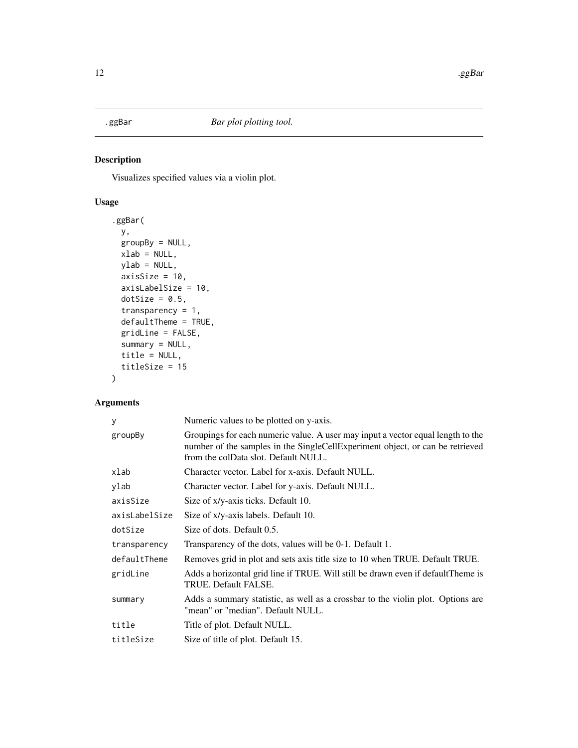## .ggBar — *Bar plot plotting tool.*

### Description

Visualizes specified values via a violin plot.

### Usage

```
.ggBar(
  y,
  groupBy = NULL,
  xlab = NULL,
  ylab = NULL,
  axisSize = 10,
  axisLabelSize = 10,
  dotSize = 0.5,
  transparency = 1,
  defaultTheme = TRUE,
  gridLine = FALSE,
  summary = NULL,
  title = NULL,
  titleSize = 15
)
```

### Arguments

| | |
|---|---|
| `y` | Numeric values to be plotted on y-axis. |
| `groupBy` | Groupings for each numeric value. A user may input a vector equal length to the number of the samples in the SingleCellExperiment object, or can be retrieved from the colData slot. Default NULL. |
| `xlab` | Character vector. Label for x-axis. Default NULL. |
| `ylab` | Character vector. Label for y-axis. Default NULL. |
| `axisSize` | Size of x/y-axis ticks. Default 10. |
| `axisLabelSize` | Size of x/y-axis labels. Default 10. |
| `dotSize` | Size of dots. Default 0.5. |
| `transparency` | Transparency of the dots, values will be 0-1. Default 1. |
| `defaultTheme` | Removes grid in plot and sets axis title size to 10 when TRUE. Default TRUE. |
| `gridLine` | Adds a horizontal grid line if TRUE. Will still be drawn even if defaultTheme is TRUE. Default FALSE. |
| `summary` | Adds a summary statistic, as well as a crossbar to the violin plot. Options are "mean" or "median". Default NULL. |
| `title` | Title of plot. Default NULL. |
| `titleSize` | Size of title of plot. Default 15. |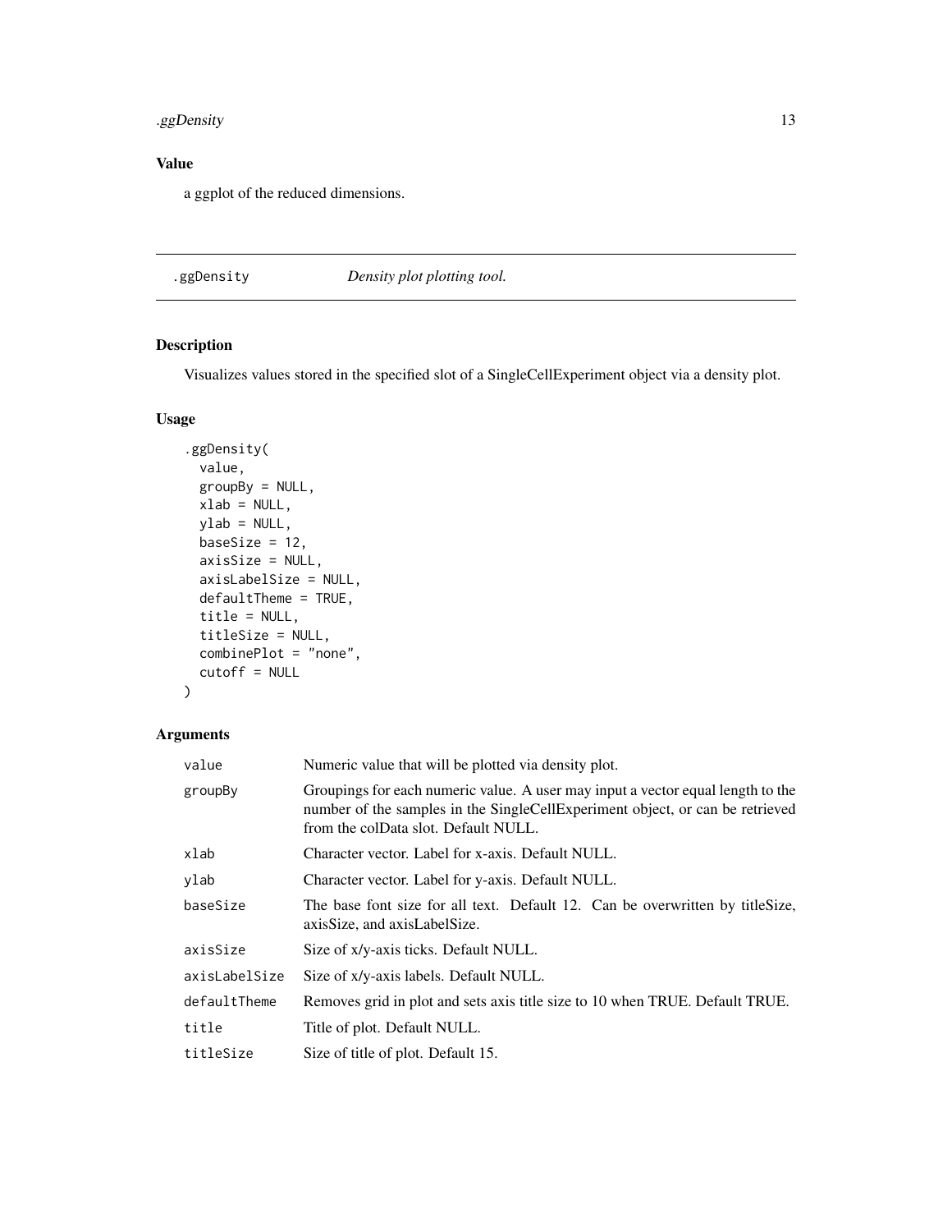## Value

a ggplot of the reduced dimensions.

---

## .ggDensity *Density plot plotting tool.*

### Description

Visualizes values stored in the specified slot of a SingleCellExperiment object via a density plot.

### Usage

```
.ggDensity(
  value,
  groupBy = NULL,
  xlab = NULL,
  ylab = NULL,
  baseSize = 12,
  axisSize = NULL,
  axisLabelSize = NULL,
  defaultTheme = TRUE,
  title = NULL,
  titleSize = NULL,
  combinePlot = "none",
  cutoff = NULL
)
```

### Arguments

| | |
|---|---|
| `value` | Numeric value that will be plotted via density plot. |
| `groupBy` | Groupings for each numeric value. A user may input a vector equal length to the number of the samples in the SingleCellExperiment object, or can be retrieved from the colData slot. Default NULL. |
| `xlab` | Character vector. Label for x-axis. Default NULL. |
| `ylab` | Character vector. Label for y-axis. Default NULL. |
| `baseSize` | The base font size for all text. Default 12. Can be overwritten by titleSize, axisSize, and axisLabelSize. |
| `axisSize` | Size of x/y-axis ticks. Default NULL. |
| `axisLabelSize` | Size of x/y-axis labels. Default NULL. |
| `defaultTheme` | Removes grid in plot and sets axis title size to 10 when TRUE. Default TRUE. |
| `title` | Title of plot. Default NULL. |
| `titleSize` | Size of title of plot. Default 15. |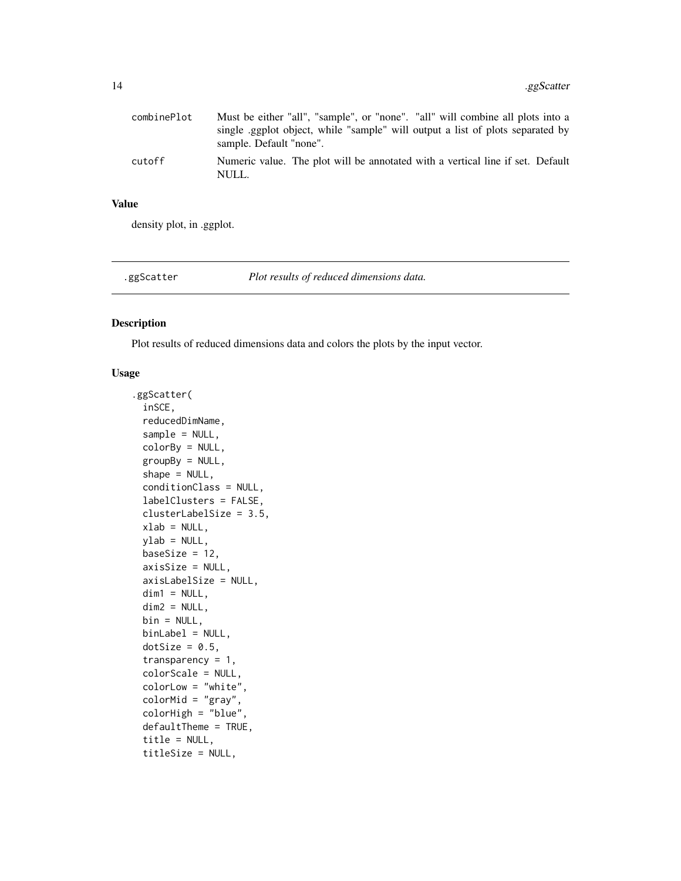| | |
|---|---|
| combinePlot | Must be either "all", "sample", or "none". "all" will combine all plots into a single .ggplot object, while "sample" will output a list of plots separated by sample. Default "none". |
| cutoff | Numeric value. The plot will be annotated with a vertical line if set. Default NULL. |

### Value

density plot, in .ggplot.

---

## .ggScatter *Plot results of reduced dimensions data.*

---

### Description

Plot results of reduced dimensions data and colors the plots by the input vector.

### Usage

```
.ggScatter(
  inSCE,
  reducedDimName,
  sample = NULL,
  colorBy = NULL,
  groupBy = NULL,
  shape = NULL,
  conditionClass = NULL,
  labelClusters = FALSE,
  clusterLabelSize = 3.5,
  xlab = NULL,
  ylab = NULL,
  baseSize = 12,
  axisSize = NULL,
  axisLabelSize = NULL,
  dim1 = NULL,
  dim2 = NULL,
  bin = NULL,
  binLabel = NULL,
  dotSize = 0.5,
  transparency = 1,
  colorScale = NULL,
  colorLow = "white",
  colorMid = "gray",
  colorHigh = "blue",
  defaultTheme = TRUE,
  title = NULL,
  titleSize = NULL,
```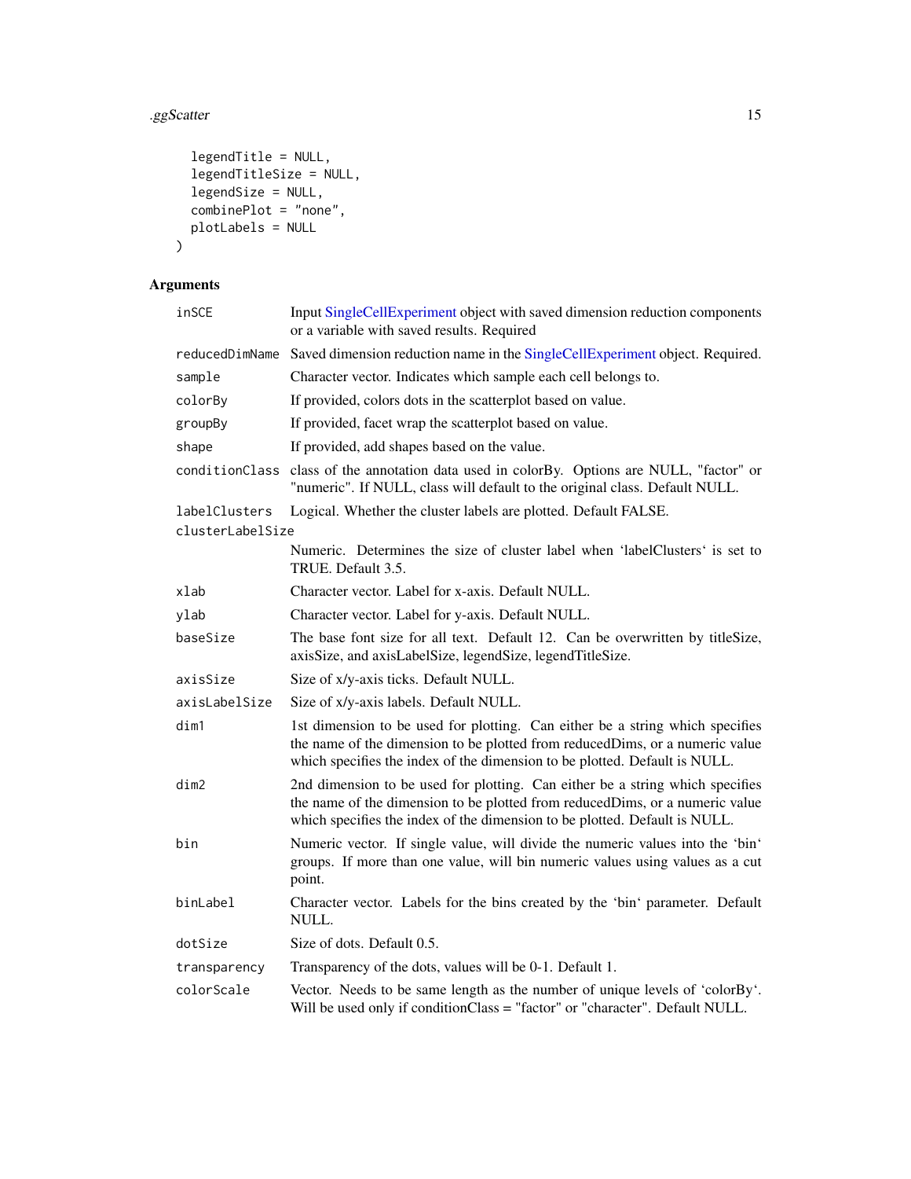```
  legendTitle = NULL,
  legendTitleSize = NULL,
  legendSize = NULL,
  combinePlot = "none",
  plotLabels = NULL
)
```

## Arguments

| Argument | Description |
| --- | --- |
| inSCE | Input SingleCellExperiment object with saved dimension reduction components or a variable with saved results. Required |
| reducedDimName | Saved dimension reduction name in the SingleCellExperiment object. Required. |
| sample | Character vector. Indicates which sample each cell belongs to. |
| colorBy | If provided, colors dots in the scatterplot based on value. |
| groupBy | If provided, facet wrap the scatterplot based on value. |
| shape | If provided, add shapes based on the value. |
| conditionClass | class of the annotation data used in colorBy. Options are NULL, "factor" or "numeric". If NULL, class will default to the original class. Default NULL. |
| labelClusters | Logical. Whether the cluster labels are plotted. Default FALSE. |
| clusterLabelSize | Numeric. Determines the size of cluster label when 'labelClusters' is set to TRUE. Default 3.5. |
| xlab | Character vector. Label for x-axis. Default NULL. |
| ylab | Character vector. Label for y-axis. Default NULL. |
| baseSize | The base font size for all text. Default 12. Can be overwritten by titleSize, axisSize, and axisLabelSize, legendSize, legendTitleSize. |
| axisSize | Size of x/y-axis ticks. Default NULL. |
| axisLabelSize | Size of x/y-axis labels. Default NULL. |
| dim1 | 1st dimension to be used for plotting. Can either be a string which specifies the name of the dimension to be plotted from reducedDims, or a numeric value which specifies the index of the dimension to be plotted. Default is NULL. |
| dim2 | 2nd dimension to be used for plotting. Can either be a string which specifies the name of the dimension to be plotted from reducedDims, or a numeric value which specifies the index of the dimension to be plotted. Default is NULL. |
| bin | Numeric vector. If single value, will divide the numeric values into the 'bin' groups. If more than one value, will bin numeric values using values as a cut point. |
| binLabel | Character vector. Labels for the bins created by the 'bin' parameter. Default NULL. |
| dotSize | Size of dots. Default 0.5. |
| transparency | Transparency of the dots, values will be 0-1. Default 1. |
| colorScale | Vector. Needs to be same length as the number of unique levels of 'colorBy'. Will be used only if conditionClass = "factor" or "character". Default NULL. |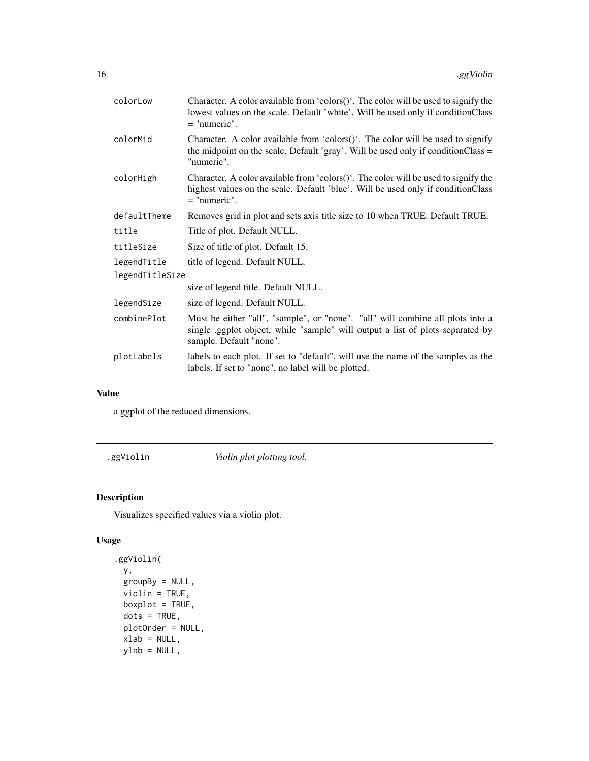| | |
|---|---|
| colorLow | Character. A color available from 'colors()'. The color will be used to signify the lowest values on the scale. Default 'white'. Will be used only if conditionClass = "numeric". |
| colorMid | Character. A color available from 'colors()'. The color will be used to signify the midpoint on the scale. Default 'gray'. Will be used only if conditionClass = "numeric". |
| colorHigh | Character. A color available from 'colors()'. The color will be used to signify the highest values on the scale. Default 'blue'. Will be used only if conditionClass = "numeric". |
| defaultTheme | Removes grid in plot and sets axis title size to 10 when TRUE. Default TRUE. |
| title | Title of plot. Default NULL. |
| titleSize | Size of title of plot. Default 15. |
| legendTitle | title of legend. Default NULL. |
| legendTitleSize | size of legend title. Default NULL. |
| legendSize | size of legend. Default NULL. |
| combinePlot | Must be either "all", "sample", or "none". "all" will combine all plots into a single .ggplot object, while "sample" will output a list of plots separated by sample. Default "none". |
| plotLabels | labels to each plot. If set to "default", will use the name of the samples as the labels. If set to "none", no label will be plotted. |

## Value

a ggplot of the reduced dimensions.

---

# .ggViolin *Violin plot plotting tool.*

---

## Description

Visualizes specified values via a violin plot.

## Usage

```
.ggViolin(
  y,
  groupBy = NULL,
  violin = TRUE,
  boxplot = TRUE,
  dots = TRUE,
  plotOrder = NULL,
  xlab = NULL,
  ylab = NULL,
```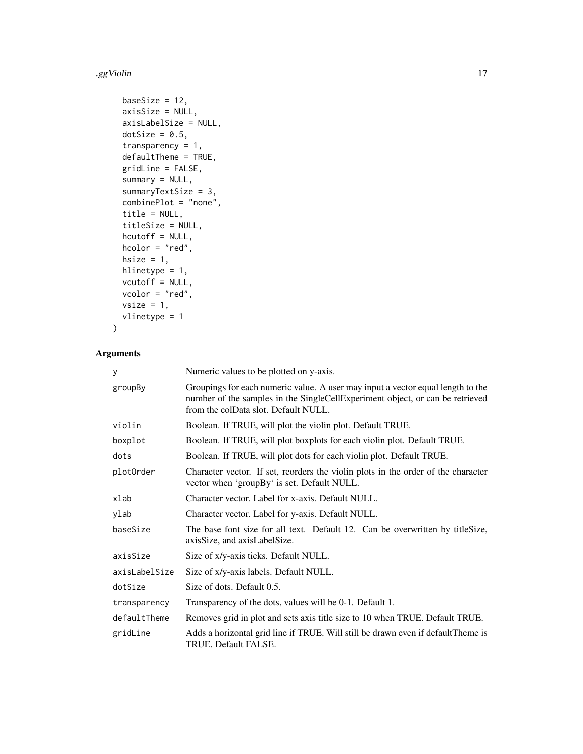```
  baseSize = 12,
  axisSize = NULL,
  axisLabelSize = NULL,
  dotSize = 0.5,
  transparency = 1,
  defaultTheme = TRUE,
  gridLine = FALSE,
  summary = NULL,
  summaryTextSize = 3,
  combinePlot = "none",
  title = NULL,
  titleSize = NULL,
  hcutoff = NULL,
  hcolor = "red",
  hsize = 1,
  hlinetype = 1,
  vcutoff = NULL,
  vcolor = "red",
  vsize = 1,
  vlinetype = 1
)
```

## Arguments

| | |
|---|---|
| `y` | Numeric values to be plotted on y-axis. |
| `groupBy` | Groupings for each numeric value. A user may input a vector equal length to the number of the samples in the SingleCellExperiment object, or can be retrieved from the colData slot. Default NULL. |
| `violin` | Boolean. If TRUE, will plot the violin plot. Default TRUE. |
| `boxplot` | Boolean. If TRUE, will plot boxplots for each violin plot. Default TRUE. |
| `dots` | Boolean. If TRUE, will plot dots for each violin plot. Default TRUE. |
| `plotOrder` | Character vector. If set, reorders the violin plots in the order of the character vector when 'groupBy' is set. Default NULL. |
| `xlab` | Character vector. Label for x-axis. Default NULL. |
| `ylab` | Character vector. Label for y-axis. Default NULL. |
| `baseSize` | The base font size for all text. Default 12. Can be overwritten by titleSize, axisSize, and axisLabelSize. |
| `axisSize` | Size of x/y-axis ticks. Default NULL. |
| `axisLabelSize` | Size of x/y-axis labels. Default NULL. |
| `dotSize` | Size of dots. Default 0.5. |
| `transparency` | Transparency of the dots, values will be 0-1. Default 1. |
| `defaultTheme` | Removes grid in plot and sets axis title size to 10 when TRUE. Default TRUE. |
| `gridLine` | Adds a horizontal grid line if TRUE. Will still be drawn even if defaultTheme is TRUE. Default FALSE. |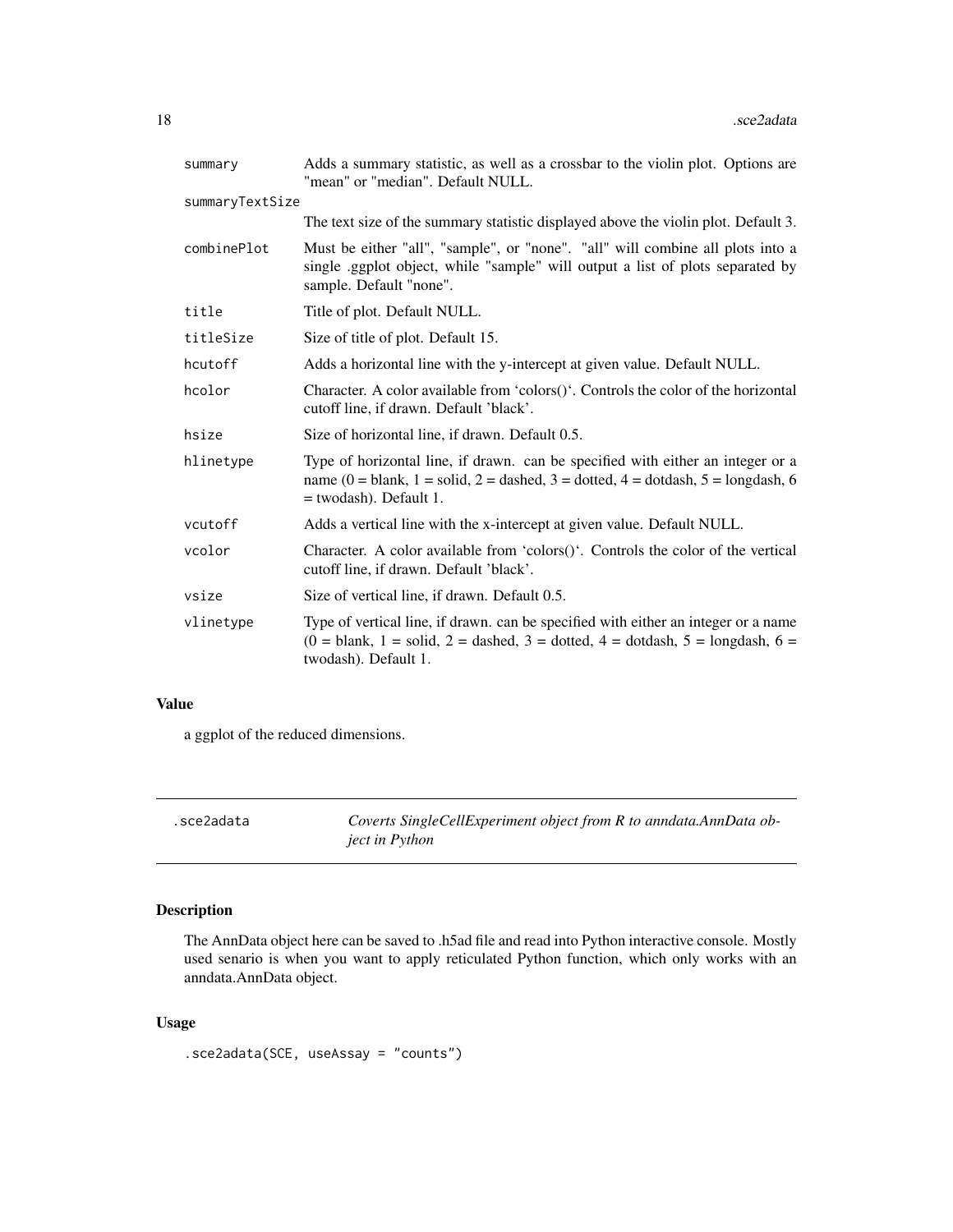| | |
|---|---|
| summary | Adds a summary statistic, as well as a crossbar to the violin plot. Options are "mean" or "median". Default NULL. |
| summaryTextSize | The text size of the summary statistic displayed above the violin plot. Default 3. |
| combinePlot | Must be either "all", "sample", or "none". "all" will combine all plots into a single .ggplot object, while "sample" will output a list of plots separated by sample. Default "none". |
| title | Title of plot. Default NULL. |
| titleSize | Size of title of plot. Default 15. |
| hcutoff | Adds a horizontal line with the y-intercept at given value. Default NULL. |
| hcolor | Character. A color available from 'colors()'. Controls the color of the horizontal cutoff line, if drawn. Default 'black'. |
| hsize | Size of horizontal line, if drawn. Default 0.5. |
| hlinetype | Type of horizontal line, if drawn. can be specified with either an integer or a name (0 = blank, 1 = solid, 2 = dashed, 3 = dotted, 4 = dotdash, 5 = longdash, 6 = twodash). Default 1. |
| vcutoff | Adds a vertical line with the x-intercept at given value. Default NULL. |
| vcolor | Character. A color available from 'colors()'. Controls the color of the vertical cutoff line, if drawn. Default 'black'. |
| vsize | Size of vertical line, if drawn. Default 0.5. |
| vlinetype | Type of vertical line, if drawn. can be specified with either an integer or a name (0 = blank, 1 = solid, 2 = dashed, 3 = dotted, 4 = dotdash, 5 = longdash, 6 = twodash). Default 1. |

## Value

a ggplot of the reduced dimensions.

---

## .sce2adata — *Coverts SingleCellExperiment object from R to anndata.AnnData object in Python*

### Description

The AnnData object here can be saved to .h5ad file and read into Python interactive console. Mostly used senario is when you want to apply reticulated Python function, which only works with an anndata.AnnData object.

### Usage

```
.sce2adata(SCE, useAssay = "counts")
```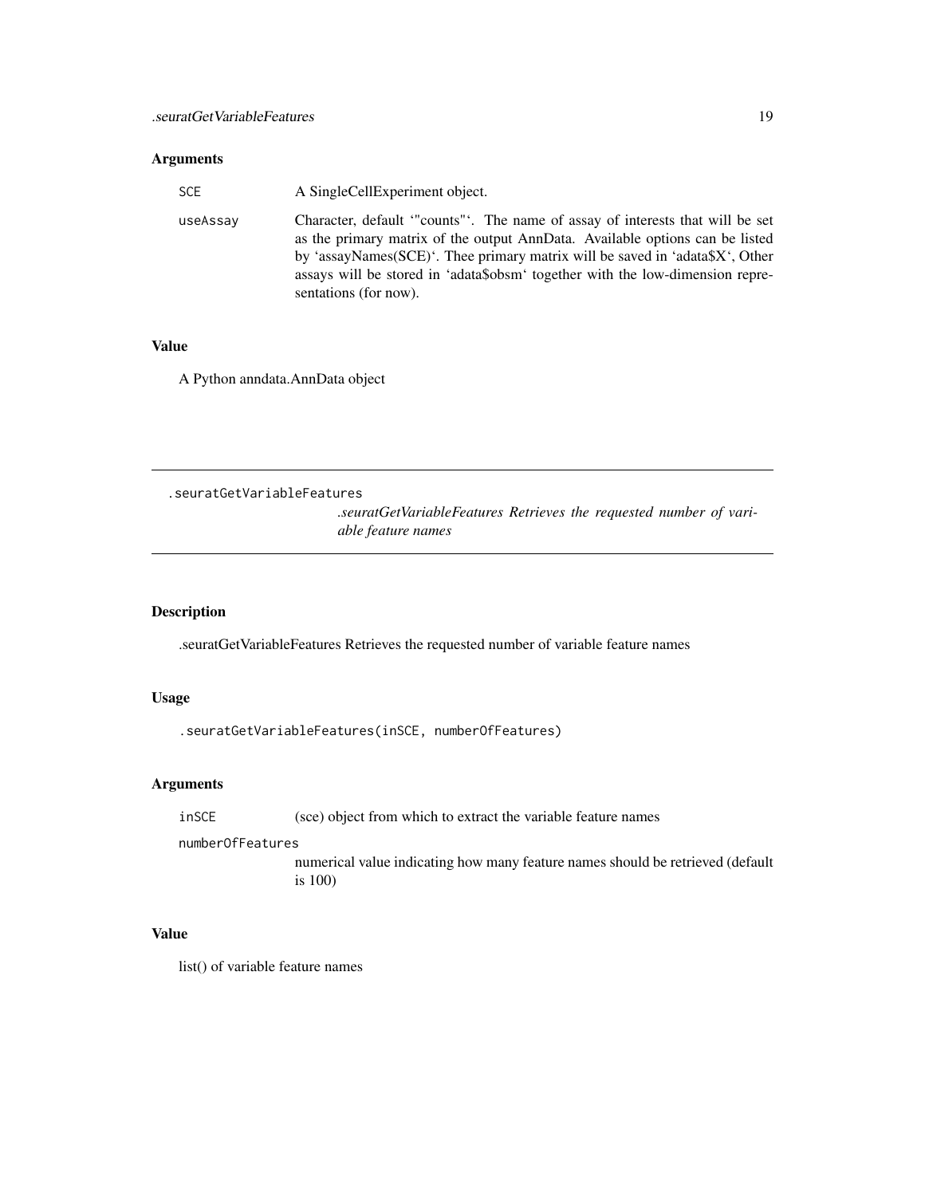## Arguments

SCE
: A SingleCellExperiment object.

useAssay
: Character, default '"counts"'. The name of assay of interests that will be set as the primary matrix of the output AnnData. Available options can be listed by 'assayNames(SCE)'. Thee primary matrix will be saved in 'adata$X', Other assays will be stored in 'adata$obsm' together with the low-dimension representations (for now).

## Value

A Python anndata.AnnData object

---

# .seuratGetVariableFeatures

*.seuratGetVariableFeatures Retrieves the requested number of variable feature names*

---

## Description

.seuratGetVariableFeatures Retrieves the requested number of variable feature names

## Usage

```
.seuratGetVariableFeatures(inSCE, numberOfFeatures)
```

## Arguments

inSCE
: (sce) object from which to extract the variable feature names

numberOfFeatures
: numerical value indicating how many feature names should be retrieved (default is 100)

## Value

list() of variable feature names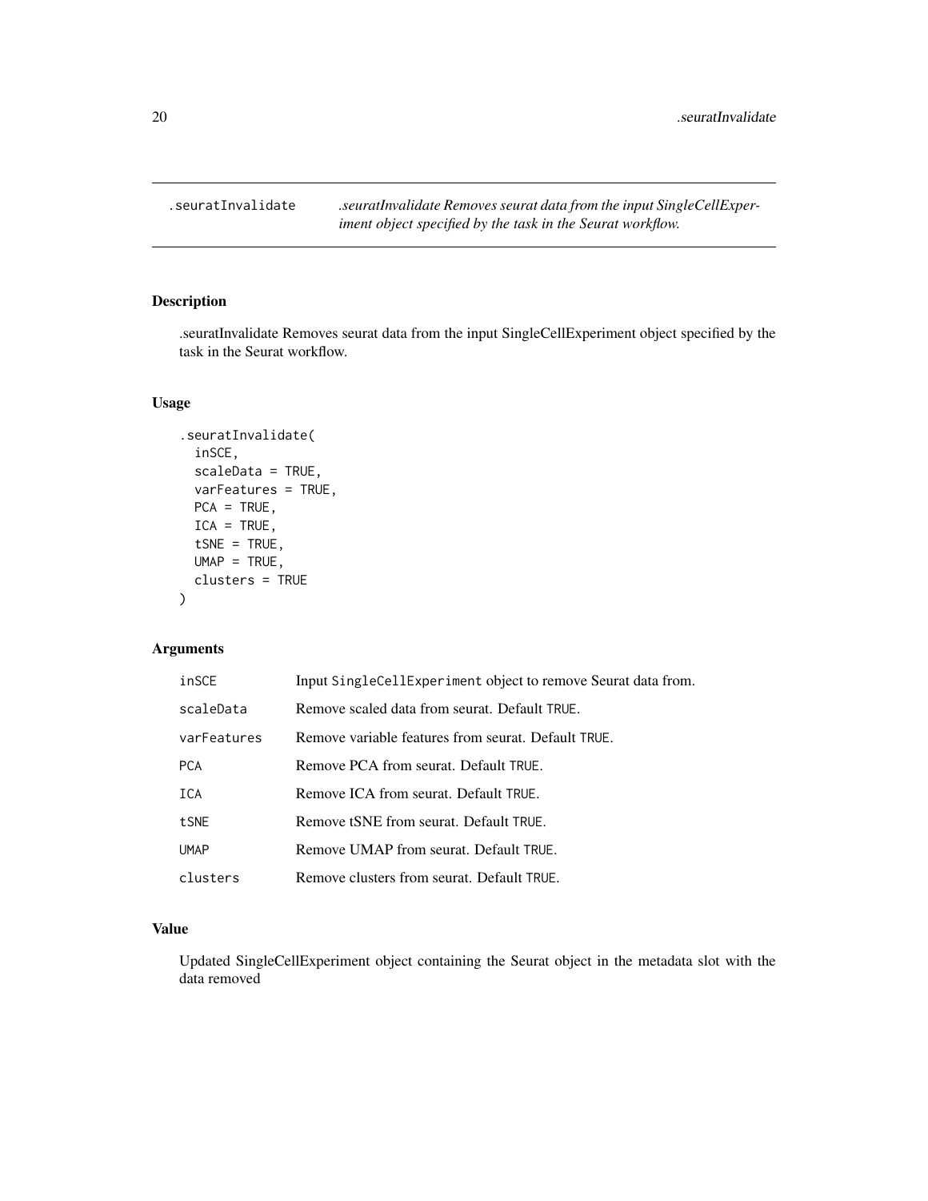# .seuratInvalidate

*.seuratInvalidate Removes seurat data from the input SingleCellExperiment object specified by the task in the Seurat workflow.*

## Description

.seuratInvalidate Removes seurat data from the input SingleCellExperiment object specified by the task in the Seurat workflow.

## Usage

```
.seuratInvalidate(
  inSCE,
  scaleData = TRUE,
  varFeatures = TRUE,
  PCA = TRUE,
  ICA = TRUE,
  tSNE = TRUE,
  UMAP = TRUE,
  clusters = TRUE
)
```

## Arguments

| | |
|---|---|
| inSCE | Input `SingleCellExperiment` object to remove Seurat data from. |
| scaleData | Remove scaled data from seurat. Default `TRUE`. |
| varFeatures | Remove variable features from seurat. Default `TRUE`. |
| PCA | Remove PCA from seurat. Default `TRUE`. |
| ICA | Remove ICA from seurat. Default `TRUE`. |
| tSNE | Remove tSNE from seurat. Default `TRUE`. |
| UMAP | Remove UMAP from seurat. Default `TRUE`. |
| clusters | Remove clusters from seurat. Default `TRUE`. |

## Value

Updated SingleCellExperiment object containing the Seurat object in the metadata slot with the data removed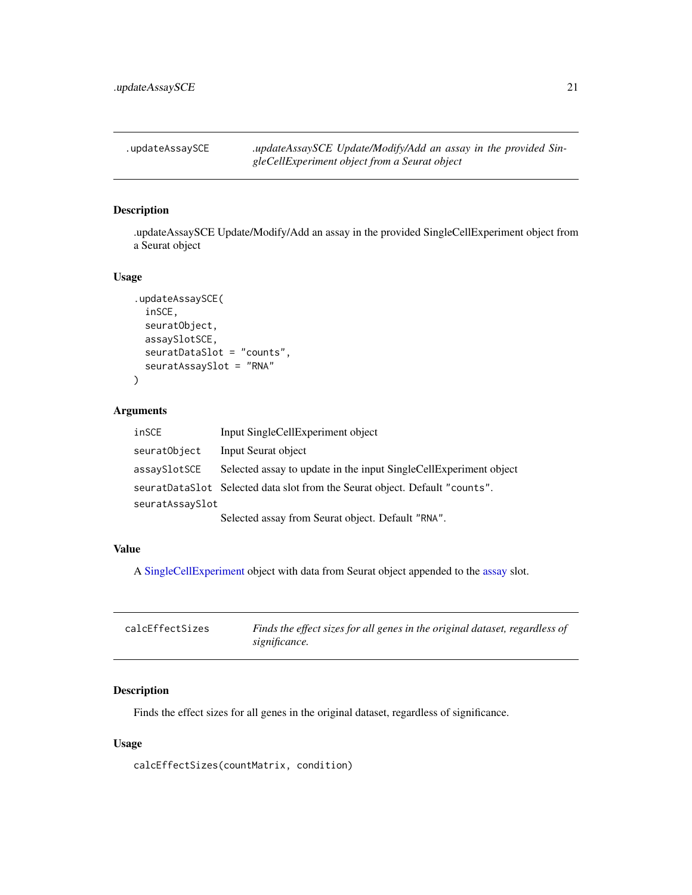## .updateAssaySCE

*.updateAssaySCE Update/Modify/Add an assay in the provided SingleCellExperiment object from a Seurat object*

### Description

.updateAssaySCE Update/Modify/Add an assay in the provided SingleCellExperiment object from a Seurat object

### Usage

```
.updateAssaySCE(
  inSCE,
  seuratObject,
  assaySlotSCE,
  seuratDataSlot = "counts",
  seuratAssaySlot = "RNA"
)
```

### Arguments

| | |
|---|---|
| `inSCE` | Input SingleCellExperiment object |
| `seuratObject` | Input Seurat object |
| `assaySlotSCE` | Selected assay to update in the input SingleCellExperiment object |
| `seuratDataSlot` | Selected data slot from the Seurat object. Default "counts". |
| `seuratAssaySlot` | Selected assay from Seurat object. Default "RNA". |

### Value

A SingleCellExperiment object with data from Seurat object appended to the assay slot.

## calcEffectSizes

*Finds the effect sizes for all genes in the original dataset, regardless of significance.*

### Description

Finds the effect sizes for all genes in the original dataset, regardless of significance.

### Usage

```
calcEffectSizes(countMatrix, condition)
```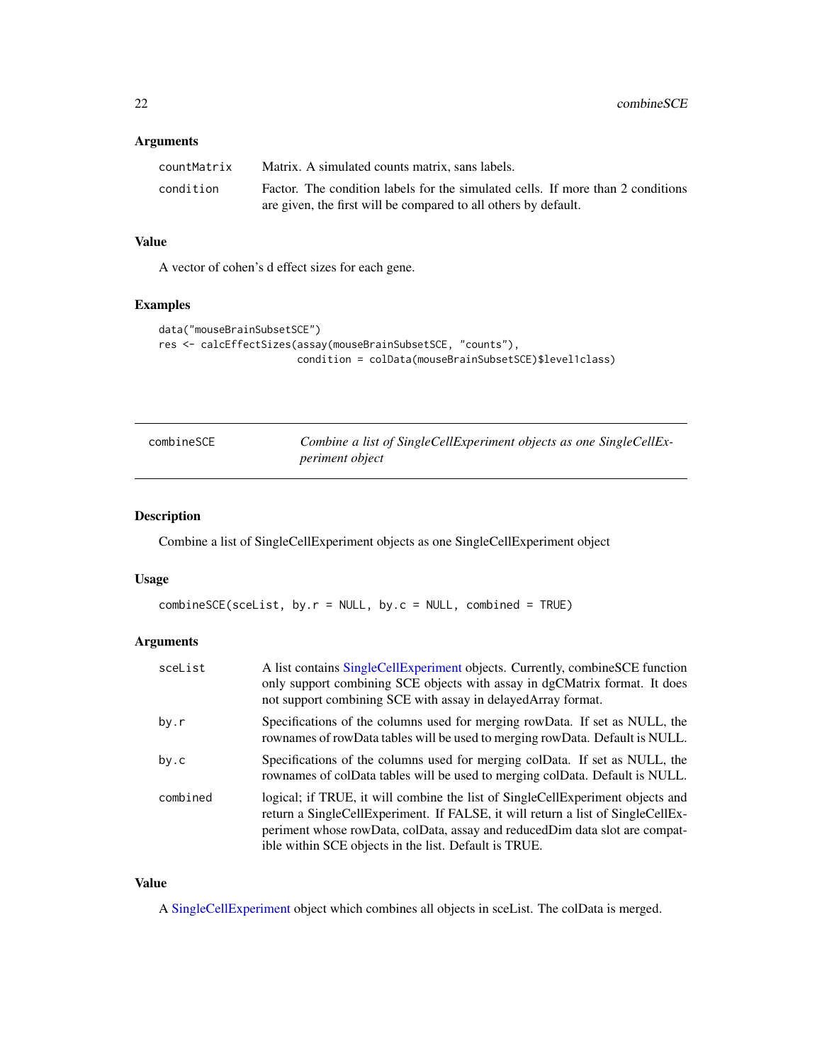## Arguments

| | |
|---|---|
| countMatrix | Matrix. A simulated counts matrix, sans labels. |
| condition | Factor. The condition labels for the simulated cells. If more than 2 conditions are given, the first will be compared to all others by default. |

## Value

A vector of cohen's d effect sizes for each gene.

## Examples

```
data("mouseBrainSubsetSCE")
res <- calcEffectSizes(assay(mouseBrainSubsetSCE, "counts"),
                       condition = colData(mouseBrainSubsetSCE)$level1class)
```

---

# combineSCE — *Combine a list of SingleCellExperiment objects as one SingleCellExperiment object*

## Description

Combine a list of SingleCellExperiment objects as one SingleCellExperiment object

## Usage

```
combineSCE(sceList, by.r = NULL, by.c = NULL, combined = TRUE)
```

## Arguments

| | |
|---|---|
| sceList | A list contains SingleCellExperiment objects. Currently, combineSCE function only support combining SCE objects with assay in dgCMatrix format. It does not support combining SCE with assay in delayedArray format. |
| by.r | Specifications of the columns used for merging rowData. If set as NULL, the rownames of rowData tables will be used to merging rowData. Default is NULL. |
| by.c | Specifications of the columns used for merging colData. If set as NULL, the rownames of colData tables will be used to merging colData. Default is NULL. |
| combined | logical; if TRUE, it will combine the list of SingleCellExperiment objects and return a SingleCellExperiment. If FALSE, it will return a list of SingleCellExperiment whose rowData, colData, assay and reducedDim data slot are compatible within SCE objects in the list. Default is TRUE. |

## Value

A SingleCellExperiment object which combines all objects in sceList. The colData is merged.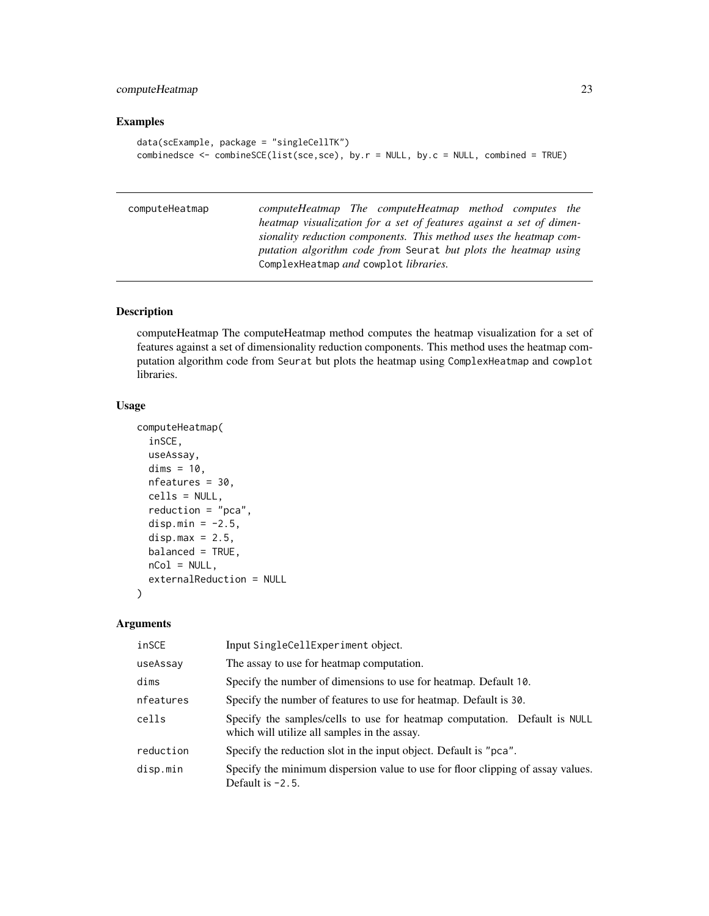### Examples

```
data(scExample, package = "singleCellTK")
combinedsce <- combineSCE(list(sce,sce), by.r = NULL, by.c = NULL, combined = TRUE)
```

---

## computeHeatmap

*computeHeatmap The computeHeatmap method computes the heatmap visualization for a set of features against a set of dimensionality reduction components. This method uses the heatmap computation algorithm code from* Seurat *but plots the heatmap using* ComplexHeatmap *and* cowplot *libraries.*

---

### Description

computeHeatmap The computeHeatmap method computes the heatmap visualization for a set of features against a set of dimensionality reduction components. This method uses the heatmap computation algorithm code from Seurat but plots the heatmap using ComplexHeatmap and cowplot libraries.

### Usage

```
computeHeatmap(
  inSCE,
  useAssay,
  dims = 10,
  nfeatures = 30,
  cells = NULL,
  reduction = "pca",
  disp.min = -2.5,
  disp.max = 2.5,
  balanced = TRUE,
  nCol = NULL,
  externalReduction = NULL
)
```

### Arguments

| | |
|---|---|
| inSCE | Input SingleCellExperiment object. |
| useAssay | The assay to use for heatmap computation. |
| dims | Specify the number of dimensions to use for heatmap. Default 10. |
| nfeatures | Specify the number of features to use for heatmap. Default is 30. |
| cells | Specify the samples/cells to use for heatmap computation. Default is NULL which will utilize all samples in the assay. |
| reduction | Specify the reduction slot in the input object. Default is "pca". |
| disp.min | Specify the minimum dispersion value to use for floor clipping of assay values. Default is -2.5. |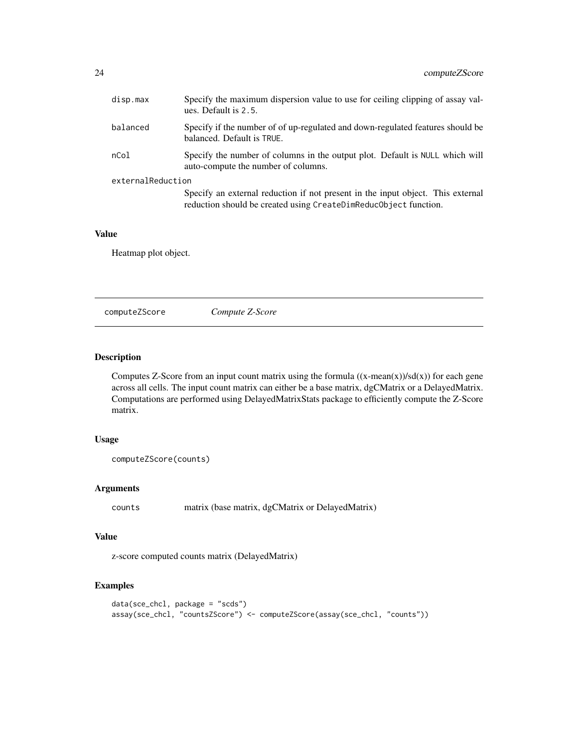| | |
|---|---|
| disp.max | Specify the maximum dispersion value to use for ceiling clipping of assay values. Default is 2.5. |
| balanced | Specify if the number of of up-regulated and down-regulated features should be balanced. Default is TRUE. |
| nCol | Specify the number of columns in the output plot. Default is NULL which will auto-compute the number of columns. |
| externalReduction | Specify an external reduction if not present in the input object. This external reduction should be created using CreateDimReducObject function. |

### Value

Heatmap plot object.

---

## computeZScore *Compute Z-Score*

---

### Description

Computes Z-Score from an input count matrix using the formula ((x-mean(x))/sd(x)) for each gene across all cells. The input count matrix can either be a base matrix, dgCMatrix or a DelayedMatrix. Computations are performed using DelayedMatrixStats package to efficiently compute the Z-Score matrix.

### Usage

```
computeZScore(counts)
```

### Arguments

| | |
|---|---|
| counts | matrix (base matrix, dgCMatrix or DelayedMatrix) |

### Value

z-score computed counts matrix (DelayedMatrix)

### Examples

```
data(sce_chcl, package = "scds")
assay(sce_chcl, "countsZScore") <- computeZScore(assay(sce_chcl, "counts"))
```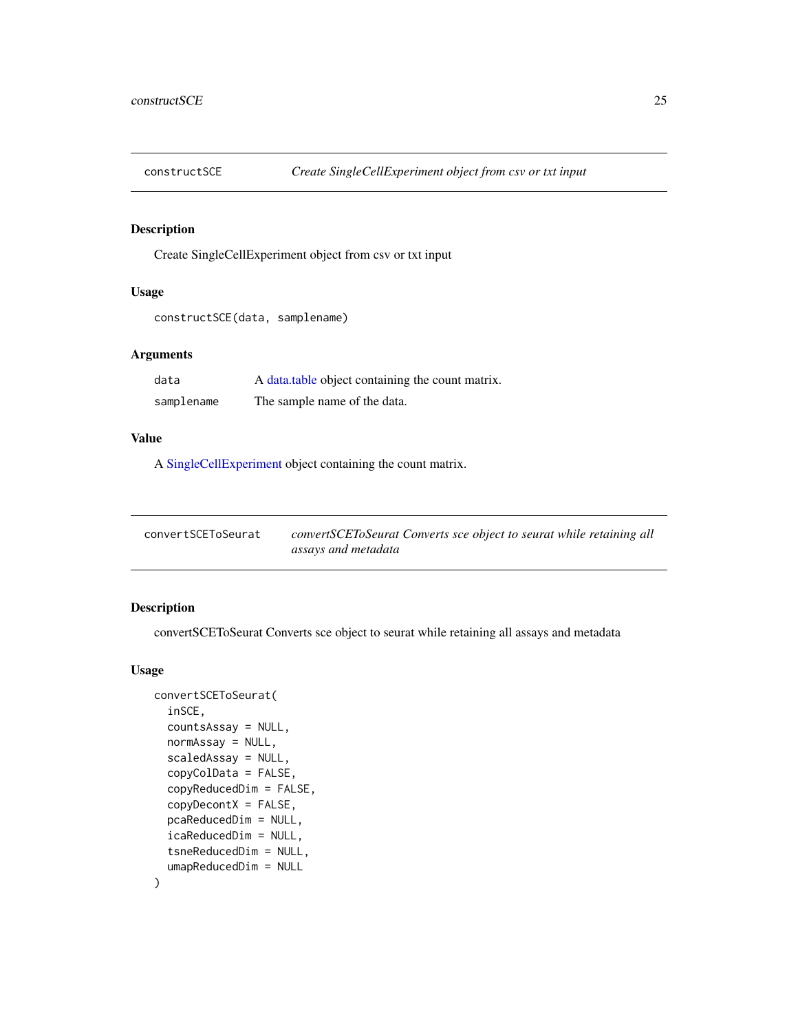## constructSCE — *Create SingleCellExperiment object from csv or txt input*

### Description

Create SingleCellExperiment object from csv or txt input

### Usage

```
constructSCE(data, samplename)
```

### Arguments

| | |
|---|---|
| data | A data.table object containing the count matrix. |
| samplename | The sample name of the data. |

### Value

A SingleCellExperiment object containing the count matrix.

## convertSCEToSeurat — *convertSCEToSeurat Converts sce object to seurat while retaining all assays and metadata*

### Description

convertSCEToSeurat Converts sce object to seurat while retaining all assays and metadata

### Usage

```
convertSCEToSeurat(
  inSCE,
  countsAssay = NULL,
  normAssay = NULL,
  scaledAssay = NULL,
  copyColData = FALSE,
  copyReducedDim = FALSE,
  copyDecontX = FALSE,
  pcaReducedDim = NULL,
  icaReducedDim = NULL,
  tsneReducedDim = NULL,
  umapReducedDim = NULL
)
```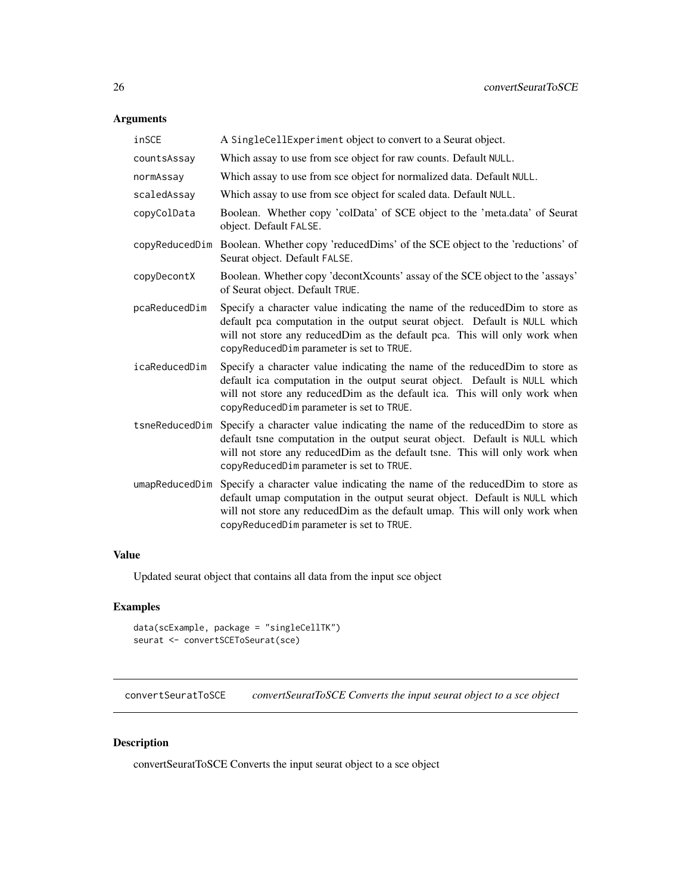## Arguments

| | |
|---|---|
| inSCE | A SingleCellExperiment object to convert to a Seurat object. |
| countsAssay | Which assay to use from sce object for raw counts. Default NULL. |
| normAssay | Which assay to use from sce object for normalized data. Default NULL. |
| scaledAssay | Which assay to use from sce object for scaled data. Default NULL. |
| copyColData | Boolean. Whether copy 'colData' of SCE object to the 'meta.data' of Seurat object. Default FALSE. |
| copyReducedDim | Boolean. Whether copy 'reducedDims' of the SCE object to the 'reductions' of Seurat object. Default FALSE. |
| copyDecontX | Boolean. Whether copy 'decontXcounts' assay of the SCE object to the 'assays' of Seurat object. Default TRUE. |
| pcaReducedDim | Specify a character value indicating the name of the reducedDim to store as default pca computation in the output seurat object. Default is NULL which will not store any reducedDim as the default pca. This will only work when copyReducedDim parameter is set to TRUE. |
| icaReducedDim | Specify a character value indicating the name of the reducedDim to store as default ica computation in the output seurat object. Default is NULL which will not store any reducedDim as the default ica. This will only work when copyReducedDim parameter is set to TRUE. |
| tsneReducedDim | Specify a character value indicating the name of the reducedDim to store as default tsne computation in the output seurat object. Default is NULL which will not store any reducedDim as the default tsne. This will only work when copyReducedDim parameter is set to TRUE. |
| umapReducedDim | Specify a character value indicating the name of the reducedDim to store as default umap computation in the output seurat object. Default is NULL which will not store any reducedDim as the default umap. This will only work when copyReducedDim parameter is set to TRUE. |

## Value

Updated seurat object that contains all data from the input sce object

## Examples

```
data(scExample, package = "singleCellTK")
seurat <- convertSCEToSeurat(sce)
```

---

# convertSeuratToSCE *convertSeuratToSCE Converts the input seurat object to a sce object*

---

## Description

convertSeuratToSCE Converts the input seurat object to a sce object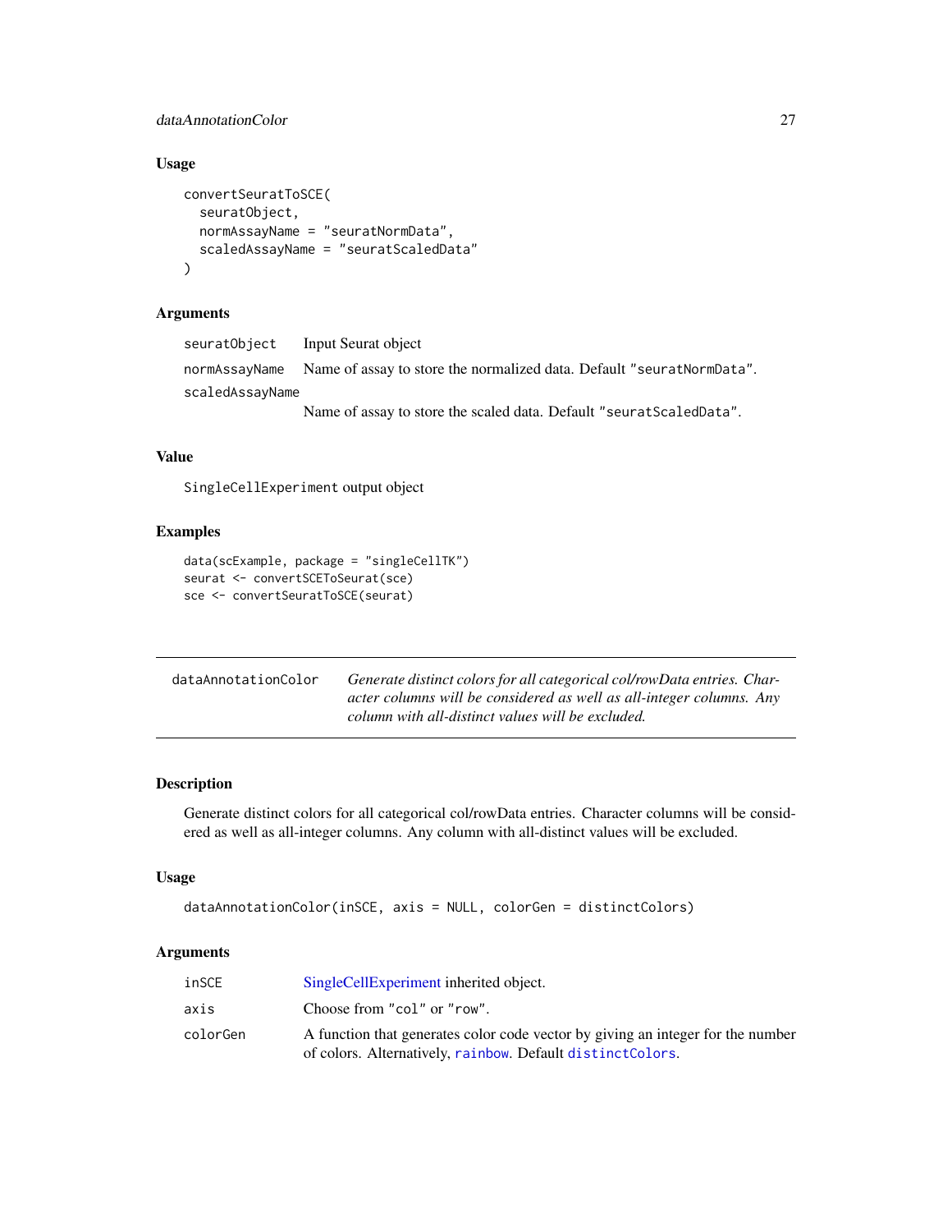### Usage

```
convertSeuratToSCE(
  seuratObject,
  normAssayName = "seuratNormData",
  scaledAssayName = "seuratScaledData"
)
```

### Arguments

| | |
|---|---|
| `seuratObject` | Input Seurat object |
| `normAssayName` | Name of assay to store the normalized data. Default `"seuratNormData"`. |
| `scaledAssayName` | Name of assay to store the scaled data. Default `"seuratScaledData"`. |

### Value

`SingleCellExperiment` output object

### Examples

```
data(scExample, package = "singleCellTK")
seurat <- convertSCEToSeurat(sce)
sce <- convertSeuratToSCE(seurat)
```

---

## dataAnnotationColor

*Generate distinct colors for all categorical col/rowData entries. Character columns will be considered as well as all-integer columns. Any column with all-distinct values will be excluded.*

---

### Description

Generate distinct colors for all categorical col/rowData entries. Character columns will be considered as well as all-integer columns. Any column with all-distinct values will be excluded.

### Usage

```
dataAnnotationColor(inSCE, axis = NULL, colorGen = distinctColors)
```

### Arguments

| | |
|---|---|
| `inSCE` | SingleCellExperiment inherited object. |
| `axis` | Choose from `"col"` or `"row"`. |
| `colorGen` | A function that generates color code vector by giving an integer for the number of colors. Alternatively, `rainbow`. Default `distinctColors`. |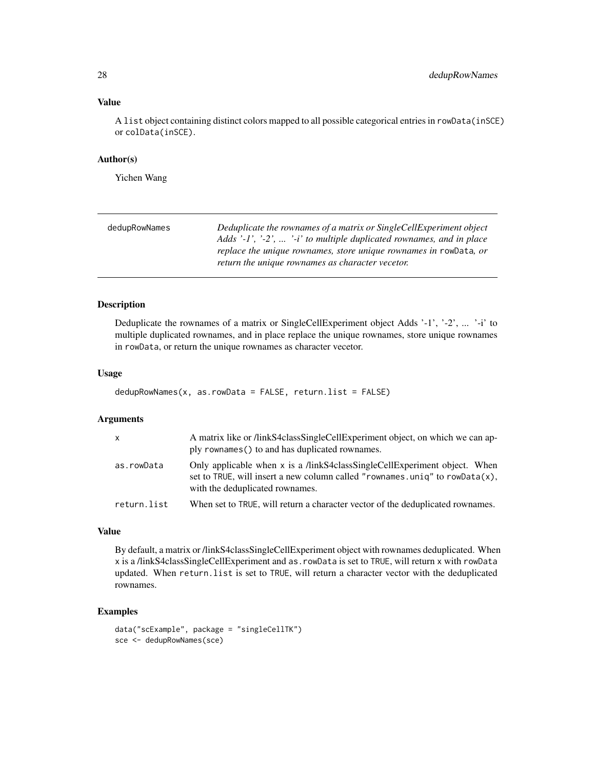### Value

A `list` object containing distinct colors mapped to all possible categorical entries in `rowData(inSCE)` or `colData(inSCE)`.

### Author(s)

Yichen Wang

---

## dedupRowNames

*Deduplicate the rownames of a matrix or SingleCellExperiment object Adds '-1', '-2', ... '-i' to multiple duplicated rownames, and in place replace the unique rownames, store unique rownames in* `rowData`*, or return the unique rownames as character vecetor.*

---

### Description

Deduplicate the rownames of a matrix or SingleCellExperiment object Adds '-1', '-2', ... '-i' to multiple duplicated rownames, and in place replace the unique rownames, store unique rownames in `rowData`, or return the unique rownames as character vecetor.

### Usage

```
dedupRowNames(x, as.rowData = FALSE, return.list = FALSE)
```

### Arguments

| | |
|---|---|
| x | A matrix like or /linkS4classSingleCellExperiment object, on which we can apply `rownames()` to and has duplicated rownames. |
| as.rowData | Only applicable when `x` is a /linkS4classSingleCellExperiment object. When set to `TRUE`, will insert a new column called `"rownames.uniq"` to `rowData(x)`, with the deduplicated rownames. |
| return.list | When set to `TRUE`, will return a character vector of the deduplicated rownames. |

### Value

By default, a matrix or /linkS4classSingleCellExperiment object with rownames deduplicated. When `x` is a /linkS4classSingleCellExperiment and `as.rowData` is set to `TRUE`, will return `x` with `rowData` updated. When `return.list` is set to `TRUE`, will return a character vector with the deduplicated rownames.

### Examples

```
data("scExample", package = "singleCellTK")
sce <- dedupRowNames(sce)
```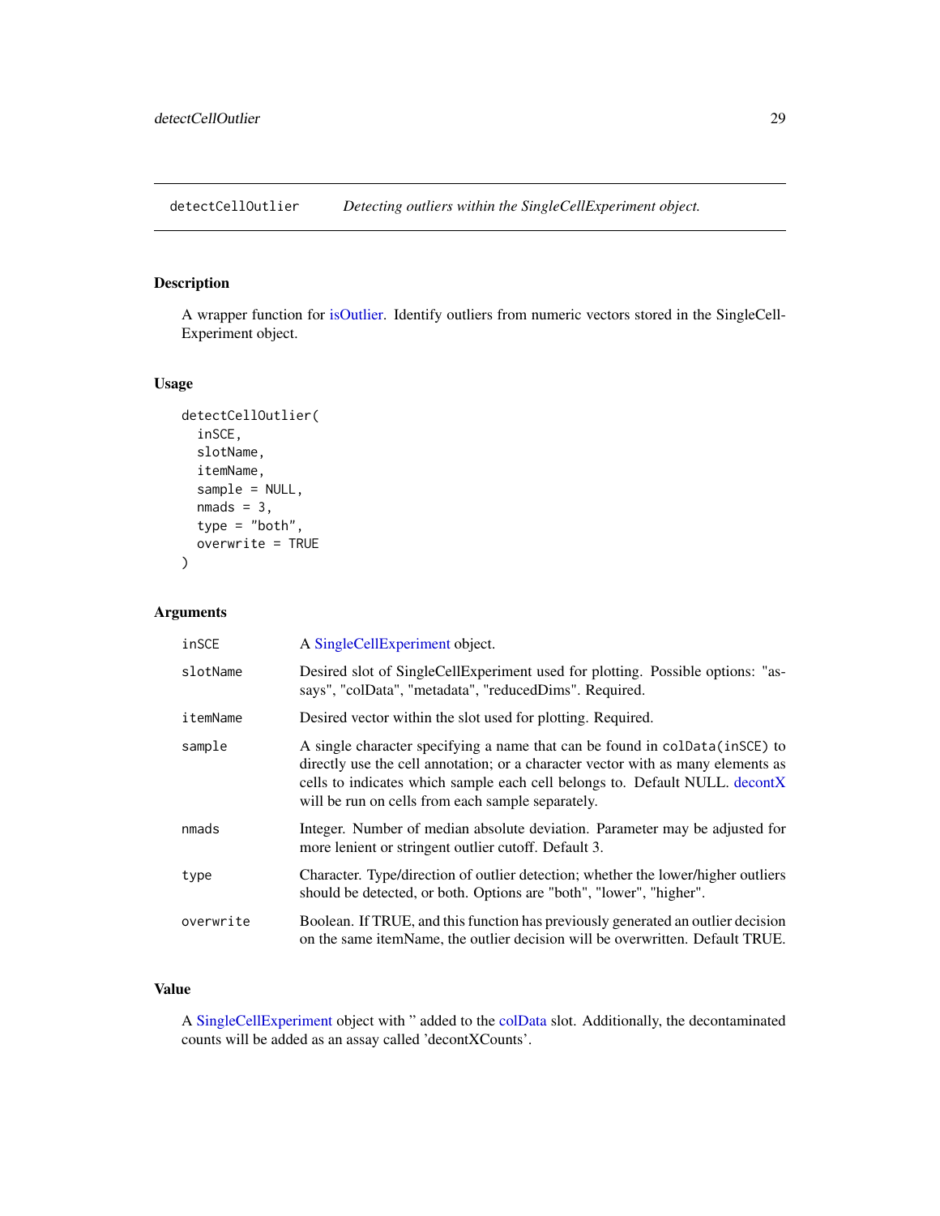# detectCellOutlier

*Detecting outliers within the SingleCellExperiment object.*

## Description

A wrapper function for isOutlier. Identify outliers from numeric vectors stored in the SingleCellExperiment object.

## Usage

```
detectCellOutlier(
  inSCE,
  slotName,
  itemName,
  sample = NULL,
  nmads = 3,
  type = "both",
  overwrite = TRUE
)
```

## Arguments

| | |
|---|---|
| inSCE | A SingleCellExperiment object. |
| slotName | Desired slot of SingleCellExperiment used for plotting. Possible options: "assays", "colData", "metadata", "reducedDims". Required. |
| itemName | Desired vector within the slot used for plotting. Required. |
| sample | A single character specifying a name that can be found in `colData(inSCE)` to directly use the cell annotation; or a character vector with as many elements as cells to indicates which sample each cell belongs to. Default NULL. decontX will be run on cells from each sample separately. |
| nmads | Integer. Number of median absolute deviation. Parameter may be adjusted for more lenient or stringent outlier cutoff. Default 3. |
| type | Character. Type/direction of outlier detection; whether the lower/higher outliers should be detected, or both. Options are "both", "lower", "higher". |
| overwrite | Boolean. If TRUE, and this function has previously generated an outlier decision on the same itemName, the outlier decision will be overwritten. Default TRUE. |

## Value

A SingleCellExperiment object with '' added to the colData slot. Additionally, the decontaminated counts will be added as an assay called 'decontXCounts'.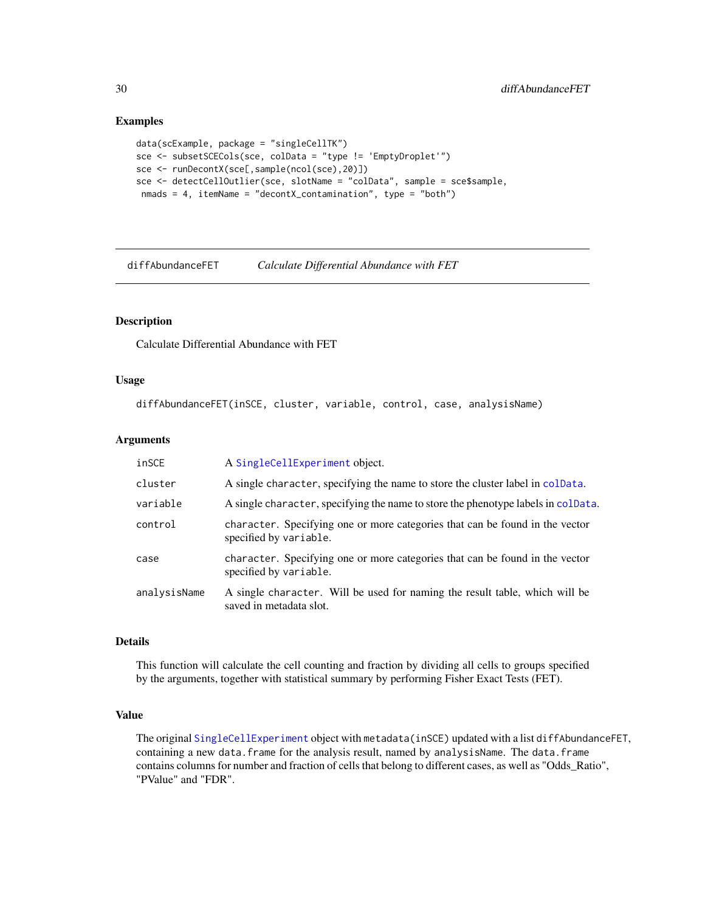## Examples

```
data(scExample, package = "singleCellTK")
sce <- subsetSCECols(sce, colData = "type != 'EmptyDroplet'")
sce <- runDecontX(sce[,sample(ncol(sce),20)])
sce <- detectCellOutlier(sce, slotName = "colData", sample = sce$sample,
 nmads = 4, itemName = "decontX_contamination", type = "both")
```

---

# diffAbundanceFET — *Calculate Differential Abundance with FET*

## Description

Calculate Differential Abundance with FET

## Usage

```
diffAbundanceFET(inSCE, cluster, variable, control, case, analysisName)
```

## Arguments

| | |
|---|---|
| inSCE | A SingleCellExperiment object. |
| cluster | A single character, specifying the name to store the cluster label in colData. |
| variable | A single character, specifying the name to store the phenotype labels in colData. |
| control | character. Specifying one or more categories that can be found in the vector specified by variable. |
| case | character. Specifying one or more categories that can be found in the vector specified by variable. |
| analysisName | A single character. Will be used for naming the result table, which will be saved in metadata slot. |

## Details

This function will calculate the cell counting and fraction by dividing all cells to groups specified by the arguments, together with statistical summary by performing Fisher Exact Tests (FET).

## Value

The original SingleCellExperiment object with metadata(inSCE) updated with a list diffAbundanceFET, containing a new data.frame for the analysis result, named by analysisName. The data.frame contains columns for number and fraction of cells that belong to different cases, as well as "Odds_Ratio", "PValue" and "FDR".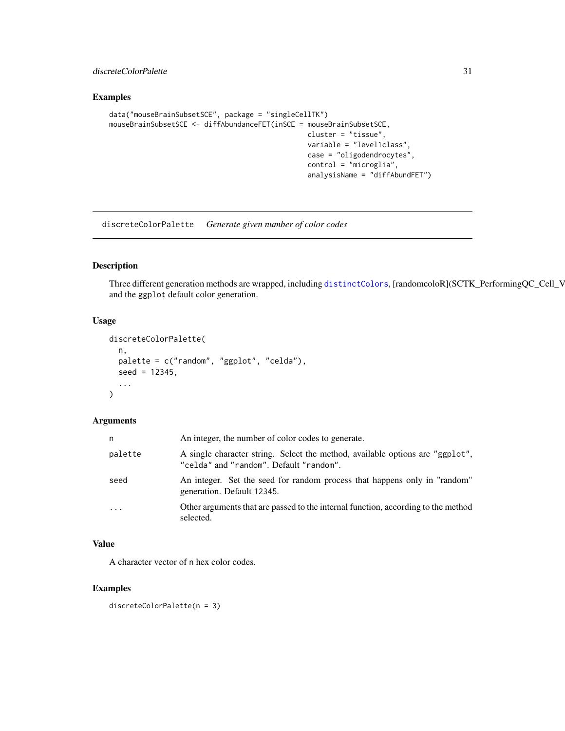### Examples

```
data("mouseBrainSubsetSCE", package = "singleCellTK")
mouseBrainSubsetSCE <- diffAbundanceFET(inSCE = mouseBrainSubsetSCE,
                                        cluster = "tissue",
                                        variable = "level1class",
                                        case = "oligodendrocytes",
                                        control = "microglia",
                                        analysisName = "diffAbundFET")
```

---

## discreteColorPalette    *Generate given number of color codes*

---

### Description

Three different generation methods are wrapped, including `distinctColors`, [randomcoloR](SCTK_PerformingQC_Cell_V and the `ggplot` default color generation.

### Usage

```
discreteColorPalette(
  n,
  palette = c("random", "ggplot", "celda"),
  seed = 12345,
  ...
)
```

### Arguments

| | |
|---|---|
| `n` | An integer, the number of color codes to generate. |
| `palette` | A single character string. Select the method, available options are `"ggplot"`, `"celda"` and `"random"`. Default `"random"`. |
| `seed` | An integer. Set the seed for random process that happens only in "random" generation. Default `12345`. |
| `...` | Other arguments that are passed to the internal function, according to the method selected. |

### Value

A character vector of `n` hex color codes.

### Examples

```
discreteColorPalette(n = 3)
```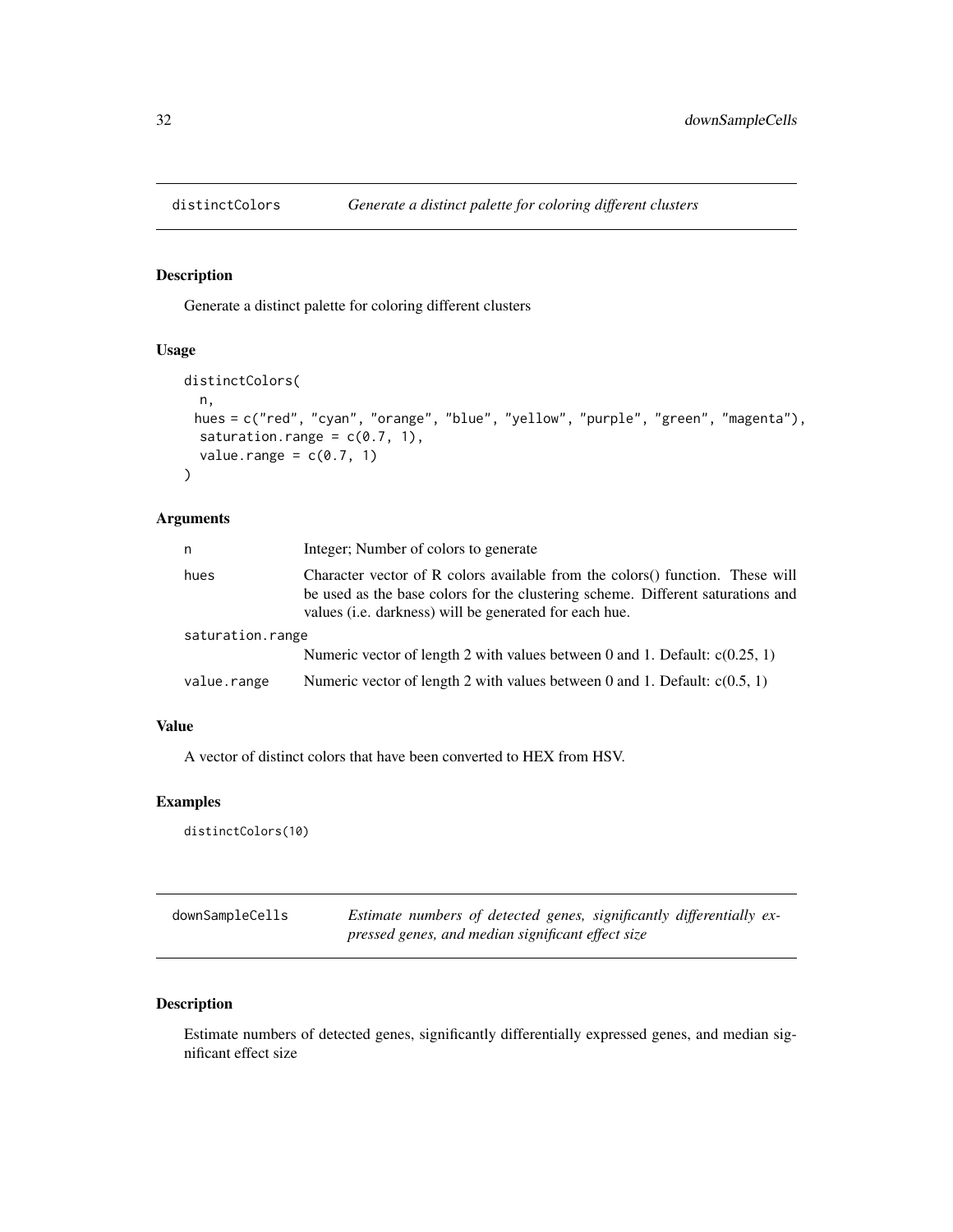## distinctColors — *Generate a distinct palette for coloring different clusters*

### Description

Generate a distinct palette for coloring different clusters

### Usage

```
distinctColors(
  n,
  hues = c("red", "cyan", "orange", "blue", "yellow", "purple", "green", "magenta"),
  saturation.range = c(0.7, 1),
  value.range = c(0.7, 1)
)
```

### Arguments

| Argument | Description |
|---|---|
| n | Integer; Number of colors to generate |
| hues | Character vector of R colors available from the colors() function. These will be used as the base colors for the clustering scheme. Different saturations and values (i.e. darkness) will be generated for each hue. |
| saturation.range | Numeric vector of length 2 with values between 0 and 1. Default: c(0.25, 1) |
| value.range | Numeric vector of length 2 with values between 0 and 1. Default: c(0.5, 1) |

### Value

A vector of distinct colors that have been converted to HEX from HSV.

### Examples

```
distinctColors(10)
```

## downSampleCells — *Estimate numbers of detected genes, significantly differentially expressed genes, and median significant effect size*

### Description

Estimate numbers of detected genes, significantly differentially expressed genes, and median significant effect size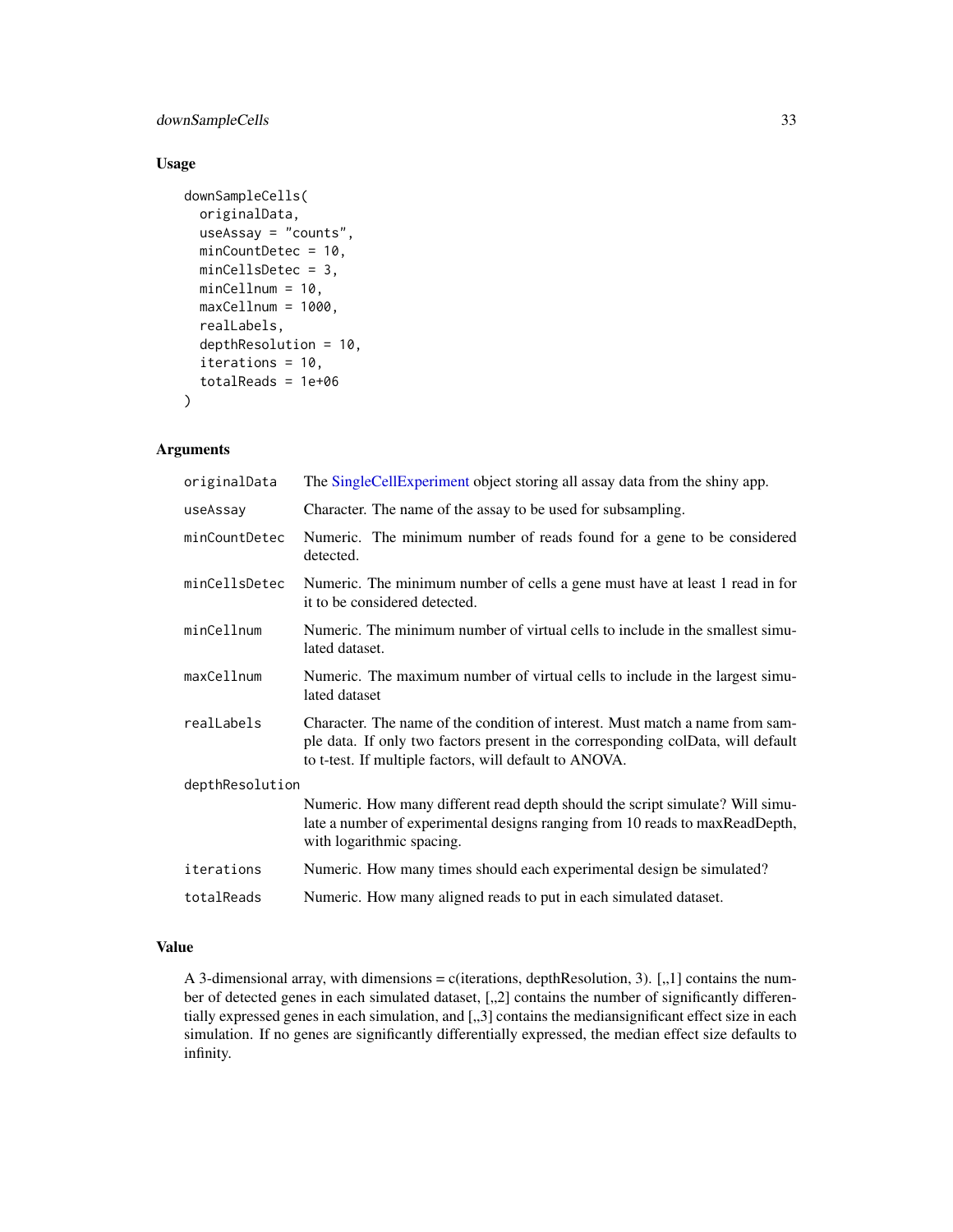## Usage

```
downSampleCells(
  originalData,
  useAssay = "counts",
  minCountDetec = 10,
  minCellsDetec = 3,
  minCellnum = 10,
  maxCellnum = 1000,
  realLabels,
  depthResolution = 10,
  iterations = 10,
  totalReads = 1e+06
)
```

## Arguments

| | |
|---|---|
| originalData | The SingleCellExperiment object storing all assay data from the shiny app. |
| useAssay | Character. The name of the assay to be used for subsampling. |
| minCountDetec | Numeric. The minimum number of reads found for a gene to be considered detected. |
| minCellsDetec | Numeric. The minimum number of cells a gene must have at least 1 read in for it to be considered detected. |
| minCellnum | Numeric. The minimum number of virtual cells to include in the smallest simulated dataset. |
| maxCellnum | Numeric. The maximum number of virtual cells to include in the largest simulated dataset |
| realLabels | Character. The name of the condition of interest. Must match a name from sample data. If only two factors present in the corresponding colData, will default to t-test. If multiple factors, will default to ANOVA. |
| depthResolution | Numeric. How many different read depth should the script simulate? Will simulate a number of experimental designs ranging from 10 reads to maxReadDepth, with logarithmic spacing. |
| iterations | Numeric. How many times should each experimental design be simulated? |
| totalReads | Numeric. How many aligned reads to put in each simulated dataset. |

## Value

A 3-dimensional array, with dimensions = c(iterations, depthResolution, 3). [,,1] contains the number of detected genes in each simulated dataset, [,,2] contains the number of significantly differentially expressed genes in each simulation, and [,,3] contains the mediansignificant effect size in each simulation. If no genes are significantly differentially expressed, the median effect size defaults to infinity.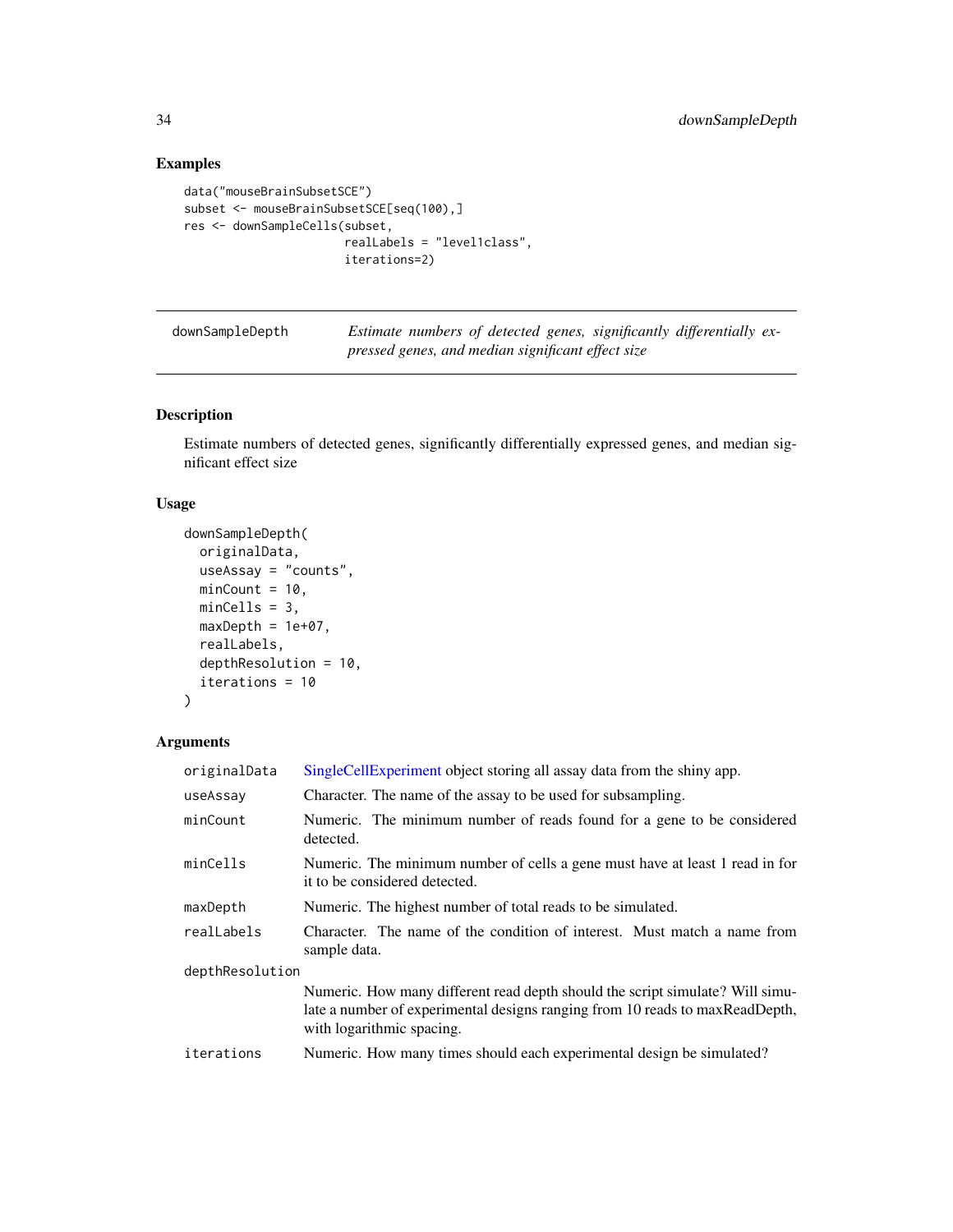## Examples

```
data("mouseBrainSubsetSCE")
subset <- mouseBrainSubsetSCE[seq(100),]
res <- downSampleCells(subset,
                       realLabels = "level1class",
                       iterations=2)
```

---

## downSampleDepth — *Estimate numbers of detected genes, significantly differentially expressed genes, and median significant effect size*

---

### Description

Estimate numbers of detected genes, significantly differentially expressed genes, and median significant effect size

### Usage

```
downSampleDepth(
  originalData,
  useAssay = "counts",
  minCount = 10,
  minCells = 3,
  maxDepth = 1e+07,
  realLabels,
  depthResolution = 10,
  iterations = 10
)
```

### Arguments

| | |
|---|---|
| originalData | SingleCellExperiment object storing all assay data from the shiny app. |
| useAssay | Character. The name of the assay to be used for subsampling. |
| minCount | Numeric. The minimum number of reads found for a gene to be considered detected. |
| minCells | Numeric. The minimum number of cells a gene must have at least 1 read in for it to be considered detected. |
| maxDepth | Numeric. The highest number of total reads to be simulated. |
| realLabels | Character. The name of the condition of interest. Must match a name from sample data. |
| depthResolution | Numeric. How many different read depth should the script simulate? Will simulate a number of experimental designs ranging from 10 reads to maxReadDepth, with logarithmic spacing. |
| iterations | Numeric. How many times should each experimental design be simulated? |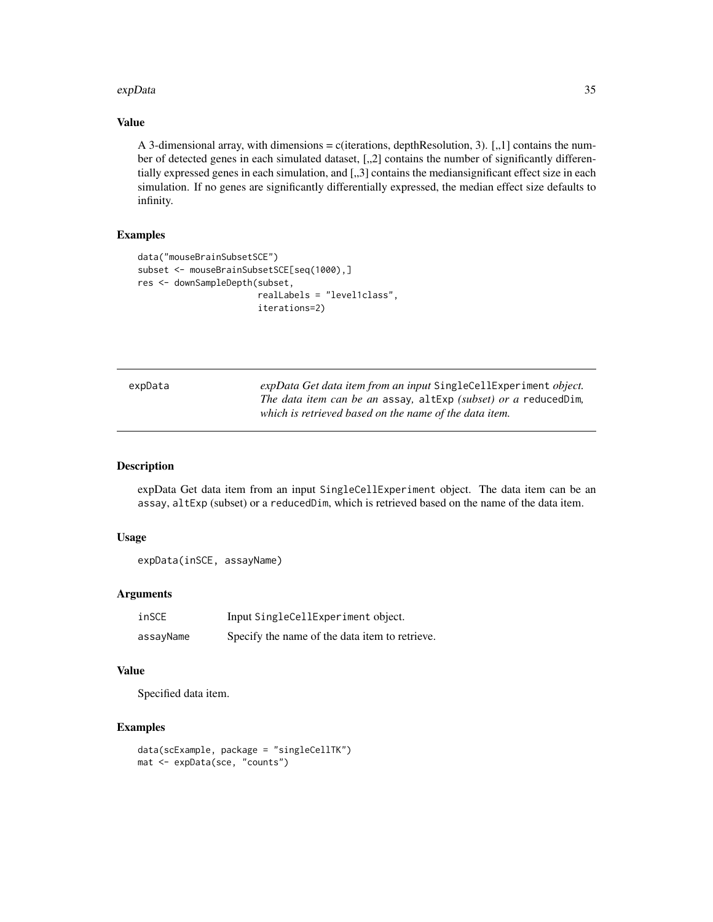### Value

A 3-dimensional array, with dimensions = c(iterations, depthResolution, 3). [,,1] contains the number of detected genes in each simulated dataset, [,,2] contains the number of significantly differentially expressed genes in each simulation, and [,,3] contains the mediansignificant effect size in each simulation. If no genes are significantly differentially expressed, the median effect size defaults to infinity.

### Examples

```
data("mouseBrainSubsetSCE")
subset <- mouseBrainSubsetSCE[seq(1000),]
res <- downSampleDepth(subset,
                       realLabels = "level1class",
                       iterations=2)
```

---

## expData

*expData Get data item from an input `SingleCellExperiment` object. The data item can be an `assay`, `altExp` (subset) or a `reducedDim`, which is retrieved based on the name of the data item.*

### Description

expData Get data item from an input `SingleCellExperiment` object. The data item can be an `assay`, `altExp` (subset) or a `reducedDim`, which is retrieved based on the name of the data item.

### Usage

```
expData(inSCE, assayName)
```

### Arguments

| | |
|---|---|
| `inSCE` | Input `SingleCellExperiment` object. |
| `assayName` | Specify the name of the data item to retrieve. |

### Value

Specified data item.

### Examples

```
data(scExample, package = "singleCellTK")
mat <- expData(sce, "counts")
```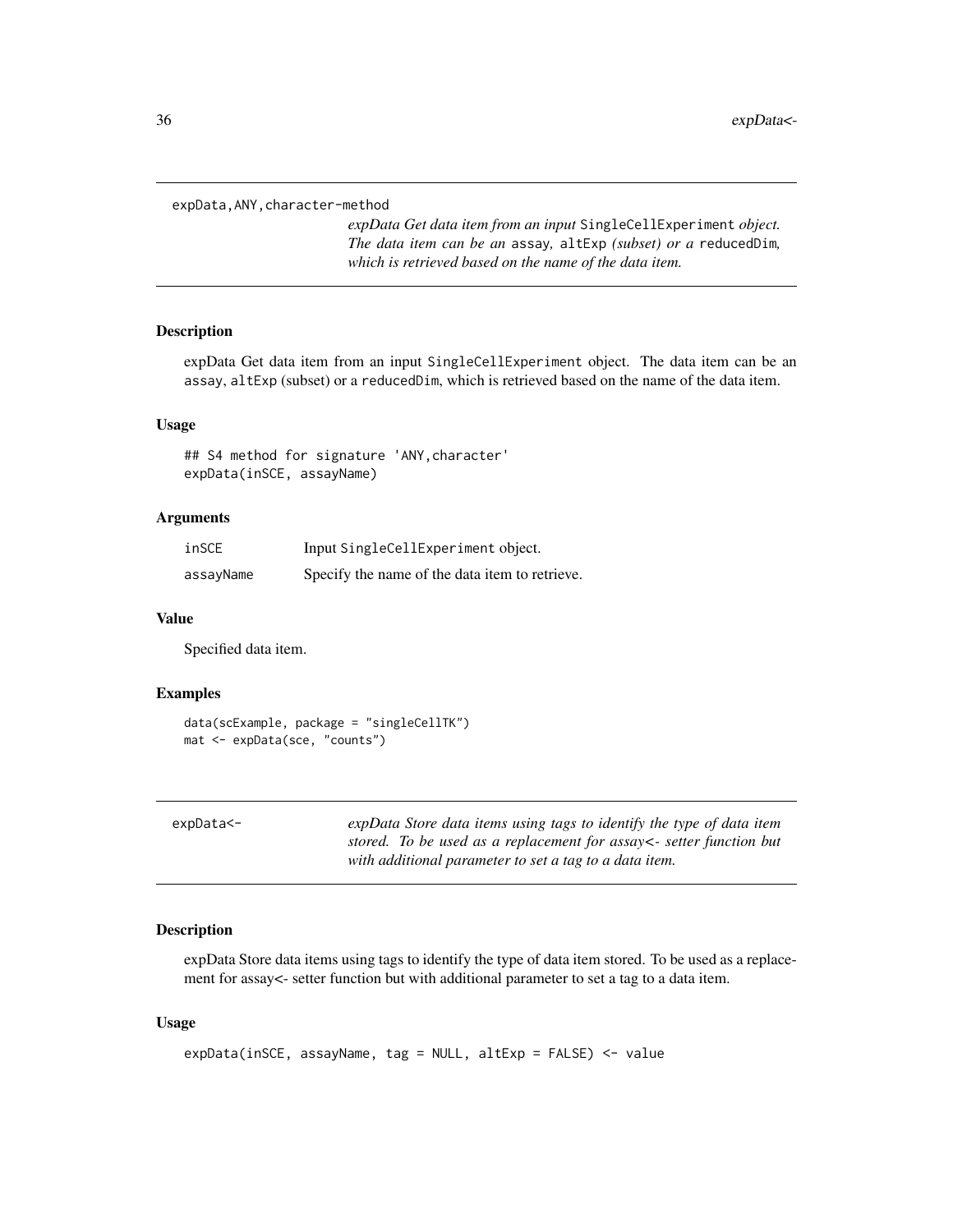## expData,ANY,character-method

*expData Get data item from an input* `SingleCellExperiment` *object. The data item can be an* `assay`*,* `altExp` *(subset) or a* `reducedDim`*, which is retrieved based on the name of the data item.*

### Description

expData Get data item from an input `SingleCellExperiment` object. The data item can be an `assay`, `altExp` (subset) or a `reducedDim`, which is retrieved based on the name of the data item.

### Usage

```
## S4 method for signature 'ANY,character'
expData(inSCE, assayName)
```

### Arguments

| | |
|---|---|
| inSCE | Input `SingleCellExperiment` object. |
| assayName | Specify the name of the data item to retrieve. |

### Value

Specified data item.

### Examples

```
data(scExample, package = "singleCellTK")
mat <- expData(sce, "counts")
```

## expData<-

*expData Store data items using tags to identify the type of data item stored. To be used as a replacement for assay<- setter function but with additional parameter to set a tag to a data item.*

### Description

expData Store data items using tags to identify the type of data item stored. To be used as a replacement for assay<- setter function but with additional parameter to set a tag to a data item.

### Usage

```
expData(inSCE, assayName, tag = NULL, altExp = FALSE) <- value
```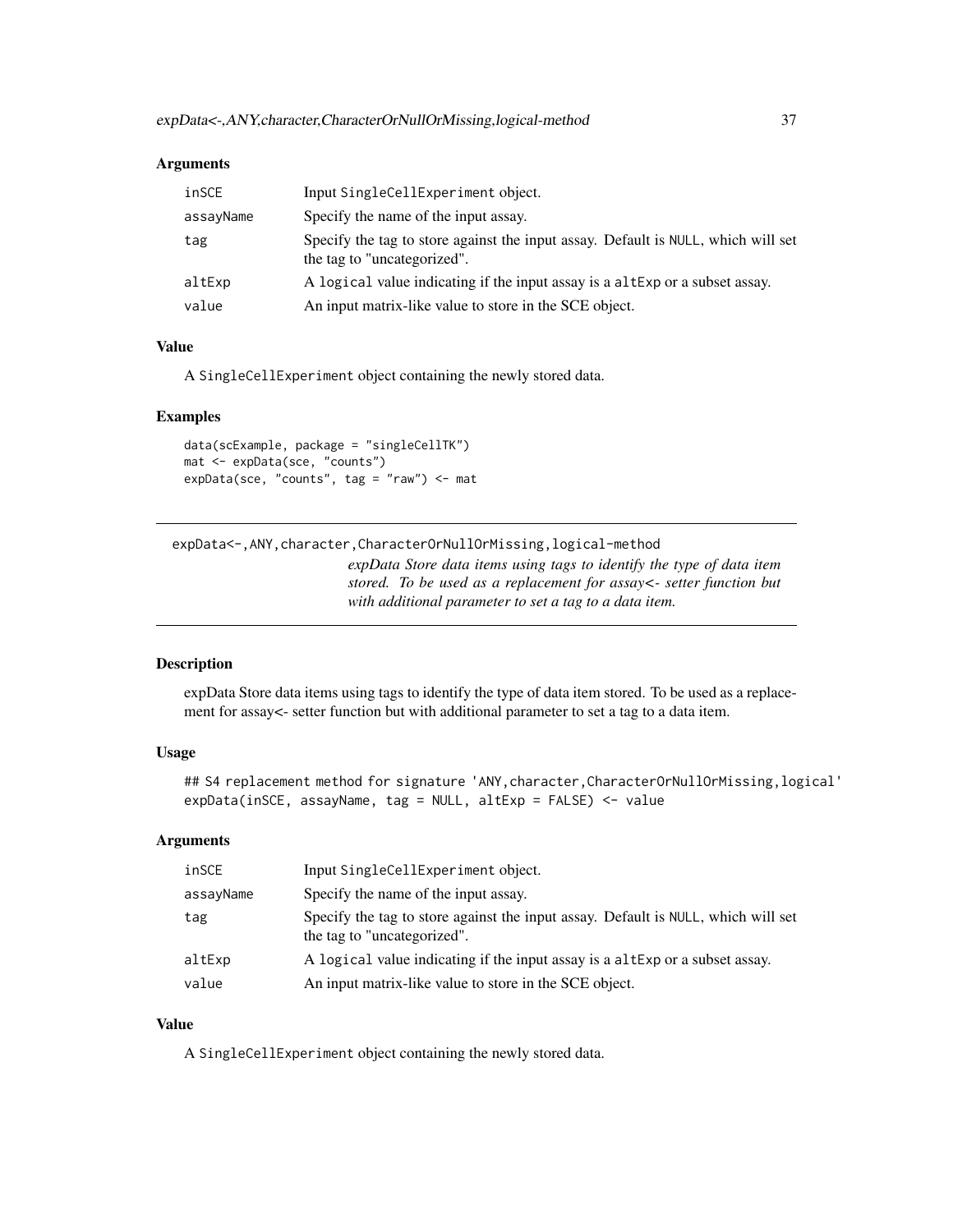### Arguments

| | |
|---|---|
| inSCE | Input SingleCellExperiment object. |
| assayName | Specify the name of the input assay. |
| tag | Specify the tag to store against the input assay. Default is NULL, which will set the tag to "uncategorized". |
| altExp | A logical value indicating if the input assay is a altExp or a subset assay. |
| value | An input matrix-like value to store in the SCE object. |

### Value

A SingleCellExperiment object containing the newly stored data.

### Examples

```
data(scExample, package = "singleCellTK")
mat <- expData(sce, "counts")
expData(sce, "counts", tag = "raw") <- mat
```

---

## expData<-,ANY,character,CharacterOrNullOrMissing,logical-method

*expData Store data items using tags to identify the type of data item stored. To be used as a replacement for assay<- setter function but with additional parameter to set a tag to a data item.*

---

### Description

expData Store data items using tags to identify the type of data item stored. To be used as a replacement for assay<- setter function but with additional parameter to set a tag to a data item.

### Usage

```
## S4 replacement method for signature 'ANY,character,CharacterOrNullOrMissing,logical'
expData(inSCE, assayName, tag = NULL, altExp = FALSE) <- value
```

### Arguments

| | |
|---|---|
| inSCE | Input SingleCellExperiment object. |
| assayName | Specify the name of the input assay. |
| tag | Specify the tag to store against the input assay. Default is NULL, which will set the tag to "uncategorized". |
| altExp | A logical value indicating if the input assay is a altExp or a subset assay. |
| value | An input matrix-like value to store in the SCE object. |

### Value

A SingleCellExperiment object containing the newly stored data.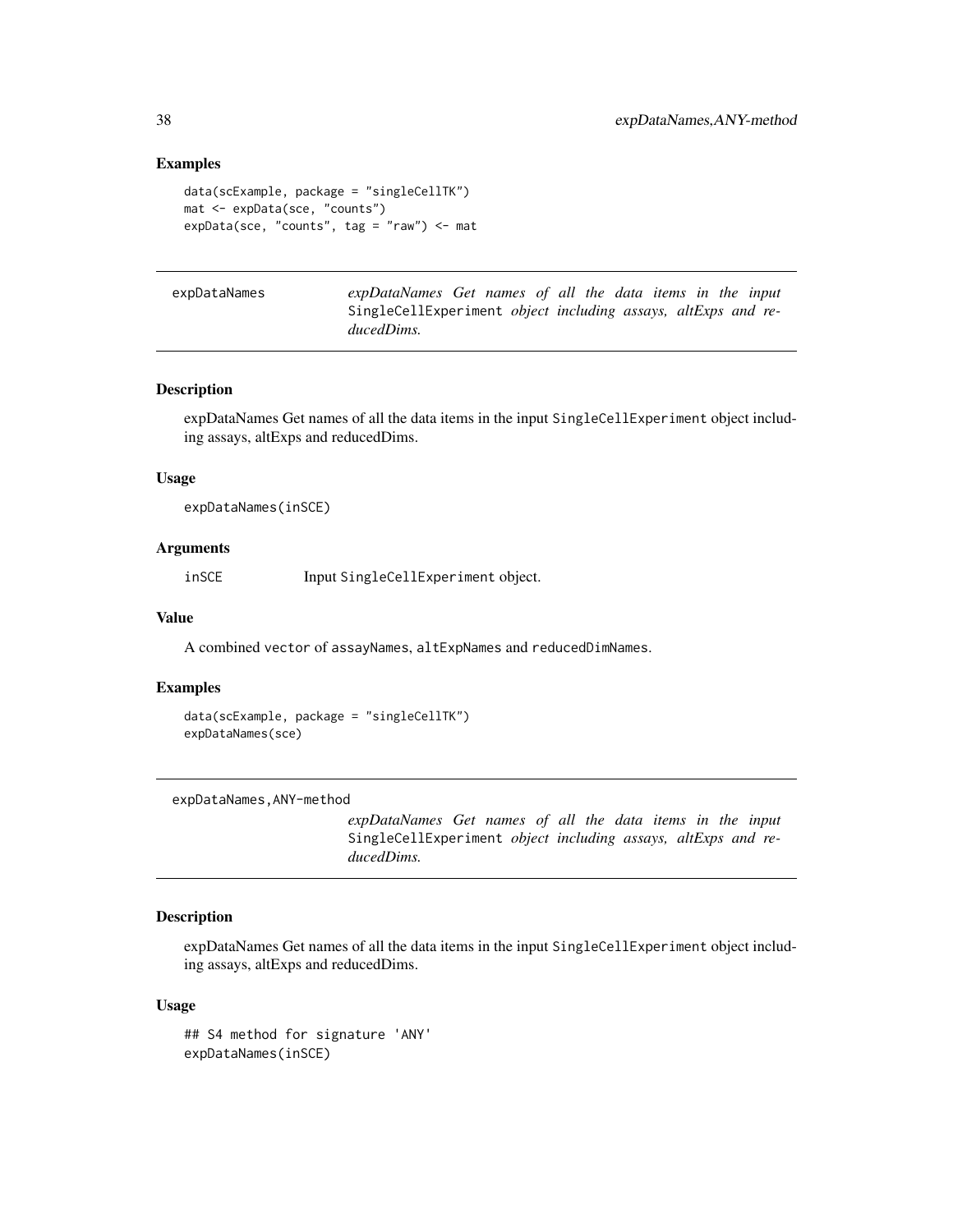### Examples

```
data(scExample, package = "singleCellTK")
mat <- expData(sce, "counts")
expData(sce, "counts", tag = "raw") <- mat
```

---

## expDataNames

*expDataNames Get names of all the data items in the input* SingleCellExperiment *object including assays, altExps and reducedDims.*

### Description

expDataNames Get names of all the data items in the input SingleCellExperiment object including assays, altExps and reducedDims.

### Usage

```
expDataNames(inSCE)
```

### Arguments

| | |
|---|---|
| inSCE | Input SingleCellExperiment object. |

### Value

A combined vector of assayNames, altExpNames and reducedDimNames.

### Examples

```
data(scExample, package = "singleCellTK")
expDataNames(sce)
```

---

## expDataNames,ANY-method

*expDataNames Get names of all the data items in the input* SingleCellExperiment *object including assays, altExps and reducedDims.*

### Description

expDataNames Get names of all the data items in the input SingleCellExperiment object including assays, altExps and reducedDims.

### Usage

```
## S4 method for signature 'ANY'
expDataNames(inSCE)
```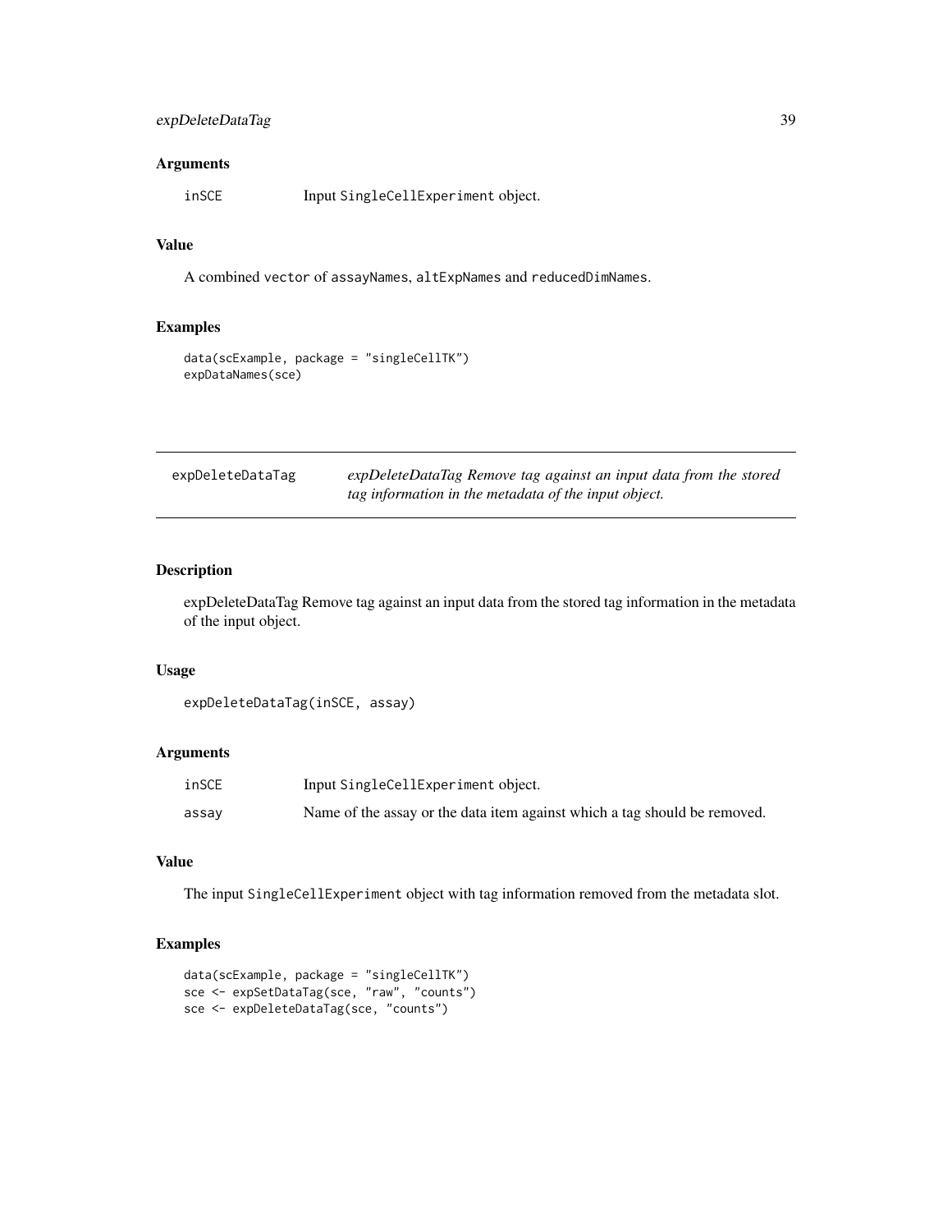## Arguments

| | |
|---|---|
| inSCE | Input SingleCellExperiment object. |

## Value

A combined vector of assayNames, altExpNames and reducedDimNames.

## Examples

```
data(scExample, package = "singleCellTK")
expDataNames(sce)
```

---

# expDeleteDataTag — *expDeleteDataTag Remove tag against an input data from the stored tag information in the metadata of the input object.*

---

## Description

expDeleteDataTag Remove tag against an input data from the stored tag information in the metadata of the input object.

## Usage

```
expDeleteDataTag(inSCE, assay)
```

## Arguments

| | |
|---|---|
| inSCE | Input SingleCellExperiment object. |
| assay | Name of the assay or the data item against which a tag should be removed. |

## Value

The input SingleCellExperiment object with tag information removed from the metadata slot.

## Examples

```
data(scExample, package = "singleCellTK")
sce <- expSetDataTag(sce, "raw", "counts")
sce <- expDeleteDataTag(sce, "counts")
```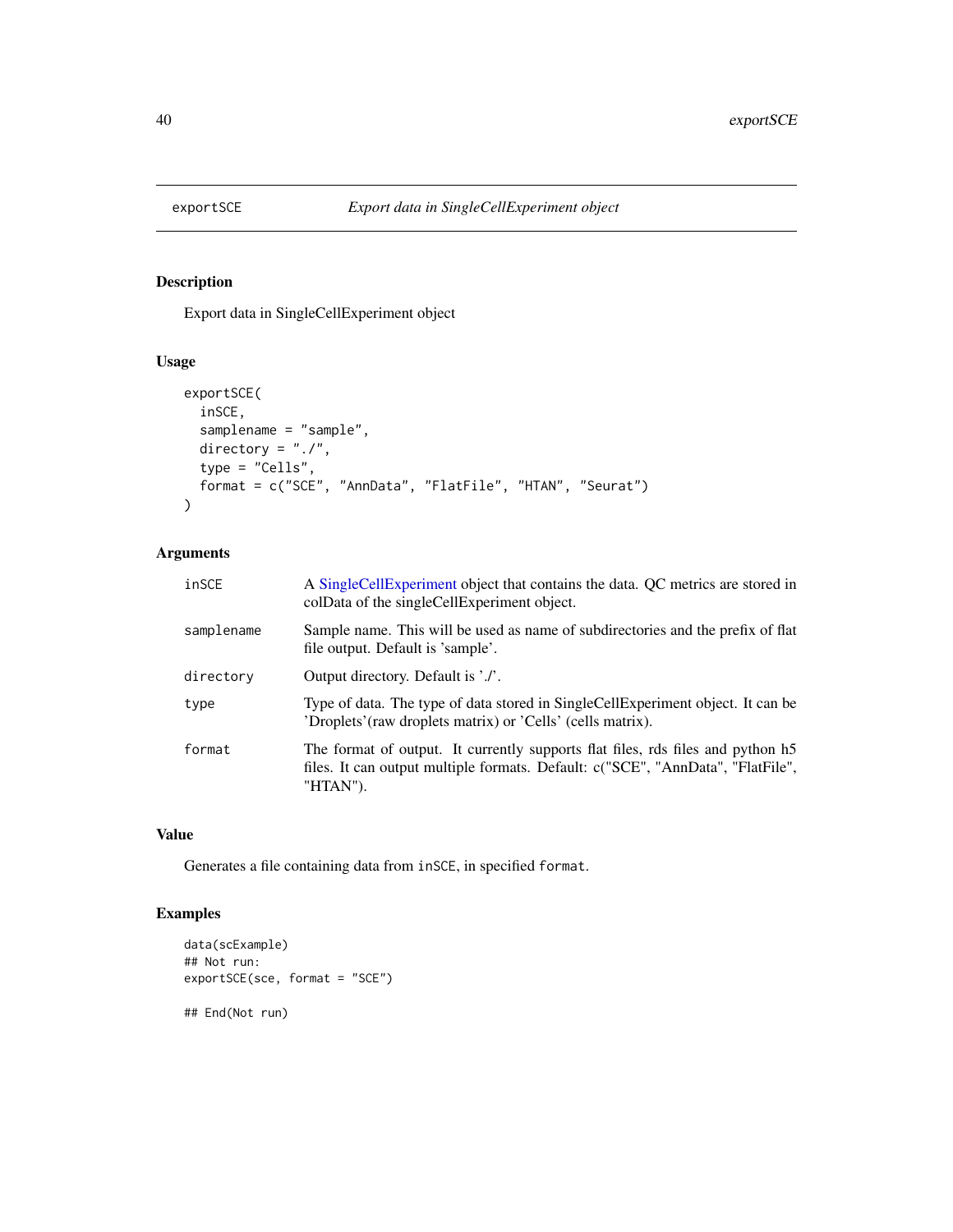## exportSCE — *Export data in SingleCellExperiment object*

### Description

Export data in SingleCellExperiment object

### Usage

```
exportSCE(
  inSCE,
  samplename = "sample",
  directory = "./",
  type = "Cells",
  format = c("SCE", "AnnData", "FlatFile", "HTAN", "Seurat")
)
```

### Arguments

| | |
|---|---|
| `inSCE` | A SingleCellExperiment object that contains the data. QC metrics are stored in colData of the singleCellExperiment object. |
| `samplename` | Sample name. This will be used as name of subdirectories and the prefix of flat file output. Default is 'sample'. |
| `directory` | Output directory. Default is './'. |
| `type` | Type of data. The type of data stored in SingleCellExperiment object. It can be 'Droplets'(raw droplets matrix) or 'Cells' (cells matrix). |
| `format` | The format of output. It currently supports flat files, rds files and python h5 files. It can output multiple formats. Default: c("SCE", "AnnData", "FlatFile", "HTAN"). |

### Value

Generates a file containing data from `inSCE`, in specified `format`.

### Examples

```
data(scExample)
## Not run:
exportSCE(sce, format = "SCE")

## End(Not run)
```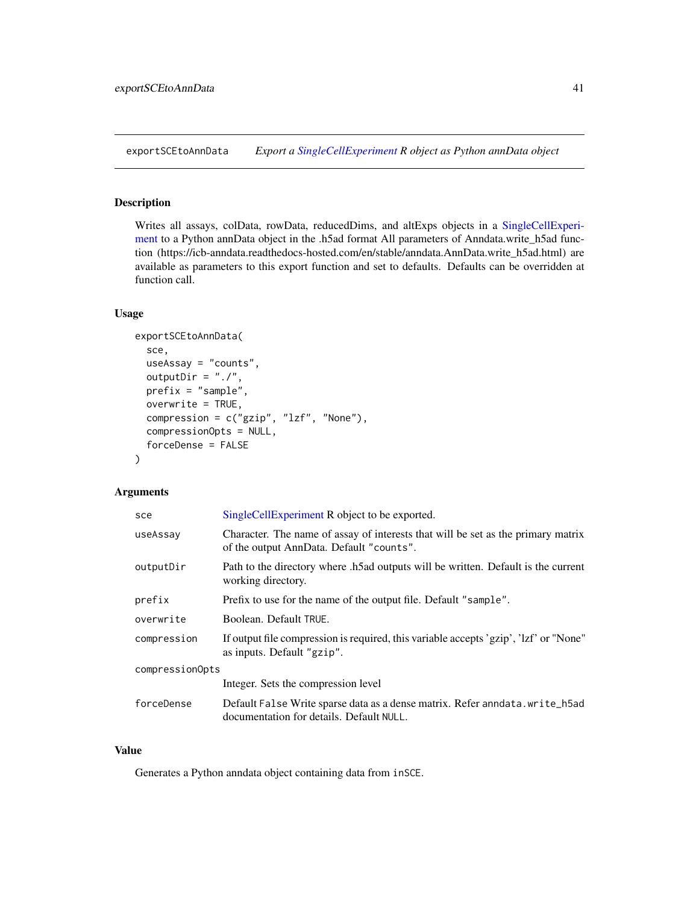## exportSCEtoAnnData — *Export a SingleCellExperiment R object as Python annData object*

### Description

Writes all assays, colData, rowData, reducedDims, and altExps objects in a SingleCellExperiment to a Python annData object in the .h5ad format All parameters of Anndata.write_h5ad function (https://icb-anndata.readthedocs-hosted.com/en/stable/anndata.AnnData.write_h5ad.html) are available as parameters to this export function and set to defaults. Defaults can be overridden at function call.

### Usage

```
exportSCEtoAnnData(
  sce,
  useAssay = "counts",
  outputDir = "./",
  prefix = "sample",
  overwrite = TRUE,
  compression = c("gzip", "lzf", "None"),
  compressionOpts = NULL,
  forceDense = FALSE
)
```

### Arguments

| | |
|---|---|
| `sce` | SingleCellExperiment R object to be exported. |
| `useAssay` | Character. The name of assay of interests that will be set as the primary matrix of the output AnnData. Default `"counts"`. |
| `outputDir` | Path to the directory where .h5ad outputs will be written. Default is the current working directory. |
| `prefix` | Prefix to use for the name of the output file. Default `"sample"`. |
| `overwrite` | Boolean. Default `TRUE`. |
| `compression` | If output file compression is required, this variable accepts 'gzip', 'lzf' or "None" as inputs. Default `"gzip"`. |
| `compressionOpts` | Integer. Sets the compression level |
| `forceDense` | Default `False` Write sparse data as a dense matrix. Refer `anndata.write_h5ad` documentation for details. Default `NULL`. |

### Value

Generates a Python anndata object containing data from `inSCE`.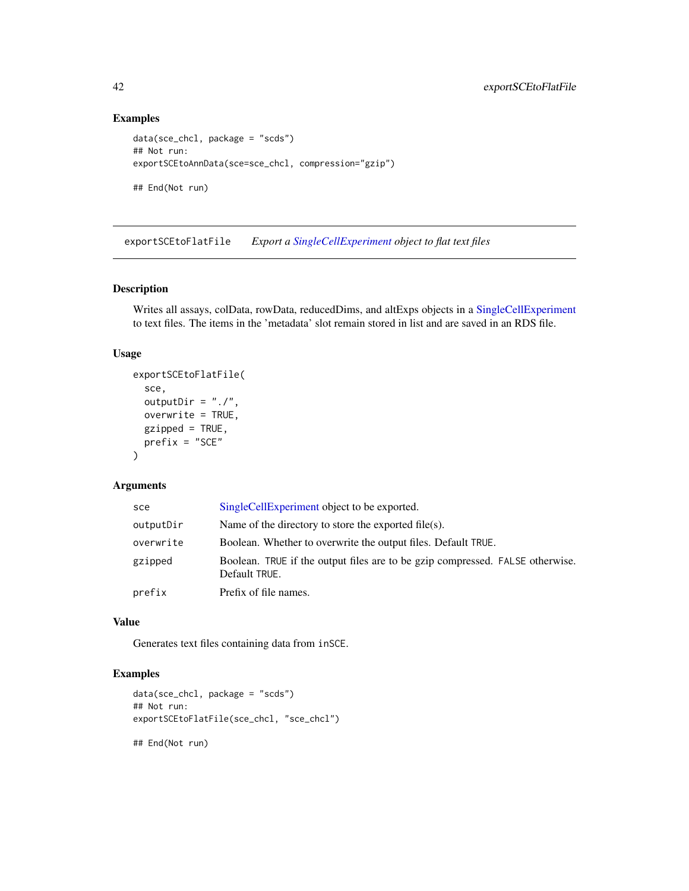## Examples

```
data(sce_chcl, package = "scds")
## Not run:
exportSCEtoAnnData(sce=sce_chcl, compression="gzip")

## End(Not run)
```

---

`exportSCEtoFlatFile` *Export a SingleCellExperiment object to flat text files*

---

## Description

Writes all assays, colData, rowData, reducedDims, and altExps objects in a SingleCellExperiment to text files. The items in the 'metadata' slot remain stored in list and are saved in an RDS file.

## Usage

```
exportSCEtoFlatFile(
  sce,
  outputDir = "./",
  overwrite = TRUE,
  gzipped = TRUE,
  prefix = "SCE"
)
```

## Arguments

| | |
|---|---|
| `sce` | SingleCellExperiment object to be exported. |
| `outputDir` | Name of the directory to store the exported file(s). |
| `overwrite` | Boolean. Whether to overwrite the output files. Default `TRUE`. |
| `gzipped` | Boolean. `TRUE` if the output files are to be gzip compressed. `FALSE` otherwise. Default `TRUE`. |
| `prefix` | Prefix of file names. |

## Value

Generates text files containing data from `inSCE`.

## Examples

```
data(sce_chcl, package = "scds")
## Not run:
exportSCEtoFlatFile(sce_chcl, "sce_chcl")

## End(Not run)
```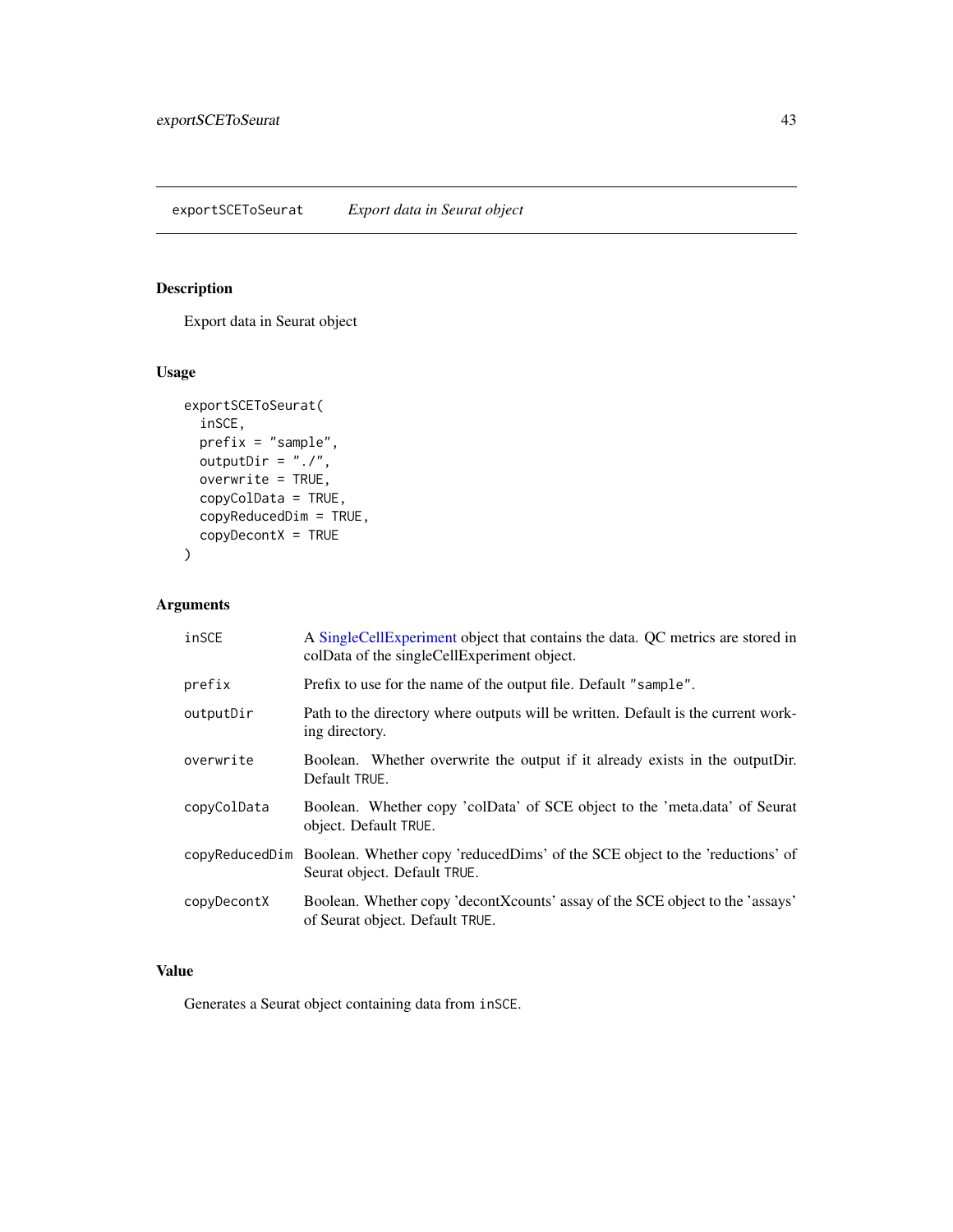## exportSCEToSeurat — *Export data in Seurat object*

### Description

Export data in Seurat object

### Usage

```
exportSCEToSeurat(
  inSCE,
  prefix = "sample",
  outputDir = "./",
  overwrite = TRUE,
  copyColData = TRUE,
  copyReducedDim = TRUE,
  copyDecontX = TRUE
)
```

### Arguments

| Argument | Description |
|---|---|
| inSCE | A SingleCellExperiment object that contains the data. QC metrics are stored in colData of the singleCellExperiment object. |
| prefix | Prefix to use for the name of the output file. Default "sample". |
| outputDir | Path to the directory where outputs will be written. Default is the current working directory. |
| overwrite | Boolean. Whether overwrite the output if it already exists in the outputDir. Default TRUE. |
| copyColData | Boolean. Whether copy 'colData' of SCE object to the 'meta.data' of Seurat object. Default TRUE. |
| copyReducedDim | Boolean. Whether copy 'reducedDims' of the SCE object to the 'reductions' of Seurat object. Default TRUE. |
| copyDecontX | Boolean. Whether copy 'decontXcounts' assay of the SCE object to the 'assays' of Seurat object. Default TRUE. |

### Value

Generates a Seurat object containing data from inSCE.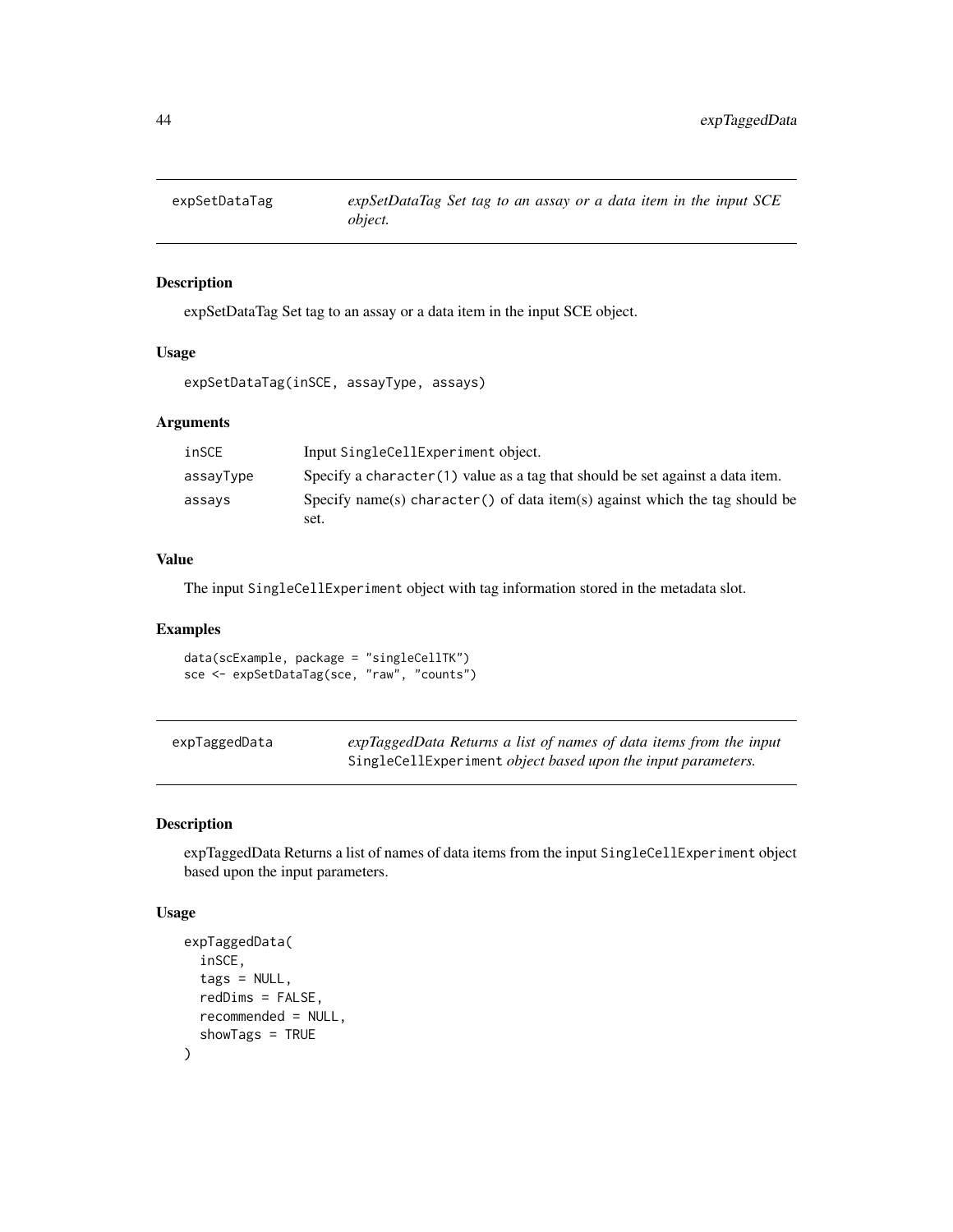## expSetDataTag

*expSetDataTag Set tag to an assay or a data item in the input SCE object.*

### Description

expSetDataTag Set tag to an assay or a data item in the input SCE object.

### Usage

```
expSetDataTag(inSCE, assayType, assays)
```

### Arguments

| | |
|---|---|
| inSCE | Input `SingleCellExperiment` object. |
| assayType | Specify a `character(1)` value as a tag that should be set against a data item. |
| assays | Specify name(s) `character()` of data item(s) against which the tag should be set. |

### Value

The input `SingleCellExperiment` object with tag information stored in the metadata slot.

### Examples

```
data(scExample, package = "singleCellTK")
sce <- expSetDataTag(sce, "raw", "counts")
```

## expTaggedData

*expTaggedData Returns a list of names of data items from the input* `SingleCellExperiment` *object based upon the input parameters.*

### Description

expTaggedData Returns a list of names of data items from the input `SingleCellExperiment` object based upon the input parameters.

### Usage

```
expTaggedData(
  inSCE,
  tags = NULL,
  redDims = FALSE,
  recommended = NULL,
  showTags = TRUE
)
```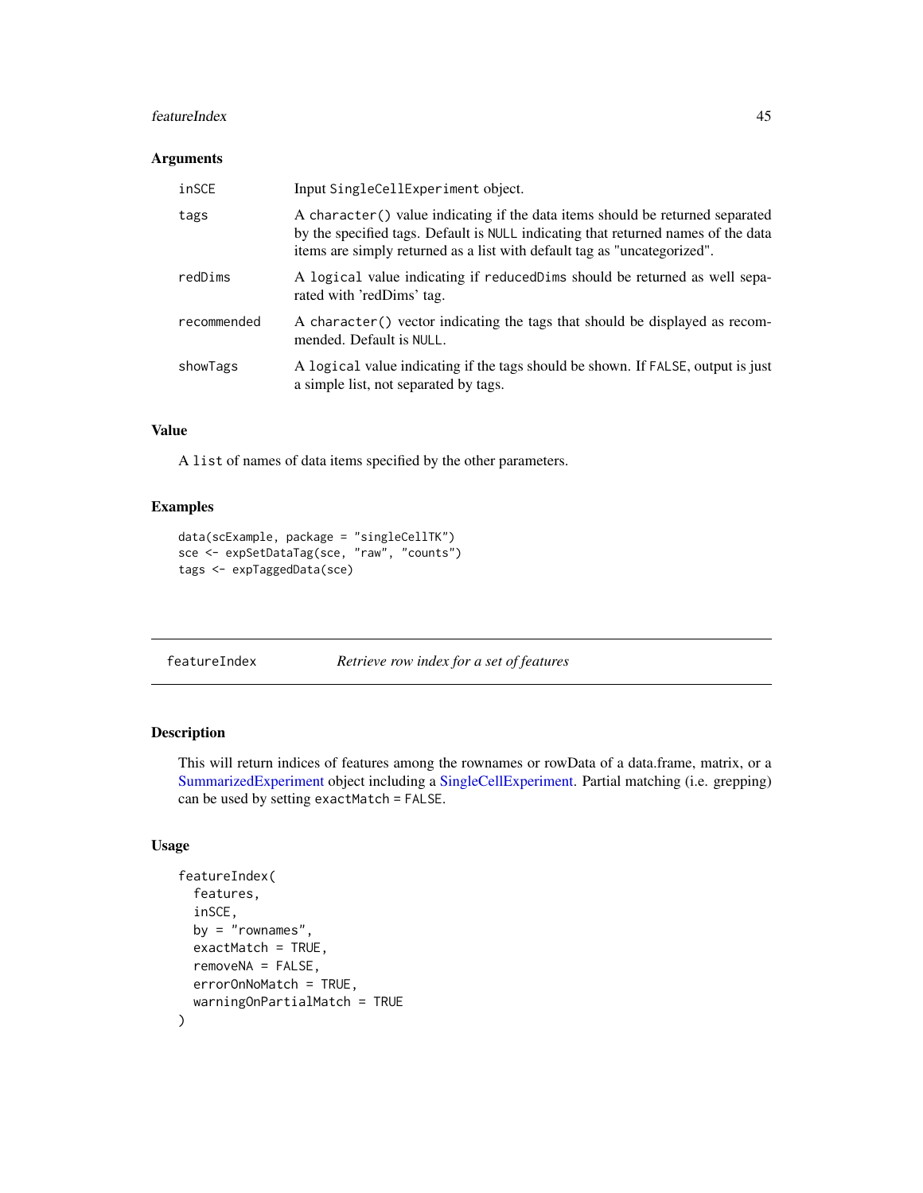### Arguments

| | |
|---|---|
| inSCE | Input `SingleCellExperiment` object. |
| tags | A `character()` value indicating if the data items should be returned separated by the specified tags. Default is `NULL` indicating that returned names of the data items are simply returned as a list with default tag as "uncategorized". |
| redDims | A `logical` value indicating if `reducedDims` should be returned as well separated with 'redDims' tag. |
| recommended | A `character()` vector indicating the tags that should be displayed as recommended. Default is `NULL`. |
| showTags | A `logical` value indicating if the tags should be shown. If `FALSE`, output is just a simple list, not separated by tags. |

### Value

A `list` of names of data items specified by the other parameters.

### Examples

```
data(scExample, package = "singleCellTK")
sce <- expSetDataTag(sce, "raw", "counts")
tags <- expTaggedData(sce)
```

---

## featureIndex — *Retrieve row index for a set of features*

### Description

This will return indices of features among the rownames or rowData of a data.frame, matrix, or a SummarizedExperiment object including a SingleCellExperiment. Partial matching (i.e. grepping) can be used by setting `exactMatch = FALSE`.

### Usage

```
featureIndex(
  features,
  inSCE,
  by = "rownames",
  exactMatch = TRUE,
  removeNA = FALSE,
  errorOnNoMatch = TRUE,
  warningOnPartialMatch = TRUE
)
```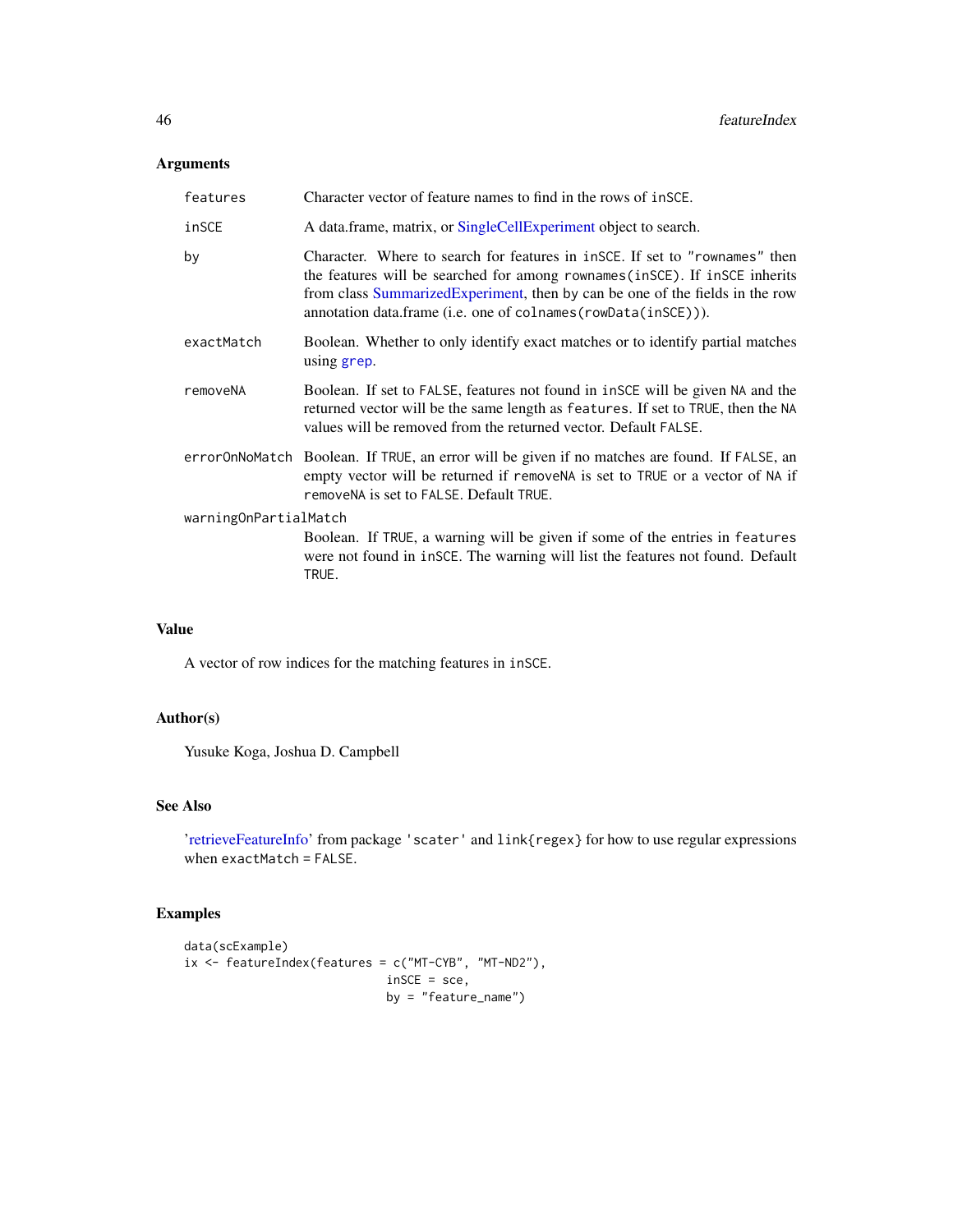## Arguments

| | |
|---|---|
| `features` | Character vector of feature names to find in the rows of `inSCE`. |
| `inSCE` | A data.frame, matrix, or SingleCellExperiment object to search. |
| `by` | Character. Where to search for features in `inSCE`. If set to `"rownames"` then the features will be searched for among `rownames(inSCE)`. If `inSCE` inherits from class SummarizedExperiment, then `by` can be one of the fields in the row annotation data.frame (i.e. one of `colnames(rowData(inSCE))`). |
| `exactMatch` | Boolean. Whether to only identify exact matches or to identify partial matches using `grep`. |
| `removeNA` | Boolean. If set to `FALSE`, features not found in `inSCE` will be given `NA` and the returned vector will be the same length as `features`. If set to `TRUE`, then the `NA` values will be removed from the returned vector. Default `FALSE`. |
| `errorOnNoMatch` | Boolean. If `TRUE`, an error will be given if no matches are found. If `FALSE`, an empty vector will be returned if `removeNA` is set to `TRUE` or a vector of `NA` if `removeNA` is set to `FALSE`. Default `TRUE`. |
| `warningOnPartialMatch` | Boolean. If `TRUE`, a warning will be given if some of the entries in `features` were not found in `inSCE`. The warning will list the features not found. Default `TRUE`. |

## Value

A vector of row indices for the matching features in `inSCE`.

## Author(s)

Yusuke Koga, Joshua D. Campbell

## See Also

'retrieveFeatureInfo' from package `'scater'` and `link{regex}` for how to use regular expressions when `exactMatch = FALSE`.

## Examples

```
data(scExample)
ix <- featureIndex(features = c("MT-CYB", "MT-ND2"),
                             inSCE = sce,
                             by = "feature_name")
```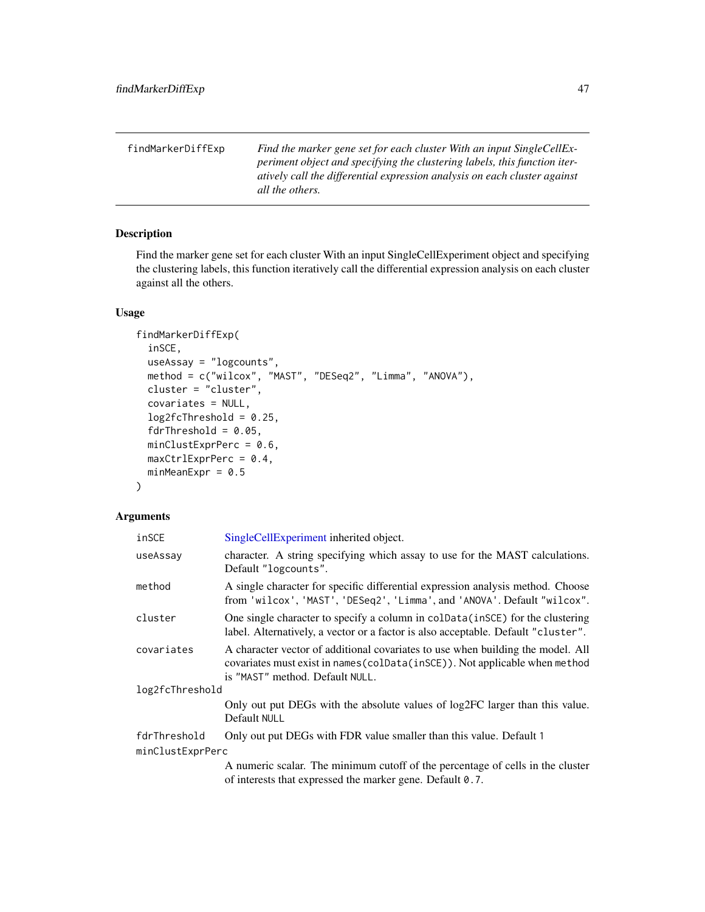findMarkerDiffExp *Find the marker gene set for each cluster With an input SingleCellExperiment object and specifying the clustering labels, this function iteratively call the differential expression analysis on each cluster against all the others.*

## Description

Find the marker gene set for each cluster With an input SingleCellExperiment object and specifying the clustering labels, this function iteratively call the differential expression analysis on each cluster against all the others.

## Usage

```
findMarkerDiffExp(
  inSCE,
  useAssay = "logcounts",
  method = c("wilcox", "MAST", "DESeq2", "Limma", "ANOVA"),
  cluster = "cluster",
  covariates = NULL,
  log2fcThreshold = 0.25,
  fdrThreshold = 0.05,
  minClustExprPerc = 0.6,
  maxCtrlExprPerc = 0.4,
  minMeanExpr = 0.5
)
```

## Arguments

| | |
|---|---|
| `inSCE` | SingleCellExperiment inherited object. |
| `useAssay` | character. A string specifying which assay to use for the MAST calculations. Default `"logcounts"`. |
| `method` | A single character for specific differential expression analysis method. Choose from `'wilcox'`, `'MAST'`, `'DESeq2'`, `'Limma'`, and `'ANOVA'`. Default `"wilcox"`. |
| `cluster` | One single character to specify a column in `colData(inSCE)` for the clustering label. Alternatively, a vector or a factor is also acceptable. Default `"cluster"`. |
| `covariates` | A character vector of additional covariates to use when building the model. All covariates must exist in `names(colData(inSCE))`. Not applicable when `method` is `"MAST"` method. Default `NULL`. |
| `log2fcThreshold` | Only out put DEGs with the absolute values of log2FC larger than this value. Default `NULL` |
| `fdrThreshold` | Only out put DEGs with FDR value smaller than this value. Default `1` |
| `minClustExprPerc` | A numeric scalar. The minimum cutoff of the percentage of cells in the cluster of interests that expressed the marker gene. Default `0.7`. |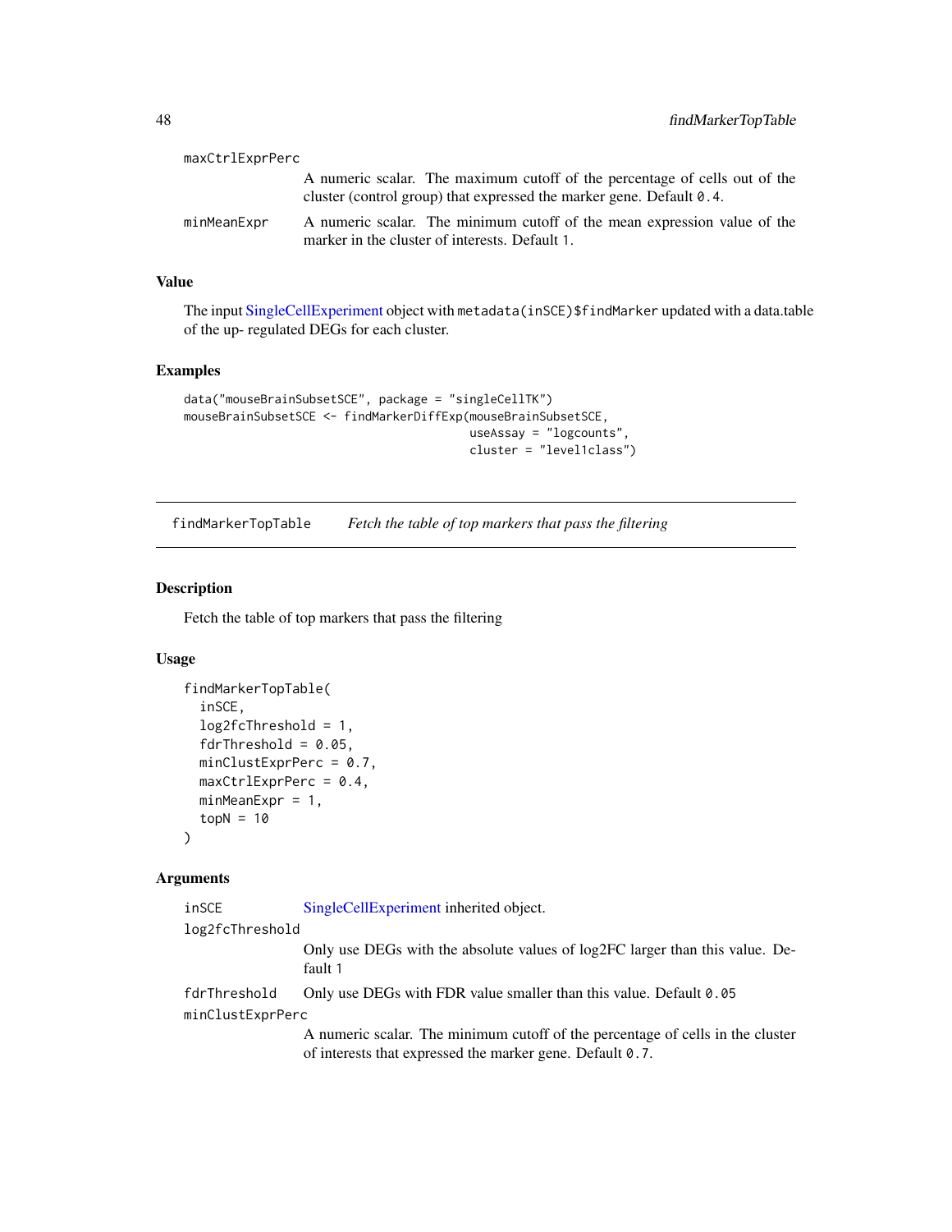maxCtrlExprPerc
: A numeric scalar. The maximum cutoff of the percentage of cells out of the cluster (control group) that expressed the marker gene. Default `0.4`.

minMeanExpr
: A numeric scalar. The minimum cutoff of the mean expression value of the marker in the cluster of interests. Default `1`.

### Value

The input SingleCellExperiment object with `metadata(inSCE)$findMarker` updated with a data.table of the up- regulated DEGs for each cluster.

### Examples

```
data("mouseBrainSubsetSCE", package = "singleCellTK")
mouseBrainSubsetSCE <- findMarkerDiffExp(mouseBrainSubsetSCE,
                                         useAssay = "logcounts",
                                         cluster = "level1class")
```

---

## findMarkerTopTable — *Fetch the table of top markers that pass the filtering*

### Description

Fetch the table of top markers that pass the filtering

### Usage

```
findMarkerTopTable(
  inSCE,
  log2fcThreshold = 1,
  fdrThreshold = 0.05,
  minClustExprPerc = 0.7,
  maxCtrlExprPerc = 0.4,
  minMeanExpr = 1,
  topN = 10
)
```

### Arguments

inSCE
: SingleCellExperiment inherited object.

log2fcThreshold
: Only use DEGs with the absolute values of log2FC larger than this value. Default `1`

fdrThreshold
: Only use DEGs with FDR value smaller than this value. Default `0.05`

minClustExprPerc
: A numeric scalar. The minimum cutoff of the percentage of cells in the cluster of interests that expressed the marker gene. Default `0.7`.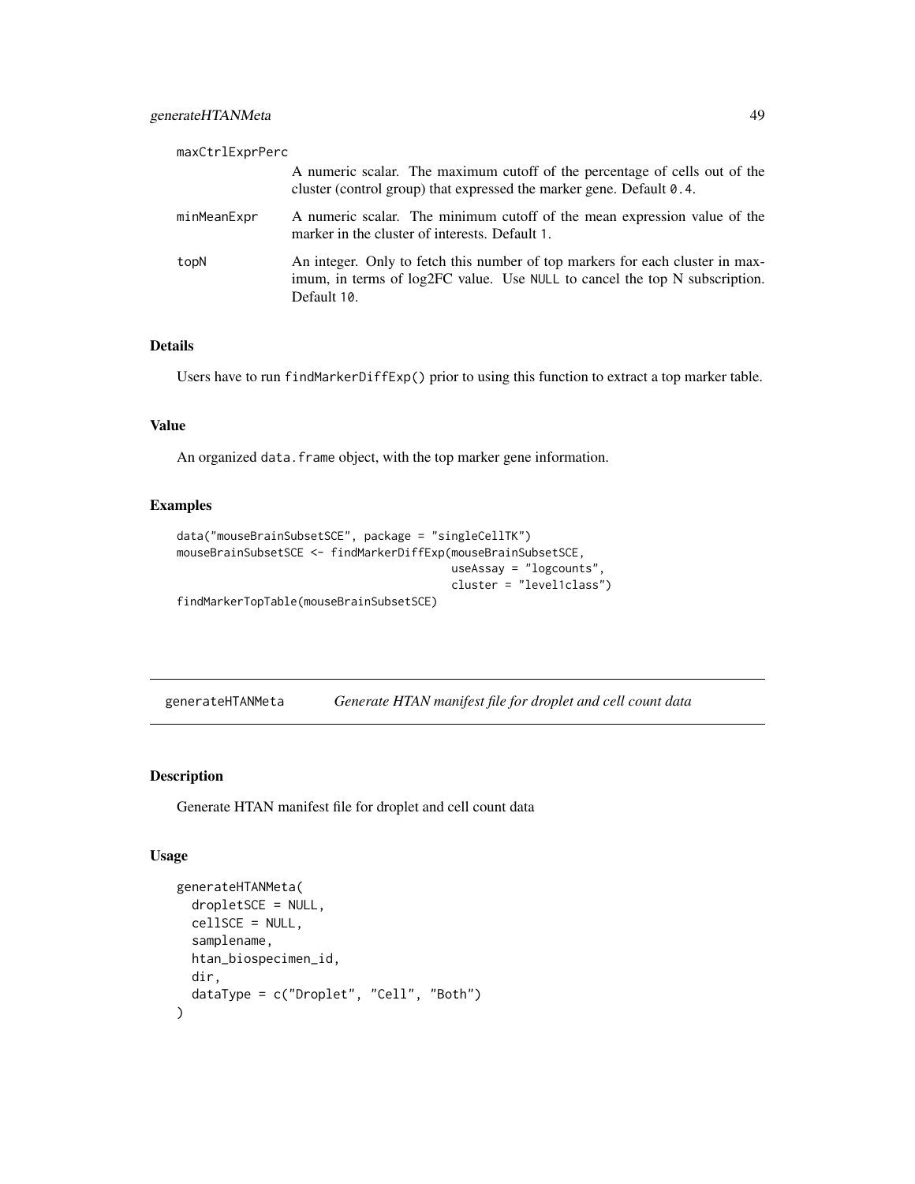| | |
|---|---|
| maxCtrlExprPerc | A numeric scalar. The maximum cutoff of the percentage of cells out of the cluster (control group) that expressed the marker gene. Default 0.4. |
| minMeanExpr | A numeric scalar. The minimum cutoff of the mean expression value of the marker in the cluster of interests. Default 1. |
| topN | An integer. Only to fetch this number of top markers for each cluster in maximum, in terms of log2FC value. Use NULL to cancel the top N subscription. Default 10. |

### Details

Users have to run findMarkerDiffExp() prior to using this function to extract a top marker table.

### Value

An organized data.frame object, with the top marker gene information.

### Examples

```
data("mouseBrainSubsetSCE", package = "singleCellTK")
mouseBrainSubsetSCE <- findMarkerDiffExp(mouseBrainSubsetSCE,
                                         useAssay = "logcounts",
                                         cluster = "level1class")
findMarkerTopTable(mouseBrainSubsetSCE)
```

---

## generateHTANMeta *Generate HTAN manifest file for droplet and cell count data*

### Description

Generate HTAN manifest file for droplet and cell count data

### Usage

```
generateHTANMeta(
  dropletSCE = NULL,
  cellSCE = NULL,
  samplename,
  htan_biospecimen_id,
  dir,
  dataType = c("Droplet", "Cell", "Both")
)
```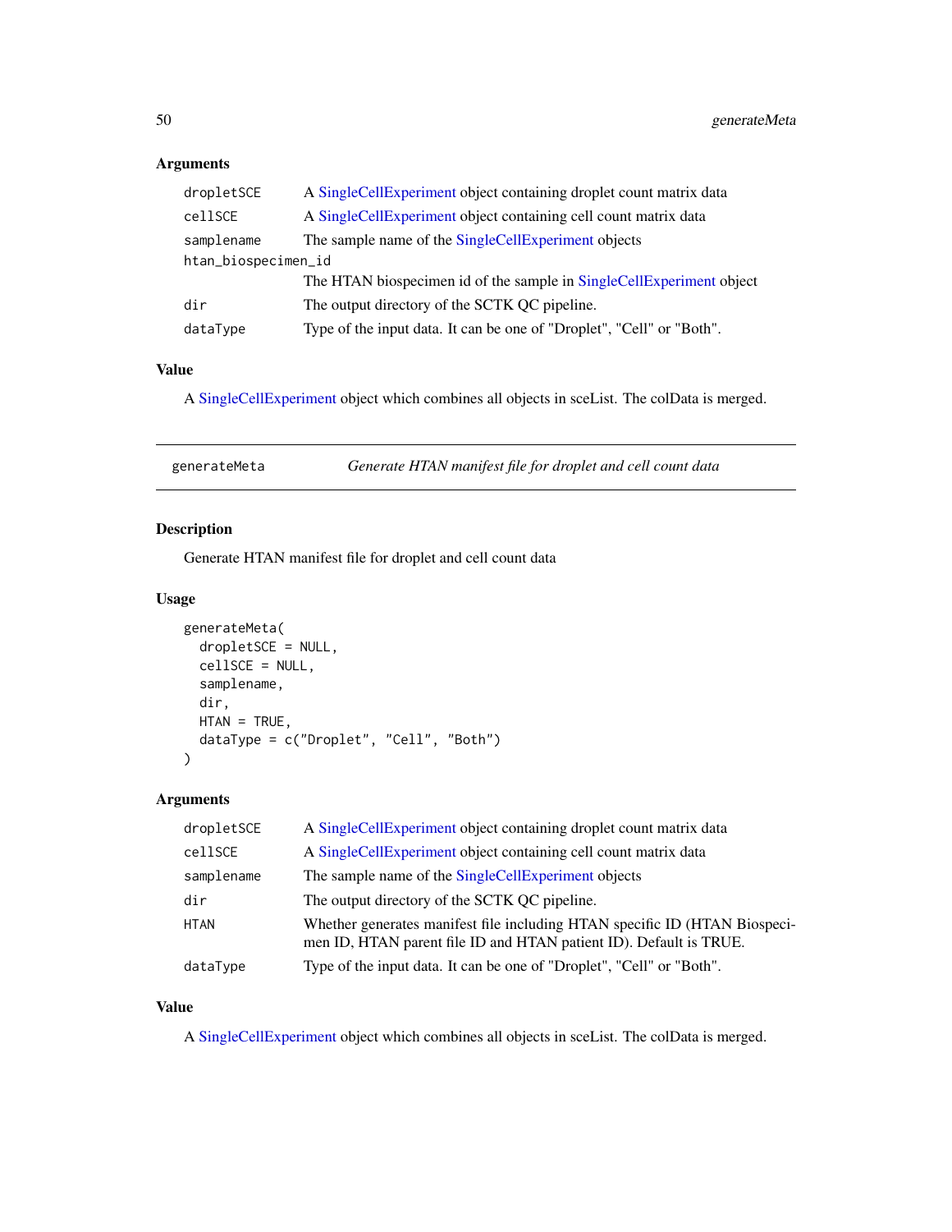### Arguments

| | |
|---|---|
| dropletSCE | A SingleCellExperiment object containing droplet count matrix data |
| cellSCE | A SingleCellExperiment object containing cell count matrix data |
| samplename | The sample name of the SingleCellExperiment objects |
| htan_biospecimen_id | The HTAN biospecimen id of the sample in SingleCellExperiment object |
| dir | The output directory of the SCTK QC pipeline. |
| dataType | Type of the input data. It can be one of "Droplet", "Cell" or "Both". |

### Value

A SingleCellExperiment object which combines all objects in sceList. The colData is merged.

---

## generateMeta — *Generate HTAN manifest file for droplet and cell count data*

### Description

Generate HTAN manifest file for droplet and cell count data

### Usage

```
generateMeta(
  dropletSCE = NULL,
  cellSCE = NULL,
  samplename,
  dir,
  HTAN = TRUE,
  dataType = c("Droplet", "Cell", "Both")
)
```

### Arguments

| | |
|---|---|
| dropletSCE | A SingleCellExperiment object containing droplet count matrix data |
| cellSCE | A SingleCellExperiment object containing cell count matrix data |
| samplename | The sample name of the SingleCellExperiment objects |
| dir | The output directory of the SCTK QC pipeline. |
| HTAN | Whether generates manifest file including HTAN specific ID (HTAN Biospecimen ID, HTAN parent file ID and HTAN patient ID). Default is TRUE. |
| dataType | Type of the input data. It can be one of "Droplet", "Cell" or "Both". |

### Value

A SingleCellExperiment object which combines all objects in sceList. The colData is merged.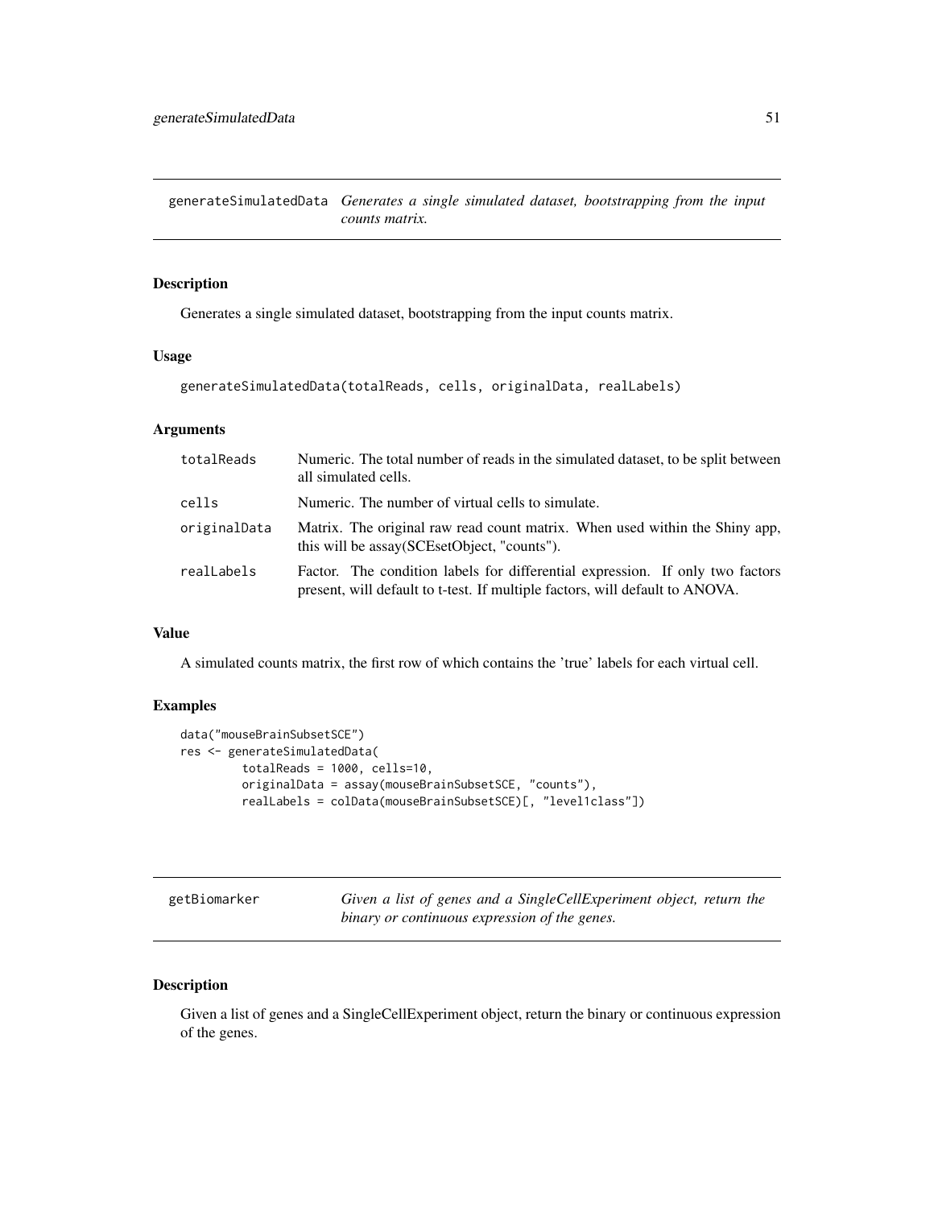## generateSimulatedData *Generates a single simulated dataset, bootstrapping from the input counts matrix.*

### Description

Generates a single simulated dataset, bootstrapping from the input counts matrix.

### Usage

```
generateSimulatedData(totalReads, cells, originalData, realLabels)
```

### Arguments

| | |
|---|---|
| totalReads | Numeric. The total number of reads in the simulated dataset, to be split between all simulated cells. |
| cells | Numeric. The number of virtual cells to simulate. |
| originalData | Matrix. The original raw read count matrix. When used within the Shiny app, this will be assay(SCEsetObject, "counts"). |
| realLabels | Factor. The condition labels for differential expression. If only two factors present, will default to t-test. If multiple factors, will default to ANOVA. |

### Value

A simulated counts matrix, the first row of which contains the 'true' labels for each virtual cell.

### Examples

```
data("mouseBrainSubsetSCE")
res <- generateSimulatedData(
         totalReads = 1000, cells=10,
         originalData = assay(mouseBrainSubsetSCE, "counts"),
         realLabels = colData(mouseBrainSubsetSCE)[, "level1class"])
```

## getBiomarker *Given a list of genes and a SingleCellExperiment object, return the binary or continuous expression of the genes.*

### Description

Given a list of genes and a SingleCellExperiment object, return the binary or continuous expression of the genes.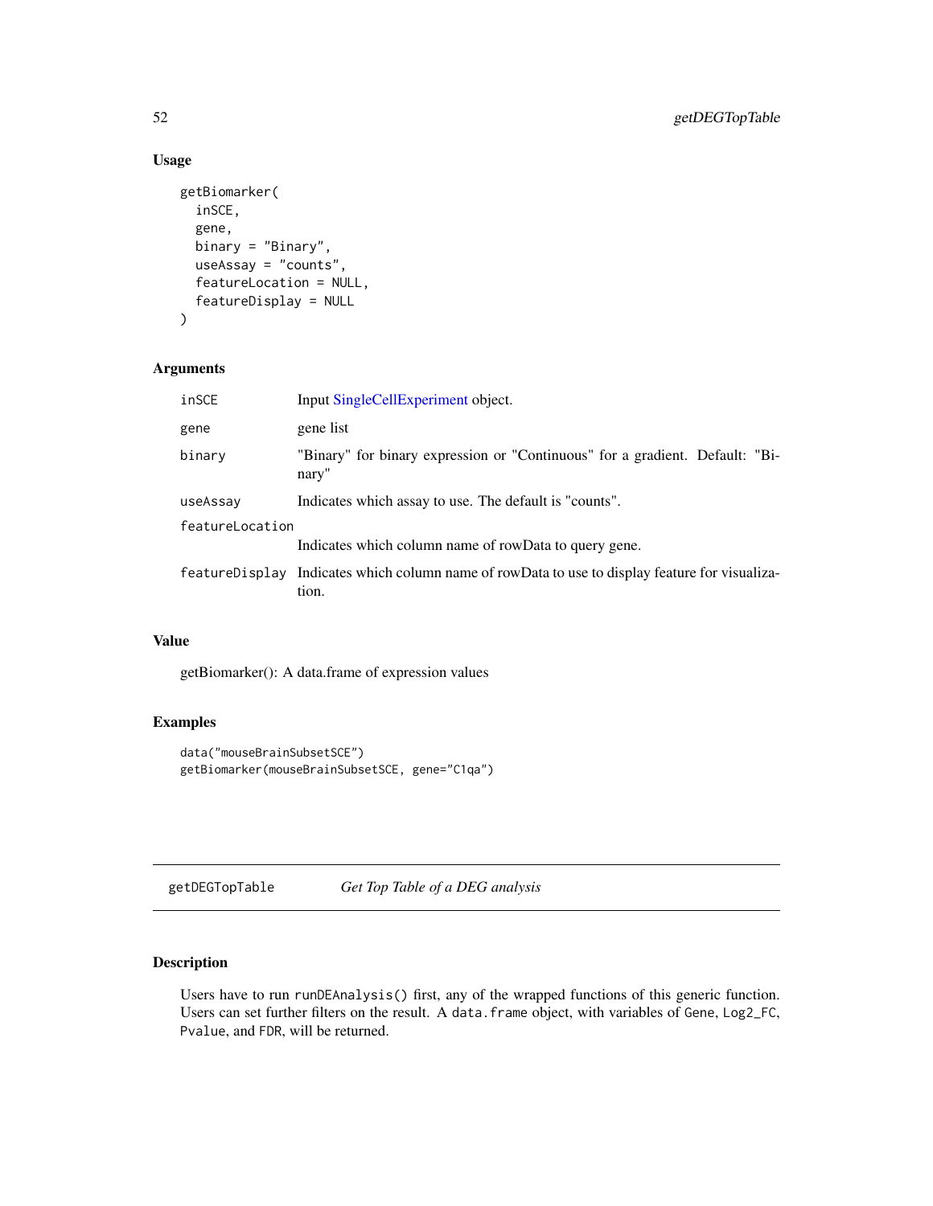## Usage

```
getBiomarker(
  inSCE,
  gene,
  binary = "Binary",
  useAssay = "counts",
  featureLocation = NULL,
  featureDisplay = NULL
)
```

## Arguments

| | |
|---|---|
| inSCE | Input SingleCellExperiment object. |
| gene | gene list |
| binary | "Binary" for binary expression or "Continuous" for a gradient. Default: "Binary" |
| useAssay | Indicates which assay to use. The default is "counts". |
| featureLocation | Indicates which column name of rowData to query gene. |
| featureDisplay | Indicates which column name of rowData to use to display feature for visualization. |

## Value

getBiomarker(): A data.frame of expression values

## Examples

```
data("mouseBrainSubsetSCE")
getBiomarker(mouseBrainSubsetSCE, gene="C1qa")
```

---

# getDEGTopTable *Get Top Table of a DEG analysis*

## Description

Users have to run `runDEAnalysis()` first, any of the wrapped functions of this generic function. Users can set further filters on the result. A `data.frame` object, with variables of `Gene`, `Log2_FC`, `Pvalue`, and `FDR`, will be returned.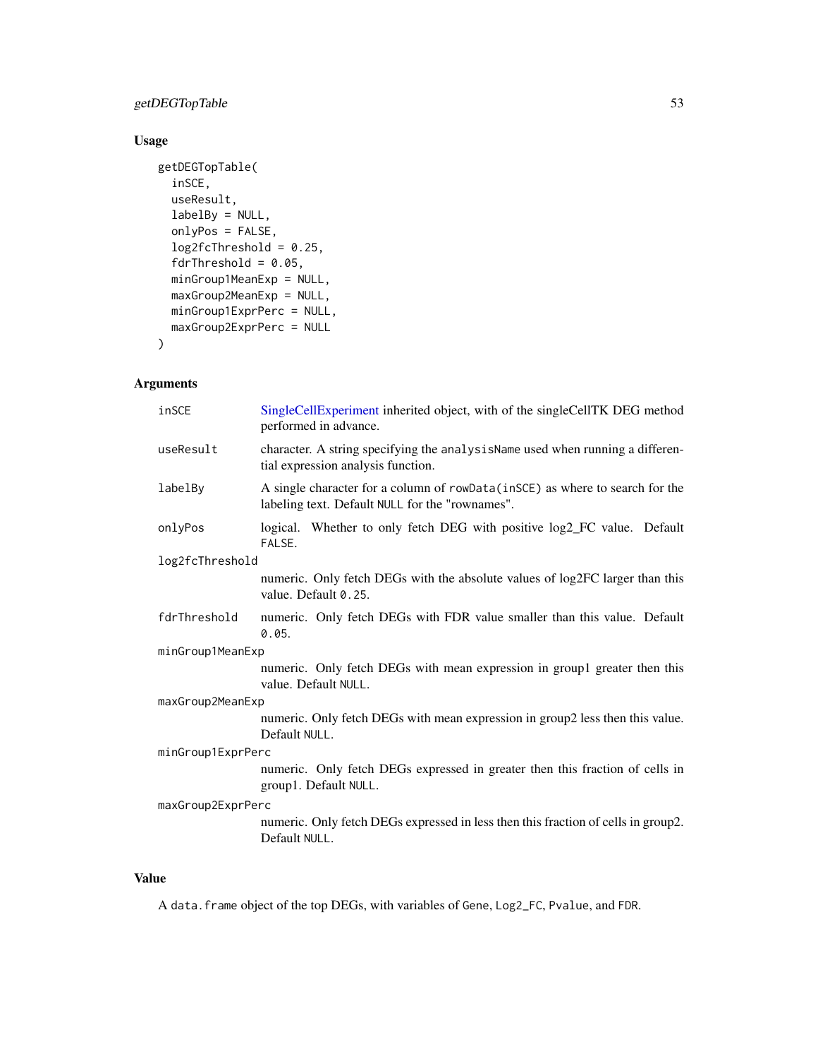## Usage

```
getDEGTopTable(
  inSCE,
  useResult,
  labelBy = NULL,
  onlyPos = FALSE,
  log2fcThreshold = 0.25,
  fdrThreshold = 0.05,
  minGroup1MeanExp = NULL,
  maxGroup2MeanExp = NULL,
  minGroup1ExprPerc = NULL,
  maxGroup2ExprPerc = NULL
)
```

## Arguments

| Argument | Description |
|---|---|
| inSCE | SingleCellExperiment inherited object, with of the singleCellTK DEG method performed in advance. |
| useResult | character. A string specifying the `analysisName` used when running a differential expression analysis function. |
| labelBy | A single character for a column of `rowData(inSCE)` as where to search for the labeling text. Default `NULL` for the "rownames". |
| onlyPos | logical. Whether to only fetch DEG with positive log2_FC value. Default `FALSE`. |
| log2fcThreshold | numeric. Only fetch DEGs with the absolute values of log2FC larger than this value. Default `0.25`. |
| fdrThreshold | numeric. Only fetch DEGs with FDR value smaller than this value. Default `0.05`. |
| minGroup1MeanExp | numeric. Only fetch DEGs with mean expression in group1 greater then this value. Default `NULL`. |
| maxGroup2MeanExp | numeric. Only fetch DEGs with mean expression in group2 less then this value. Default `NULL`. |
| minGroup1ExprPerc | numeric. Only fetch DEGs expressed in greater then this fraction of cells in group1. Default `NULL`. |
| maxGroup2ExprPerc | numeric. Only fetch DEGs expressed in less then this fraction of cells in group2. Default `NULL`. |

## Value

A `data.frame` object of the top DEGs, with variables of `Gene`, `Log2_FC`, `Pvalue`, and `FDR`.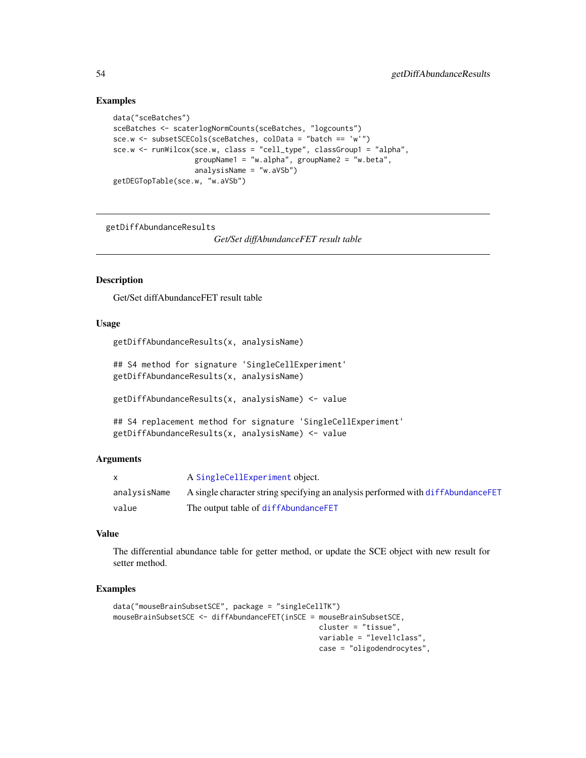## Examples

```
data("sceBatches")
sceBatches <- scaterlogNormCounts(sceBatches, "logcounts")
sce.w <- subsetSCECols(sceBatches, colData = "batch == 'w'")
sce.w <- runWilcox(sce.w, class = "cell_type", classGroup1 = "alpha",
                   groupName1 = "w.alpha", groupName2 = "w.beta",
                   analysisName = "w.aVSb")
getDEGTopTable(sce.w, "w.aVSb")
```

---

`getDiffAbundanceResults` *Get/Set diffAbundanceFET result table*

---

## Description

Get/Set diffAbundanceFET result table

## Usage

```
getDiffAbundanceResults(x, analysisName)

## S4 method for signature 'SingleCellExperiment'
getDiffAbundanceResults(x, analysisName)

getDiffAbundanceResults(x, analysisName) <- value

## S4 replacement method for signature 'SingleCellExperiment'
getDiffAbundanceResults(x, analysisName) <- value
```

## Arguments

| | |
|---|---|
| x | A SingleCellExperiment object. |
| analysisName | A single character string specifying an analysis performed with diffAbundanceFET |
| value | The output table of diffAbundanceFET |

## Value

The differential abundance table for getter method, or update the SCE object with new result for setter method.

## Examples

```
data("mouseBrainSubsetSCE", package = "singleCellTK")
mouseBrainSubsetSCE <- diffAbundanceFET(inSCE = mouseBrainSubsetSCE,
                                        cluster = "tissue",
                                        variable = "level1class",
                                        case = "oligodendrocytes",
```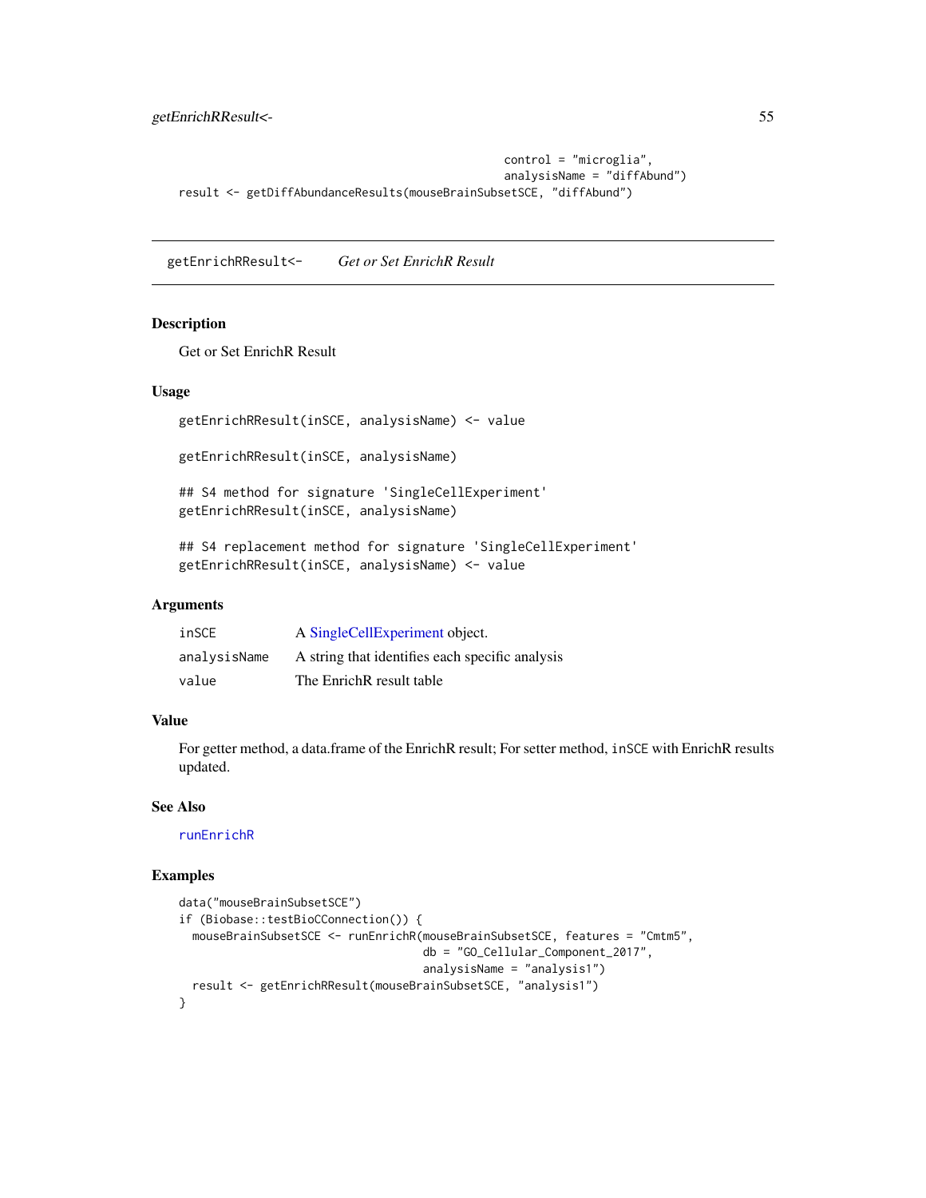```
                                              control = "microglia",
                                              analysisName = "diffAbund")
result <- getDiffAbundanceResults(mouseBrainSubsetSCE, "diffAbund")
```

## getEnrichRResult<- *Get or Set EnrichR Result*

### Description

Get or Set EnrichR Result

### Usage

```
getEnrichRResult(inSCE, analysisName) <- value

getEnrichRResult(inSCE, analysisName)

## S4 method for signature 'SingleCellExperiment'
getEnrichRResult(inSCE, analysisName)

## S4 replacement method for signature 'SingleCellExperiment'
getEnrichRResult(inSCE, analysisName) <- value
```

### Arguments

| | |
|---|---|
| inSCE | A SingleCellExperiment object. |
| analysisName | A string that identifies each specific analysis |
| value | The EnrichR result table |

### Value

For getter method, a data.frame of the EnrichR result; For setter method, `inSCE` with EnrichR results updated.

### See Also

`runEnrichR`

### Examples

```
data("mouseBrainSubsetSCE")
if (Biobase::testBioCConnection()) {
  mouseBrainSubsetSCE <- runEnrichR(mouseBrainSubsetSCE, features = "Cmtm5",
                                    db = "GO_Cellular_Component_2017",
                                    analysisName = "analysis1")
  result <- getEnrichRResult(mouseBrainSubsetSCE, "analysis1")
}
```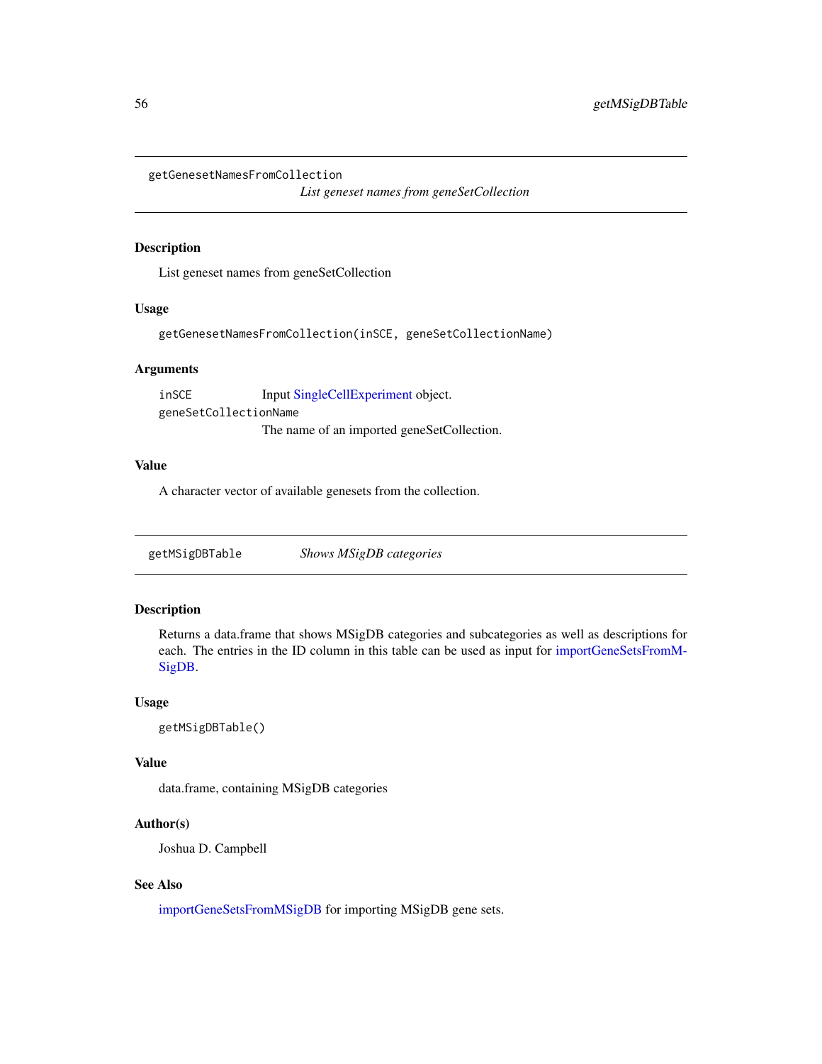## getGenesetNamesFromCollection

*List geneset names from geneSetCollection*

### Description

List geneset names from geneSetCollection

### Usage

```
getGenesetNamesFromCollection(inSCE, geneSetCollectionName)
```

### Arguments

- `inSCE` Input SingleCellExperiment object.
- `geneSetCollectionName` The name of an imported geneSetCollection.

### Value

A character vector of available genesets from the collection.

## getMSigDBTable

*Shows MSigDB categories*

### Description

Returns a data.frame that shows MSigDB categories and subcategories as well as descriptions for each. The entries in the ID column in this table can be used as input for importGeneSetsFromMSigDB.

### Usage

```
getMSigDBTable()
```

### Value

data.frame, containing MSigDB categories

### Author(s)

Joshua D. Campbell

### See Also

importGeneSetsFromMSigDB for importing MSigDB gene sets.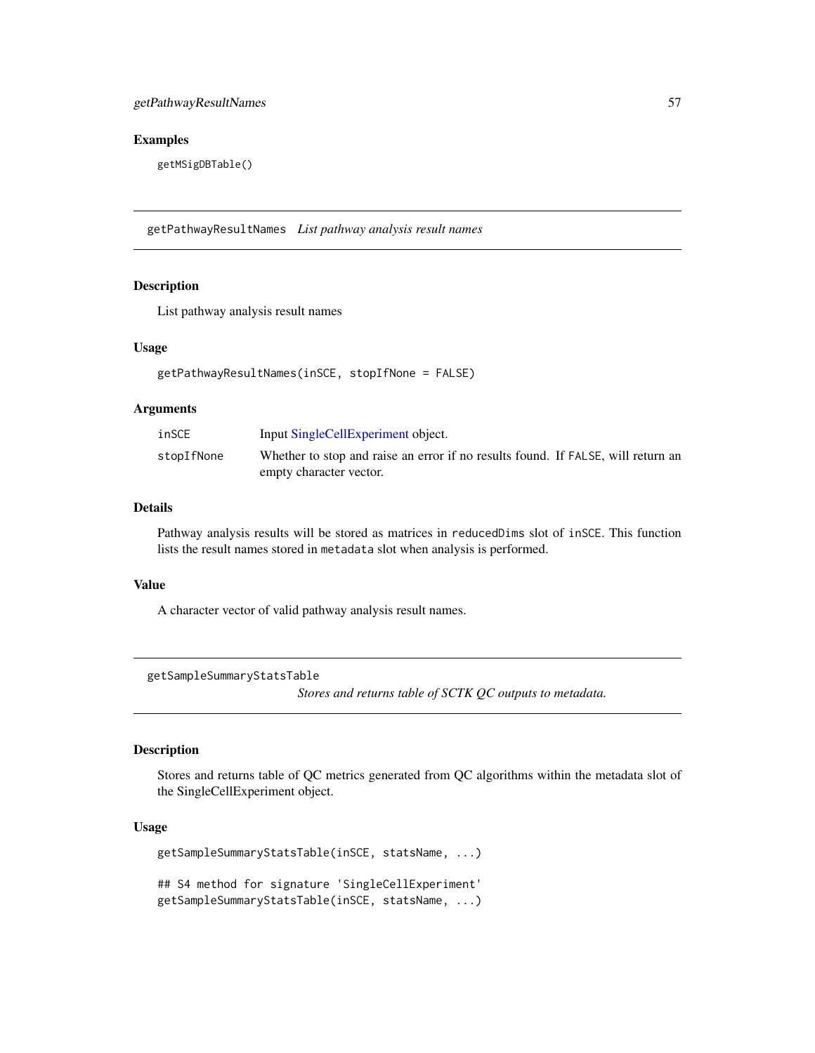## Examples

```
getMSigDBTable()
```

---

## getPathwayResultNames *List pathway analysis result names*

### Description

List pathway analysis result names

### Usage

```
getPathwayResultNames(inSCE, stopIfNone = FALSE)
```

### Arguments

| | |
|---|---|
| inSCE | Input SingleCellExperiment object. |
| stopIfNone | Whether to stop and raise an error if no results found. If FALSE, will return an empty character vector. |

### Details

Pathway analysis results will be stored as matrices in `reducedDims` slot of `inSCE`. This function lists the result names stored in `metadata` slot when analysis is performed.

### Value

A character vector of valid pathway analysis result names.

---

## getSampleSummaryStatsTable *Stores and returns table of SCTK QC outputs to metadata.*

### Description

Stores and returns table of QC metrics generated from QC algorithms within the metadata slot of the SingleCellExperiment object.

### Usage

```
getSampleSummaryStatsTable(inSCE, statsName, ...)

## S4 method for signature 'SingleCellExperiment'
getSampleSummaryStatsTable(inSCE, statsName, ...)
```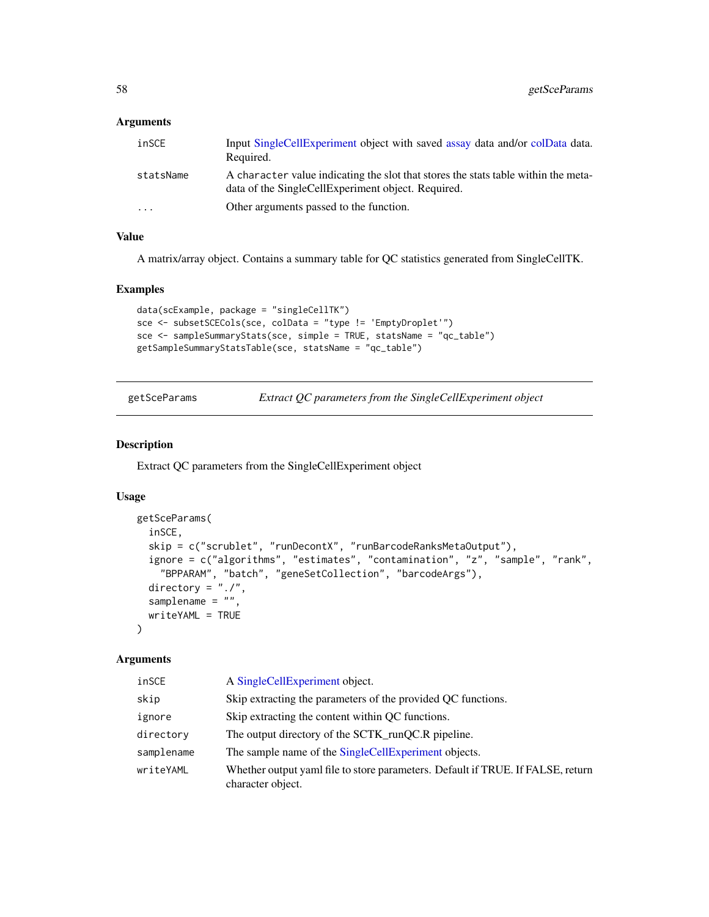### Arguments

| | |
|---|---|
| inSCE | Input SingleCellExperiment object with saved assay data and/or colData data. Required. |
| statsName | A character value indicating the slot that stores the stats table within the metadata of the SingleCellExperiment object. Required. |
| ... | Other arguments passed to the function. |

### Value

A matrix/array object. Contains a summary table for QC statistics generated from SingleCellTK.

### Examples

```
data(scExample, package = "singleCellTK")
sce <- subsetSCECols(sce, colData = "type != 'EmptyDroplet'")
sce <- sampleSummaryStats(sce, simple = TRUE, statsName = "qc_table")
getSampleSummaryStatsTable(sce, statsName = "qc_table")
```

---

## getSceParams — *Extract QC parameters from the SingleCellExperiment object*

### Description

Extract QC parameters from the SingleCellExperiment object

### Usage

```
getSceParams(
  inSCE,
  skip = c("scrublet", "runDecontX", "runBarcodeRanksMetaOutput"),
  ignore = c("algorithms", "estimates", "contamination", "z", "sample", "rank",
    "BPPARAM", "batch", "geneSetCollection", "barcodeArgs"),
  directory = "./",
  samplename = "",
  writeYAML = TRUE
)
```

### Arguments

| | |
|---|---|
| inSCE | A SingleCellExperiment object. |
| skip | Skip extracting the parameters of the provided QC functions. |
| ignore | Skip extracting the content within QC functions. |
| directory | The output directory of the SCTK_runQC.R pipeline. |
| samplename | The sample name of the SingleCellExperiment objects. |
| writeYAML | Whether output yaml file to store parameters. Default if TRUE. If FALSE, return character object. |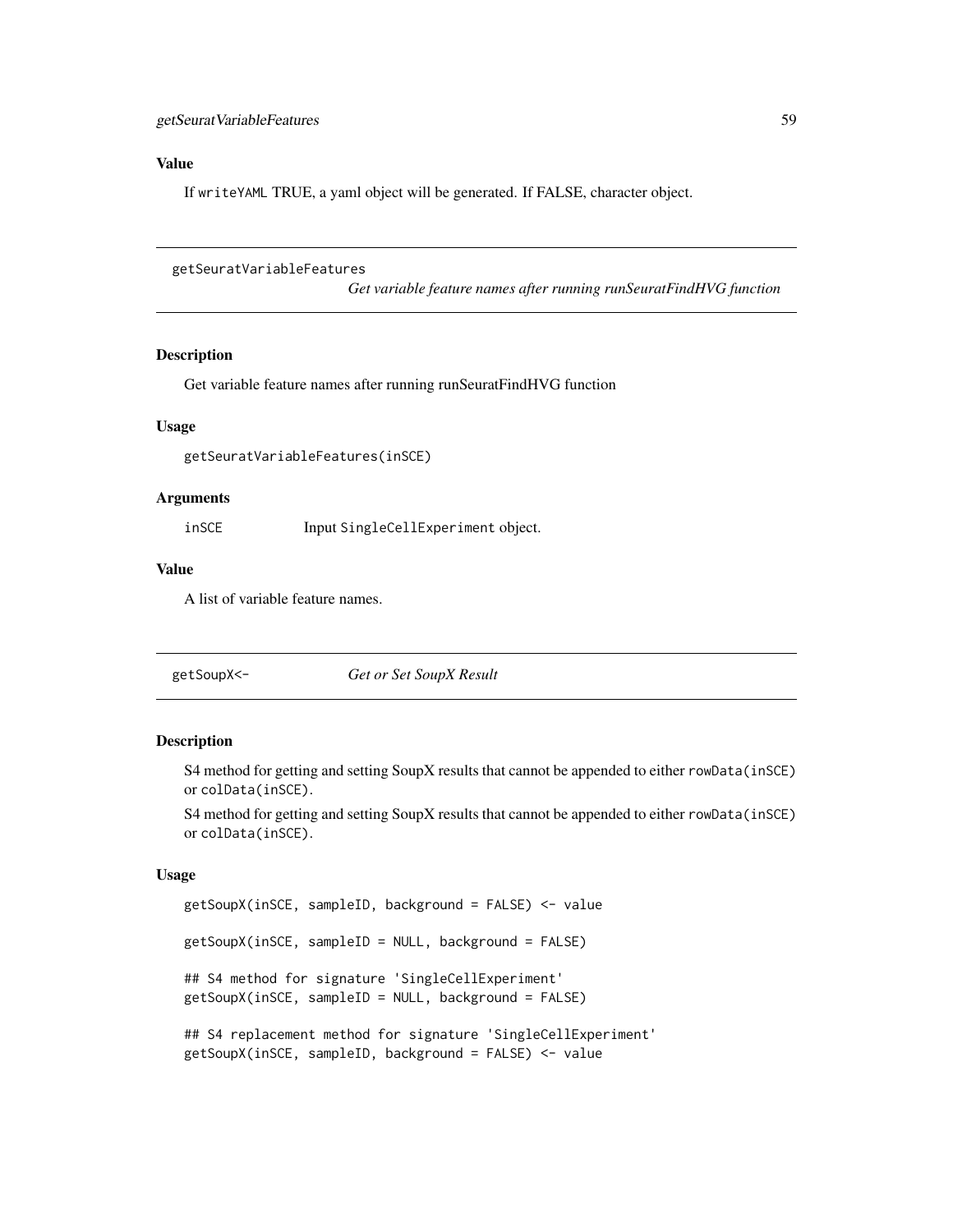### Value

If `writeYAML` TRUE, a yaml object will be generated. If FALSE, character object.

---

## getSeuratVariableFeatures

*Get variable feature names after running runSeuratFindHVG function*

### Description

Get variable feature names after running runSeuratFindHVG function

### Usage

```
getSeuratVariableFeatures(inSCE)
```

### Arguments

| | |
|---|---|
| inSCE | Input `SingleCellExperiment` object. |

### Value

A list of variable feature names.

---

## getSoupX<-

*Get or Set SoupX Result*

### Description

S4 method for getting and setting SoupX results that cannot be appended to either `rowData(inSCE)` or `colData(inSCE)`.

S4 method for getting and setting SoupX results that cannot be appended to either `rowData(inSCE)` or `colData(inSCE)`.

### Usage

```
getSoupX(inSCE, sampleID, background = FALSE) <- value

getSoupX(inSCE, sampleID = NULL, background = FALSE)

## S4 method for signature 'SingleCellExperiment'
getSoupX(inSCE, sampleID = NULL, background = FALSE)

## S4 replacement method for signature 'SingleCellExperiment'
getSoupX(inSCE, sampleID, background = FALSE) <- value
```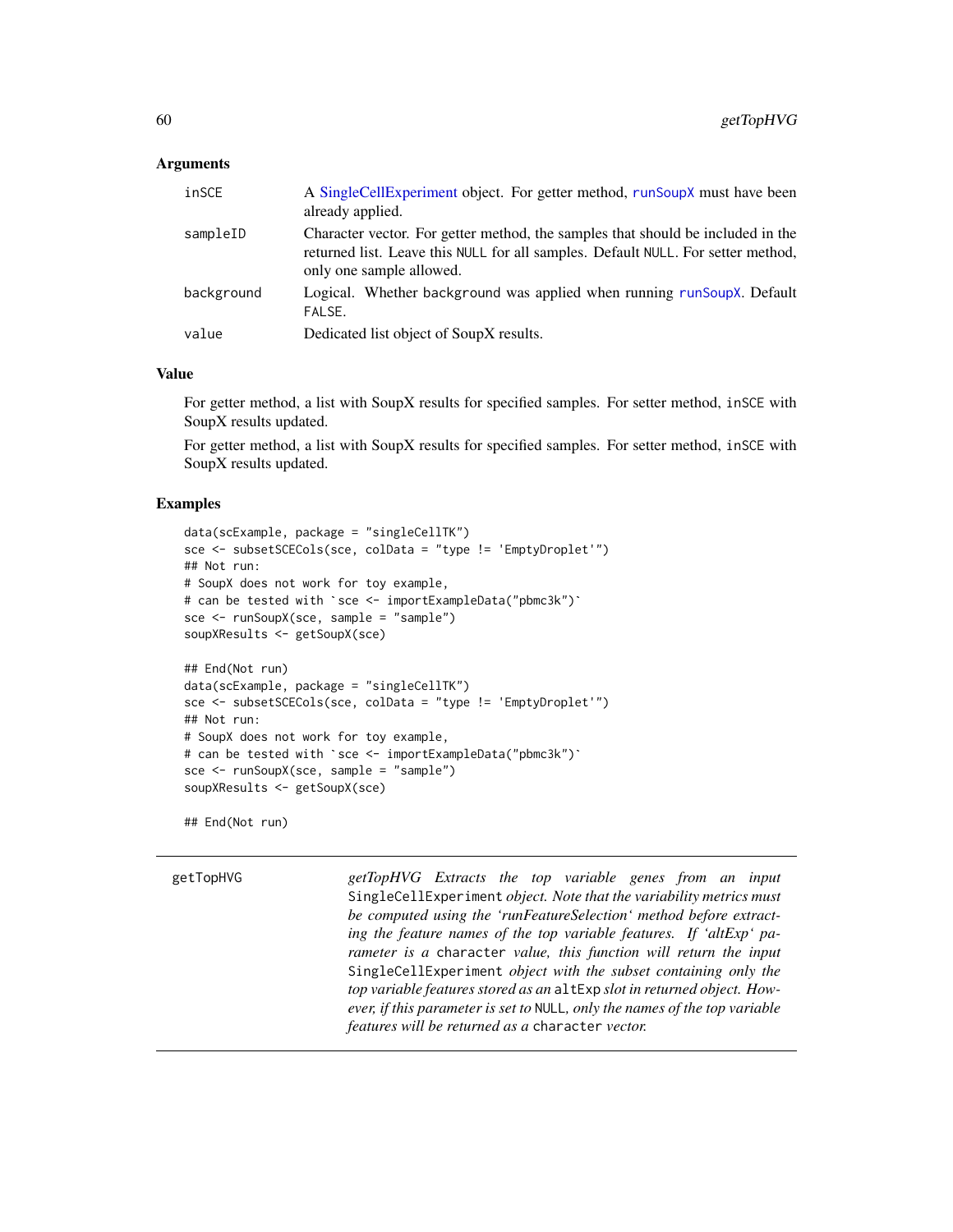### Arguments

| | |
|---|---|
| inSCE | A SingleCellExperiment object. For getter method, runSoupX must have been already applied. |
| sampleID | Character vector. For getter method, the samples that should be included in the returned list. Leave this NULL for all samples. Default NULL. For setter method, only one sample allowed. |
| background | Logical. Whether background was applied when running runSoupX. Default FALSE. |
| value | Dedicated list object of SoupX results. |

### Value

For getter method, a list with SoupX results for specified samples. For setter method, inSCE with SoupX results updated.

For getter method, a list with SoupX results for specified samples. For setter method, inSCE with SoupX results updated.

### Examples

```
data(scExample, package = "singleCellTK")
sce <- subsetSCECols(sce, colData = "type != 'EmptyDroplet'")
## Not run:
# SoupX does not work for toy example,
# can be tested with `sce <- importExampleData("pbmc3k")`
sce <- runSoupX(sce, sample = "sample")
soupXResults <- getSoupX(sce)

## End(Not run)
data(scExample, package = "singleCellTK")
sce <- subsetSCECols(sce, colData = "type != 'EmptyDroplet'")
## Not run:
# SoupX does not work for toy example,
# can be tested with `sce <- importExampleData("pbmc3k")`
sce <- runSoupX(sce, sample = "sample")
soupXResults <- getSoupX(sce)

## End(Not run)
```

---

## getTopHVG

*getTopHVG Extracts the top variable genes from an input* `SingleCellExperiment` *object. Note that the variability metrics must be computed using the 'runFeatureSelection' method before extracting the feature names of the top variable features. If 'altExp' parameter is a* `character` *value, this function will return the input* `SingleCellExperiment` *object with the subset containing only the top variable features stored as an* `altExp` *slot in returned object. However, if this parameter is set to* `NULL`*, only the names of the top variable features will be returned as a* `character` *vector.*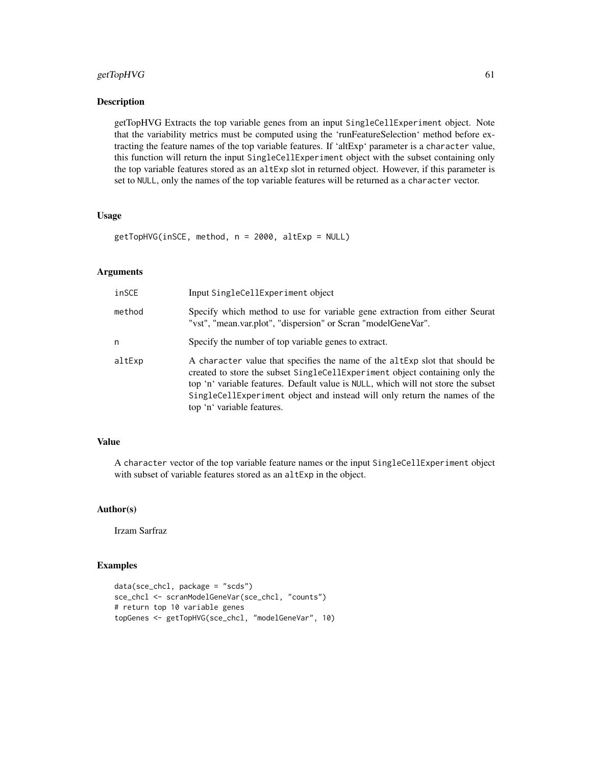### Description

getTopHVG Extracts the top variable genes from an input SingleCellExperiment object. Note that the variability metrics must be computed using the ‘runFeatureSelection‘ method before extracting the feature names of the top variable features. If ‘altExp‘ parameter is a character value, this function will return the input SingleCellExperiment object with the subset containing only the top variable features stored as an altExp slot in returned object. However, if this parameter is set to NULL, only the names of the top variable features will be returned as a character vector.

### Usage

```
getTopHVG(inSCE, method, n = 2000, altExp = NULL)
```

### Arguments

| | |
|---|---|
| inSCE | Input SingleCellExperiment object |
| method | Specify which method to use for variable gene extraction from either Seurat "vst", "mean.var.plot", "dispersion" or Scran "modelGeneVar". |
| n | Specify the number of top variable genes to extract. |
| altExp | A character value that specifies the name of the altExp slot that should be created to store the subset SingleCellExperiment object containing only the top ‘n‘ variable features. Default value is NULL, which will not store the subset SingleCellExperiment object and instead will only return the names of the top ‘n‘ variable features. |

### Value

A character vector of the top variable feature names or the input SingleCellExperiment object with subset of variable features stored as an altExp in the object.

### Author(s)

Irzam Sarfraz

### Examples

```
data(sce_chcl, package = "scds")
sce_chcl <- scranModelGeneVar(sce_chcl, "counts")
# return top 10 variable genes
topGenes <- getTopHVG(sce_chcl, "modelGeneVar", 10)
```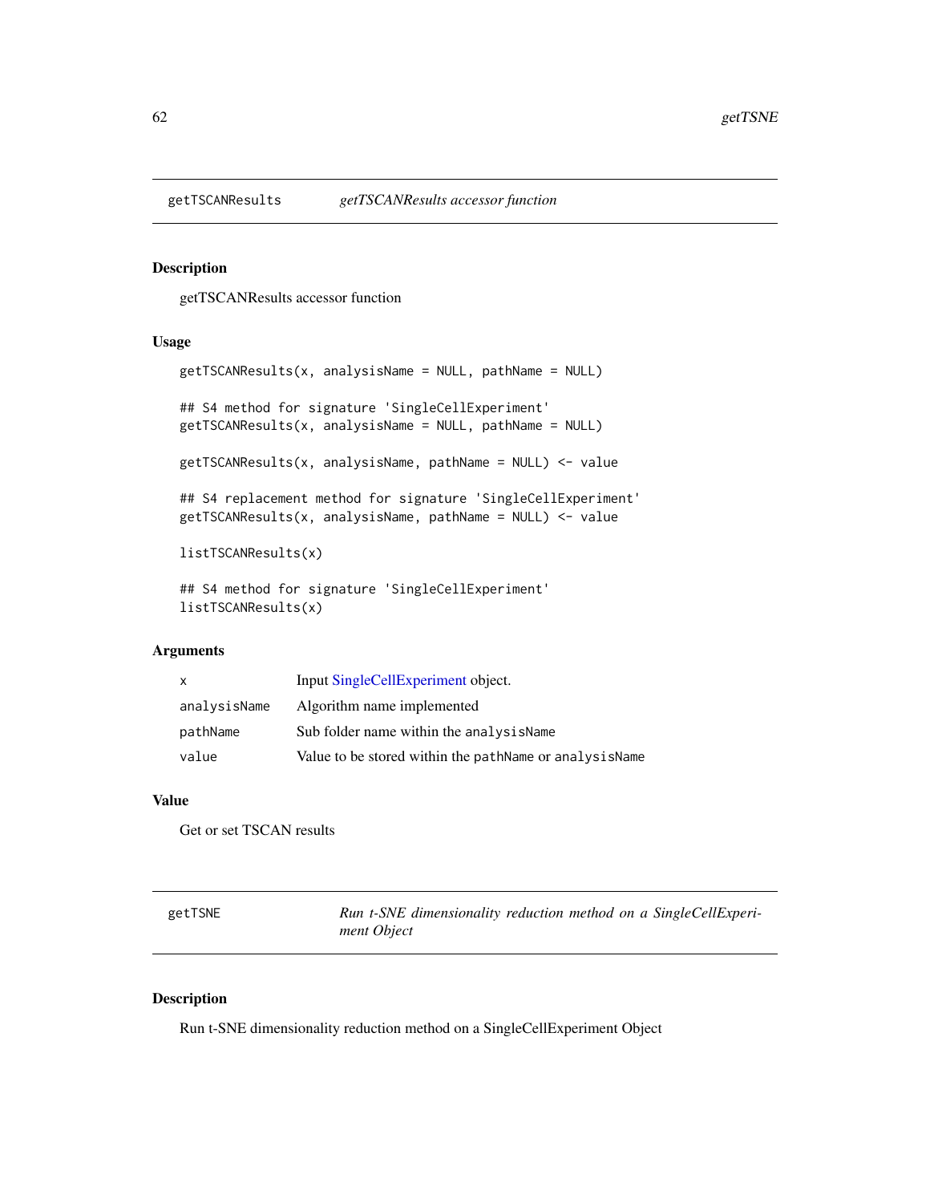## getTSCANResults — *getTSCANResults accessor function*

### Description

getTSCANResults accessor function

### Usage

```
getTSCANResults(x, analysisName = NULL, pathName = NULL)

## S4 method for signature 'SingleCellExperiment'
getTSCANResults(x, analysisName = NULL, pathName = NULL)

getTSCANResults(x, analysisName, pathName = NULL) <- value

## S4 replacement method for signature 'SingleCellExperiment'
getTSCANResults(x, analysisName, pathName = NULL) <- value

listTSCANResults(x)

## S4 method for signature 'SingleCellExperiment'
listTSCANResults(x)
```

### Arguments

| | |
|---|---|
| `x` | Input SingleCellExperiment object. |
| `analysisName` | Algorithm name implemented |
| `pathName` | Sub folder name within the `analysisName` |
| `value` | Value to be stored within the `pathName` or `analysisName` |

### Value

Get or set TSCAN results

## getTSNE — *Run t-SNE dimensionality reduction method on a SingleCellExperiment Object*

### Description

Run t-SNE dimensionality reduction method on a SingleCellExperiment Object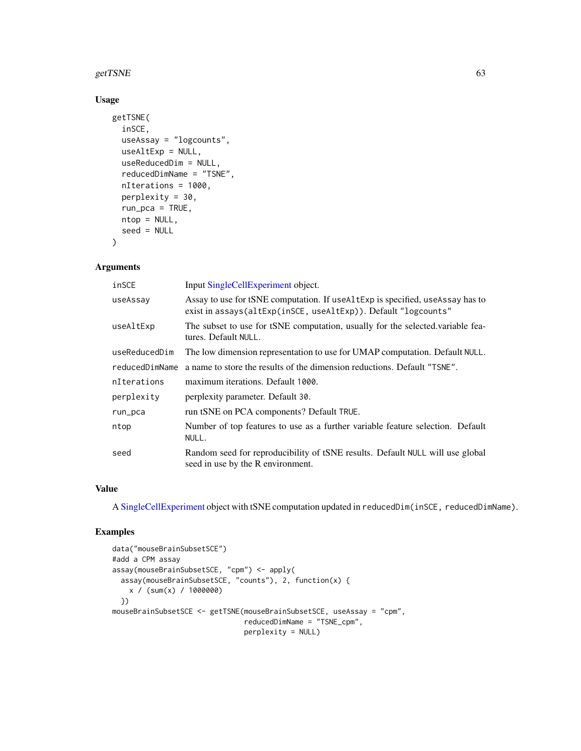## Usage

```
getTSNE(
  inSCE,
  useAssay = "logcounts",
  useAltExp = NULL,
  useReducedDim = NULL,
  reducedDimName = "TSNE",
  nIterations = 1000,
  perplexity = 30,
  run_pca = TRUE,
  ntop = NULL,
  seed = NULL
)
```

## Arguments

| | |
|---|---|
| `inSCE` | Input SingleCellExperiment object. |
| `useAssay` | Assay to use for tSNE computation. If `useAltExp` is specified, `useAssay` has to exist in `assays(altExp(inSCE, useAltExp))`. Default `"logcounts"` |
| `useAltExp` | The subset to use for tSNE computation, usually for the selected.variable features. Default `NULL`. |
| `useReducedDim` | The low dimension representation to use for UMAP computation. Default `NULL`. |
| `reducedDimName` | a name to store the results of the dimension reductions. Default `"TSNE"`. |
| `nIterations` | maximum iterations. Default `1000`. |
| `perplexity` | perplexity parameter. Default `30`. |
| `run_pca` | run tSNE on PCA components? Default `TRUE`. |
| `ntop` | Number of top features to use as a further variable feature selection. Default `NULL`. |
| `seed` | Random seed for reproducibility of tSNE results. Default `NULL` will use global seed in use by the R environment. |

## Value

A SingleCellExperiment object with tSNE computation updated in `reducedDim(inSCE, reducedDimName)`.

## Examples

```
data("mouseBrainSubsetSCE")
#add a CPM assay
assay(mouseBrainSubsetSCE, "cpm") <- apply(
  assay(mouseBrainSubsetSCE, "counts"), 2, function(x) {
    x / (sum(x) / 1000000)
  })
mouseBrainSubsetSCE <- getTSNE(mouseBrainSubsetSCE, useAssay = "cpm",
                               reducedDimName = "TSNE_cpm",
                               perplexity = NULL)
```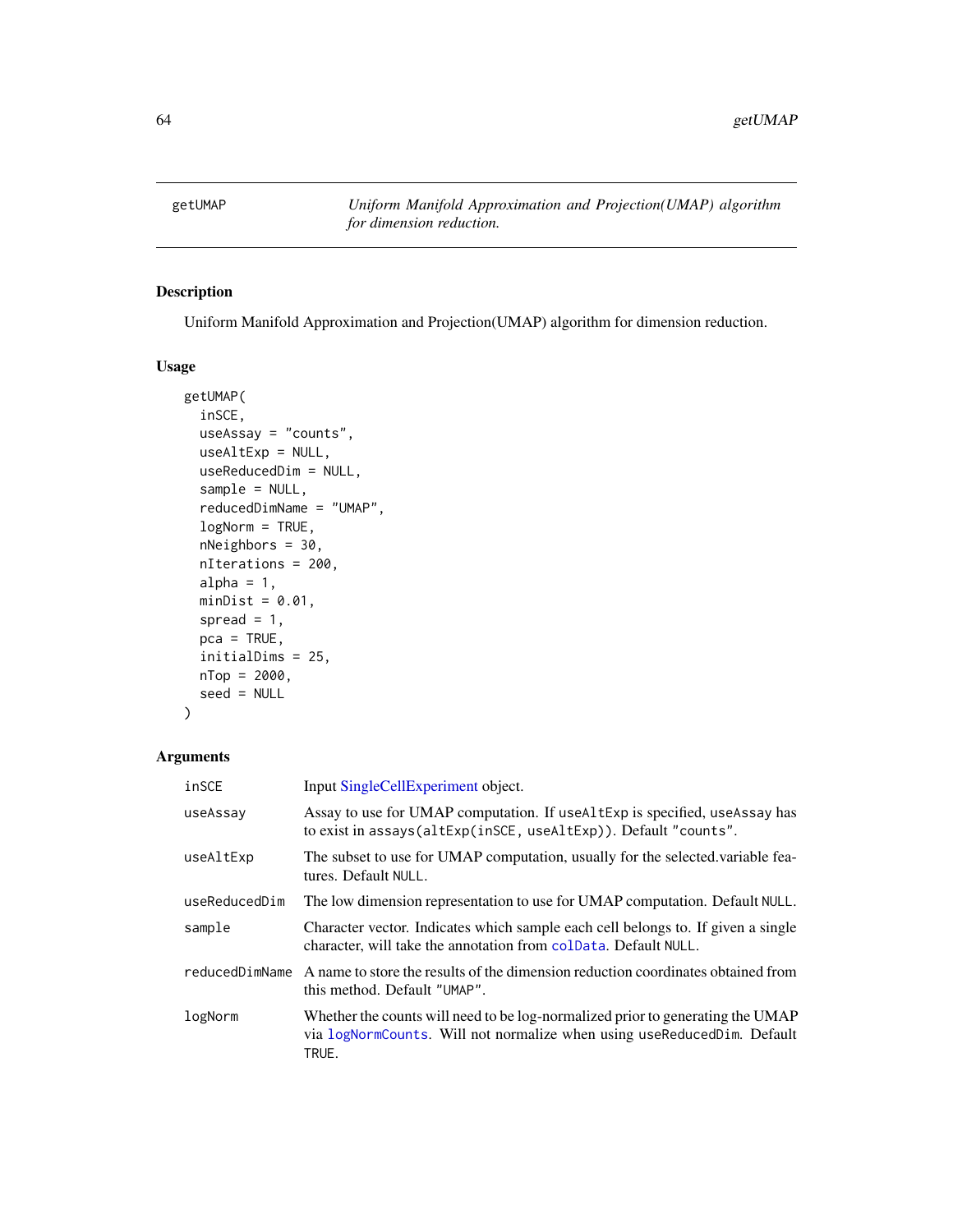getUMAP — *Uniform Manifold Approximation and Projection(UMAP) algorithm for dimension reduction.*

## Description

Uniform Manifold Approximation and Projection(UMAP) algorithm for dimension reduction.

## Usage

```
getUMAP(
  inSCE,
  useAssay = "counts",
  useAltExp = NULL,
  useReducedDim = NULL,
  sample = NULL,
  reducedDimName = "UMAP",
  logNorm = TRUE,
  nNeighbors = 30,
  nIterations = 200,
  alpha = 1,
  minDist = 0.01,
  spread = 1,
  pca = TRUE,
  initialDims = 25,
  nTop = 2000,
  seed = NULL
)
```

## Arguments

| | |
|---|---|
| inSCE | Input SingleCellExperiment object. |
| useAssay | Assay to use for UMAP computation. If `useAltExp` is specified, `useAssay` has to exist in `assays(altExp(inSCE, useAltExp))`. Default `"counts"`. |
| useAltExp | The subset to use for UMAP computation, usually for the selected.variable features. Default `NULL`. |
| useReducedDim | The low dimension representation to use for UMAP computation. Default `NULL`. |
| sample | Character vector. Indicates which sample each cell belongs to. If given a single character, will take the annotation from `colData`. Default `NULL`. |
| reducedDimName | A name to store the results of the dimension reduction coordinates obtained from this method. Default `"UMAP"`. |
| logNorm | Whether the counts will need to be log-normalized prior to generating the UMAP via `logNormCounts`. Will not normalize when using `useReducedDim`. Default `TRUE`. |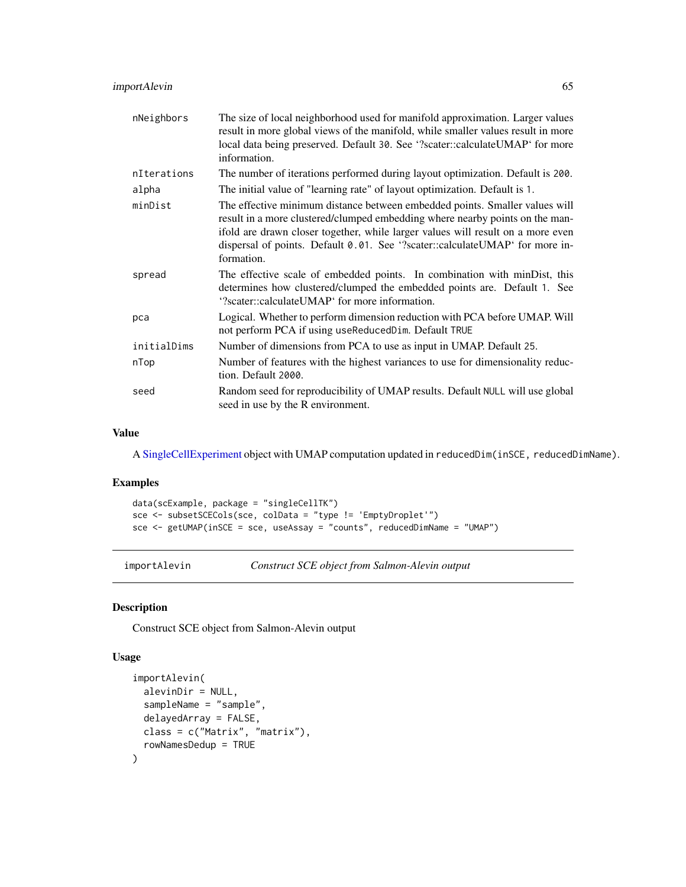| | |
|---|---|
| nNeighbors | The size of local neighborhood used for manifold approximation. Larger values result in more global views of the manifold, while smaller values result in more local data being preserved. Default 30. See '?scater::calculateUMAP' for more information. |
| nIterations | The number of iterations performed during layout optimization. Default is 200. |
| alpha | The initial value of "learning rate" of layout optimization. Default is 1. |
| minDist | The effective minimum distance between embedded points. Smaller values will result in a more clustered/clumped embedding where nearby points on the manifold are drawn closer together, while larger values will result on a more even dispersal of points. Default 0.01. See '?scater::calculateUMAP' for more information. |
| spread | The effective scale of embedded points. In combination with minDist, this determines how clustered/clumped the embedded points are. Default 1. See '?scater::calculateUMAP' for more information. |
| pca | Logical. Whether to perform dimension reduction with PCA before UMAP. Will not perform PCA if using useReducedDim. Default TRUE |
| initialDims | Number of dimensions from PCA to use as input in UMAP. Default 25. |
| nTop | Number of features with the highest variances to use for dimensionality reduction. Default 2000. |
| seed | Random seed for reproducibility of UMAP results. Default NULL will use global seed in use by the R environment. |

### Value

A SingleCellExperiment object with UMAP computation updated in reducedDim(inSCE, reducedDimName).

### Examples

```
data(scExample, package = "singleCellTK")
sce <- subsetSCECols(sce, colData = "type != 'EmptyDroplet'")
sce <- getUMAP(inSCE = sce, useAssay = "counts", reducedDimName = "UMAP")
```

## importAlevin — *Construct SCE object from Salmon-Alevin output*

### Description

Construct SCE object from Salmon-Alevin output

### Usage

```
importAlevin(
  alevinDir = NULL,
  sampleName = "sample",
  delayedArray = FALSE,
  class = c("Matrix", "matrix"),
  rowNamesDedup = TRUE
)
```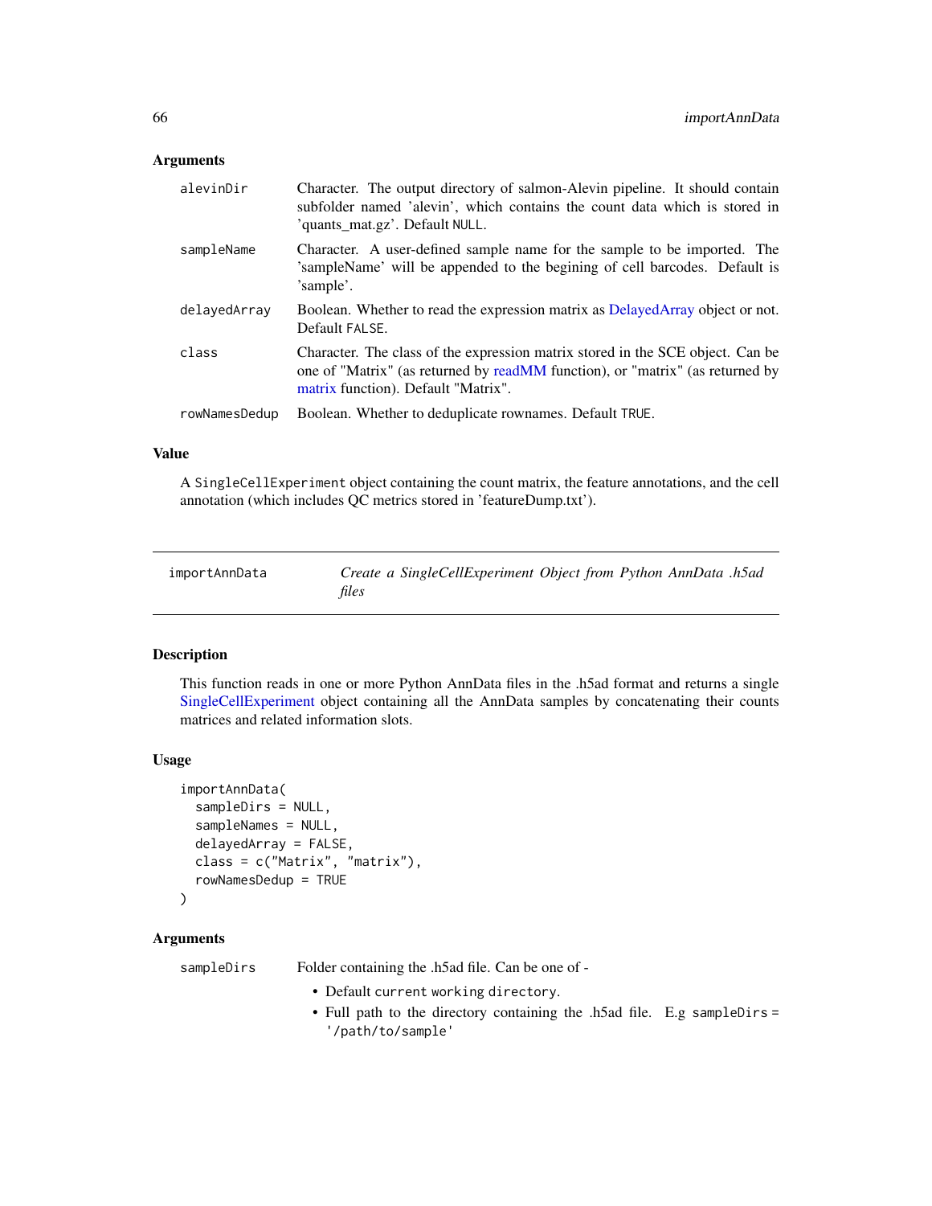### Arguments

| | |
|---|---|
| `alevinDir` | Character. The output directory of salmon-Alevin pipeline. It should contain subfolder named 'alevin', which contains the count data which is stored in 'quants_mat.gz'. Default `NULL`. |
| `sampleName` | Character. A user-defined sample name for the sample to be imported. The 'sampleName' will be appended to the begining of cell barcodes. Default is 'sample'. |
| `delayedArray` | Boolean. Whether to read the expression matrix as DelayedArray object or not. Default `FALSE`. |
| `class` | Character. The class of the expression matrix stored in the SCE object. Can be one of "Matrix" (as returned by readMM function), or "matrix" (as returned by matrix function). Default "Matrix". |
| `rowNamesDedup` | Boolean. Whether to deduplicate rownames. Default `TRUE`. |

### Value

A `SingleCellExperiment` object containing the count matrix, the feature annotations, and the cell annotation (which includes QC metrics stored in 'featureDump.txt').

---

## importAnnData — *Create a SingleCellExperiment Object from Python AnnData .h5ad files*

### Description

This function reads in one or more Python AnnData files in the .h5ad format and returns a single SingleCellExperiment object containing all the AnnData samples by concatenating their counts matrices and related information slots.

### Usage

```
importAnnData(
  sampleDirs = NULL,
  sampleNames = NULL,
  delayedArray = FALSE,
  class = c("Matrix", "matrix"),
  rowNamesDedup = TRUE
)
```

### Arguments

`sampleDirs` Folder containing the .h5ad file. Can be one of -

- Default `current working directory`.
- Full path to the directory containing the .h5ad file. E.g `sampleDirs = '/path/to/sample'`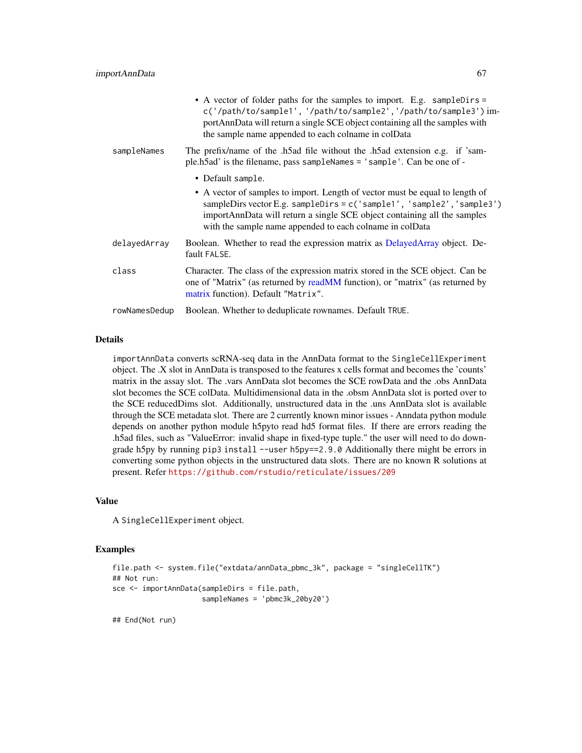- A vector of folder paths for the samples to import. E.g. `sampleDirs = c('/path/to/sample1', '/path/to/sample2','/path/to/sample3')` importAnnData will return a single SCE object containing all the samples with the sample name appended to each colname in colData

| | |
|---|---|
| `sampleNames` | The prefix/name of the .h5ad file without the .h5ad extension e.g. if 'sample.h5ad' is the filename, pass `sampleNames = 'sample'`. Can be one of - <br>• Default `sample`.<br>• A vector of samples to import. Length of vector must be equal to length of sampleDirs vector E.g. `sampleDirs = c('sample1', 'sample2','sample3')` importAnnData will return a single SCE object containing all the samples with the sample name appended to each colname in colData |
| `delayedArray` | Boolean. Whether to read the expression matrix as DelayedArray object. Default `FALSE`. |
| `class` | Character. The class of the expression matrix stored in the SCE object. Can be one of "Matrix" (as returned by readMM function), or "matrix" (as returned by matrix function). Default `"Matrix"`. |
| `rowNamesDedup` | Boolean. Whether to deduplicate rownames. Default `TRUE`. |

## Details

`importAnnData` converts scRNA-seq data in the AnnData format to the `SingleCellExperiment` object. The .X slot in AnnData is transposed to the features x cells format and becomes the 'counts' matrix in the assay slot. The .vars AnnData slot becomes the SCE rowData and the .obs AnnData slot becomes the SCE colData. Multidimensional data in the .obsm AnnData slot is ported over to the SCE reducedDims slot. Additionally, unstructured data in the .uns AnnData slot is available through the SCE metadata slot. There are 2 currently known minor issues - Anndata python module depends on another python module h5pyto read hd5 format files. If there are errors reading the .h5ad files, such as "ValueError: invalid shape in fixed-type tuple." the user will need to do downgrade h5py by running `pip3 install --user h5py==2.9.0` Additionally there might be errors in converting some python objects in the unstructured data slots. There are no known R solutions at present. Refer https://github.com/rstudio/reticulate/issues/209

## Value

A `SingleCellExperiment` object.

## Examples

```
file.path <- system.file("extdata/annData_pbmc_3k", package = "singleCellTK")
## Not run:
sce <- importAnnData(sampleDirs = file.path,
                     sampleNames = 'pbmc3k_20by20')

## End(Not run)
```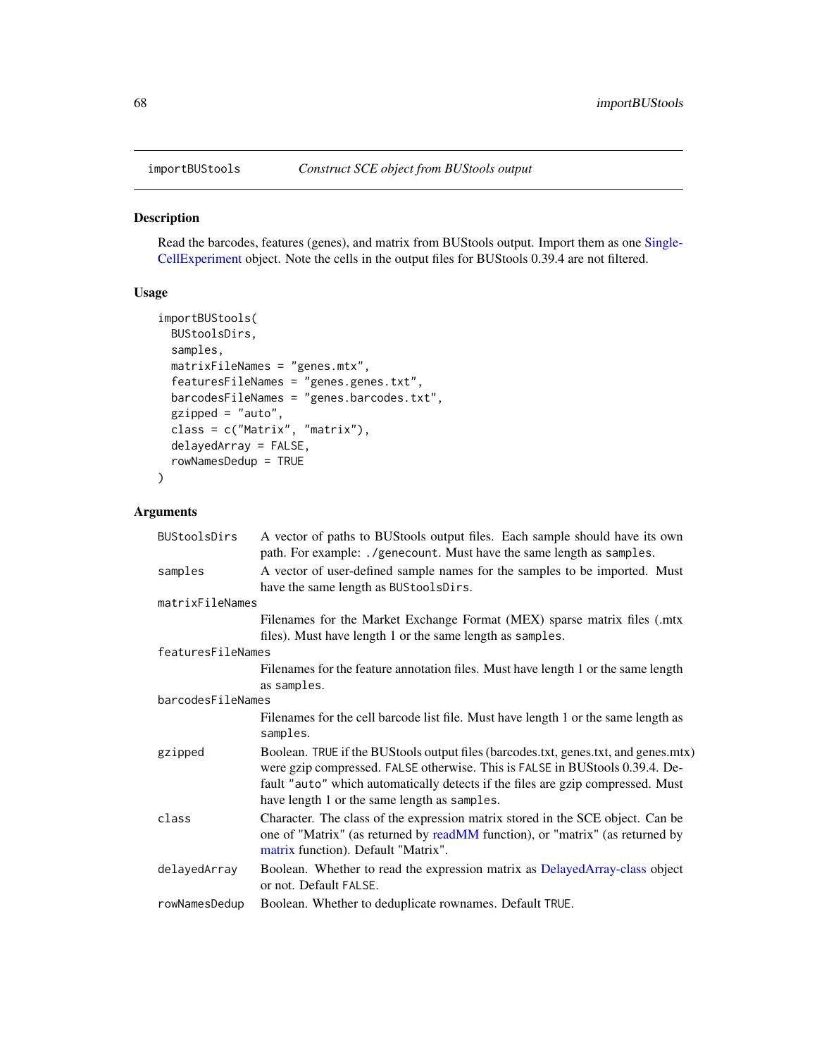importBUStools — *Construct SCE object from BUStools output*

## Description

Read the barcodes, features (genes), and matrix from BUStools output. Import them as one SingleCellExperiment object. Note the cells in the output files for BUStools 0.39.4 are not filtered.

## Usage

```
importBUStools(
  BUStoolsDirs,
  samples,
  matrixFileNames = "genes.mtx",
  featuresFileNames = "genes.genes.txt",
  barcodesFileNames = "genes.barcodes.txt",
  gzipped = "auto",
  class = c("Matrix", "matrix"),
  delayedArray = FALSE,
  rowNamesDedup = TRUE
)
```

## Arguments

| Argument | Description |
|---|---|
| `BUStoolsDirs` | A vector of paths to BUStools output files. Each sample should have its own path. For example: `./genecount`. Must have the same length as `samples`. |
| `samples` | A vector of user-defined sample names for the samples to be imported. Must have the same length as `BUStoolsDirs`. |
| `matrixFileNames` | Filenames for the Market Exchange Format (MEX) sparse matrix files (.mtx files). Must have length 1 or the same length as `samples`. |
| `featuresFileNames` | Filenames for the feature annotation files. Must have length 1 or the same length as `samples`. |
| `barcodesFileNames` | Filenames for the cell barcode list file. Must have length 1 or the same length as `samples`. |
| `gzipped` | Boolean. `TRUE` if the BUStools output files (barcodes.txt, genes.txt, and genes.mtx) were gzip compressed. `FALSE` otherwise. This is `FALSE` in BUStools 0.39.4. Default `"auto"` which automatically detects if the files are gzip compressed. Must have length 1 or the same length as `samples`. |
| `class` | Character. The class of the expression matrix stored in the SCE object. Can be one of "Matrix" (as returned by readMM function), or "matrix" (as returned by matrix function). Default "Matrix". |
| `delayedArray` | Boolean. Whether to read the expression matrix as DelayedArray-class object or not. Default `FALSE`. |
| `rowNamesDedup` | Boolean. Whether to deduplicate rownames. Default `TRUE`. |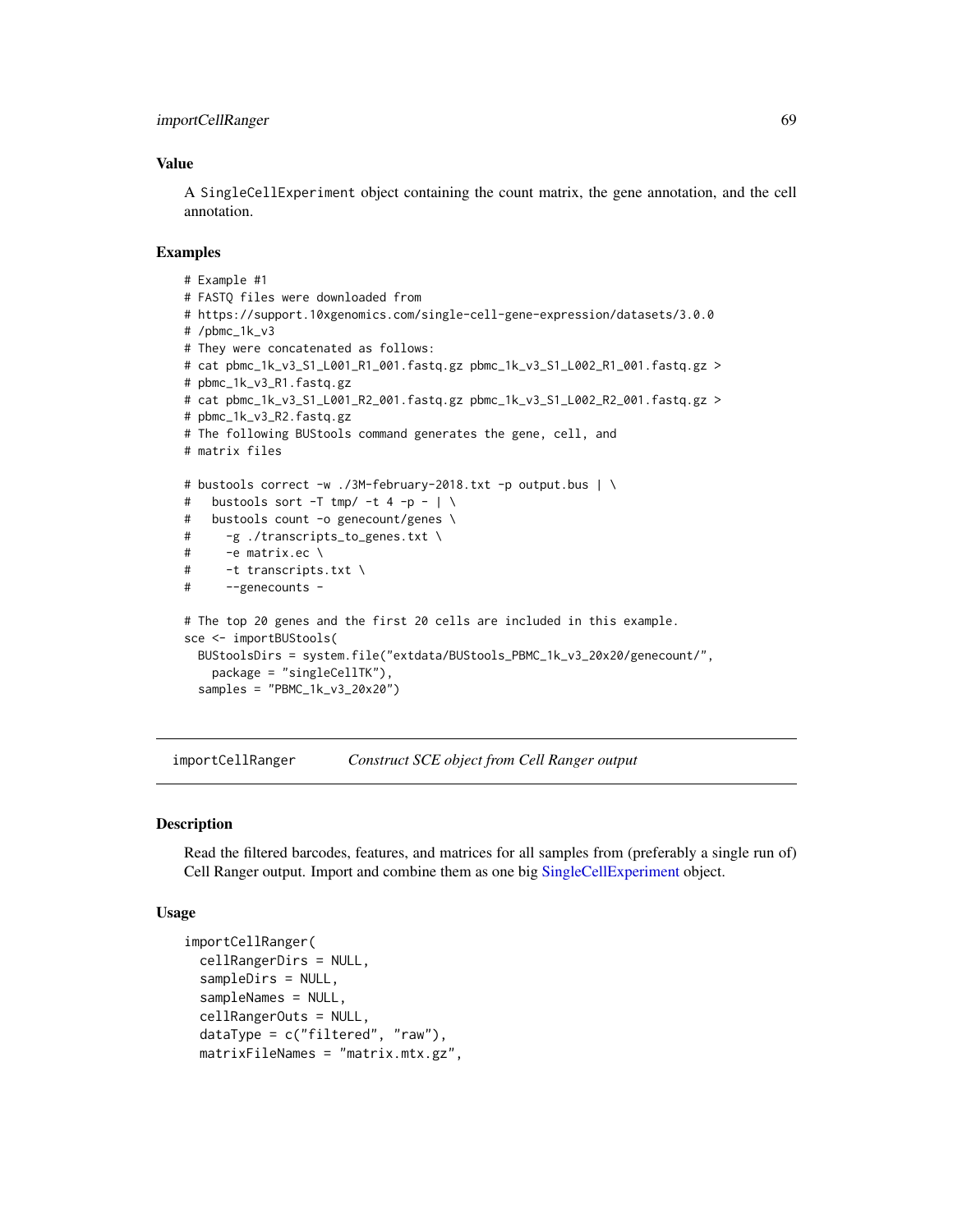### Value

A `SingleCellExperiment` object containing the count matrix, the gene annotation, and the cell annotation.

### Examples

```
# Example #1
# FASTQ files were downloaded from
# https://support.10xgenomics.com/single-cell-gene-expression/datasets/3.0.0
# /pbmc_1k_v3
# They were concatenated as follows:
# cat pbmc_1k_v3_S1_L001_R1_001.fastq.gz pbmc_1k_v3_S1_L002_R1_001.fastq.gz >
# pbmc_1k_v3_R1.fastq.gz
# cat pbmc_1k_v3_S1_L001_R2_001.fastq.gz pbmc_1k_v3_S1_L002_R2_001.fastq.gz >
# pbmc_1k_v3_R2.fastq.gz
# The following BUStools command generates the gene, cell, and
# matrix files

# bustools correct -w ./3M-february-2018.txt -p output.bus | \
#   bustools sort -T tmp/ -t 4 -p - | \
#   bustools count -o genecount/genes \
#     -g ./transcripts_to_genes.txt \
#     -e matrix.ec \
#     -t transcripts.txt \
#     --genecounts -

# The top 20 genes and the first 20 cells are included in this example.
sce <- importBUStools(
  BUStoolsDirs = system.file("extdata/BUStools_PBMC_1k_v3_20x20/genecount/",
    package = "singleCellTK"),
  samples = "PBMC_1k_v3_20x20")
```

---

## importCellRanger *Construct SCE object from Cell Ranger output*

---

### Description

Read the filtered barcodes, features, and matrices for all samples from (preferably a single run of) Cell Ranger output. Import and combine them as one big SingleCellExperiment object.

### Usage

```
importCellRanger(
  cellRangerDirs = NULL,
  sampleDirs = NULL,
  sampleNames = NULL,
  cellRangerOuts = NULL,
  dataType = c("filtered", "raw"),
  matrixFileNames = "matrix.mtx.gz",
```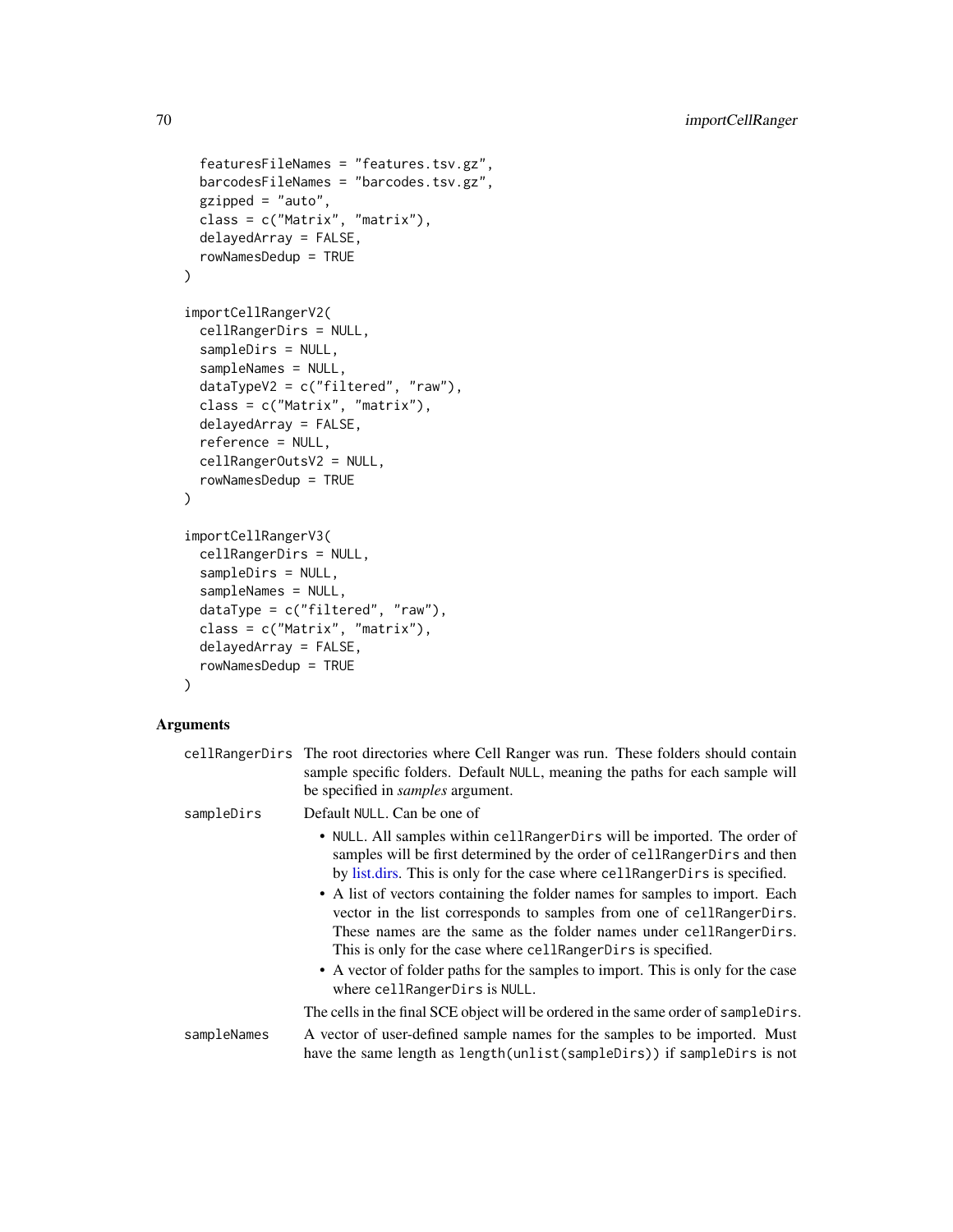```
  featuresFileNames = "features.tsv.gz",
  barcodesFileNames = "barcodes.tsv.gz",
  gzipped = "auto",
  class = c("Matrix", "matrix"),
  delayedArray = FALSE,
  rowNamesDedup = TRUE
)

importCellRangerV2(
  cellRangerDirs = NULL,
  sampleDirs = NULL,
  sampleNames = NULL,
  dataTypeV2 = c("filtered", "raw"),
  class = c("Matrix", "matrix"),
  delayedArray = FALSE,
  reference = NULL,
  cellRangerOutsV2 = NULL,
  rowNamesDedup = TRUE
)

importCellRangerV3(
  cellRangerDirs = NULL,
  sampleDirs = NULL,
  sampleNames = NULL,
  dataType = c("filtered", "raw"),
  class = c("Matrix", "matrix"),
  delayedArray = FALSE,
  rowNamesDedup = TRUE
)
```

## Arguments

`cellRangerDirs` The root directories where Cell Ranger was run. These folders should contain sample specific folders. Default `NULL`, meaning the paths for each sample will be specified in *samples* argument.

`sampleDirs` Default `NULL`. Can be one of

- `NULL`. All samples within `cellRangerDirs` will be imported. The order of samples will be first determined by the order of `cellRangerDirs` and then by list.dirs. This is only for the case where `cellRangerDirs` is specified.
- A list of vectors containing the folder names for samples to import. Each vector in the list corresponds to samples from one of `cellRangerDirs`. These names are the same as the folder names under `cellRangerDirs`. This is only for the case where `cellRangerDirs` is specified.
- A vector of folder paths for the samples to import. This is only for the case where `cellRangerDirs` is `NULL`.

The cells in the final SCE object will be ordered in the same order of `sampleDirs`.

`sampleNames` A vector of user-defined sample names for the samples to be imported. Must have the same length as `length(unlist(sampleDirs))` if `sampleDirs` is not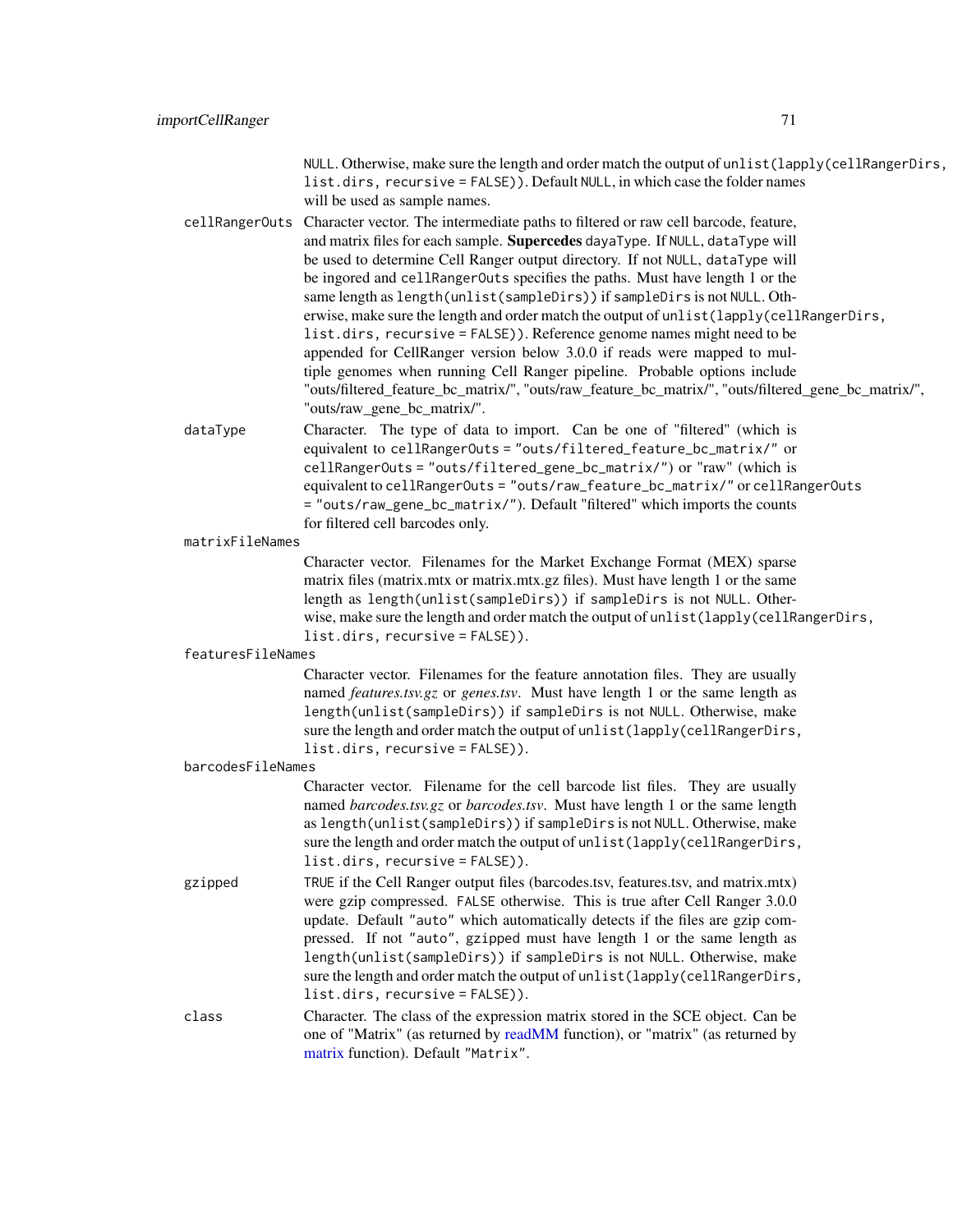NULL. Otherwise, make sure the length and order match the output of `unlist(lapply(cellRangerDirs, list.dirs, recursive = FALSE))`. Default NULL, in which case the folder names will be used as sample names.

**cellRangerOuts** Character vector. The intermediate paths to filtered or raw cell barcode, feature, and matrix files for each sample. **Supercedes** `dayaType`. If NULL, `dataType` will be used to determine Cell Ranger output directory. If not NULL, `dataType` will be ingored and `cellRangerOuts` specifies the paths. Must have length 1 or the same length as `length(unlist(sampleDirs))` if `sampleDirs` is not NULL. Otherwise, make sure the length and order match the output of `unlist(lapply(cellRangerDirs, list.dirs, recursive = FALSE))`. Reference genome names might need to be appended for CellRanger version below 3.0.0 if reads were mapped to multiple genomes when running Cell Ranger pipeline. Probable options include "outs/filtered_feature_bc_matrix/", "outs/raw_feature_bc_matrix/", "outs/filtered_gene_bc_matrix/", "outs/raw_gene_bc_matrix/".

**dataType** Character. The type of data to import. Can be one of "filtered" (which is equivalent to `cellRangerOuts = "outs/filtered_feature_bc_matrix/"` or `cellRangerOuts = "outs/filtered_gene_bc_matrix/"`) or "raw" (which is equivalent to `cellRangerOuts = "outs/raw_feature_bc_matrix/"` or `cellRangerOuts = "outs/raw_gene_bc_matrix/"`). Default "filtered" which imports the counts for filtered cell barcodes only.

**matrixFileNames**
Character vector. Filenames for the Market Exchange Format (MEX) sparse matrix files (matrix.mtx or matrix.mtx.gz files). Must have length 1 or the same length as `length(unlist(sampleDirs))` if `sampleDirs` is not NULL. Otherwise, make sure the length and order match the output of `unlist(lapply(cellRangerDirs, list.dirs, recursive = FALSE))`.

**featuresFileNames**
Character vector. Filenames for the feature annotation files. They are usually named *features.tsv.gz* or *genes.tsv*. Must have length 1 or the same length as `length(unlist(sampleDirs))` if `sampleDirs` is not NULL. Otherwise, make sure the length and order match the output of `unlist(lapply(cellRangerDirs, list.dirs, recursive = FALSE))`.

**barcodesFileNames**
Character vector. Filename for the cell barcode list files. They are usually named *barcodes.tsv.gz* or *barcodes.tsv*. Must have length 1 or the same length as `length(unlist(sampleDirs))` if `sampleDirs` is not NULL. Otherwise, make sure the length and order match the output of `unlist(lapply(cellRangerDirs, list.dirs, recursive = FALSE))`.

**gzipped** TRUE if the Cell Ranger output files (barcodes.tsv, features.tsv, and matrix.mtx) were gzip compressed. FALSE otherwise. This is true after Cell Ranger 3.0.0 update. Default "auto" which automatically detects if the files are gzip compressed. If not "auto", `gzipped` must have length 1 or the same length as `length(unlist(sampleDirs))` if `sampleDirs` is not NULL. Otherwise, make sure the length and order match the output of `unlist(lapply(cellRangerDirs, list.dirs, recursive = FALSE))`.

**class** Character. The class of the expression matrix stored in the SCE object. Can be one of "Matrix" (as returned by readMM function), or "matrix" (as returned by matrix function). Default "Matrix".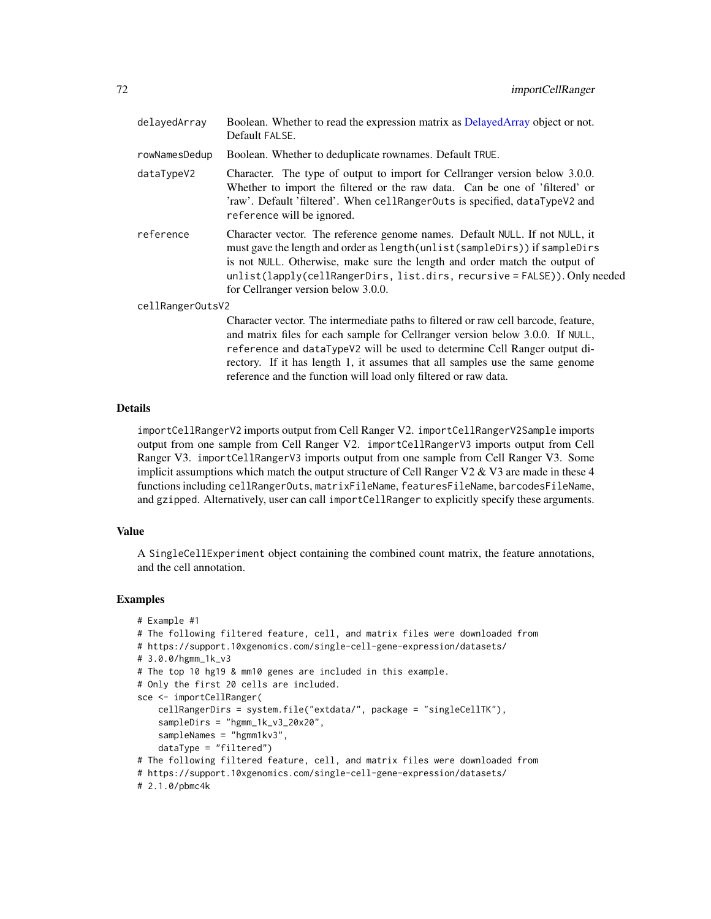| | |
|---|---|
| `delayedArray` | Boolean. Whether to read the expression matrix as DelayedArray object or not. Default `FALSE`. |
| `rowNamesDedup` | Boolean. Whether to deduplicate rownames. Default `TRUE`. |
| `dataTypeV2` | Character. The type of output to import for Cellranger version below 3.0.0. Whether to import the filtered or the raw data. Can be one of 'filtered' or 'raw'. Default 'filtered'. When `cellRangerOuts` is specified, `dataTypeV2` and `reference` will be ignored. |
| `reference` | Character vector. The reference genome names. Default `NULL`. If not `NULL`, it must gave the length and order as `length(unlist(sampleDirs))` if `sampleDirs` is not `NULL`. Otherwise, make sure the length and order match the output of `unlist(lapply(cellRangerDirs, list.dirs, recursive = FALSE))`. Only needed for Cellranger version below 3.0.0. |
| `cellRangerOutsV2` | Character vector. The intermediate paths to filtered or raw cell barcode, feature, and matrix files for each sample for Cellranger version below 3.0.0. If `NULL`, `reference` and `dataTypeV2` will be used to determine Cell Ranger output directory. If it has length 1, it assumes that all samples use the same genome reference and the function will load only filtered or raw data. |

## Details

`importCellRangerV2` imports output from Cell Ranger V2. `importCellRangerV2Sample` imports output from one sample from Cell Ranger V2. `importCellRangerV3` imports output from Cell Ranger V3. `importCellRangerV3` imports output from one sample from Cell Ranger V3. Some implicit assumptions which match the output structure of Cell Ranger V2 & V3 are made in these 4 functions including `cellRangerOuts`, `matrixFileName`, `featuresFileName`, `barcodesFileName`, and `gzipped`. Alternatively, user can call `importCellRanger` to explicitly specify these arguments.

## Value

A `SingleCellExperiment` object containing the combined count matrix, the feature annotations, and the cell annotation.

## Examples

```
# Example #1
# The following filtered feature, cell, and matrix files were downloaded from
# https://support.10xgenomics.com/single-cell-gene-expression/datasets/
# 3.0.0/hgmm_1k_v3
# The top 10 hg19 & mm10 genes are included in this example.
# Only the first 20 cells are included.
sce <- importCellRanger(
    cellRangerDirs = system.file("extdata/", package = "singleCellTK"),
    sampleDirs = "hgmm_1k_v3_20x20",
    sampleNames = "hgmm1kv3",
    dataType = "filtered")
# The following filtered feature, cell, and matrix files were downloaded from
# https://support.10xgenomics.com/single-cell-gene-expression/datasets/
# 2.1.0/pbmc4k
```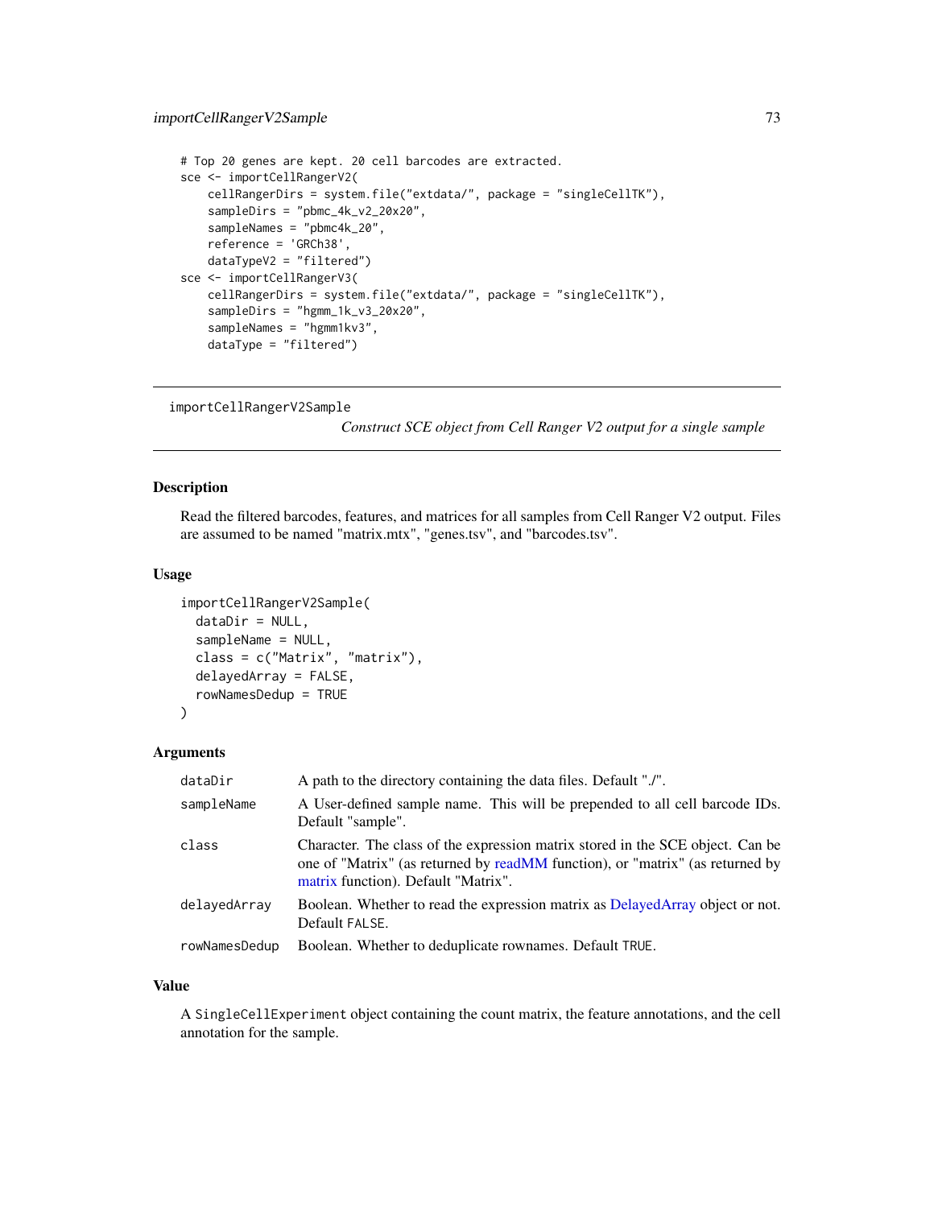```
# Top 20 genes are kept. 20 cell barcodes are extracted.
sce <- importCellRangerV2(
    cellRangerDirs = system.file("extdata/", package = "singleCellTK"),
    sampleDirs = "pbmc_4k_v2_20x20",
    sampleNames = "pbmc4k_20",
    reference = 'GRCh38',
    dataTypeV2 = "filtered")
sce <- importCellRangerV3(
    cellRangerDirs = system.file("extdata/", package = "singleCellTK"),
    sampleDirs = "hgmm_1k_v3_20x20",
    sampleNames = "hgmm1kv3",
    dataType = "filtered")
```

---

## importCellRangerV2Sample

*Construct SCE object from Cell Ranger V2 output for a single sample*

---

### Description

Read the filtered barcodes, features, and matrices for all samples from Cell Ranger V2 output. Files are assumed to be named "matrix.mtx", "genes.tsv", and "barcodes.tsv".

### Usage

```
importCellRangerV2Sample(
  dataDir = NULL,
  sampleName = NULL,
  class = c("Matrix", "matrix"),
  delayedArray = FALSE,
  rowNamesDedup = TRUE
)
```

### Arguments

| | |
|---|---|
| `dataDir` | A path to the directory containing the data files. Default "./". |
| `sampleName` | A User-defined sample name. This will be prepended to all cell barcode IDs. Default "sample". |
| `class` | Character. The class of the expression matrix stored in the SCE object. Can be one of "Matrix" (as returned by readMM function), or "matrix" (as returned by matrix function). Default "Matrix". |
| `delayedArray` | Boolean. Whether to read the expression matrix as DelayedArray object or not. Default `FALSE`. |
| `rowNamesDedup` | Boolean. Whether to deduplicate rownames. Default `TRUE`. |

### Value

A `SingleCellExperiment` object containing the count matrix, the feature annotations, and the cell annotation for the sample.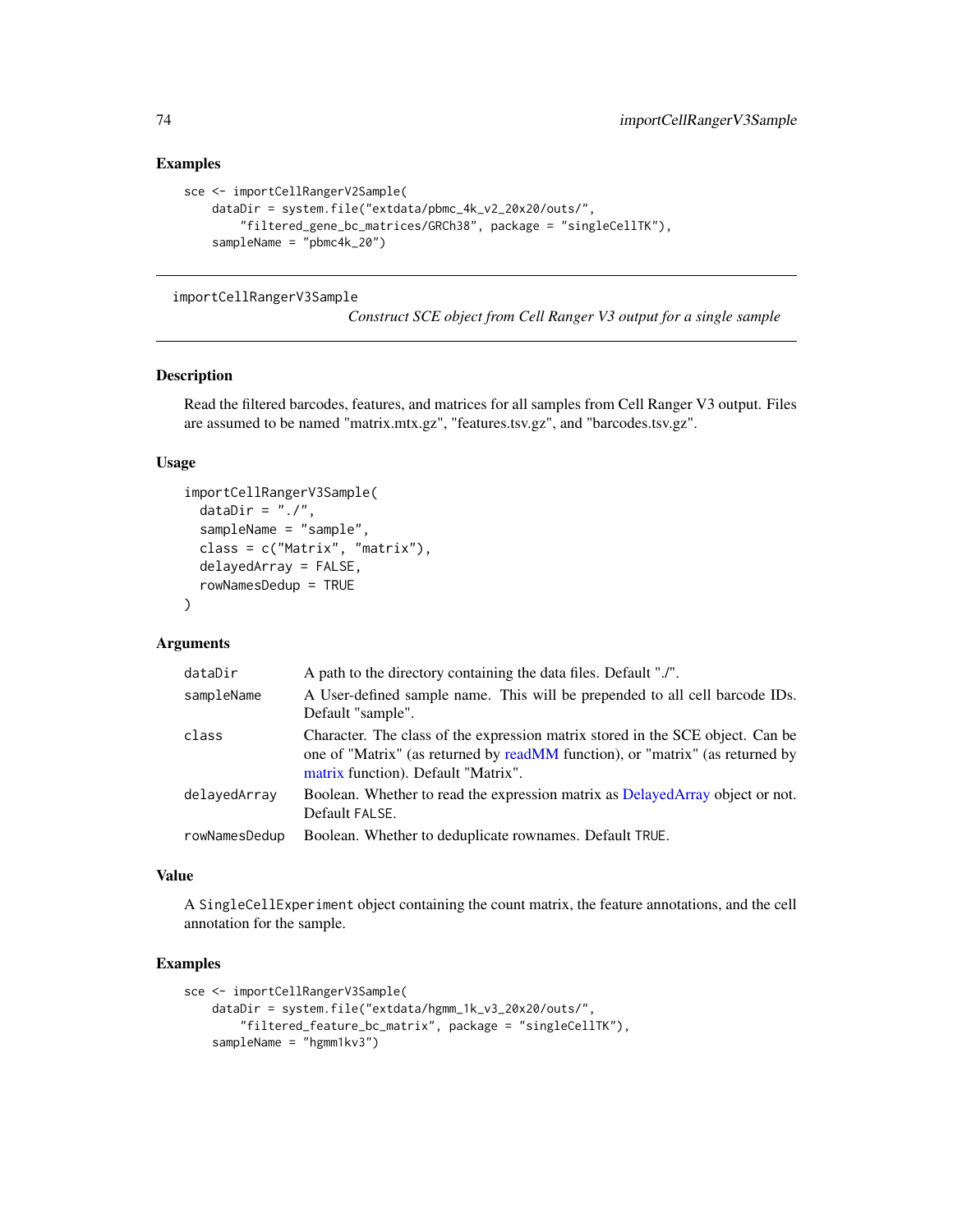## Examples

```
sce <- importCellRangerV2Sample(
    dataDir = system.file("extdata/pbmc_4k_v2_20x20/outs/",
        "filtered_gene_bc_matrices/GRCh38", package = "singleCellTK"),
    sampleName = "pbmc4k_20")
```

---

importCellRangerV3Sample &nbsp;&nbsp;&nbsp; *Construct SCE object from Cell Ranger V3 output for a single sample*

---

## Description

Read the filtered barcodes, features, and matrices for all samples from Cell Ranger V3 output. Files are assumed to be named "matrix.mtx.gz", "features.tsv.gz", and "barcodes.tsv.gz".

## Usage

```
importCellRangerV3Sample(
  dataDir = "./",
  sampleName = "sample",
  class = c("Matrix", "matrix"),
  delayedArray = FALSE,
  rowNamesDedup = TRUE
)
```

## Arguments

| | |
|---|---|
| dataDir | A path to the directory containing the data files. Default "./". |
| sampleName | A User-defined sample name. This will be prepended to all cell barcode IDs. Default "sample". |
| class | Character. The class of the expression matrix stored in the SCE object. Can be one of "Matrix" (as returned by readMM function), or "matrix" (as returned by matrix function). Default "Matrix". |
| delayedArray | Boolean. Whether to read the expression matrix as DelayedArray object or not. Default FALSE. |
| rowNamesDedup | Boolean. Whether to deduplicate rownames. Default TRUE. |

## Value

A SingleCellExperiment object containing the count matrix, the feature annotations, and the cell annotation for the sample.

## Examples

```
sce <- importCellRangerV3Sample(
    dataDir = system.file("extdata/hgmm_1k_v3_20x20/outs/",
        "filtered_feature_bc_matrix", package = "singleCellTK"),
    sampleName = "hgmm1kv3")
```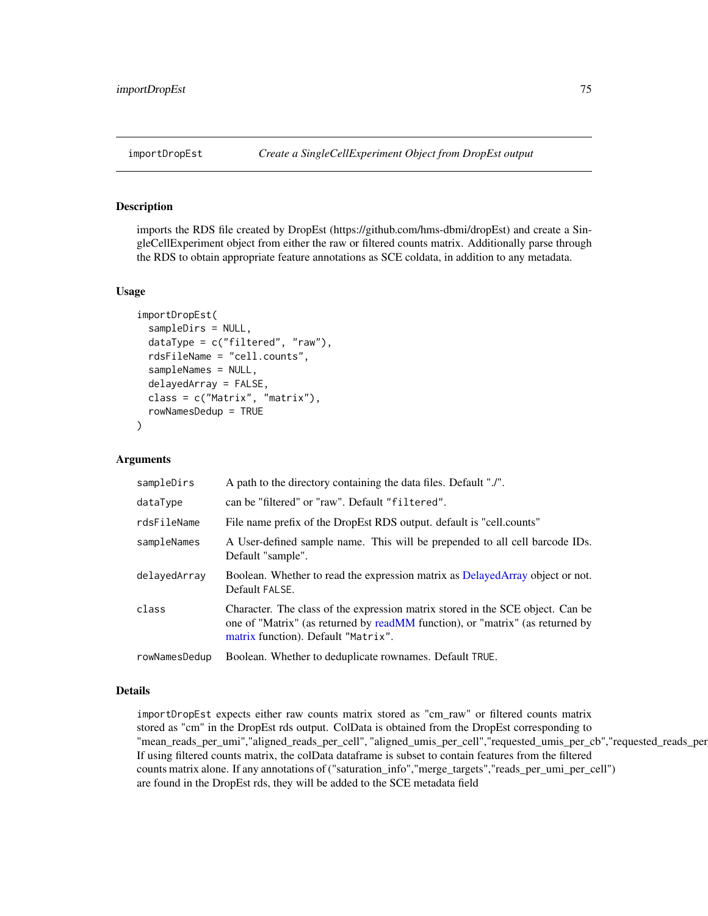## importDropEst — *Create a SingleCellExperiment Object from DropEst output*

### Description

imports the RDS file created by DropEst (https://github.com/hms-dbmi/dropEst) and create a SingleCellExperiment object from either the raw or filtered counts matrix. Additionally parse through the RDS to obtain appropriate feature annotations as SCE coldata, in addition to any metadata.

### Usage

```
importDropEst(
  sampleDirs = NULL,
  dataType = c("filtered", "raw"),
  rdsFileName = "cell.counts",
  sampleNames = NULL,
  delayedArray = FALSE,
  class = c("Matrix", "matrix"),
  rowNamesDedup = TRUE
)
```

### Arguments

| | |
|---|---|
| sampleDirs | A path to the directory containing the data files. Default "./". |
| dataType | can be "filtered" or "raw". Default "filtered". |
| rdsFileName | File name prefix of the DropEst RDS output. default is "cell.counts" |
| sampleNames | A User-defined sample name. This will be prepended to all cell barcode IDs. Default "sample". |
| delayedArray | Boolean. Whether to read the expression matrix as DelayedArray object or not. Default FALSE. |
| class | Character. The class of the expression matrix stored in the SCE object. Can be one of "Matrix" (as returned by readMM function), or "matrix" (as returned by matrix function). Default "Matrix". |
| rowNamesDedup | Boolean. Whether to deduplicate rownames. Default TRUE. |

### Details

importDropEst expects either raw counts matrix stored as "cm_raw" or filtered counts matrix stored as "cm" in the DropEst rds output. ColData is obtained from the DropEst corresponding to "mean_reads_per_umi","aligned_reads_per_cell", "aligned_umis_per_cell","requested_umis_per_cb","requested_reads_per If using filtered counts matrix, the colData dataframe is subset to contain features from the filtered counts matrix alone. If any annotations of ("saturation_info","merge_targets","reads_per_umi_per_cell") are found in the DropEst rds, they will be added to the SCE metadata field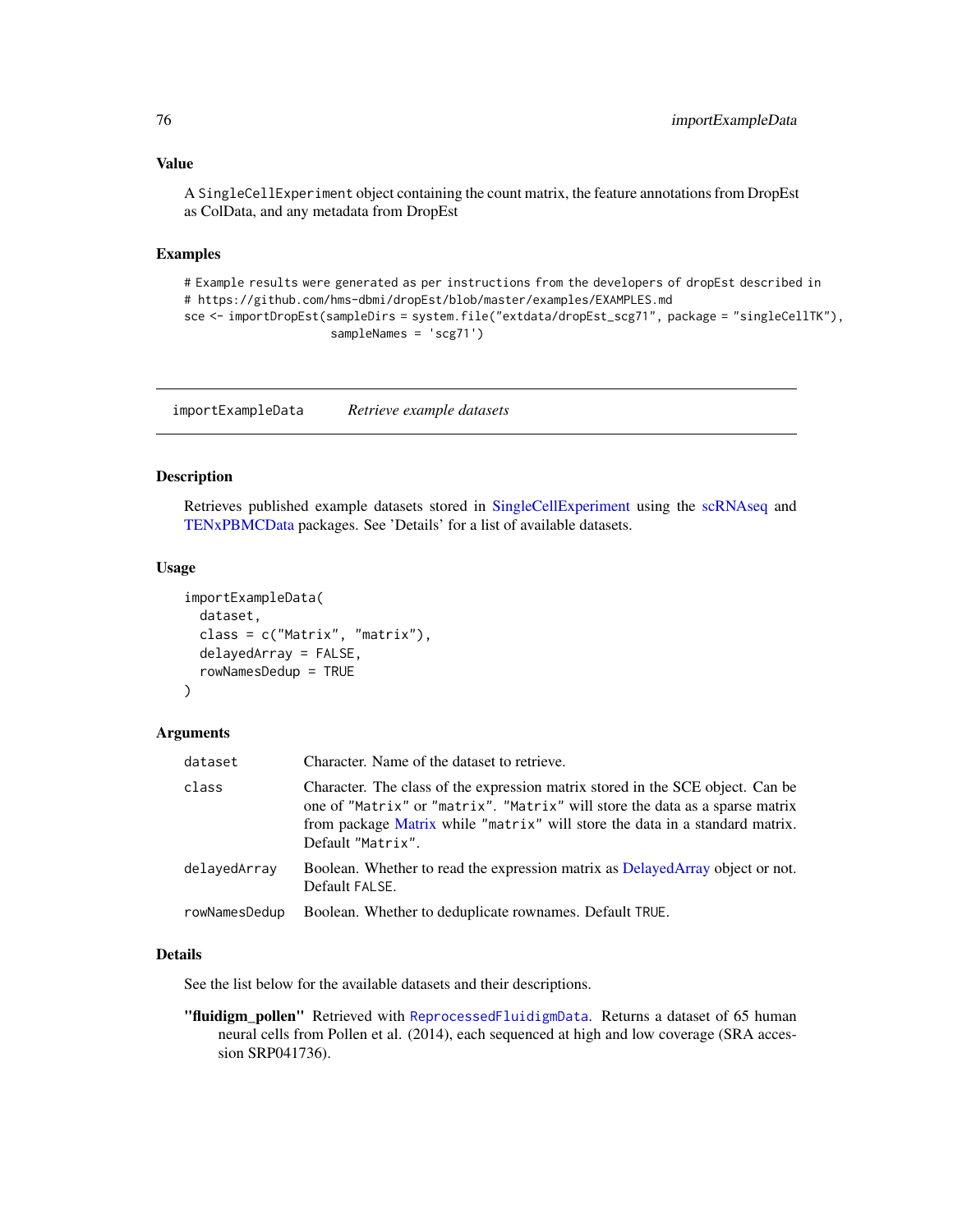### Value

A `SingleCellExperiment` object containing the count matrix, the feature annotations from DropEst as ColData, and any metadata from DropEst

### Examples

```
# Example results were generated as per instructions from the developers of dropEst described in
# https://github.com/hms-dbmi/dropEst/blob/master/examples/EXAMPLES.md
sce <- importDropEst(sampleDirs = system.file("extdata/dropEst_scg71", package = "singleCellTK"),
                     sampleNames = 'scg71')
```

---

## importExampleData — *Retrieve example datasets*

### Description

Retrieves published example datasets stored in SingleCellExperiment using the scRNAseq and TENxPBMCData packages. See 'Details' for a list of available datasets.

### Usage

```
importExampleData(
  dataset,
  class = c("Matrix", "matrix"),
  delayedArray = FALSE,
  rowNamesDedup = TRUE
)
```

### Arguments

| | |
|---|---|
| `dataset` | Character. Name of the dataset to retrieve. |
| `class` | Character. The class of the expression matrix stored in the SCE object. Can be one of `"Matrix"` or `"matrix"`. `"Matrix"` will store the data as a sparse matrix from package Matrix while `"matrix"` will store the data in a standard matrix. Default `"Matrix"`. |
| `delayedArray` | Boolean. Whether to read the expression matrix as DelayedArray object or not. Default `FALSE`. |
| `rowNamesDedup` | Boolean. Whether to deduplicate rownames. Default `TRUE`. |

### Details

See the list below for the available datasets and their descriptions.

**"fluidigm_pollen"** Retrieved with `ReprocessedFluidigmData`. Returns a dataset of 65 human neural cells from Pollen et al. (2014), each sequenced at high and low coverage (SRA accession SRP041736).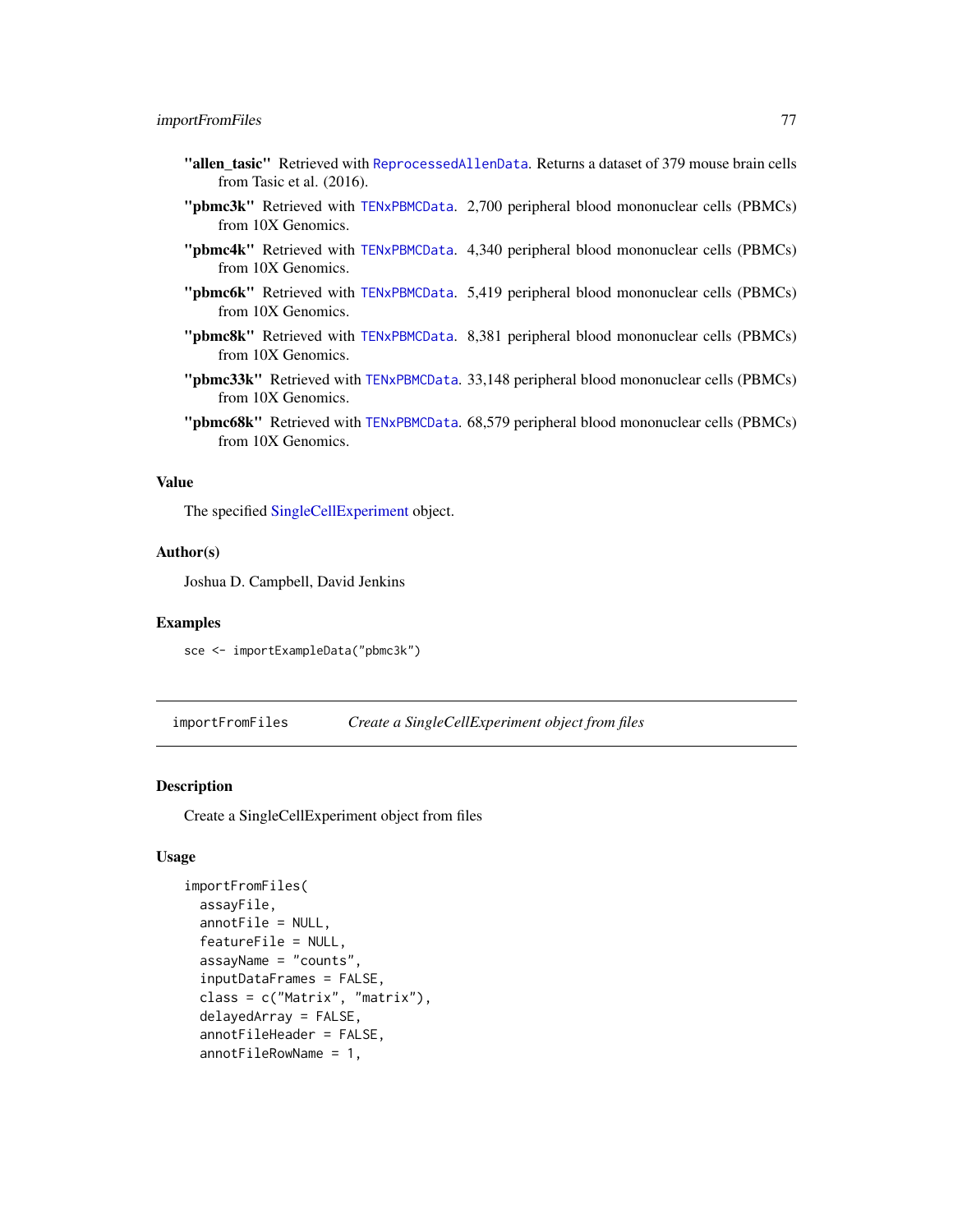- **"allen_tasic"** Retrieved with `ReprocessedAllenData`. Returns a dataset of 379 mouse brain cells from Tasic et al. (2016).
- **"pbmc3k"** Retrieved with `TENxPBMCData`. 2,700 peripheral blood mononuclear cells (PBMCs) from 10X Genomics.
- **"pbmc4k"** Retrieved with `TENxPBMCData`. 4,340 peripheral blood mononuclear cells (PBMCs) from 10X Genomics.
- **"pbmc6k"** Retrieved with `TENxPBMCData`. 5,419 peripheral blood mononuclear cells (PBMCs) from 10X Genomics.
- **"pbmc8k"** Retrieved with `TENxPBMCData`. 8,381 peripheral blood mononuclear cells (PBMCs) from 10X Genomics.
- **"pbmc33k"** Retrieved with `TENxPBMCData`. 33,148 peripheral blood mononuclear cells (PBMCs) from 10X Genomics.
- **"pbmc68k"** Retrieved with `TENxPBMCData`. 68,579 peripheral blood mononuclear cells (PBMCs) from 10X Genomics.

### Value

The specified SingleCellExperiment object.

### Author(s)

Joshua D. Campbell, David Jenkins

### Examples

```
sce <- importExampleData("pbmc3k")
```

---

## importFromFiles    *Create a SingleCellExperiment object from files*

### Description

Create a SingleCellExperiment object from files

### Usage

```
importFromFiles(
  assayFile,
  annotFile = NULL,
  featureFile = NULL,
  assayName = "counts",
  inputDataFrames = FALSE,
  class = c("Matrix", "matrix"),
  delayedArray = FALSE,
  annotFileHeader = FALSE,
  annotFileRowName = 1,
```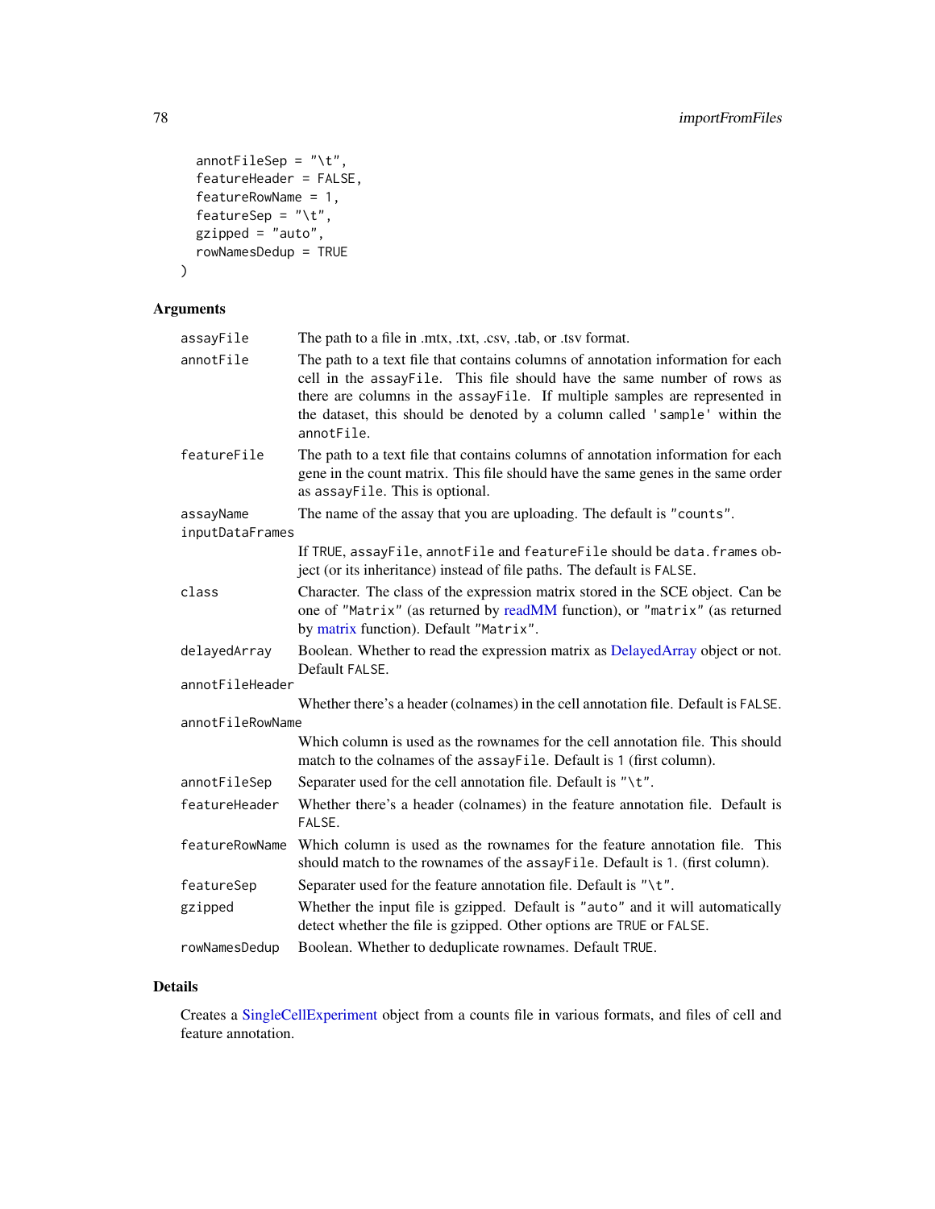```
  annotFileSep = "\t",
  featureHeader = FALSE,
  featureRowName = 1,
  featureSep = "\t",
  gzipped = "auto",
  rowNamesDedup = TRUE
)
```

## Arguments

| Argument | Description |
|---|---|
| `assayFile` | The path to a file in .mtx, .txt, .csv, .tab, or .tsv format. |
| `annotFile` | The path to a text file that contains columns of annotation information for each cell in the `assayFile`. This file should have the same number of rows as there are columns in the `assayFile`. If multiple samples are represented in the dataset, this should be denoted by a column called `'sample'` within the `annotFile`. |
| `featureFile` | The path to a text file that contains columns of annotation information for each gene in the count matrix. This file should have the same genes in the same order as `assayFile`. This is optional. |
| `assayName` | The name of the assay that you are uploading. The default is `"counts"`. |
| `inputDataFrames` | If `TRUE`, `assayFile`, `annotFile` and `featureFile` should be `data.frames` object (or its inheritance) instead of file paths. The default is `FALSE`. |
| `class` | Character. The class of the expression matrix stored in the SCE object. Can be one of `"Matrix"` (as returned by readMM function), or `"matrix"` (as returned by matrix function). Default `"Matrix"`. |
| `delayedArray` | Boolean. Whether to read the expression matrix as DelayedArray object or not. Default `FALSE`. |
| `annotFileHeader` | Whether there's a header (colnames) in the cell annotation file. Default is `FALSE`. |
| `annotFileRowName` | Which column is used as the rownames for the cell annotation file. This should match to the colnames of the `assayFile`. Default is `1` (first column). |
| `annotFileSep` | Separater used for the cell annotation file. Default is `"\t"`. |
| `featureHeader` | Whether there's a header (colnames) in the feature annotation file. Default is `FALSE`. |
| `featureRowName` | Which column is used as the rownames for the feature annotation file. This should match to the rownames of the `assayFile`. Default is `1`. (first column). |
| `featureSep` | Separater used for the feature annotation file. Default is `"\t"`. |
| `gzipped` | Whether the input file is gzipped. Default is `"auto"` and it will automatically detect whether the file is gzipped. Other options are `TRUE` or `FALSE`. |
| `rowNamesDedup` | Boolean. Whether to deduplicate rownames. Default `TRUE`. |

## Details

Creates a SingleCellExperiment object from a counts file in various formats, and files of cell and feature annotation.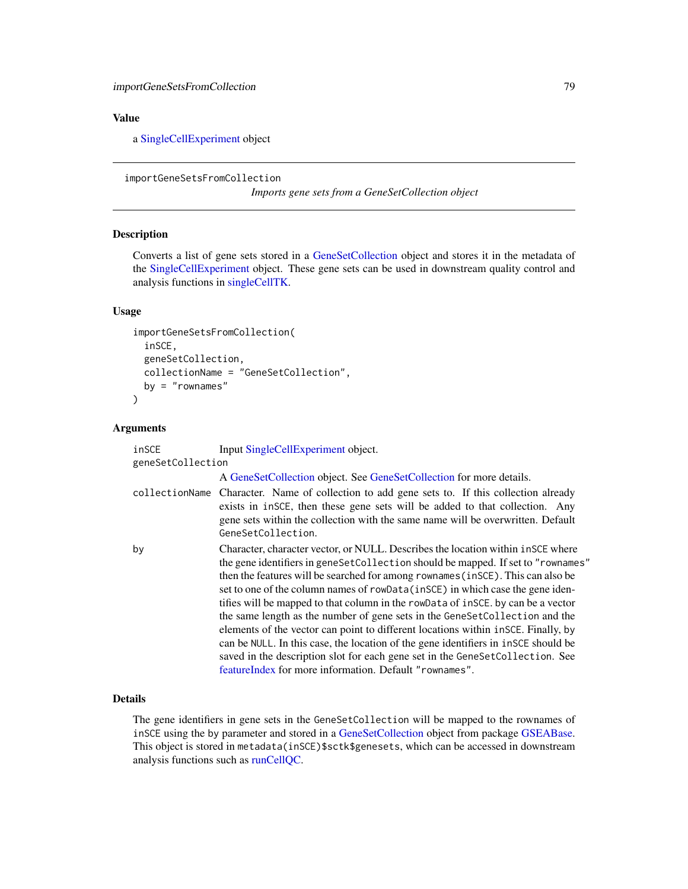### Value

a SingleCellExperiment object

## importGeneSetsFromCollection

*Imports gene sets from a GeneSetCollection object*

### Description

Converts a list of gene sets stored in a GeneSetCollection object and stores it in the metadata of the SingleCellExperiment object. These gene sets can be used in downstream quality control and analysis functions in singleCellTK.

### Usage

```
importGeneSetsFromCollection(
  inSCE,
  geneSetCollection,
  collectionName = "GeneSetCollection",
  by = "rownames"
)
```

### Arguments

| | |
|---|---|
| `inSCE` | Input SingleCellExperiment object. |
| `geneSetCollection` | A GeneSetCollection object. See GeneSetCollection for more details. |
| `collectionName` | Character. Name of collection to add gene sets to. If this collection already exists in `inSCE`, then these gene sets will be added to that collection. Any gene sets within the collection with the same name will be overwritten. Default `GeneSetCollection`. |
| `by` | Character, character vector, or NULL. Describes the location within `inSCE` where the gene identifiers in `geneSetCollection` should be mapped. If set to `"rownames"` then the features will be searched for among `rownames(inSCE)`. This can also be set to one of the column names of `rowData(inSCE)` in which case the gene identifies will be mapped to that column in the `rowData` of `inSCE`. `by` can be a vector the same length as the number of gene sets in the `GeneSetCollection` and the elements of the vector can point to different locations within `inSCE`. Finally, `by` can be `NULL`. In this case, the location of the gene identifiers in `inSCE` should be saved in the description slot for each gene set in the `GeneSetCollection`. See featureIndex for more information. Default `"rownames"`. |

### Details

The gene identifiers in gene sets in the `GeneSetCollection` will be mapped to the rownames of `inSCE` using the `by` parameter and stored in a GeneSetCollection object from package GSEABase. This object is stored in `metadata(inSCE)$sctk$genesets`, which can be accessed in downstream analysis functions such as runCellQC.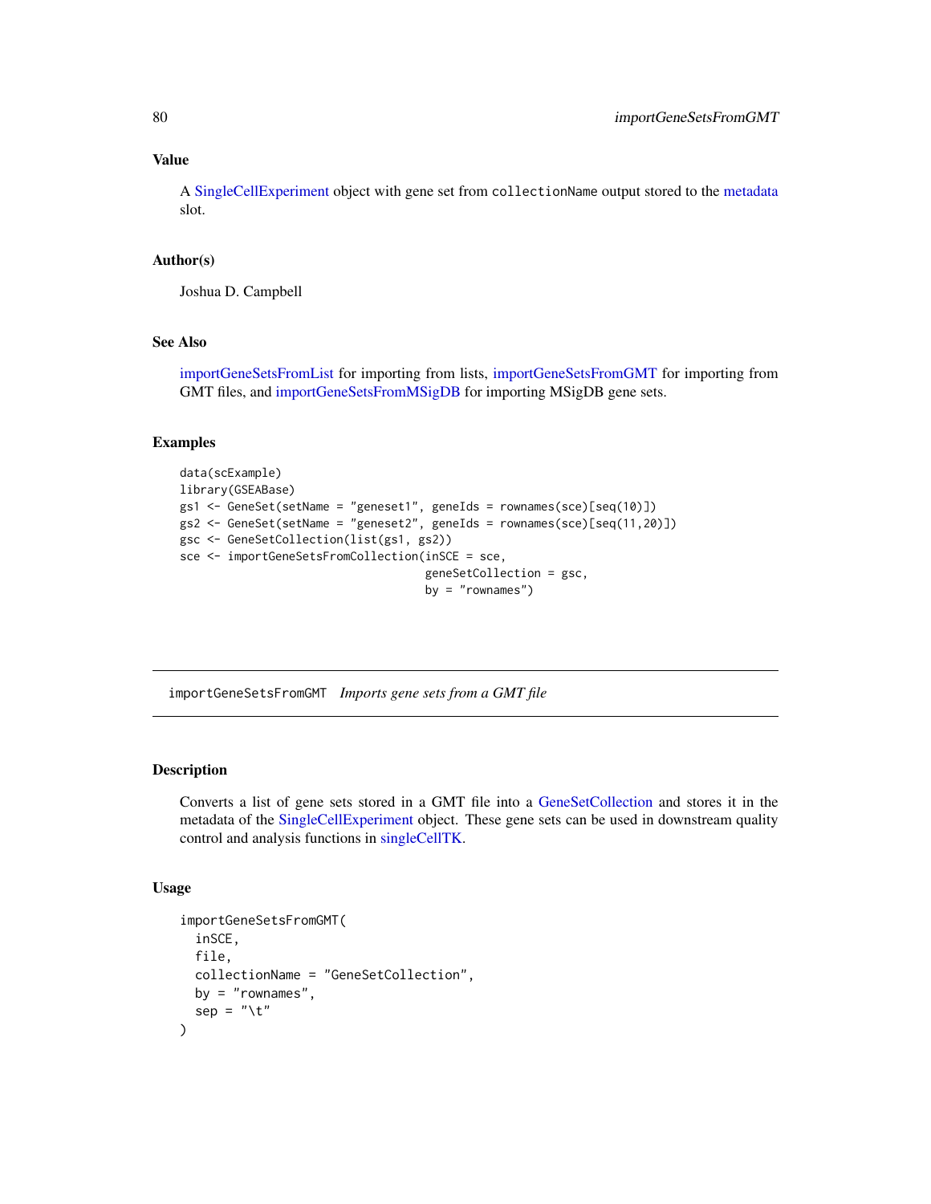## Value

A SingleCellExperiment object with gene set from `collectionName` output stored to the metadata slot.

## Author(s)

Joshua D. Campbell

## See Also

importGeneSetsFromList for importing from lists, importGeneSetsFromGMT for importing from GMT files, and importGeneSetsFromMSigDB for importing MSigDB gene sets.

## Examples

```
data(scExample)
library(GSEABase)
gs1 <- GeneSet(setName = "geneset1", geneIds = rownames(sce)[seq(10)])
gs2 <- GeneSet(setName = "geneset2", geneIds = rownames(sce)[seq(11,20)])
gsc <- GeneSetCollection(list(gs1, gs2))
sce <- importGeneSetsFromCollection(inSCE = sce,
                                    geneSetCollection = gsc,
                                    by = "rownames")
```

---

# importGeneSetsFromGMT *Imports gene sets from a GMT file*

## Description

Converts a list of gene sets stored in a GMT file into a GeneSetCollection and stores it in the metadata of the SingleCellExperiment object. These gene sets can be used in downstream quality control and analysis functions in singleCellTK.

## Usage

```
importGeneSetsFromGMT(
  inSCE,
  file,
  collectionName = "GeneSetCollection",
  by = "rownames",
  sep = "\t"
)
```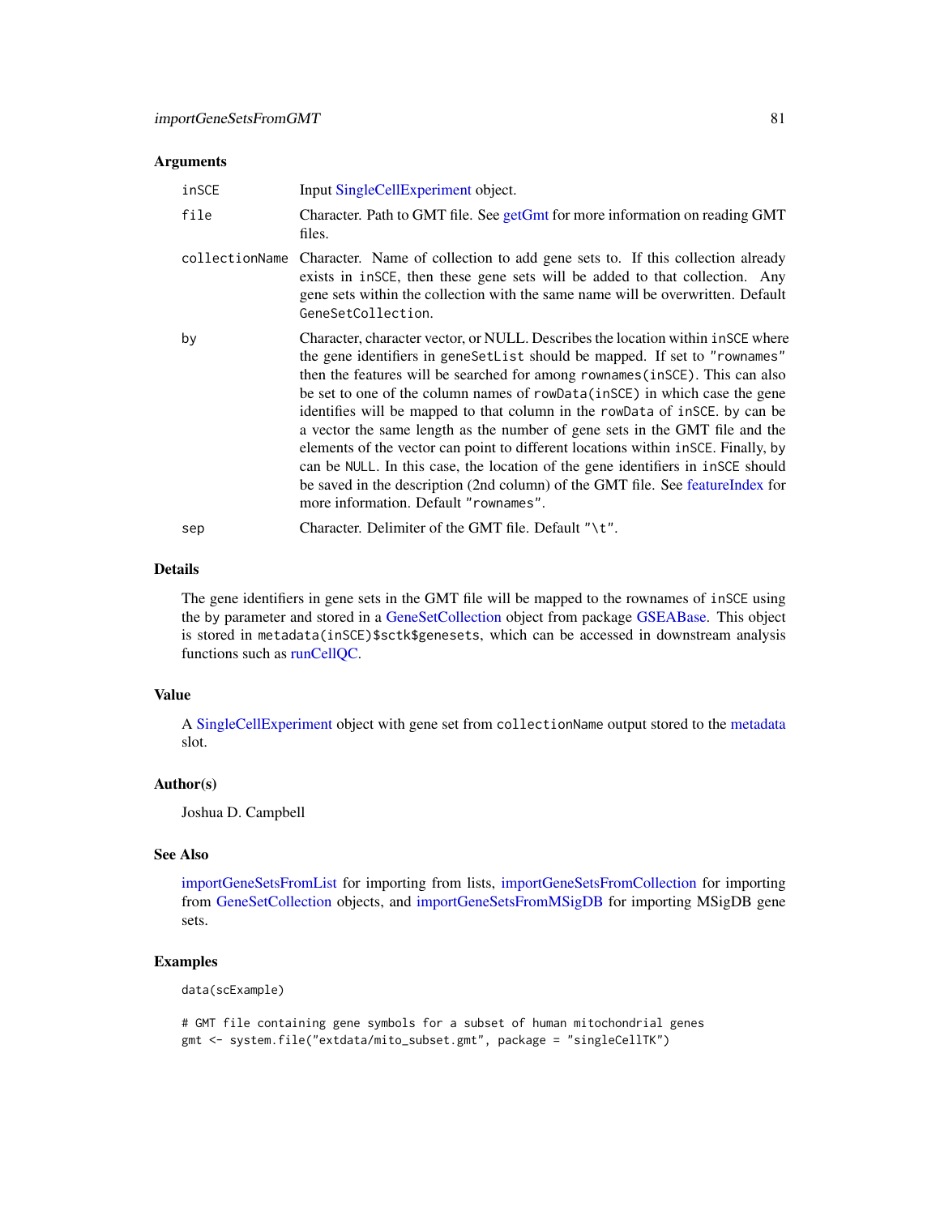### Arguments

| | |
|---|---|
| inSCE | Input SingleCellExperiment object. |
| file | Character. Path to GMT file. See getGmt for more information on reading GMT files. |
| collectionName | Character. Name of collection to add gene sets to. If this collection already exists in inSCE, then these gene sets will be added to that collection. Any gene sets within the collection with the same name will be overwritten. Default GeneSetCollection. |
| by | Character, character vector, or NULL. Describes the location within inSCE where the gene identifiers in geneSetList should be mapped. If set to "rownames" then the features will be searched for among rownames(inSCE). This can also be set to one of the column names of rowData(inSCE) in which case the gene identifies will be mapped to that column in the rowData of inSCE. by can be a vector the same length as the number of gene sets in the GMT file and the elements of the vector can point to different locations within inSCE. Finally, by can be NULL. In this case, the location of the gene identifiers in inSCE should be saved in the description (2nd column) of the GMT file. See featureIndex for more information. Default "rownames". |
| sep | Character. Delimiter of the GMT file. Default "\t". |

### Details

The gene identifiers in gene sets in the GMT file will be mapped to the rownames of inSCE using the by parameter and stored in a GeneSetCollection object from package GSEABase. This object is stored in metadata(inSCE)$sctk$genesets, which can be accessed in downstream analysis functions such as runCellQC.

### Value

A SingleCellExperiment object with gene set from collectionName output stored to the metadata slot.

### Author(s)

Joshua D. Campbell

### See Also

importGeneSetsFromList for importing from lists, importGeneSetsFromCollection for importing from GeneSetCollection objects, and importGeneSetsFromMSigDB for importing MSigDB gene sets.

### Examples

```
data(scExample)

# GMT file containing gene symbols for a subset of human mitochondrial genes
gmt <- system.file("extdata/mito_subset.gmt", package = "singleCellTK")
```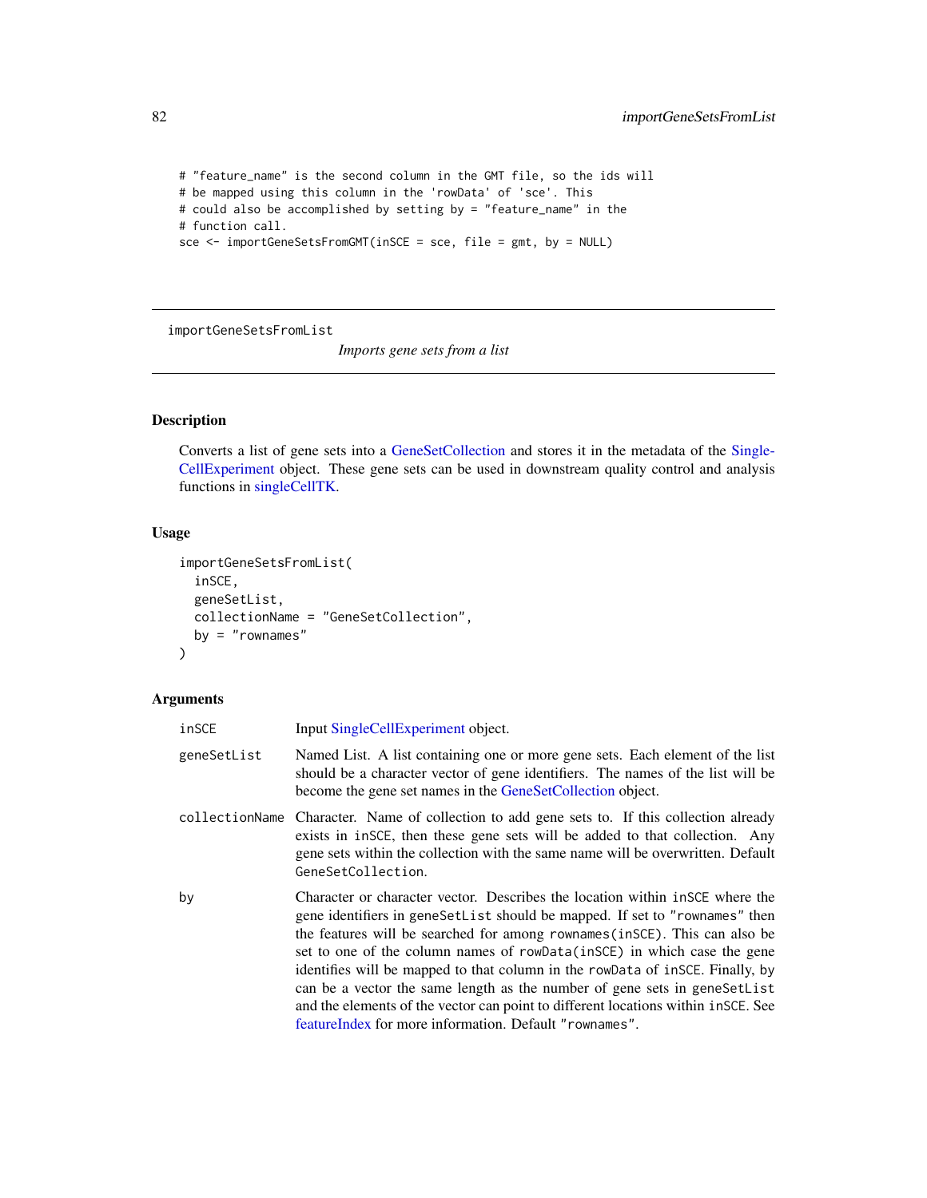```
# "feature_name" is the second column in the GMT file, so the ids will
# be mapped using this column in the 'rowData' of 'sce'. This
# could also be accomplished by setting by = "feature_name" in the
# function call.
sce <- importGeneSetsFromGMT(inSCE = sce, file = gmt, by = NULL)
```

---

## importGeneSetsFromList

*Imports gene sets from a list*

---

### Description

Converts a list of gene sets into a GeneSetCollection and stores it in the metadata of the SingleCellExperiment object. These gene sets can be used in downstream quality control and analysis functions in singleCellTK.

### Usage

```
importGeneSetsFromList(
  inSCE,
  geneSetList,
  collectionName = "GeneSetCollection",
  by = "rownames"
)
```

### Arguments

| | |
|---|---|
| `inSCE` | Input SingleCellExperiment object. |
| `geneSetList` | Named List. A list containing one or more gene sets. Each element of the list should be a character vector of gene identifiers. The names of the list will be become the gene set names in the GeneSetCollection object. |
| `collectionName` | Character. Name of collection to add gene sets to. If this collection already exists in `inSCE`, then these gene sets will be added to that collection. Any gene sets within the collection with the same name will be overwritten. Default `GeneSetCollection`. |
| `by` | Character or character vector. Describes the location within `inSCE` where the gene identifiers in `geneSetList` should be mapped. If set to `"rownames"` then the features will be searched for among `rownames(inSCE)`. This can also be set to one of the column names of `rowData(inSCE)` in which case the gene identifies will be mapped to that column in the `rowData` of `inSCE`. Finally, `by` can be a vector the same length as the number of gene sets in `geneSetList` and the elements of the vector can point to different locations within `inSCE`. See featureIndex for more information. Default `"rownames"`. |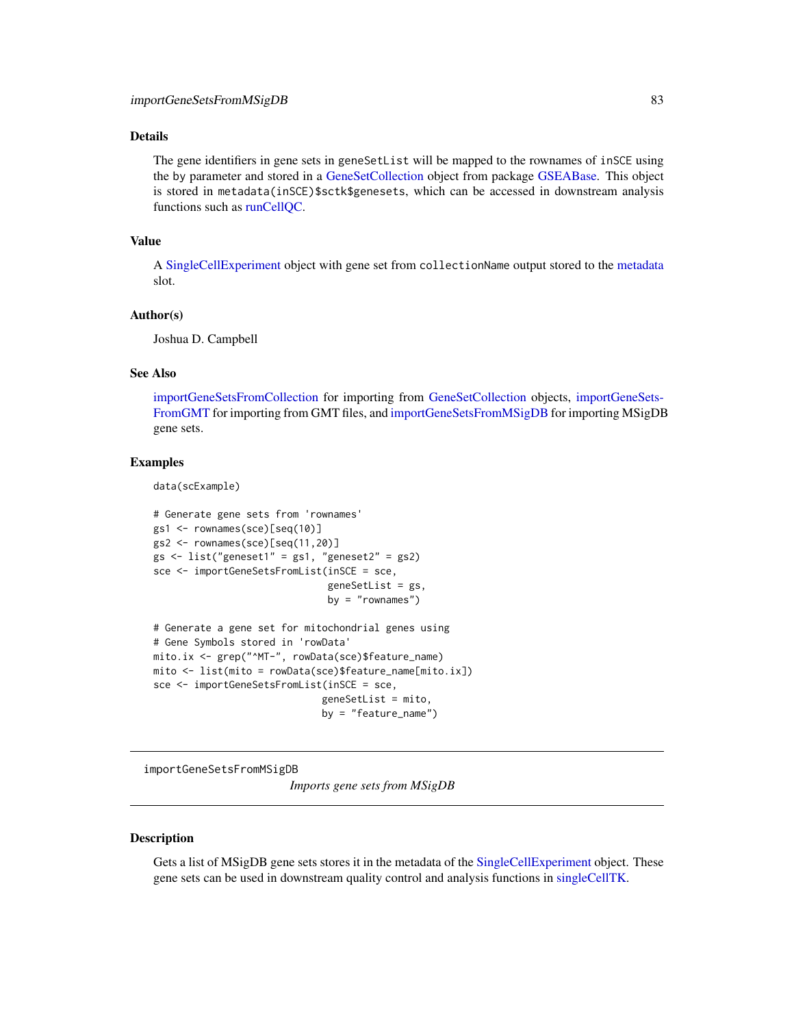### Details

The gene identifiers in gene sets in `geneSetList` will be mapped to the rownames of `inSCE` using the `by` parameter and stored in a GeneSetCollection object from package GSEABase. This object is stored in `metadata(inSCE)$sctk$genesets`, which can be accessed in downstream analysis functions such as runCellQC.

### Value

A SingleCellExperiment object with gene set from `collectionName` output stored to the metadata slot.

### Author(s)

Joshua D. Campbell

### See Also

importGeneSetsFromCollection for importing from GeneSetCollection objects, importGeneSetsFromGMT for importing from GMT files, and importGeneSetsFromMSigDB for importing MSigDB gene sets.

### Examples

```
data(scExample)

# Generate gene sets from 'rownames'
gs1 <- rownames(sce)[seq(10)]
gs2 <- rownames(sce)[seq(11,20)]
gs <- list("geneset1" = gs1, "geneset2" = gs2)
sce <- importGeneSetsFromList(inSCE = sce,
                              geneSetList = gs,
                              by = "rownames")

# Generate a gene set for mitochondrial genes using
# Gene Symbols stored in 'rowData'
mito.ix <- grep("^MT-", rowData(sce)$feature_name)
mito <- list(mito = rowData(sce)$feature_name[mito.ix])
sce <- importGeneSetsFromList(inSCE = sce,
                             geneSetList = mito,
                             by = "feature_name")
```

---

## importGeneSetsFromMSigDB

*Imports gene sets from MSigDB*

---

### Description

Gets a list of MSigDB gene sets stores it in the metadata of the SingleCellExperiment object. These gene sets can be used in downstream quality control and analysis functions in singleCellTK.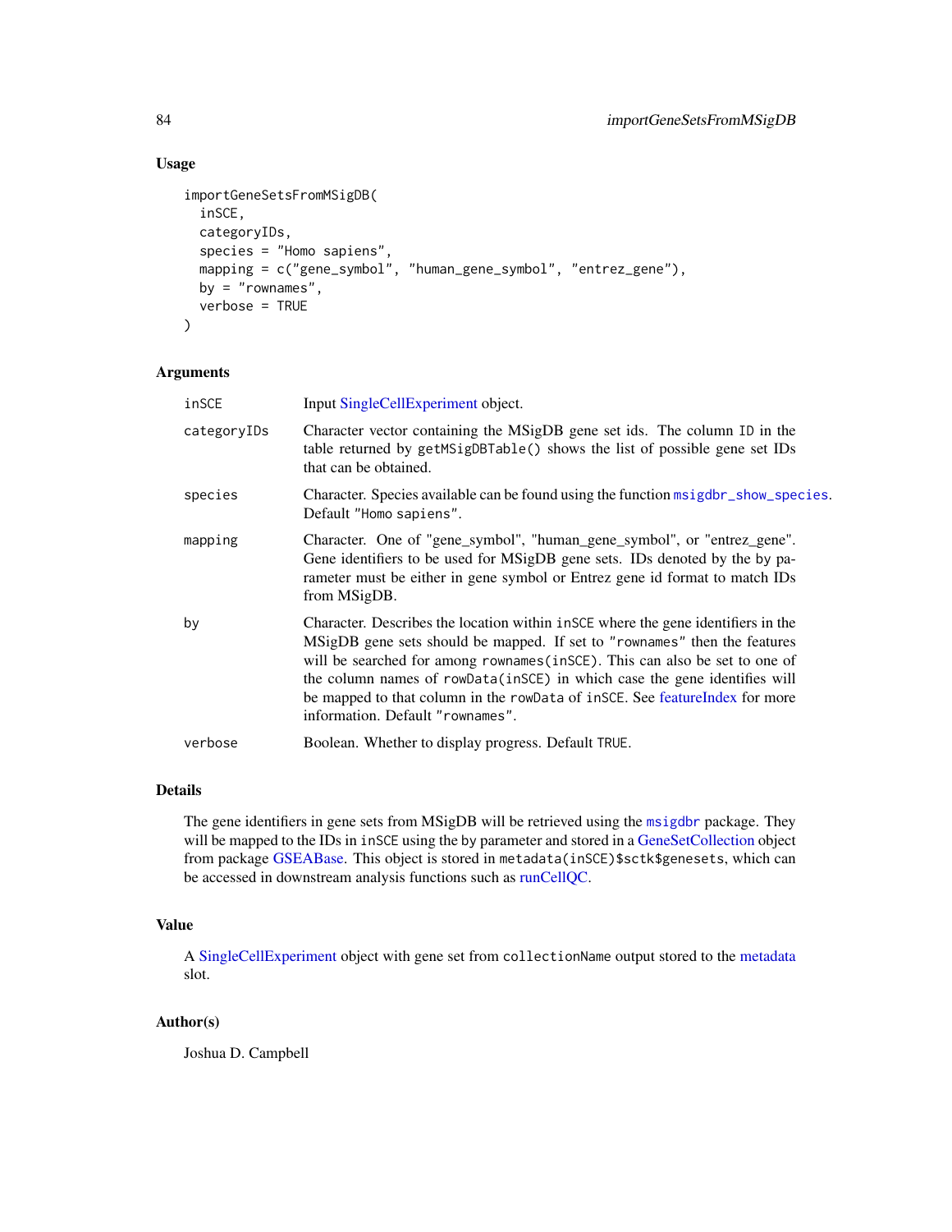### Usage

```
importGeneSetsFromMSigDB(
  inSCE,
  categoryIDs,
  species = "Homo sapiens",
  mapping = c("gene_symbol", "human_gene_symbol", "entrez_gene"),
  by = "rownames",
  verbose = TRUE
)
```

### Arguments

| | |
|---|---|
| inSCE | Input SingleCellExperiment object. |
| categoryIDs | Character vector containing the MSigDB gene set ids. The column ID in the table returned by getMSigDBTable() shows the list of possible gene set IDs that can be obtained. |
| species | Character. Species available can be found using the function msigdbr_show_species. Default "Homo sapiens". |
| mapping | Character. One of "gene_symbol", "human_gene_symbol", or "entrez_gene". Gene identifiers to be used for MSigDB gene sets. IDs denoted by the by parameter must be either in gene symbol or Entrez gene id format to match IDs from MSigDB. |
| by | Character. Describes the location within inSCE where the gene identifiers in the MSigDB gene sets should be mapped. If set to "rownames" then the features will be searched for among rownames(inSCE). This can also be set to one of the column names of rowData(inSCE) in which case the gene identifies will be mapped to that column in the rowData of inSCE. See featureIndex for more information. Default "rownames". |
| verbose | Boolean. Whether to display progress. Default TRUE. |

### Details

The gene identifiers in gene sets from MSigDB will be retrieved using the msigdbr package. They will be mapped to the IDs in inSCE using the by parameter and stored in a GeneSetCollection object from package GSEABase. This object is stored in metadata(inSCE)$sctk$genesets, which can be accessed in downstream analysis functions such as runCellQC.

### Value

A SingleCellExperiment object with gene set from collectionName output stored to the metadata slot.

### Author(s)

Joshua D. Campbell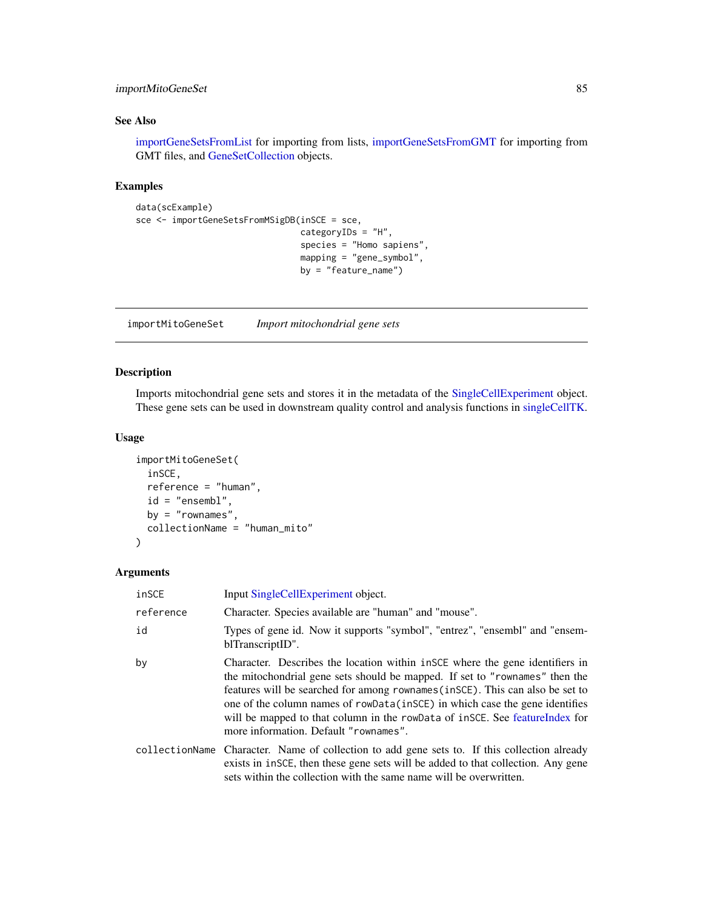### See Also

importGeneSetsFromList for importing from lists, importGeneSetsFromGMT for importing from GMT files, and GeneSetCollection objects.

### Examples

```
data(scExample)
sce <- importGeneSetsFromMSigDB(inSCE = sce,
                                categoryIDs = "H",
                                species = "Homo sapiens",
                                mapping = "gene_symbol",
                                by = "feature_name")
```

---

## importMitoGeneSet    *Import mitochondrial gene sets*

### Description

Imports mitochondrial gene sets and stores it in the metadata of the SingleCellExperiment object. These gene sets can be used in downstream quality control and analysis functions in singleCellTK.

### Usage

```
importMitoGeneSet(
  inSCE,
  reference = "human",
  id = "ensembl",
  by = "rownames",
  collectionName = "human_mito"
)
```

### Arguments

| | |
|---|---|
| inSCE | Input SingleCellExperiment object. |
| reference | Character. Species available are "human" and "mouse". |
| id | Types of gene id. Now it supports "symbol", "entrez", "ensembl" and "ensemblTranscriptID". |
| by | Character. Describes the location within `inSCE` where the gene identifiers in the mitochondrial gene sets should be mapped. If set to `"rownames"` then the features will be searched for among `rownames(inSCE)`. This can also be set to one of the column names of `rowData(inSCE)` in which case the gene identifies will be mapped to that column in the `rowData` of `inSCE`. See featureIndex for more information. Default `"rownames"`. |
| collectionName | Character. Name of collection to add gene sets to. If this collection already exists in `inSCE`, then these gene sets will be added to that collection. Any gene sets within the collection with the same name will be overwritten. |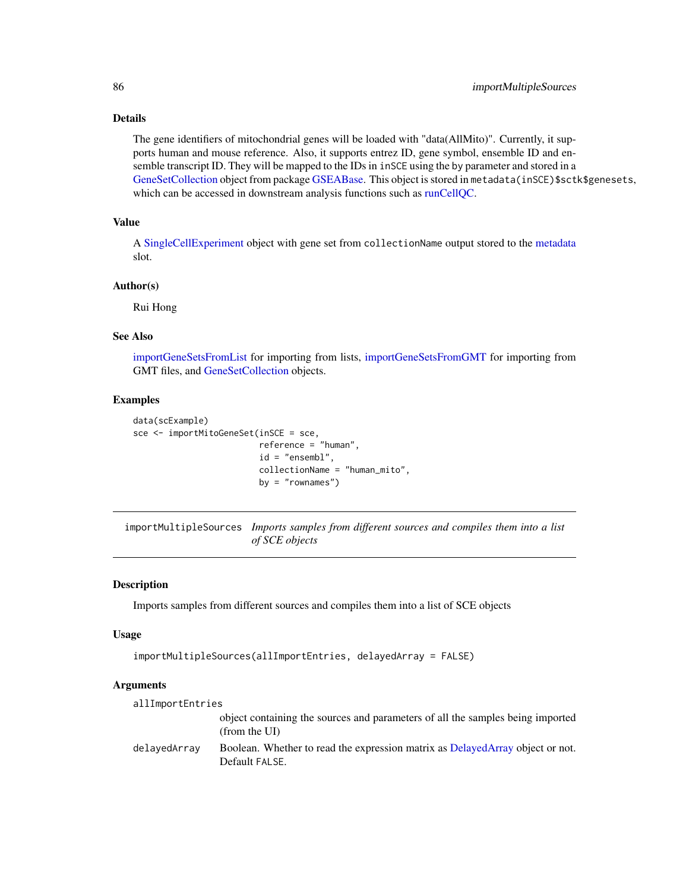## Details

The gene identifiers of mitochondrial genes will be loaded with "data(AllMito)". Currently, it supports human and mouse reference. Also, it supports entrez ID, gene symbol, ensemble ID and ensemble transcript ID. They will be mapped to the IDs in `inSCE` using the by parameter and stored in a GeneSetCollection object from package GSEABase. This object is stored in `metadata(inSCE)$sctk$genesets`, which can be accessed in downstream analysis functions such as runCellQC.

## Value

A SingleCellExperiment object with gene set from `collectionName` output stored to the metadata slot.

## Author(s)

Rui Hong

## See Also

importGeneSetsFromList for importing from lists, importGeneSetsFromGMT for importing from GMT files, and GeneSetCollection objects.

## Examples

```
data(scExample)
sce <- importMitoGeneSet(inSCE = sce,
                         reference = "human",
                         id = "ensembl",
                         collectionName = "human_mito",
                         by = "rownames")
```

---

# importMultipleSources *Imports samples from different sources and compiles them into a list of SCE objects*

## Description

Imports samples from different sources and compiles them into a list of SCE objects

## Usage

```
importMultipleSources(allImportEntries, delayedArray = FALSE)
```

## Arguments

| | |
|---|---|
| `allImportEntries` | object containing the sources and parameters of all the samples being imported (from the UI) |
| `delayedArray` | Boolean. Whether to read the expression matrix as DelayedArray object or not. Default `FALSE`. |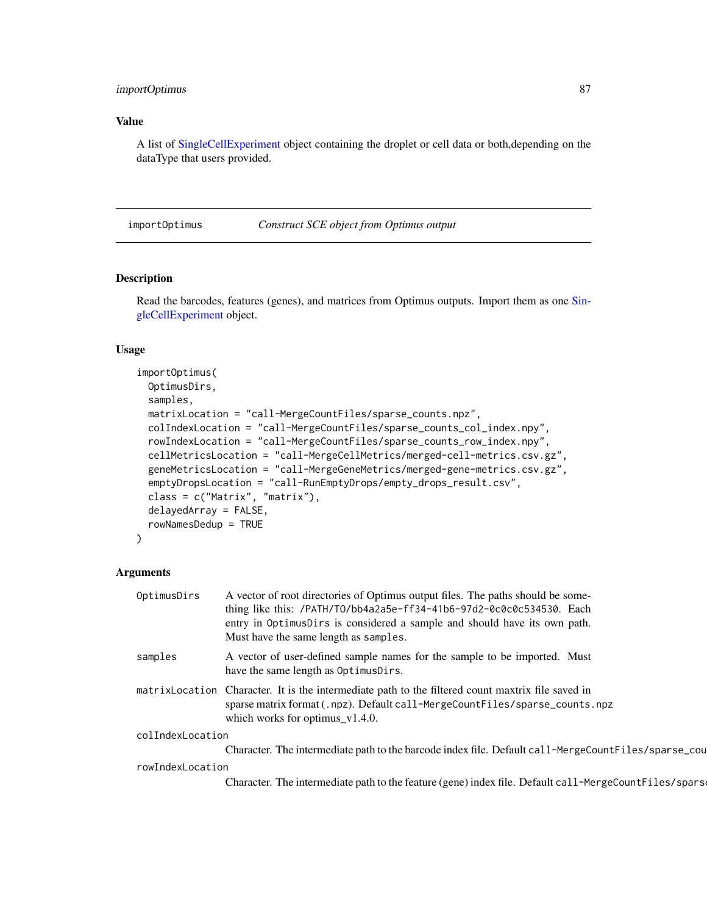## Value

A list of SingleCellExperiment object containing the droplet or cell data or both,depending on the dataType that users provided.

---

importOptimus *Construct SCE object from Optimus output*

---

## Description

Read the barcodes, features (genes), and matrices from Optimus outputs. Import them as one SingleCellExperiment object.

## Usage

```
importOptimus(
  OptimusDirs,
  samples,
  matrixLocation = "call-MergeCountFiles/sparse_counts.npz",
  colIndexLocation = "call-MergeCountFiles/sparse_counts_col_index.npy",
  rowIndexLocation = "call-MergeCountFiles/sparse_counts_row_index.npy",
  cellMetricsLocation = "call-MergeCellMetrics/merged-cell-metrics.csv.gz",
  geneMetricsLocation = "call-MergeGeneMetrics/merged-gene-metrics.csv.gz",
  emptyDropsLocation = "call-RunEmptyDrops/empty_drops_result.csv",
  class = c("Matrix", "matrix"),
  delayedArray = FALSE,
  rowNamesDedup = TRUE
)
```

## Arguments

`OptimusDirs` A vector of root directories of Optimus output files. The paths should be something like this: `/PATH/TO/bb4a2a5e-ff34-41b6-97d2-0c0c0c534530`. Each entry in `OptimusDirs` is considered a sample and should have its own path. Must have the same length as `samples`.

`samples` A vector of user-defined sample names for the sample to be imported. Must have the same length as `OptimusDirs`.

`matrixLocation` Character. It is the intermediate path to the filtered count maxtrix file saved in sparse matrix format (`.npz`). Default `call-MergeCountFiles/sparse_counts.npz` which works for optimus_v1.4.0.

`colIndexLocation` Character. The intermediate path to the barcode index file. Default `call-MergeCountFiles/sparse_cou`

`rowIndexLocation` Character. The intermediate path to the feature (gene) index file. Default `call-MergeCountFiles/spars`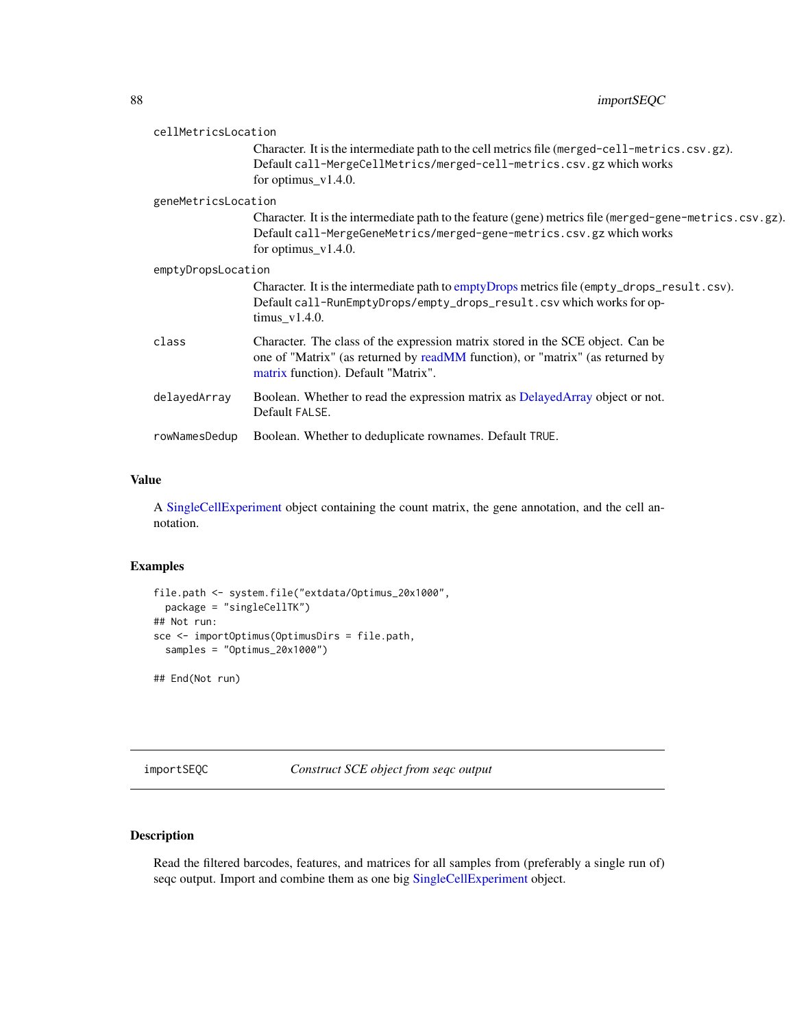cellMetricsLocation
: Character. It is the intermediate path to the cell metrics file (`merged-cell-metrics.csv.gz`). Default `call-MergeCellMetrics/merged-cell-metrics.csv.gz` which works for optimus_v1.4.0.

geneMetricsLocation
: Character. It is the intermediate path to the feature (gene) metrics file (`merged-gene-metrics.csv.gz`). Default `call-MergeGeneMetrics/merged-gene-metrics.csv.gz` which works for optimus_v1.4.0.

emptyDropsLocation
: Character. It is the intermediate path to emptyDrops metrics file (`empty_drops_result.csv`). Default `call-RunEmptyDrops/empty_drops_result.csv` which works for optimus_v1.4.0.

class
: Character. The class of the expression matrix stored in the SCE object. Can be one of "Matrix" (as returned by readMM function), or "matrix" (as returned by matrix function). Default "Matrix".

delayedArray
: Boolean. Whether to read the expression matrix as DelayedArray object or not. Default `FALSE`.

rowNamesDedup
: Boolean. Whether to deduplicate rownames. Default `TRUE`.

## Value

A SingleCellExperiment object containing the count matrix, the gene annotation, and the cell annotation.

## Examples

```
file.path <- system.file("extdata/Optimus_20x1000",
  package = "singleCellTK")
## Not run:
sce <- importOptimus(OptimusDirs = file.path,
  samples = "Optimus_20x1000")

## End(Not run)
```

---

# importSEQC — *Construct SCE object from seqc output*

---

## Description

Read the filtered barcodes, features, and matrices for all samples from (preferably a single run of) seqc output. Import and combine them as one big SingleCellExperiment object.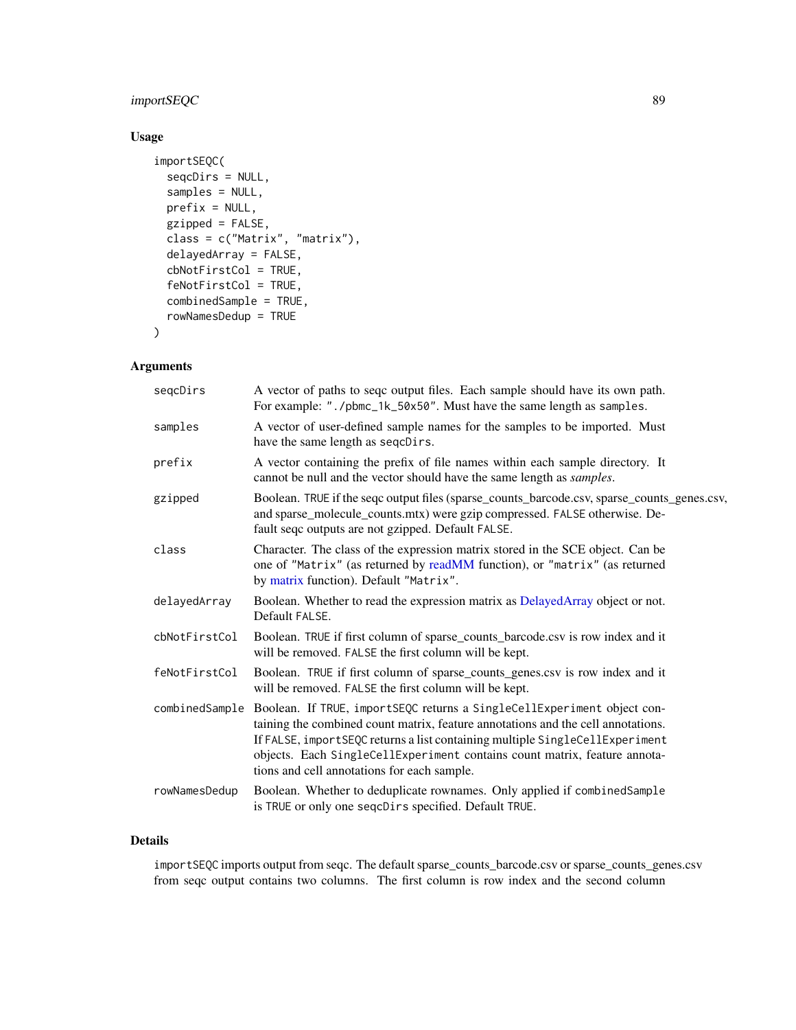## Usage

```
importSEQC(
  seqcDirs = NULL,
  samples = NULL,
  prefix = NULL,
  gzipped = FALSE,
  class = c("Matrix", "matrix"),
  delayedArray = FALSE,
  cbNotFirstCol = TRUE,
  feNotFirstCol = TRUE,
  combinedSample = TRUE,
  rowNamesDedup = TRUE
)
```

## Arguments

| | |
|---|---|
| seqcDirs | A vector of paths to seqc output files. Each sample should have its own path. For example: "./pbmc_1k_50x50". Must have the same length as samples. |
| samples | A vector of user-defined sample names for the samples to be imported. Must have the same length as seqcDirs. |
| prefix | A vector containing the prefix of file names within each sample directory. It cannot be null and the vector should have the same length as *samples*. |
| gzipped | Boolean. TRUE if the seqc output files (sparse_counts_barcode.csv, sparse_counts_genes.csv, and sparse_molecule_counts.mtx) were gzip compressed. FALSE otherwise. Default seqc outputs are not gzipped. Default FALSE. |
| class | Character. The class of the expression matrix stored in the SCE object. Can be one of "Matrix" (as returned by readMM function), or "matrix" (as returned by matrix function). Default "Matrix". |
| delayedArray | Boolean. Whether to read the expression matrix as DelayedArray object or not. Default FALSE. |
| cbNotFirstCol | Boolean. TRUE if first column of sparse_counts_barcode.csv is row index and it will be removed. FALSE the first column will be kept. |
| feNotFirstCol | Boolean. TRUE if first column of sparse_counts_genes.csv is row index and it will be removed. FALSE the first column will be kept. |
| combinedSample | Boolean. If TRUE, importSEQC returns a SingleCellExperiment object containing the combined count matrix, feature annotations and the cell annotations. If FALSE, importSEQC returns a list containing multiple SingleCellExperiment objects. Each SingleCellExperiment contains count matrix, feature annotations and cell annotations for each sample. |
| rowNamesDedup | Boolean. Whether to deduplicate rownames. Only applied if combinedSample is TRUE or only one seqcDirs specified. Default TRUE. |

## Details

importSEQC imports output from seqc. The default sparse_counts_barcode.csv or sparse_counts_genes.csv from seqc output contains two columns. The first column is row index and the second column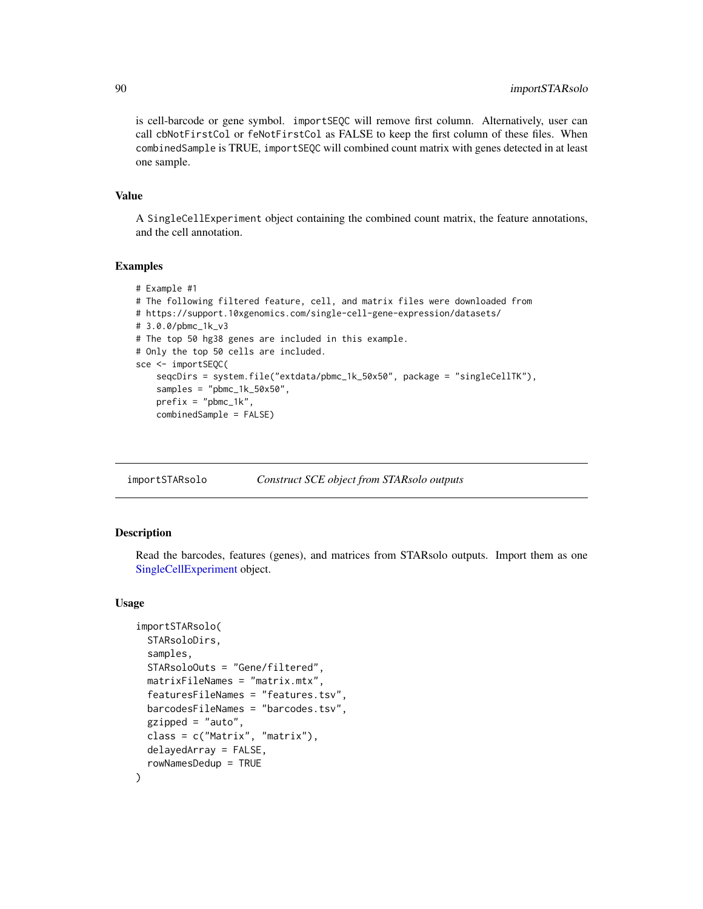is cell-barcode or gene symbol. importSEQC will remove first column. Alternatively, user can call cbNotFirstCol or feNotFirstCol as FALSE to keep the first column of these files. When combinedSample is TRUE, importSEQC will combined count matrix with genes detected in at least one sample.

### Value

A SingleCellExperiment object containing the combined count matrix, the feature annotations, and the cell annotation.

### Examples

```
# Example #1
# The following filtered feature, cell, and matrix files were downloaded from
# https://support.10xgenomics.com/single-cell-gene-expression/datasets/
# 3.0.0/pbmc_1k_v3
# The top 50 hg38 genes are included in this example.
# Only the top 50 cells are included.
sce <- importSEQC(
    seqcDirs = system.file("extdata/pbmc_1k_50x50", package = "singleCellTK"),
    samples = "pbmc_1k_50x50",
    prefix = "pbmc_1k",
    combinedSample = FALSE)
```

---

## importSTARsolo    *Construct SCE object from STARsolo outputs*

### Description

Read the barcodes, features (genes), and matrices from STARsolo outputs. Import them as one SingleCellExperiment object.

### Usage

```
importSTARsolo(
  STARsoloDirs,
  samples,
  STARsoloOuts = "Gene/filtered",
  matrixFileNames = "matrix.mtx",
  featuresFileNames = "features.tsv",
  barcodesFileNames = "barcodes.tsv",
  gzipped = "auto",
  class = c("Matrix", "matrix"),
  delayedArray = FALSE,
  rowNamesDedup = TRUE
)
```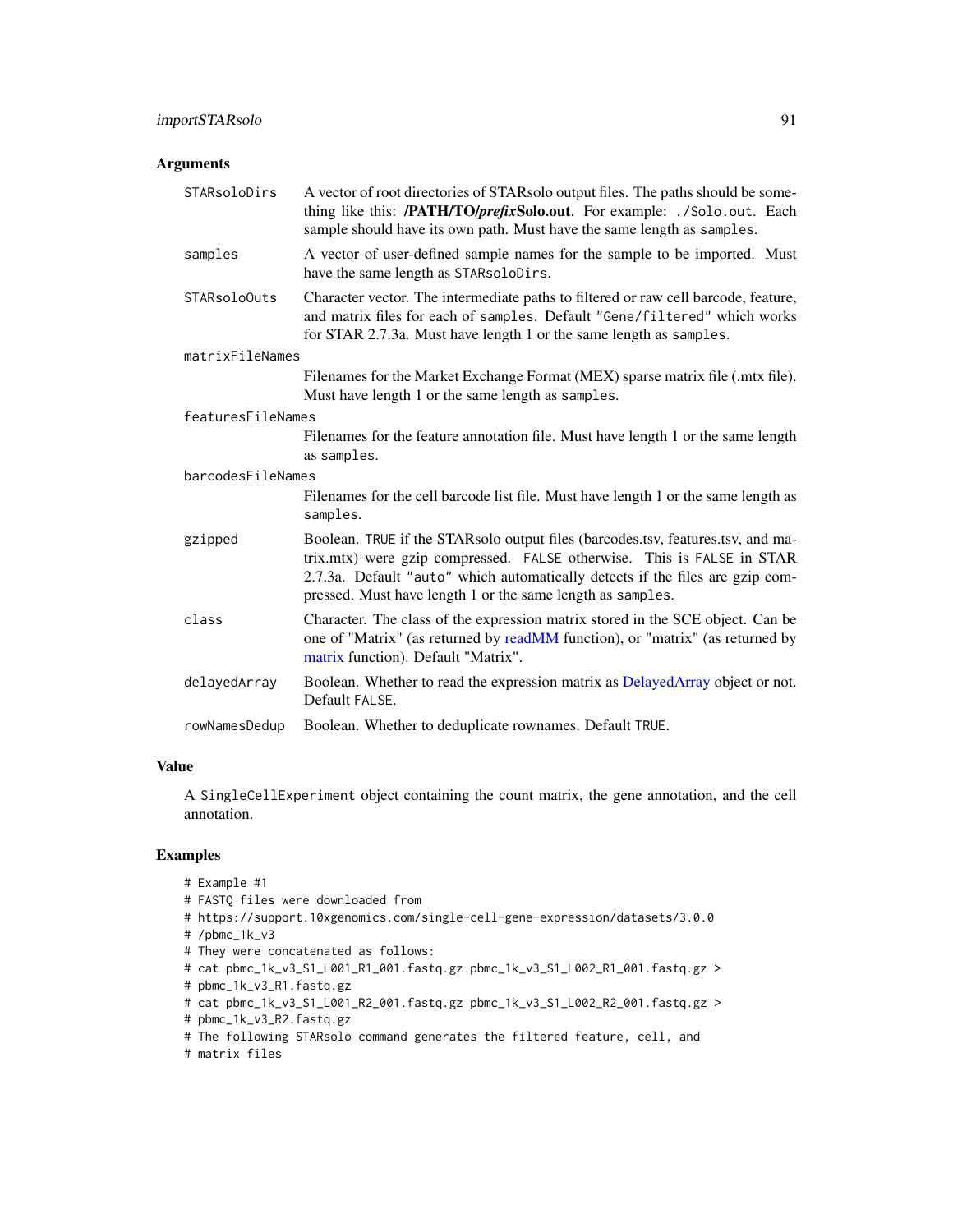## Arguments

| Argument | Description |
| --- | --- |
| STARsoloDirs | A vector of root directories of STARsolo output files. The paths should be something like this: **/PATH/TO/*prefix*Solo.out**. For example: `./Solo.out`. Each sample should have its own path. Must have the same length as `samples`. |
| samples | A vector of user-defined sample names for the sample to be imported. Must have the same length as `STARsoloDirs`. |
| STARsoloOuts | Character vector. The intermediate paths to filtered or raw cell barcode, feature, and matrix files for each of `samples`. Default `"Gene/filtered"` which works for STAR 2.7.3a. Must have length 1 or the same length as `samples`. |
| matrixFileNames | Filenames for the Market Exchange Format (MEX) sparse matrix file (.mtx file). Must have length 1 or the same length as `samples`. |
| featuresFileNames | Filenames for the feature annotation file. Must have length 1 or the same length as `samples`. |
| barcodesFileNames | Filenames for the cell barcode list file. Must have length 1 or the same length as `samples`. |
| gzipped | Boolean. `TRUE` if the STARsolo output files (barcodes.tsv, features.tsv, and matrix.mtx) were gzip compressed. `FALSE` otherwise. This is `FALSE` in STAR 2.7.3a. Default `"auto"` which automatically detects if the files are gzip compressed. Must have length 1 or the same length as `samples`. |
| class | Character. The class of the expression matrix stored in the SCE object. Can be one of "Matrix" (as returned by readMM function), or "matrix" (as returned by matrix function). Default "Matrix". |
| delayedArray | Boolean. Whether to read the expression matrix as DelayedArray object or not. Default `FALSE`. |
| rowNamesDedup | Boolean. Whether to deduplicate rownames. Default `TRUE`. |

## Value

A `SingleCellExperiment` object containing the count matrix, the gene annotation, and the cell annotation.

## Examples

```
# Example #1
# FASTQ files were downloaded from
# https://support.10xgenomics.com/single-cell-gene-expression/datasets/3.0.0
# /pbmc_1k_v3
# They were concatenated as follows:
# cat pbmc_1k_v3_S1_L001_R1_001.fastq.gz pbmc_1k_v3_S1_L002_R1_001.fastq.gz >
# pbmc_1k_v3_R1.fastq.gz
# cat pbmc_1k_v3_S1_L001_R2_001.fastq.gz pbmc_1k_v3_S1_L002_R2_001.fastq.gz >
# pbmc_1k_v3_R2.fastq.gz
# The following STARsolo command generates the filtered feature, cell, and
# matrix files
```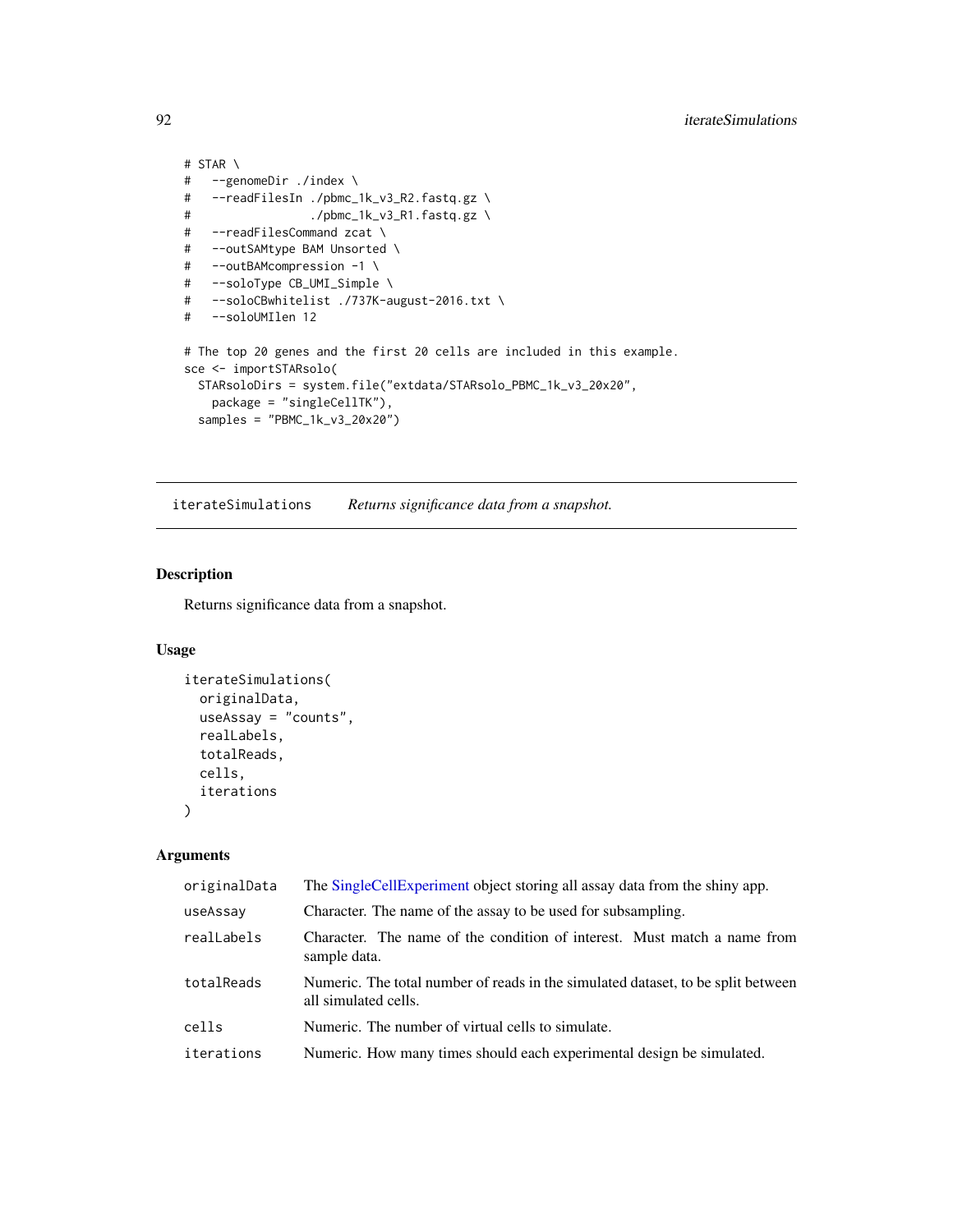```
# STAR \
#   --genomeDir ./index \
#   --readFilesIn ./pbmc_1k_v3_R2.fastq.gz \
#                 ./pbmc_1k_v3_R1.fastq.gz \
#   --readFilesCommand zcat \
#   --outSAMtype BAM Unsorted \
#   --outBAMcompression -1 \
#   --soloType CB_UMI_Simple \
#   --soloCBwhitelist ./737K-august-2016.txt \
#   --soloUMIlen 12

# The top 20 genes and the first 20 cells are included in this example.
sce <- importSTARsolo(
  STARsoloDirs = system.file("extdata/STARsolo_PBMC_1k_v3_20x20",
    package = "singleCellTK"),
  samples = "PBMC_1k_v3_20x20")
```

---

## iterateSimulations — *Returns significance data from a snapshot.*

---

### Description

Returns significance data from a snapshot.

### Usage

```
iterateSimulations(
  originalData,
  useAssay = "counts",
  realLabels,
  totalReads,
  cells,
  iterations
)
```

### Arguments

| | |
|---|---|
| `originalData` | The SingleCellExperiment object storing all assay data from the shiny app. |
| `useAssay` | Character. The name of the assay to be used for subsampling. |
| `realLabels` | Character. The name of the condition of interest. Must match a name from sample data. |
| `totalReads` | Numeric. The total number of reads in the simulated dataset, to be split between all simulated cells. |
| `cells` | Numeric. The number of virtual cells to simulate. |
| `iterations` | Numeric. How many times should each experimental design be simulated. |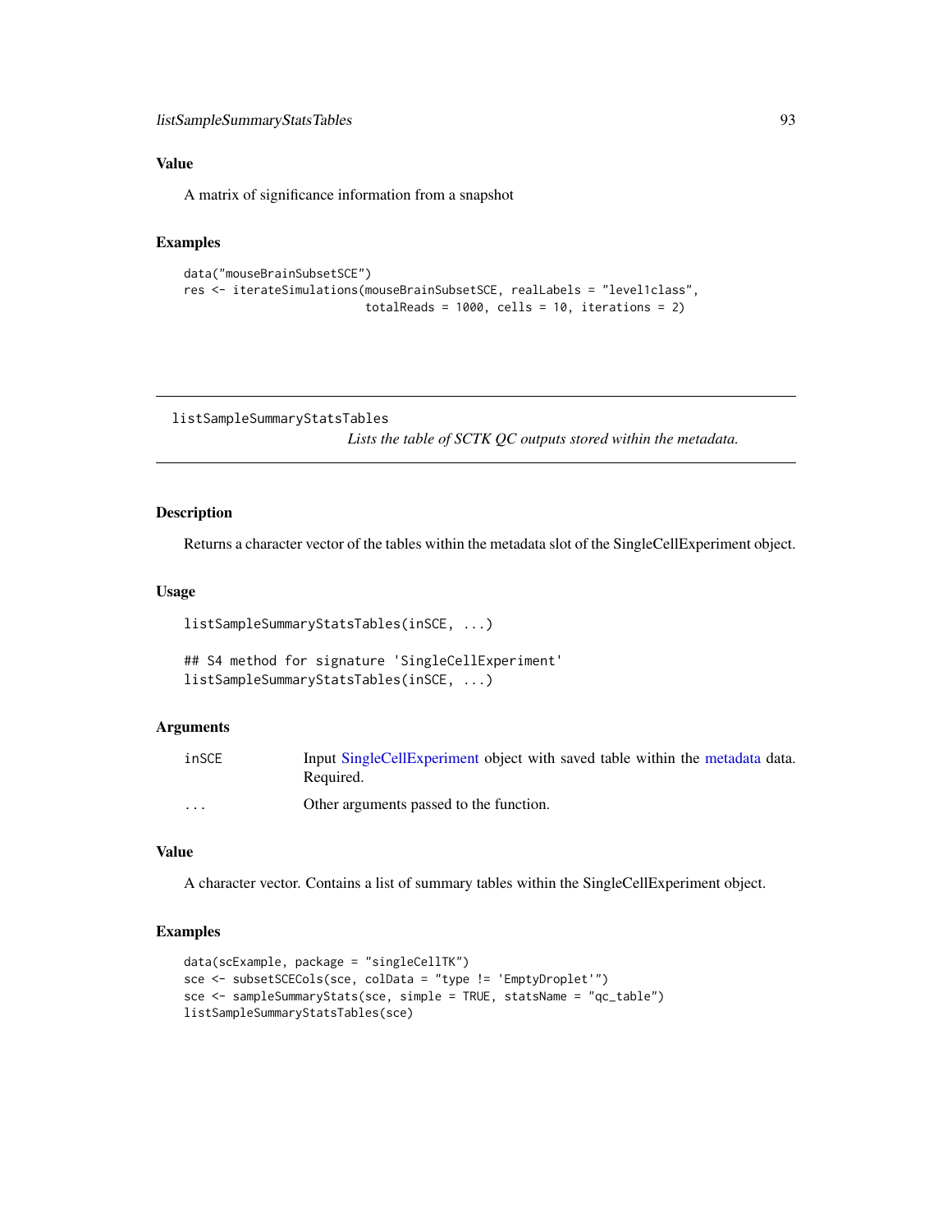## Value

A matrix of significance information from a snapshot

## Examples

```
data("mouseBrainSubsetSCE")
res <- iterateSimulations(mouseBrainSubsetSCE, realLabels = "level1class",
                          totalReads = 1000, cells = 10, iterations = 2)
```

---

# listSampleSummaryStatsTables

*Lists the table of SCTK QC outputs stored within the metadata.*

---

## Description

Returns a character vector of the tables within the metadata slot of the SingleCellExperiment object.

## Usage

```
listSampleSummaryStatsTables(inSCE, ...)

## S4 method for signature 'SingleCellExperiment'
listSampleSummaryStatsTables(inSCE, ...)
```

## Arguments

| | |
|---|---|
| inSCE | Input SingleCellExperiment object with saved table within the metadata data. Required. |
| ... | Other arguments passed to the function. |

## Value

A character vector. Contains a list of summary tables within the SingleCellExperiment object.

## Examples

```
data(scExample, package = "singleCellTK")
sce <- subsetSCECols(sce, colData = "type != 'EmptyDroplet'")
sce <- sampleSummaryStats(sce, simple = TRUE, statsName = "qc_table")
listSampleSummaryStatsTables(sce)
```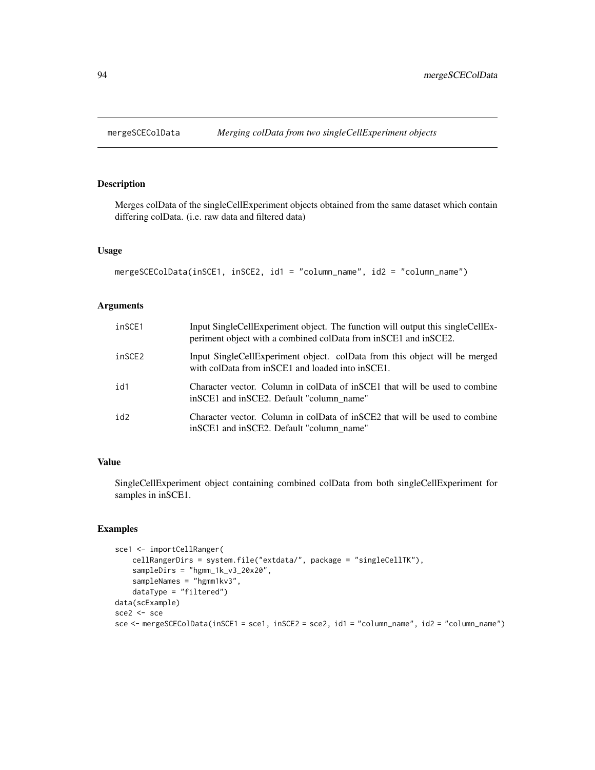# mergeSCEColData — *Merging colData from two singleCellExperiment objects*

## Description

Merges colData of the singleCellExperiment objects obtained from the same dataset which contain differing colData. (i.e. raw data and filtered data)

## Usage

```
mergeSCEColData(inSCE1, inSCE2, id1 = "column_name", id2 = "column_name")
```

## Arguments

| | |
|---|---|
| inSCE1 | Input SingleCellExperiment object. The function will output this singleCellExperiment object with a combined colData from inSCE1 and inSCE2. |
| inSCE2 | Input SingleCellExperiment object. colData from this object will be merged with colData from inSCE1 and loaded into inSCE1. |
| id1 | Character vector. Column in colData of inSCE1 that will be used to combine inSCE1 and inSCE2. Default "column_name" |
| id2 | Character vector. Column in colData of inSCE2 that will be used to combine inSCE1 and inSCE2. Default "column_name" |

## Value

SingleCellExperiment object containing combined colData from both singleCellExperiment for samples in inSCE1.

## Examples

```
sce1 <- importCellRanger(
    cellRangerDirs = system.file("extdata/", package = "singleCellTK"),
    sampleDirs = "hgmm_1k_v3_20x20",
    sampleNames = "hgmm1kv3",
    dataType = "filtered")
data(scExample)
sce2 <- sce
sce <- mergeSCEColData(inSCE1 = sce1, inSCE2 = sce2, id1 = "column_name", id2 = "column_name")
```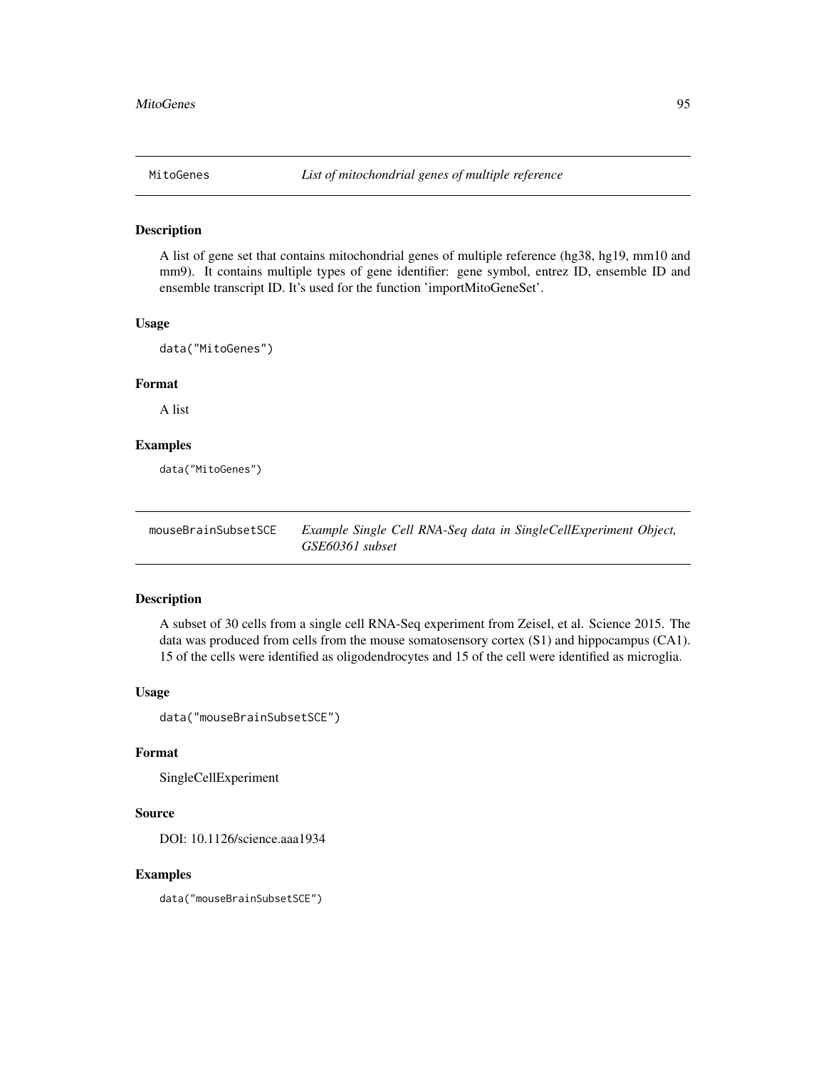## MitoGenes — *List of mitochondrial genes of multiple reference*

### Description

A list of gene set that contains mitochondrial genes of multiple reference (hg38, hg19, mm10 and mm9). It contains multiple types of gene identifier: gene symbol, entrez ID, ensemble ID and ensemble transcript ID. It's used for the function 'importMitoGeneSet'.

### Usage

```
data("MitoGenes")
```

### Format

A list

### Examples

```
data("MitoGenes")
```

## mouseBrainSubsetSCE — *Example Single Cell RNA-Seq data in SingleCellExperiment Object, GSE60361 subset*

### Description

A subset of 30 cells from a single cell RNA-Seq experiment from Zeisel, et al. Science 2015. The data was produced from cells from the mouse somatosensory cortex (S1) and hippocampus (CA1). 15 of the cells were identified as oligodendrocytes and 15 of the cell were identified as microglia.

### Usage

```
data("mouseBrainSubsetSCE")
```

### Format

SingleCellExperiment

### Source

DOI: 10.1126/science.aaa1934

### Examples

```
data("mouseBrainSubsetSCE")
```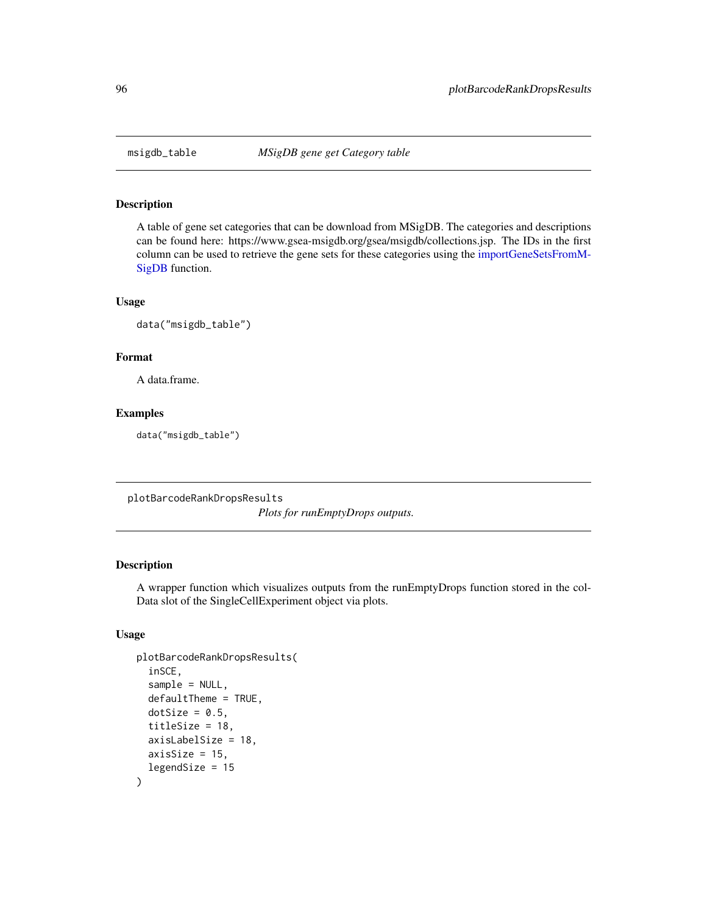## msigdb_table — *MSigDB gene get Category table*

### Description

A table of gene set categories that can be download from MSigDB. The categories and descriptions can be found here: https://www.gsea-msigdb.org/gsea/msigdb/collections.jsp. The IDs in the first column can be used to retrieve the gene sets for these categories using the importGeneSetsFromMSigDB function.

### Usage

```
data("msigdb_table")
```

### Format

A data.frame.

### Examples

```
data("msigdb_table")
```

## plotBarcodeRankDropsResults — *Plots for runEmptyDrops outputs.*

### Description

A wrapper function which visualizes outputs from the runEmptyDrops function stored in the colData slot of the SingleCellExperiment object via plots.

### Usage

```
plotBarcodeRankDropsResults(
  inSCE,
  sample = NULL,
  defaultTheme = TRUE,
  dotSize = 0.5,
  titleSize = 18,
  axisLabelSize = 18,
  axisSize = 15,
  legendSize = 15
)
```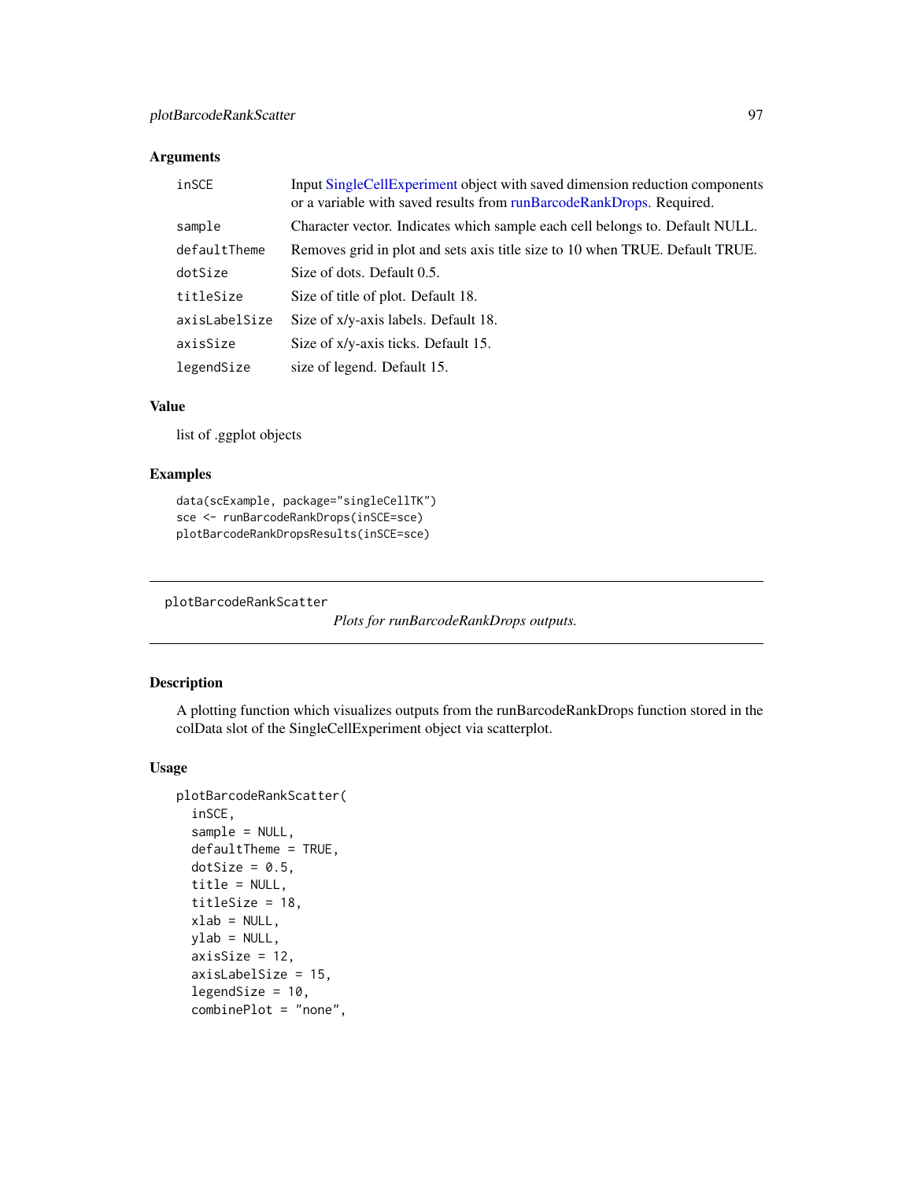### Arguments

| | |
|---|---|
| inSCE | Input SingleCellExperiment object with saved dimension reduction components or a variable with saved results from runBarcodeRankDrops. Required. |
| sample | Character vector. Indicates which sample each cell belongs to. Default NULL. |
| defaultTheme | Removes grid in plot and sets axis title size to 10 when TRUE. Default TRUE. |
| dotSize | Size of dots. Default 0.5. |
| titleSize | Size of title of plot. Default 18. |
| axisLabelSize | Size of x/y-axis labels. Default 18. |
| axisSize | Size of x/y-axis ticks. Default 15. |
| legendSize | size of legend. Default 15. |

### Value

list of .ggplot objects

### Examples

```
data(scExample, package="singleCellTK")
sce <- runBarcodeRankDrops(inSCE=sce)
plotBarcodeRankDropsResults(inSCE=sce)
```

---

## plotBarcodeRankScatter

*Plots for runBarcodeRankDrops outputs.*

---

### Description

A plotting function which visualizes outputs from the runBarcodeRankDrops function stored in the colData slot of the SingleCellExperiment object via scatterplot.

### Usage

```
plotBarcodeRankScatter(
  inSCE,
  sample = NULL,
  defaultTheme = TRUE,
  dotSize = 0.5,
  title = NULL,
  titleSize = 18,
  xlab = NULL,
  ylab = NULL,
  axisSize = 12,
  axisLabelSize = 15,
  legendSize = 10,
  combinePlot = "none",
```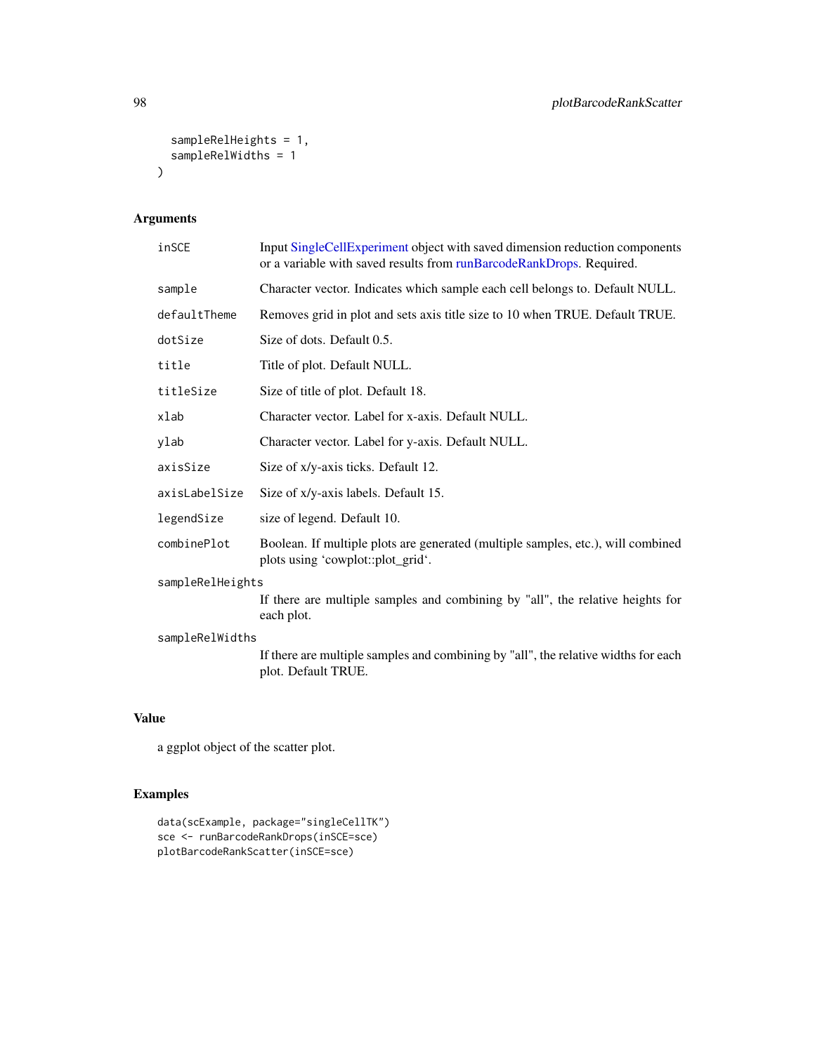```
  sampleRelHeights = 1,
  sampleRelWidths = 1
)
```

## Arguments

| | |
|---|---|
| inSCE | Input SingleCellExperiment object with saved dimension reduction components or a variable with saved results from runBarcodeRankDrops. Required. |
| sample | Character vector. Indicates which sample each cell belongs to. Default NULL. |
| defaultTheme | Removes grid in plot and sets axis title size to 10 when TRUE. Default TRUE. |
| dotSize | Size of dots. Default 0.5. |
| title | Title of plot. Default NULL. |
| titleSize | Size of title of plot. Default 18. |
| xlab | Character vector. Label for x-axis. Default NULL. |
| ylab | Character vector. Label for y-axis. Default NULL. |
| axisSize | Size of x/y-axis ticks. Default 12. |
| axisLabelSize | Size of x/y-axis labels. Default 15. |
| legendSize | size of legend. Default 10. |
| combinePlot | Boolean. If multiple plots are generated (multiple samples, etc.), will combined plots using 'cowplot::plot_grid'. |
| sampleRelHeights | If there are multiple samples and combining by "all", the relative heights for each plot. |
| sampleRelWidths | If there are multiple samples and combining by "all", the relative widths for each plot. Default TRUE. |

## Value

a ggplot object of the scatter plot.

## Examples

```
data(scExample, package="singleCellTK")
sce <- runBarcodeRankDrops(inSCE=sce)
plotBarcodeRankScatter(inSCE=sce)
```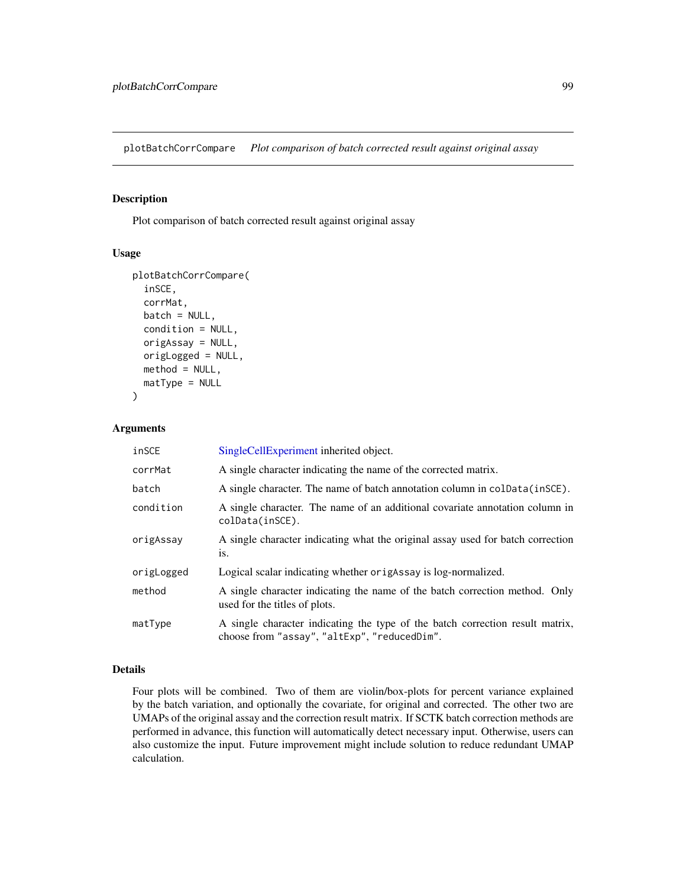## plotBatchCorrCompare — *Plot comparison of batch corrected result against original assay*

### Description

Plot comparison of batch corrected result against original assay

### Usage

```
plotBatchCorrCompare(
  inSCE,
  corrMat,
  batch = NULL,
  condition = NULL,
  origAssay = NULL,
  origLogged = NULL,
  method = NULL,
  matType = NULL
)
```

### Arguments

| Argument | Description |
|---|---|
| inSCE | SingleCellExperiment inherited object. |
| corrMat | A single character indicating the name of the corrected matrix. |
| batch | A single character. The name of batch annotation column in `colData(inSCE)`. |
| condition | A single character. The name of an additional covariate annotation column in `colData(inSCE)`. |
| origAssay | A single character indicating what the original assay used for batch correction is. |
| origLogged | Logical scalar indicating whether `origAssay` is log-normalized. |
| method | A single character indicating the name of the batch correction method. Only used for the titles of plots. |
| matType | A single character indicating the type of the batch correction result matrix, choose from `"assay"`, `"altExp"`, `"reducedDim"`. |

### Details

Four plots will be combined. Two of them are violin/box-plots for percent variance explained by the batch variation, and optionally the covariate, for original and corrected. The other two are UMAPs of the original assay and the correction result matrix. If SCTK batch correction methods are performed in advance, this function will automatically detect necessary input. Otherwise, users can also customize the input. Future improvement might include solution to reduce redundant UMAP calculation.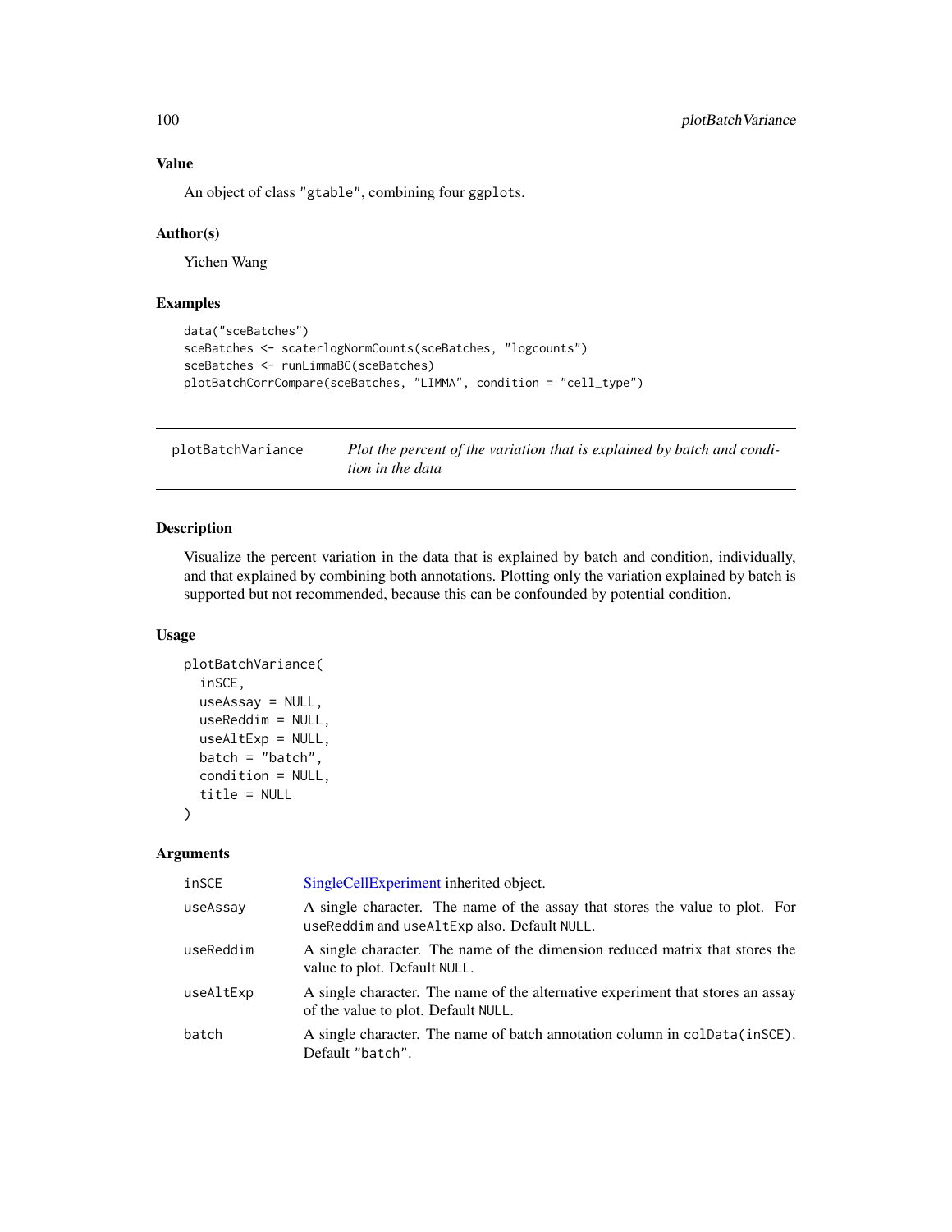## Value

An object of class "gtable", combining four ggplots.

## Author(s)

Yichen Wang

## Examples

```
data("sceBatches")
sceBatches <- scaterlogNormCounts(sceBatches, "logcounts")
sceBatches <- runLimmaBC(sceBatches)
plotBatchCorrCompare(sceBatches, "LIMMA", condition = "cell_type")
```

---

# plotBatchVariance

*Plot the percent of the variation that is explained by batch and condition in the data*

## Description

Visualize the percent variation in the data that is explained by batch and condition, individually, and that explained by combining both annotations. Plotting only the variation explained by batch is supported but not recommended, because this can be confounded by potential condition.

## Usage

```
plotBatchVariance(
  inSCE,
  useAssay = NULL,
  useReddim = NULL,
  useAltExp = NULL,
  batch = "batch",
  condition = NULL,
  title = NULL
)
```

## Arguments

| | |
|---|---|
| inSCE | SingleCellExperiment inherited object. |
| useAssay | A single character. The name of the assay that stores the value to plot. For useReddim and useAltExp also. Default NULL. |
| useReddim | A single character. The name of the dimension reduced matrix that stores the value to plot. Default NULL. |
| useAltExp | A single character. The name of the alternative experiment that stores an assay of the value to plot. Default NULL. |
| batch | A single character. The name of batch annotation column in colData(inSCE). Default "batch". |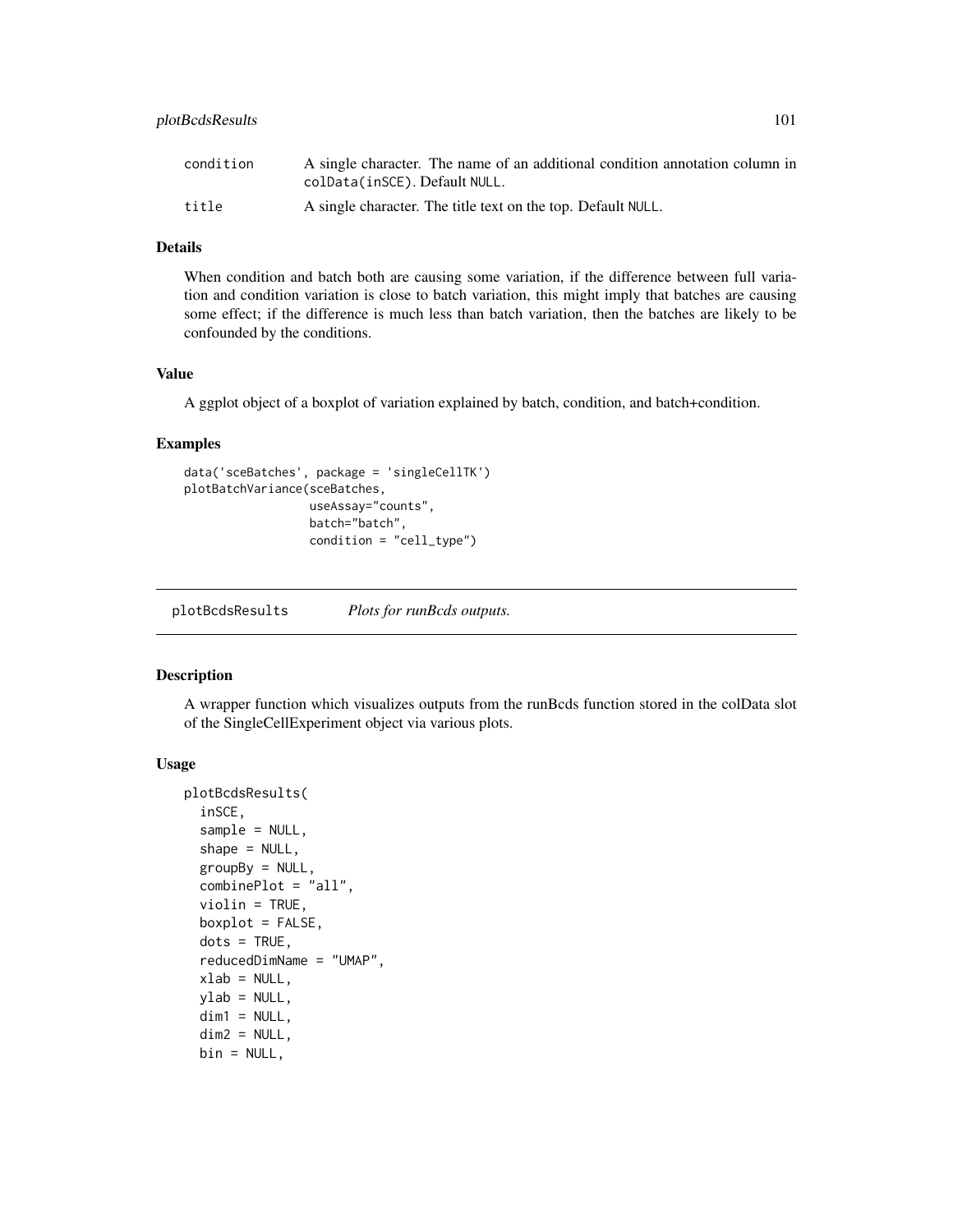| | |
|---|---|
| condition | A single character. The name of an additional condition annotation column in colData(inSCE). Default NULL. |
| title | A single character. The title text on the top. Default NULL. |

### Details

When condition and batch both are causing some variation, if the difference between full variation and condition variation is close to batch variation, this might imply that batches are causing some effect; if the difference is much less than batch variation, then the batches are likely to be confounded by the conditions.

### Value

A ggplot object of a boxplot of variation explained by batch, condition, and batch+condition.

### Examples

```
data('sceBatches', package = 'singleCellTK')
plotBatchVariance(sceBatches,
                  useAssay="counts",
                  batch="batch",
                  condition = "cell_type")
```

---

## plotBcdsResults *Plots for runBcds outputs.*

---

### Description

A wrapper function which visualizes outputs from the runBcds function stored in the colData slot of the SingleCellExperiment object via various plots.

### Usage

```
plotBcdsResults(
  inSCE,
  sample = NULL,
  shape = NULL,
  groupBy = NULL,
  combinePlot = "all",
  violin = TRUE,
  boxplot = FALSE,
  dots = TRUE,
  reducedDimName = "UMAP",
  xlab = NULL,
  ylab = NULL,
  dim1 = NULL,
  dim2 = NULL,
  bin = NULL,
```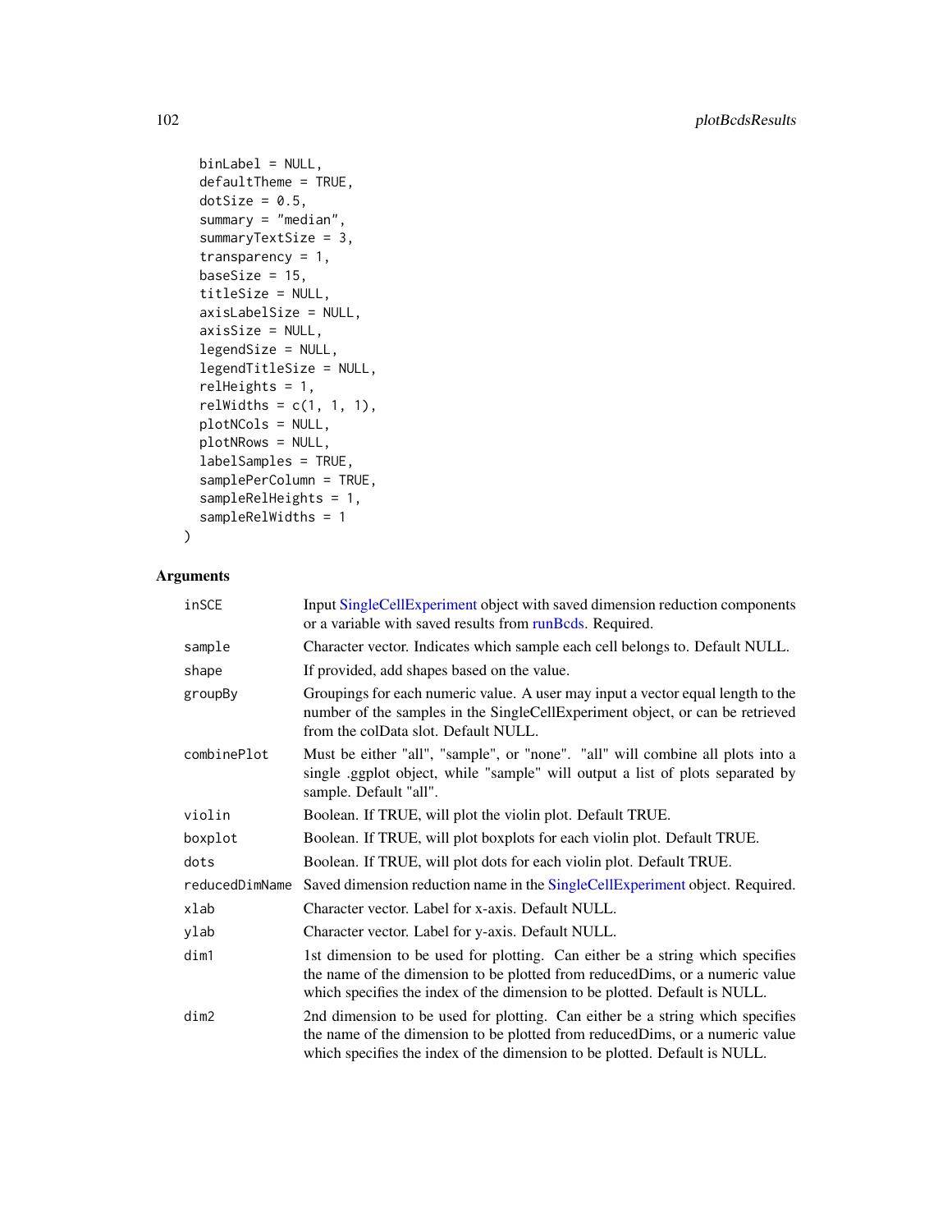```
  binLabel = NULL,
  defaultTheme = TRUE,
  dotSize = 0.5,
  summary = "median",
  summaryTextSize = 3,
  transparency = 1,
  baseSize = 15,
  titleSize = NULL,
  axisLabelSize = NULL,
  axisSize = NULL,
  legendSize = NULL,
  legendTitleSize = NULL,
  relHeights = 1,
  relWidths = c(1, 1, 1),
  plotNCols = NULL,
  plotNRows = NULL,
  labelSamples = TRUE,
  samplePerColumn = TRUE,
  sampleRelHeights = 1,
  sampleRelWidths = 1
)
```

## Arguments

| | |
|---|---|
| `inSCE` | Input SingleCellExperiment object with saved dimension reduction components or a variable with saved results from runBcds. Required. |
| `sample` | Character vector. Indicates which sample each cell belongs to. Default NULL. |
| `shape` | If provided, add shapes based on the value. |
| `groupBy` | Groupings for each numeric value. A user may input a vector equal length to the number of the samples in the SingleCellExperiment object, or can be retrieved from the colData slot. Default NULL. |
| `combinePlot` | Must be either "all", "sample", or "none". "all" will combine all plots into a single .ggplot object, while "sample" will output a list of plots separated by sample. Default "all". |
| `violin` | Boolean. If TRUE, will plot the violin plot. Default TRUE. |
| `boxplot` | Boolean. If TRUE, will plot boxplots for each violin plot. Default TRUE. |
| `dots` | Boolean. If TRUE, will plot dots for each violin plot. Default TRUE. |
| `reducedDimName` | Saved dimension reduction name in the SingleCellExperiment object. Required. |
| `xlab` | Character vector. Label for x-axis. Default NULL. |
| `ylab` | Character vector. Label for y-axis. Default NULL. |
| `dim1` | 1st dimension to be used for plotting. Can either be a string which specifies the name of the dimension to be plotted from reducedDims, or a numeric value which specifies the index of the dimension to be plotted. Default is NULL. |
| `dim2` | 2nd dimension to be used for plotting. Can either be a string which specifies the name of the dimension to be plotted from reducedDims, or a numeric value which specifies the index of the dimension to be plotted. Default is NULL. |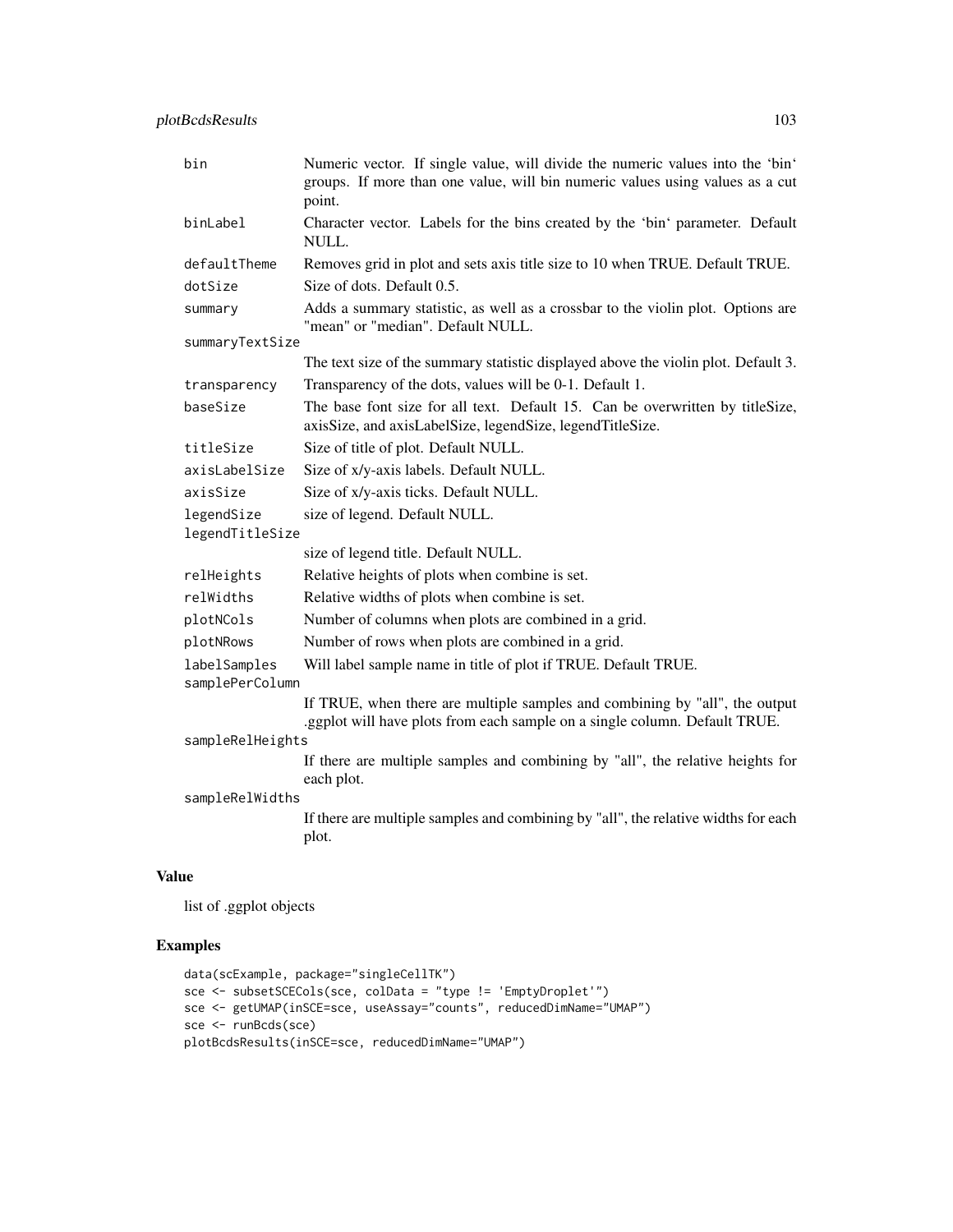| | |
|---|---|
| bin | Numeric vector. If single value, will divide the numeric values into the 'bin' groups. If more than one value, will bin numeric values using values as a cut point. |
| binLabel | Character vector. Labels for the bins created by the 'bin' parameter. Default NULL. |
| defaultTheme | Removes grid in plot and sets axis title size to 10 when TRUE. Default TRUE. |
| dotSize | Size of dots. Default 0.5. |
| summary | Adds a summary statistic, as well as a crossbar to the violin plot. Options are "mean" or "median". Default NULL. |
| summaryTextSize | The text size of the summary statistic displayed above the violin plot. Default 3. |
| transparency | Transparency of the dots, values will be 0-1. Default 1. |
| baseSize | The base font size for all text. Default 15. Can be overwritten by titleSize, axisSize, and axisLabelSize, legendSize, legendTitleSize. |
| titleSize | Size of title of plot. Default NULL. |
| axisLabelSize | Size of x/y-axis labels. Default NULL. |
| axisSize | Size of x/y-axis ticks. Default NULL. |
| legendSize | size of legend. Default NULL. |
| legendTitleSize | size of legend title. Default NULL. |
| relHeights | Relative heights of plots when combine is set. |
| relWidths | Relative widths of plots when combine is set. |
| plotNCols | Number of columns when plots are combined in a grid. |
| plotNRows | Number of rows when plots are combined in a grid. |
| labelSamples | Will label sample name in title of plot if TRUE. Default TRUE. |
| samplePerColumn | If TRUE, when there are multiple samples and combining by "all", the output .ggplot will have plots from each sample on a single column. Default TRUE. |
| sampleRelHeights | If there are multiple samples and combining by "all", the relative heights for each plot. |
| sampleRelWidths | If there are multiple samples and combining by "all", the relative widths for each plot. |

## Value

list of .ggplot objects

## Examples

```
data(scExample, package="singleCellTK")
sce <- subsetSCECols(sce, colData = "type != 'EmptyDroplet'")
sce <- getUMAP(inSCE=sce, useAssay="counts", reducedDimName="UMAP")
sce <- runBcds(sce)
plotBcdsResults(inSCE=sce, reducedDimName="UMAP")
```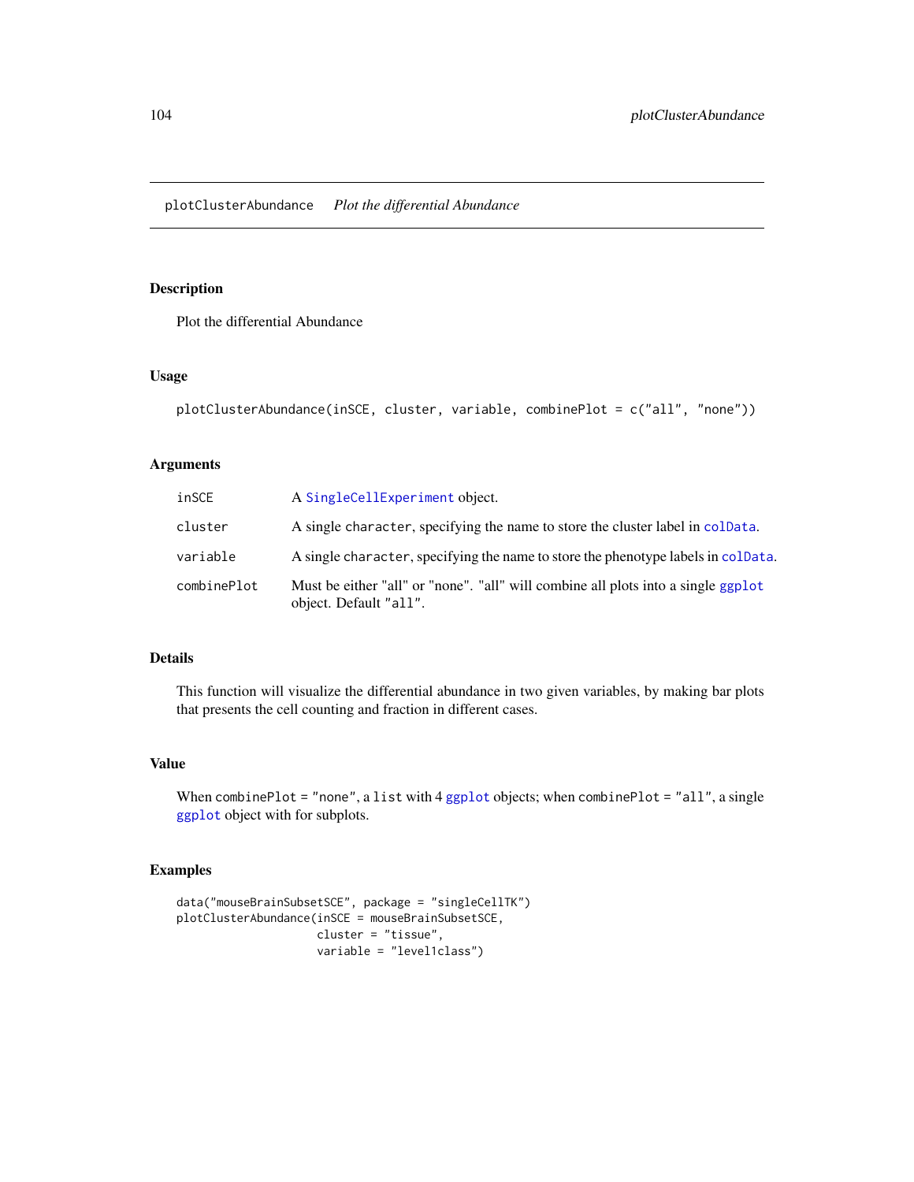## plotClusterAbundance    *Plot the differential Abundance*

### Description

Plot the differential Abundance

### Usage

```
plotClusterAbundance(inSCE, cluster, variable, combinePlot = c("all", "none"))
```

### Arguments

| | |
|---|---|
| inSCE | A SingleCellExperiment object. |
| cluster | A single character, specifying the name to store the cluster label in colData. |
| variable | A single character, specifying the name to store the phenotype labels in colData. |
| combinePlot | Must be either "all" or "none". "all" will combine all plots into a single ggplot object. Default "all". |

### Details

This function will visualize the differential abundance in two given variables, by making bar plots that presents the cell counting and fraction in different cases.

### Value

When combinePlot = "none", a list with 4 ggplot objects; when combinePlot = "all", a single ggplot object with for subplots.

### Examples

```
data("mouseBrainSubsetSCE", package = "singleCellTK")
plotClusterAbundance(inSCE = mouseBrainSubsetSCE,
                     cluster = "tissue",
                     variable = "level1class")
```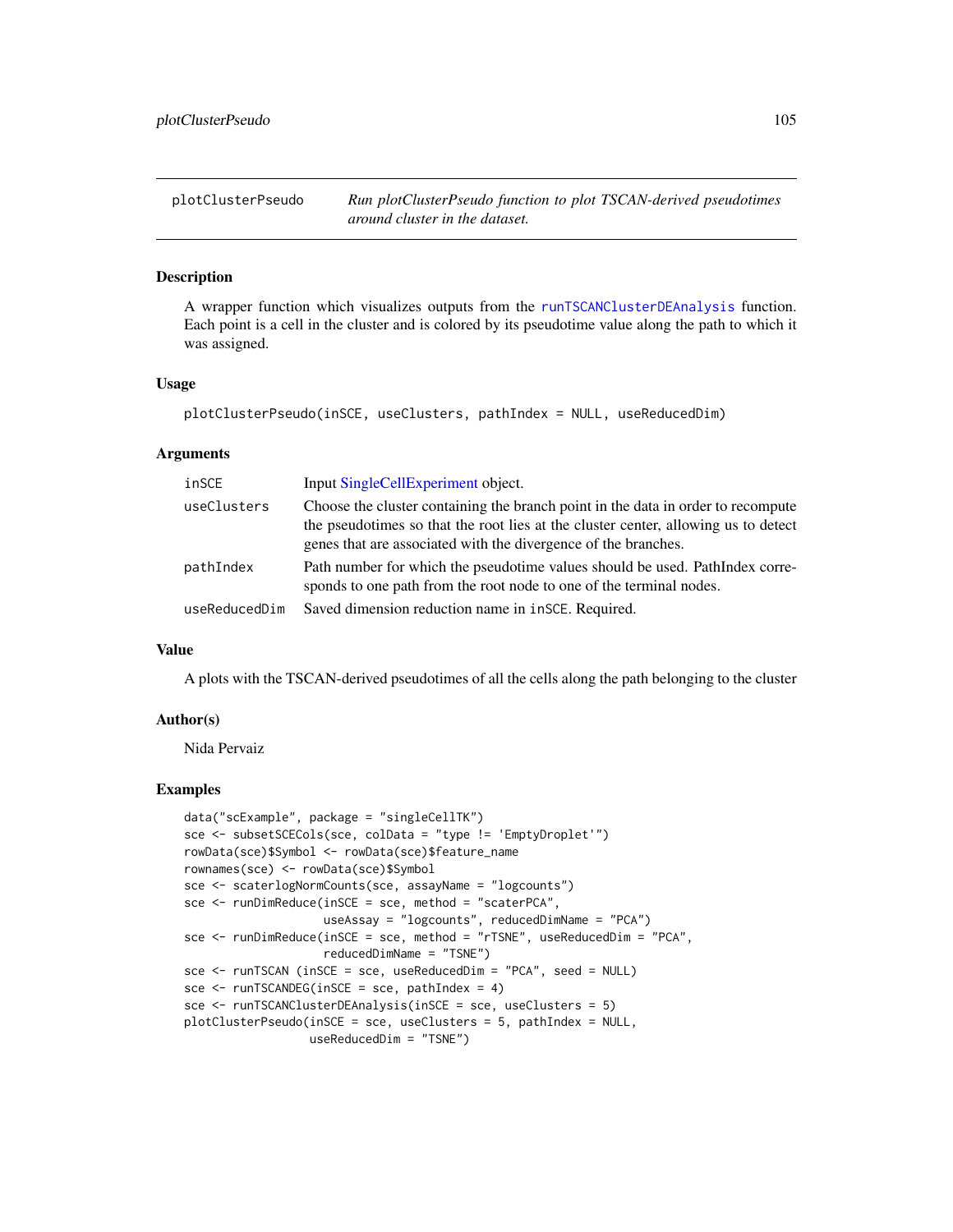## plotClusterPseudo — *Run plotClusterPseudo function to plot TSCAN-derived pseudotimes around cluster in the dataset.*

### Description

A wrapper function which visualizes outputs from the `runTSCANClusterDEAnalysis` function. Each point is a cell in the cluster and is colored by its pseudotime value along the path to which it was assigned.

### Usage

```
plotClusterPseudo(inSCE, useClusters, pathIndex = NULL, useReducedDim)
```

### Arguments

| | |
|---|---|
| `inSCE` | Input SingleCellExperiment object. |
| `useClusters` | Choose the cluster containing the branch point in the data in order to recompute the pseudotimes so that the root lies at the cluster center, allowing us to detect genes that are associated with the divergence of the branches. |
| `pathIndex` | Path number for which the pseudotime values should be used. PathIndex corresponds to one path from the root node to one of the terminal nodes. |
| `useReducedDim` | Saved dimension reduction name in `inSCE`. Required. |

### Value

A plots with the TSCAN-derived pseudotimes of all the cells along the path belonging to the cluster

### Author(s)

Nida Pervaiz

### Examples

```
data("scExample", package = "singleCellTK")
sce <- subsetSCECols(sce, colData = "type != 'EmptyDroplet'")
rowData(sce)$Symbol <- rowData(sce)$feature_name
rownames(sce) <- rowData(sce)$Symbol
sce <- scaterlogNormCounts(sce, assayName = "logcounts")
sce <- runDimReduce(inSCE = sce, method = "scaterPCA",
                    useAssay = "logcounts", reducedDimName = "PCA")
sce <- runDimReduce(inSCE = sce, method = "rTSNE", useReducedDim = "PCA",
                    reducedDimName = "TSNE")
sce <- runTSCAN (inSCE = sce, useReducedDim = "PCA", seed = NULL)
sce <- runTSCANDEG(inSCE = sce, pathIndex = 4)
sce <- runTSCANClusterDEAnalysis(inSCE = sce, useClusters = 5)
plotClusterPseudo(inSCE = sce, useClusters = 5, pathIndex = NULL,
                  useReducedDim = "TSNE")
```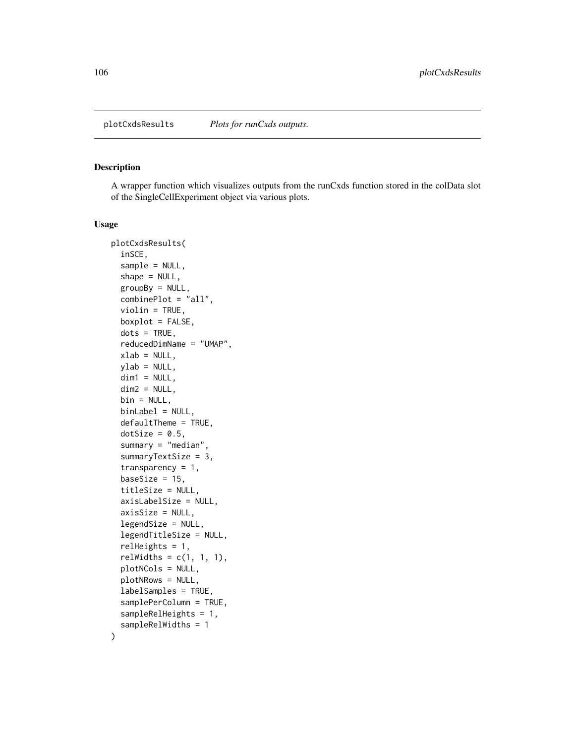`plotCxdsResults` *Plots for runCxds outputs.*

## Description

A wrapper function which visualizes outputs from the runCxds function stored in the colData slot of the SingleCellExperiment object via various plots.

## Usage

```
plotCxdsResults(
  inSCE,
  sample = NULL,
  shape = NULL,
  groupBy = NULL,
  combinePlot = "all",
  violin = TRUE,
  boxplot = FALSE,
  dots = TRUE,
  reducedDimName = "UMAP",
  xlab = NULL,
  ylab = NULL,
  dim1 = NULL,
  dim2 = NULL,
  bin = NULL,
  binLabel = NULL,
  defaultTheme = TRUE,
  dotSize = 0.5,
  summary = "median",
  summaryTextSize = 3,
  transparency = 1,
  baseSize = 15,
  titleSize = NULL,
  axisLabelSize = NULL,
  axisSize = NULL,
  legendSize = NULL,
  legendTitleSize = NULL,
  relHeights = 1,
  relWidths = c(1, 1, 1),
  plotNCols = NULL,
  plotNRows = NULL,
  labelSamples = TRUE,
  samplePerColumn = TRUE,
  sampleRelHeights = 1,
  sampleRelWidths = 1
)
```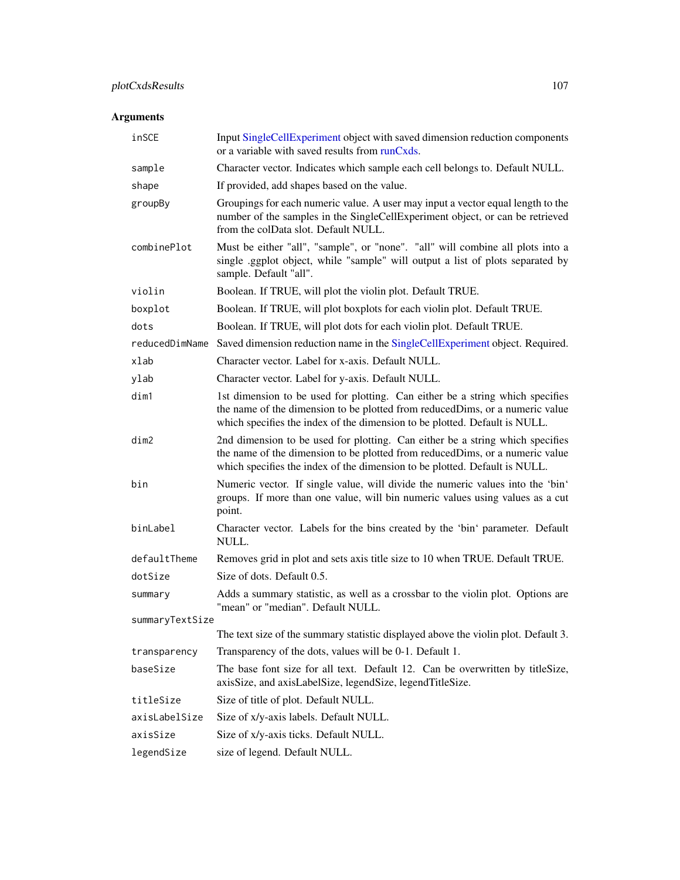## Arguments

| | |
|---|---|
| inSCE | Input SingleCellExperiment object with saved dimension reduction components or a variable with saved results from runCxds. |
| sample | Character vector. Indicates which sample each cell belongs to. Default NULL. |
| shape | If provided, add shapes based on the value. |
| groupBy | Groupings for each numeric value. A user may input a vector equal length to the number of the samples in the SingleCellExperiment object, or can be retrieved from the colData slot. Default NULL. |
| combinePlot | Must be either "all", "sample", or "none". "all" will combine all plots into a single .ggplot object, while "sample" will output a list of plots separated by sample. Default "all". |
| violin | Boolean. If TRUE, will plot the violin plot. Default TRUE. |
| boxplot | Boolean. If TRUE, will plot boxplots for each violin plot. Default TRUE. |
| dots | Boolean. If TRUE, will plot dots for each violin plot. Default TRUE. |
| reducedDimName | Saved dimension reduction name in the SingleCellExperiment object. Required. |
| xlab | Character vector. Label for x-axis. Default NULL. |
| ylab | Character vector. Label for y-axis. Default NULL. |
| dim1 | 1st dimension to be used for plotting. Can either be a string which specifies the name of the dimension to be plotted from reducedDims, or a numeric value which specifies the index of the dimension to be plotted. Default is NULL. |
| dim2 | 2nd dimension to be used for plotting. Can either be a string which specifies the name of the dimension to be plotted from reducedDims, or a numeric value which specifies the index of the dimension to be plotted. Default is NULL. |
| bin | Numeric vector. If single value, will divide the numeric values into the 'bin' groups. If more than one value, will bin numeric values using values as a cut point. |
| binLabel | Character vector. Labels for the bins created by the 'bin' parameter. Default NULL. |
| defaultTheme | Removes grid in plot and sets axis title size to 10 when TRUE. Default TRUE. |
| dotSize | Size of dots. Default 0.5. |
| summary | Adds a summary statistic, as well as a crossbar to the violin plot. Options are "mean" or "median". Default NULL. |
| summaryTextSize | The text size of the summary statistic displayed above the violin plot. Default 3. |
| transparency | Transparency of the dots, values will be 0-1. Default 1. |
| baseSize | The base font size for all text. Default 12. Can be overwritten by titleSize, axisSize, and axisLabelSize, legendSize, legendTitleSize. |
| titleSize | Size of title of plot. Default NULL. |
| axisLabelSize | Size of x/y-axis labels. Default NULL. |
| axisSize | Size of x/y-axis ticks. Default NULL. |
| legendSize | size of legend. Default NULL. |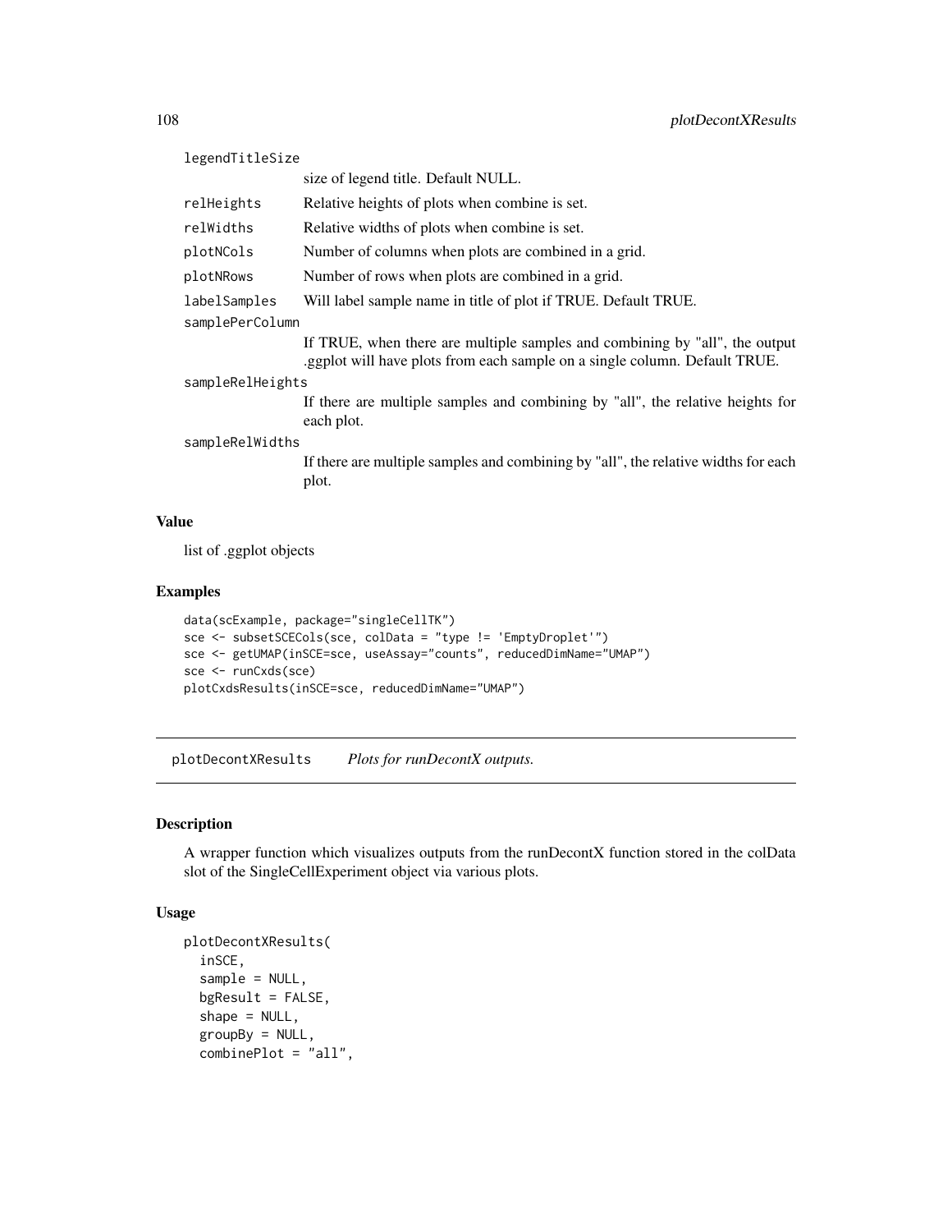legendTitleSize
: size of legend title. Default NULL.

relHeights
: Relative heights of plots when combine is set.

relWidths
: Relative widths of plots when combine is set.

plotNCols
: Number of columns when plots are combined in a grid.

plotNRows
: Number of rows when plots are combined in a grid.

labelSamples
: Will label sample name in title of plot if TRUE. Default TRUE.

samplePerColumn
: If TRUE, when there are multiple samples and combining by "all", the output .ggplot will have plots from each sample on a single column. Default TRUE.

sampleRelHeights
: If there are multiple samples and combining by "all", the relative heights for each plot.

sampleRelWidths
: If there are multiple samples and combining by "all", the relative widths for each plot.

## Value

list of .ggplot objects

## Examples

```
data(scExample, package="singleCellTK")
sce <- subsetSCECols(sce, colData = "type != 'EmptyDroplet'")
sce <- getUMAP(inSCE=sce, useAssay="counts", reducedDimName="UMAP")
sce <- runCxds(sce)
plotCxdsResults(inSCE=sce, reducedDimName="UMAP")
```

---

# plotDecontXResults *Plots for runDecontX outputs.*

## Description

A wrapper function which visualizes outputs from the runDecontX function stored in the colData slot of the SingleCellExperiment object via various plots.

## Usage

```
plotDecontXResults(
  inSCE,
  sample = NULL,
  bgResult = FALSE,
  shape = NULL,
  groupBy = NULL,
  combinePlot = "all",
```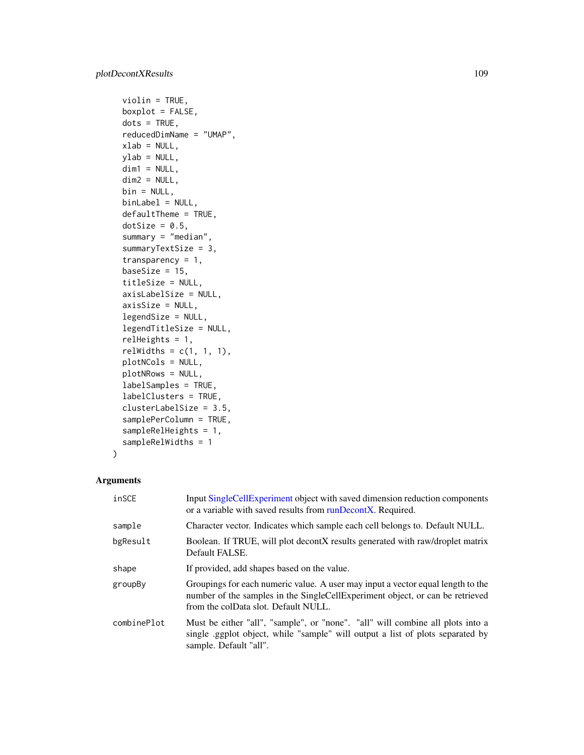```
  violin = TRUE,
  boxplot = FALSE,
  dots = TRUE,
  reducedDimName = "UMAP",
  xlab = NULL,
  ylab = NULL,
  dim1 = NULL,
  dim2 = NULL,
  bin = NULL,
  binLabel = NULL,
  defaultTheme = TRUE,
  dotSize = 0.5,
  summary = "median",
  summaryTextSize = 3,
  transparency = 1,
  baseSize = 15,
  titleSize = NULL,
  axisLabelSize = NULL,
  axisSize = NULL,
  legendSize = NULL,
  legendTitleSize = NULL,
  relHeights = 1,
  relWidths = c(1, 1, 1),
  plotNCols = NULL,
  plotNRows = NULL,
  labelSamples = TRUE,
  labelClusters = TRUE,
  clusterLabelSize = 3.5,
  samplePerColumn = TRUE,
  sampleRelHeights = 1,
  sampleRelWidths = 1
)
```

## Arguments

| | |
|---|---|
| `inSCE` | Input SingleCellExperiment object with saved dimension reduction components or a variable with saved results from runDecontX. Required. |
| `sample` | Character vector. Indicates which sample each cell belongs to. Default NULL. |
| `bgResult` | Boolean. If TRUE, will plot decontX results generated with raw/droplet matrix Default FALSE. |
| `shape` | If provided, add shapes based on the value. |
| `groupBy` | Groupings for each numeric value. A user may input a vector equal length to the number of the samples in the SingleCellExperiment object, or can be retrieved from the colData slot. Default NULL. |
| `combinePlot` | Must be either "all", "sample", or "none". "all" will combine all plots into a single .ggplot object, while "sample" will output a list of plots separated by sample. Default "all". |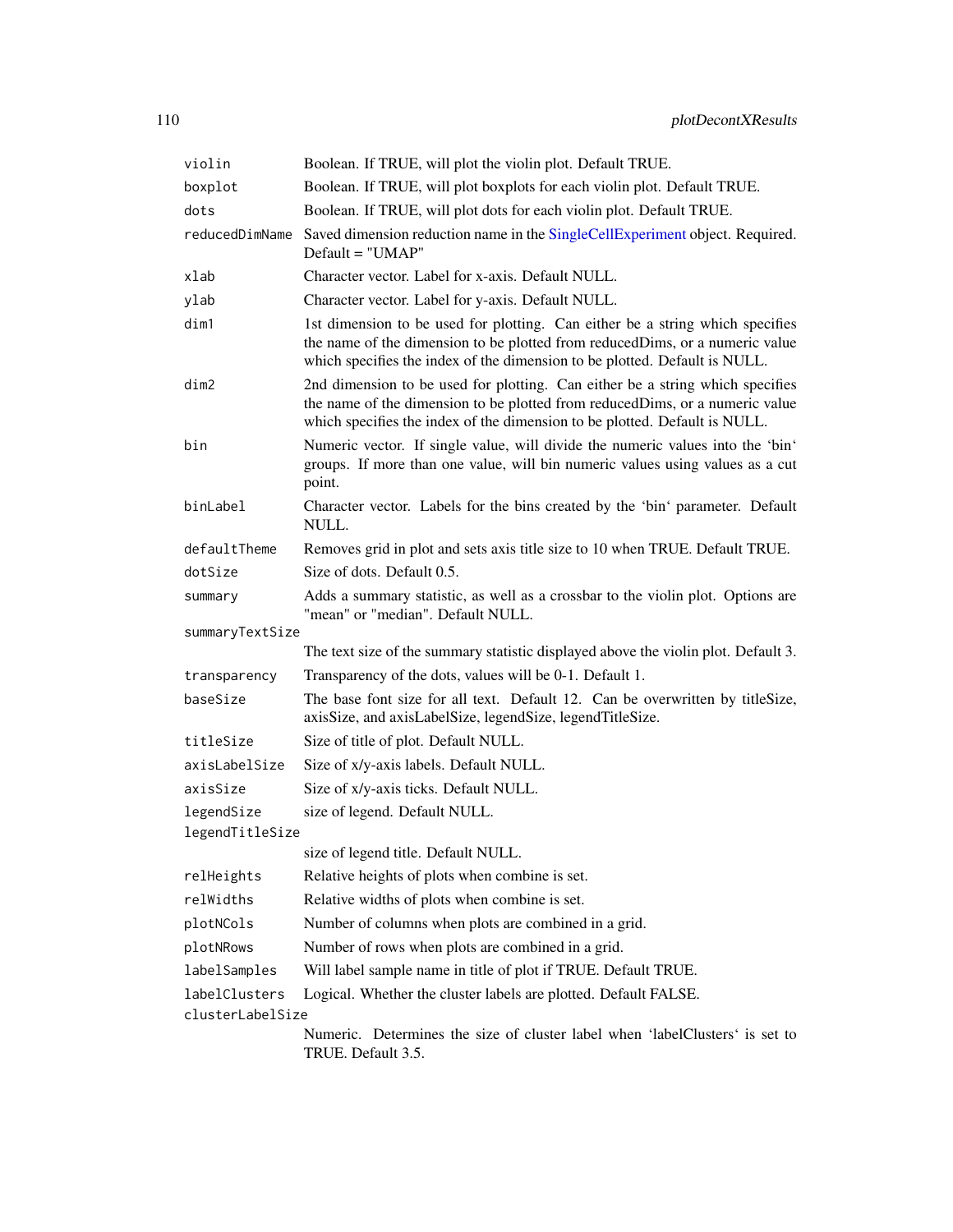| | |
|---|---|
| violin | Boolean. If TRUE, will plot the violin plot. Default TRUE. |
| boxplot | Boolean. If TRUE, will plot boxplots for each violin plot. Default TRUE. |
| dots | Boolean. If TRUE, will plot dots for each violin plot. Default TRUE. |
| reducedDimName | Saved dimension reduction name in the SingleCellExperiment object. Required. Default = "UMAP" |
| xlab | Character vector. Label for x-axis. Default NULL. |
| ylab | Character vector. Label for y-axis. Default NULL. |
| dim1 | 1st dimension to be used for plotting. Can either be a string which specifies the name of the dimension to be plotted from reducedDims, or a numeric value which specifies the index of the dimension to be plotted. Default is NULL. |
| dim2 | 2nd dimension to be used for plotting. Can either be a string which specifies the name of the dimension to be plotted from reducedDims, or a numeric value which specifies the index of the dimension to be plotted. Default is NULL. |
| bin | Numeric vector. If single value, will divide the numeric values into the 'bin' groups. If more than one value, will bin numeric values using values as a cut point. |
| binLabel | Character vector. Labels for the bins created by the 'bin' parameter. Default NULL. |
| defaultTheme | Removes grid in plot and sets axis title size to 10 when TRUE. Default TRUE. |
| dotSize | Size of dots. Default 0.5. |
| summary | Adds a summary statistic, as well as a crossbar to the violin plot. Options are "mean" or "median". Default NULL. |
| summaryTextSize | The text size of the summary statistic displayed above the violin plot. Default 3. |
| transparency | Transparency of the dots, values will be 0-1. Default 1. |
| baseSize | The base font size for all text. Default 12. Can be overwritten by titleSize, axisSize, and axisLabelSize, legendSize, legendTitleSize. |
| titleSize | Size of title of plot. Default NULL. |
| axisLabelSize | Size of x/y-axis labels. Default NULL. |
| axisSize | Size of x/y-axis ticks. Default NULL. |
| legendSize | size of legend. Default NULL. |
| legendTitleSize | size of legend title. Default NULL. |
| relHeights | Relative heights of plots when combine is set. |
| relWidths | Relative widths of plots when combine is set. |
| plotNCols | Number of columns when plots are combined in a grid. |
| plotNRows | Number of rows when plots are combined in a grid. |
| labelSamples | Will label sample name in title of plot if TRUE. Default TRUE. |
| labelClusters | Logical. Whether the cluster labels are plotted. Default FALSE. |
| clusterLabelSize | Numeric. Determines the size of cluster label when 'labelClusters' is set to TRUE. Default 3.5. |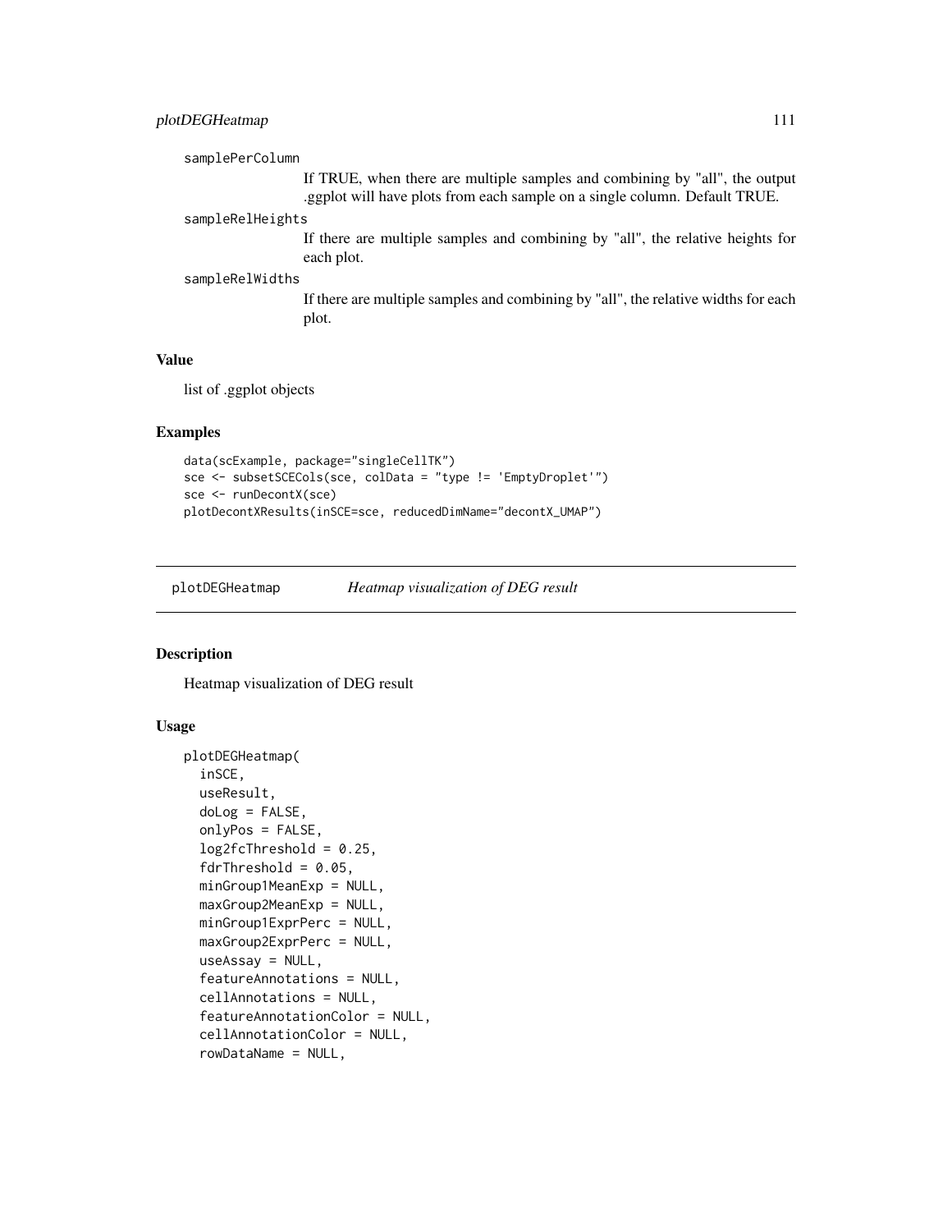samplePerColumn
: If TRUE, when there are multiple samples and combining by "all", the output .ggplot will have plots from each sample on a single column. Default TRUE.

sampleRelHeights
: If there are multiple samples and combining by "all", the relative heights for each plot.

sampleRelWidths
: If there are multiple samples and combining by "all", the relative widths for each plot.

### Value

list of .ggplot objects

### Examples

```
data(scExample, package="singleCellTK")
sce <- subsetSCECols(sce, colData = "type != 'EmptyDroplet'")
sce <- runDecontX(sce)
plotDecontXResults(inSCE=sce, reducedDimName="decontX_UMAP")
```

---

## plotDEGHeatmap *Heatmap visualization of DEG result*

### Description

Heatmap visualization of DEG result

### Usage

```
plotDEGHeatmap(
  inSCE,
  useResult,
  doLog = FALSE,
  onlyPos = FALSE,
  log2fcThreshold = 0.25,
  fdrThreshold = 0.05,
  minGroup1MeanExp = NULL,
  maxGroup2MeanExp = NULL,
  minGroup1ExprPerc = NULL,
  maxGroup2ExprPerc = NULL,
  useAssay = NULL,
  featureAnnotations = NULL,
  cellAnnotations = NULL,
  featureAnnotationColor = NULL,
  cellAnnotationColor = NULL,
  rowDataName = NULL,
```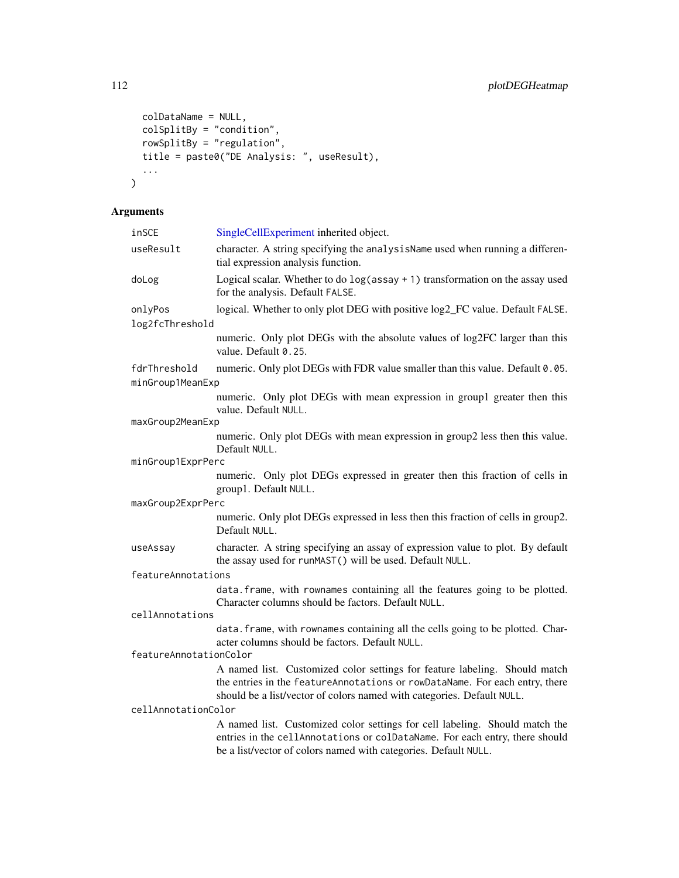```
  colDataName = NULL,
  colSplitBy = "condition",
  rowSplitBy = "regulation",
  title = paste0("DE Analysis: ", useResult),
  ...
)
```

## Arguments

| Argument | Description |
|---|---|
| inSCE | SingleCellExperiment inherited object. |
| useResult | character. A string specifying the `analysisName` used when running a differential expression analysis function. |
| doLog | Logical scalar. Whether to do `log(assay + 1)` transformation on the assay used for the analysis. Default `FALSE`. |
| onlyPos | logical. Whether to only plot DEG with positive log2_FC value. Default `FALSE`. |
| log2fcThreshold | numeric. Only plot DEGs with the absolute values of log2FC larger than this value. Default `0.25`. |
| fdrThreshold | numeric. Only plot DEGs with FDR value smaller than this value. Default `0.05`. |
| minGroup1MeanExp | numeric. Only plot DEGs with mean expression in group1 greater then this value. Default `NULL`. |
| maxGroup2MeanExp | numeric. Only plot DEGs with mean expression in group2 less then this value. Default `NULL`. |
| minGroup1ExprPerc | numeric. Only plot DEGs expressed in greater then this fraction of cells in group1. Default `NULL`. |
| maxGroup2ExprPerc | numeric. Only plot DEGs expressed in less then this fraction of cells in group2. Default `NULL`. |
| useAssay | character. A string specifying an assay of expression value to plot. By default the assay used for `runMAST()` will be used. Default `NULL`. |
| featureAnnotations | `data.frame`, with `rownames` containing all the features going to be plotted. Character columns should be factors. Default `NULL`. |
| cellAnnotations | `data.frame`, with `rownames` containing all the cells going to be plotted. Character columns should be factors. Default `NULL`. |
| featureAnnotationColor | A named list. Customized color settings for feature labeling. Should match the entries in the `featureAnnotations` or `rowDataName`. For each entry, there should be a list/vector of colors named with categories. Default `NULL`. |
| cellAnnotationColor | A named list. Customized color settings for cell labeling. Should match the entries in the `cellAnnotations` or `colDataName`. For each entry, there should be a list/vector of colors named with categories. Default `NULL`. |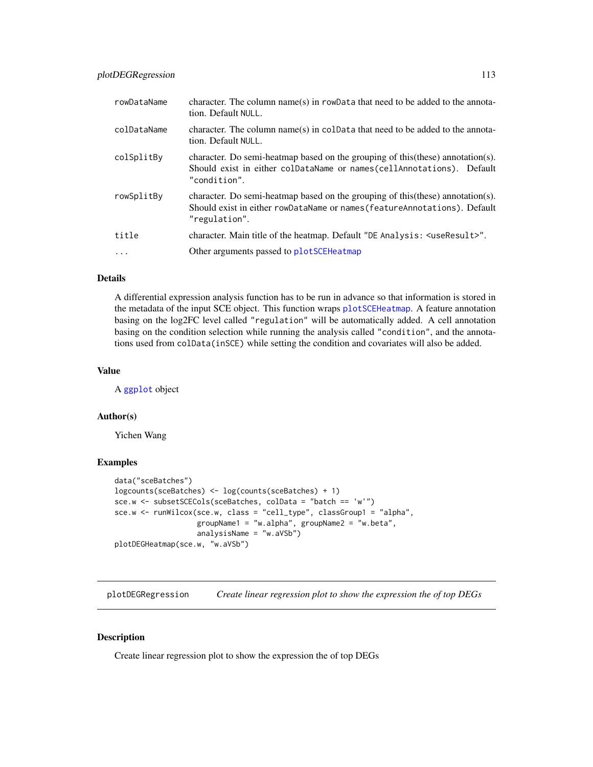| | |
|---|---|
| rowDataName | character. The column name(s) in rowData that need to be added to the annotation. Default NULL. |
| colDataName | character. The column name(s) in colData that need to be added to the annotation. Default NULL. |
| colSplitBy | character. Do semi-heatmap based on the grouping of this(these) annotation(s). Should exist in either colDataName or names(cellAnnotations). Default "condition". |
| rowSplitBy | character. Do semi-heatmap based on the grouping of this(these) annotation(s). Should exist in either rowDataName or names(featureAnnotations). Default "regulation". |
| title | character. Main title of the heatmap. Default "DE Analysis: <useResult>". |
| ... | Other arguments passed to plotSCEHeatmap |

## Details

A differential expression analysis function has to be run in advance so that information is stored in the metadata of the input SCE object. This function wraps plotSCEHeatmap. A feature annotation basing on the log2FC level called "regulation" will be automatically added. A cell annotation basing on the condition selection while running the analysis called "condition", and the annotations used from colData(inSCE) while setting the condition and covariates will also be added.

## Value

A ggplot object

## Author(s)

Yichen Wang

## Examples

```
data("sceBatches")
logcounts(sceBatches) <- log(counts(sceBatches) + 1)
sce.w <- subsetSCECols(sceBatches, colData = "batch == 'w'")
sce.w <- runWilcox(sce.w, class = "cell_type", classGroup1 = "alpha",
                   groupName1 = "w.alpha", groupName2 = "w.beta",
                   analysisName = "w.aVSb")
plotDEGHeatmap(sce.w, "w.aVSb")
```

---

# plotDEGRegression *Create linear regression plot to show the expression the of top DEGs*

## Description

Create linear regression plot to show the expression the of top DEGs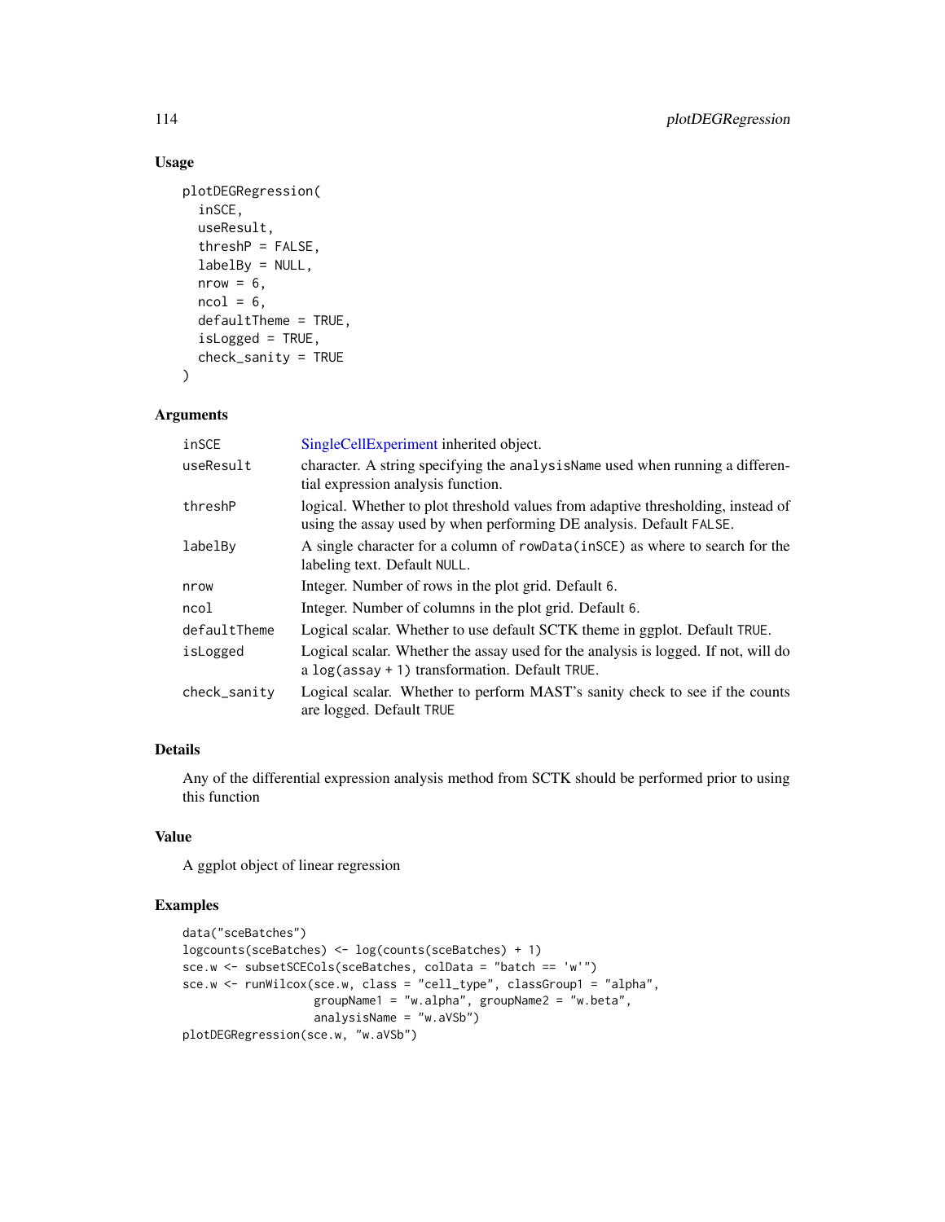## Usage

```
plotDEGRegression(
  inSCE,
  useResult,
  threshP = FALSE,
  labelBy = NULL,
  nrow = 6,
  ncol = 6,
  defaultTheme = TRUE,
  isLogged = TRUE,
  check_sanity = TRUE
)
```

## Arguments

| Argument | Description |
|---|---|
| inSCE | SingleCellExperiment inherited object. |
| useResult | character. A string specifying the analysisName used when running a differential expression analysis function. |
| threshP | logical. Whether to plot threshold values from adaptive thresholding, instead of using the assay used by when performing DE analysis. Default FALSE. |
| labelBy | A single character for a column of rowData(inSCE) as where to search for the labeling text. Default NULL. |
| nrow | Integer. Number of rows in the plot grid. Default 6. |
| ncol | Integer. Number of columns in the plot grid. Default 6. |
| defaultTheme | Logical scalar. Whether to use default SCTK theme in ggplot. Default TRUE. |
| isLogged | Logical scalar. Whether the assay used for the analysis is logged. If not, will do a log(assay + 1) transformation. Default TRUE. |
| check_sanity | Logical scalar. Whether to perform MAST's sanity check to see if the counts are logged. Default TRUE |

## Details

Any of the differential expression analysis method from SCTK should be performed prior to using this function

## Value

A ggplot object of linear regression

## Examples

```
data("sceBatches")
logcounts(sceBatches) <- log(counts(sceBatches) + 1)
sce.w <- subsetSCECols(sceBatches, colData = "batch == 'w'")
sce.w <- runWilcox(sce.w, class = "cell_type", classGroup1 = "alpha",
                   groupName1 = "w.alpha", groupName2 = "w.beta",
                   analysisName = "w.aVSb")
plotDEGRegression(sce.w, "w.aVSb")
```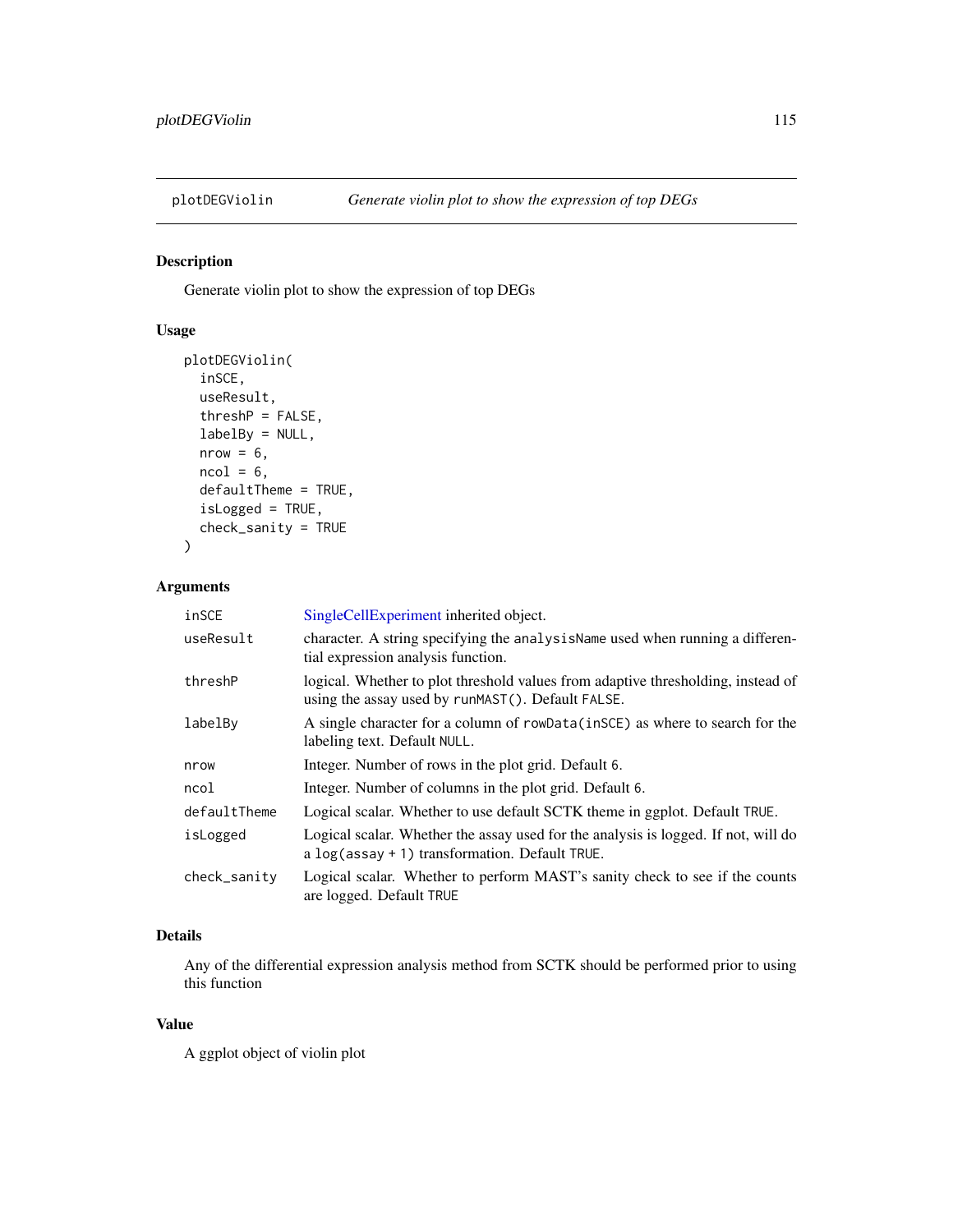## plotDEGViolin — *Generate violin plot to show the expression of top DEGs*

### Description

Generate violin plot to show the expression of top DEGs

### Usage

```
plotDEGViolin(
  inSCE,
  useResult,
  threshP = FALSE,
  labelBy = NULL,
  nrow = 6,
  ncol = 6,
  defaultTheme = TRUE,
  isLogged = TRUE,
  check_sanity = TRUE
)
```

### Arguments

| Argument | Description |
|---|---|
| `inSCE` | SingleCellExperiment inherited object. |
| `useResult` | character. A string specifying the `analysisName` used when running a differential expression analysis function. |
| `threshP` | logical. Whether to plot threshold values from adaptive thresholding, instead of using the assay used by `runMAST()`. Default `FALSE`. |
| `labelBy` | A single character for a column of `rowData(inSCE)` as where to search for the labeling text. Default `NULL`. |
| `nrow` | Integer. Number of rows in the plot grid. Default `6`. |
| `ncol` | Integer. Number of columns in the plot grid. Default `6`. |
| `defaultTheme` | Logical scalar. Whether to use default SCTK theme in ggplot. Default `TRUE`. |
| `isLogged` | Logical scalar. Whether the assay used for the analysis is logged. If not, will do a `log(assay + 1)` transformation. Default `TRUE`. |
| `check_sanity` | Logical scalar. Whether to perform MAST's sanity check to see if the counts are logged. Default `TRUE` |

### Details

Any of the differential expression analysis method from SCTK should be performed prior to using this function

### Value

A ggplot object of violin plot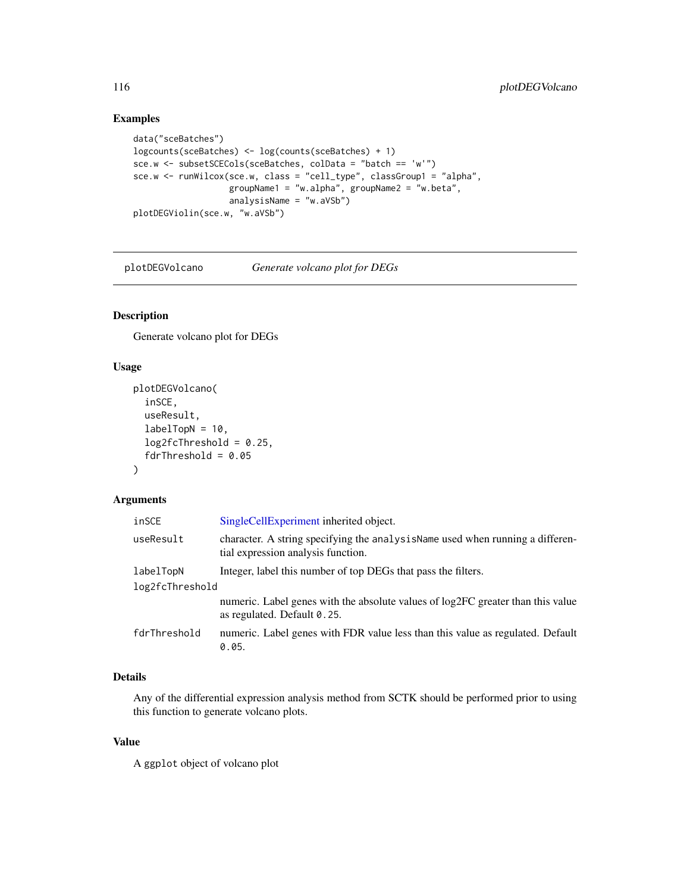## Examples

```
data("sceBatches")
logcounts(sceBatches) <- log(counts(sceBatches) + 1)
sce.w <- subsetSCECols(sceBatches, colData = "batch == 'w'")
sce.w <- runWilcox(sce.w, class = "cell_type", classGroup1 = "alpha",
                   groupName1 = "w.alpha", groupName2 = "w.beta",
                   analysisName = "w.aVSb")
plotDEGViolin(sce.w, "w.aVSb")
```

---

# plotDEGVolcano *Generate volcano plot for DEGs*

---

## Description

Generate volcano plot for DEGs

## Usage

```
plotDEGVolcano(
  inSCE,
  useResult,
  labelTopN = 10,
  log2fcThreshold = 0.25,
  fdrThreshold = 0.05
)
```

## Arguments

| | |
|---|---|
| inSCE | SingleCellExperiment inherited object. |
| useResult | character. A string specifying the `analysisName` used when running a differential expression analysis function. |
| labelTopN | Integer, label this number of top DEGs that pass the filters. |
| log2fcThreshold | numeric. Label genes with the absolute values of log2FC greater than this value as regulated. Default `0.25`. |
| fdrThreshold | numeric. Label genes with FDR value less than this value as regulated. Default `0.05`. |

## Details

Any of the differential expression analysis method from SCTK should be performed prior to using this function to generate volcano plots.

## Value

A `ggplot` object of volcano plot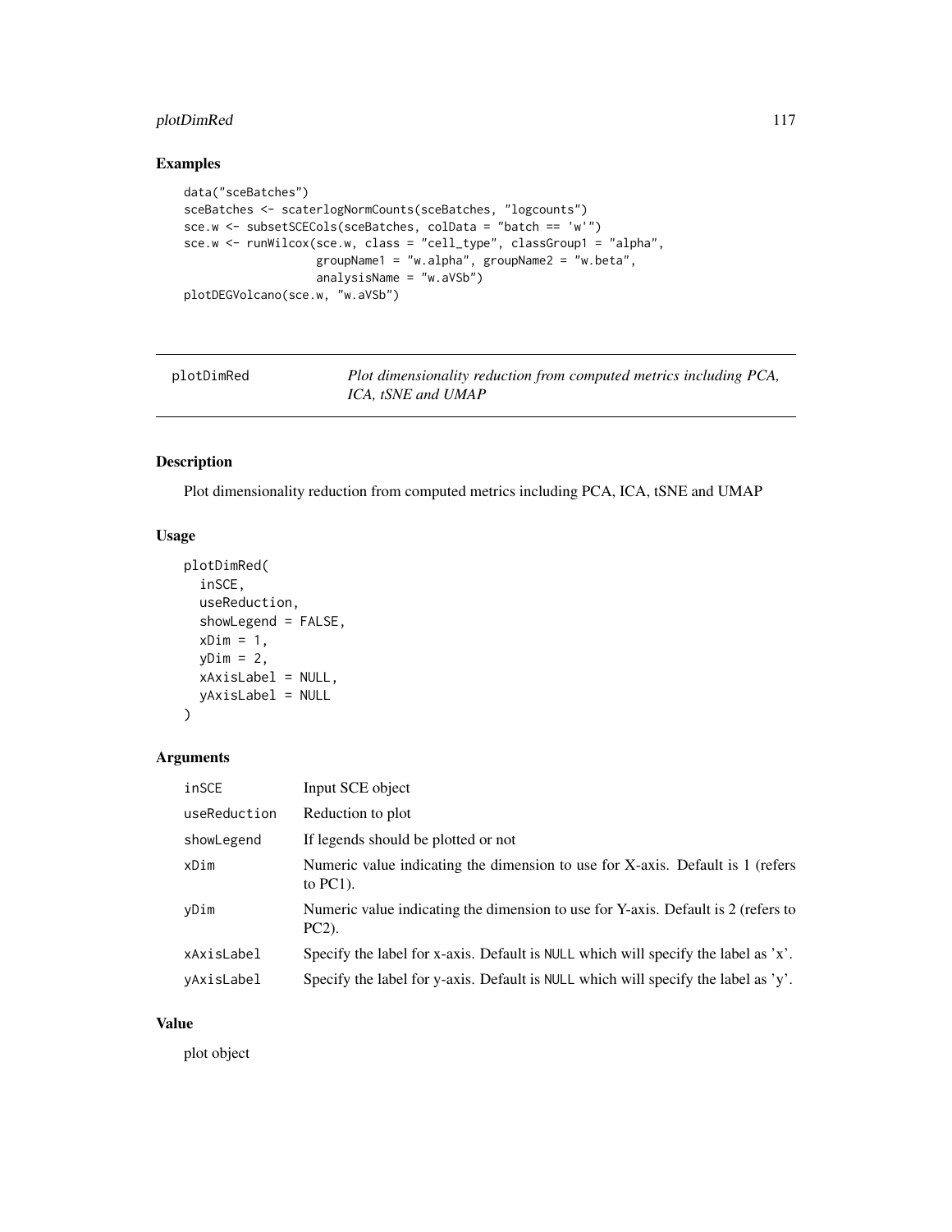## Examples

```
data("sceBatches")
sceBatches <- scaterlogNormCounts(sceBatches, "logcounts")
sce.w <- subsetSCECols(sceBatches, colData = "batch == 'w'")
sce.w <- runWilcox(sce.w, class = "cell_type", classGroup1 = "alpha",
                   groupName1 = "w.alpha", groupName2 = "w.beta",
                   analysisName = "w.aVSb")
plotDEGVolcano(sce.w, "w.aVSb")
```

---

# plotDimRed

*Plot dimensionality reduction from computed metrics including PCA, ICA, tSNE and UMAP*

## Description

Plot dimensionality reduction from computed metrics including PCA, ICA, tSNE and UMAP

## Usage

```
plotDimRed(
  inSCE,
  useReduction,
  showLegend = FALSE,
  xDim = 1,
  yDim = 2,
  xAxisLabel = NULL,
  yAxisLabel = NULL
)
```

## Arguments

| | |
|---|---|
| inSCE | Input SCE object |
| useReduction | Reduction to plot |
| showLegend | If legends should be plotted or not |
| xDim | Numeric value indicating the dimension to use for X-axis. Default is 1 (refers to PC1). |
| yDim | Numeric value indicating the dimension to use for Y-axis. Default is 2 (refers to PC2). |
| xAxisLabel | Specify the label for x-axis. Default is NULL which will specify the label as 'x'. |
| yAxisLabel | Specify the label for y-axis. Default is NULL which will specify the label as 'y'. |

## Value

plot object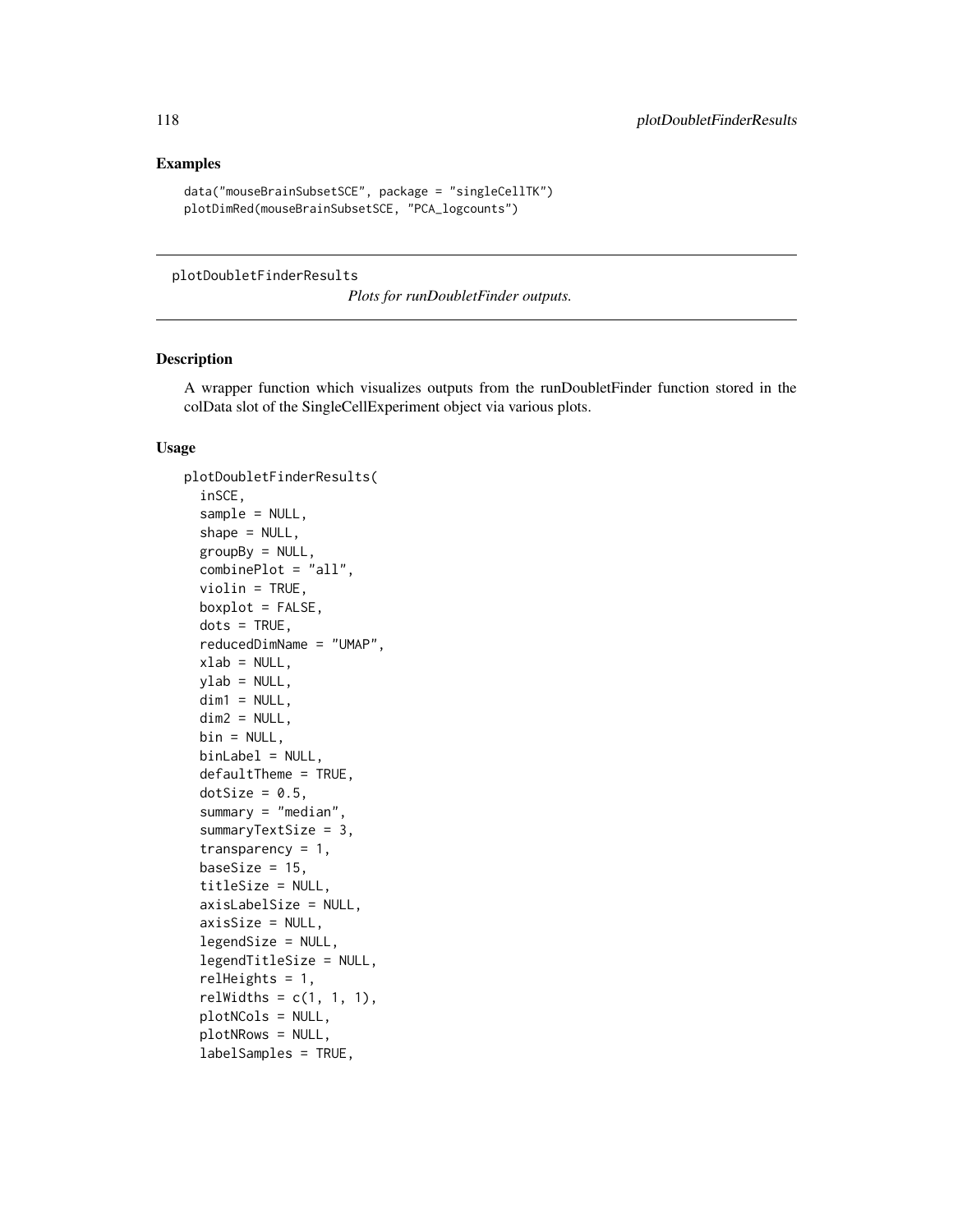## Examples

```
data("mouseBrainSubsetSCE", package = "singleCellTK")
plotDimRed(mouseBrainSubsetSCE, "PCA_logcounts")
```

---

# plotDoubletFinderResults

*Plots for runDoubletFinder outputs.*

---

## Description

A wrapper function which visualizes outputs from the runDoubletFinder function stored in the colData slot of the SingleCellExperiment object via various plots.

## Usage

```
plotDoubletFinderResults(
  inSCE,
  sample = NULL,
  shape = NULL,
  groupBy = NULL,
  combinePlot = "all",
  violin = TRUE,
  boxplot = FALSE,
  dots = TRUE,
  reducedDimName = "UMAP",
  xlab = NULL,
  ylab = NULL,
  dim1 = NULL,
  dim2 = NULL,
  bin = NULL,
  binLabel = NULL,
  defaultTheme = TRUE,
  dotSize = 0.5,
  summary = "median",
  summaryTextSize = 3,
  transparency = 1,
  baseSize = 15,
  titleSize = NULL,
  axisLabelSize = NULL,
  axisSize = NULL,
  legendSize = NULL,
  legendTitleSize = NULL,
  relHeights = 1,
  relWidths = c(1, 1, 1),
  plotNCols = NULL,
  plotNRows = NULL,
  labelSamples = TRUE,
```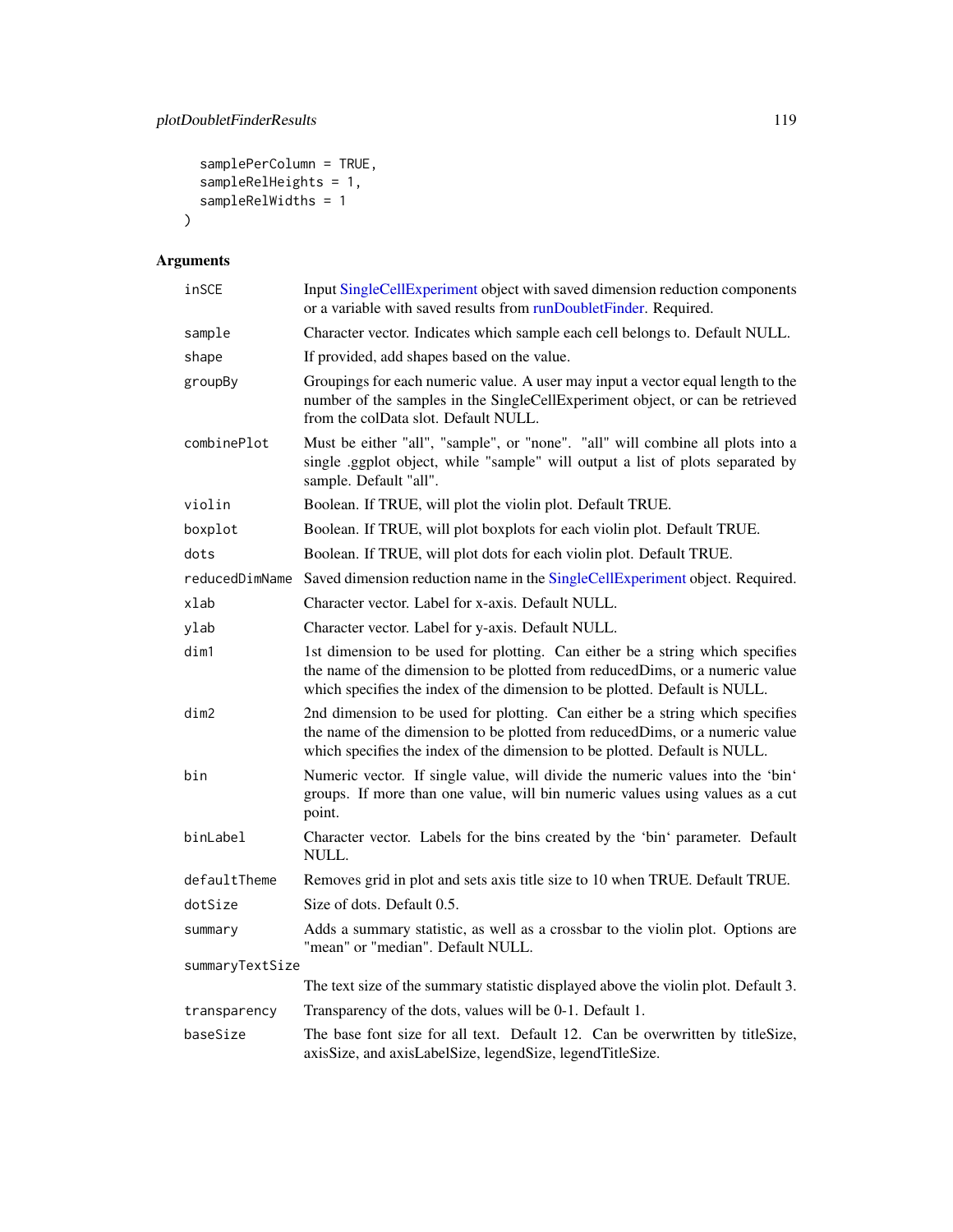```
  samplePerColumn = TRUE,
  sampleRelHeights = 1,
  sampleRelWidths = 1
)
```

## Arguments

| | |
|---|---|
| inSCE | Input SingleCellExperiment object with saved dimension reduction components or a variable with saved results from runDoubletFinder. Required. |
| sample | Character vector. Indicates which sample each cell belongs to. Default NULL. |
| shape | If provided, add shapes based on the value. |
| groupBy | Groupings for each numeric value. A user may input a vector equal length to the number of the samples in the SingleCellExperiment object, or can be retrieved from the colData slot. Default NULL. |
| combinePlot | Must be either "all", "sample", or "none". "all" will combine all plots into a single .ggplot object, while "sample" will output a list of plots separated by sample. Default "all". |
| violin | Boolean. If TRUE, will plot the violin plot. Default TRUE. |
| boxplot | Boolean. If TRUE, will plot boxplots for each violin plot. Default TRUE. |
| dots | Boolean. If TRUE, will plot dots for each violin plot. Default TRUE. |
| reducedDimName | Saved dimension reduction name in the SingleCellExperiment object. Required. |
| xlab | Character vector. Label for x-axis. Default NULL. |
| ylab | Character vector. Label for y-axis. Default NULL. |
| dim1 | 1st dimension to be used for plotting. Can either be a string which specifies the name of the dimension to be plotted from reducedDims, or a numeric value which specifies the index of the dimension to be plotted. Default is NULL. |
| dim2 | 2nd dimension to be used for plotting. Can either be a string which specifies the name of the dimension to be plotted from reducedDims, or a numeric value which specifies the index of the dimension to be plotted. Default is NULL. |
| bin | Numeric vector. If single value, will divide the numeric values into the 'bin' groups. If more than one value, will bin numeric values using values as a cut point. |
| binLabel | Character vector. Labels for the bins created by the 'bin' parameter. Default NULL. |
| defaultTheme | Removes grid in plot and sets axis title size to 10 when TRUE. Default TRUE. |
| dotSize | Size of dots. Default 0.5. |
| summary | Adds a summary statistic, as well as a crossbar to the violin plot. Options are "mean" or "median". Default NULL. |
| summaryTextSize | The text size of the summary statistic displayed above the violin plot. Default 3. |
| transparency | Transparency of the dots, values will be 0-1. Default 1. |
| baseSize | The base font size for all text. Default 12. Can be overwritten by titleSize, axisSize, and axisLabelSize, legendSize, legendTitleSize. |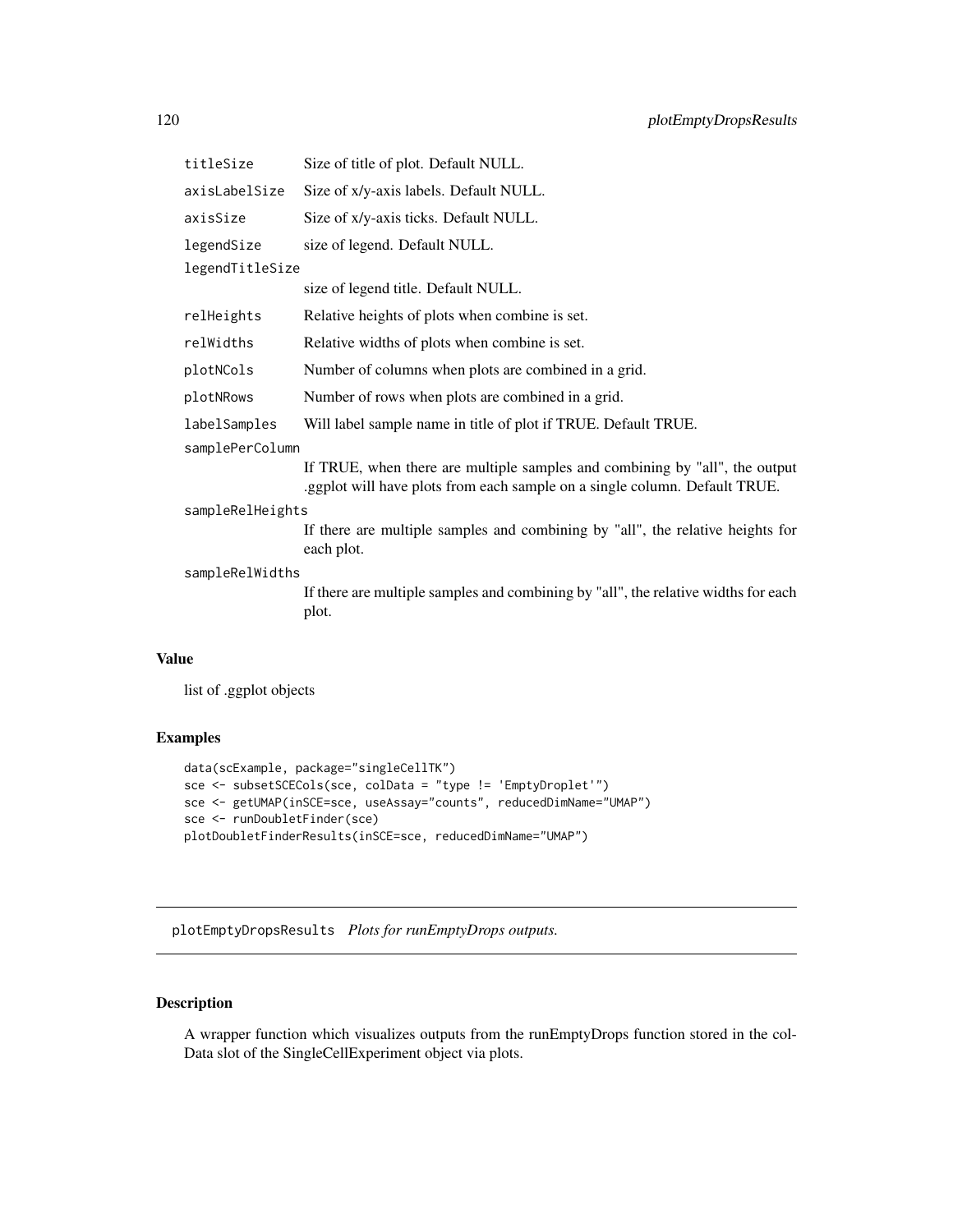| | |
|---|---|
| titleSize | Size of title of plot. Default NULL. |
| axisLabelSize | Size of x/y-axis labels. Default NULL. |
| axisSize | Size of x/y-axis ticks. Default NULL. |
| legendSize | size of legend. Default NULL. |
| legendTitleSize | size of legend title. Default NULL. |
| relHeights | Relative heights of plots when combine is set. |
| relWidths | Relative widths of plots when combine is set. |
| plotNCols | Number of columns when plots are combined in a grid. |
| plotNRows | Number of rows when plots are combined in a grid. |
| labelSamples | Will label sample name in title of plot if TRUE. Default TRUE. |
| samplePerColumn | If TRUE, when there are multiple samples and combining by "all", the output .ggplot will have plots from each sample on a single column. Default TRUE. |
| sampleRelHeights | If there are multiple samples and combining by "all", the relative heights for each plot. |
| sampleRelWidths | If there are multiple samples and combining by "all", the relative widths for each plot. |

## Value

list of .ggplot objects

## Examples

```
data(scExample, package="singleCellTK")
sce <- subsetSCECols(sce, colData = "type != 'EmptyDroplet'")
sce <- getUMAP(inSCE=sce, useAssay="counts", reducedDimName="UMAP")
sce <- runDoubletFinder(sce)
plotDoubletFinderResults(inSCE=sce, reducedDimName="UMAP")
```

---

# plotEmptyDropsResults *Plots for runEmptyDrops outputs.*

---

## Description

A wrapper function which visualizes outputs from the runEmptyDrops function stored in the colData slot of the SingleCellExperiment object via plots.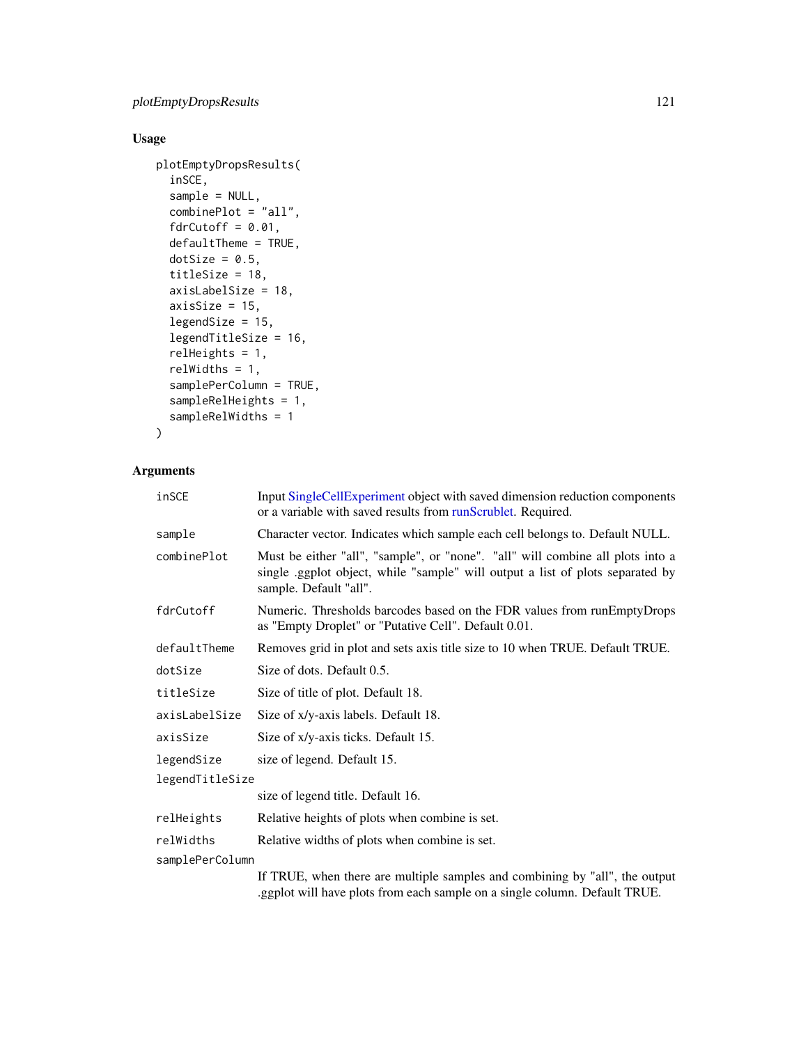## Usage

```
plotEmptyDropsResults(
  inSCE,
  sample = NULL,
  combinePlot = "all",
  fdrCutoff = 0.01,
  defaultTheme = TRUE,
  dotSize = 0.5,
  titleSize = 18,
  axisLabelSize = 18,
  axisSize = 15,
  legendSize = 15,
  legendTitleSize = 16,
  relHeights = 1,
  relWidths = 1,
  samplePerColumn = TRUE,
  sampleRelHeights = 1,
  sampleRelWidths = 1
)
```

## Arguments

| | |
|---|---|
| inSCE | Input SingleCellExperiment object with saved dimension reduction components or a variable with saved results from runScrublet. Required. |
| sample | Character vector. Indicates which sample each cell belongs to. Default NULL. |
| combinePlot | Must be either "all", "sample", or "none". "all" will combine all plots into a single .ggplot object, while "sample" will output a list of plots separated by sample. Default "all". |
| fdrCutoff | Numeric. Thresholds barcodes based on the FDR values from runEmptyDrops as "Empty Droplet" or "Putative Cell". Default 0.01. |
| defaultTheme | Removes grid in plot and sets axis title size to 10 when TRUE. Default TRUE. |
| dotSize | Size of dots. Default 0.5. |
| titleSize | Size of title of plot. Default 18. |
| axisLabelSize | Size of x/y-axis labels. Default 18. |
| axisSize | Size of x/y-axis ticks. Default 15. |
| legendSize | size of legend. Default 15. |
| legendTitleSize | size of legend title. Default 16. |
| relHeights | Relative heights of plots when combine is set. |
| relWidths | Relative widths of plots when combine is set. |
| samplePerColumn | If TRUE, when there are multiple samples and combining by "all", the output .ggplot will have plots from each sample on a single column. Default TRUE. |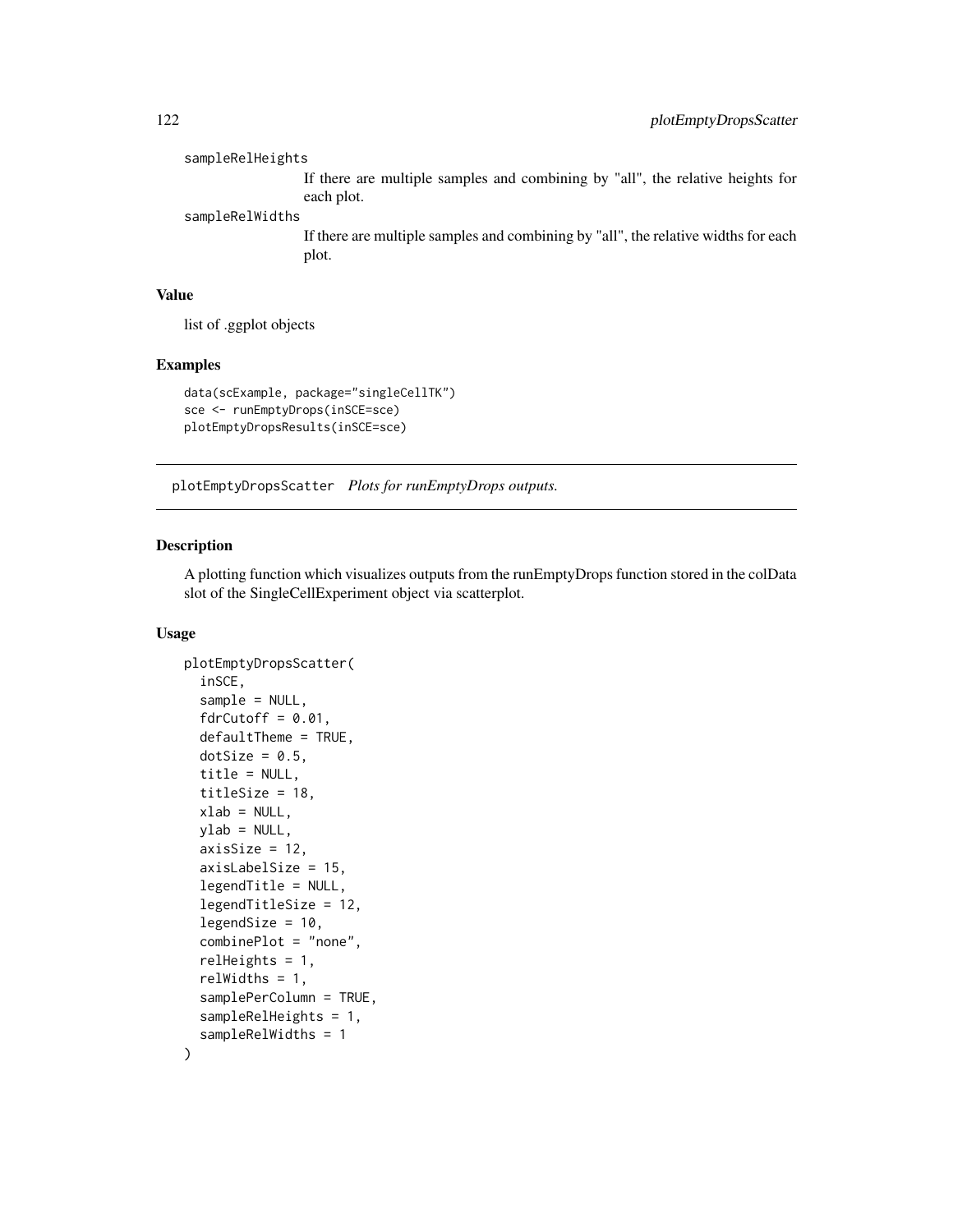sampleRelHeights
: If there are multiple samples and combining by "all", the relative heights for each plot.

sampleRelWidths
: If there are multiple samples and combining by "all", the relative widths for each plot.

### Value

list of .ggplot objects

### Examples

```
data(scExample, package="singleCellTK")
sce <- runEmptyDrops(inSCE=sce)
plotEmptyDropsResults(inSCE=sce)
```

---

## plotEmptyDropsScatter *Plots for runEmptyDrops outputs.*

---

### Description

A plotting function which visualizes outputs from the runEmptyDrops function stored in the colData slot of the SingleCellExperiment object via scatterplot.

### Usage

```
plotEmptyDropsScatter(
  inSCE,
  sample = NULL,
  fdrCutoff = 0.01,
  defaultTheme = TRUE,
  dotSize = 0.5,
  title = NULL,
  titleSize = 18,
  xlab = NULL,
  ylab = NULL,
  axisSize = 12,
  axisLabelSize = 15,
  legendTitle = NULL,
  legendTitleSize = 12,
  legendSize = 10,
  combinePlot = "none",
  relHeights = 1,
  relWidths = 1,
  samplePerColumn = TRUE,
  sampleRelHeights = 1,
  sampleRelWidths = 1
)
```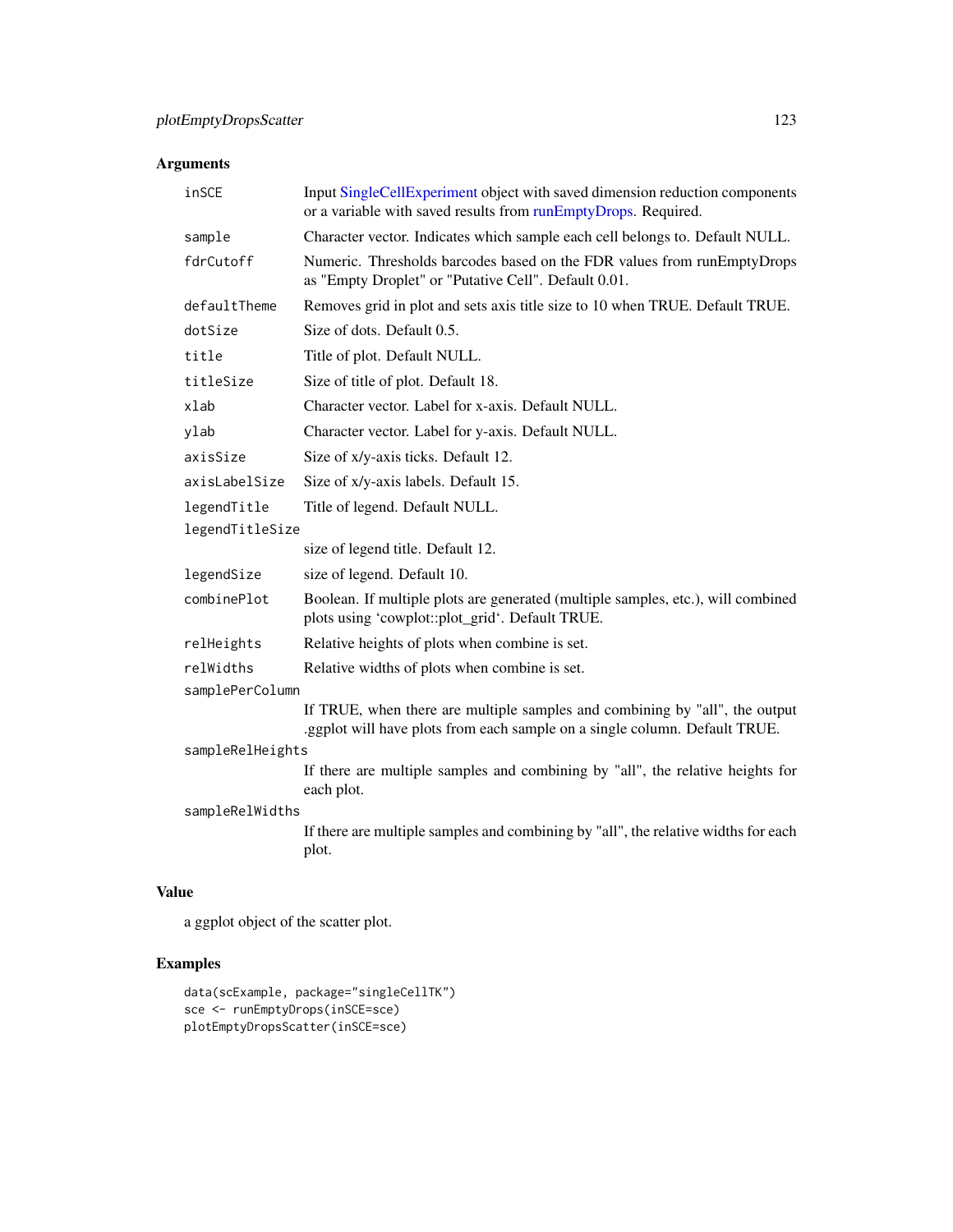## Arguments

| | |
|---|---|
| inSCE | Input SingleCellExperiment object with saved dimension reduction components or a variable with saved results from runEmptyDrops. Required. |
| sample | Character vector. Indicates which sample each cell belongs to. Default NULL. |
| fdrCutoff | Numeric. Thresholds barcodes based on the FDR values from runEmptyDrops as "Empty Droplet" or "Putative Cell". Default 0.01. |
| defaultTheme | Removes grid in plot and sets axis title size to 10 when TRUE. Default TRUE. |
| dotSize | Size of dots. Default 0.5. |
| title | Title of plot. Default NULL. |
| titleSize | Size of title of plot. Default 18. |
| xlab | Character vector. Label for x-axis. Default NULL. |
| ylab | Character vector. Label for y-axis. Default NULL. |
| axisSize | Size of x/y-axis ticks. Default 12. |
| axisLabelSize | Size of x/y-axis labels. Default 15. |
| legendTitle | Title of legend. Default NULL. |
| legendTitleSize | size of legend title. Default 12. |
| legendSize | size of legend. Default 10. |
| combinePlot | Boolean. If multiple plots are generated (multiple samples, etc.), will combined plots using 'cowplot::plot_grid'. Default TRUE. |
| relHeights | Relative heights of plots when combine is set. |
| relWidths | Relative widths of plots when combine is set. |
| samplePerColumn | If TRUE, when there are multiple samples and combining by "all", the output .ggplot will have plots from each sample on a single column. Default TRUE. |
| sampleRelHeights | If there are multiple samples and combining by "all", the relative heights for each plot. |
| sampleRelWidths | If there are multiple samples and combining by "all", the relative widths for each plot. |

## Value

a ggplot object of the scatter plot.

## Examples

```
data(scExample, package="singleCellTK")
sce <- runEmptyDrops(inSCE=sce)
plotEmptyDropsScatter(inSCE=sce)
```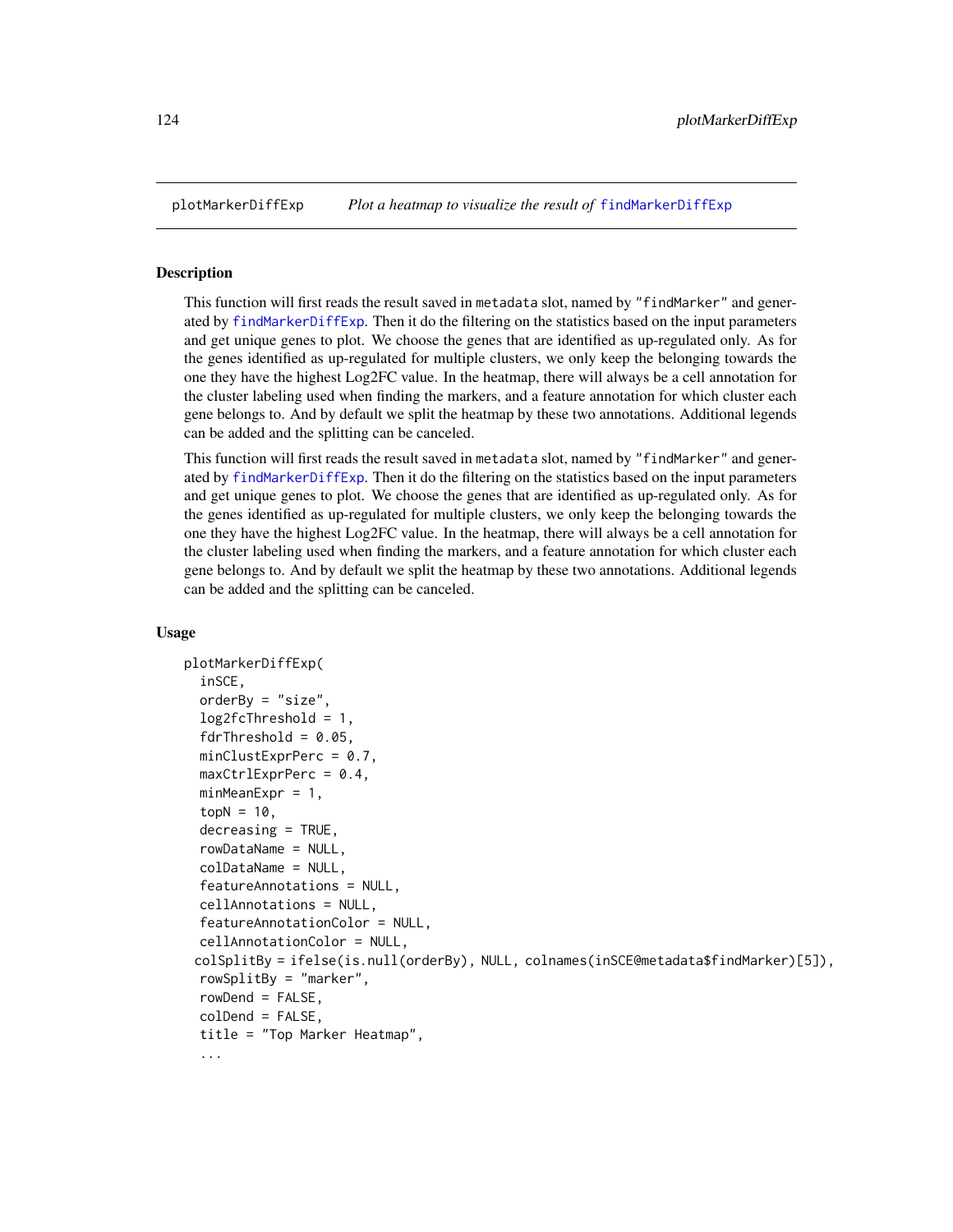plotMarkerDiffExp *Plot a heatmap to visualize the result of* findMarkerDiffExp

## Description

This function will first reads the result saved in metadata slot, named by "findMarker" and generated by findMarkerDiffExp. Then it do the filtering on the statistics based on the input parameters and get unique genes to plot. We choose the genes that are identified as up-regulated only. As for the genes identified as up-regulated for multiple clusters, we only keep the belonging towards the one they have the highest Log2FC value. In the heatmap, there will always be a cell annotation for the cluster labeling used when finding the markers, and a feature annotation for which cluster each gene belongs to. And by default we split the heatmap by these two annotations. Additional legends can be added and the splitting can be canceled.

This function will first reads the result saved in metadata slot, named by "findMarker" and generated by findMarkerDiffExp. Then it do the filtering on the statistics based on the input parameters and get unique genes to plot. We choose the genes that are identified as up-regulated only. As for the genes identified as up-regulated for multiple clusters, we only keep the belonging towards the one they have the highest Log2FC value. In the heatmap, there will always be a cell annotation for the cluster labeling used when finding the markers, and a feature annotation for which cluster each gene belongs to. And by default we split the heatmap by these two annotations. Additional legends can be added and the splitting can be canceled.

## Usage

```
plotMarkerDiffExp(
  inSCE,
  orderBy = "size",
  log2fcThreshold = 1,
  fdrThreshold = 0.05,
  minClustExprPerc = 0.7,
  maxCtrlExprPerc = 0.4,
  minMeanExpr = 1,
  topN = 10,
  decreasing = TRUE,
  rowDataName = NULL,
  colDataName = NULL,
  featureAnnotations = NULL,
  cellAnnotations = NULL,
  featureAnnotationColor = NULL,
  cellAnnotationColor = NULL,
 colSplitBy = ifelse(is.null(orderBy), NULL, colnames(inSCE@metadata$findMarker)[5]),
  rowSplitBy = "marker",
  rowDend = FALSE,
  colDend = FALSE,
  title = "Top Marker Heatmap",
  ...
```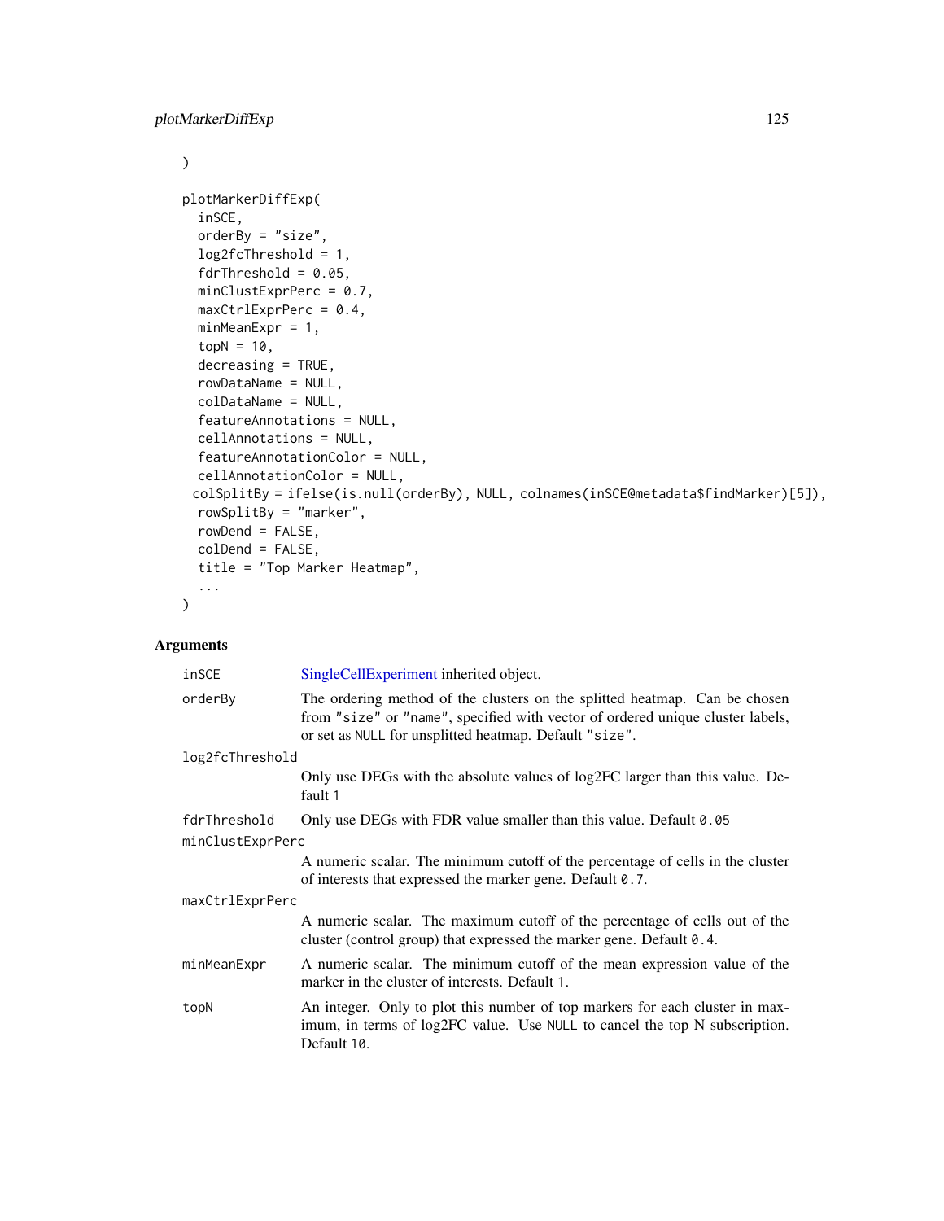```
)

plotMarkerDiffExp(
  inSCE,
  orderBy = "size",
  log2fcThreshold = 1,
  fdrThreshold = 0.05,
  minClustExprPerc = 0.7,
  maxCtrlExprPerc = 0.4,
  minMeanExpr = 1,
  topN = 10,
  decreasing = TRUE,
  rowDataName = NULL,
  colDataName = NULL,
  featureAnnotations = NULL,
  cellAnnotations = NULL,
  featureAnnotationColor = NULL,
  cellAnnotationColor = NULL,
 colSplitBy = ifelse(is.null(orderBy), NULL, colnames(inSCE@metadata$findMarker)[5]),
  rowSplitBy = "marker",
  rowDend = FALSE,
  colDend = FALSE,
  title = "Top Marker Heatmap",
  ...
)
```

## Arguments

**inSCE** — SingleCellExperiment inherited object.

**orderBy** — The ordering method of the clusters on the splitted heatmap. Can be chosen from `"size"` or `"name"`, specified with vector of ordered unique cluster labels, or set as `NULL` for unsplitted heatmap. Default `"size"`.

**log2fcThreshold** — Only use DEGs with the absolute values of log2FC larger than this value. Default `1`

**fdrThreshold** — Only use DEGs with FDR value smaller than this value. Default `0.05`

**minClustExprPerc** — A numeric scalar. The minimum cutoff of the percentage of cells in the cluster of interests that expressed the marker gene. Default `0.7`.

**maxCtrlExprPerc** — A numeric scalar. The maximum cutoff of the percentage of cells out of the cluster (control group) that expressed the marker gene. Default `0.4`.

**minMeanExpr** — A numeric scalar. The minimum cutoff of the mean expression value of the marker in the cluster of interests. Default `1`.

**topN** — An integer. Only to plot this number of top markers for each cluster in maximum, in terms of log2FC value. Use `NULL` to cancel the top N subscription. Default `10`.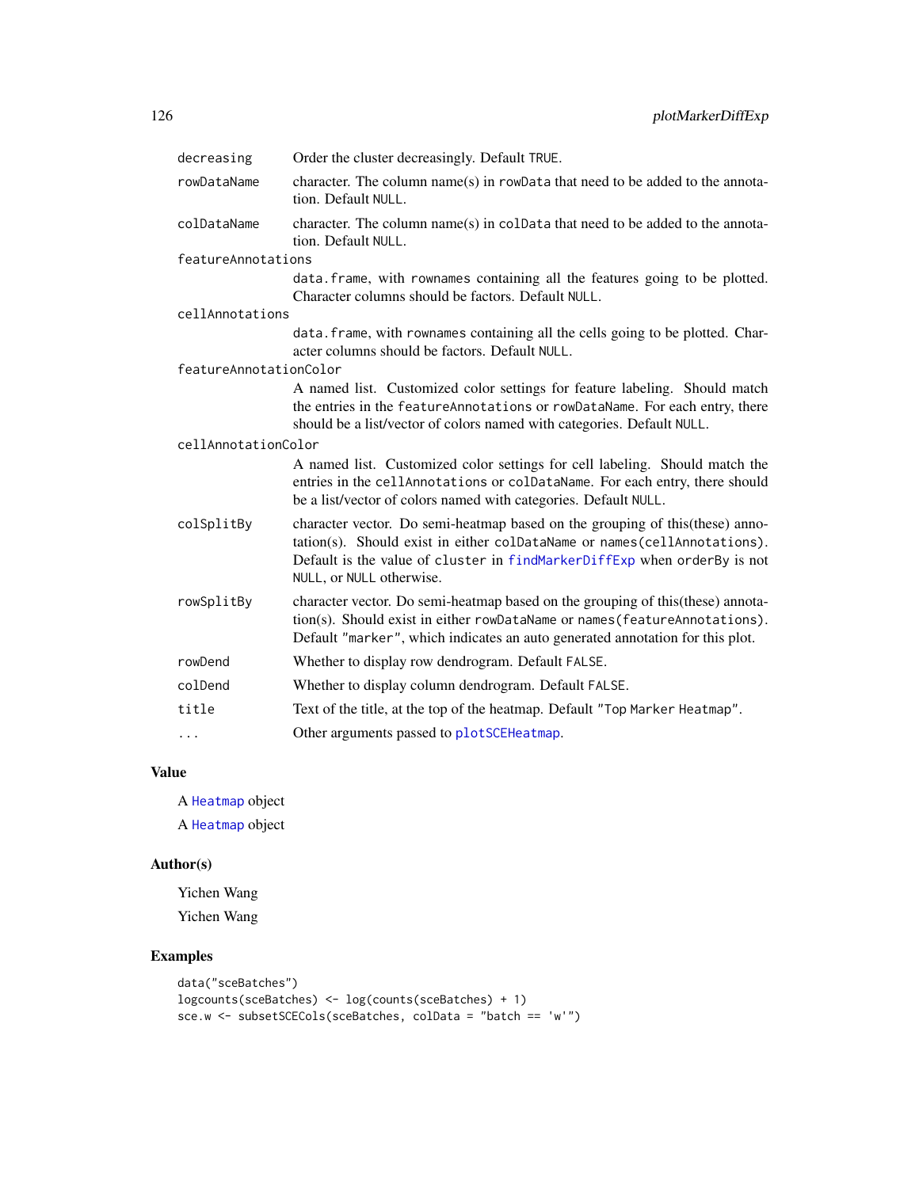| | |
|---|---|
| decreasing | Order the cluster decreasingly. Default TRUE. |
| rowDataName | character. The column name(s) in rowData that need to be added to the annotation. Default NULL. |
| colDataName | character. The column name(s) in colData that need to be added to the annotation. Default NULL. |
| featureAnnotations | data.frame, with rownames containing all the features going to be plotted. Character columns should be factors. Default NULL. |
| cellAnnotations | data.frame, with rownames containing all the cells going to be plotted. Character columns should be factors. Default NULL. |
| featureAnnotationColor | A named list. Customized color settings for feature labeling. Should match the entries in the featureAnnotations or rowDataName. For each entry, there should be a list/vector of colors named with categories. Default NULL. |
| cellAnnotationColor | A named list. Customized color settings for cell labeling. Should match the entries in the cellAnnotations or colDataName. For each entry, there should be a list/vector of colors named with categories. Default NULL. |
| colSplitBy | character vector. Do semi-heatmap based on the grouping of this(these) annotation(s). Should exist in either colDataName or names(cellAnnotations). Default is the value of cluster in findMarkerDiffExp when orderBy is not NULL, or NULL otherwise. |
| rowSplitBy | character vector. Do semi-heatmap based on the grouping of this(these) annotation(s). Should exist in either rowDataName or names(featureAnnotations). Default "marker", which indicates an auto generated annotation for this plot. |
| rowDend | Whether to display row dendrogram. Default FALSE. |
| colDend | Whether to display column dendrogram. Default FALSE. |
| title | Text of the title, at the top of the heatmap. Default "Top Marker Heatmap". |
| ... | Other arguments passed to plotSCEHeatmap. |

## Value

A Heatmap object

A Heatmap object

## Author(s)

Yichen Wang

Yichen Wang

## Examples

```
data("sceBatches")
logcounts(sceBatches) <- log(counts(sceBatches) + 1)
sce.w <- subsetSCECols(sceBatches, colData = "batch == 'w'")
```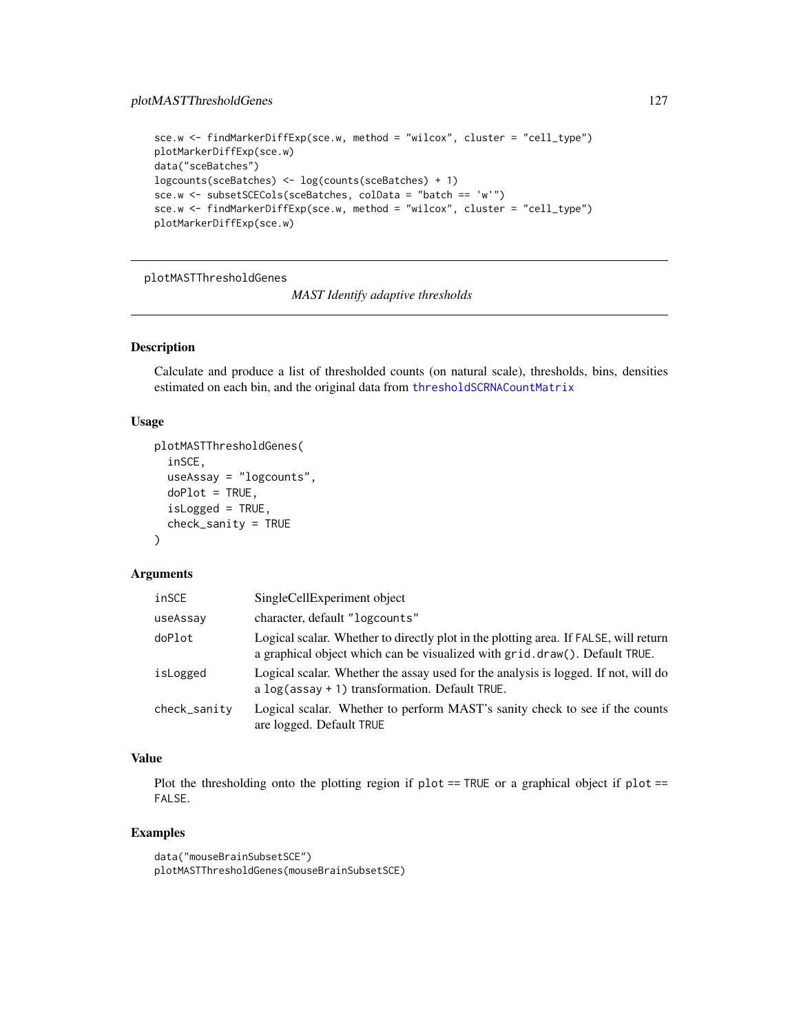```
sce.w <- findMarkerDiffExp(sce.w, method = "wilcox", cluster = "cell_type")
plotMarkerDiffExp(sce.w)
data("sceBatches")
logcounts(sceBatches) <- log(counts(sceBatches) + 1)
sce.w <- subsetSCECols(sceBatches, colData = "batch == 'w'")
sce.w <- findMarkerDiffExp(sce.w, method = "wilcox", cluster = "cell_type")
plotMarkerDiffExp(sce.w)
```

---

## plotMASTThresholdGenes

*MAST Identify adaptive thresholds*

---

### Description

Calculate and produce a list of thresholded counts (on natural scale), thresholds, bins, densities estimated on each bin, and the original data from `thresholdSCRNACountMatrix`

### Usage

```
plotMASTThresholdGenes(
  inSCE,
  useAssay = "logcounts",
  doPlot = TRUE,
  isLogged = TRUE,
  check_sanity = TRUE
)
```

### Arguments

| | |
|---|---|
| inSCE | SingleCellExperiment object |
| useAssay | character, default "logcounts" |
| doPlot | Logical scalar. Whether to directly plot in the plotting area. If FALSE, will return a graphical object which can be visualized with grid.draw(). Default TRUE. |
| isLogged | Logical scalar. Whether the assay used for the analysis is logged. If not, will do a log(assay + 1) transformation. Default TRUE. |
| check_sanity | Logical scalar. Whether to perform MAST's sanity check to see if the counts are logged. Default TRUE |

### Value

Plot the thresholding onto the plotting region if plot == TRUE or a graphical object if plot == FALSE.

### Examples

```
data("mouseBrainSubsetSCE")
plotMASTThresholdGenes(mouseBrainSubsetSCE)
```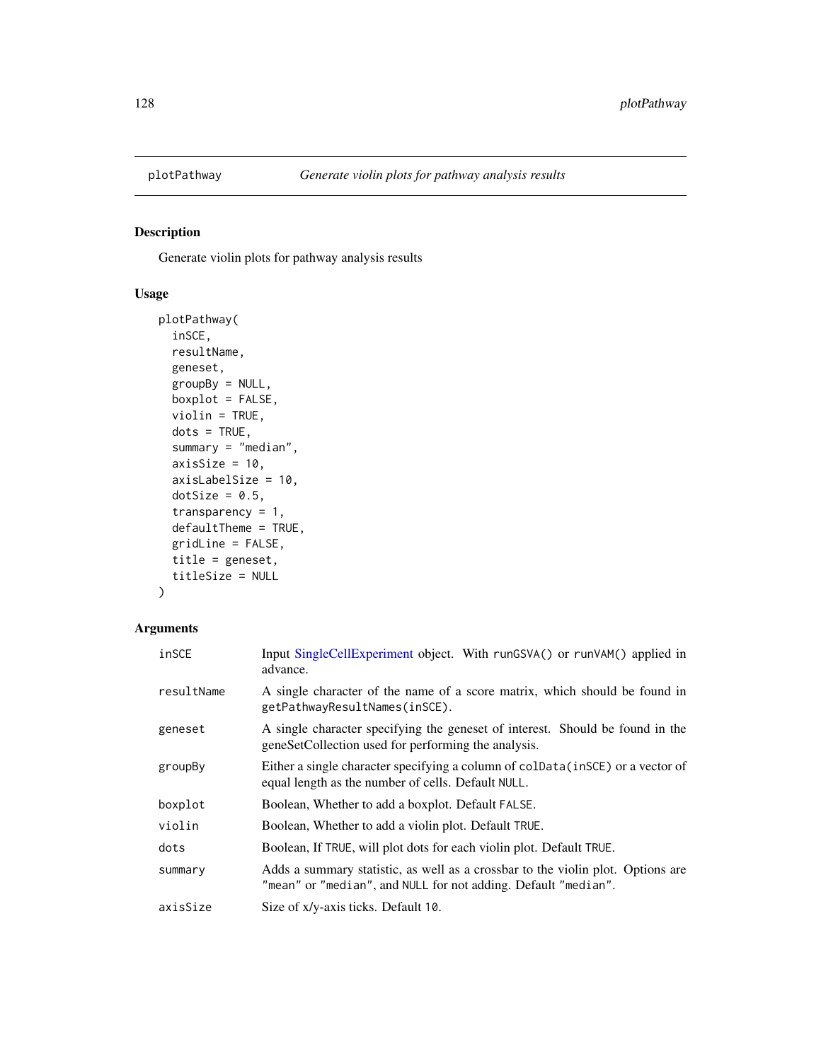## plotPathway — *Generate violin plots for pathway analysis results*

### Description

Generate violin plots for pathway analysis results

### Usage

```
plotPathway(
  inSCE,
  resultName,
  geneset,
  groupBy = NULL,
  boxplot = FALSE,
  violin = TRUE,
  dots = TRUE,
  summary = "median",
  axisSize = 10,
  axisLabelSize = 10,
  dotSize = 0.5,
  transparency = 1,
  defaultTheme = TRUE,
  gridLine = FALSE,
  title = geneset,
  titleSize = NULL
)
```

### Arguments

| | |
|---|---|
| `inSCE` | Input SingleCellExperiment object. With `runGSVA()` or `runVAM()` applied in advance. |
| `resultName` | A single character of the name of a score matrix, which should be found in `getPathwayResultNames(inSCE)`. |
| `geneset` | A single character specifying the geneset of interest. Should be found in the geneSetCollection used for performing the analysis. |
| `groupBy` | Either a single character specifying a column of `colData(inSCE)` or a vector of equal length as the number of cells. Default `NULL`. |
| `boxplot` | Boolean, Whether to add a boxplot. Default `FALSE`. |
| `violin` | Boolean, Whether to add a violin plot. Default `TRUE`. |
| `dots` | Boolean, If `TRUE`, will plot dots for each violin plot. Default `TRUE`. |
| `summary` | Adds a summary statistic, as well as a crossbar to the violin plot. Options are `"mean"` or `"median"`, and `NULL` for not adding. Default `"median"`. |
| `axisSize` | Size of x/y-axis ticks. Default `10`. |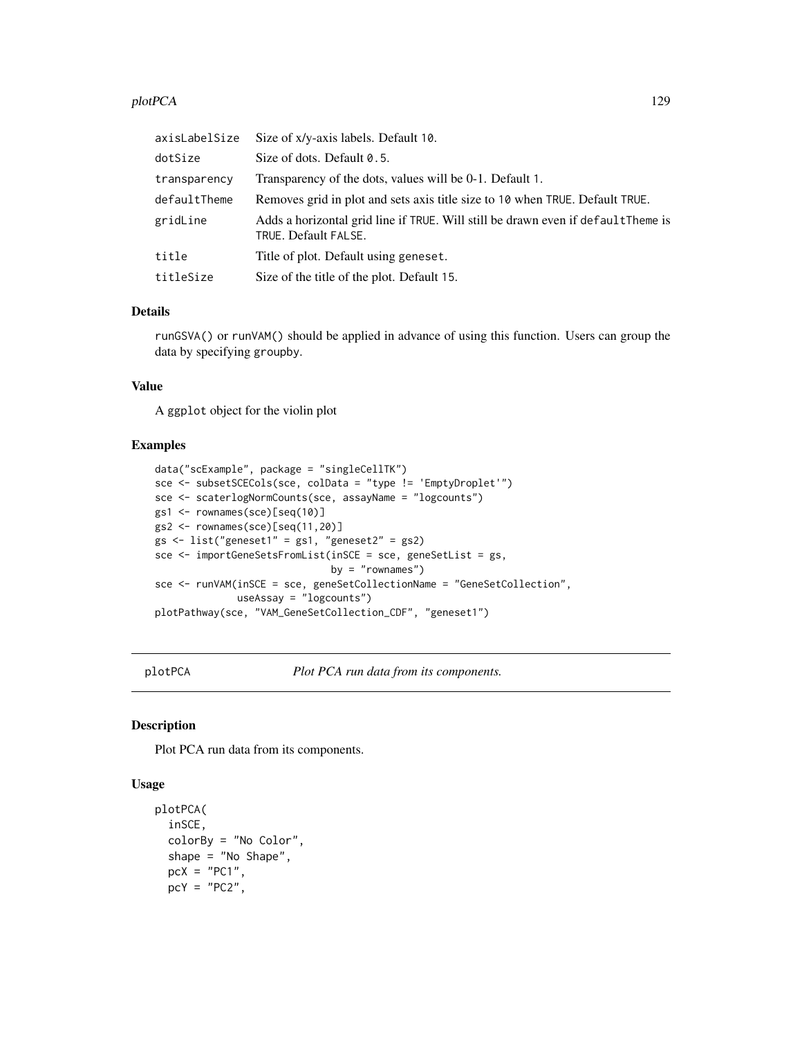| | |
|---|---|
| axisLabelSize | Size of x/y-axis labels. Default 10. |
| dotSize | Size of dots. Default 0.5. |
| transparency | Transparency of the dots, values will be 0-1. Default 1. |
| defaultTheme | Removes grid in plot and sets axis title size to 10 when TRUE. Default TRUE. |
| gridLine | Adds a horizontal grid line if TRUE. Will still be drawn even if defaultTheme is TRUE. Default FALSE. |
| title | Title of plot. Default using geneset. |
| titleSize | Size of the title of the plot. Default 15. |

### Details

runGSVA() or runVAM() should be applied in advance of using this function. Users can group the data by specifying groupby.

### Value

A ggplot object for the violin plot

### Examples

```
data("scExample", package = "singleCellTK")
sce <- subsetSCECols(sce, colData = "type != 'EmptyDroplet'")
sce <- scaterlogNormCounts(sce, assayName = "logcounts")
gs1 <- rownames(sce)[seq(10)]
gs2 <- rownames(sce)[seq(11,20)]
gs <- list("geneset1" = gs1, "geneset2" = gs2)
sce <- importGeneSetsFromList(inSCE = sce, geneSetList = gs,
                              by = "rownames")
sce <- runVAM(inSCE = sce, geneSetCollectionName = "GeneSetCollection",
              useAssay = "logcounts")
plotPathway(sce, "VAM_GeneSetCollection_CDF", "geneset1")
```

## plotPCA — *Plot PCA run data from its components.*

### Description

Plot PCA run data from its components.

### Usage

```
plotPCA(
  inSCE,
  colorBy = "No Color",
  shape = "No Shape",
  pcX = "PC1",
  pcY = "PC2",
```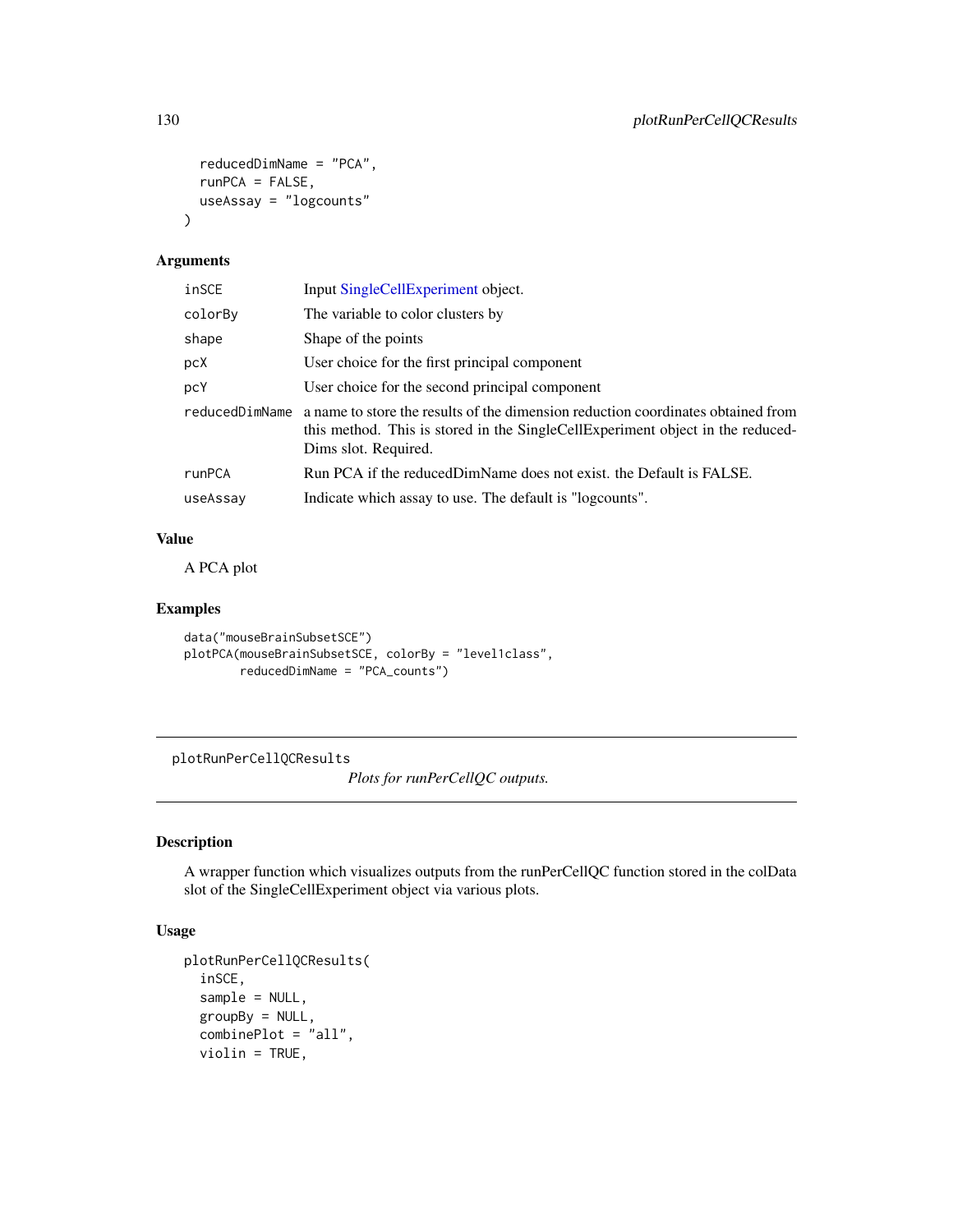```
  reducedDimName = "PCA",
  runPCA = FALSE,
  useAssay = "logcounts"
)
```

### Arguments

| | |
|---|---|
| inSCE | Input SingleCellExperiment object. |
| colorBy | The variable to color clusters by |
| shape | Shape of the points |
| pcX | User choice for the first principal component |
| pcY | User choice for the second principal component |
| reducedDimName | a name to store the results of the dimension reduction coordinates obtained from this method. This is stored in the SingleCellExperiment object in the reducedDims slot. Required. |
| runPCA | Run PCA if the reducedDimName does not exist. the Default is FALSE. |
| useAssay | Indicate which assay to use. The default is "logcounts". |

### Value

A PCA plot

### Examples

```
data("mouseBrainSubsetSCE")
plotPCA(mouseBrainSubsetSCE, colorBy = "level1class",
        reducedDimName = "PCA_counts")
```

---

## plotRunPerCellQCResults

*Plots for runPerCellQC outputs.*

---

### Description

A wrapper function which visualizes outputs from the runPerCellQC function stored in the colData slot of the SingleCellExperiment object via various plots.

### Usage

```
plotRunPerCellQCResults(
  inSCE,
  sample = NULL,
  groupBy = NULL,
  combinePlot = "all",
  violin = TRUE,
```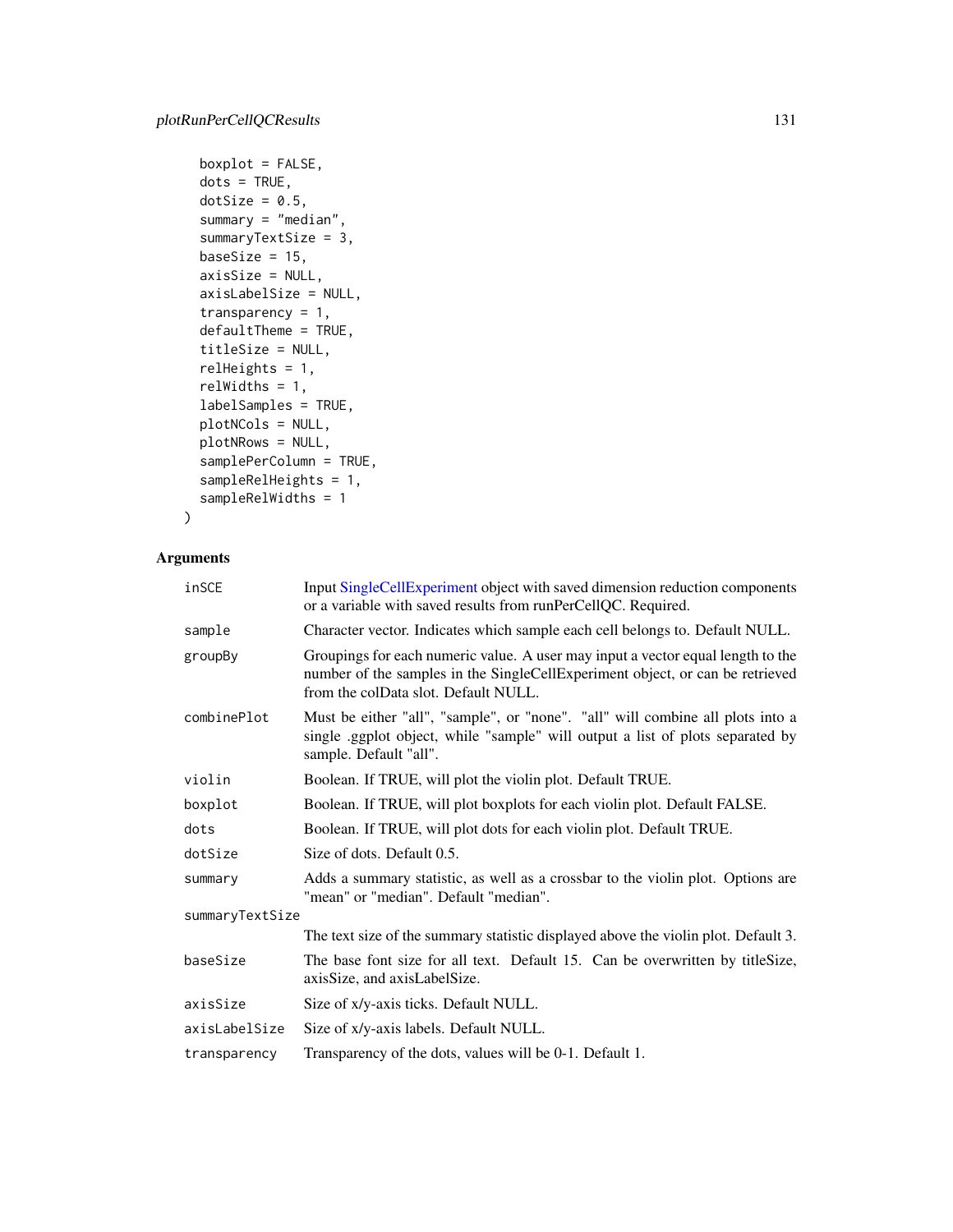```
  boxplot = FALSE,
  dots = TRUE,
  dotSize = 0.5,
  summary = "median",
  summaryTextSize = 3,
  baseSize = 15,
  axisSize = NULL,
  axisLabelSize = NULL,
  transparency = 1,
  defaultTheme = TRUE,
  titleSize = NULL,
  relHeights = 1,
  relWidths = 1,
  labelSamples = TRUE,
  plotNCols = NULL,
  plotNRows = NULL,
  samplePerColumn = TRUE,
  sampleRelHeights = 1,
  sampleRelWidths = 1
)
```

## Arguments

| | |
|---|---|
| `inSCE` | Input SingleCellExperiment object with saved dimension reduction components or a variable with saved results from runPerCellQC. Required. |
| `sample` | Character vector. Indicates which sample each cell belongs to. Default NULL. |
| `groupBy` | Groupings for each numeric value. A user may input a vector equal length to the number of the samples in the SingleCellExperiment object, or can be retrieved from the colData slot. Default NULL. |
| `combinePlot` | Must be either "all", "sample", or "none". "all" will combine all plots into a single .ggplot object, while "sample" will output a list of plots separated by sample. Default "all". |
| `violin` | Boolean. If TRUE, will plot the violin plot. Default TRUE. |
| `boxplot` | Boolean. If TRUE, will plot boxplots for each violin plot. Default FALSE. |
| `dots` | Boolean. If TRUE, will plot dots for each violin plot. Default TRUE. |
| `dotSize` | Size of dots. Default 0.5. |
| `summary` | Adds a summary statistic, as well as a crossbar to the violin plot. Options are "mean" or "median". Default "median". |
| `summaryTextSize` | The text size of the summary statistic displayed above the violin plot. Default 3. |
| `baseSize` | The base font size for all text. Default 15. Can be overwritten by titleSize, axisSize, and axisLabelSize. |
| `axisSize` | Size of x/y-axis ticks. Default NULL. |
| `axisLabelSize` | Size of x/y-axis labels. Default NULL. |
| `transparency` | Transparency of the dots, values will be 0-1. Default 1. |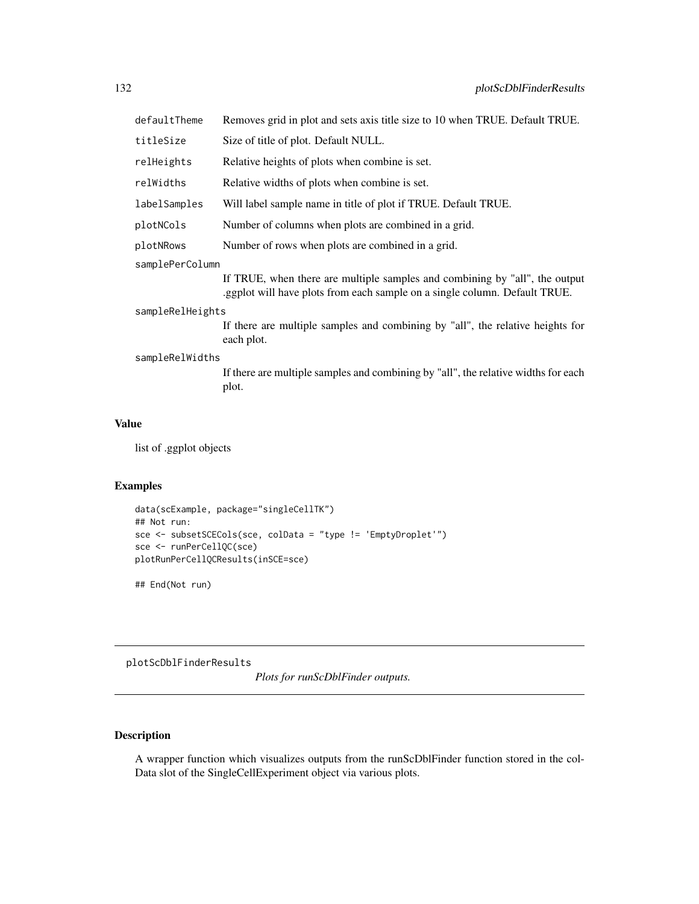| | |
|---|---|
| defaultTheme | Removes grid in plot and sets axis title size to 10 when TRUE. Default TRUE. |
| titleSize | Size of title of plot. Default NULL. |
| relHeights | Relative heights of plots when combine is set. |
| relWidths | Relative widths of plots when combine is set. |
| labelSamples | Will label sample name in title of plot if TRUE. Default TRUE. |
| plotNCols | Number of columns when plots are combined in a grid. |
| plotNRows | Number of rows when plots are combined in a grid. |
| samplePerColumn | If TRUE, when there are multiple samples and combining by "all", the output .ggplot will have plots from each sample on a single column. Default TRUE. |
| sampleRelHeights | If there are multiple samples and combining by "all", the relative heights for each plot. |
| sampleRelWidths | If there are multiple samples and combining by "all", the relative widths for each plot. |

## Value

list of .ggplot objects

## Examples

```
data(scExample, package="singleCellTK")
## Not run:
sce <- subsetSCECols(sce, colData = "type != 'EmptyDroplet'")
sce <- runPerCellQC(sce)
plotRunPerCellQCResults(inSCE=sce)

## End(Not run)
```

---

# plotScDblFinderResults

*Plots for runScDblFinder outputs.*

---

## Description

A wrapper function which visualizes outputs from the runScDblFinder function stored in the colData slot of the SingleCellExperiment object via various plots.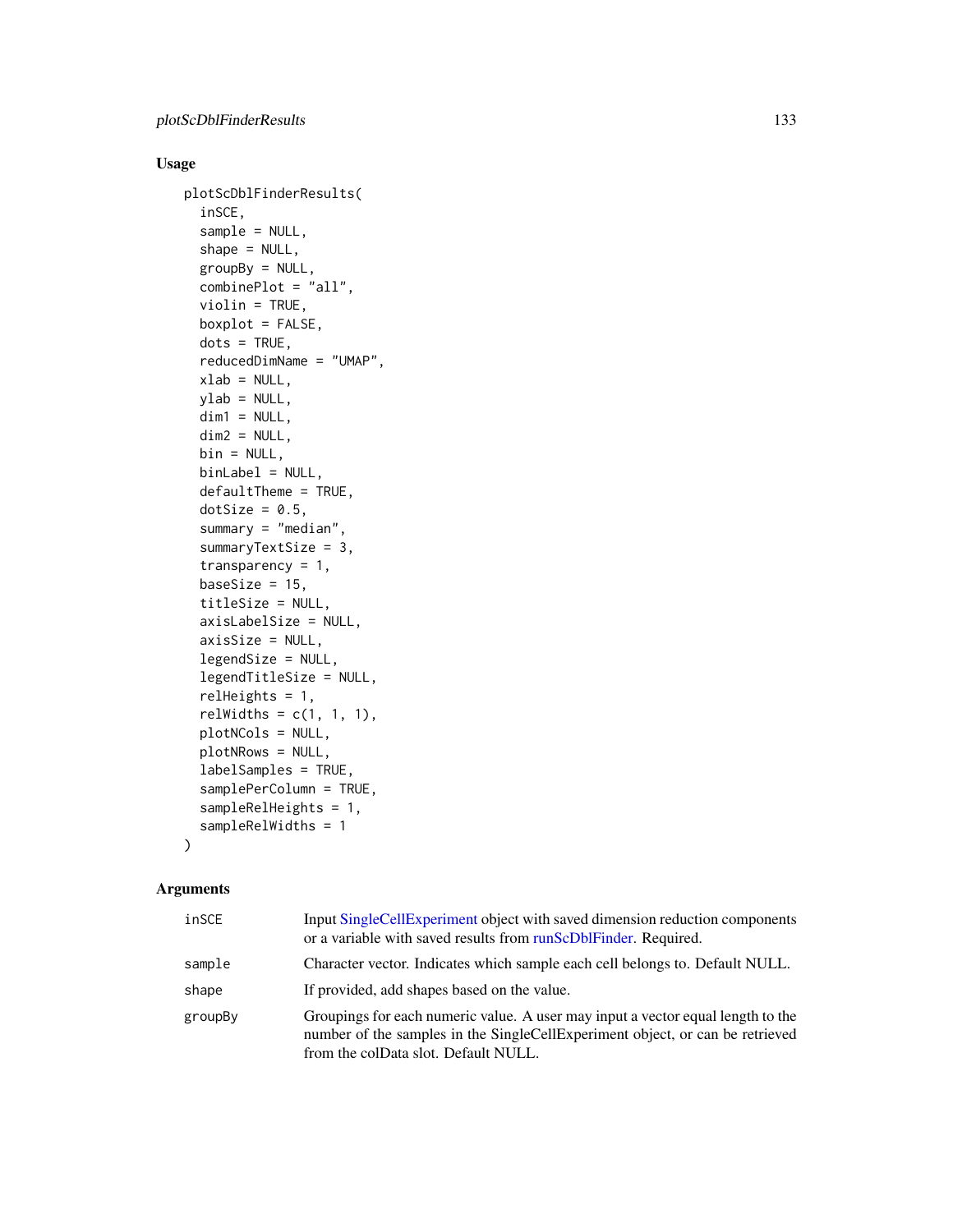## Usage

```
plotScDblFinderResults(
  inSCE,
  sample = NULL,
  shape = NULL,
  groupBy = NULL,
  combinePlot = "all",
  violin = TRUE,
  boxplot = FALSE,
  dots = TRUE,
  reducedDimName = "UMAP",
  xlab = NULL,
  ylab = NULL,
  dim1 = NULL,
  dim2 = NULL,
  bin = NULL,
  binLabel = NULL,
  defaultTheme = TRUE,
  dotSize = 0.5,
  summary = "median",
  summaryTextSize = 3,
  transparency = 1,
  baseSize = 15,
  titleSize = NULL,
  axisLabelSize = NULL,
  axisSize = NULL,
  legendSize = NULL,
  legendTitleSize = NULL,
  relHeights = 1,
  relWidths = c(1, 1, 1),
  plotNCols = NULL,
  plotNRows = NULL,
  labelSamples = TRUE,
  samplePerColumn = TRUE,
  sampleRelHeights = 1,
  sampleRelWidths = 1
)
```

## Arguments

| | |
|---|---|
| inSCE | Input SingleCellExperiment object with saved dimension reduction components or a variable with saved results from runScDblFinder. Required. |
| sample | Character vector. Indicates which sample each cell belongs to. Default NULL. |
| shape | If provided, add shapes based on the value. |
| groupBy | Groupings for each numeric value. A user may input a vector equal length to the number of the samples in the SingleCellExperiment object, or can be retrieved from the colData slot. Default NULL. |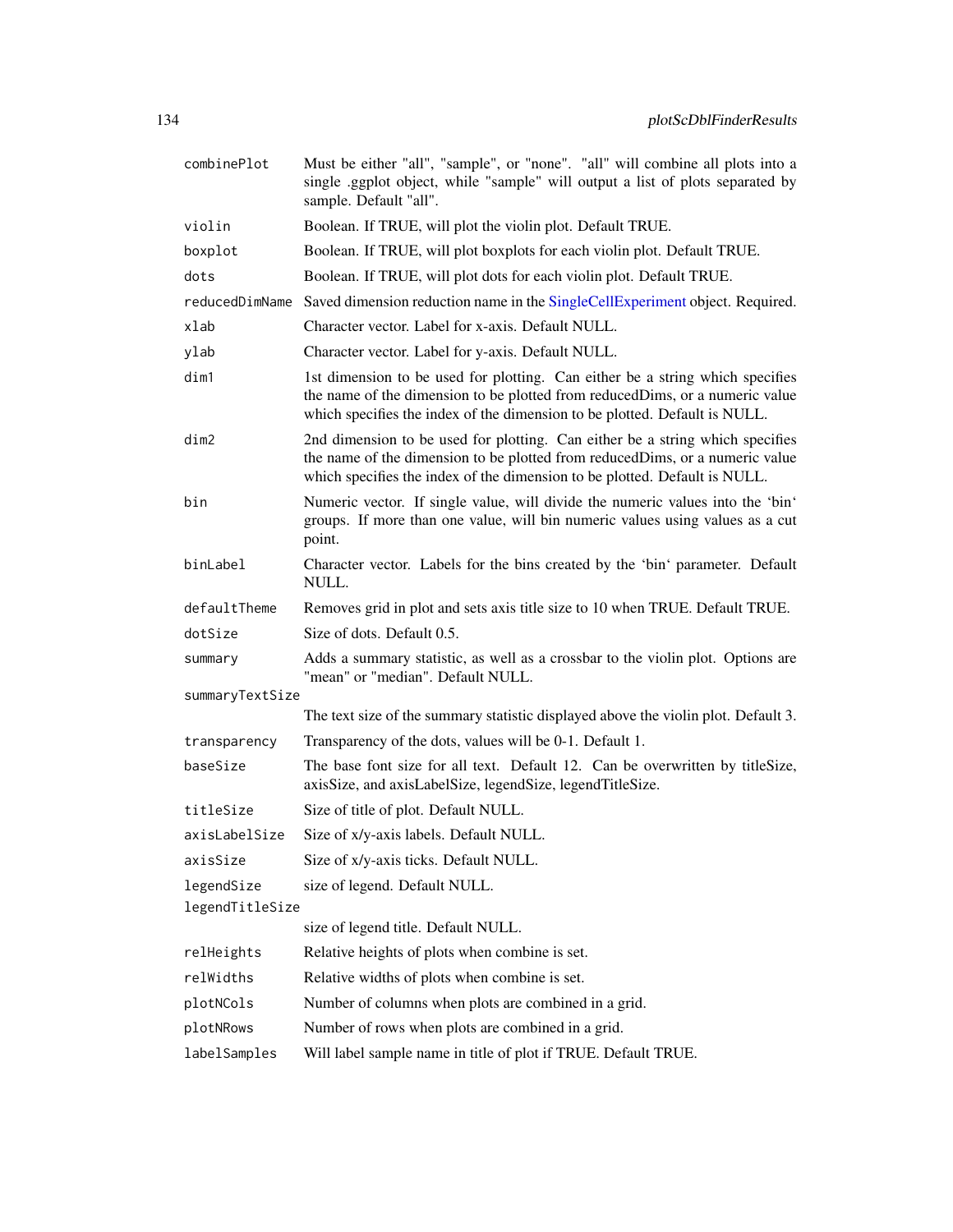| | |
|---|---|
| combinePlot | Must be either "all", "sample", or "none". "all" will combine all plots into a single .ggplot object, while "sample" will output a list of plots separated by sample. Default "all". |
| violin | Boolean. If TRUE, will plot the violin plot. Default TRUE. |
| boxplot | Boolean. If TRUE, will plot boxplots for each violin plot. Default TRUE. |
| dots | Boolean. If TRUE, will plot dots for each violin plot. Default TRUE. |
| reducedDimName | Saved dimension reduction name in the SingleCellExperiment object. Required. |
| xlab | Character vector. Label for x-axis. Default NULL. |
| ylab | Character vector. Label for y-axis. Default NULL. |
| dim1 | 1st dimension to be used for plotting. Can either be a string which specifies the name of the dimension to be plotted from reducedDims, or a numeric value which specifies the index of the dimension to be plotted. Default is NULL. |
| dim2 | 2nd dimension to be used for plotting. Can either be a string which specifies the name of the dimension to be plotted from reducedDims, or a numeric value which specifies the index of the dimension to be plotted. Default is NULL. |
| bin | Numeric vector. If single value, will divide the numeric values into the 'bin' groups. If more than one value, will bin numeric values using values as a cut point. |
| binLabel | Character vector. Labels for the bins created by the 'bin' parameter. Default NULL. |
| defaultTheme | Removes grid in plot and sets axis title size to 10 when TRUE. Default TRUE. |
| dotSize | Size of dots. Default 0.5. |
| summary | Adds a summary statistic, as well as a crossbar to the violin plot. Options are "mean" or "median". Default NULL. |
| summaryTextSize | The text size of the summary statistic displayed above the violin plot. Default 3. |
| transparency | Transparency of the dots, values will be 0-1. Default 1. |
| baseSize | The base font size for all text. Default 12. Can be overwritten by titleSize, axisSize, and axisLabelSize, legendSize, legendTitleSize. |
| titleSize | Size of title of plot. Default NULL. |
| axisLabelSize | Size of x/y-axis labels. Default NULL. |
| axisSize | Size of x/y-axis ticks. Default NULL. |
| legendSize | size of legend. Default NULL. |
| legendTitleSize | size of legend title. Default NULL. |
| relHeights | Relative heights of plots when combine is set. |
| relWidths | Relative widths of plots when combine is set. |
| plotNCols | Number of columns when plots are combined in a grid. |
| plotNRows | Number of rows when plots are combined in a grid. |
| labelSamples | Will label sample name in title of plot if TRUE. Default TRUE. |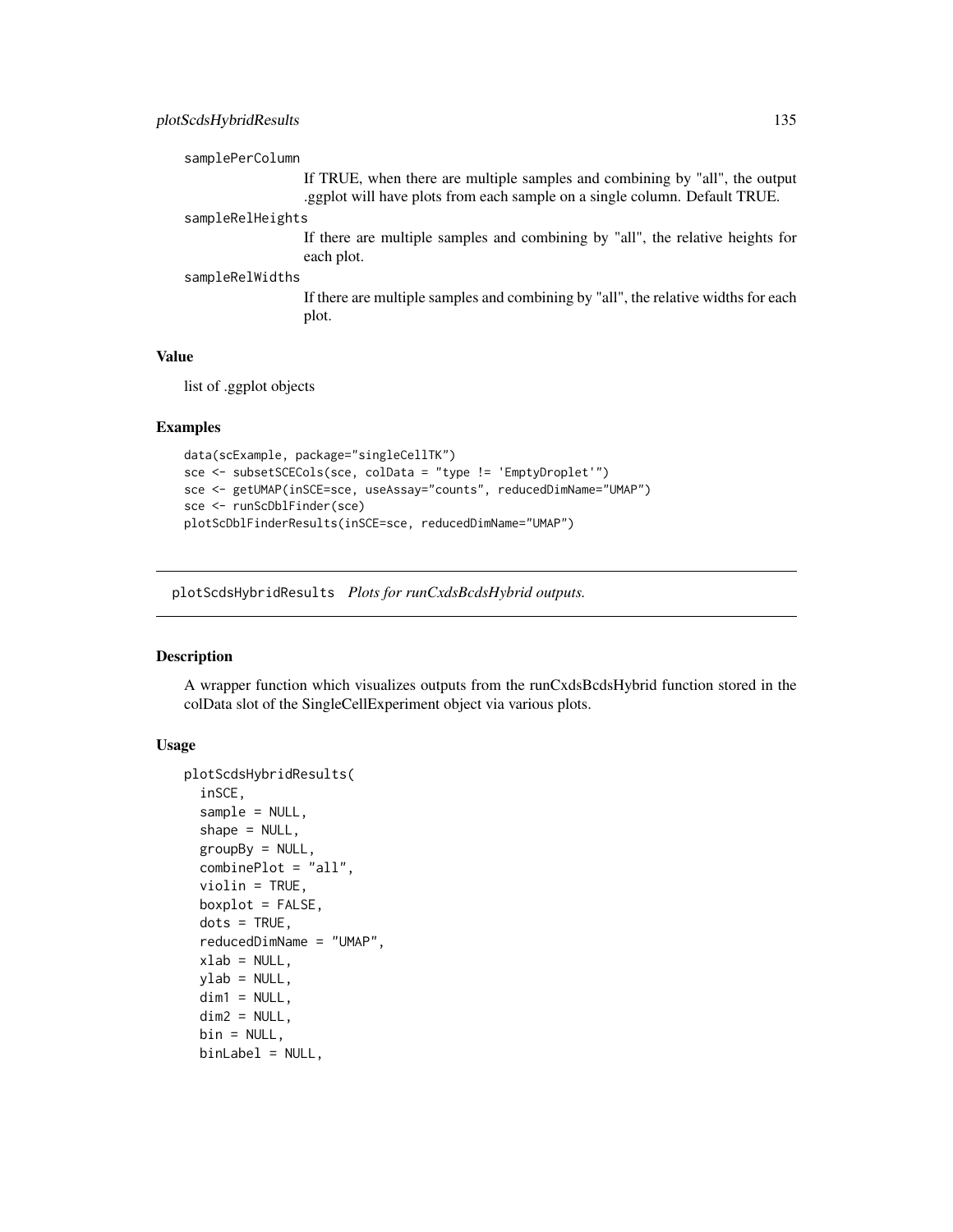samplePerColumn
: If TRUE, when there are multiple samples and combining by "all", the output .ggplot will have plots from each sample on a single column. Default TRUE.

sampleRelHeights
: If there are multiple samples and combining by "all", the relative heights for each plot.

sampleRelWidths
: If there are multiple samples and combining by "all", the relative widths for each plot.

### Value

list of .ggplot objects

### Examples

```
data(scExample, package="singleCellTK")
sce <- subsetSCECols(sce, colData = "type != 'EmptyDroplet'")
sce <- getUMAP(inSCE=sce, useAssay="counts", reducedDimName="UMAP")
sce <- runScDblFinder(sce)
plotScDblFinderResults(inSCE=sce, reducedDimName="UMAP")
```

---

## plotScdsHybridResults *Plots for runCxdsBcdsHybrid outputs.*

---

### Description

A wrapper function which visualizes outputs from the runCxdsBcdsHybrid function stored in the colData slot of the SingleCellExperiment object via various plots.

### Usage

```
plotScdsHybridResults(
  inSCE,
  sample = NULL,
  shape = NULL,
  groupBy = NULL,
  combinePlot = "all",
  violin = TRUE,
  boxplot = FALSE,
  dots = TRUE,
  reducedDimName = "UMAP",
  xlab = NULL,
  ylab = NULL,
  dim1 = NULL,
  dim2 = NULL,
  bin = NULL,
  binLabel = NULL,
```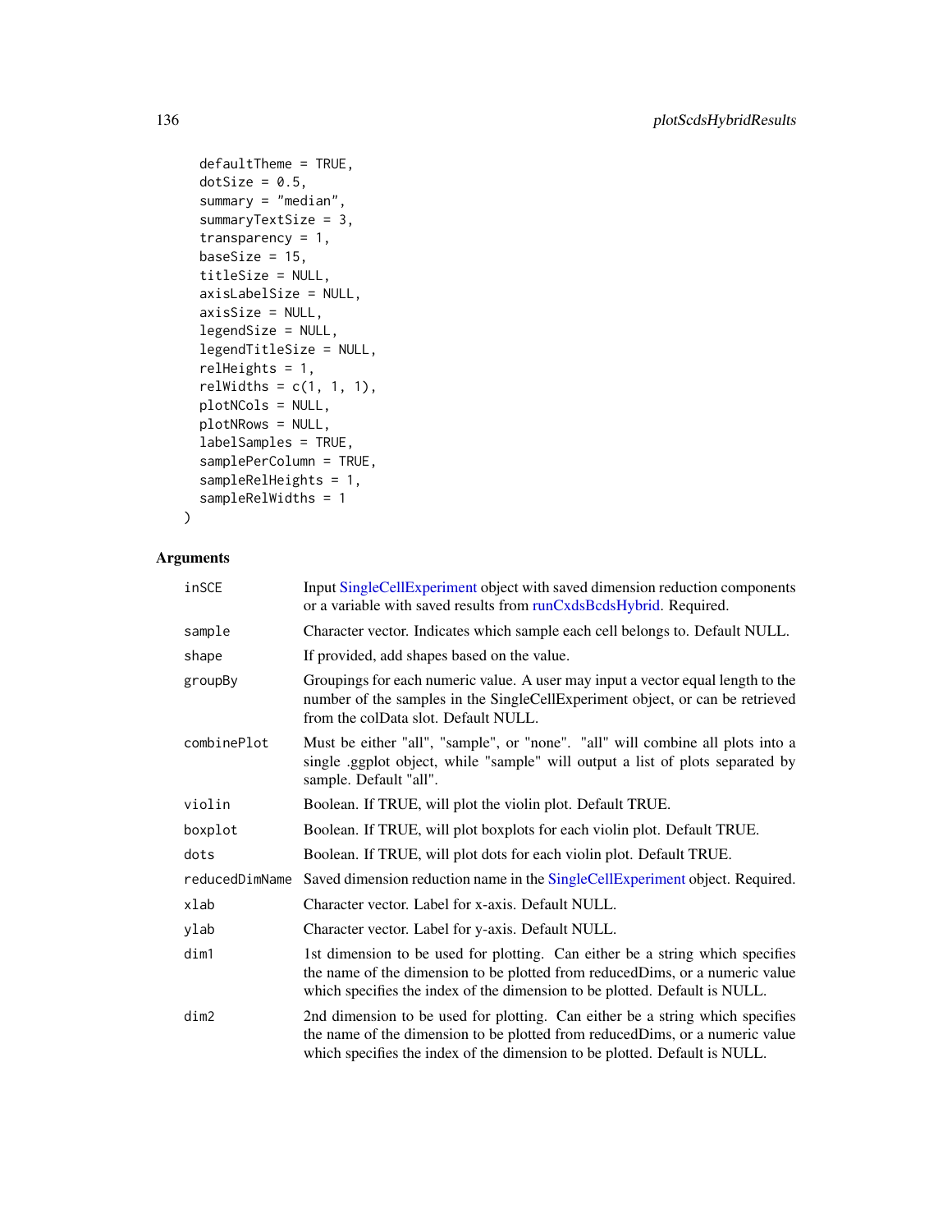```
  defaultTheme = TRUE,
  dotSize = 0.5,
  summary = "median",
  summaryTextSize = 3,
  transparency = 1,
  baseSize = 15,
  titleSize = NULL,
  axisLabelSize = NULL,
  axisSize = NULL,
  legendSize = NULL,
  legendTitleSize = NULL,
  relHeights = 1,
  relWidths = c(1, 1, 1),
  plotNCols = NULL,
  plotNRows = NULL,
  labelSamples = TRUE,
  samplePerColumn = TRUE,
  sampleRelHeights = 1,
  sampleRelWidths = 1
)
```

## Arguments

| | |
|---|---|
| inSCE | Input SingleCellExperiment object with saved dimension reduction components or a variable with saved results from runCxdsBcdsHybrid. Required. |
| sample | Character vector. Indicates which sample each cell belongs to. Default NULL. |
| shape | If provided, add shapes based on the value. |
| groupBy | Groupings for each numeric value. A user may input a vector equal length to the number of the samples in the SingleCellExperiment object, or can be retrieved from the colData slot. Default NULL. |
| combinePlot | Must be either "all", "sample", or "none". "all" will combine all plots into a single .ggplot object, while "sample" will output a list of plots separated by sample. Default "all". |
| violin | Boolean. If TRUE, will plot the violin plot. Default TRUE. |
| boxplot | Boolean. If TRUE, will plot boxplots for each violin plot. Default TRUE. |
| dots | Boolean. If TRUE, will plot dots for each violin plot. Default TRUE. |
| reducedDimName | Saved dimension reduction name in the SingleCellExperiment object. Required. |
| xlab | Character vector. Label for x-axis. Default NULL. |
| ylab | Character vector. Label for y-axis. Default NULL. |
| dim1 | 1st dimension to be used for plotting. Can either be a string which specifies the name of the dimension to be plotted from reducedDims, or a numeric value which specifies the index of the dimension to be plotted. Default is NULL. |
| dim2 | 2nd dimension to be used for plotting. Can either be a string which specifies the name of the dimension to be plotted from reducedDims, or a numeric value which specifies the index of the dimension to be plotted. Default is NULL. |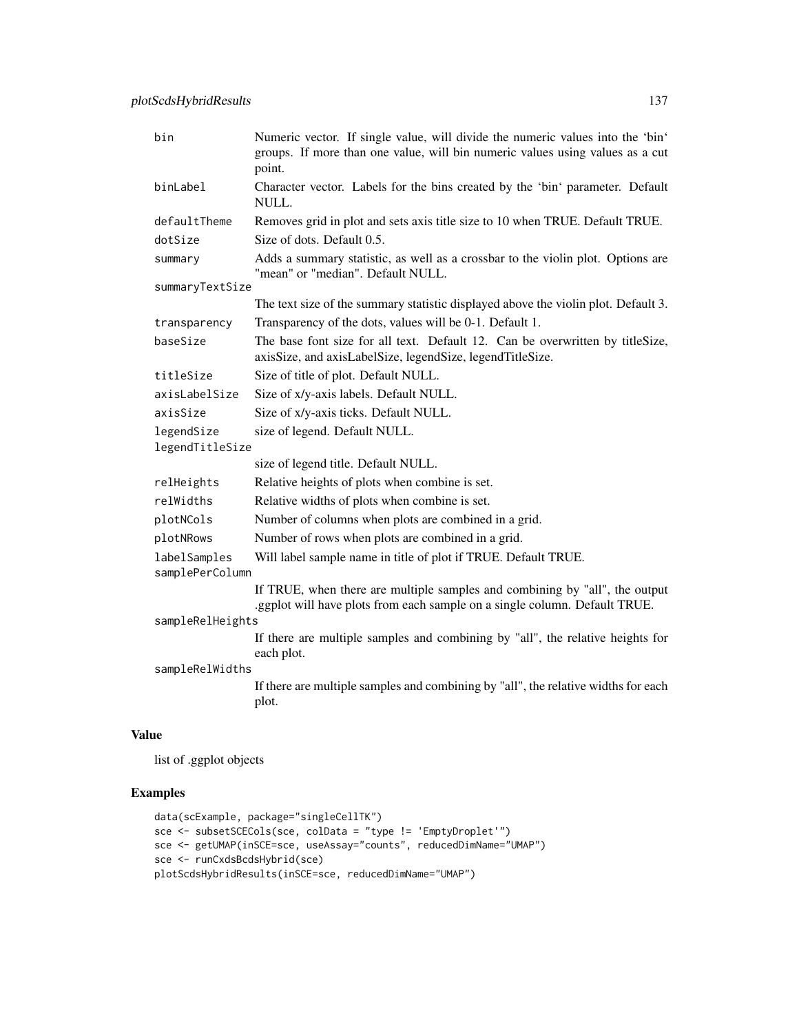| | |
|---|---|
| bin | Numeric vector. If single value, will divide the numeric values into the 'bin' groups. If more than one value, will bin numeric values using values as a cut point. |
| binLabel | Character vector. Labels for the bins created by the 'bin' parameter. Default NULL. |
| defaultTheme | Removes grid in plot and sets axis title size to 10 when TRUE. Default TRUE. |
| dotSize | Size of dots. Default 0.5. |
| summary | Adds a summary statistic, as well as a crossbar to the violin plot. Options are "mean" or "median". Default NULL. |
| summaryTextSize | The text size of the summary statistic displayed above the violin plot. Default 3. |
| transparency | Transparency of the dots, values will be 0-1. Default 1. |
| baseSize | The base font size for all text. Default 12. Can be overwritten by titleSize, axisSize, and axisLabelSize, legendSize, legendTitleSize. |
| titleSize | Size of title of plot. Default NULL. |
| axisLabelSize | Size of x/y-axis labels. Default NULL. |
| axisSize | Size of x/y-axis ticks. Default NULL. |
| legendSize | size of legend. Default NULL. |
| legendTitleSize | size of legend title. Default NULL. |
| relHeights | Relative heights of plots when combine is set. |
| relWidths | Relative widths of plots when combine is set. |
| plotNCols | Number of columns when plots are combined in a grid. |
| plotNRows | Number of rows when plots are combined in a grid. |
| labelSamples | Will label sample name in title of plot if TRUE. Default TRUE. |
| samplePerColumn | If TRUE, when there are multiple samples and combining by "all", the output .ggplot will have plots from each sample on a single column. Default TRUE. |
| sampleRelHeights | If there are multiple samples and combining by "all", the relative heights for each plot. |
| sampleRelWidths | If there are multiple samples and combining by "all", the relative widths for each plot. |

## Value

list of .ggplot objects

## Examples

```
data(scExample, package="singleCellTK")
sce <- subsetSCECols(sce, colData = "type != 'EmptyDroplet'")
sce <- getUMAP(inSCE=sce, useAssay="counts", reducedDimName="UMAP")
sce <- runCxdsBcdsHybrid(sce)
plotScdsHybridResults(inSCE=sce, reducedDimName="UMAP")
```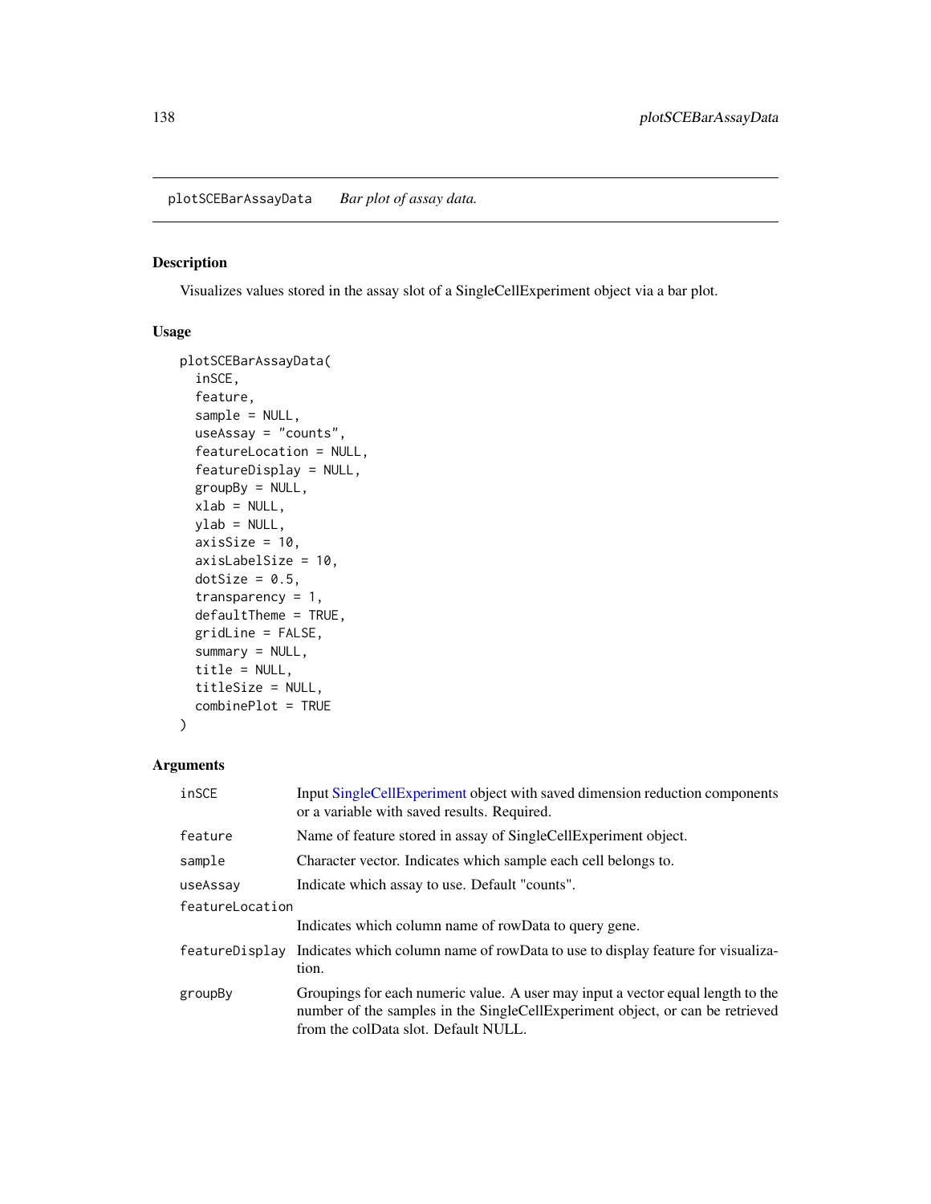## plotSCEBarAssayData — *Bar plot of assay data.*

### Description

Visualizes values stored in the assay slot of a SingleCellExperiment object via a bar plot.

### Usage

```
plotSCEBarAssayData(
  inSCE,
  feature,
  sample = NULL,
  useAssay = "counts",
  featureLocation = NULL,
  featureDisplay = NULL,
  groupBy = NULL,
  xlab = NULL,
  ylab = NULL,
  axisSize = 10,
  axisLabelSize = 10,
  dotSize = 0.5,
  transparency = 1,
  defaultTheme = TRUE,
  gridLine = FALSE,
  summary = NULL,
  title = NULL,
  titleSize = NULL,
  combinePlot = TRUE
)
```

### Arguments

| Argument | Description |
|---|---|
| `inSCE` | Input SingleCellExperiment object with saved dimension reduction components or a variable with saved results. Required. |
| `feature` | Name of feature stored in assay of SingleCellExperiment object. |
| `sample` | Character vector. Indicates which sample each cell belongs to. |
| `useAssay` | Indicate which assay to use. Default "counts". |
| `featureLocation` | Indicates which column name of rowData to query gene. |
| `featureDisplay` | Indicates which column name of rowData to use to display feature for visualization. |
| `groupBy` | Groupings for each numeric value. A user may input a vector equal length to the number of the samples in the SingleCellExperiment object, or can be retrieved from the colData slot. Default NULL. |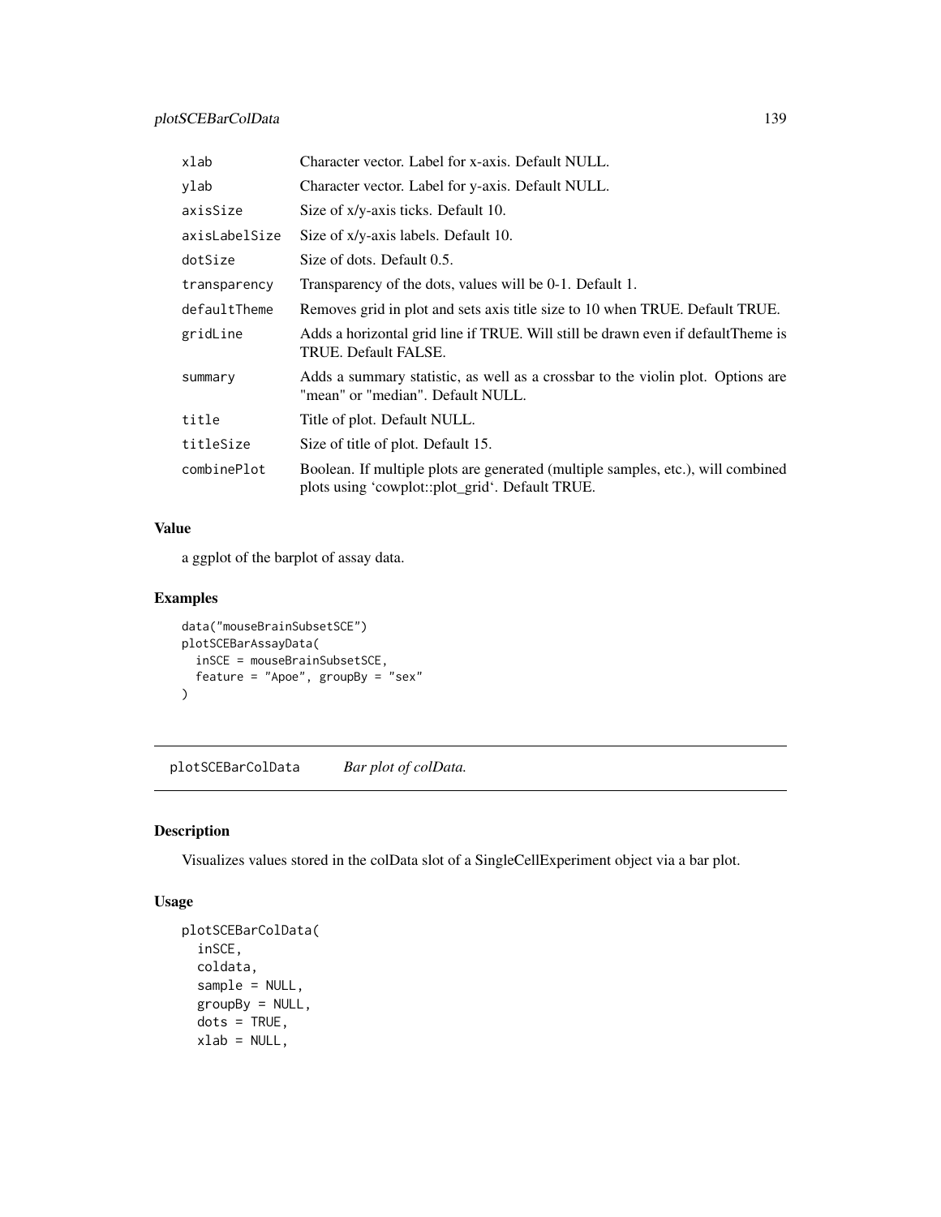| | |
|---|---|
| xlab | Character vector. Label for x-axis. Default NULL. |
| ylab | Character vector. Label for y-axis. Default NULL. |
| axisSize | Size of x/y-axis ticks. Default 10. |
| axisLabelSize | Size of x/y-axis labels. Default 10. |
| dotSize | Size of dots. Default 0.5. |
| transparency | Transparency of the dots, values will be 0-1. Default 1. |
| defaultTheme | Removes grid in plot and sets axis title size to 10 when TRUE. Default TRUE. |
| gridLine | Adds a horizontal grid line if TRUE. Will still be drawn even if defaultTheme is TRUE. Default FALSE. |
| summary | Adds a summary statistic, as well as a crossbar to the violin plot. Options are "mean" or "median". Default NULL. |
| title | Title of plot. Default NULL. |
| titleSize | Size of title of plot. Default 15. |
| combinePlot | Boolean. If multiple plots are generated (multiple samples, etc.), will combined plots using 'cowplot::plot_grid'. Default TRUE. |

### Value

a ggplot of the barplot of assay data.

### Examples

```
data("mouseBrainSubsetSCE")
plotSCEBarAssayData(
  inSCE = mouseBrainSubsetSCE,
  feature = "Apoe", groupBy = "sex"
)
```

---

## plotSCEBarColData — *Bar plot of colData.*

---

### Description

Visualizes values stored in the colData slot of a SingleCellExperiment object via a bar plot.

### Usage

```
plotSCEBarColData(
  inSCE,
  coldata,
  sample = NULL,
  groupBy = NULL,
  dots = TRUE,
  xlab = NULL,
```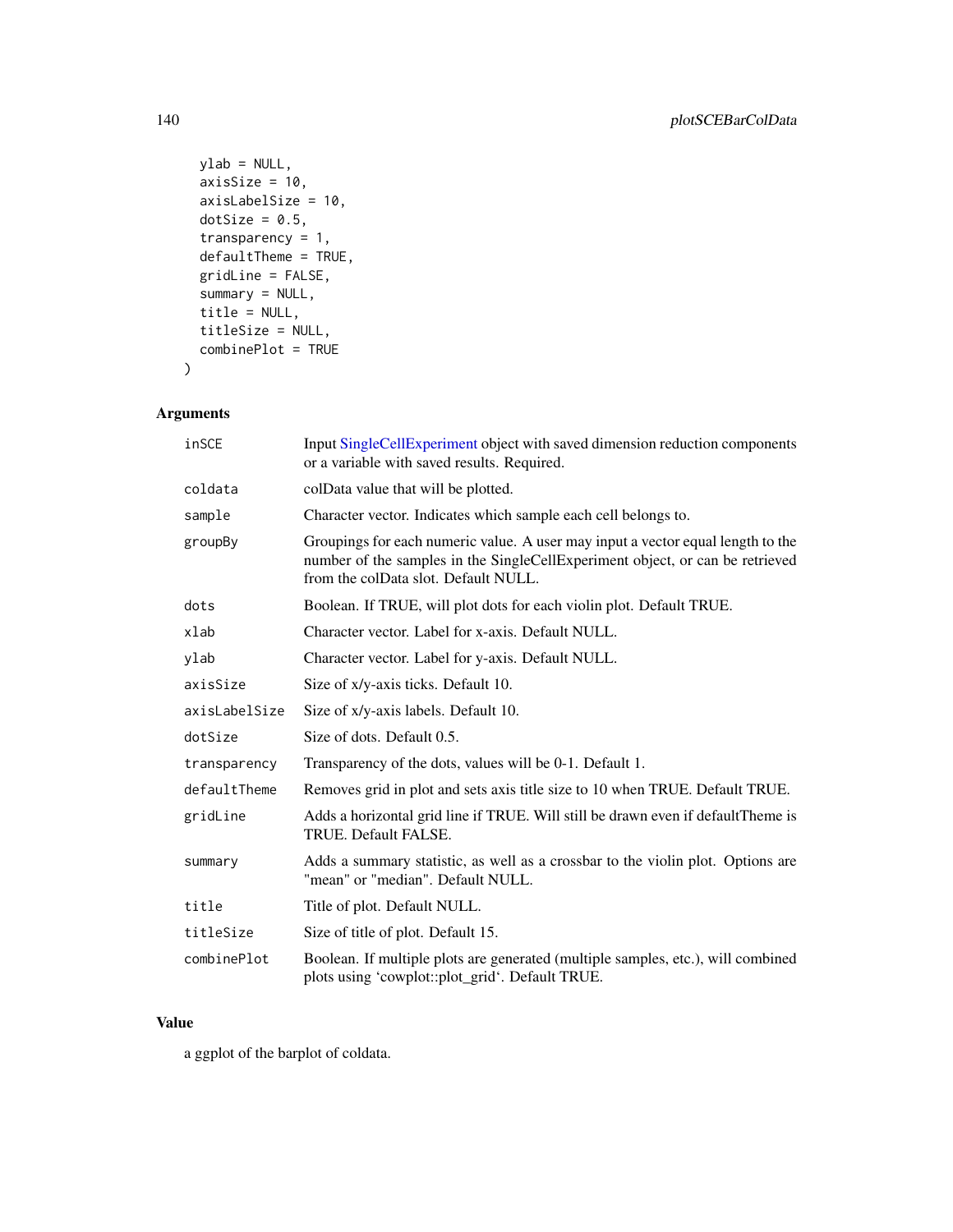```
  ylab = NULL,
  axisSize = 10,
  axisLabelSize = 10,
  dotSize = 0.5,
  transparency = 1,
  defaultTheme = TRUE,
  gridLine = FALSE,
  summary = NULL,
  title = NULL,
  titleSize = NULL,
  combinePlot = TRUE
)
```

## Arguments

| | |
|---|---|
| inSCE | Input SingleCellExperiment object with saved dimension reduction components or a variable with saved results. Required. |
| coldata | colData value that will be plotted. |
| sample | Character vector. Indicates which sample each cell belongs to. |
| groupBy | Groupings for each numeric value. A user may input a vector equal length to the number of the samples in the SingleCellExperiment object, or can be retrieved from the colData slot. Default NULL. |
| dots | Boolean. If TRUE, will plot dots for each violin plot. Default TRUE. |
| xlab | Character vector. Label for x-axis. Default NULL. |
| ylab | Character vector. Label for y-axis. Default NULL. |
| axisSize | Size of x/y-axis ticks. Default 10. |
| axisLabelSize | Size of x/y-axis labels. Default 10. |
| dotSize | Size of dots. Default 0.5. |
| transparency | Transparency of the dots, values will be 0-1. Default 1. |
| defaultTheme | Removes grid in plot and sets axis title size to 10 when TRUE. Default TRUE. |
| gridLine | Adds a horizontal grid line if TRUE. Will still be drawn even if defaultTheme is TRUE. Default FALSE. |
| summary | Adds a summary statistic, as well as a crossbar to the violin plot. Options are "mean" or "median". Default NULL. |
| title | Title of plot. Default NULL. |
| titleSize | Size of title of plot. Default 15. |
| combinePlot | Boolean. If multiple plots are generated (multiple samples, etc.), will combined plots using 'cowplot::plot_grid'. Default TRUE. |

## Value

a ggplot of the barplot of coldata.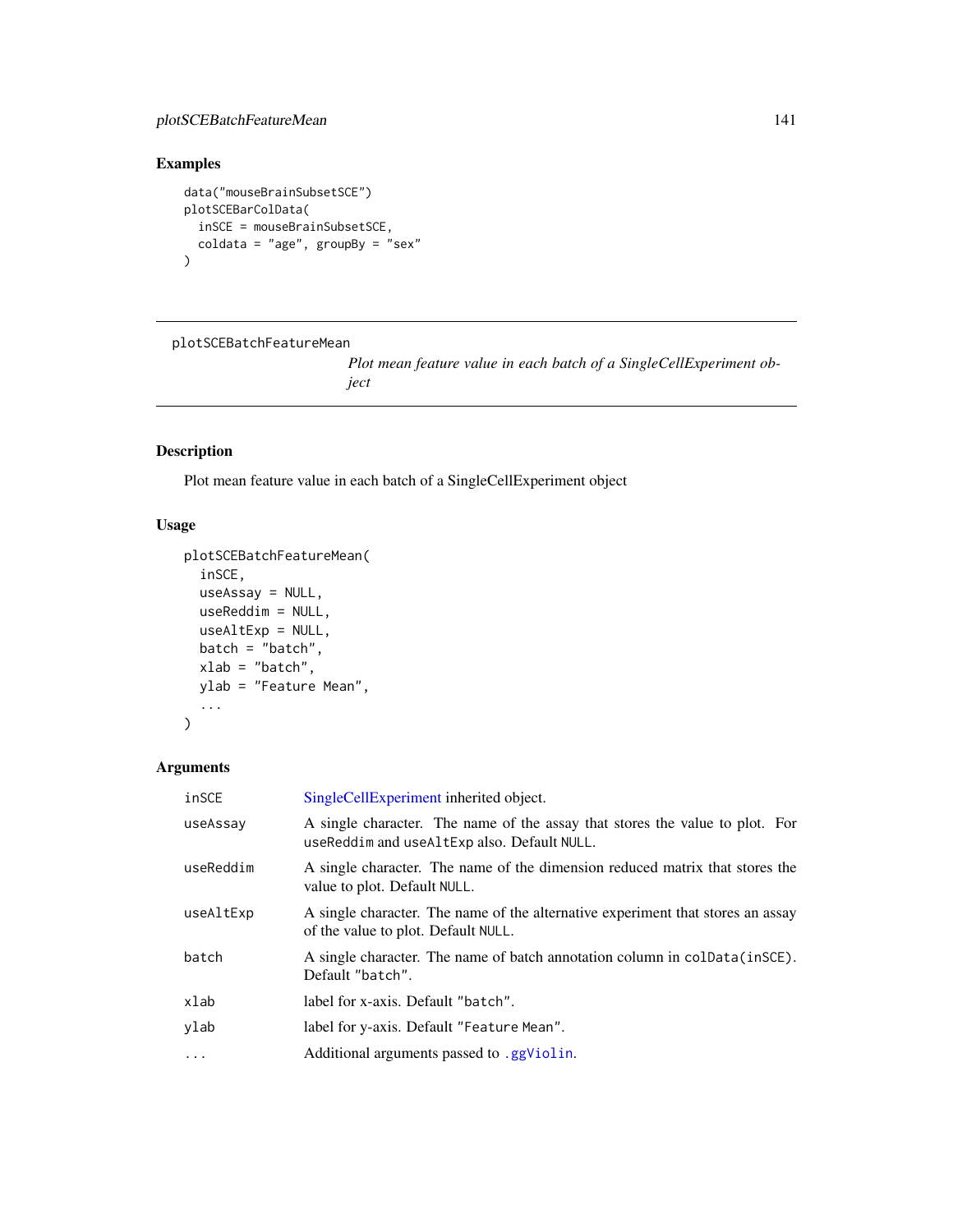## Examples

```
data("mouseBrainSubsetSCE")
plotSCEBarColData(
  inSCE = mouseBrainSubsetSCE,
  coldata = "age", groupBy = "sex"
)
```

---

# plotSCEBatchFeatureMean

*Plot mean feature value in each batch of a SingleCellExperiment object*

---

## Description

Plot mean feature value in each batch of a SingleCellExperiment object

## Usage

```
plotSCEBatchFeatureMean(
  inSCE,
  useAssay = NULL,
  useReddim = NULL,
  useAltExp = NULL,
  batch = "batch",
  xlab = "batch",
  ylab = "Feature Mean",
  ...
)
```

## Arguments

| | |
|---|---|
| inSCE | SingleCellExperiment inherited object. |
| useAssay | A single character. The name of the assay that stores the value to plot. For useReddim and useAltExp also. Default NULL. |
| useReddim | A single character. The name of the dimension reduced matrix that stores the value to plot. Default NULL. |
| useAltExp | A single character. The name of the alternative experiment that stores an assay of the value to plot. Default NULL. |
| batch | A single character. The name of batch annotation column in colData(inSCE). Default "batch". |
| xlab | label for x-axis. Default "batch". |
| ylab | label for y-axis. Default "Feature Mean". |
| ... | Additional arguments passed to .ggViolin. |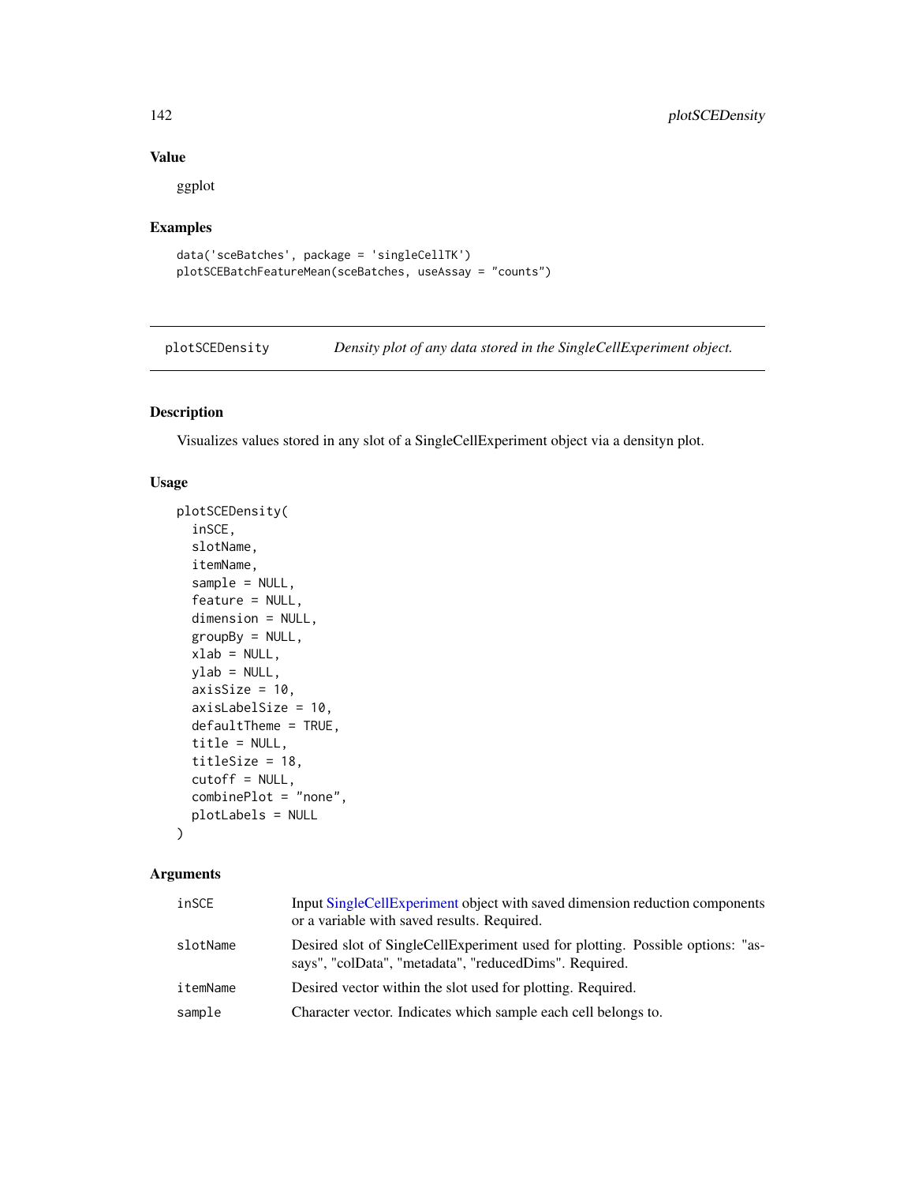## Value

ggplot

## Examples

```
data('sceBatches', package = 'singleCellTK')
plotSCEBatchFeatureMean(sceBatches, useAssay = "counts")
```

---

# plotSCEDensity — *Density plot of any data stored in the SingleCellExperiment object.*

## Description

Visualizes values stored in any slot of a SingleCellExperiment object via a densityn plot.

## Usage

```
plotSCEDensity(
  inSCE,
  slotName,
  itemName,
  sample = NULL,
  feature = NULL,
  dimension = NULL,
  groupBy = NULL,
  xlab = NULL,
  ylab = NULL,
  axisSize = 10,
  axisLabelSize = 10,
  defaultTheme = TRUE,
  title = NULL,
  titleSize = 18,
  cutoff = NULL,
  combinePlot = "none",
  plotLabels = NULL
)
```

## Arguments

| | |
|---|---|
| inSCE | Input SingleCellExperiment object with saved dimension reduction components or a variable with saved results. Required. |
| slotName | Desired slot of SingleCellExperiment used for plotting. Possible options: "assays", "colData", "metadata", "reducedDims". Required. |
| itemName | Desired vector within the slot used for plotting. Required. |
| sample | Character vector. Indicates which sample each cell belongs to. |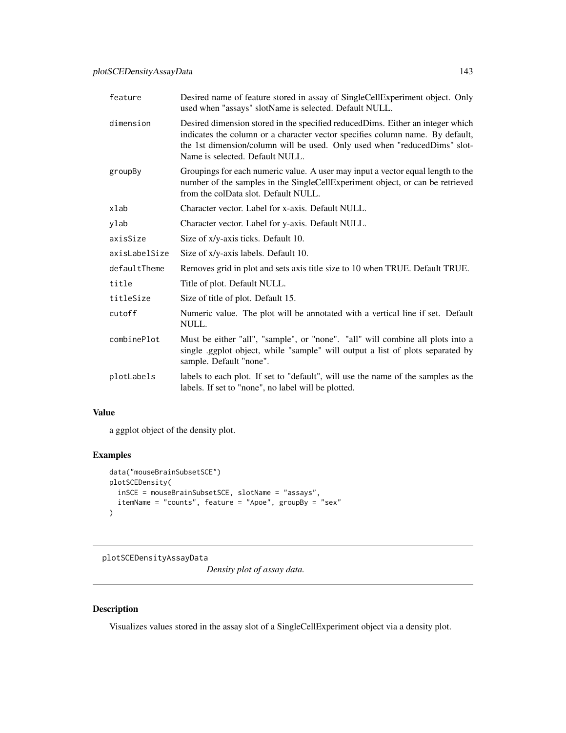| | |
|---|---|
| feature | Desired name of feature stored in assay of SingleCellExperiment object. Only used when "assays" slotName is selected. Default NULL. |
| dimension | Desired dimension stored in the specified reducedDims. Either an integer which indicates the column or a character vector specifies column name. By default, the 1st dimension/column will be used. Only used when "reducedDims" slotName is selected. Default NULL. |
| groupBy | Groupings for each numeric value. A user may input a vector equal length to the number of the samples in the SingleCellExperiment object, or can be retrieved from the colData slot. Default NULL. |
| xlab | Character vector. Label for x-axis. Default NULL. |
| ylab | Character vector. Label for y-axis. Default NULL. |
| axisSize | Size of x/y-axis ticks. Default 10. |
| axisLabelSize | Size of x/y-axis labels. Default 10. |
| defaultTheme | Removes grid in plot and sets axis title size to 10 when TRUE. Default TRUE. |
| title | Title of plot. Default NULL. |
| titleSize | Size of title of plot. Default 15. |
| cutoff | Numeric value. The plot will be annotated with a vertical line if set. Default NULL. |
| combinePlot | Must be either "all", "sample", or "none". "all" will combine all plots into a single .ggplot object, while "sample" will output a list of plots separated by sample. Default "none". |
| plotLabels | labels to each plot. If set to "default", will use the name of the samples as the labels. If set to "none", no label will be plotted. |

### Value

a ggplot object of the density plot.

### Examples

```
data("mouseBrainSubsetSCE")
plotSCEDensity(
  inSCE = mouseBrainSubsetSCE, slotName = "assays",
  itemName = "counts", feature = "Apoe", groupBy = "sex"
)
```

---

## plotSCEDensityAssayData

*Density plot of assay data.*

---

### Description

Visualizes values stored in the assay slot of a SingleCellExperiment object via a density plot.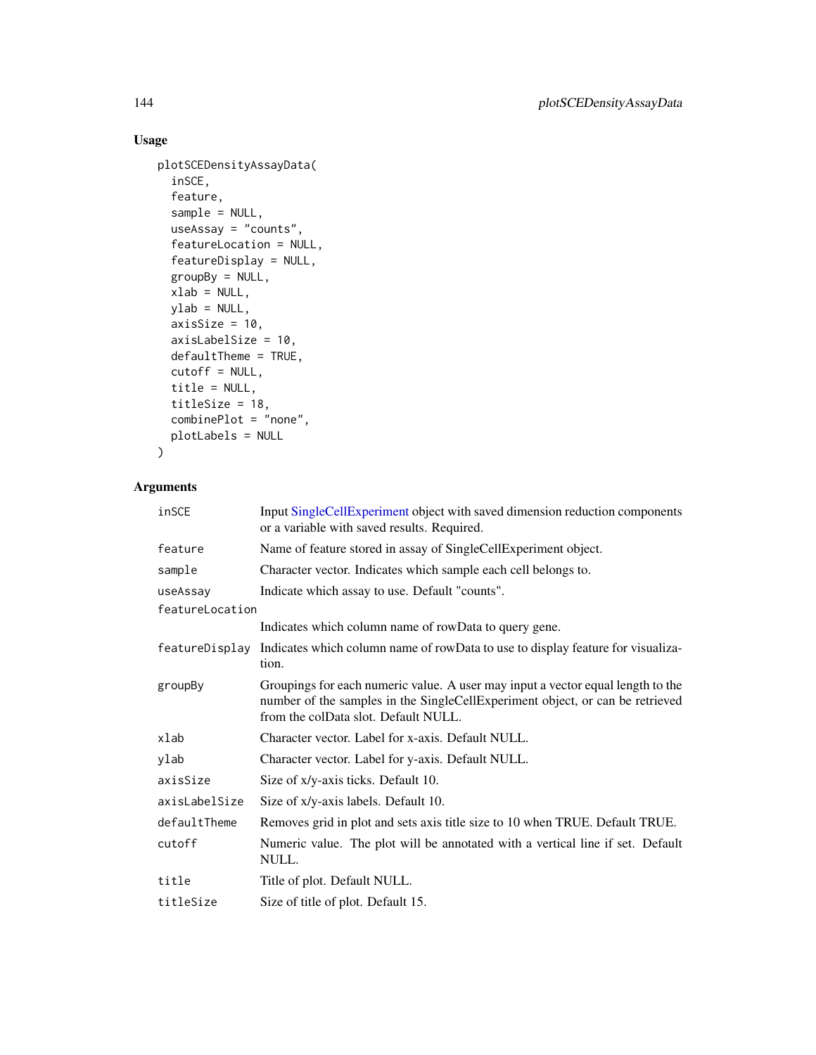## Usage

```
plotSCEDensityAssayData(
  inSCE,
  feature,
  sample = NULL,
  useAssay = "counts",
  featureLocation = NULL,
  featureDisplay = NULL,
  groupBy = NULL,
  xlab = NULL,
  ylab = NULL,
  axisSize = 10,
  axisLabelSize = 10,
  defaultTheme = TRUE,
  cutoff = NULL,
  title = NULL,
  titleSize = 18,
  combinePlot = "none",
  plotLabels = NULL
)
```

## Arguments

| Argument | Description |
|---|---|
| `inSCE` | Input SingleCellExperiment object with saved dimension reduction components or a variable with saved results. Required. |
| `feature` | Name of feature stored in assay of SingleCellExperiment object. |
| `sample` | Character vector. Indicates which sample each cell belongs to. |
| `useAssay` | Indicate which assay to use. Default "counts". |
| `featureLocation` | Indicates which column name of rowData to query gene. |
| `featureDisplay` | Indicates which column name of rowData to use to display feature for visualization. |
| `groupBy` | Groupings for each numeric value. A user may input a vector equal length to the number of the samples in the SingleCellExperiment object, or can be retrieved from the colData slot. Default NULL. |
| `xlab` | Character vector. Label for x-axis. Default NULL. |
| `ylab` | Character vector. Label for y-axis. Default NULL. |
| `axisSize` | Size of x/y-axis ticks. Default 10. |
| `axisLabelSize` | Size of x/y-axis labels. Default 10. |
| `defaultTheme` | Removes grid in plot and sets axis title size to 10 when TRUE. Default TRUE. |
| `cutoff` | Numeric value. The plot will be annotated with a vertical line if set. Default NULL. |
| `title` | Title of plot. Default NULL. |
| `titleSize` | Size of title of plot. Default 15. |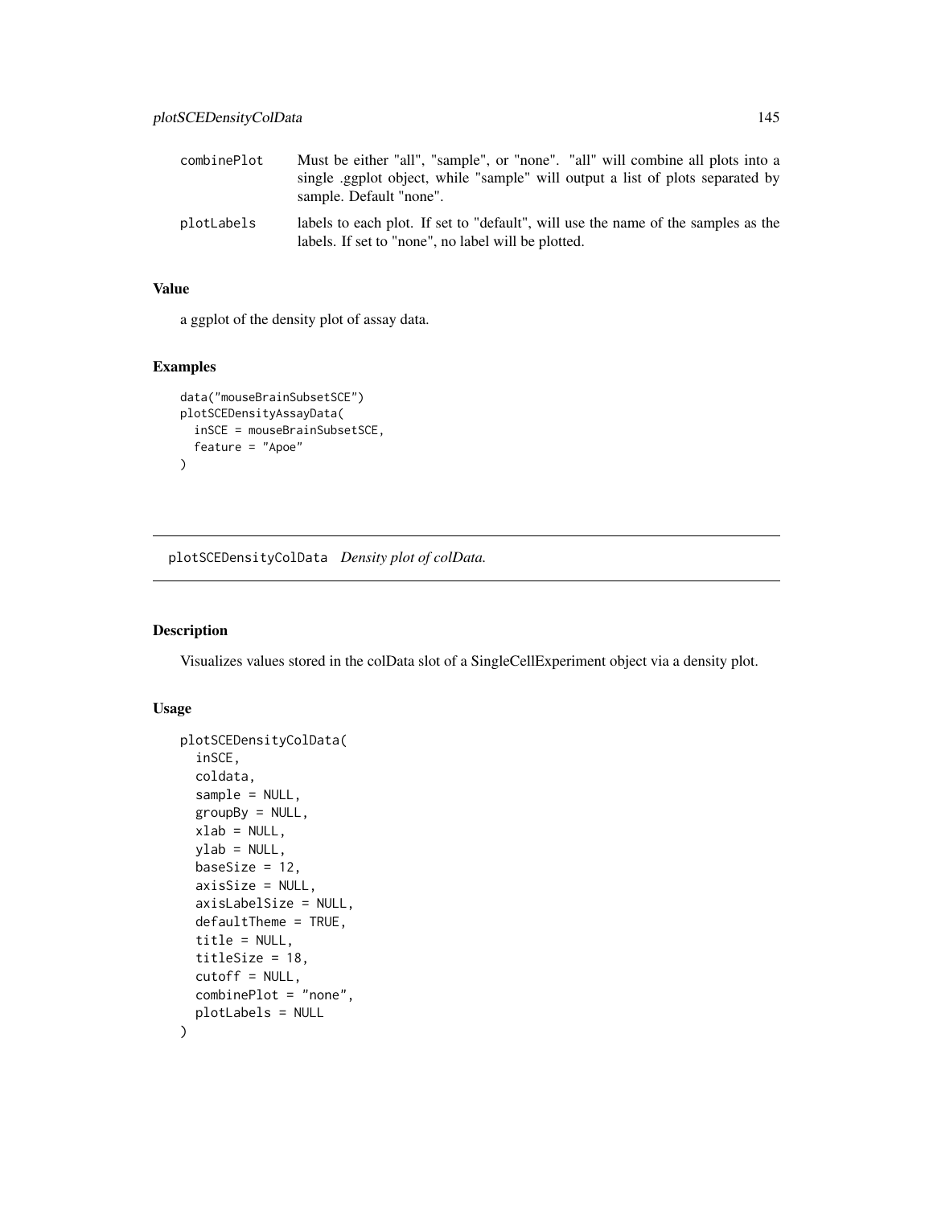| | |
|---|---|
| combinePlot | Must be either "all", "sample", or "none". "all" will combine all plots into a single .ggplot object, while "sample" will output a list of plots separated by sample. Default "none". |
| plotLabels | labels to each plot. If set to "default", will use the name of the samples as the labels. If set to "none", no label will be plotted. |

### Value

a ggplot of the density plot of assay data.

### Examples

```
data("mouseBrainSubsetSCE")
plotSCEDensityAssayData(
  inSCE = mouseBrainSubsetSCE,
  feature = "Apoe"
)
```

---

## plotSCEDensityColData *Density plot of colData.*

---

### Description

Visualizes values stored in the colData slot of a SingleCellExperiment object via a density plot.

### Usage

```
plotSCEDensityColData(
  inSCE,
  coldata,
  sample = NULL,
  groupBy = NULL,
  xlab = NULL,
  ylab = NULL,
  baseSize = 12,
  axisSize = NULL,
  axisLabelSize = NULL,
  defaultTheme = TRUE,
  title = NULL,
  titleSize = 18,
  cutoff = NULL,
  combinePlot = "none",
  plotLabels = NULL
)
```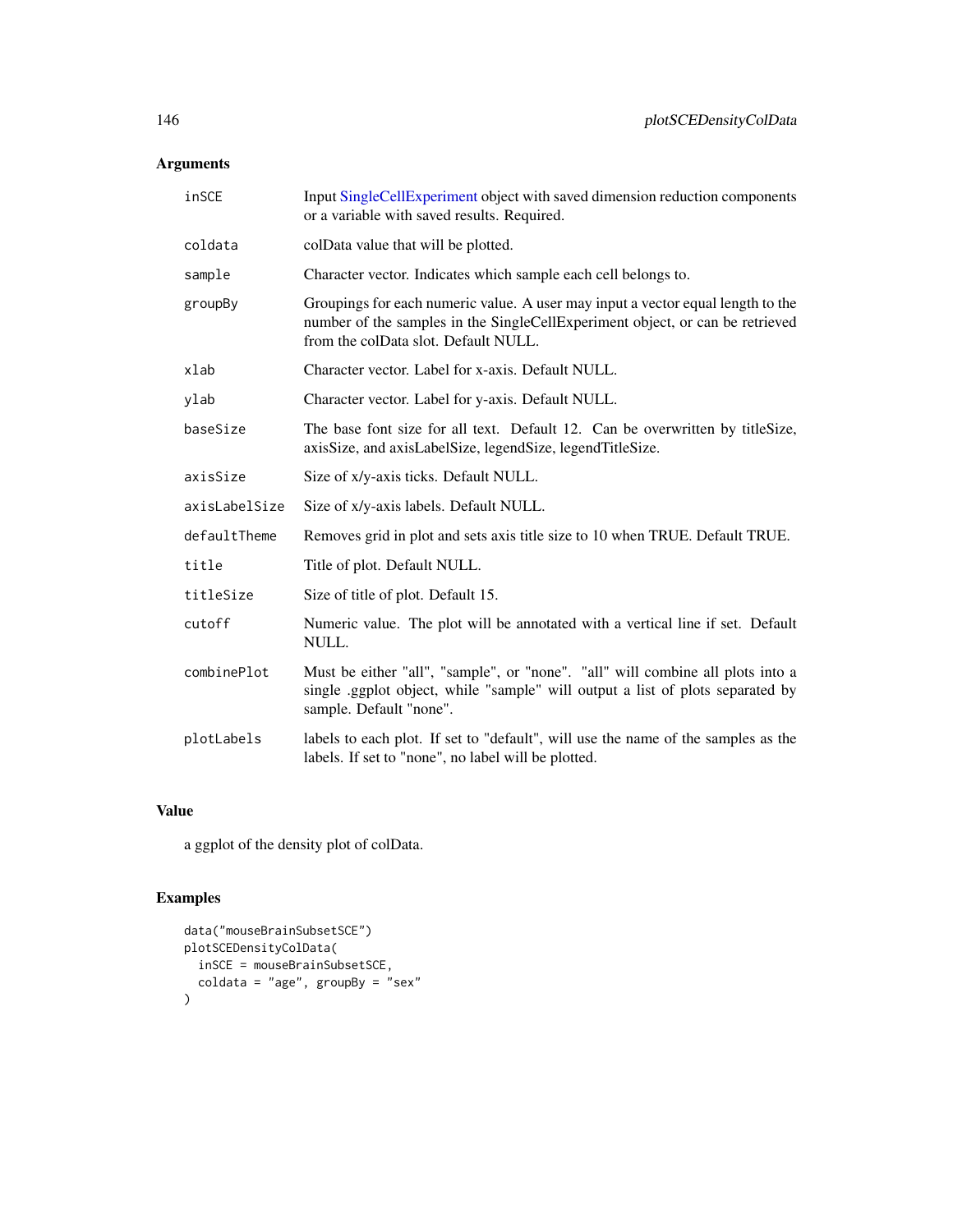## Arguments

| | |
|---|---|
| inSCE | Input SingleCellExperiment object with saved dimension reduction components or a variable with saved results. Required. |
| coldata | colData value that will be plotted. |
| sample | Character vector. Indicates which sample each cell belongs to. |
| groupBy | Groupings for each numeric value. A user may input a vector equal length to the number of the samples in the SingleCellExperiment object, or can be retrieved from the colData slot. Default NULL. |
| xlab | Character vector. Label for x-axis. Default NULL. |
| ylab | Character vector. Label for y-axis. Default NULL. |
| baseSize | The base font size for all text. Default 12. Can be overwritten by titleSize, axisSize, and axisLabelSize, legendSize, legendTitleSize. |
| axisSize | Size of x/y-axis ticks. Default NULL. |
| axisLabelSize | Size of x/y-axis labels. Default NULL. |
| defaultTheme | Removes grid in plot and sets axis title size to 10 when TRUE. Default TRUE. |
| title | Title of plot. Default NULL. |
| titleSize | Size of title of plot. Default 15. |
| cutoff | Numeric value. The plot will be annotated with a vertical line if set. Default NULL. |
| combinePlot | Must be either "all", "sample", or "none". "all" will combine all plots into a single .ggplot object, while "sample" will output a list of plots separated by sample. Default "none". |
| plotLabels | labels to each plot. If set to "default", will use the name of the samples as the labels. If set to "none", no label will be plotted. |

## Value

a ggplot of the density plot of colData.

## Examples

```
data("mouseBrainSubsetSCE")
plotSCEDensityColData(
  inSCE = mouseBrainSubsetSCE,
  coldata = "age", groupBy = "sex"
)
```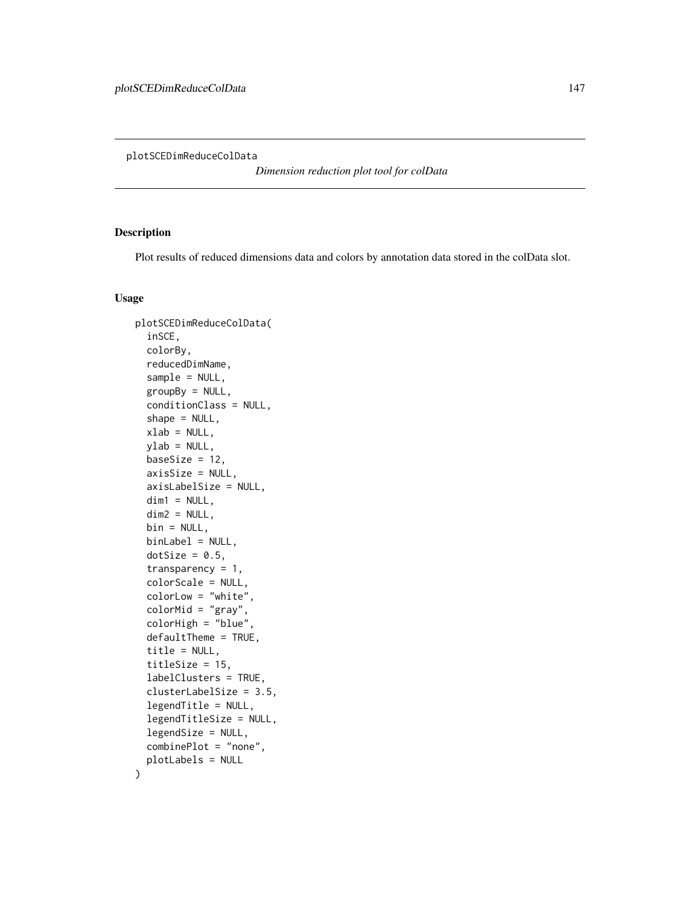# plotSCEDimReduceColData

*Dimension reduction plot tool for colData*

## Description

Plot results of reduced dimensions data and colors by annotation data stored in the colData slot.

## Usage

```
plotSCEDimReduceColData(
  inSCE,
  colorBy,
  reducedDimName,
  sample = NULL,
  groupBy = NULL,
  conditionClass = NULL,
  shape = NULL,
  xlab = NULL,
  ylab = NULL,
  baseSize = 12,
  axisSize = NULL,
  axisLabelSize = NULL,
  dim1 = NULL,
  dim2 = NULL,
  bin = NULL,
  binLabel = NULL,
  dotSize = 0.5,
  transparency = 1,
  colorScale = NULL,
  colorLow = "white",
  colorMid = "gray",
  colorHigh = "blue",
  defaultTheme = TRUE,
  title = NULL,
  titleSize = 15,
  labelClusters = TRUE,
  clusterLabelSize = 3.5,
  legendTitle = NULL,
  legendTitleSize = NULL,
  legendSize = NULL,
  combinePlot = "none",
  plotLabels = NULL
)
```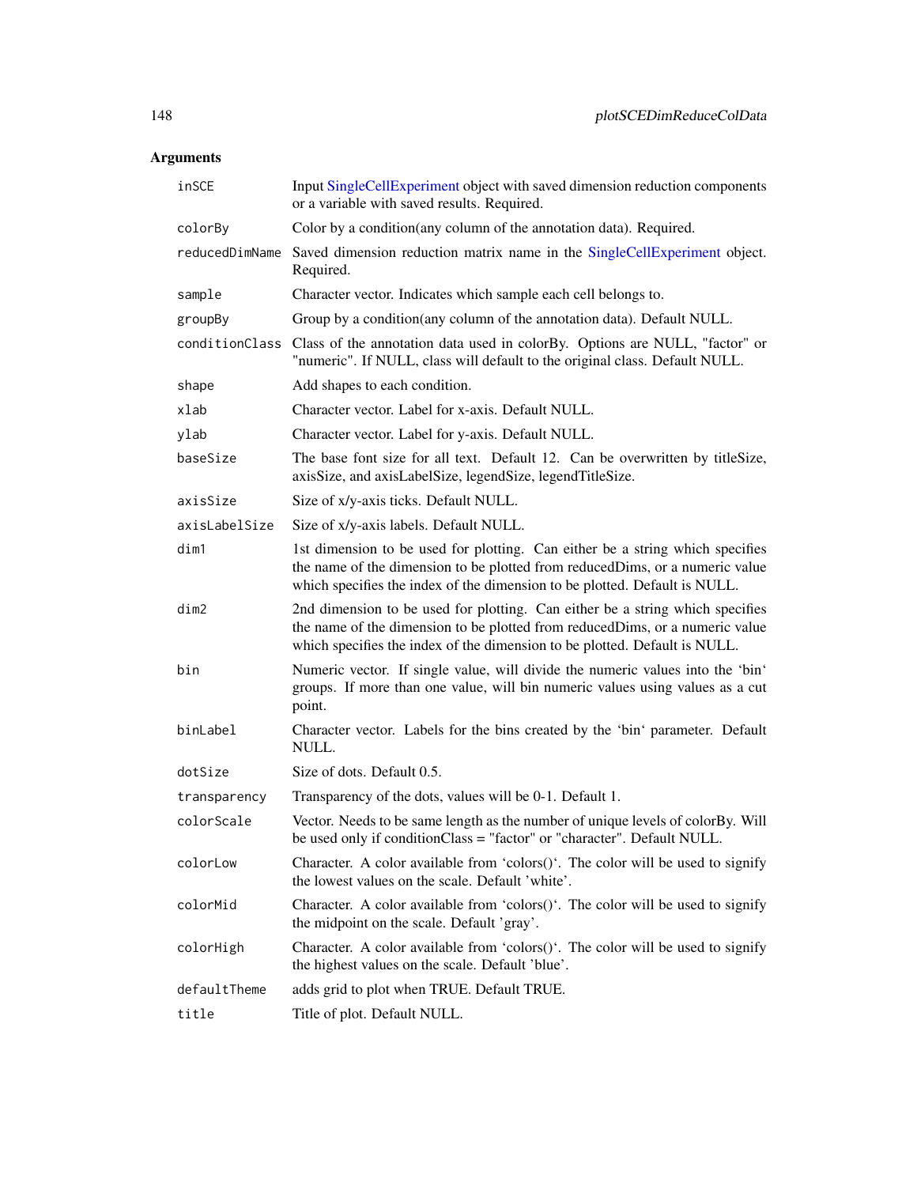## Arguments

| Argument | Description |
| --- | --- |
| inSCE | Input SingleCellExperiment object with saved dimension reduction components or a variable with saved results. Required. |
| colorBy | Color by a condition(any column of the annotation data). Required. |
| reducedDimName | Saved dimension reduction matrix name in the SingleCellExperiment object. Required. |
| sample | Character vector. Indicates which sample each cell belongs to. |
| groupBy | Group by a condition(any column of the annotation data). Default NULL. |
| conditionClass | Class of the annotation data used in colorBy. Options are NULL, "factor" or "numeric". If NULL, class will default to the original class. Default NULL. |
| shape | Add shapes to each condition. |
| xlab | Character vector. Label for x-axis. Default NULL. |
| ylab | Character vector. Label for y-axis. Default NULL. |
| baseSize | The base font size for all text. Default 12. Can be overwritten by titleSize, axisSize, and axisLabelSize, legendSize, legendTitleSize. |
| axisSize | Size of x/y-axis ticks. Default NULL. |
| axisLabelSize | Size of x/y-axis labels. Default NULL. |
| dim1 | 1st dimension to be used for plotting. Can either be a string which specifies the name of the dimension to be plotted from reducedDims, or a numeric value which specifies the index of the dimension to be plotted. Default is NULL. |
| dim2 | 2nd dimension to be used for plotting. Can either be a string which specifies the name of the dimension to be plotted from reducedDims, or a numeric value which specifies the index of the dimension to be plotted. Default is NULL. |
| bin | Numeric vector. If single value, will divide the numeric values into the 'bin' groups. If more than one value, will bin numeric values using values as a cut point. |
| binLabel | Character vector. Labels for the bins created by the 'bin' parameter. Default NULL. |
| dotSize | Size of dots. Default 0.5. |
| transparency | Transparency of the dots, values will be 0-1. Default 1. |
| colorScale | Vector. Needs to be same length as the number of unique levels of colorBy. Will be used only if conditionClass = "factor" or "character". Default NULL. |
| colorLow | Character. A color available from 'colors()'. The color will be used to signify the lowest values on the scale. Default 'white'. |
| colorMid | Character. A color available from 'colors()'. The color will be used to signify the midpoint on the scale. Default 'gray'. |
| colorHigh | Character. A color available from 'colors()'. The color will be used to signify the highest values on the scale. Default 'blue'. |
| defaultTheme | adds grid to plot when TRUE. Default TRUE. |
| title | Title of plot. Default NULL. |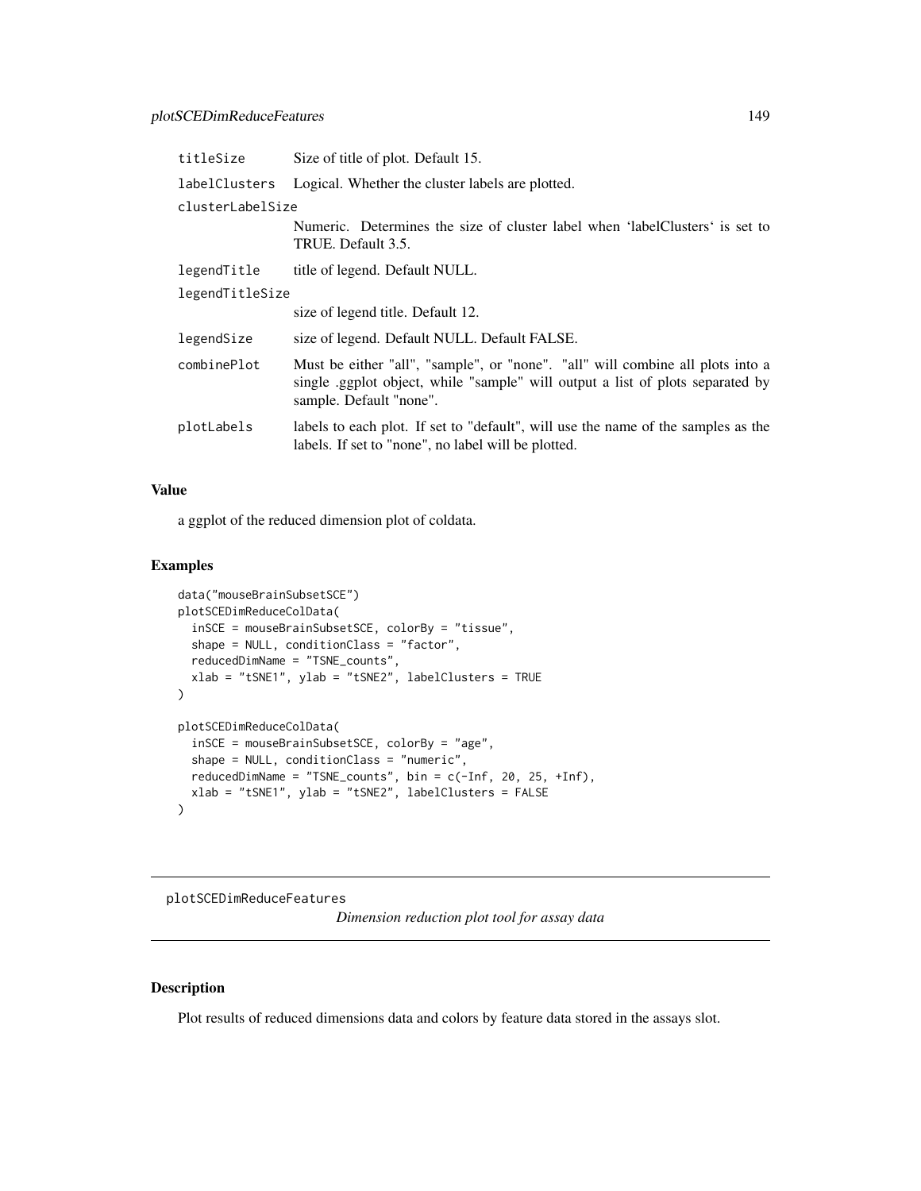| | |
|---|---|
| titleSize | Size of title of plot. Default 15. |
| labelClusters | Logical. Whether the cluster labels are plotted. |
| clusterLabelSize | Numeric. Determines the size of cluster label when 'labelClusters' is set to TRUE. Default 3.5. |
| legendTitle | title of legend. Default NULL. |
| legendTitleSize | size of legend title. Default 12. |
| legendSize | size of legend. Default NULL. Default FALSE. |
| combinePlot | Must be either "all", "sample", or "none". "all" will combine all plots into a single .ggplot object, while "sample" will output a list of plots separated by sample. Default "none". |
| plotLabels | labels to each plot. If set to "default", will use the name of the samples as the labels. If set to "none", no label will be plotted. |

## Value

a ggplot of the reduced dimension plot of coldata.

## Examples

```
data("mouseBrainSubsetSCE")
plotSCEDimReduceColData(
  inSCE = mouseBrainSubsetSCE, colorBy = "tissue",
  shape = NULL, conditionClass = "factor",
  reducedDimName = "TSNE_counts",
  xlab = "tSNE1", ylab = "tSNE2", labelClusters = TRUE
)

plotSCEDimReduceColData(
  inSCE = mouseBrainSubsetSCE, colorBy = "age",
  shape = NULL, conditionClass = "numeric",
  reducedDimName = "TSNE_counts", bin = c(-Inf, 20, 25, +Inf),
  xlab = "tSNE1", ylab = "tSNE2", labelClusters = FALSE
)
```

---

# plotSCEDimReduceFeatures

*Dimension reduction plot tool for assay data*

## Description

Plot results of reduced dimensions data and colors by feature data stored in the assays slot.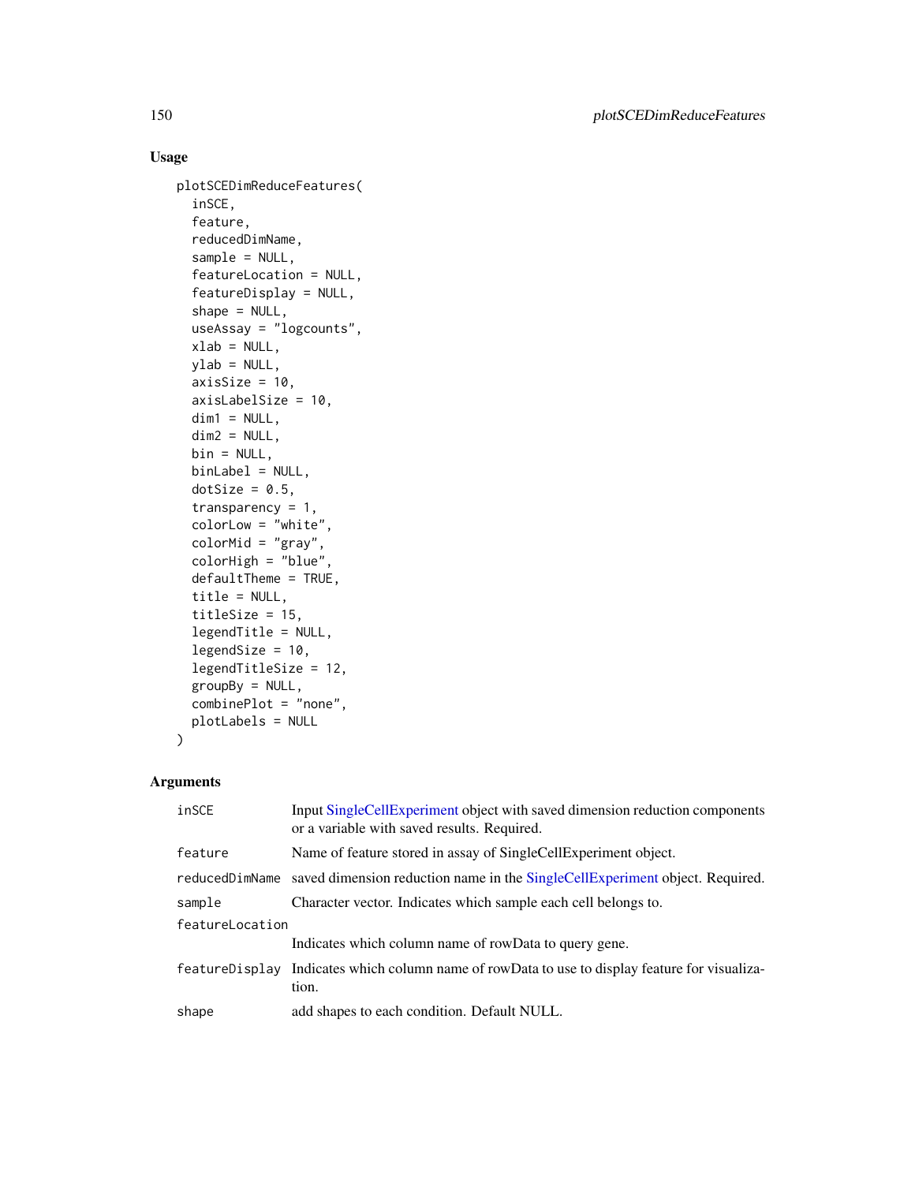## Usage

```
plotSCEDimReduceFeatures(
  inSCE,
  feature,
  reducedDimName,
  sample = NULL,
  featureLocation = NULL,
  featureDisplay = NULL,
  shape = NULL,
  useAssay = "logcounts",
  xlab = NULL,
  ylab = NULL,
  axisSize = 10,
  axisLabelSize = 10,
  dim1 = NULL,
  dim2 = NULL,
  bin = NULL,
  binLabel = NULL,
  dotSize = 0.5,
  transparency = 1,
  colorLow = "white",
  colorMid = "gray",
  colorHigh = "blue",
  defaultTheme = TRUE,
  title = NULL,
  titleSize = 15,
  legendTitle = NULL,
  legendSize = 10,
  legendTitleSize = 12,
  groupBy = NULL,
  combinePlot = "none",
  plotLabels = NULL
)
```

## Arguments

| | |
|---|---|
| `inSCE` | Input SingleCellExperiment object with saved dimension reduction components or a variable with saved results. Required. |
| `feature` | Name of feature stored in assay of SingleCellExperiment object. |
| `reducedDimName` | saved dimension reduction name in the SingleCellExperiment object. Required. |
| `sample` | Character vector. Indicates which sample each cell belongs to. |
| `featureLocation` | Indicates which column name of rowData to query gene. |
| `featureDisplay` | Indicates which column name of rowData to use to display feature for visualization. |
| `shape` | add shapes to each condition. Default NULL. |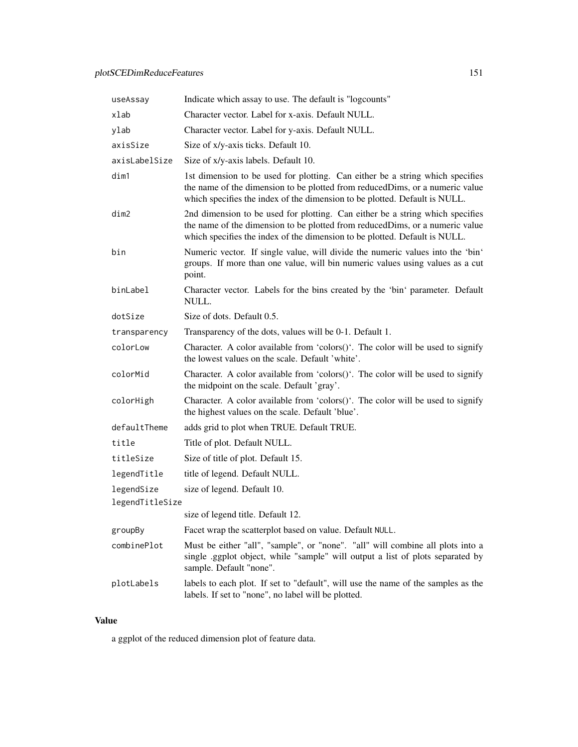| | |
|---|---|
| useAssay | Indicate which assay to use. The default is "logcounts" |
| xlab | Character vector. Label for x-axis. Default NULL. |
| ylab | Character vector. Label for y-axis. Default NULL. |
| axisSize | Size of x/y-axis ticks. Default 10. |
| axisLabelSize | Size of x/y-axis labels. Default 10. |
| dim1 | 1st dimension to be used for plotting. Can either be a string which specifies the name of the dimension to be plotted from reducedDims, or a numeric value which specifies the index of the dimension to be plotted. Default is NULL. |
| dim2 | 2nd dimension to be used for plotting. Can either be a string which specifies the name of the dimension to be plotted from reducedDims, or a numeric value which specifies the index of the dimension to be plotted. Default is NULL. |
| bin | Numeric vector. If single value, will divide the numeric values into the 'bin' groups. If more than one value, will bin numeric values using values as a cut point. |
| binLabel | Character vector. Labels for the bins created by the 'bin' parameter. Default NULL. |
| dotSize | Size of dots. Default 0.5. |
| transparency | Transparency of the dots, values will be 0-1. Default 1. |
| colorLow | Character. A color available from 'colors()'. The color will be used to signify the lowest values on the scale. Default 'white'. |
| colorMid | Character. A color available from 'colors()'. The color will be used to signify the midpoint on the scale. Default 'gray'. |
| colorHigh | Character. A color available from 'colors()'. The color will be used to signify the highest values on the scale. Default 'blue'. |
| defaultTheme | adds grid to plot when TRUE. Default TRUE. |
| title | Title of plot. Default NULL. |
| titleSize | Size of title of plot. Default 15. |
| legendTitle | title of legend. Default NULL. |
| legendSize | size of legend. Default 10. |
| legendTitleSize | size of legend title. Default 12. |
| groupBy | Facet wrap the scatterplot based on value. Default NULL. |
| combinePlot | Must be either "all", "sample", or "none". "all" will combine all plots into a single .ggplot object, while "sample" will output a list of plots separated by sample. Default "none". |
| plotLabels | labels to each plot. If set to "default", will use the name of the samples as the labels. If set to "none", no label will be plotted. |

## Value

a ggplot of the reduced dimension plot of feature data.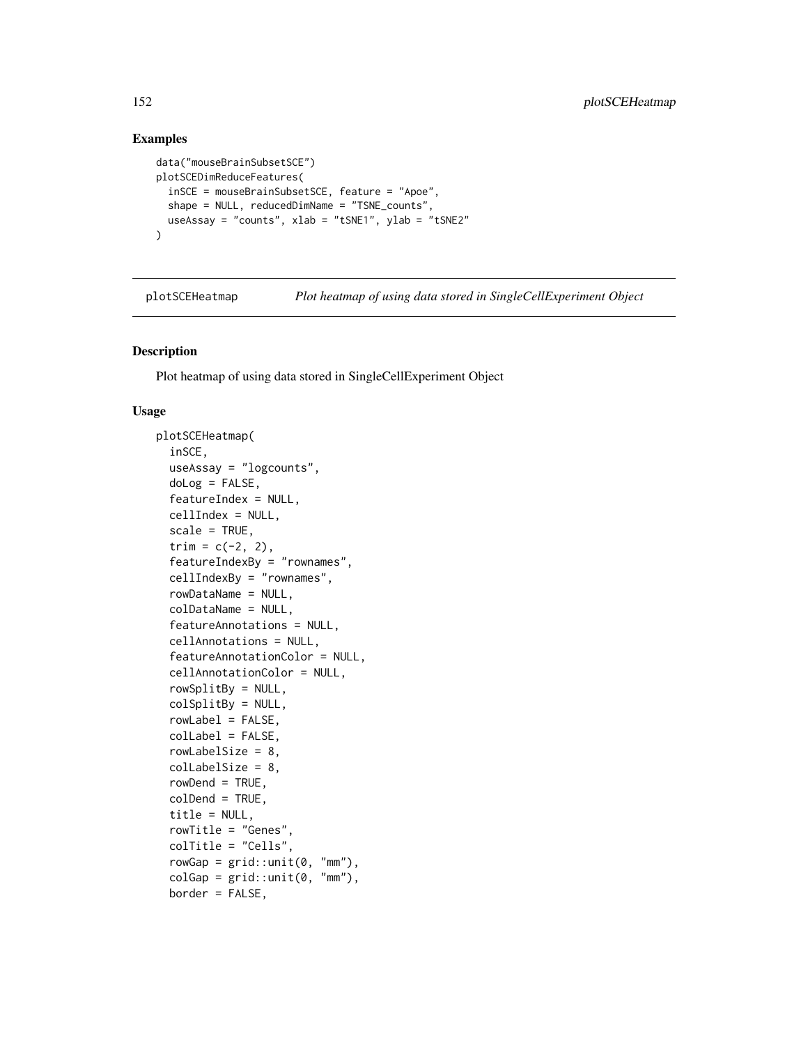## Examples

```
data("mouseBrainSubsetSCE")
plotSCEDimReduceFeatures(
  inSCE = mouseBrainSubsetSCE, feature = "Apoe",
  shape = NULL, reducedDimName = "TSNE_counts",
  useAssay = "counts", xlab = "tSNE1", ylab = "tSNE2"
)
```

---

# plotSCEHeatmap — *Plot heatmap of using data stored in SingleCellExperiment Object*

## Description

Plot heatmap of using data stored in SingleCellExperiment Object

## Usage

```
plotSCEHeatmap(
  inSCE,
  useAssay = "logcounts",
  doLog = FALSE,
  featureIndex = NULL,
  cellIndex = NULL,
  scale = TRUE,
  trim = c(-2, 2),
  featureIndexBy = "rownames",
  cellIndexBy = "rownames",
  rowDataName = NULL,
  colDataName = NULL,
  featureAnnotations = NULL,
  cellAnnotations = NULL,
  featureAnnotationColor = NULL,
  cellAnnotationColor = NULL,
  rowSplitBy = NULL,
  colSplitBy = NULL,
  rowLabel = FALSE,
  colLabel = FALSE,
  rowLabelSize = 8,
  colLabelSize = 8,
  rowDend = TRUE,
  colDend = TRUE,
  title = NULL,
  rowTitle = "Genes",
  colTitle = "Cells",
  rowGap = grid::unit(0, "mm"),
  colGap = grid::unit(0, "mm"),
  border = FALSE,
```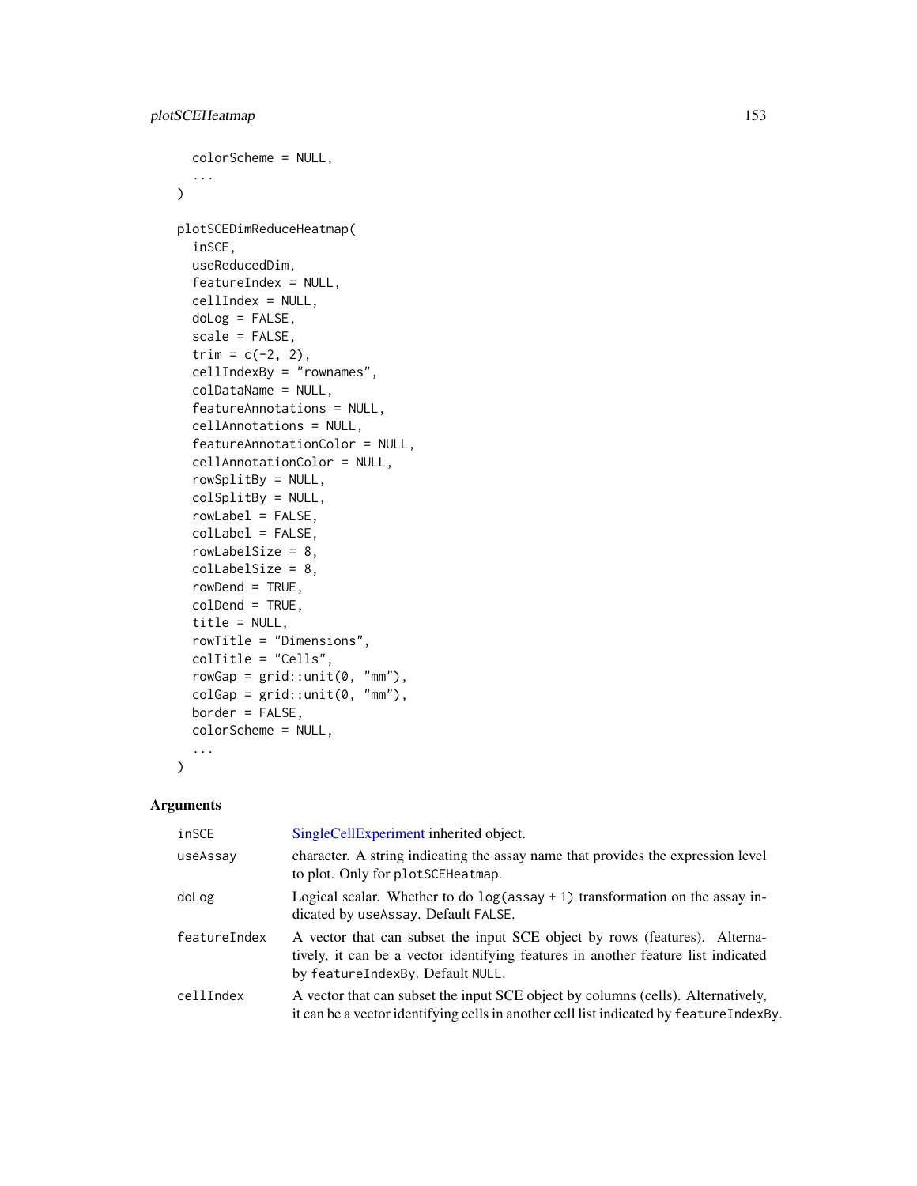```
  colorScheme = NULL,
  ...
)

plotSCEDimReduceHeatmap(
  inSCE,
  useReducedDim,
  featureIndex = NULL,
  cellIndex = NULL,
  doLog = FALSE,
  scale = FALSE,
  trim = c(-2, 2),
  cellIndexBy = "rownames",
  colDataName = NULL,
  featureAnnotations = NULL,
  cellAnnotations = NULL,
  featureAnnotationColor = NULL,
  cellAnnotationColor = NULL,
  rowSplitBy = NULL,
  colSplitBy = NULL,
  rowLabel = FALSE,
  colLabel = FALSE,
  rowLabelSize = 8,
  colLabelSize = 8,
  rowDend = TRUE,
  colDend = TRUE,
  title = NULL,
  rowTitle = "Dimensions",
  colTitle = "Cells",
  rowGap = grid::unit(0, "mm"),
  colGap = grid::unit(0, "mm"),
  border = FALSE,
  colorScheme = NULL,
  ...
)
```

## Arguments

| | |
|---|---|
| inSCE | SingleCellExperiment inherited object. |
| useAssay | character. A string indicating the assay name that provides the expression level to plot. Only for `plotSCEHeatmap`. |
| doLog | Logical scalar. Whether to do `log(assay + 1)` transformation on the assay indicated by `useAssay`. Default `FALSE`. |
| featureIndex | A vector that can subset the input SCE object by rows (features). Alternatively, it can be a vector identifying features in another feature list indicated by `featureIndexBy`. Default `NULL`. |
| cellIndex | A vector that can subset the input SCE object by columns (cells). Alternatively, it can be a vector identifying cells in another cell list indicated by `featureIndexBy`. |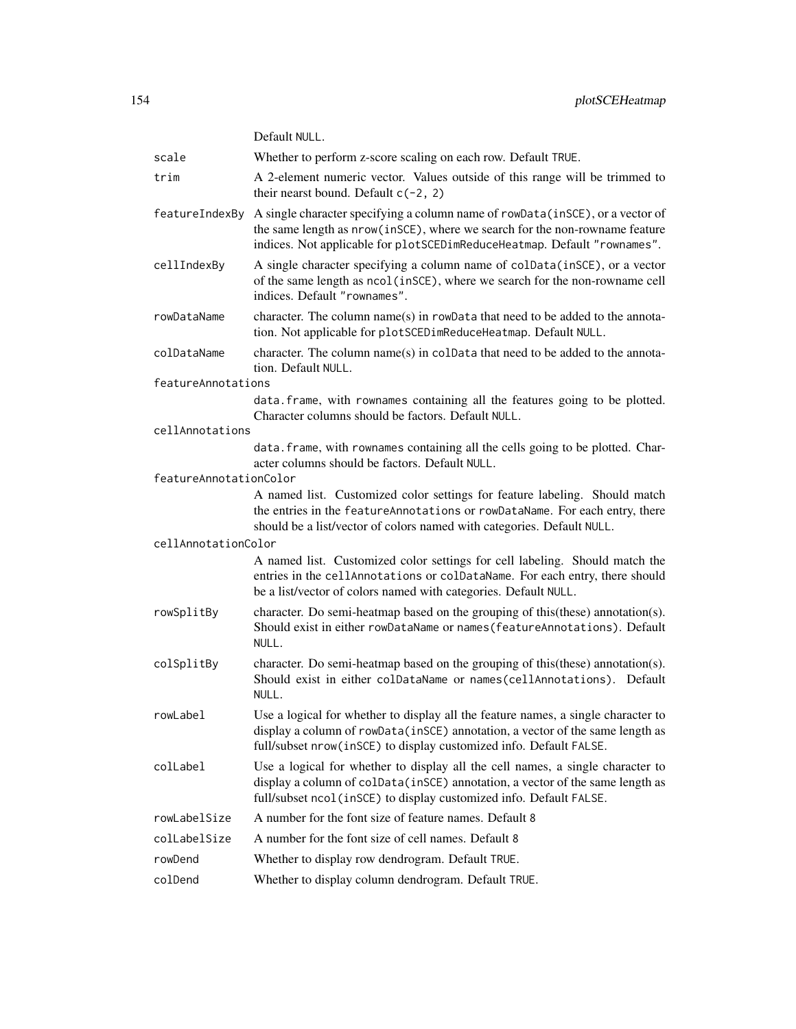Default NULL.

| | |
|---|---|
| scale | Whether to perform z-score scaling on each row. Default TRUE. |
| trim | A 2-element numeric vector. Values outside of this range will be trimmed to their nearst bound. Default c(-2, 2) |
| featureIndexBy | A single character specifying a column name of rowData(inSCE), or a vector of the same length as nrow(inSCE), where we search for the non-rowname feature indices. Not applicable for plotSCEDimReduceHeatmap. Default "rownames". |
| cellIndexBy | A single character specifying a column name of colData(inSCE), or a vector of the same length as ncol(inSCE), where we search for the non-rowname cell indices. Default "rownames". |
| rowDataName | character. The column name(s) in rowData that need to be added to the annotation. Not applicable for plotSCEDimReduceHeatmap. Default NULL. |
| colDataName | character. The column name(s) in colData that need to be added to the annotation. Default NULL. |
| featureAnnotations | data.frame, with rownames containing all the features going to be plotted. Character columns should be factors. Default NULL. |
| cellAnnotations | data.frame, with rownames containing all the cells going to be plotted. Character columns should be factors. Default NULL. |
| featureAnnotationColor | A named list. Customized color settings for feature labeling. Should match the entries in the featureAnnotations or rowDataName. For each entry, there should be a list/vector of colors named with categories. Default NULL. |
| cellAnnotationColor | A named list. Customized color settings for cell labeling. Should match the entries in the cellAnnotations or colDataName. For each entry, there should be a list/vector of colors named with categories. Default NULL. |
| rowSplitBy | character. Do semi-heatmap based on the grouping of this(these) annotation(s). Should exist in either rowDataName or names(featureAnnotations). Default NULL. |
| colSplitBy | character. Do semi-heatmap based on the grouping of this(these) annotation(s). Should exist in either colDataName or names(cellAnnotations). Default NULL. |
| rowLabel | Use a logical for whether to display all the feature names, a single character to display a column of rowData(inSCE) annotation, a vector of the same length as full/subset nrow(inSCE) to display customized info. Default FALSE. |
| colLabel | Use a logical for whether to display all the cell names, a single character to display a column of colData(inSCE) annotation, a vector of the same length as full/subset ncol(inSCE) to display customized info. Default FALSE. |
| rowLabelSize | A number for the font size of feature names. Default 8 |
| colLabelSize | A number for the font size of cell names. Default 8 |
| rowDend | Whether to display row dendrogram. Default TRUE. |
| colDend | Whether to display column dendrogram. Default TRUE. |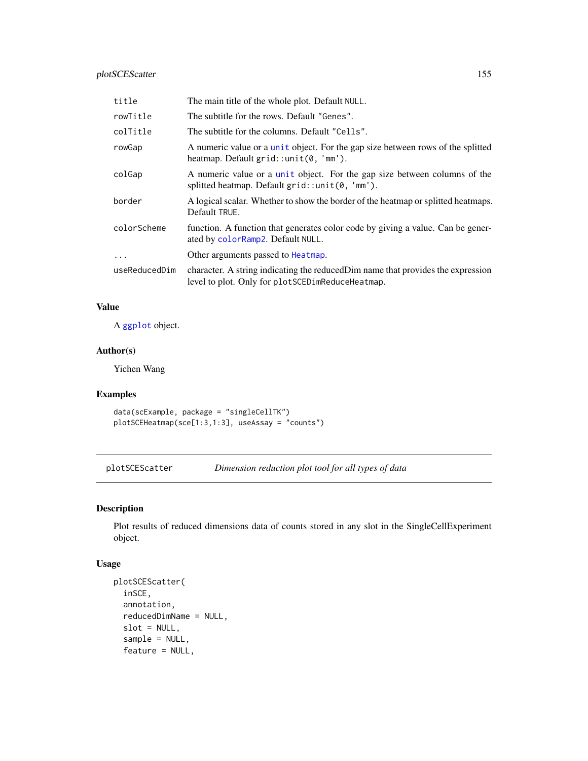| | |
|---|---|
| title | The main title of the whole plot. Default NULL. |
| rowTitle | The subtitle for the rows. Default "Genes". |
| colTitle | The subtitle for the columns. Default "Cells". |
| rowGap | A numeric value or a unit object. For the gap size between rows of the splitted heatmap. Default grid::unit(0, 'mm'). |
| colGap | A numeric value or a unit object. For the gap size between columns of the splitted heatmap. Default grid::unit(0, 'mm'). |
| border | A logical scalar. Whether to show the border of the heatmap or splitted heatmaps. Default TRUE. |
| colorScheme | function. A function that generates color code by giving a value. Can be generated by colorRamp2. Default NULL. |
| ... | Other arguments passed to Heatmap. |
| useReducedDim | character. A string indicating the reducedDim name that provides the expression level to plot. Only for plotSCEDimReduceHeatmap. |

### Value

A ggplot object.

### Author(s)

Yichen Wang

### Examples

```
data(scExample, package = "singleCellTK")
plotSCEHeatmap(sce[1:3,1:3], useAssay = "counts")
```

## plotSCEScatter — *Dimension reduction plot tool for all types of data*

### Description

Plot results of reduced dimensions data of counts stored in any slot in the SingleCellExperiment object.

### Usage

```
plotSCEScatter(
  inSCE,
  annotation,
  reducedDimName = NULL,
  slot = NULL,
  sample = NULL,
  feature = NULL,
```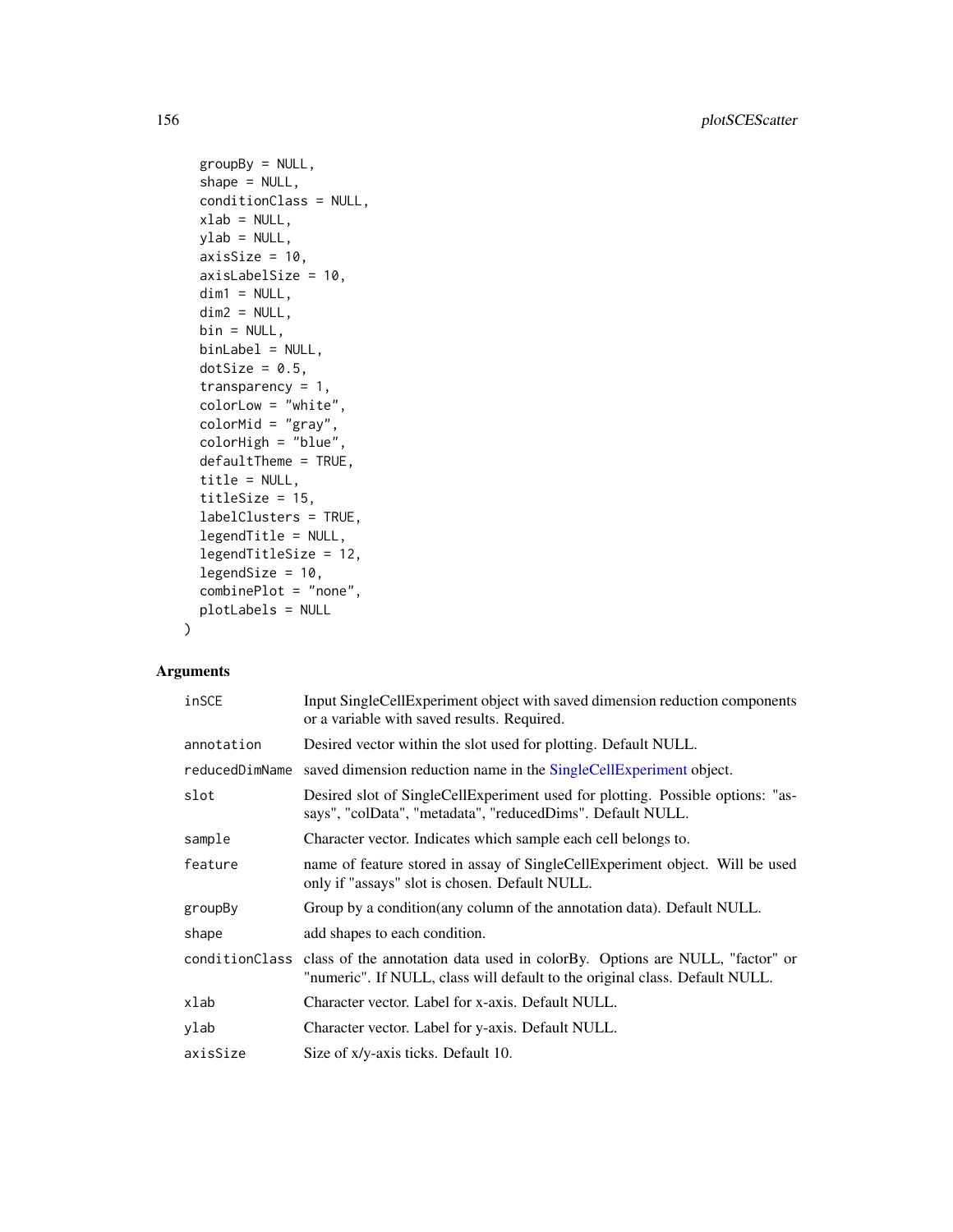```
  groupBy = NULL,
  shape = NULL,
  conditionClass = NULL,
  xlab = NULL,
  ylab = NULL,
  axisSize = 10,
  axisLabelSize = 10,
  dim1 = NULL,
  dim2 = NULL,
  bin = NULL,
  binLabel = NULL,
  dotSize = 0.5,
  transparency = 1,
  colorLow = "white",
  colorMid = "gray",
  colorHigh = "blue",
  defaultTheme = TRUE,
  title = NULL,
  titleSize = 15,
  labelClusters = TRUE,
  legendTitle = NULL,
  legendTitleSize = 12,
  legendSize = 10,
  combinePlot = "none",
  plotLabels = NULL
)
```

## Arguments

| | |
|---|---|
| inSCE | Input SingleCellExperiment object with saved dimension reduction components or a variable with saved results. Required. |
| annotation | Desired vector within the slot used for plotting. Default NULL. |
| reducedDimName | saved dimension reduction name in the SingleCellExperiment object. |
| slot | Desired slot of SingleCellExperiment used for plotting. Possible options: "assays", "colData", "metadata", "reducedDims". Default NULL. |
| sample | Character vector. Indicates which sample each cell belongs to. |
| feature | name of feature stored in assay of SingleCellExperiment object. Will be used only if "assays" slot is chosen. Default NULL. |
| groupBy | Group by a condition(any column of the annotation data). Default NULL. |
| shape | add shapes to each condition. |
| conditionClass | class of the annotation data used in colorBy. Options are NULL, "factor" or "numeric". If NULL, class will default to the original class. Default NULL. |
| xlab | Character vector. Label for x-axis. Default NULL. |
| ylab | Character vector. Label for y-axis. Default NULL. |
| axisSize | Size of x/y-axis ticks. Default 10. |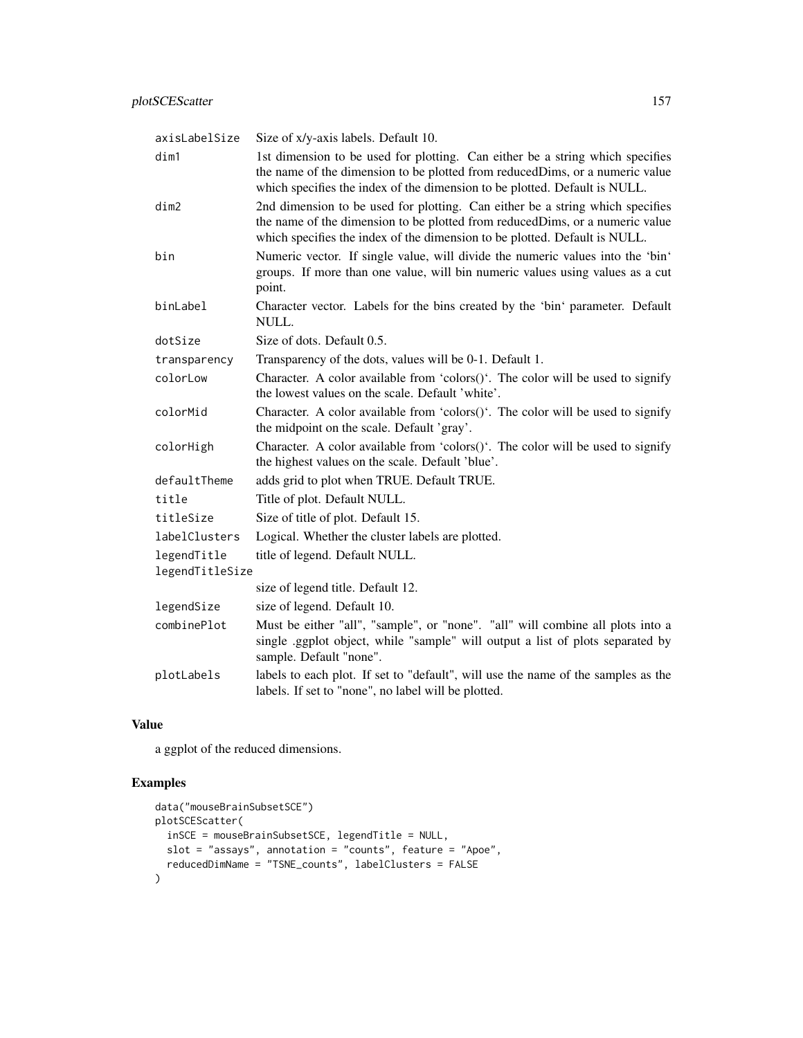| | |
|---|---|
| axisLabelSize | Size of x/y-axis labels. Default 10. |
| dim1 | 1st dimension to be used for plotting. Can either be a string which specifies the name of the dimension to be plotted from reducedDims, or a numeric value which specifies the index of the dimension to be plotted. Default is NULL. |
| dim2 | 2nd dimension to be used for plotting. Can either be a string which specifies the name of the dimension to be plotted from reducedDims, or a numeric value which specifies the index of the dimension to be plotted. Default is NULL. |
| bin | Numeric vector. If single value, will divide the numeric values into the 'bin' groups. If more than one value, will bin numeric values using values as a cut point. |
| binLabel | Character vector. Labels for the bins created by the 'bin' parameter. Default NULL. |
| dotSize | Size of dots. Default 0.5. |
| transparency | Transparency of the dots, values will be 0-1. Default 1. |
| colorLow | Character. A color available from 'colors()'. The color will be used to signify the lowest values on the scale. Default 'white'. |
| colorMid | Character. A color available from 'colors()'. The color will be used to signify the midpoint on the scale. Default 'gray'. |
| colorHigh | Character. A color available from 'colors()'. The color will be used to signify the highest values on the scale. Default 'blue'. |
| defaultTheme | adds grid to plot when TRUE. Default TRUE. |
| title | Title of plot. Default NULL. |
| titleSize | Size of title of plot. Default 15. |
| labelClusters | Logical. Whether the cluster labels are plotted. |
| legendTitle | title of legend. Default NULL. |
| legendTitleSize | size of legend title. Default 12. |
| legendSize | size of legend. Default 10. |
| combinePlot | Must be either "all", "sample", or "none". "all" will combine all plots into a single .ggplot object, while "sample" will output a list of plots separated by sample. Default "none". |
| plotLabels | labels to each plot. If set to "default", will use the name of the samples as the labels. If set to "none", no label will be plotted. |

## Value

a ggplot of the reduced dimensions.

## Examples

```
data("mouseBrainSubsetSCE")
plotSCEScatter(
  inSCE = mouseBrainSubsetSCE, legendTitle = NULL,
  slot = "assays", annotation = "counts", feature = "Apoe",
  reducedDimName = "TSNE_counts", labelClusters = FALSE
)
```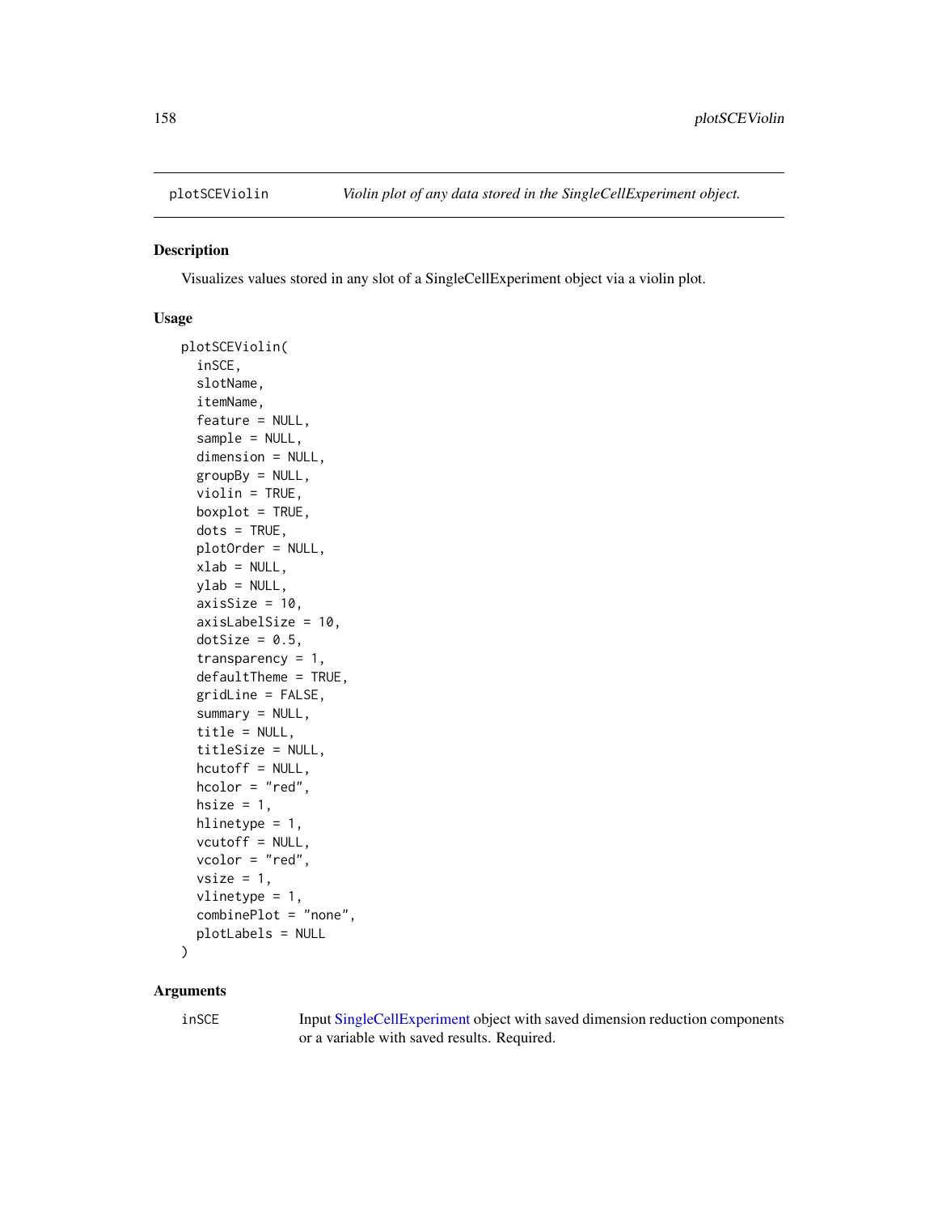# plotSCEViolin

*Violin plot of any data stored in the SingleCellExperiment object.*

## Description

Visualizes values stored in any slot of a SingleCellExperiment object via a violin plot.

## Usage

```
plotSCEViolin(
  inSCE,
  slotName,
  itemName,
  feature = NULL,
  sample = NULL,
  dimension = NULL,
  groupBy = NULL,
  violin = TRUE,
  boxplot = TRUE,
  dots = TRUE,
  plotOrder = NULL,
  xlab = NULL,
  ylab = NULL,
  axisSize = 10,
  axisLabelSize = 10,
  dotSize = 0.5,
  transparency = 1,
  defaultTheme = TRUE,
  gridLine = FALSE,
  summary = NULL,
  title = NULL,
  titleSize = NULL,
  hcutoff = NULL,
  hcolor = "red",
  hsize = 1,
  hlinetype = 1,
  vcutoff = NULL,
  vcolor = "red",
  vsize = 1,
  vlinetype = 1,
  combinePlot = "none",
  plotLabels = NULL
)
```

## Arguments

| | |
|---|---|
| inSCE | Input SingleCellExperiment object with saved dimension reduction components or a variable with saved results. Required. |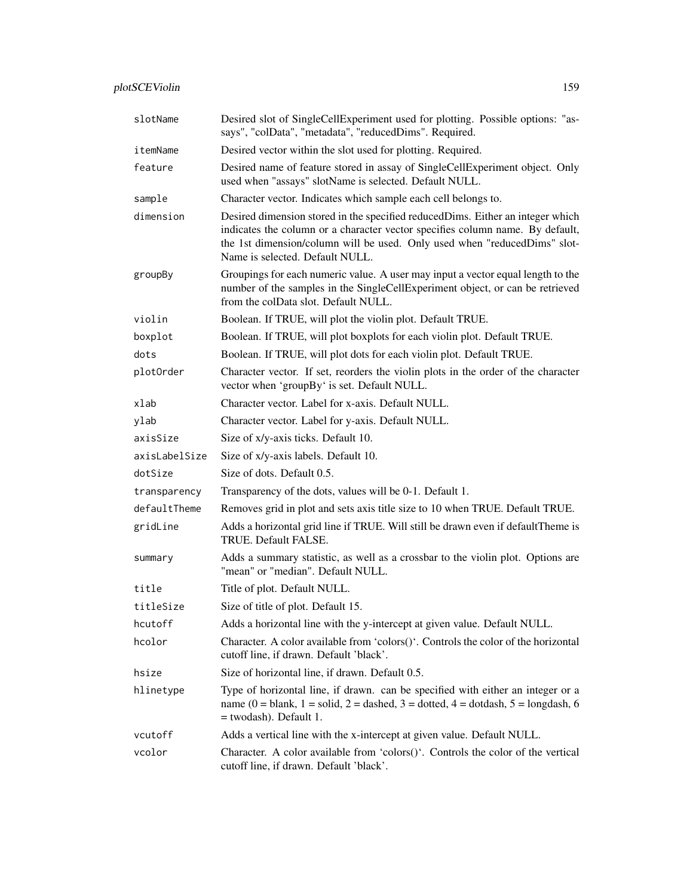| | |
|---|---|
| slotName | Desired slot of SingleCellExperiment used for plotting. Possible options: "assays", "colData", "metadata", "reducedDims". Required. |
| itemName | Desired vector within the slot used for plotting. Required. |
| feature | Desired name of feature stored in assay of SingleCellExperiment object. Only used when "assays" slotName is selected. Default NULL. |
| sample | Character vector. Indicates which sample each cell belongs to. |
| dimension | Desired dimension stored in the specified reducedDims. Either an integer which indicates the column or a character vector specifies column name. By default, the 1st dimension/column will be used. Only used when "reducedDims" slotName is selected. Default NULL. |
| groupBy | Groupings for each numeric value. A user may input a vector equal length to the number of the samples in the SingleCellExperiment object, or can be retrieved from the colData slot. Default NULL. |
| violin | Boolean. If TRUE, will plot the violin plot. Default TRUE. |
| boxplot | Boolean. If TRUE, will plot boxplots for each violin plot. Default TRUE. |
| dots | Boolean. If TRUE, will plot dots for each violin plot. Default TRUE. |
| plotOrder | Character vector. If set, reorders the violin plots in the order of the character vector when 'groupBy' is set. Default NULL. |
| xlab | Character vector. Label for x-axis. Default NULL. |
| ylab | Character vector. Label for y-axis. Default NULL. |
| axisSize | Size of x/y-axis ticks. Default 10. |
| axisLabelSize | Size of x/y-axis labels. Default 10. |
| dotSize | Size of dots. Default 0.5. |
| transparency | Transparency of the dots, values will be 0-1. Default 1. |
| defaultTheme | Removes grid in plot and sets axis title size to 10 when TRUE. Default TRUE. |
| gridLine | Adds a horizontal grid line if TRUE. Will still be drawn even if defaultTheme is TRUE. Default FALSE. |
| summary | Adds a summary statistic, as well as a crossbar to the violin plot. Options are "mean" or "median". Default NULL. |
| title | Title of plot. Default NULL. |
| titleSize | Size of title of plot. Default 15. |
| hcutoff | Adds a horizontal line with the y-intercept at given value. Default NULL. |
| hcolor | Character. A color available from 'colors()'. Controls the color of the horizontal cutoff line, if drawn. Default 'black'. |
| hsize | Size of horizontal line, if drawn. Default 0.5. |
| hlinetype | Type of horizontal line, if drawn. can be specified with either an integer or a name (0 = blank, 1 = solid, 2 = dashed, 3 = dotted, 4 = dotdash, 5 = longdash, 6 = twodash). Default 1. |
| vcutoff | Adds a vertical line with the x-intercept at given value. Default NULL. |
| vcolor | Character. A color available from 'colors()'. Controls the color of the vertical cutoff line, if drawn. Default 'black'. |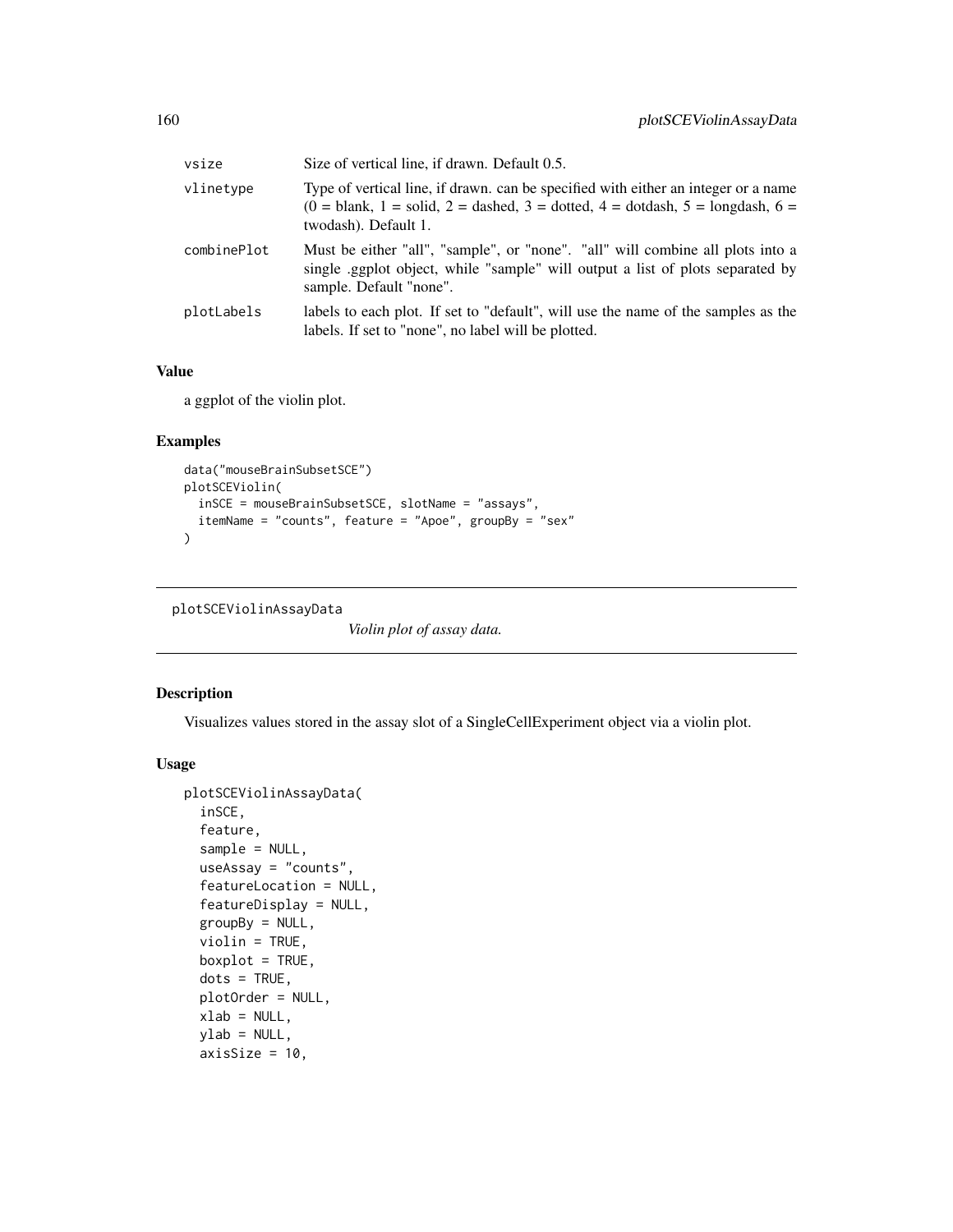| | |
|---|---|
| vsize | Size of vertical line, if drawn. Default 0.5. |
| vlinetype | Type of vertical line, if drawn. can be specified with either an integer or a name (0 = blank, 1 = solid, 2 = dashed, 3 = dotted, 4 = dotdash, 5 = longdash, 6 = twodash). Default 1. |
| combinePlot | Must be either "all", "sample", or "none". "all" will combine all plots into a single .ggplot object, while "sample" will output a list of plots separated by sample. Default "none". |
| plotLabels | labels to each plot. If set to "default", will use the name of the samples as the labels. If set to "none", no label will be plotted. |

### Value

a ggplot of the violin plot.

### Examples

```
data("mouseBrainSubsetSCE")
plotSCEViolin(
  inSCE = mouseBrainSubsetSCE, slotName = "assays",
  itemName = "counts", feature = "Apoe", groupBy = "sex"
)
```

## plotSCEViolinAssayData *Violin plot of assay data.*

### Description

Visualizes values stored in the assay slot of a SingleCellExperiment object via a violin plot.

### Usage

```
plotSCEViolinAssayData(
  inSCE,
  feature,
  sample = NULL,
  useAssay = "counts",
  featureLocation = NULL,
  featureDisplay = NULL,
  groupBy = NULL,
  violin = TRUE,
  boxplot = TRUE,
  dots = TRUE,
  plotOrder = NULL,
  xlab = NULL,
  ylab = NULL,
  axisSize = 10,
```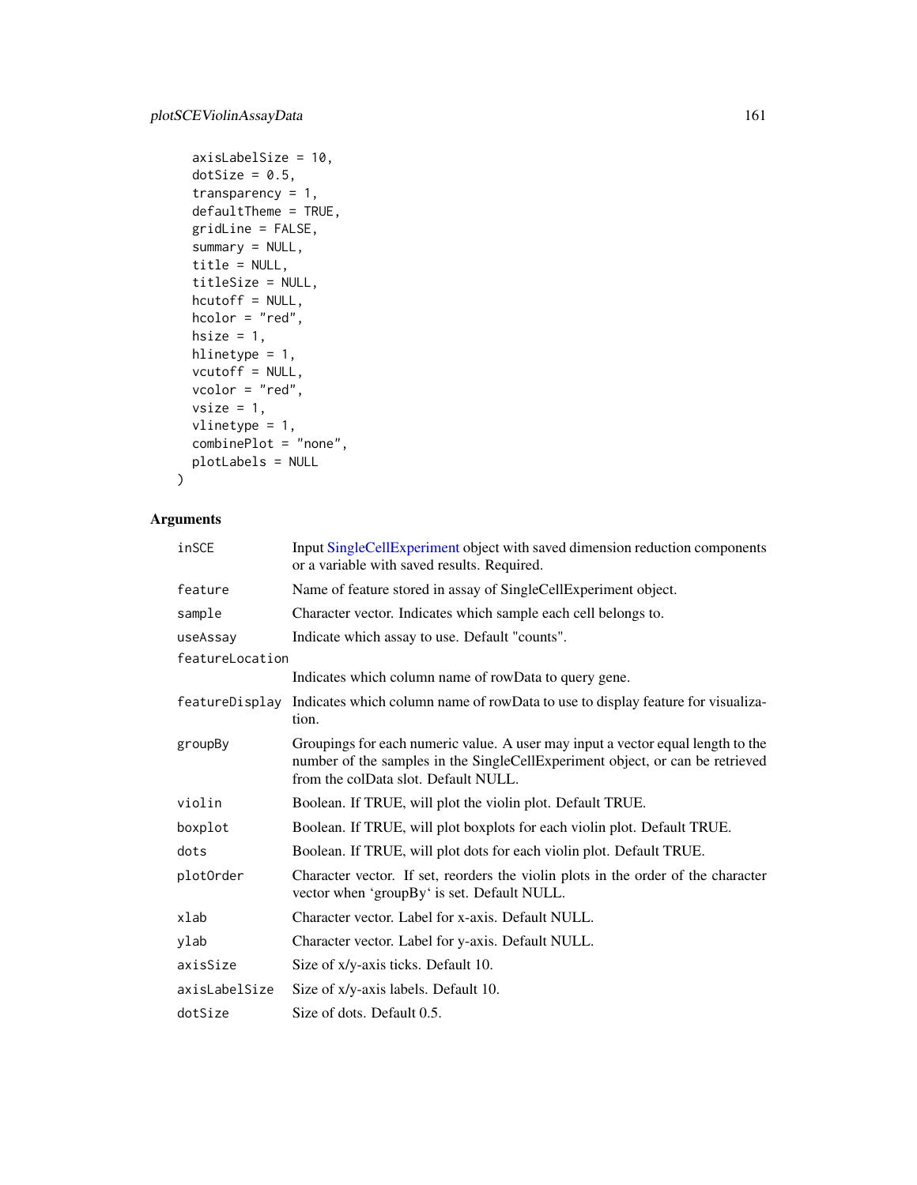```
  axisLabelSize = 10,
  dotSize = 0.5,
  transparency = 1,
  defaultTheme = TRUE,
  gridLine = FALSE,
  summary = NULL,
  title = NULL,
  titleSize = NULL,
  hcutoff = NULL,
  hcolor = "red",
  hsize = 1,
  hlinetype = 1,
  vcutoff = NULL,
  vcolor = "red",
  vsize = 1,
  vlinetype = 1,
  combinePlot = "none",
  plotLabels = NULL
)
```

## Arguments

| | |
|---|---|
| `inSCE` | Input SingleCellExperiment object with saved dimension reduction components or a variable with saved results. Required. |
| `feature` | Name of feature stored in assay of SingleCellExperiment object. |
| `sample` | Character vector. Indicates which sample each cell belongs to. |
| `useAssay` | Indicate which assay to use. Default "counts". |
| `featureLocation` | Indicates which column name of rowData to query gene. |
| `featureDisplay` | Indicates which column name of rowData to use to display feature for visualization. |
| `groupBy` | Groupings for each numeric value. A user may input a vector equal length to the number of the samples in the SingleCellExperiment object, or can be retrieved from the colData slot. Default NULL. |
| `violin` | Boolean. If TRUE, will plot the violin plot. Default TRUE. |
| `boxplot` | Boolean. If TRUE, will plot boxplots for each violin plot. Default TRUE. |
| `dots` | Boolean. If TRUE, will plot dots for each violin plot. Default TRUE. |
| `plotOrder` | Character vector. If set, reorders the violin plots in the order of the character vector when ‘groupBy‘ is set. Default NULL. |
| `xlab` | Character vector. Label for x-axis. Default NULL. |
| `ylab` | Character vector. Label for y-axis. Default NULL. |
| `axisSize` | Size of x/y-axis ticks. Default 10. |
| `axisLabelSize` | Size of x/y-axis labels. Default 10. |
| `dotSize` | Size of dots. Default 0.5. |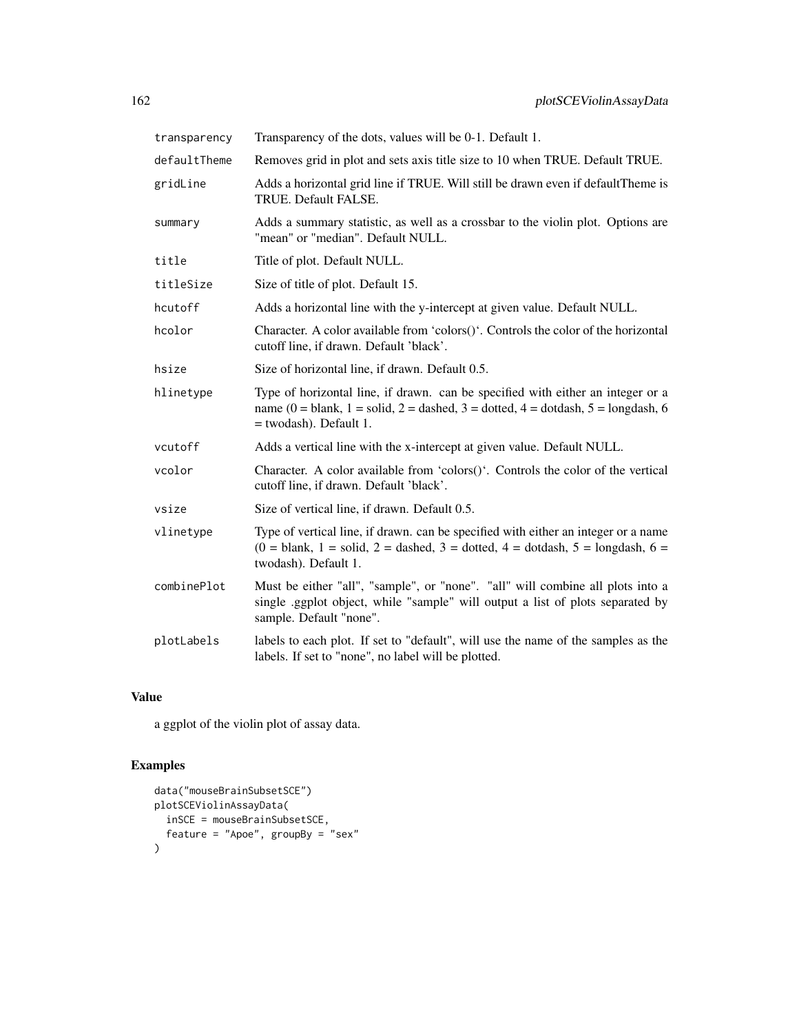| | |
|---|---|
| transparency | Transparency of the dots, values will be 0-1. Default 1. |
| defaultTheme | Removes grid in plot and sets axis title size to 10 when TRUE. Default TRUE. |
| gridLine | Adds a horizontal grid line if TRUE. Will still be drawn even if defaultTheme is TRUE. Default FALSE. |
| summary | Adds a summary statistic, as well as a crossbar to the violin plot. Options are "mean" or "median". Default NULL. |
| title | Title of plot. Default NULL. |
| titleSize | Size of title of plot. Default 15. |
| hcutoff | Adds a horizontal line with the y-intercept at given value. Default NULL. |
| hcolor | Character. A color available from 'colors()'. Controls the color of the horizontal cutoff line, if drawn. Default 'black'. |
| hsize | Size of horizontal line, if drawn. Default 0.5. |
| hlinetype | Type of horizontal line, if drawn. can be specified with either an integer or a name (0 = blank, 1 = solid, 2 = dashed, 3 = dotted, 4 = dotdash, 5 = longdash, 6 = twodash). Default 1. |
| vcutoff | Adds a vertical line with the x-intercept at given value. Default NULL. |
| vcolor | Character. A color available from 'colors()'. Controls the color of the vertical cutoff line, if drawn. Default 'black'. |
| vsize | Size of vertical line, if drawn. Default 0.5. |
| vlinetype | Type of vertical line, if drawn. can be specified with either an integer or a name (0 = blank, 1 = solid, 2 = dashed, 3 = dotted, 4 = dotdash, 5 = longdash, 6 = twodash). Default 1. |
| combinePlot | Must be either "all", "sample", or "none". "all" will combine all plots into a single .ggplot object, while "sample" will output a list of plots separated by sample. Default "none". |
| plotLabels | labels to each plot. If set to "default", will use the name of the samples as the labels. If set to "none", no label will be plotted. |

## Value

a ggplot of the violin plot of assay data.

## Examples

```
data("mouseBrainSubsetSCE")
plotSCEViolinAssayData(
  inSCE = mouseBrainSubsetSCE,
  feature = "Apoe", groupBy = "sex"
)
```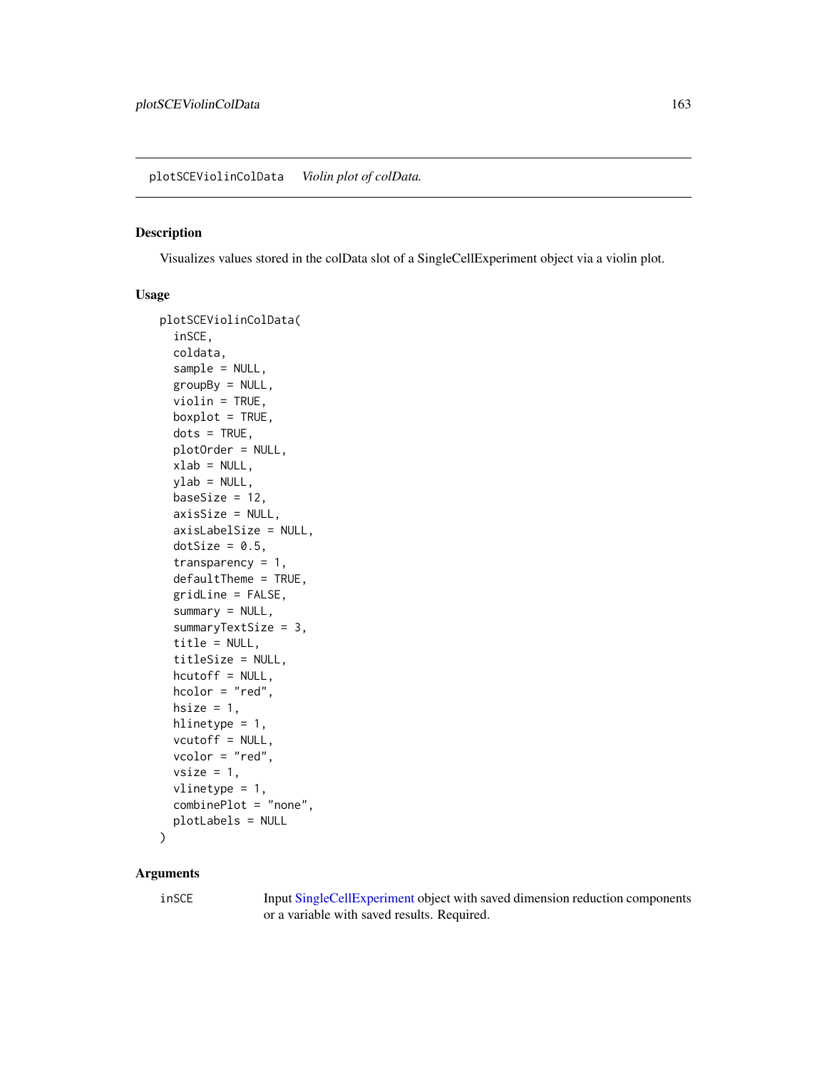## plotSCEViolinColData — *Violin plot of colData.*

### Description

Visualizes values stored in the colData slot of a SingleCellExperiment object via a violin plot.

### Usage

```
plotSCEViolinColData(
  inSCE,
  coldata,
  sample = NULL,
  groupBy = NULL,
  violin = TRUE,
  boxplot = TRUE,
  dots = TRUE,
  plotOrder = NULL,
  xlab = NULL,
  ylab = NULL,
  baseSize = 12,
  axisSize = NULL,
  axisLabelSize = NULL,
  dotSize = 0.5,
  transparency = 1,
  defaultTheme = TRUE,
  gridLine = FALSE,
  summary = NULL,
  summaryTextSize = 3,
  title = NULL,
  titleSize = NULL,
  hcutoff = NULL,
  hcolor = "red",
  hsize = 1,
  hlinetype = 1,
  vcutoff = NULL,
  vcolor = "red",
  vsize = 1,
  vlinetype = 1,
  combinePlot = "none",
  plotLabels = NULL
)
```

### Arguments

| | |
|---|---|
| inSCE | Input SingleCellExperiment object with saved dimension reduction components or a variable with saved results. Required. |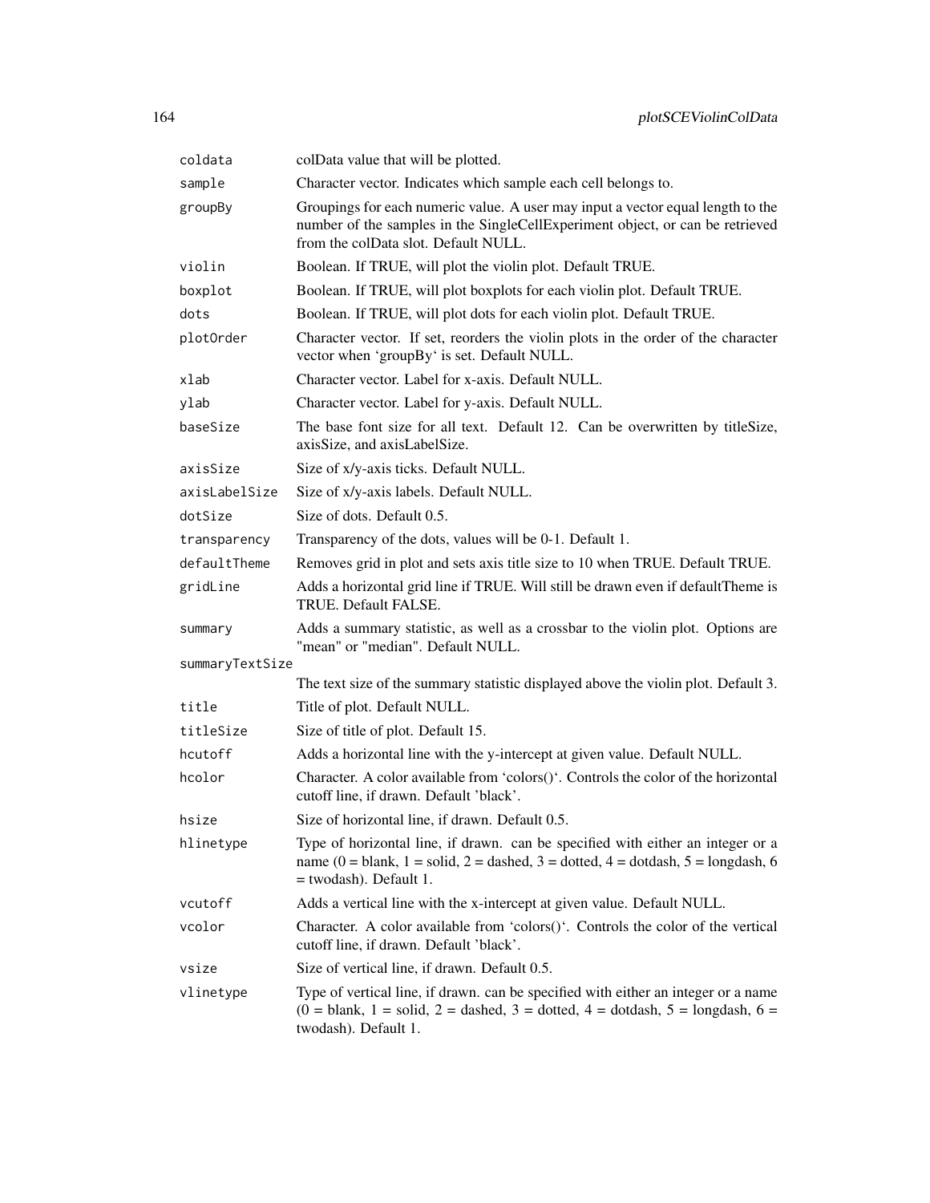| | |
|---|---|
| coldata | colData value that will be plotted. |
| sample | Character vector. Indicates which sample each cell belongs to. |
| groupBy | Groupings for each numeric value. A user may input a vector equal length to the number of the samples in the SingleCellExperiment object, or can be retrieved from the colData slot. Default NULL. |
| violin | Boolean. If TRUE, will plot the violin plot. Default TRUE. |
| boxplot | Boolean. If TRUE, will plot boxplots for each violin plot. Default TRUE. |
| dots | Boolean. If TRUE, will plot dots for each violin plot. Default TRUE. |
| plotOrder | Character vector. If set, reorders the violin plots in the order of the character vector when 'groupBy' is set. Default NULL. |
| xlab | Character vector. Label for x-axis. Default NULL. |
| ylab | Character vector. Label for y-axis. Default NULL. |
| baseSize | The base font size for all text. Default 12. Can be overwritten by titleSize, axisSize, and axisLabelSize. |
| axisSize | Size of x/y-axis ticks. Default NULL. |
| axisLabelSize | Size of x/y-axis labels. Default NULL. |
| dotSize | Size of dots. Default 0.5. |
| transparency | Transparency of the dots, values will be 0-1. Default 1. |
| defaultTheme | Removes grid in plot and sets axis title size to 10 when TRUE. Default TRUE. |
| gridLine | Adds a horizontal grid line if TRUE. Will still be drawn even if defaultTheme is TRUE. Default FALSE. |
| summary | Adds a summary statistic, as well as a crossbar to the violin plot. Options are "mean" or "median". Default NULL. |
| summaryTextSize | The text size of the summary statistic displayed above the violin plot. Default 3. |
| title | Title of plot. Default NULL. |
| titleSize | Size of title of plot. Default 15. |
| hcutoff | Adds a horizontal line with the y-intercept at given value. Default NULL. |
| hcolor | Character. A color available from 'colors()'. Controls the color of the horizontal cutoff line, if drawn. Default 'black'. |
| hsize | Size of horizontal line, if drawn. Default 0.5. |
| hlinetype | Type of horizontal line, if drawn. can be specified with either an integer or a name (0 = blank, 1 = solid, 2 = dashed, 3 = dotted, 4 = dotdash, 5 = longdash, 6 = twodash). Default 1. |
| vcutoff | Adds a vertical line with the x-intercept at given value. Default NULL. |
| vcolor | Character. A color available from 'colors()'. Controls the color of the vertical cutoff line, if drawn. Default 'black'. |
| vsize | Size of vertical line, if drawn. Default 0.5. |
| vlinetype | Type of vertical line, if drawn. can be specified with either an integer or a name (0 = blank, 1 = solid, 2 = dashed, 3 = dotted, 4 = dotdash, 5 = longdash, 6 = twodash). Default 1. |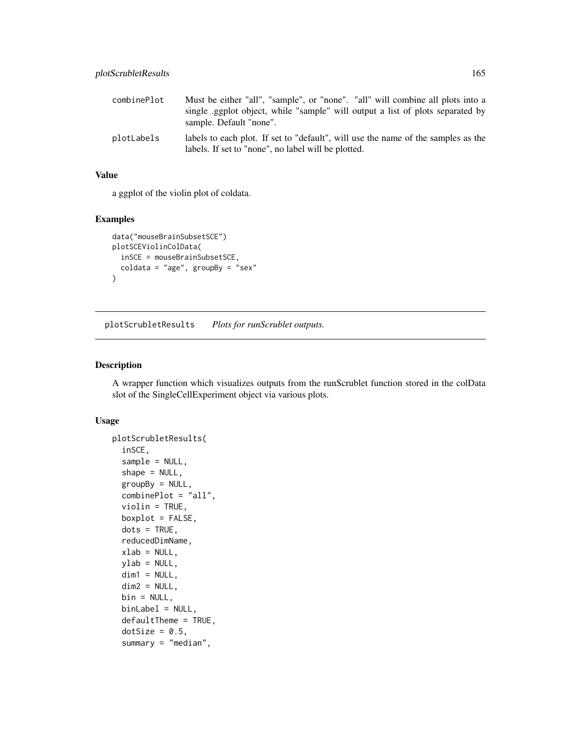| | |
|---|---|
| combinePlot | Must be either "all", "sample", or "none". "all" will combine all plots into a single .ggplot object, while "sample" will output a list of plots separated by sample. Default "none". |
| plotLabels | labels to each plot. If set to "default", will use the name of the samples as the labels. If set to "none", no label will be plotted. |

### Value

a ggplot of the violin plot of coldata.

### Examples

```
data("mouseBrainSubsetSCE")
plotSCEViolinColData(
  inSCE = mouseBrainSubsetSCE,
  coldata = "age", groupBy = "sex"
)
```

---

## plotScrubletResults    *Plots for runScrublet outputs.*

---

### Description

A wrapper function which visualizes outputs from the runScrublet function stored in the colData slot of the SingleCellExperiment object via various plots.

### Usage

```
plotScrubletResults(
  inSCE,
  sample = NULL,
  shape = NULL,
  groupBy = NULL,
  combinePlot = "all",
  violin = TRUE,
  boxplot = FALSE,
  dots = TRUE,
  reducedDimName,
  xlab = NULL,
  ylab = NULL,
  dim1 = NULL,
  dim2 = NULL,
  bin = NULL,
  binLabel = NULL,
  defaultTheme = TRUE,
  dotSize = 0.5,
  summary = "median",
```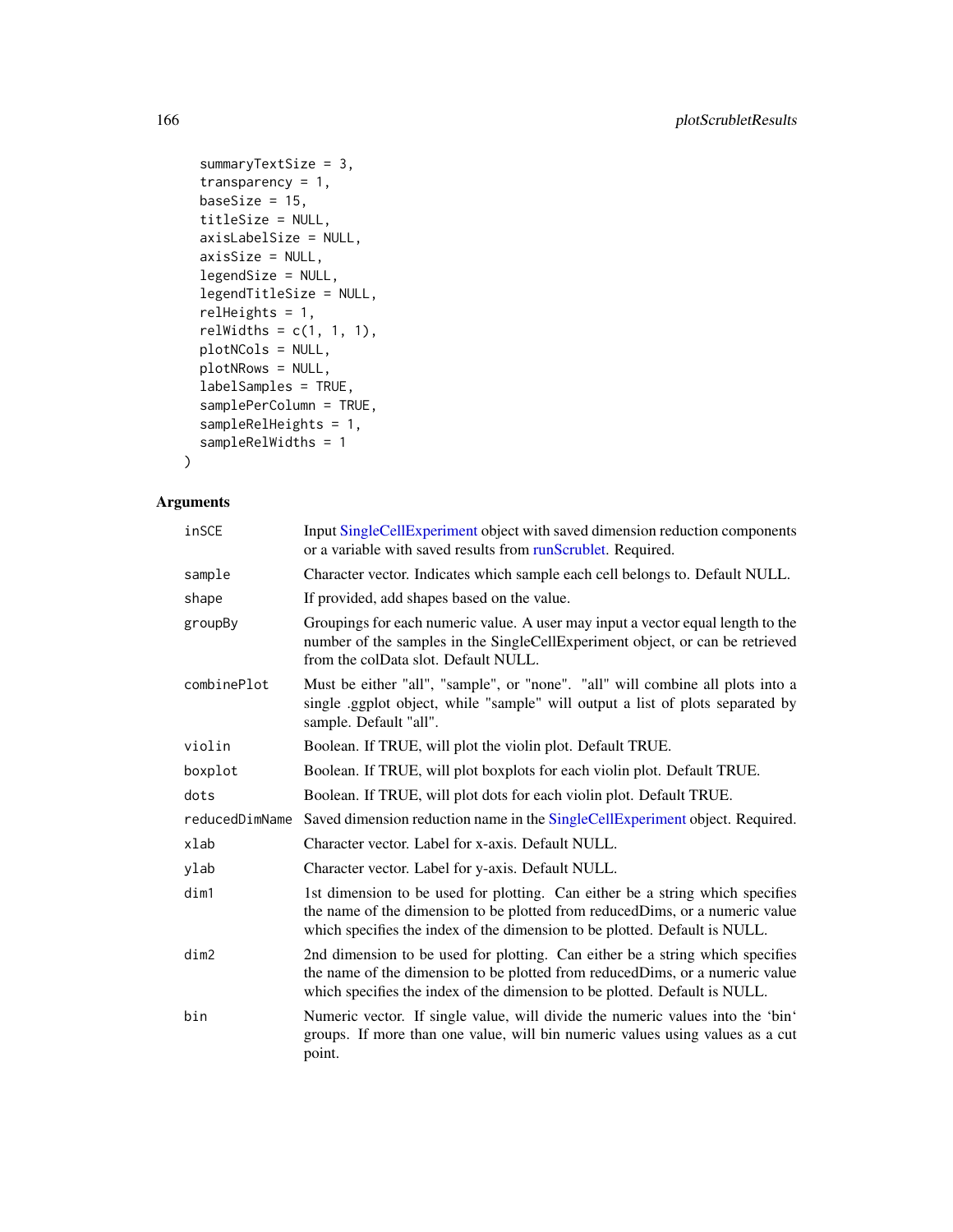```
  summaryTextSize = 3,
  transparency = 1,
  baseSize = 15,
  titleSize = NULL,
  axisLabelSize = NULL,
  axisSize = NULL,
  legendSize = NULL,
  legendTitleSize = NULL,
  relHeights = 1,
  relWidths = c(1, 1, 1),
  plotNCols = NULL,
  plotNRows = NULL,
  labelSamples = TRUE,
  samplePerColumn = TRUE,
  sampleRelHeights = 1,
  sampleRelWidths = 1
)
```

## Arguments

| | |
|---|---|
| inSCE | Input SingleCellExperiment object with saved dimension reduction components or a variable with saved results from runScrublet. Required. |
| sample | Character vector. Indicates which sample each cell belongs to. Default NULL. |
| shape | If provided, add shapes based on the value. |
| groupBy | Groupings for each numeric value. A user may input a vector equal length to the number of the samples in the SingleCellExperiment object, or can be retrieved from the colData slot. Default NULL. |
| combinePlot | Must be either "all", "sample", or "none". "all" will combine all plots into a single .ggplot object, while "sample" will output a list of plots separated by sample. Default "all". |
| violin | Boolean. If TRUE, will plot the violin plot. Default TRUE. |
| boxplot | Boolean. If TRUE, will plot boxplots for each violin plot. Default TRUE. |
| dots | Boolean. If TRUE, will plot dots for each violin plot. Default TRUE. |
| reducedDimName | Saved dimension reduction name in the SingleCellExperiment object. Required. |
| xlab | Character vector. Label for x-axis. Default NULL. |
| ylab | Character vector. Label for y-axis. Default NULL. |
| dim1 | 1st dimension to be used for plotting. Can either be a string which specifies the name of the dimension to be plotted from reducedDims, or a numeric value which specifies the index of the dimension to be plotted. Default is NULL. |
| dim2 | 2nd dimension to be used for plotting. Can either be a string which specifies the name of the dimension to be plotted from reducedDims, or a numeric value which specifies the index of the dimension to be plotted. Default is NULL. |
| bin | Numeric vector. If single value, will divide the numeric values into the 'bin' groups. If more than one value, will bin numeric values using values as a cut point. |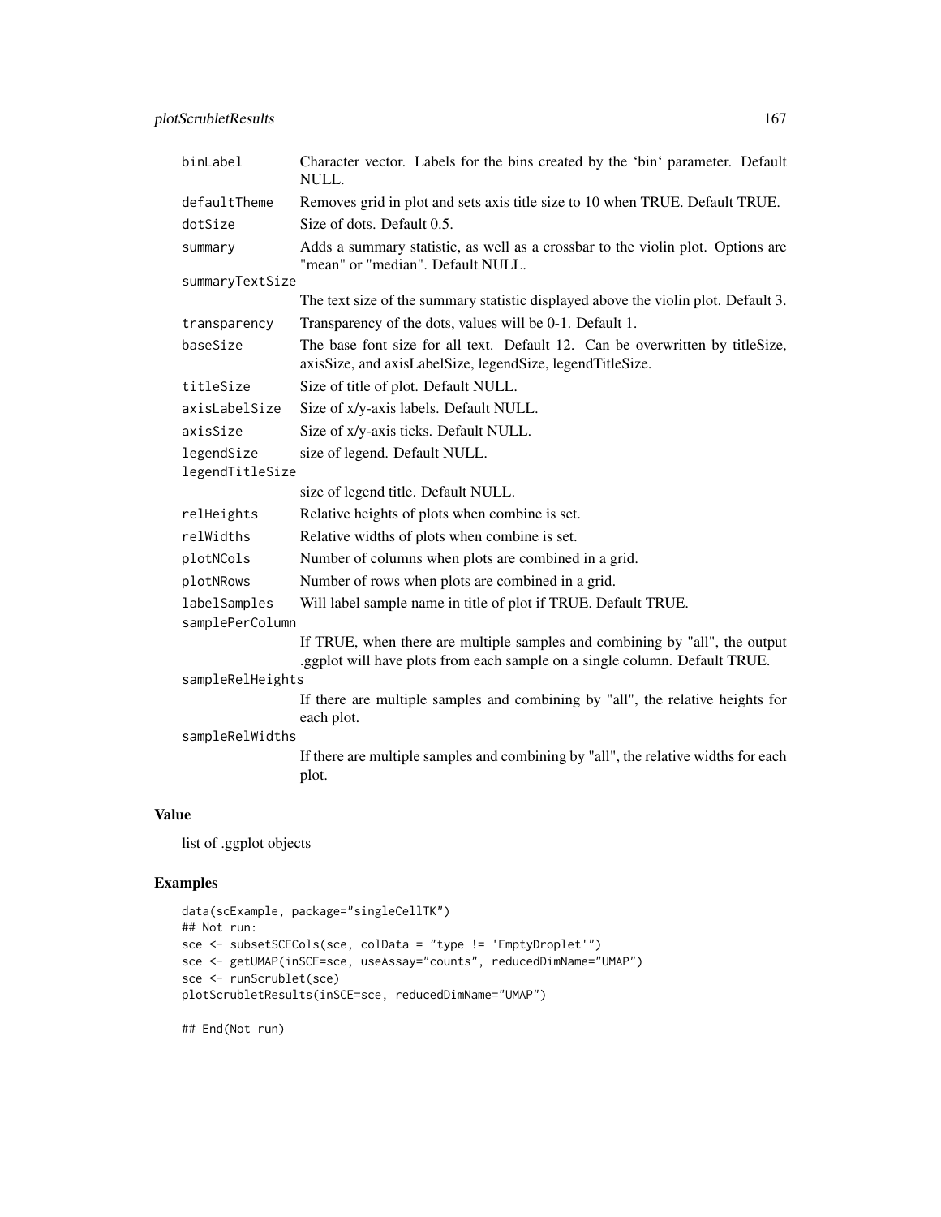| | |
|---|---|
| binLabel | Character vector. Labels for the bins created by the 'bin' parameter. Default NULL. |
| defaultTheme | Removes grid in plot and sets axis title size to 10 when TRUE. Default TRUE. |
| dotSize | Size of dots. Default 0.5. |
| summary | Adds a summary statistic, as well as a crossbar to the violin plot. Options are "mean" or "median". Default NULL. |
| summaryTextSize | The text size of the summary statistic displayed above the violin plot. Default 3. |
| transparency | Transparency of the dots, values will be 0-1. Default 1. |
| baseSize | The base font size for all text. Default 12. Can be overwritten by titleSize, axisSize, and axisLabelSize, legendSize, legendTitleSize. |
| titleSize | Size of title of plot. Default NULL. |
| axisLabelSize | Size of x/y-axis labels. Default NULL. |
| axisSize | Size of x/y-axis ticks. Default NULL. |
| legendSize | size of legend. Default NULL. |
| legendTitleSize | size of legend title. Default NULL. |
| relHeights | Relative heights of plots when combine is set. |
| relWidths | Relative widths of plots when combine is set. |
| plotNCols | Number of columns when plots are combined in a grid. |
| plotNRows | Number of rows when plots are combined in a grid. |
| labelSamples | Will label sample name in title of plot if TRUE. Default TRUE. |
| samplePerColumn | If TRUE, when there are multiple samples and combining by "all", the output .ggplot will have plots from each sample on a single column. Default TRUE. |
| sampleRelHeights | If there are multiple samples and combining by "all", the relative heights for each plot. |
| sampleRelWidths | If there are multiple samples and combining by "all", the relative widths for each plot. |

## Value

list of .ggplot objects

## Examples

```
data(scExample, package="singleCellTK")
## Not run:
sce <- subsetSCECols(sce, colData = "type != 'EmptyDroplet'")
sce <- getUMAP(inSCE=sce, useAssay="counts", reducedDimName="UMAP")
sce <- runScrublet(sce)
plotScrubletResults(inSCE=sce, reducedDimName="UMAP")

## End(Not run)
```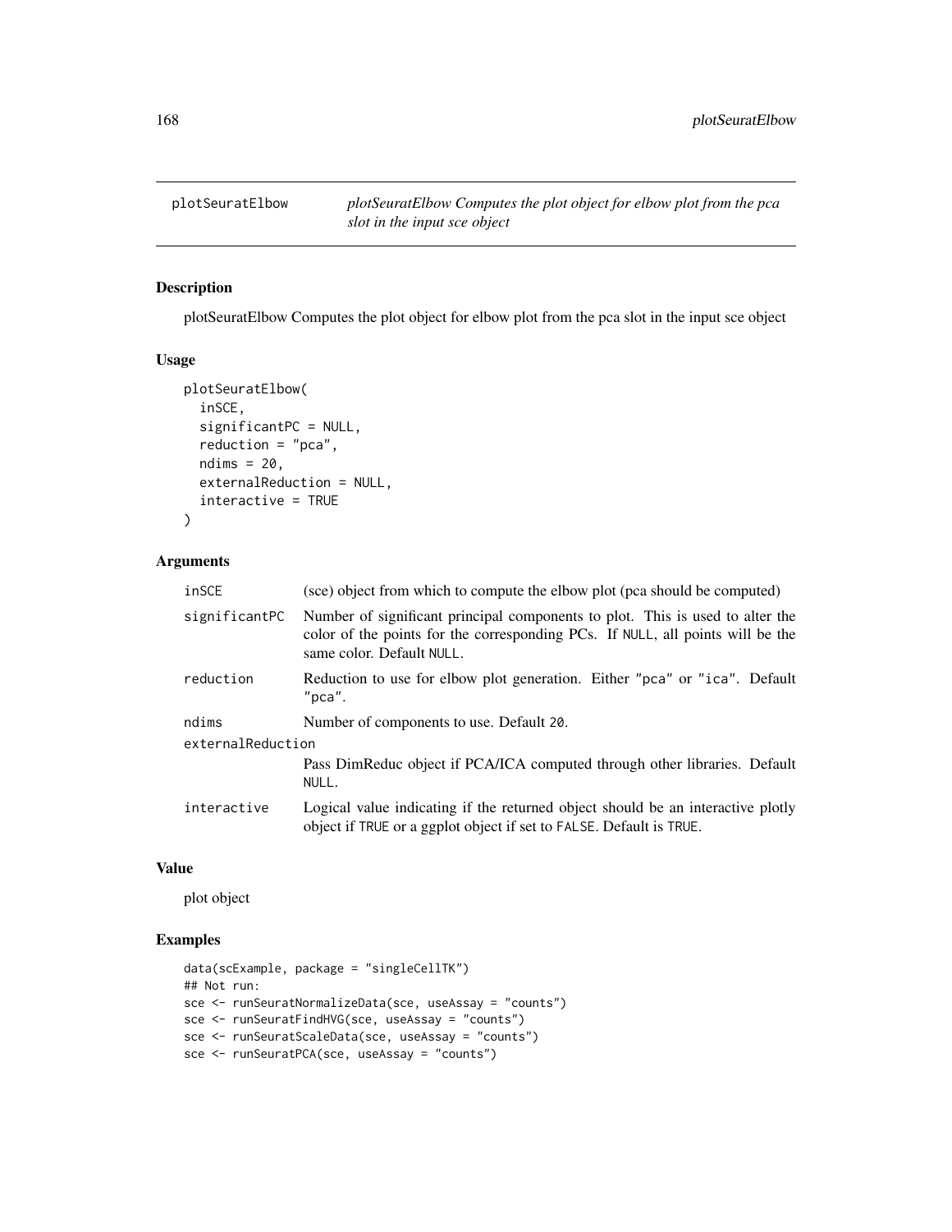# plotSeuratElbow

*plotSeuratElbow Computes the plot object for elbow plot from the pca slot in the input sce object*

## Description

plotSeuratElbow Computes the plot object for elbow plot from the pca slot in the input sce object

## Usage

```
plotSeuratElbow(
  inSCE,
  significantPC = NULL,
  reduction = "pca",
  ndims = 20,
  externalReduction = NULL,
  interactive = TRUE
)
```

## Arguments

| Argument | Description |
|---|---|
| `inSCE` | (sce) object from which to compute the elbow plot (pca should be computed) |
| `significantPC` | Number of significant principal components to plot. This is used to alter the color of the points for the corresponding PCs. If `NULL`, all points will be the same color. Default `NULL`. |
| `reduction` | Reduction to use for elbow plot generation. Either `"pca"` or `"ica"`. Default `"pca"`. |
| `ndims` | Number of components to use. Default `20`. |
| `externalReduction` | Pass DimReduc object if PCA/ICA computed through other libraries. Default `NULL`. |
| `interactive` | Logical value indicating if the returned object should be an interactive plotly object if `TRUE` or a ggplot object if set to `FALSE`. Default is `TRUE`. |

## Value

plot object

## Examples

```
data(scExample, package = "singleCellTK")
## Not run:
sce <- runSeuratNormalizeData(sce, useAssay = "counts")
sce <- runSeuratFindHVG(sce, useAssay = "counts")
sce <- runSeuratScaleData(sce, useAssay = "counts")
sce <- runSeuratPCA(sce, useAssay = "counts")
```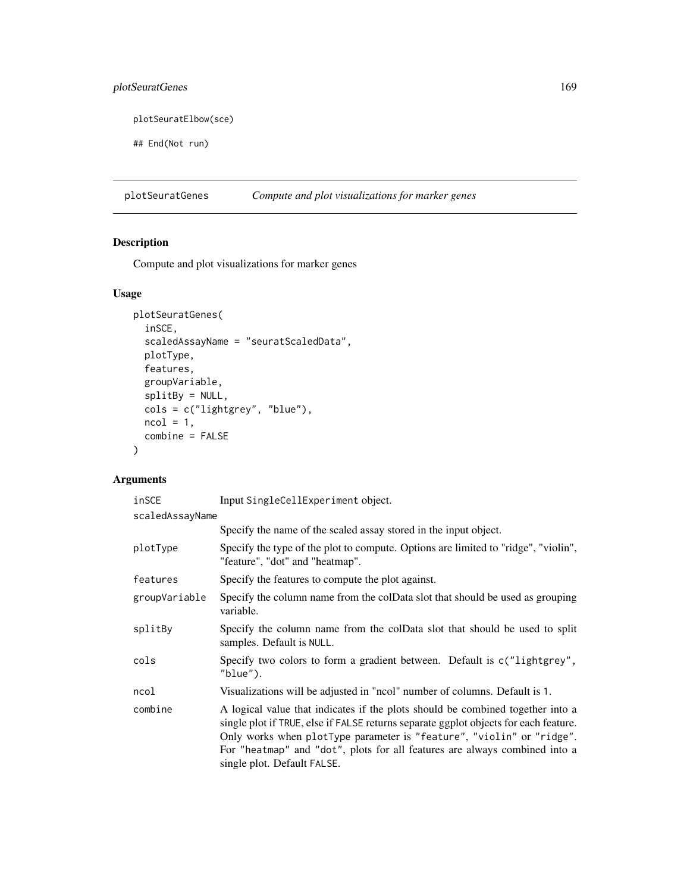```
plotSeuratElbow(sce)

## End(Not run)
```

## plotSeuratGenes — *Compute and plot visualizations for marker genes*

### Description

Compute and plot visualizations for marker genes

### Usage

```
plotSeuratGenes(
  inSCE,
  scaledAssayName = "seuratScaledData",
  plotType,
  features,
  groupVariable,
  splitBy = NULL,
  cols = c("lightgrey", "blue"),
  ncol = 1,
  combine = FALSE
)
```

### Arguments

| | |
|---|---|
| `inSCE` | Input `SingleCellExperiment` object. |
| `scaledAssayName` | Specify the name of the scaled assay stored in the input object. |
| `plotType` | Specify the type of the plot to compute. Options are limited to "ridge", "violin", "feature", "dot" and "heatmap". |
| `features` | Specify the features to compute the plot against. |
| `groupVariable` | Specify the column name from the colData slot that should be used as grouping variable. |
| `splitBy` | Specify the column name from the colData slot that should be used to split samples. Default is `NULL`. |
| `cols` | Specify two colors to form a gradient between. Default is `c("lightgrey", "blue")`. |
| `ncol` | Visualizations will be adjusted in "ncol" number of columns. Default is `1`. |
| `combine` | A logical value that indicates if the plots should be combined together into a single plot if `TRUE`, else if `FALSE` returns separate ggplot objects for each feature. Only works when `plotType` parameter is `"feature"`, `"violin"` or `"ridge"`. For `"heatmap"` and `"dot"`, plots for all features are always combined into a single plot. Default `FALSE`. |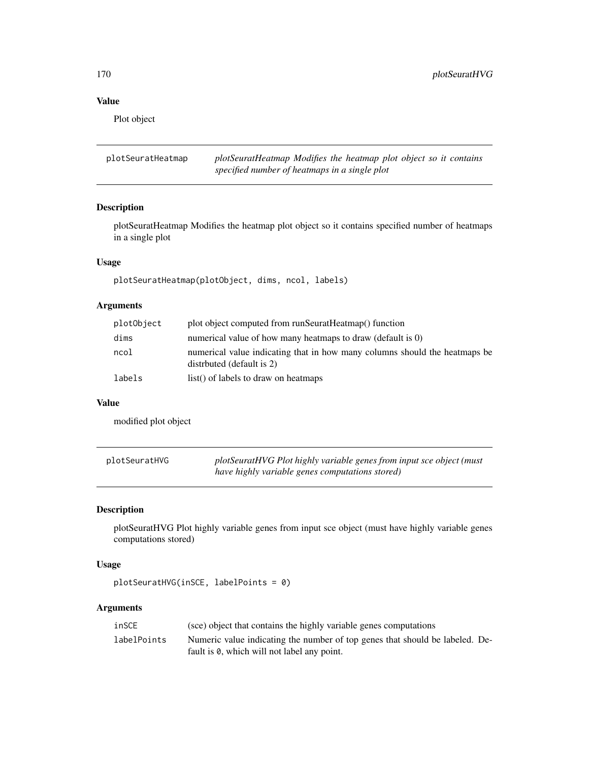### Value

Plot object

## plotSeuratHeatmap

*plotSeuratHeatmap Modifies the heatmap plot object so it contains specified number of heatmaps in a single plot*

### Description

plotSeuratHeatmap Modifies the heatmap plot object so it contains specified number of heatmaps in a single plot

### Usage

```
plotSeuratHeatmap(plotObject, dims, ncol, labels)
```

### Arguments

| | |
|---|---|
| plotObject | plot object computed from runSeuratHeatmap() function |
| dims | numerical value of how many heatmaps to draw (default is 0) |
| ncol | numerical value indicating that in how many columns should the heatmaps be distrbuted (default is 2) |
| labels | list() of labels to draw on heatmaps |

### Value

modified plot object

## plotSeuratHVG

*plotSeuratHVG Plot highly variable genes from input sce object (must have highly variable genes computations stored)*

### Description

plotSeuratHVG Plot highly variable genes from input sce object (must have highly variable genes computations stored)

### Usage

```
plotSeuratHVG(inSCE, labelPoints = 0)
```

### Arguments

| | |
|---|---|
| inSCE | (sce) object that contains the highly variable genes computations |
| labelPoints | Numeric value indicating the number of top genes that should be labeled. Default is `0`, which will not label any point. |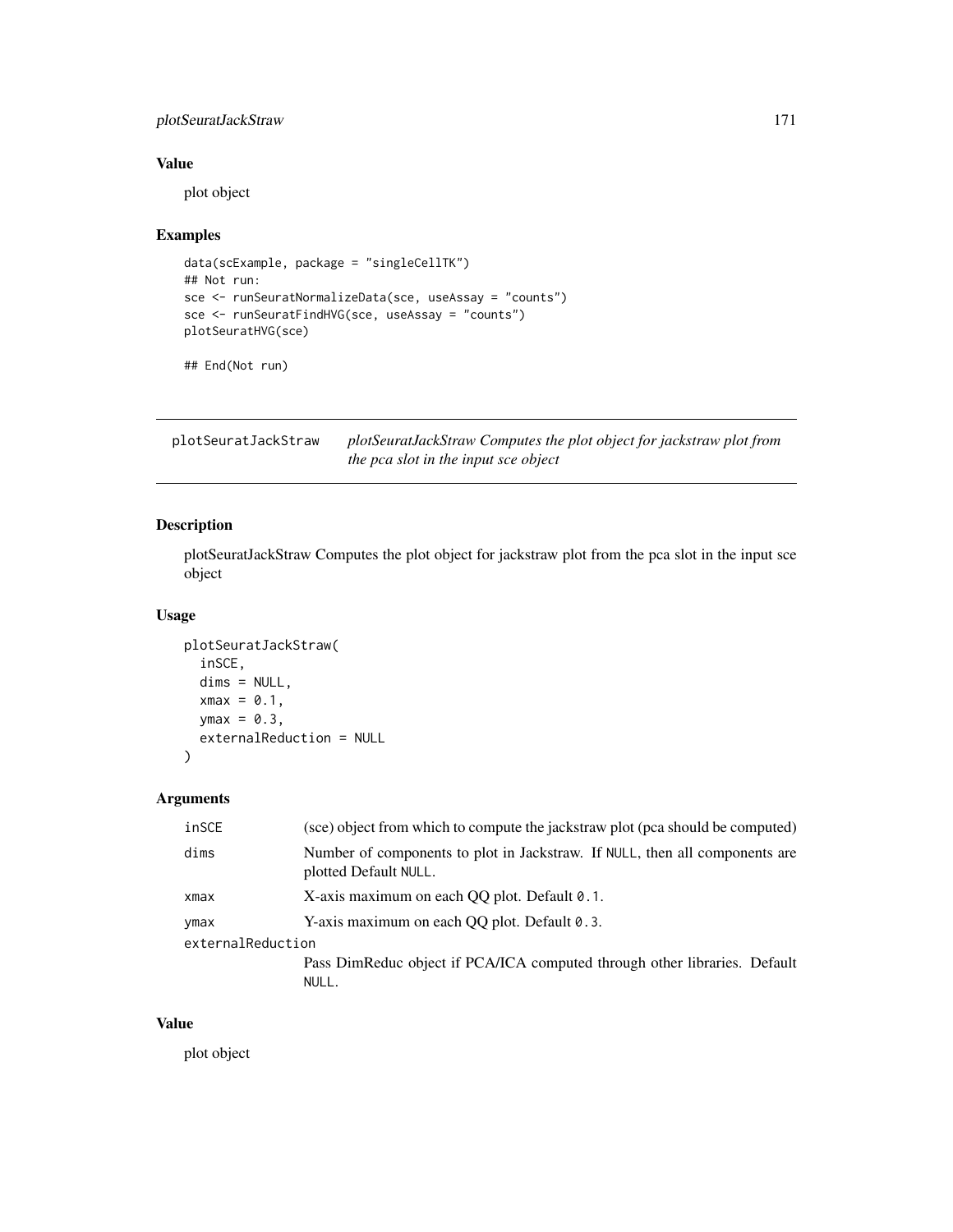## Value

plot object

## Examples

```
data(scExample, package = "singleCellTK")
## Not run:
sce <- runSeuratNormalizeData(sce, useAssay = "counts")
sce <- runSeuratFindHVG(sce, useAssay = "counts")
plotSeuratHVG(sce)

## End(Not run)
```

---

# plotSeuratJackStraw — *plotSeuratJackStraw Computes the plot object for jackstraw plot from the pca slot in the input sce object*

## Description

plotSeuratJackStraw Computes the plot object for jackstraw plot from the pca slot in the input sce object

## Usage

```
plotSeuratJackStraw(
  inSCE,
  dims = NULL,
  xmax = 0.1,
  ymax = 0.3,
  externalReduction = NULL
)
```

## Arguments

| | |
|---|---|
| inSCE | (sce) object from which to compute the jackstraw plot (pca should be computed) |
| dims | Number of components to plot in Jackstraw. If NULL, then all components are plotted Default NULL. |
| xmax | X-axis maximum on each QQ plot. Default 0.1. |
| ymax | Y-axis maximum on each QQ plot. Default 0.3. |
| externalReduction | Pass DimReduc object if PCA/ICA computed through other libraries. Default NULL. |

## Value

plot object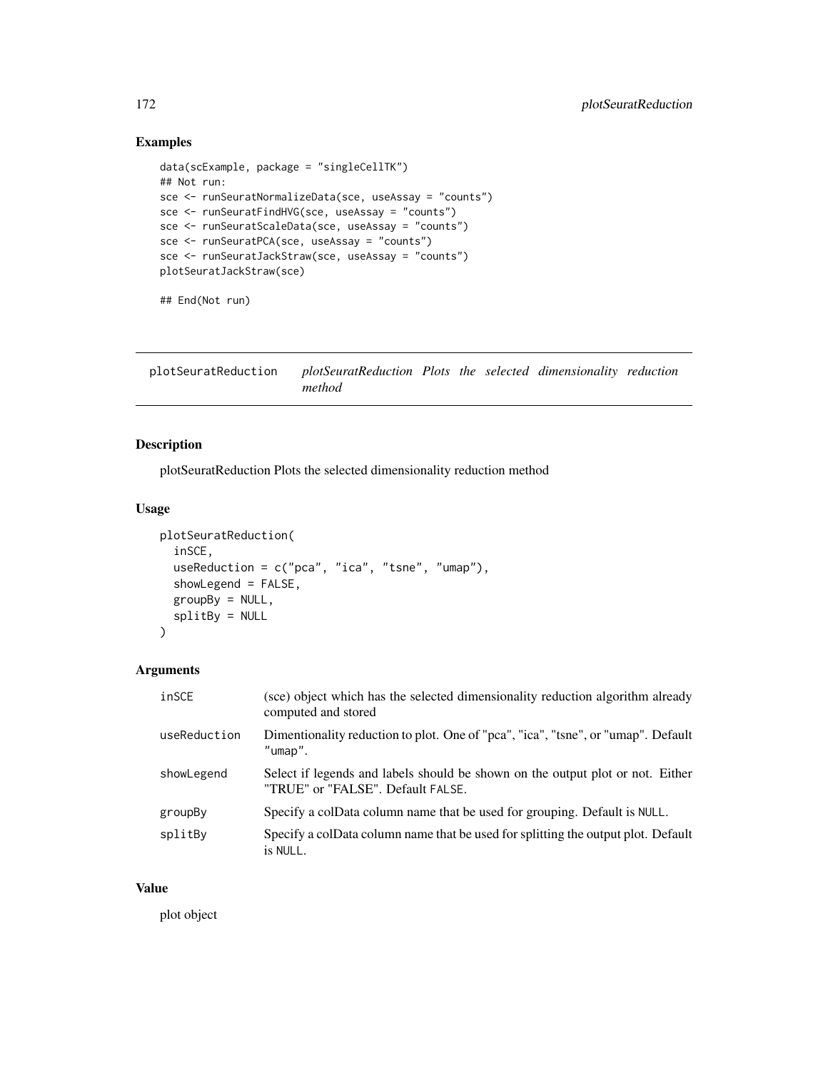## Examples

```
data(scExample, package = "singleCellTK")
## Not run:
sce <- runSeuratNormalizeData(sce, useAssay = "counts")
sce <- runSeuratFindHVG(sce, useAssay = "counts")
sce <- runSeuratScaleData(sce, useAssay = "counts")
sce <- runSeuratPCA(sce, useAssay = "counts")
sce <- runSeuratJackStraw(sce, useAssay = "counts")
plotSeuratJackStraw(sce)

## End(Not run)
```

---

# plotSeuratReduction — *plotSeuratReduction Plots the selected dimensionality reduction method*

---

## Description

plotSeuratReduction Plots the selected dimensionality reduction method

## Usage

```
plotSeuratReduction(
  inSCE,
  useReduction = c("pca", "ica", "tsne", "umap"),
  showLegend = FALSE,
  groupBy = NULL,
  splitBy = NULL
)
```

## Arguments

| | |
|---|---|
| inSCE | (sce) object which has the selected dimensionality reduction algorithm already computed and stored |
| useReduction | Dimentionality reduction to plot. One of "pca", "ica", "tsne", or "umap". Default "umap". |
| showLegend | Select if legends and labels should be shown on the output plot or not. Either "TRUE" or "FALSE". Default FALSE. |
| groupBy | Specify a colData column name that be used for grouping. Default is NULL. |
| splitBy | Specify a colData column name that be used for splitting the output plot. Default is NULL. |

## Value

plot object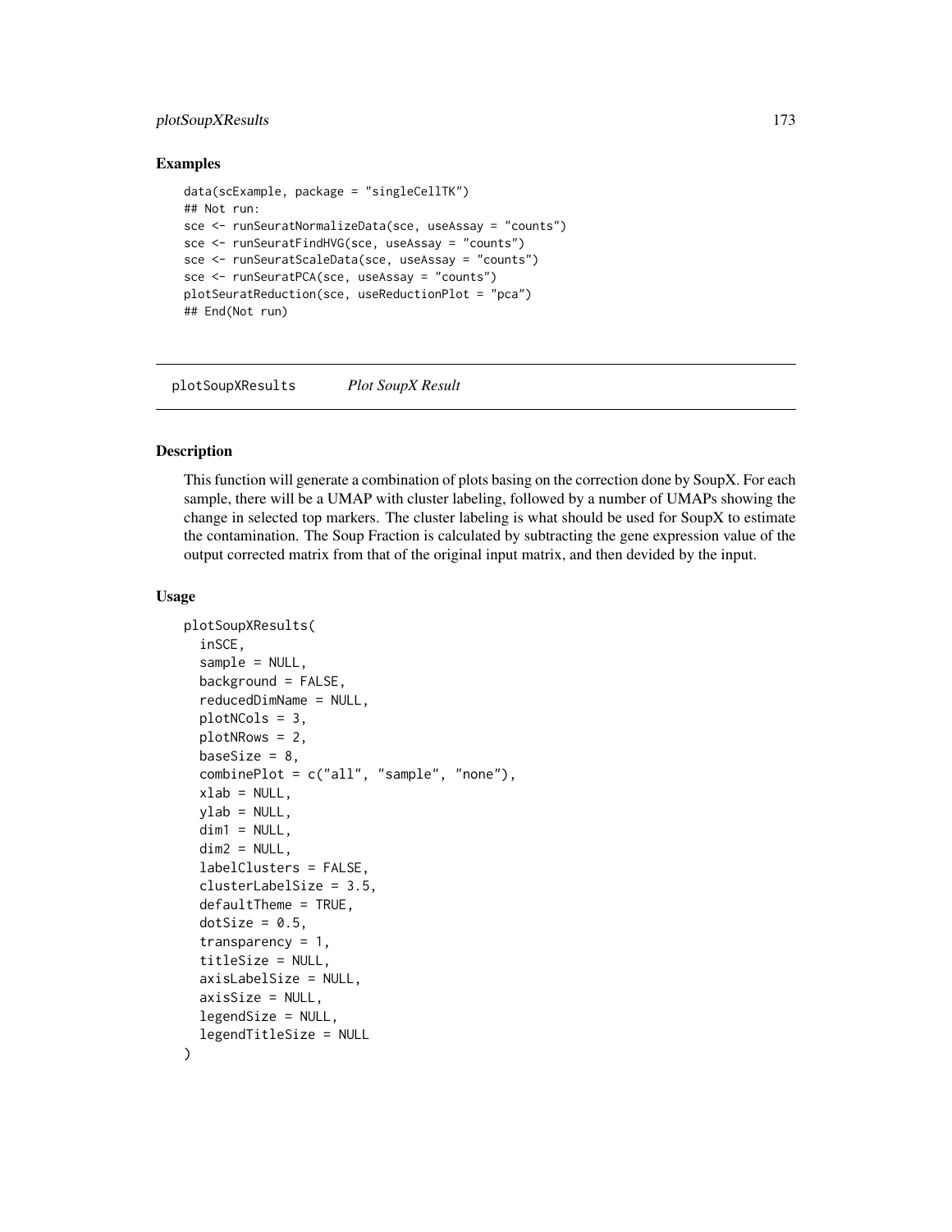## Examples

```
data(scExample, package = "singleCellTK")
## Not run:
sce <- runSeuratNormalizeData(sce, useAssay = "counts")
sce <- runSeuratFindHVG(sce, useAssay = "counts")
sce <- runSeuratScaleData(sce, useAssay = "counts")
sce <- runSeuratPCA(sce, useAssay = "counts")
plotSeuratReduction(sce, useReductionPlot = "pca")
## End(Not run)
```

---

# plotSoupXResults    *Plot SoupX Result*

---

## Description

This function will generate a combination of plots basing on the correction done by SoupX. For each sample, there will be a UMAP with cluster labeling, followed by a number of UMAPs showing the change in selected top markers. The cluster labeling is what should be used for SoupX to estimate the contamination. The Soup Fraction is calculated by subtracting the gene expression value of the output corrected matrix from that of the original input matrix, and then devided by the input.

## Usage

```
plotSoupXResults(
  inSCE,
  sample = NULL,
  background = FALSE,
  reducedDimName = NULL,
  plotNCols = 3,
  plotNRows = 2,
  baseSize = 8,
  combinePlot = c("all", "sample", "none"),
  xlab = NULL,
  ylab = NULL,
  dim1 = NULL,
  dim2 = NULL,
  labelClusters = FALSE,
  clusterLabelSize = 3.5,
  defaultTheme = TRUE,
  dotSize = 0.5,
  transparency = 1,
  titleSize = NULL,
  axisLabelSize = NULL,
  axisSize = NULL,
  legendSize = NULL,
  legendTitleSize = NULL
)
```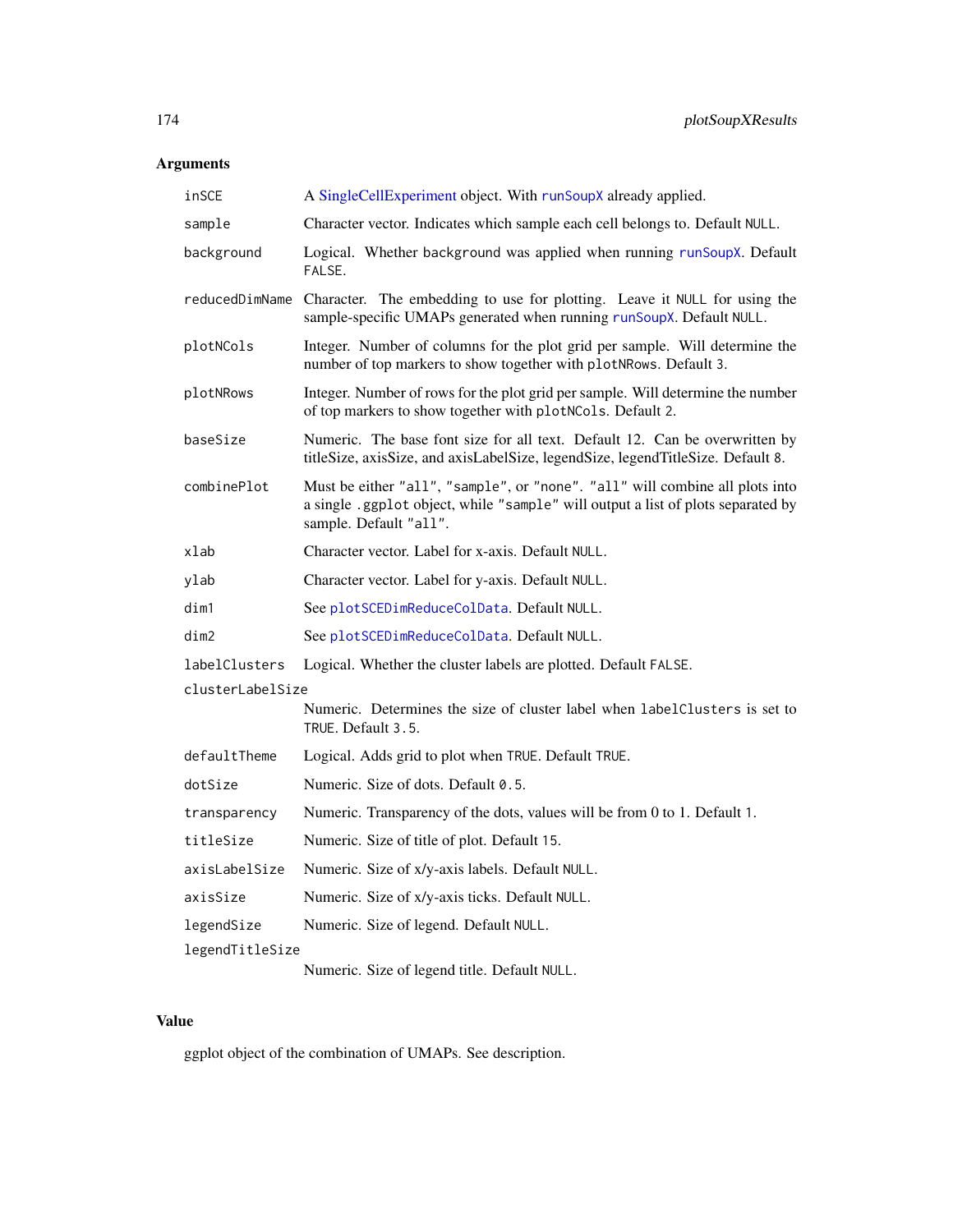## Arguments

| | |
|---|---|
| `inSCE` | A SingleCellExperiment object. With `runSoupX` already applied. |
| `sample` | Character vector. Indicates which sample each cell belongs to. Default `NULL`. |
| `background` | Logical. Whether background was applied when running `runSoupX`. Default `FALSE`. |
| `reducedDimName` | Character. The embedding to use for plotting. Leave it `NULL` for using the sample-specific UMAPs generated when running `runSoupX`. Default `NULL`. |
| `plotNCols` | Integer. Number of columns for the plot grid per sample. Will determine the number of top markers to show together with `plotNRows`. Default `3`. |
| `plotNRows` | Integer. Number of rows for the plot grid per sample. Will determine the number of top markers to show together with `plotNCols`. Default `2`. |
| `baseSize` | Numeric. The base font size for all text. Default 12. Can be overwritten by titleSize, axisSize, and axisLabelSize, legendSize, legendTitleSize. Default `8`. |
| `combinePlot` | Must be either `"all"`, `"sample"`, or `"none"`. `"all"` will combine all plots into a single `.ggplot` object, while `"sample"` will output a list of plots separated by sample. Default `"all"`. |
| `xlab` | Character vector. Label for x-axis. Default `NULL`. |
| `ylab` | Character vector. Label for y-axis. Default `NULL`. |
| `dim1` | See `plotSCEDimReduceColData`. Default `NULL`. |
| `dim2` | See `plotSCEDimReduceColData`. Default `NULL`. |
| `labelClusters` | Logical. Whether the cluster labels are plotted. Default `FALSE`. |
| `clusterLabelSize` | Numeric. Determines the size of cluster label when `labelClusters` is set to `TRUE`. Default `3.5`. |
| `defaultTheme` | Logical. Adds grid to plot when `TRUE`. Default `TRUE`. |
| `dotSize` | Numeric. Size of dots. Default `0.5`. |
| `transparency` | Numeric. Transparency of the dots, values will be from 0 to 1. Default `1`. |
| `titleSize` | Numeric. Size of title of plot. Default `15`. |
| `axisLabelSize` | Numeric. Size of x/y-axis labels. Default `NULL`. |
| `axisSize` | Numeric. Size of x/y-axis ticks. Default `NULL`. |
| `legendSize` | Numeric. Size of legend. Default `NULL`. |
| `legendTitleSize` | Numeric. Size of legend title. Default `NULL`. |

## Value

ggplot object of the combination of UMAPs. See description.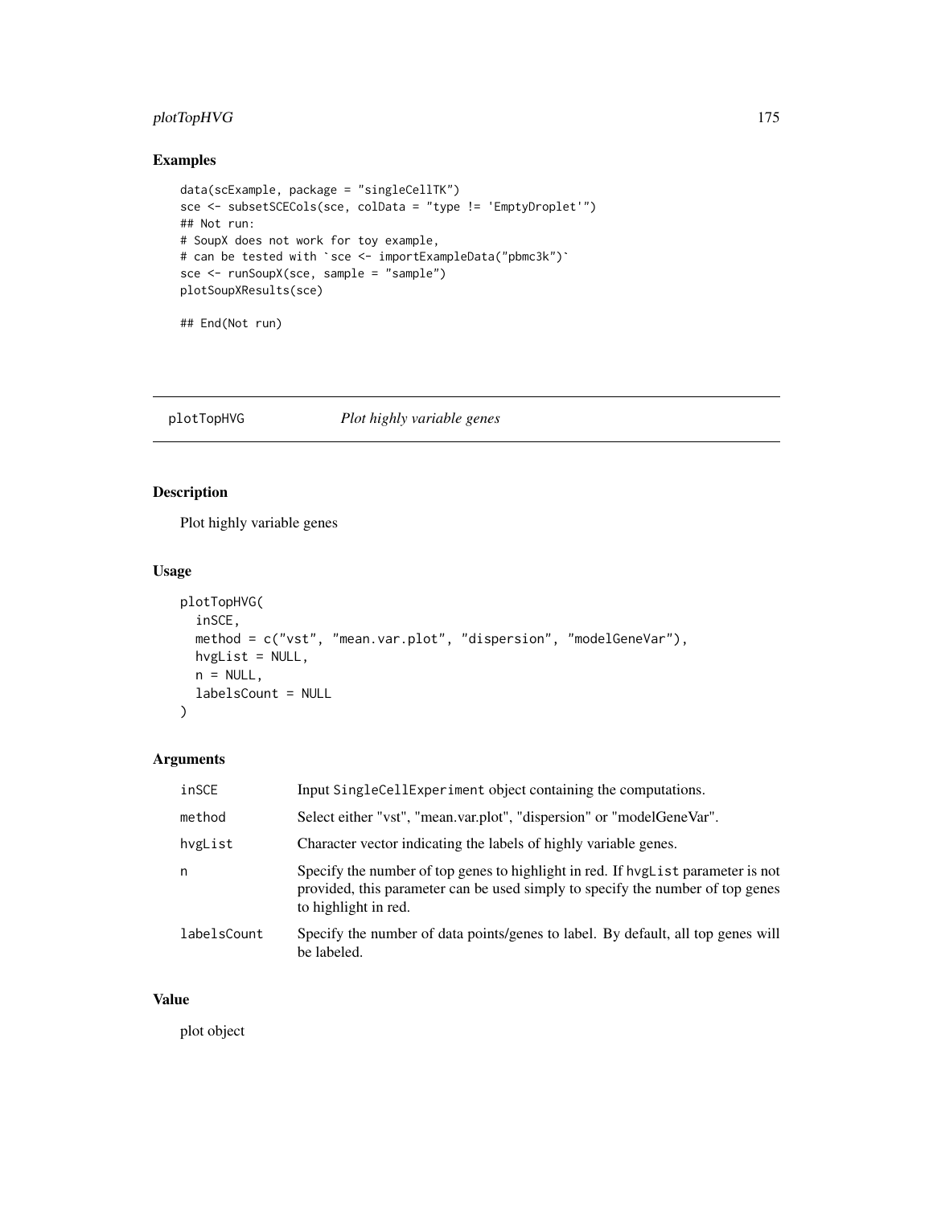## Examples

```
data(scExample, package = "singleCellTK")
sce <- subsetSCECols(sce, colData = "type != 'EmptyDroplet'")
## Not run:
# SoupX does not work for toy example,
# can be tested with `sce <- importExampleData("pbmc3k")`
sce <- runSoupX(sce, sample = "sample")
plotSoupXResults(sce)

## End(Not run)
```

---

plotTopHVG *Plot highly variable genes*

---

## Description

Plot highly variable genes

## Usage

```
plotTopHVG(
  inSCE,
  method = c("vst", "mean.var.plot", "dispersion", "modelGeneVar"),
  hvgList = NULL,
  n = NULL,
  labelsCount = NULL
)
```

## Arguments

| | |
|---|---|
| inSCE | Input SingleCellExperiment object containing the computations. |
| method | Select either "vst", "mean.var.plot", "dispersion" or "modelGeneVar". |
| hvgList | Character vector indicating the labels of highly variable genes. |
| n | Specify the number of top genes to highlight in red. If hvgList parameter is not provided, this parameter can be used simply to specify the number of top genes to highlight in red. |
| labelsCount | Specify the number of data points/genes to label. By default, all top genes will be labeled. |

## Value

plot object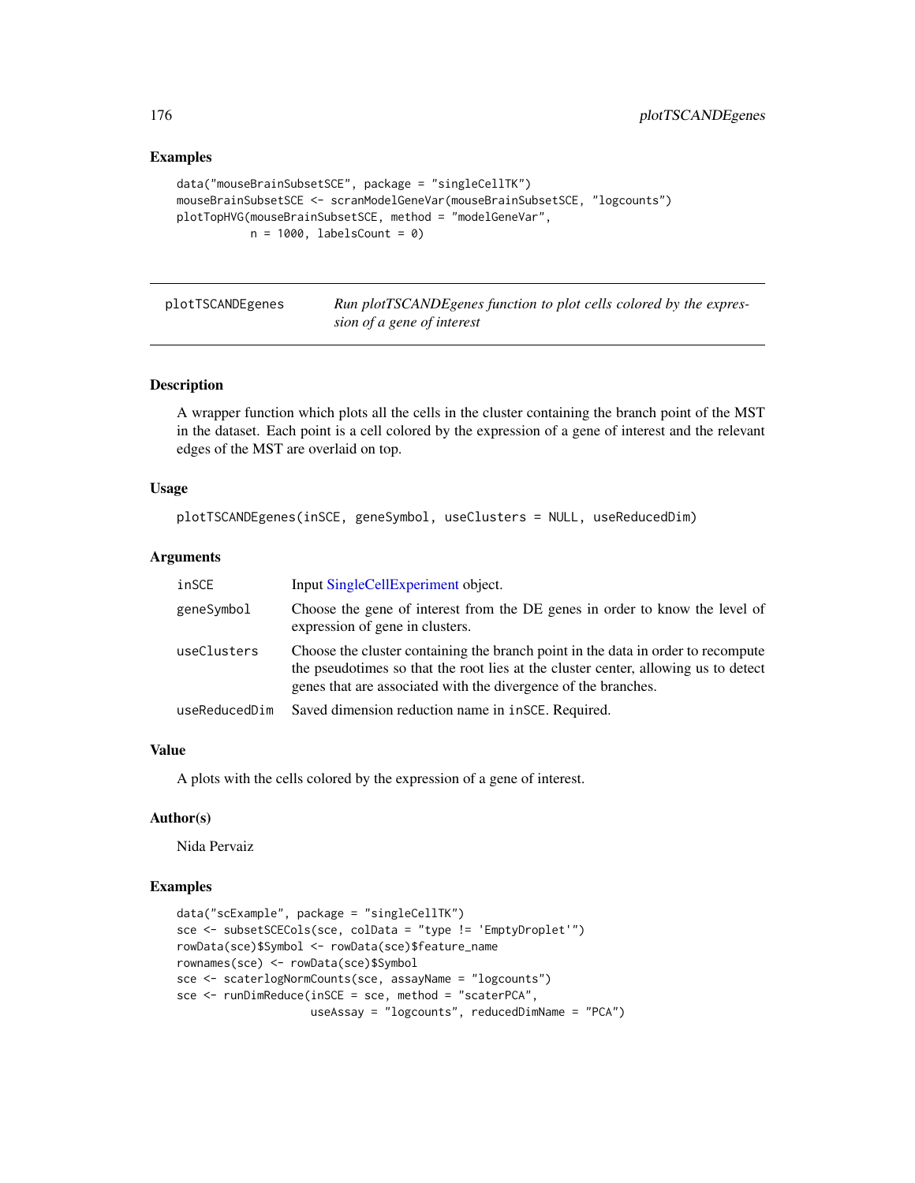## Examples

```
data("mouseBrainSubsetSCE", package = "singleCellTK")
mouseBrainSubsetSCE <- scranModelGeneVar(mouseBrainSubsetSCE, "logcounts")
plotTopHVG(mouseBrainSubsetSCE, method = "modelGeneVar",
           n = 1000, labelsCount = 0)
```

---

`plotTSCANDEgenes` *Run plotTSCANDEgenes function to plot cells colored by the expression of a gene of interest*

---

## Description

A wrapper function which plots all the cells in the cluster containing the branch point of the MST in the dataset. Each point is a cell colored by the expression of a gene of interest and the relevant edges of the MST are overlaid on top.

## Usage

```
plotTSCANDEgenes(inSCE, geneSymbol, useClusters = NULL, useReducedDim)
```

## Arguments

| | |
|---|---|
| `inSCE` | Input SingleCellExperiment object. |
| `geneSymbol` | Choose the gene of interest from the DE genes in order to know the level of expression of gene in clusters. |
| `useClusters` | Choose the cluster containing the branch point in the data in order to recompute the pseudotimes so that the root lies at the cluster center, allowing us to detect genes that are associated with the divergence of the branches. |
| `useReducedDim` | Saved dimension reduction name in `inSCE`. Required. |

## Value

A plots with the cells colored by the expression of a gene of interest.

## Author(s)

Nida Pervaiz

## Examples

```
data("scExample", package = "singleCellTK")
sce <- subsetSCECols(sce, colData = "type != 'EmptyDroplet'")
rowData(sce)$Symbol <- rowData(sce)$feature_name
rownames(sce) <- rowData(sce)$Symbol
sce <- scaterlogNormCounts(sce, assayName = "logcounts")
sce <- runDimReduce(inSCE = sce, method = "scaterPCA",
                    useAssay = "logcounts", reducedDimName = "PCA")
```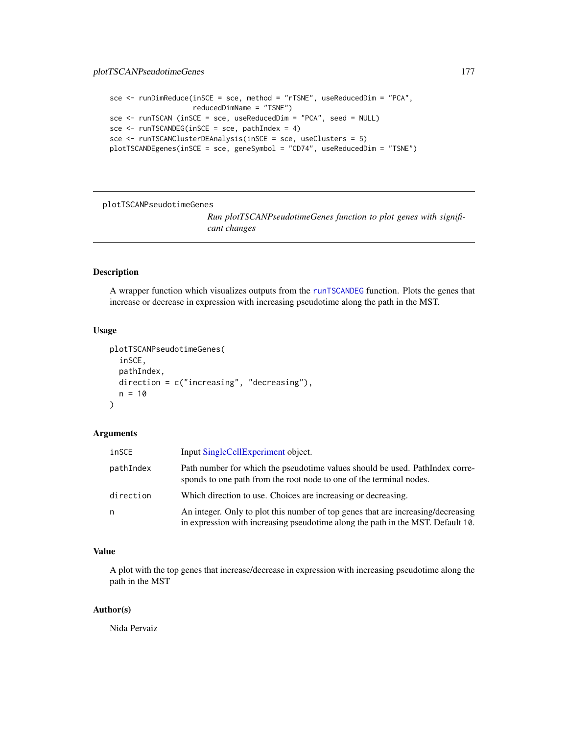```
sce <- runDimReduce(inSCE = sce, method = "rTSNE", useReducedDim = "PCA",
                   reducedDimName = "TSNE")
sce <- runTSCAN (inSCE = sce, useReducedDim = "PCA", seed = NULL)
sce <- runTSCANDEG(inSCE = sce, pathIndex = 4)
sce <- runTSCANClusterDEAnalysis(inSCE = sce, useClusters = 5)
plotTSCANDEgenes(inSCE = sce, geneSymbol = "CD74", useReducedDim = "TSNE")
```

---

## plotTSCANPseudotimeGenes

*Run plotTSCANPseudotimeGenes function to plot genes with significant changes*

---

### Description

A wrapper function which visualizes outputs from the runTSCANDEG function. Plots the genes that increase or decrease in expression with increasing pseudotime along the path in the MST.

### Usage

```
plotTSCANPseudotimeGenes(
  inSCE,
  pathIndex,
  direction = c("increasing", "decreasing"),
  n = 10
)
```

### Arguments

| | |
|---|---|
| inSCE | Input SingleCellExperiment object. |
| pathIndex | Path number for which the pseudotime values should be used. PathIndex corresponds to one path from the root node to one of the terminal nodes. |
| direction | Which direction to use. Choices are increasing or decreasing. |
| n | An integer. Only to plot this number of top genes that are increasing/decreasing in expression with increasing pseudotime along the path in the MST. Default 10. |

### Value

A plot with the top genes that increase/decrease in expression with increasing pseudotime along the path in the MST

### Author(s)

Nida Pervaiz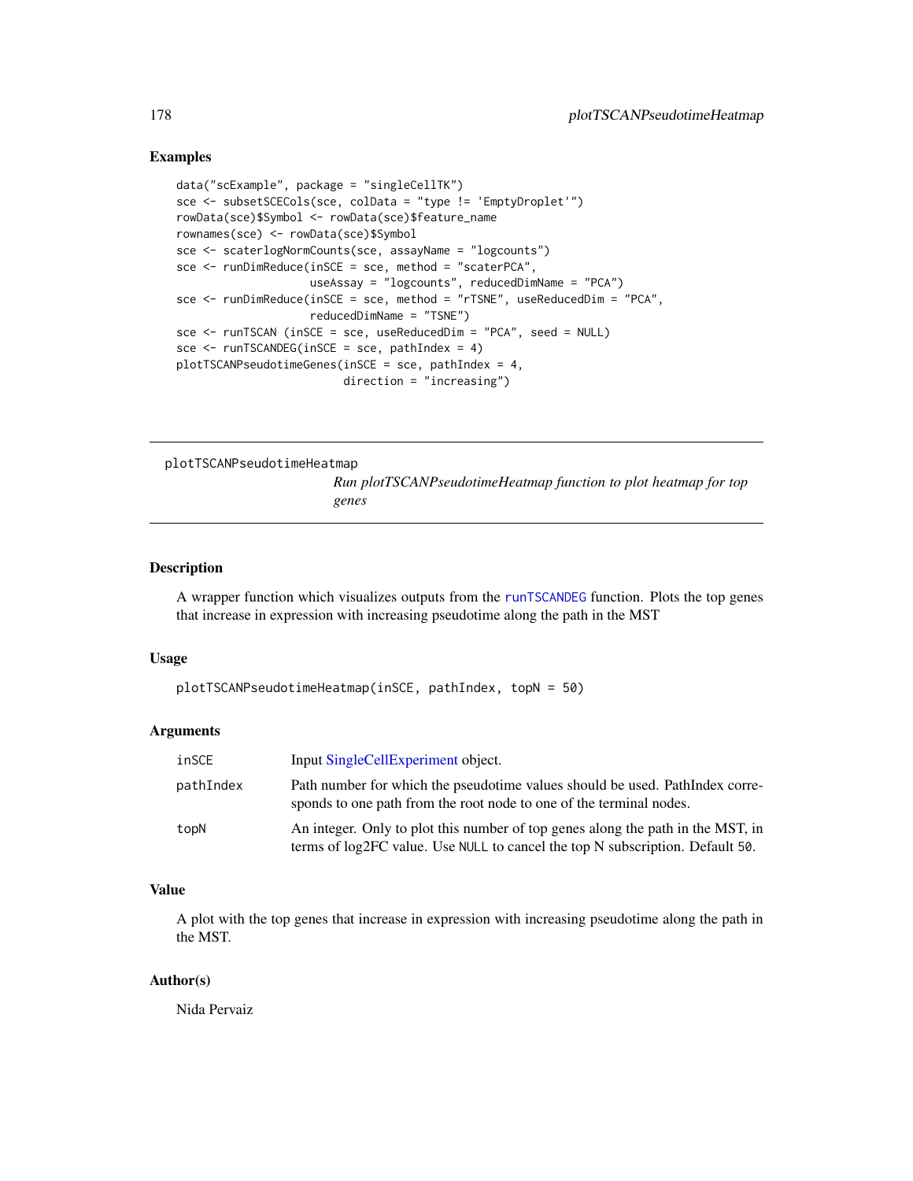### Examples

```
data("scExample", package = "singleCellTK")
sce <- subsetSCECols(sce, colData = "type != 'EmptyDroplet'")
rowData(sce)$Symbol <- rowData(sce)$feature_name
rownames(sce) <- rowData(sce)$Symbol
sce <- scaterlogNormCounts(sce, assayName = "logcounts")
sce <- runDimReduce(inSCE = sce, method = "scaterPCA",
                    useAssay = "logcounts", reducedDimName = "PCA")
sce <- runDimReduce(inSCE = sce, method = "rTSNE", useReducedDim = "PCA",
                    reducedDimName = "TSNE")
sce <- runTSCAN (inSCE = sce, useReducedDim = "PCA", seed = NULL)
sce <- runTSCANDEG(inSCE = sce, pathIndex = 4)
plotTSCANPseudotimeGenes(inSCE = sce, pathIndex = 4,
                         direction = "increasing")
```

---

## plotTSCANPseudotimeHeatmap

*Run plotTSCANPseudotimeHeatmap function to plot heatmap for top genes*

---

### Description

A wrapper function which visualizes outputs from the runTSCANDEG function. Plots the top genes that increase in expression with increasing pseudotime along the path in the MST

### Usage

```
plotTSCANPseudotimeHeatmap(inSCE, pathIndex, topN = 50)
```

### Arguments

| | |
|---|---|
| inSCE | Input SingleCellExperiment object. |
| pathIndex | Path number for which the pseudotime values should be used. PathIndex corresponds to one path from the root node to one of the terminal nodes. |
| topN | An integer. Only to plot this number of top genes along the path in the MST, in terms of log2FC value. Use NULL to cancel the top N subscription. Default 50. |

### Value

A plot with the top genes that increase in expression with increasing pseudotime along the path in the MST.

### Author(s)

Nida Pervaiz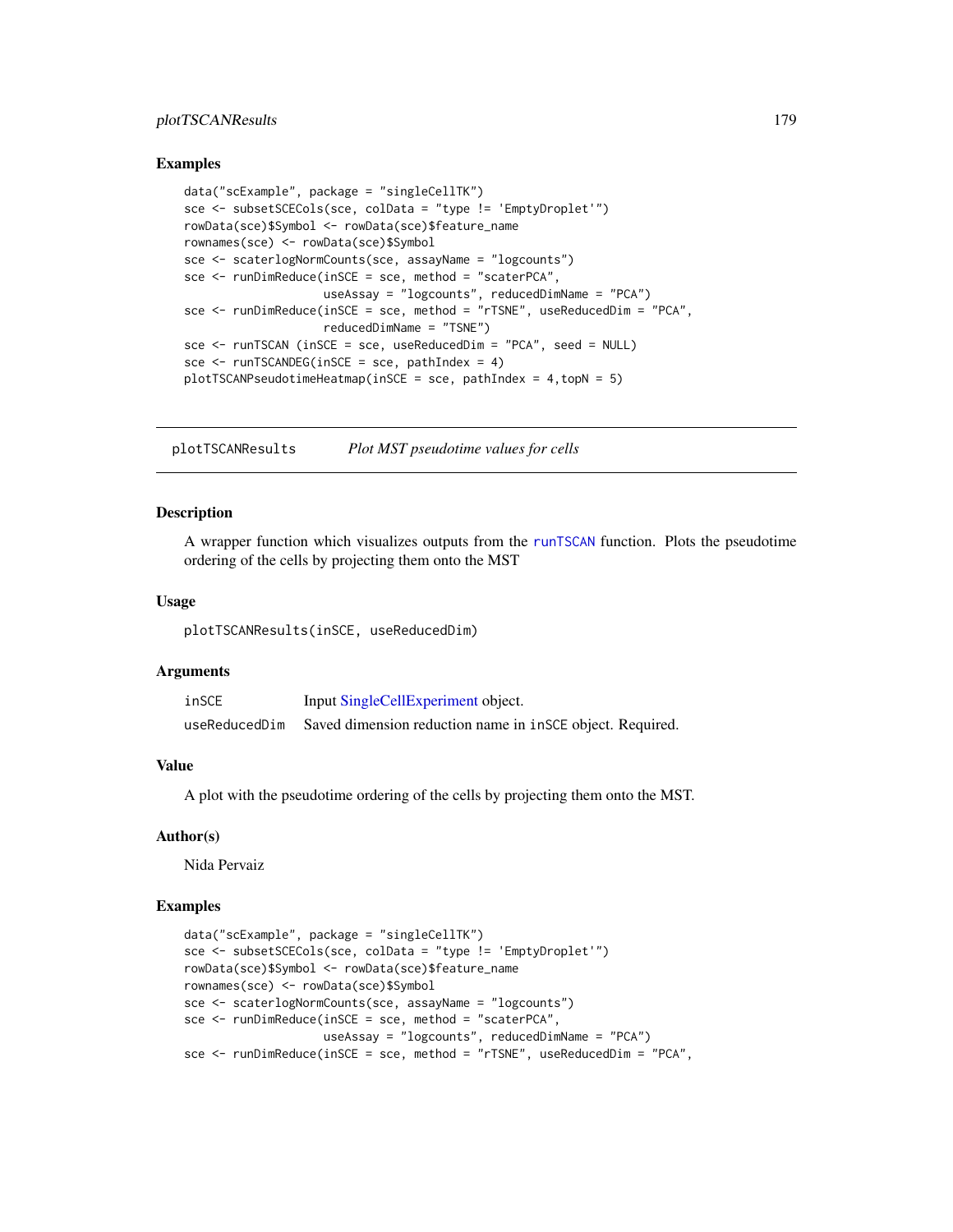## Examples

```
data("scExample", package = "singleCellTK")
sce <- subsetSCECols(sce, colData = "type != 'EmptyDroplet'")
rowData(sce)$Symbol <- rowData(sce)$feature_name
rownames(sce) <- rowData(sce)$Symbol
sce <- scaterlogNormCounts(sce, assayName = "logcounts")
sce <- runDimReduce(inSCE = sce, method = "scaterPCA",
                    useAssay = "logcounts", reducedDimName = "PCA")
sce <- runDimReduce(inSCE = sce, method = "rTSNE", useReducedDim = "PCA",
                    reducedDimName = "TSNE")
sce <- runTSCAN (inSCE = sce, useReducedDim = "PCA", seed = NULL)
sce <- runTSCANDEG(inSCE = sce, pathIndex = 4)
plotTSCANPseudotimeHeatmap(inSCE = sce, pathIndex = 4,topN = 5)
```

---

# plotTSCANResults *Plot MST pseudotime values for cells*

## Description

A wrapper function which visualizes outputs from the runTSCAN function. Plots the pseudotime ordering of the cells by projecting them onto the MST

## Usage

```
plotTSCANResults(inSCE, useReducedDim)
```

## Arguments

| | |
|---|---|
| inSCE | Input SingleCellExperiment object. |
| useReducedDim | Saved dimension reduction name in inSCE object. Required. |

## Value

A plot with the pseudotime ordering of the cells by projecting them onto the MST.

## Author(s)

Nida Pervaiz

## Examples

```
data("scExample", package = "singleCellTK")
sce <- subsetSCECols(sce, colData = "type != 'EmptyDroplet'")
rowData(sce)$Symbol <- rowData(sce)$feature_name
rownames(sce) <- rowData(sce)$Symbol
sce <- scaterlogNormCounts(sce, assayName = "logcounts")
sce <- runDimReduce(inSCE = sce, method = "scaterPCA",
                    useAssay = "logcounts", reducedDimName = "PCA")
sce <- runDimReduce(inSCE = sce, method = "rTSNE", useReducedDim = "PCA",
```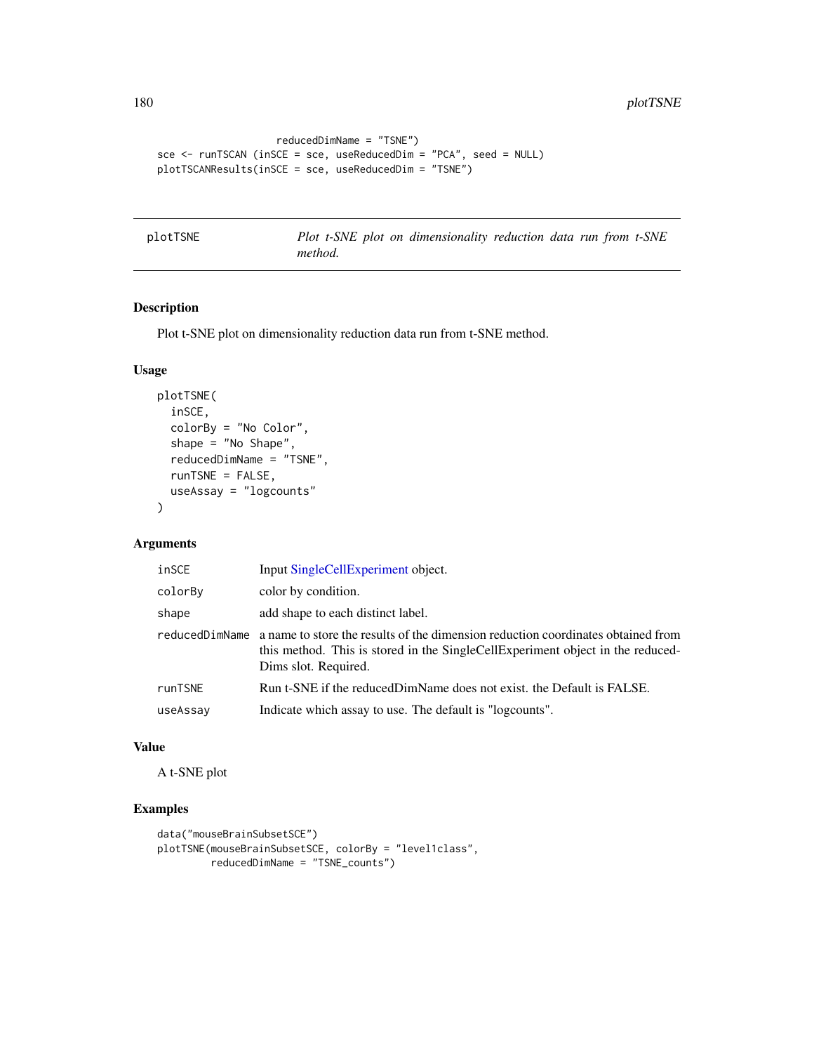```
                    reducedDimName = "TSNE")
sce <- runTSCAN (inSCE = sce, useReducedDim = "PCA", seed = NULL)
plotTSCANResults(inSCE = sce, useReducedDim = "TSNE")
```

## plotTSNE — *Plot t-SNE plot on dimensionality reduction data run from t-SNE method.*

### Description

Plot t-SNE plot on dimensionality reduction data run from t-SNE method.

### Usage

```
plotTSNE(
  inSCE,
  colorBy = "No Color",
  shape = "No Shape",
  reducedDimName = "TSNE",
  runTSNE = FALSE,
  useAssay = "logcounts"
)
```

### Arguments

| | |
|---|---|
| inSCE | Input SingleCellExperiment object. |
| colorBy | color by condition. |
| shape | add shape to each distinct label. |
| reducedDimName | a name to store the results of the dimension reduction coordinates obtained from this method. This is stored in the SingleCellExperiment object in the reducedDims slot. Required. |
| runTSNE | Run t-SNE if the reducedDimName does not exist. the Default is FALSE. |
| useAssay | Indicate which assay to use. The default is "logcounts". |

### Value

A t-SNE plot

### Examples

```
data("mouseBrainSubsetSCE")
plotTSNE(mouseBrainSubsetSCE, colorBy = "level1class",
        reducedDimName = "TSNE_counts")
```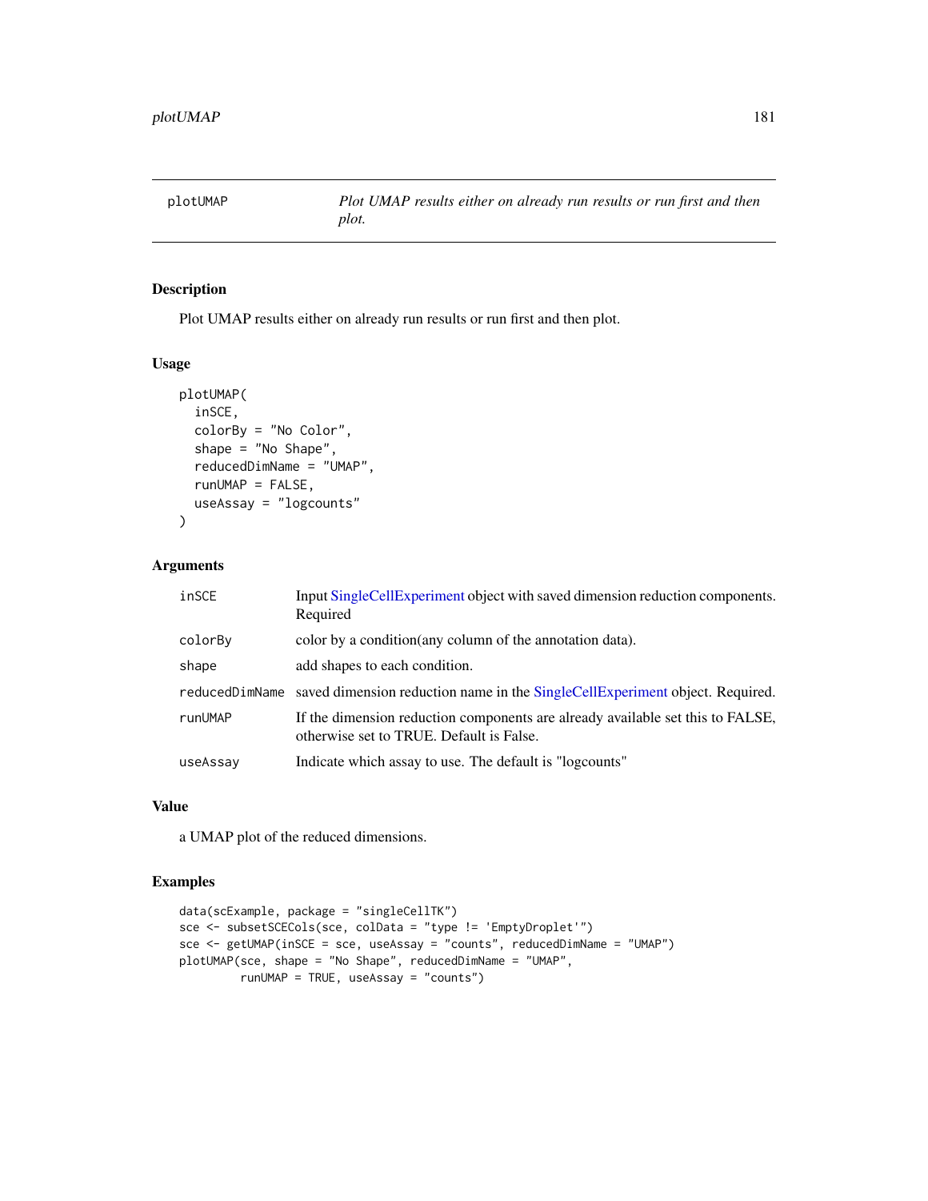# plotUMAP

*Plot UMAP results either on already run results or run first and then plot.*

## Description

Plot UMAP results either on already run results or run first and then plot.

## Usage

```
plotUMAP(
  inSCE,
  colorBy = "No Color",
  shape = "No Shape",
  reducedDimName = "UMAP",
  runUMAP = FALSE,
  useAssay = "logcounts"
)
```

## Arguments

| | |
|---|---|
| inSCE | Input SingleCellExperiment object with saved dimension reduction components. Required |
| colorBy | color by a condition(any column of the annotation data). |
| shape | add shapes to each condition. |
| reducedDimName | saved dimension reduction name in the SingleCellExperiment object. Required. |
| runUMAP | If the dimension reduction components are already available set this to FALSE, otherwise set to TRUE. Default is False. |
| useAssay | Indicate which assay to use. The default is "logcounts" |

## Value

a UMAP plot of the reduced dimensions.

## Examples

```
data(scExample, package = "singleCellTK")
sce <- subsetSCECols(sce, colData = "type != 'EmptyDroplet'")
sce <- getUMAP(inSCE = sce, useAssay = "counts", reducedDimName = "UMAP")
plotUMAP(sce, shape = "No Shape", reducedDimName = "UMAP",
        runUMAP = TRUE, useAssay = "counts")
```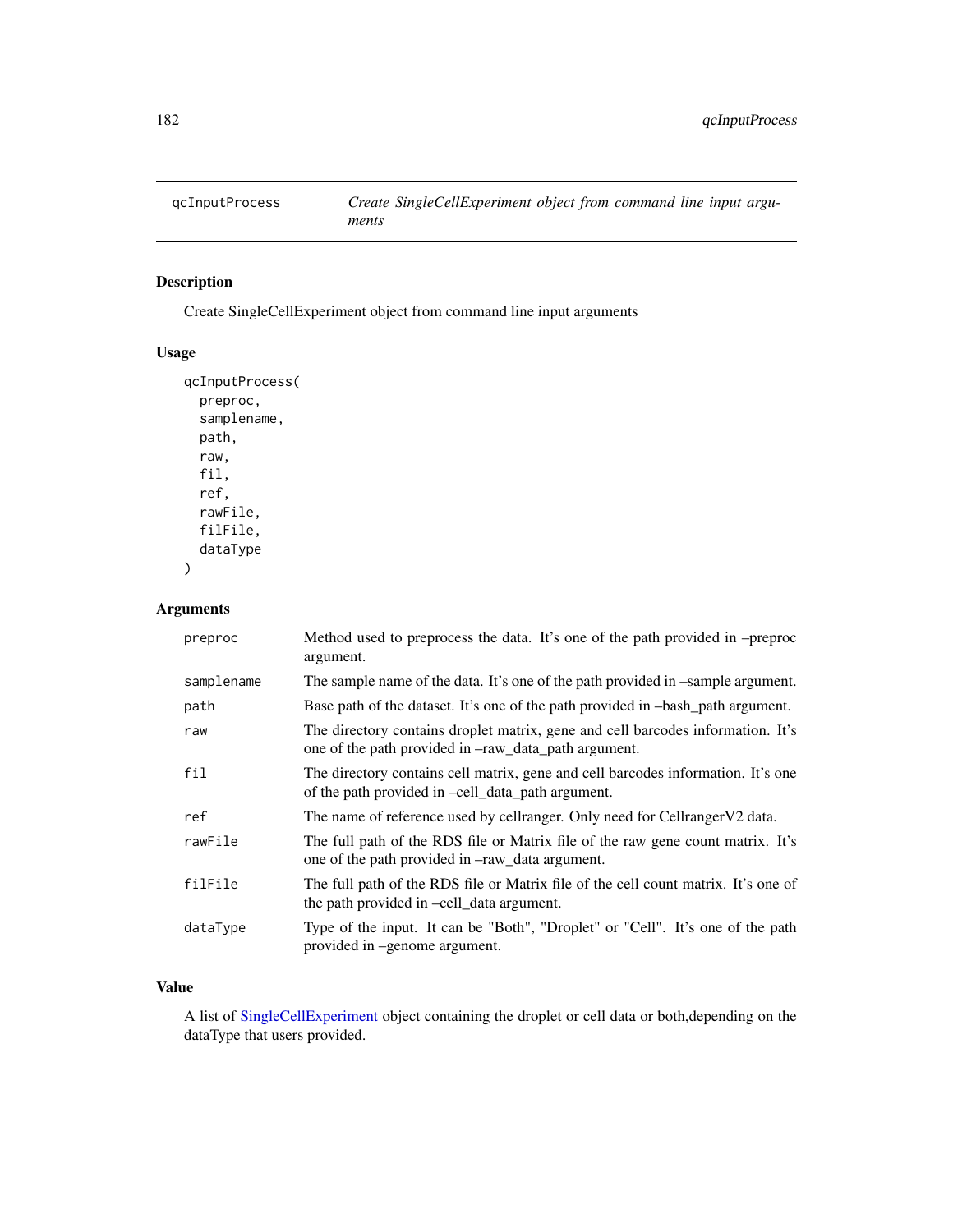# qcInputProcess

*Create SingleCellExperiment object from command line input arguments*

## Description

Create SingleCellExperiment object from command line input arguments

## Usage

```
qcInputProcess(
  preproc,
  samplename,
  path,
  raw,
  fil,
  ref,
  rawFile,
  filFile,
  dataType
)
```

## Arguments

| | |
|---|---|
| preproc | Method used to preprocess the data. It's one of the path provided in –preproc argument. |
| samplename | The sample name of the data. It's one of the path provided in –sample argument. |
| path | Base path of the dataset. It's one of the path provided in –bash_path argument. |
| raw | The directory contains droplet matrix, gene and cell barcodes information. It's one of the path provided in –raw_data_path argument. |
| fil | The directory contains cell matrix, gene and cell barcodes information. It's one of the path provided in –cell_data_path argument. |
| ref | The name of reference used by cellranger. Only need for CellrangerV2 data. |
| rawFile | The full path of the RDS file or Matrix file of the raw gene count matrix. It's one of the path provided in –raw_data argument. |
| filFile | The full path of the RDS file or Matrix file of the cell count matrix. It's one of the path provided in –cell_data argument. |
| dataType | Type of the input. It can be "Both", "Droplet" or "Cell". It's one of the path provided in –genome argument. |

## Value

A list of SingleCellExperiment object containing the droplet or cell data or both,depending on the dataType that users provided.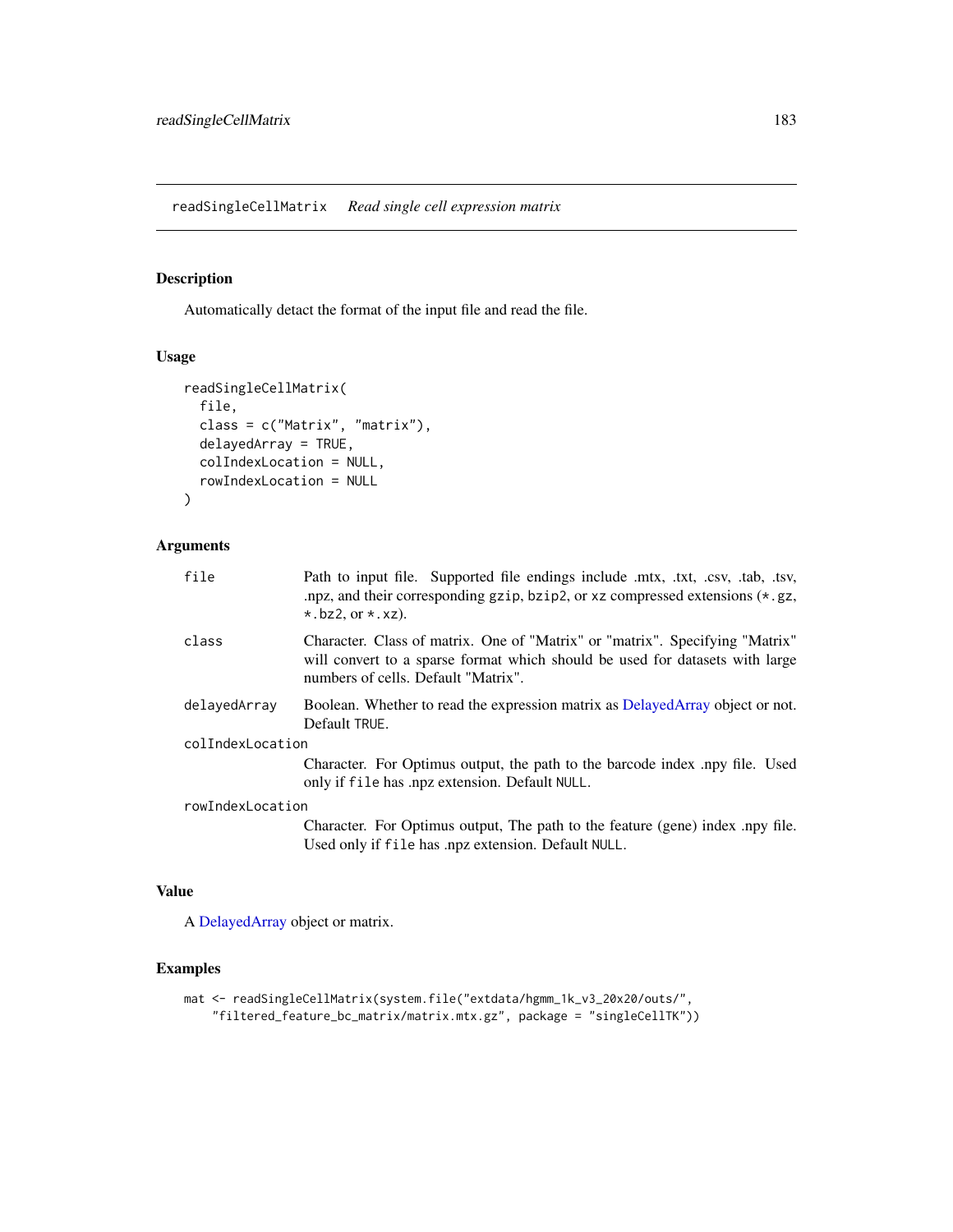# readSingleCellMatrix — *Read single cell expression matrix*

## Description

Automatically detact the format of the input file and read the file.

## Usage

```
readSingleCellMatrix(
  file,
  class = c("Matrix", "matrix"),
  delayedArray = TRUE,
  colIndexLocation = NULL,
  rowIndexLocation = NULL
)
```

## Arguments

- `file` — Path to input file. Supported file endings include .mtx, .txt, .csv, .tab, .tsv, .npz, and their corresponding `gzip`, `bzip2`, or `xz` compressed extensions (`*.gz`, `*.bz2`, or `*.xz`).
- `class` — Character. Class of matrix. One of "Matrix" or "matrix". Specifying "Matrix" will convert to a sparse format which should be used for datasets with large numbers of cells. Default "Matrix".
- `delayedArray` — Boolean. Whether to read the expression matrix as DelayedArray object or not. Default `TRUE`.
- `colIndexLocation` — Character. For Optimus output, the path to the barcode index .npy file. Used only if `file` has .npz extension. Default `NULL`.
- `rowIndexLocation` — Character. For Optimus output, The path to the feature (gene) index .npy file. Used only if `file` has .npz extension. Default `NULL`.

## Value

A DelayedArray object or matrix.

## Examples

```
mat <- readSingleCellMatrix(system.file("extdata/hgmm_1k_v3_20x20/outs/",
    "filtered_feature_bc_matrix/matrix.mtx.gz", package = "singleCellTK"))
```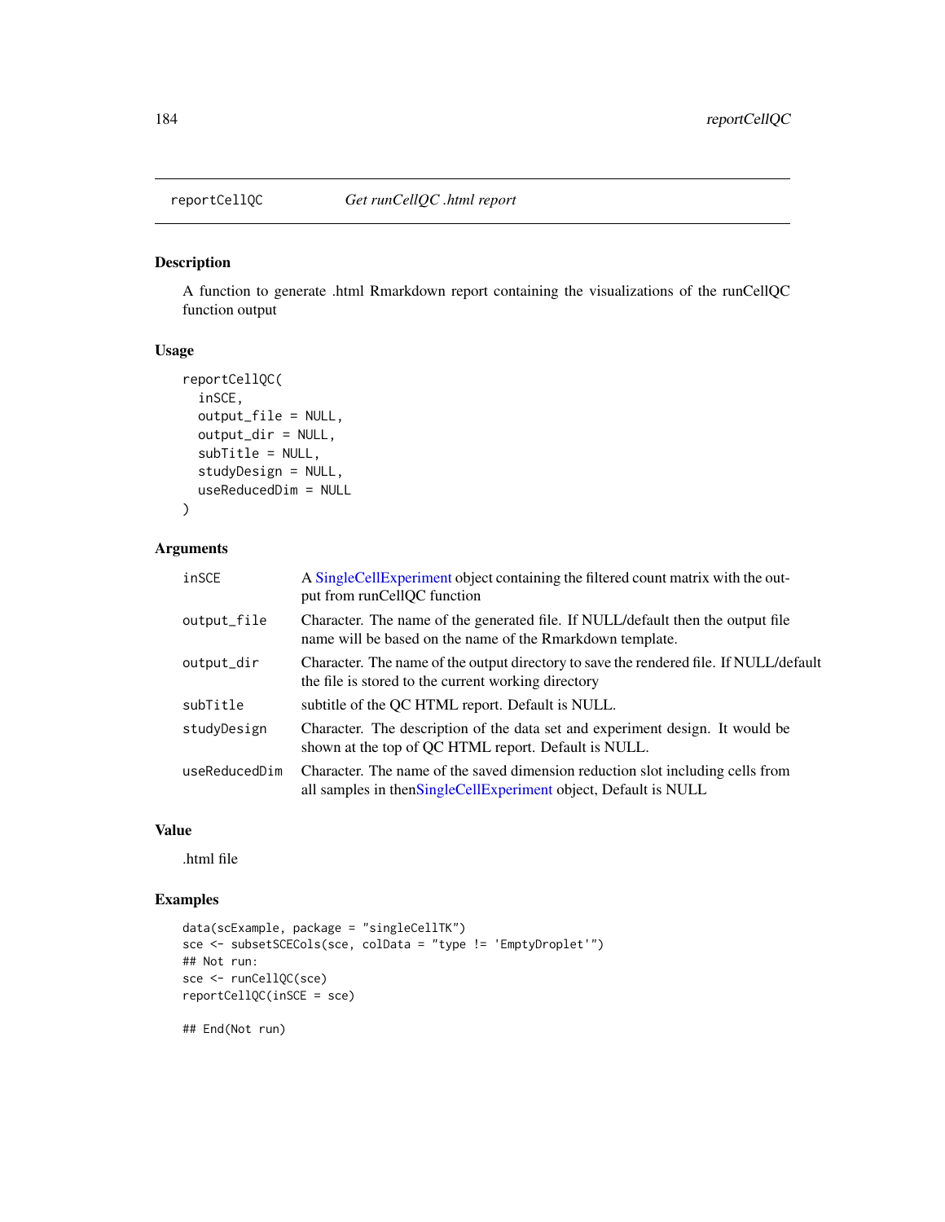## reportCellQC — *Get runCellQC .html report*

### Description

A function to generate .html Rmarkdown report containing the visualizations of the runCellQC function output

### Usage

```
reportCellQC(
  inSCE,
  output_file = NULL,
  output_dir = NULL,
  subTitle = NULL,
  studyDesign = NULL,
  useReducedDim = NULL
)
```

### Arguments

| | |
|---|---|
| `inSCE` | A SingleCellExperiment object containing the filtered count matrix with the output from runCellQC function |
| `output_file` | Character. The name of the generated file. If NULL/default then the output file name will be based on the name of the Rmarkdown template. |
| `output_dir` | Character. The name of the output directory to save the rendered file. If NULL/default the file is stored to the current working directory |
| `subTitle` | subtitle of the QC HTML report. Default is NULL. |
| `studyDesign` | Character. The description of the data set and experiment design. It would be shown at the top of QC HTML report. Default is NULL. |
| `useReducedDim` | Character. The name of the saved dimension reduction slot including cells from all samples in thenSingleCellExperiment object, Default is NULL |

### Value

.html file

### Examples

```
data(scExample, package = "singleCellTK")
sce <- subsetSCECols(sce, colData = "type != 'EmptyDroplet'")
## Not run:
sce <- runCellQC(sce)
reportCellQC(inSCE = sce)

## End(Not run)
```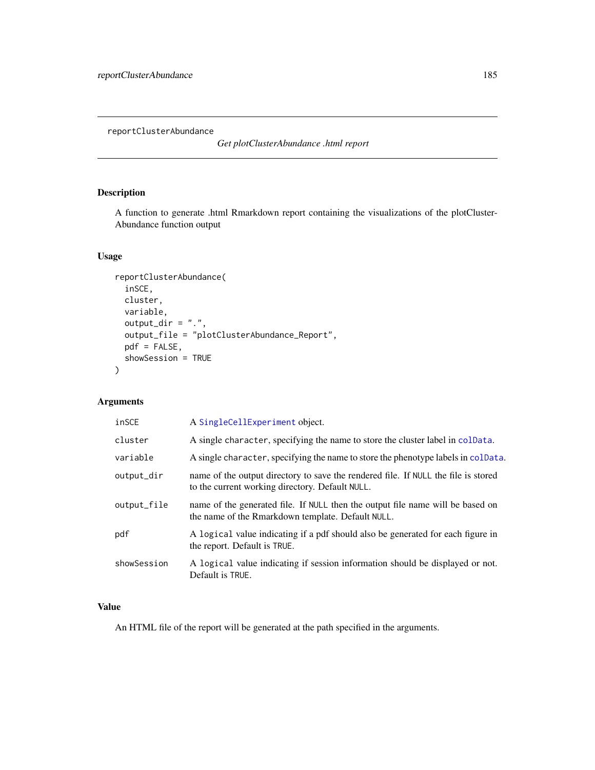reportClusterAbundance

*Get plotClusterAbundance .html report*

## Description

A function to generate .html Rmarkdown report containing the visualizations of the plotClusterAbundance function output

## Usage

```
reportClusterAbundance(
  inSCE,
  cluster,
  variable,
  output_dir = ".",
  output_file = "plotClusterAbundance_Report",
  pdf = FALSE,
  showSession = TRUE
)
```

## Arguments

| | |
|---|---|
| inSCE | A SingleCellExperiment object. |
| cluster | A single character, specifying the name to store the cluster label in colData. |
| variable | A single character, specifying the name to store the phenotype labels in colData. |
| output_dir | name of the output directory to save the rendered file. If NULL the file is stored to the current working directory. Default NULL. |
| output_file | name of the generated file. If NULL then the output file name will be based on the name of the Rmarkdown template. Default NULL. |
| pdf | A logical value indicating if a pdf should also be generated for each figure in the report. Default is TRUE. |
| showSession | A logical value indicating if session information should be displayed or not. Default is TRUE. |

## Value

An HTML file of the report will be generated at the path specified in the arguments.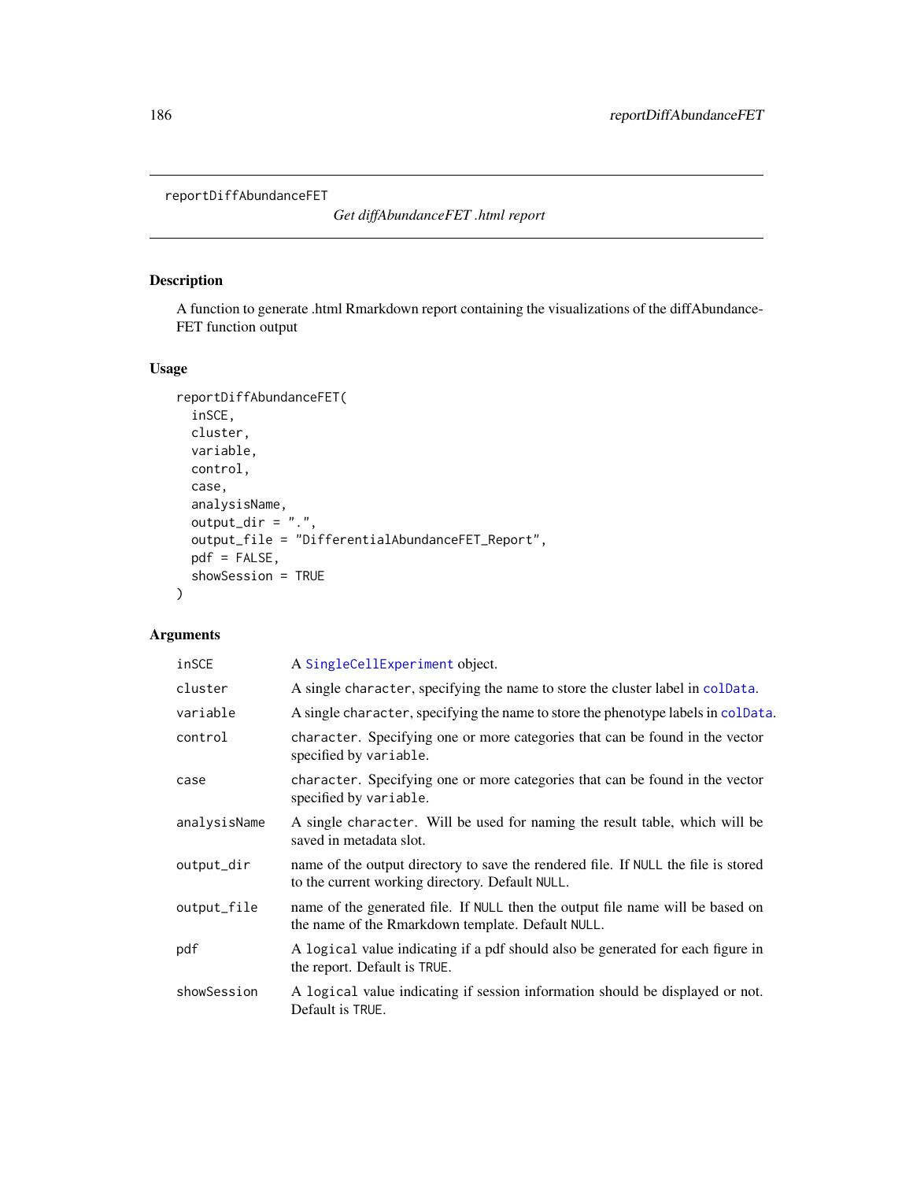reportDiffAbundanceFET

*Get diffAbundanceFET .html report*

## Description

A function to generate .html Rmarkdown report containing the visualizations of the diffAbundance-FET function output

## Usage

```
reportDiffAbundanceFET(
  inSCE,
  cluster,
  variable,
  control,
  case,
  analysisName,
  output_dir = ".",
  output_file = "DifferentialAbundanceFET_Report",
  pdf = FALSE,
  showSession = TRUE
)
```

## Arguments

| | |
|---|---|
| inSCE | A SingleCellExperiment object. |
| cluster | A single character, specifying the name to store the cluster label in colData. |
| variable | A single character, specifying the name to store the phenotype labels in colData. |
| control | character. Specifying one or more categories that can be found in the vector specified by variable. |
| case | character. Specifying one or more categories that can be found in the vector specified by variable. |
| analysisName | A single character. Will be used for naming the result table, which will be saved in metadata slot. |
| output_dir | name of the output directory to save the rendered file. If NULL the file is stored to the current working directory. Default NULL. |
| output_file | name of the generated file. If NULL then the output file name will be based on the name of the Rmarkdown template. Default NULL. |
| pdf | A logical value indicating if a pdf should also be generated for each figure in the report. Default is TRUE. |
| showSession | A logical value indicating if session information should be displayed or not. Default is TRUE. |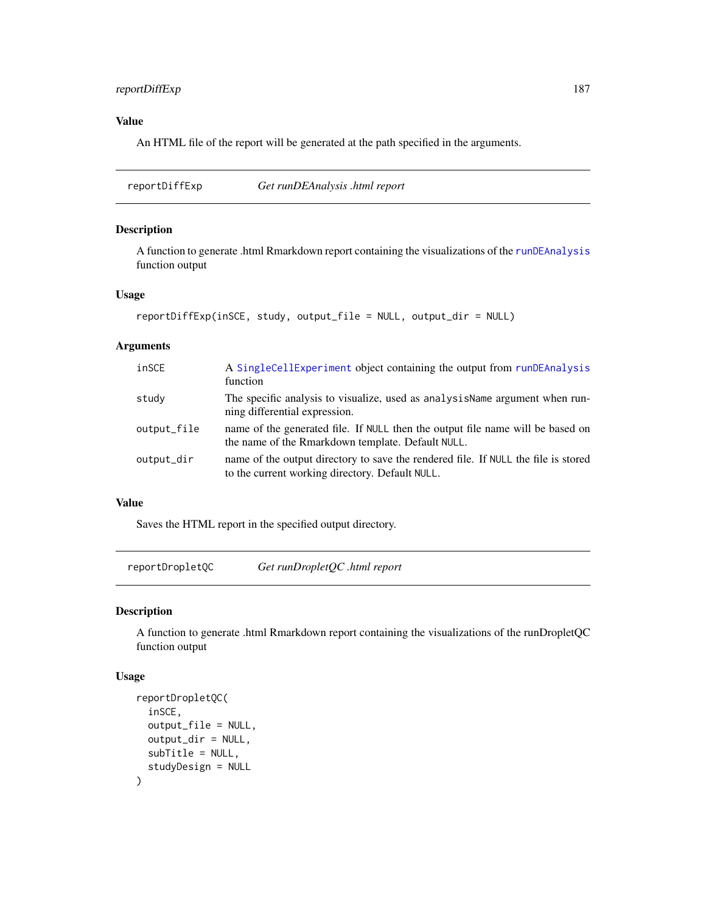### Value

An HTML file of the report will be generated at the path specified in the arguments.

---

## reportDiffExp — *Get runDEAnalysis .html report*

---

### Description

A function to generate .html Rmarkdown report containing the visualizations of the runDEAnalysis function output

### Usage

```
reportDiffExp(inSCE, study, output_file = NULL, output_dir = NULL)
```

### Arguments

| | |
|---|---|
| inSCE | A SingleCellExperiment object containing the output from runDEAnalysis function |
| study | The specific analysis to visualize, used as `analysisName` argument when running differential expression. |
| output_file | name of the generated file. If `NULL` then the output file name will be based on the name of the Rmarkdown template. Default `NULL`. |
| output_dir | name of the output directory to save the rendered file. If `NULL` the file is stored to the current working directory. Default `NULL`. |

### Value

Saves the HTML report in the specified output directory.

---

## reportDropletQC — *Get runDropletQC .html report*

---

### Description

A function to generate .html Rmarkdown report containing the visualizations of the runDropletQC function output

### Usage

```
reportDropletQC(
  inSCE,
  output_file = NULL,
  output_dir = NULL,
  subTitle = NULL,
  studyDesign = NULL
)
```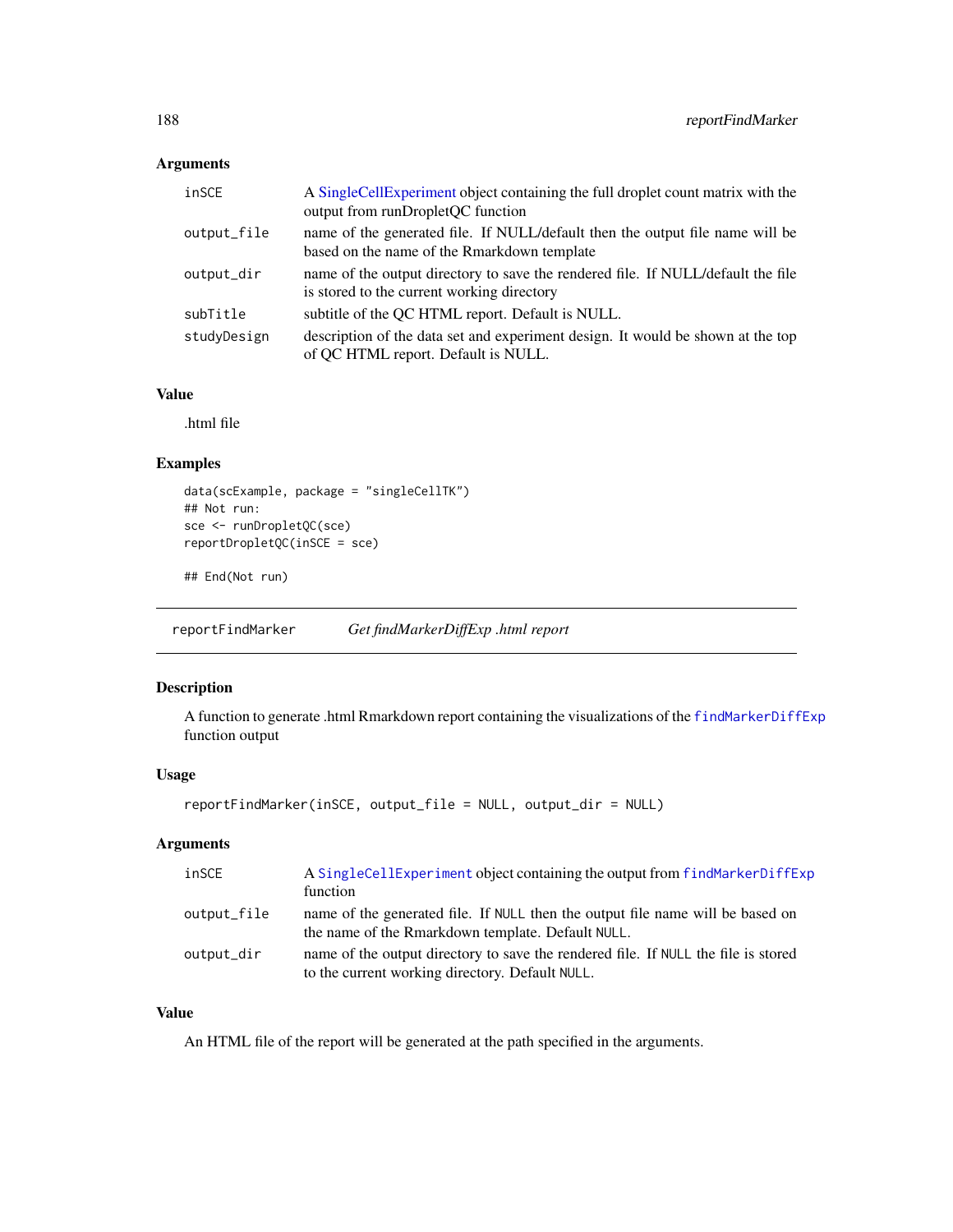### Arguments

| | |
|---|---|
| inSCE | A SingleCellExperiment object containing the full droplet count matrix with the output from runDropletQC function |
| output_file | name of the generated file. If NULL/default then the output file name will be based on the name of the Rmarkdown template |
| output_dir | name of the output directory to save the rendered file. If NULL/default the file is stored to the current working directory |
| subTitle | subtitle of the QC HTML report. Default is NULL. |
| studyDesign | description of the data set and experiment design. It would be shown at the top of QC HTML report. Default is NULL. |

### Value

.html file

### Examples

```
data(scExample, package = "singleCellTK")
## Not run:
sce <- runDropletQC(sce)
reportDropletQC(inSCE = sce)

## End(Not run)
```

---

## reportFindMarker — *Get findMarkerDiffExp .html report*

### Description

A function to generate .html Rmarkdown report containing the visualizations of the `findMarkerDiffExp` function output

### Usage

```
reportFindMarker(inSCE, output_file = NULL, output_dir = NULL)
```

### Arguments

| | |
|---|---|
| inSCE | A `SingleCellExperiment` object containing the output from `findMarkerDiffExp` function |
| output_file | name of the generated file. If `NULL` then the output file name will be based on the name of the Rmarkdown template. Default `NULL`. |
| output_dir | name of the output directory to save the rendered file. If `NULL` the file is stored to the current working directory. Default `NULL`. |

### Value

An HTML file of the report will be generated at the path specified in the arguments.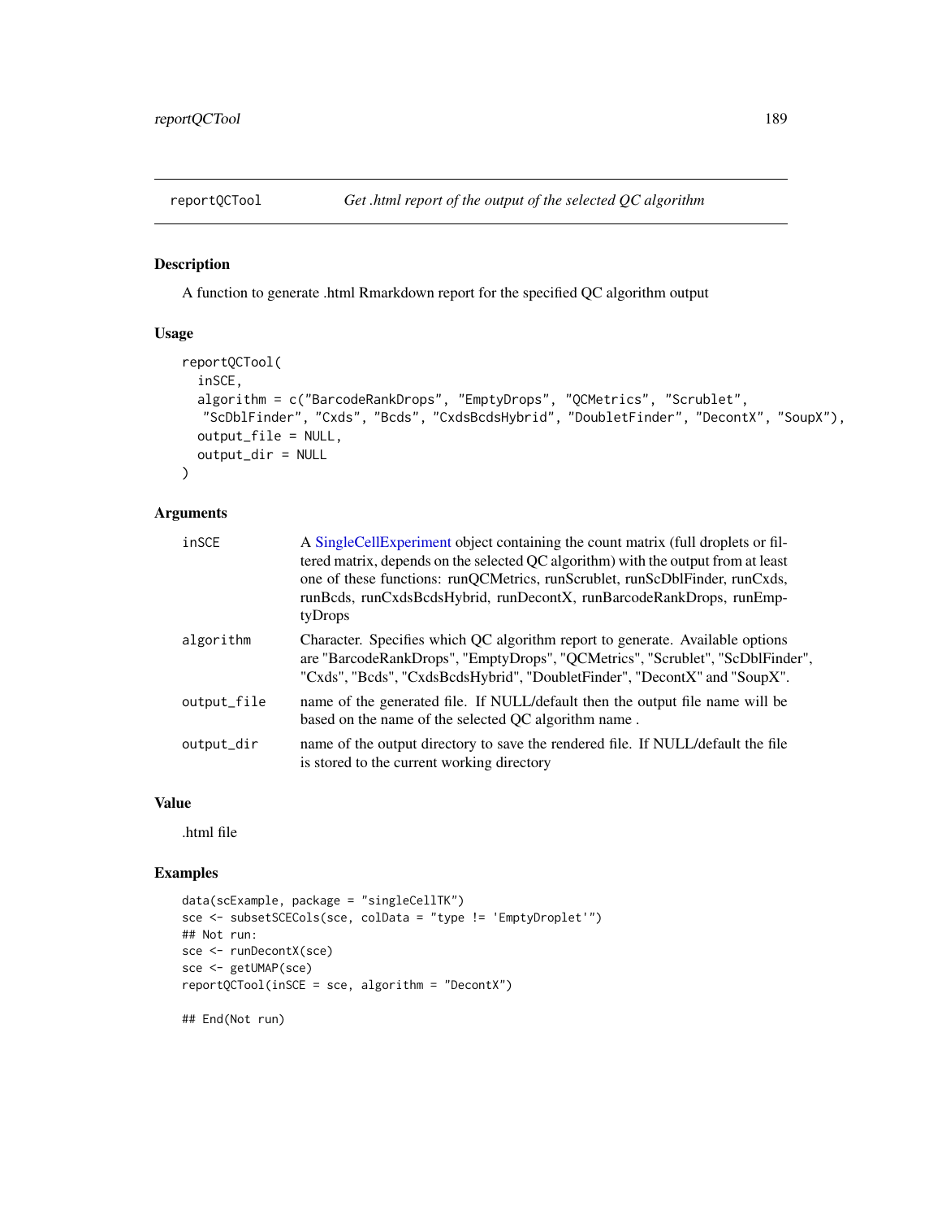## reportQCTool    *Get .html report of the output of the selected QC algorithm*

### Description

A function to generate .html Rmarkdown report for the specified QC algorithm output

### Usage

```
reportQCTool(
  inSCE,
  algorithm = c("BarcodeRankDrops", "EmptyDrops", "QCMetrics", "Scrublet",
   "ScDblFinder", "Cxds", "Bcds", "CxdsBcdsHybrid", "DoubletFinder", "DecontX", "SoupX"),
  output_file = NULL,
  output_dir = NULL
)
```

### Arguments

| | |
|---|---|
| inSCE | A SingleCellExperiment object containing the count matrix (full droplets or filtered matrix, depends on the selected QC algorithm) with the output from at least one of these functions: runQCMetrics, runScrublet, runScDblFinder, runCxds, runBcds, runCxdsBcdsHybrid, runDecontX, runBarcodeRankDrops, runEmptyDrops |
| algorithm | Character. Specifies which QC algorithm report to generate. Available options are "BarcodeRankDrops", "EmptyDrops", "QCMetrics", "Scrublet", "ScDblFinder", "Cxds", "Bcds", "CxdsBcdsHybrid", "DoubletFinder", "DecontX" and "SoupX". |
| output_file | name of the generated file. If NULL/default then the output file name will be based on the name of the selected QC algorithm name . |
| output_dir | name of the output directory to save the rendered file. If NULL/default the file is stored to the current working directory |

### Value

.html file

### Examples

```
data(scExample, package = "singleCellTK")
sce <- subsetSCECols(sce, colData = "type != 'EmptyDroplet'")
## Not run:
sce <- runDecontX(sce)
sce <- getUMAP(sce)
reportQCTool(inSCE = sce, algorithm = "DecontX")

## End(Not run)
```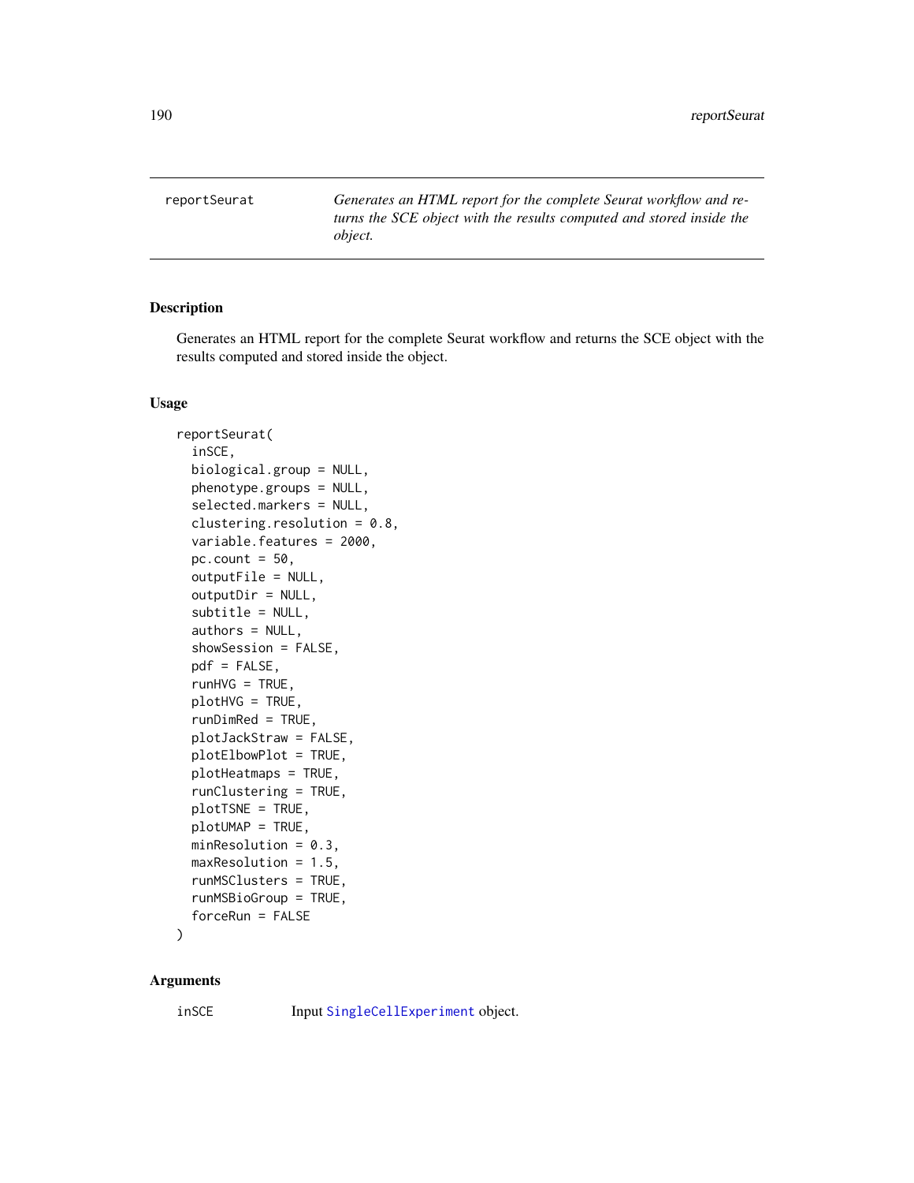reportSeurat — *Generates an HTML report for the complete Seurat workflow and returns the SCE object with the results computed and stored inside the object.*

## Description

Generates an HTML report for the complete Seurat workflow and returns the SCE object with the results computed and stored inside the object.

## Usage

```
reportSeurat(
  inSCE,
  biological.group = NULL,
  phenotype.groups = NULL,
  selected.markers = NULL,
  clustering.resolution = 0.8,
  variable.features = 2000,
  pc.count = 50,
  outputFile = NULL,
  outputDir = NULL,
  subtitle = NULL,
  authors = NULL,
  showSession = FALSE,
  pdf = FALSE,
  runHVG = TRUE,
  plotHVG = TRUE,
  runDimRed = TRUE,
  plotJackStraw = FALSE,
  plotElbowPlot = TRUE,
  plotHeatmaps = TRUE,
  runClustering = TRUE,
  plotTSNE = TRUE,
  plotUMAP = TRUE,
  minResolution = 0.3,
  maxResolution = 1.5,
  runMSClusters = TRUE,
  runMSBioGroup = TRUE,
  forceRun = FALSE
)
```

## Arguments

| | |
|---|---|
| inSCE | Input SingleCellExperiment object. |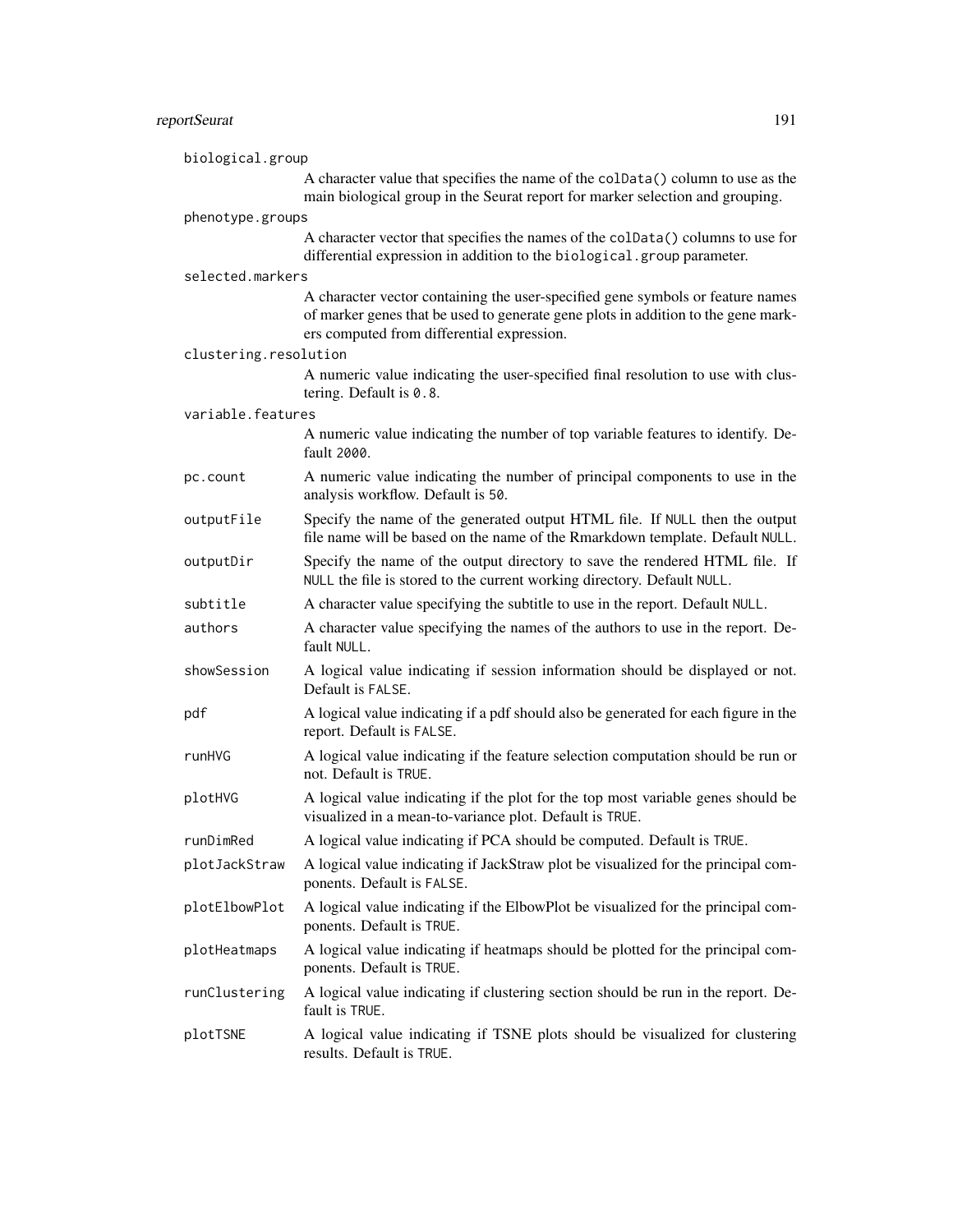`biological.group`
: A character value that specifies the name of the `colData()` column to use as the main biological group in the Seurat report for marker selection and grouping.

`phenotype.groups`
: A character vector that specifies the names of the `colData()` columns to use for differential expression in addition to the `biological.group` parameter.

`selected.markers`
: A character vector containing the user-specified gene symbols or feature names of marker genes that be used to generate gene plots in addition to the gene markers computed from differential expression.

`clustering.resolution`
: A numeric value indicating the user-specified final resolution to use with clustering. Default is `0.8`.

`variable.features`
: A numeric value indicating the number of top variable features to identify. Default `2000`.

`pc.count`
: A numeric value indicating the number of principal components to use in the analysis workflow. Default is `50`.

`outputFile`
: Specify the name of the generated output HTML file. If `NULL` then the output file name will be based on the name of the Rmarkdown template. Default `NULL`.

`outputDir`
: Specify the name of the output directory to save the rendered HTML file. If `NULL` the file is stored to the current working directory. Default `NULL`.

`subtitle`
: A character value specifying the subtitle to use in the report. Default `NULL`.

`authors`
: A character value specifying the names of the authors to use in the report. Default `NULL`.

`showSession`
: A logical value indicating if session information should be displayed or not. Default is `FALSE`.

`pdf`
: A logical value indicating if a pdf should also be generated for each figure in the report. Default is `FALSE`.

`runHVG`
: A logical value indicating if the feature selection computation should be run or not. Default is `TRUE`.

`plotHVG`
: A logical value indicating if the plot for the top most variable genes should be visualized in a mean-to-variance plot. Default is `TRUE`.

`runDimRed`
: A logical value indicating if PCA should be computed. Default is `TRUE`.

`plotJackStraw`
: A logical value indicating if JackStraw plot be visualized for the principal components. Default is `FALSE`.

`plotElbowPlot`
: A logical value indicating if the ElbowPlot be visualized for the principal components. Default is `TRUE`.

`plotHeatmaps`
: A logical value indicating if heatmaps should be plotted for the principal components. Default is `TRUE`.

`runClustering`
: A logical value indicating if clustering section should be run in the report. Default is `TRUE`.

`plotTSNE`
: A logical value indicating if TSNE plots should be visualized for clustering results. Default is `TRUE`.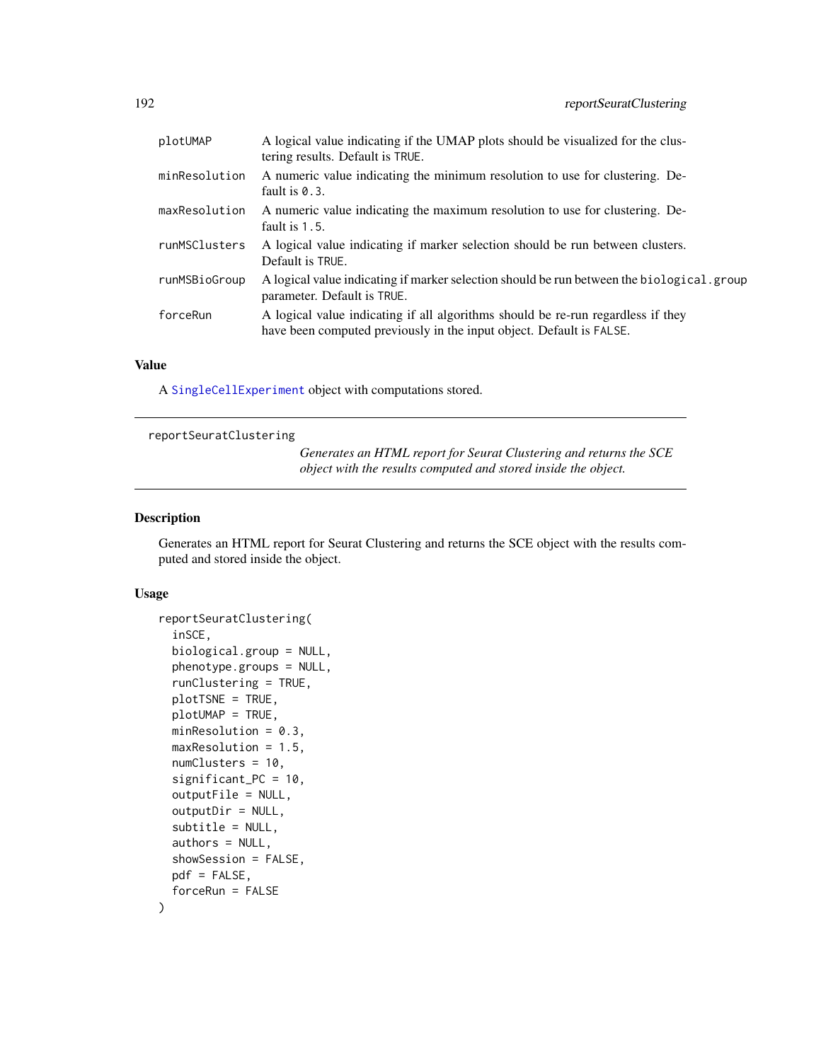| | |
|---|---|
| plotUMAP | A logical value indicating if the UMAP plots should be visualized for the clustering results. Default is TRUE. |
| minResolution | A numeric value indicating the minimum resolution to use for clustering. Default is 0.3. |
| maxResolution | A numeric value indicating the maximum resolution to use for clustering. Default is 1.5. |
| runMSClusters | A logical value indicating if marker selection should be run between clusters. Default is TRUE. |
| runMSBioGroup | A logical value indicating if marker selection should be run between the biological.group parameter. Default is TRUE. |
| forceRun | A logical value indicating if all algorithms should be re-run regardless if they have been computed previously in the input object. Default is FALSE. |

## Value

A SingleCellExperiment object with computations stored.

---

# reportSeuratClustering

*Generates an HTML report for Seurat Clustering and returns the SCE object with the results computed and stored inside the object.*

---

## Description

Generates an HTML report for Seurat Clustering and returns the SCE object with the results computed and stored inside the object.

## Usage

```
reportSeuratClustering(
  inSCE,
  biological.group = NULL,
  phenotype.groups = NULL,
  runClustering = TRUE,
  plotTSNE = TRUE,
  plotUMAP = TRUE,
  minResolution = 0.3,
  maxResolution = 1.5,
  numClusters = 10,
  significant_PC = 10,
  outputFile = NULL,
  outputDir = NULL,
  subtitle = NULL,
  authors = NULL,
  showSession = FALSE,
  pdf = FALSE,
  forceRun = FALSE
)
```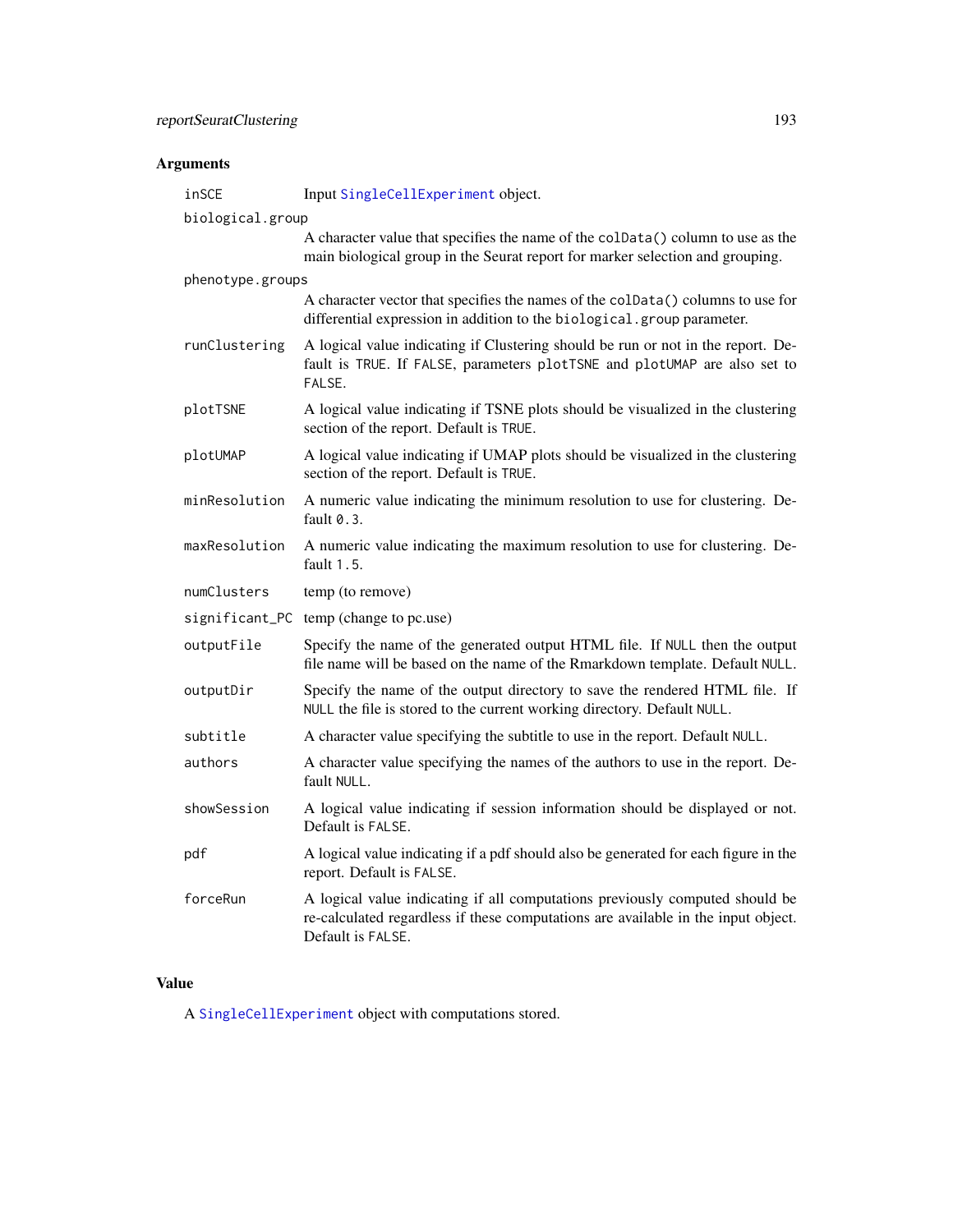## Arguments

| | |
|---|---|
| `inSCE` | Input `SingleCellExperiment` object. |
| `biological.group` | A character value that specifies the name of the `colData()` column to use as the main biological group in the Seurat report for marker selection and grouping. |
| `phenotype.groups` | A character vector that specifies the names of the `colData()` columns to use for differential expression in addition to the `biological.group` parameter. |
| `runClustering` | A logical value indicating if Clustering should be run or not in the report. Default is `TRUE`. If `FALSE`, parameters `plotTSNE` and `plotUMAP` are also set to `FALSE`. |
| `plotTSNE` | A logical value indicating if TSNE plots should be visualized in the clustering section of the report. Default is `TRUE`. |
| `plotUMAP` | A logical value indicating if UMAP plots should be visualized in the clustering section of the report. Default is `TRUE`. |
| `minResolution` | A numeric value indicating the minimum resolution to use for clustering. Default `0.3`. |
| `maxResolution` | A numeric value indicating the maximum resolution to use for clustering. Default `1.5`. |
| `numClusters` | temp (to remove) |
| `significant_PC` | temp (change to pc.use) |
| `outputFile` | Specify the name of the generated output HTML file. If `NULL` then the output file name will be based on the name of the Rmarkdown template. Default `NULL`. |
| `outputDir` | Specify the name of the output directory to save the rendered HTML file. If `NULL` the file is stored to the current working directory. Default `NULL`. |
| `subtitle` | A character value specifying the subtitle to use in the report. Default `NULL`. |
| `authors` | A character value specifying the names of the authors to use in the report. Default `NULL`. |
| `showSession` | A logical value indicating if session information should be displayed or not. Default is `FALSE`. |
| `pdf` | A logical value indicating if a pdf should also be generated for each figure in the report. Default is `FALSE`. |
| `forceRun` | A logical value indicating if all computations previously computed should be re-calculated regardless if these computations are available in the input object. Default is `FALSE`. |

## Value

A `SingleCellExperiment` object with computations stored.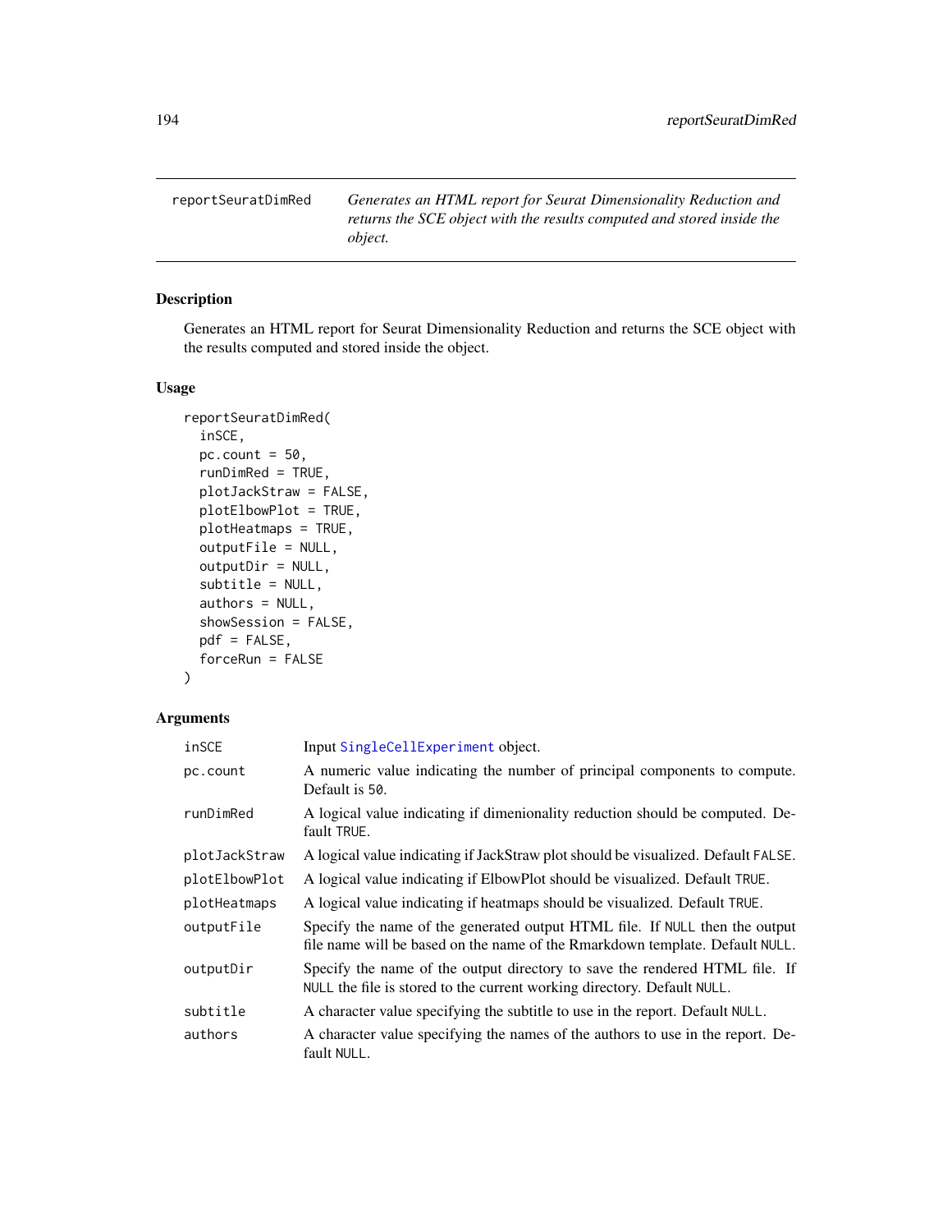## reportSeuratDimRed

*Generates an HTML report for Seurat Dimensionality Reduction and returns the SCE object with the results computed and stored inside the object.*

### Description

Generates an HTML report for Seurat Dimensionality Reduction and returns the SCE object with the results computed and stored inside the object.

### Usage

```
reportSeuratDimRed(
  inSCE,
  pc.count = 50,
  runDimRed = TRUE,
  plotJackStraw = FALSE,
  plotElbowPlot = TRUE,
  plotHeatmaps = TRUE,
  outputFile = NULL,
  outputDir = NULL,
  subtitle = NULL,
  authors = NULL,
  showSession = FALSE,
  pdf = FALSE,
  forceRun = FALSE
)
```

### Arguments

| | |
|---|---|
| inSCE | Input SingleCellExperiment object. |
| pc.count | A numeric value indicating the number of principal components to compute. Default is 50. |
| runDimRed | A logical value indicating if dimenionality reduction should be computed. Default TRUE. |
| plotJackStraw | A logical value indicating if JackStraw plot should be visualized. Default FALSE. |
| plotElbowPlot | A logical value indicating if ElbowPlot should be visualized. Default TRUE. |
| plotHeatmaps | A logical value indicating if heatmaps should be visualized. Default TRUE. |
| outputFile | Specify the name of the generated output HTML file. If NULL then the output file name will be based on the name of the Rmarkdown template. Default NULL. |
| outputDir | Specify the name of the output directory to save the rendered HTML file. If NULL the file is stored to the current working directory. Default NULL. |
| subtitle | A character value specifying the subtitle to use in the report. Default NULL. |
| authors | A character value specifying the names of the authors to use in the report. Default NULL. |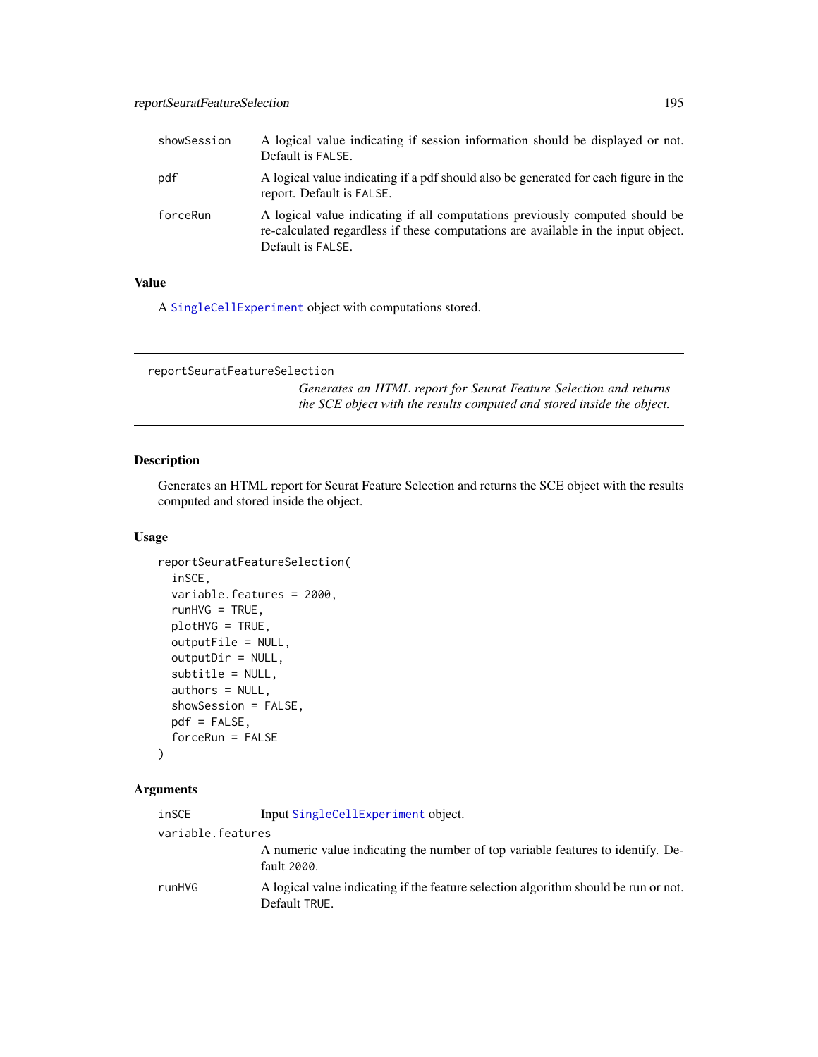| | |
|---|---|
| showSession | A logical value indicating if session information should be displayed or not. Default is FALSE. |
| pdf | A logical value indicating if a pdf should also be generated for each figure in the report. Default is FALSE. |
| forceRun | A logical value indicating if all computations previously computed should be re-calculated regardless if these computations are available in the input object. Default is FALSE. |

### Value

A SingleCellExperiment object with computations stored.

---

## reportSeuratFeatureSelection

*Generates an HTML report for Seurat Feature Selection and returns the SCE object with the results computed and stored inside the object.*

---

### Description

Generates an HTML report for Seurat Feature Selection and returns the SCE object with the results computed and stored inside the object.

### Usage

```
reportSeuratFeatureSelection(
  inSCE,
  variable.features = 2000,
  runHVG = TRUE,
  plotHVG = TRUE,
  outputFile = NULL,
  outputDir = NULL,
  subtitle = NULL,
  authors = NULL,
  showSession = FALSE,
  pdf = FALSE,
  forceRun = FALSE
)
```

### Arguments

| | |
|---|---|
| inSCE | Input SingleCellExperiment object. |
| variable.features | A numeric value indicating the number of top variable features to identify. Default 2000. |
| runHVG | A logical value indicating if the feature selection algorithm should be run or not. Default TRUE. |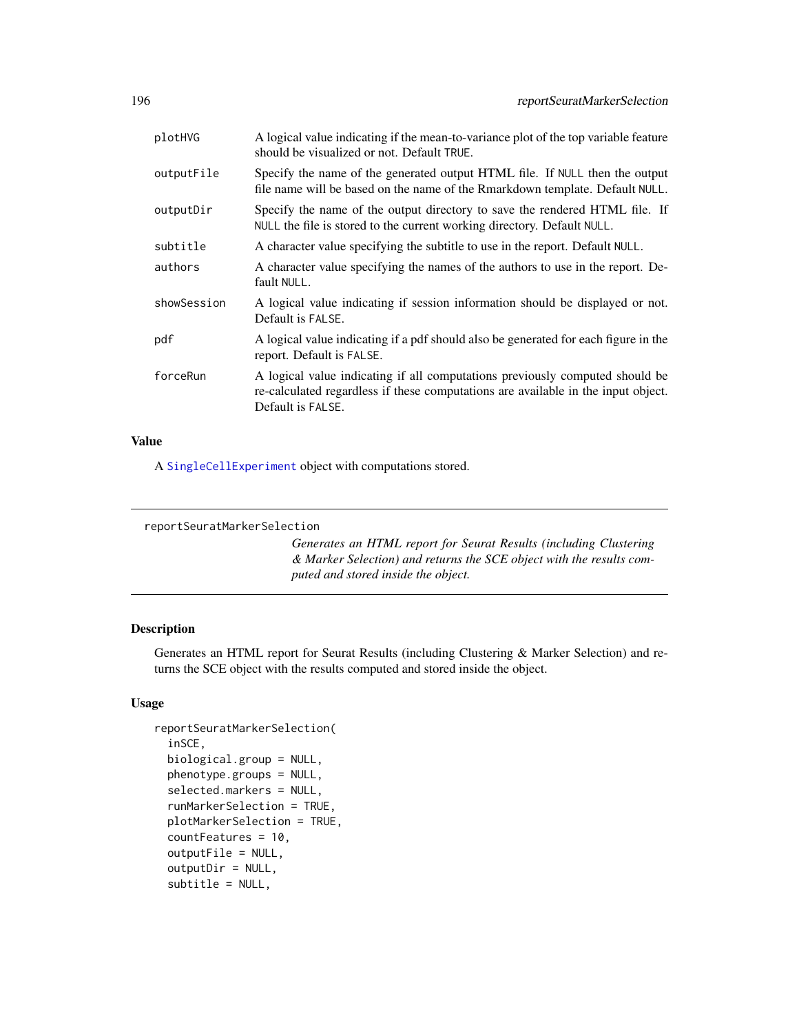| | |
|---|---|
| plotHVG | A logical value indicating if the mean-to-variance plot of the top variable feature should be visualized or not. Default TRUE. |
| outputFile | Specify the name of the generated output HTML file. If NULL then the output file name will be based on the name of the Rmarkdown template. Default NULL. |
| outputDir | Specify the name of the output directory to save the rendered HTML file. If NULL the file is stored to the current working directory. Default NULL. |
| subtitle | A character value specifying the subtitle to use in the report. Default NULL. |
| authors | A character value specifying the names of the authors to use in the report. Default NULL. |
| showSession | A logical value indicating if session information should be displayed or not. Default is FALSE. |
| pdf | A logical value indicating if a pdf should also be generated for each figure in the report. Default is FALSE. |
| forceRun | A logical value indicating if all computations previously computed should be re-calculated regardless if these computations are available in the input object. Default is FALSE. |

### Value

A SingleCellExperiment object with computations stored.

---

## reportSeuratMarkerSelection

*Generates an HTML report for Seurat Results (including Clustering & Marker Selection) and returns the SCE object with the results computed and stored inside the object.*

---

### Description

Generates an HTML report for Seurat Results (including Clustering & Marker Selection) and returns the SCE object with the results computed and stored inside the object.

### Usage

```
reportSeuratMarkerSelection(
  inSCE,
  biological.group = NULL,
  phenotype.groups = NULL,
  selected.markers = NULL,
  runMarkerSelection = TRUE,
  plotMarkerSelection = TRUE,
  countFeatures = 10,
  outputFile = NULL,
  outputDir = NULL,
  subtitle = NULL,
```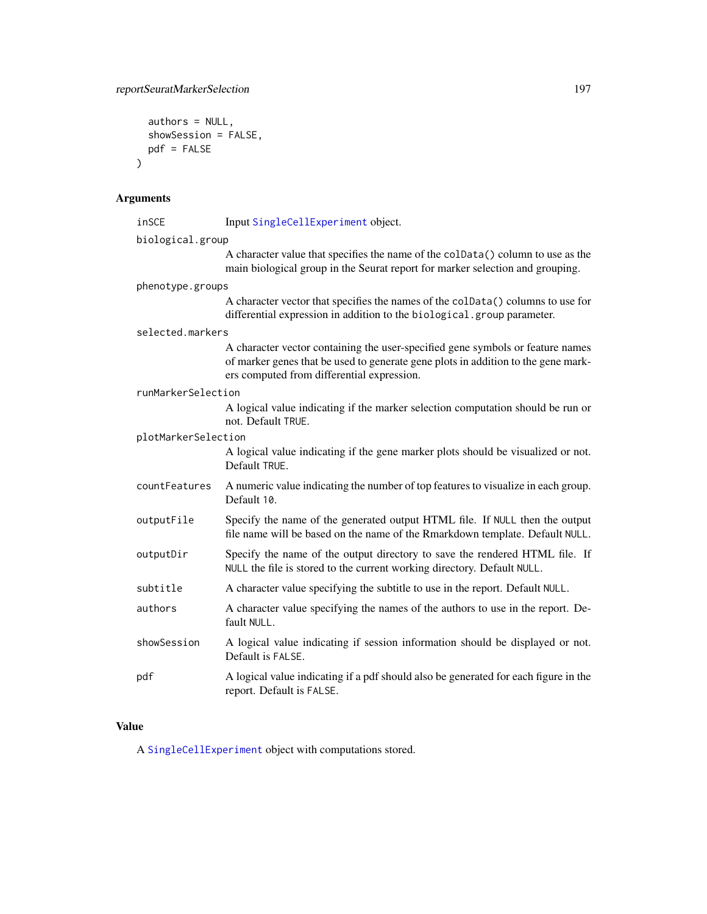```
  authors = NULL,
  showSession = FALSE,
  pdf = FALSE
)
```

## Arguments

- **inSCE** Input SingleCellExperiment object.
- **biological.group** A character value that specifies the name of the colData() column to use as the main biological group in the Seurat report for marker selection and grouping.
- **phenotype.groups** A character vector that specifies the names of the colData() columns to use for differential expression in addition to the biological.group parameter.
- **selected.markers** A character vector containing the user-specified gene symbols or feature names of marker genes that be used to generate gene plots in addition to the gene markers computed from differential expression.
- **runMarkerSelection** A logical value indicating if the marker selection computation should be run or not. Default TRUE.
- **plotMarkerSelection** A logical value indicating if the gene marker plots should be visualized or not. Default TRUE.
- **countFeatures** A numeric value indicating the number of top features to visualize in each group. Default 10.
- **outputFile** Specify the name of the generated output HTML file. If NULL then the output file name will be based on the name of the Rmarkdown template. Default NULL.
- **outputDir** Specify the name of the output directory to save the rendered HTML file. If NULL the file is stored to the current working directory. Default NULL.
- **subtitle** A character value specifying the subtitle to use in the report. Default NULL.
- **authors** A character value specifying the names of the authors to use in the report. Default NULL.
- **showSession** A logical value indicating if session information should be displayed or not. Default is FALSE.
- **pdf** A logical value indicating if a pdf should also be generated for each figure in the report. Default is FALSE.

## Value

A SingleCellExperiment object with computations stored.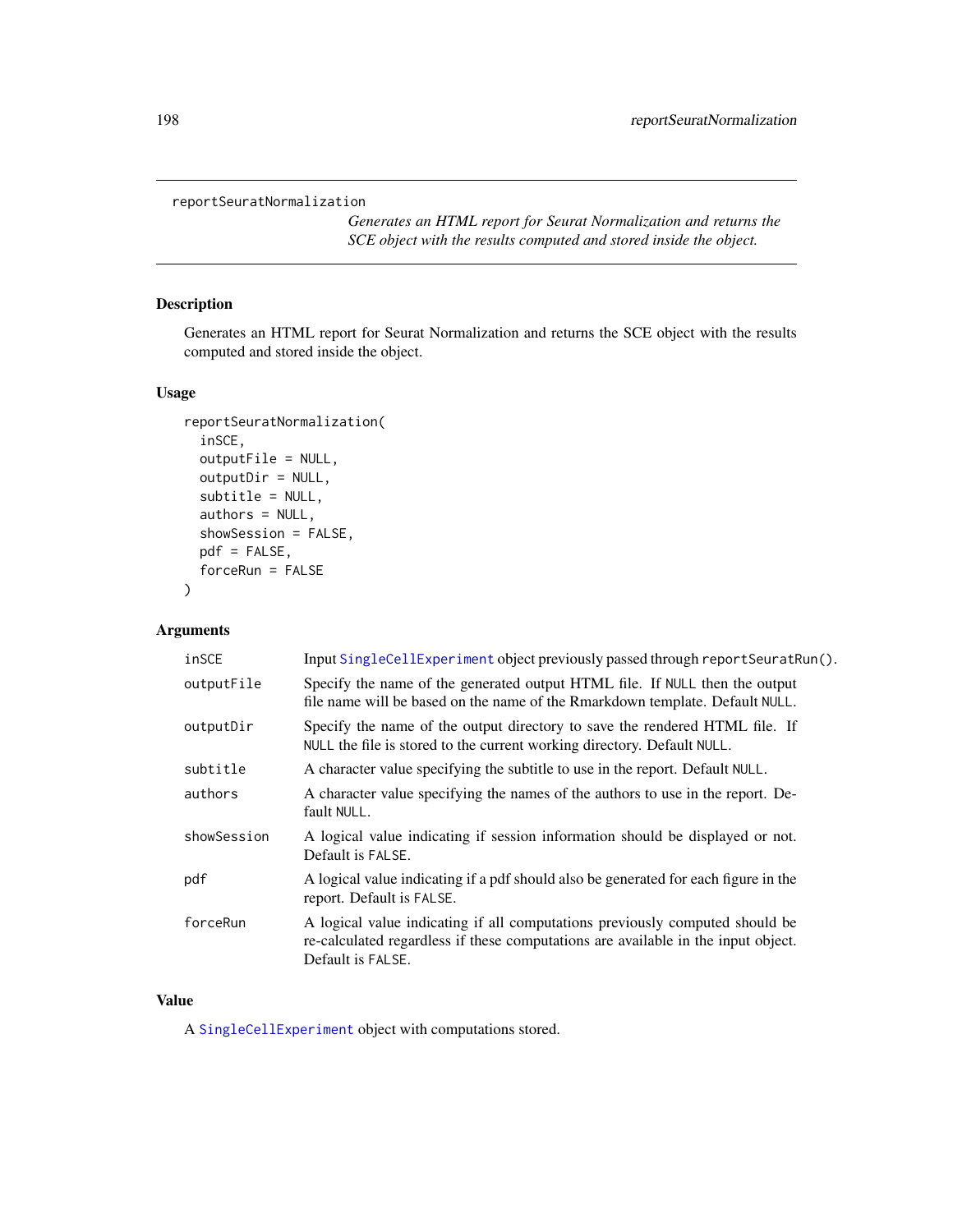## reportSeuratNormalization

*Generates an HTML report for Seurat Normalization and returns the SCE object with the results computed and stored inside the object.*

### Description

Generates an HTML report for Seurat Normalization and returns the SCE object with the results computed and stored inside the object.

### Usage

```
reportSeuratNormalization(
  inSCE,
  outputFile = NULL,
  outputDir = NULL,
  subtitle = NULL,
  authors = NULL,
  showSession = FALSE,
  pdf = FALSE,
  forceRun = FALSE
)
```

### Arguments

| | |
|---|---|
| `inSCE` | Input `SingleCellExperiment` object previously passed through `reportSeuratRun()`. |
| `outputFile` | Specify the name of the generated output HTML file. If `NULL` then the output file name will be based on the name of the Rmarkdown template. Default `NULL`. |
| `outputDir` | Specify the name of the output directory to save the rendered HTML file. If `NULL` the file is stored to the current working directory. Default `NULL`. |
| `subtitle` | A character value specifying the subtitle to use in the report. Default `NULL`. |
| `authors` | A character value specifying the names of the authors to use in the report. Default `NULL`. |
| `showSession` | A logical value indicating if session information should be displayed or not. Default is `FALSE`. |
| `pdf` | A logical value indicating if a pdf should also be generated for each figure in the report. Default is `FALSE`. |
| `forceRun` | A logical value indicating if all computations previously computed should be re-calculated regardless if these computations are available in the input object. Default is `FALSE`. |

### Value

A `SingleCellExperiment` object with computations stored.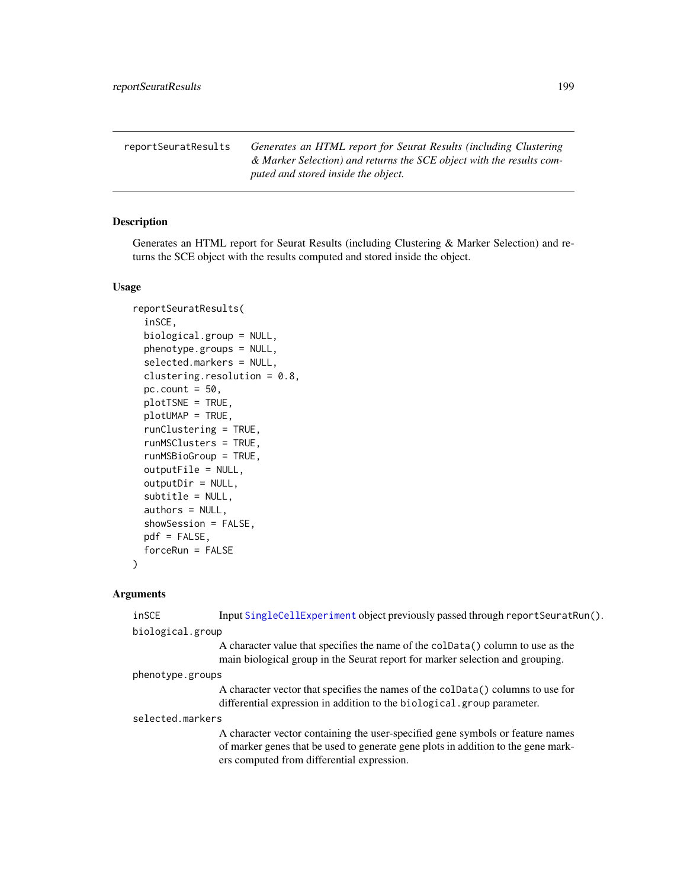reportSeuratResults — *Generates an HTML report for Seurat Results (including Clustering & Marker Selection) and returns the SCE object with the results computed and stored inside the object.*

## Description

Generates an HTML report for Seurat Results (including Clustering & Marker Selection) and returns the SCE object with the results computed and stored inside the object.

## Usage

```
reportSeuratResults(
  inSCE,
  biological.group = NULL,
  phenotype.groups = NULL,
  selected.markers = NULL,
  clustering.resolution = 0.8,
  pc.count = 50,
  plotTSNE = TRUE,
  plotUMAP = TRUE,
  runClustering = TRUE,
  runMSClusters = TRUE,
  runMSBioGroup = TRUE,
  outputFile = NULL,
  outputDir = NULL,
  subtitle = NULL,
  authors = NULL,
  showSession = FALSE,
  pdf = FALSE,
  forceRun = FALSE
)
```

## Arguments

`inSCE` — Input `SingleCellExperiment` object previously passed through `reportSeuratRun()`.

`biological.group` — A character value that specifies the name of the `colData()` column to use as the main biological group in the Seurat report for marker selection and grouping.

`phenotype.groups` — A character vector that specifies the names of the `colData()` columns to use for differential expression in addition to the `biological.group` parameter.

`selected.markers` — A character vector containing the user-specified gene symbols or feature names of marker genes that be used to generate gene plots in addition to the gene markers computed from differential expression.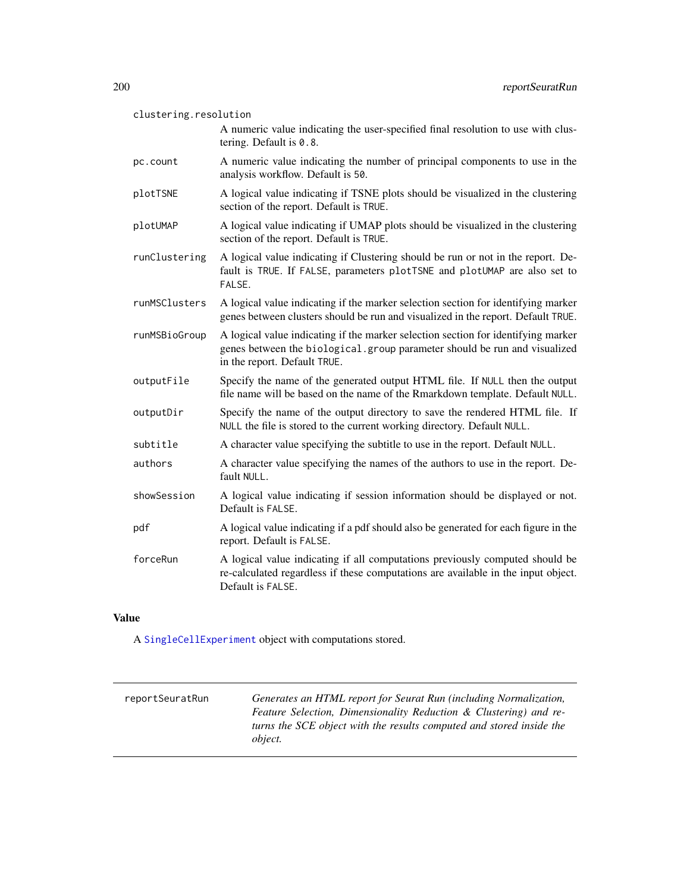| | |
|---|---|
| clustering.resolution | A numeric value indicating the user-specified final resolution to use with clustering. Default is `0.8`. |
| pc.count | A numeric value indicating the number of principal components to use in the analysis workflow. Default is `50`. |
| plotTSNE | A logical value indicating if TSNE plots should be visualized in the clustering section of the report. Default is `TRUE`. |
| plotUMAP | A logical value indicating if UMAP plots should be visualized in the clustering section of the report. Default is `TRUE`. |
| runClustering | A logical value indicating if Clustering should be run or not in the report. Default is `TRUE`. If `FALSE`, parameters `plotTSNE` and `plotUMAP` are also set to `FALSE`. |
| runMSClusters | A logical value indicating if the marker selection section for identifying marker genes between clusters should be run and visualized in the report. Default `TRUE`. |
| runMSBioGroup | A logical value indicating if the marker selection section for identifying marker genes between the `biological.group` parameter should be run and visualized in the report. Default `TRUE`. |
| outputFile | Specify the name of the generated output HTML file. If `NULL` then the output file name will be based on the name of the Rmarkdown template. Default `NULL`. |
| outputDir | Specify the name of the output directory to save the rendered HTML file. If `NULL` the file is stored to the current working directory. Default `NULL`. |
| subtitle | A character value specifying the subtitle to use in the report. Default `NULL`. |
| authors | A character value specifying the names of the authors to use in the report. Default `NULL`. |
| showSession | A logical value indicating if session information should be displayed or not. Default is `FALSE`. |
| pdf | A logical value indicating if a pdf should also be generated for each figure in the report. Default is `FALSE`. |
| forceRun | A logical value indicating if all computations previously computed should be re-calculated regardless if these computations are available in the input object. Default is `FALSE`. |

## Value

A `SingleCellExperiment` object with computations stored.

---

# reportSeuratRun

*Generates an HTML report for Seurat Run (including Normalization, Feature Selection, Dimensionality Reduction & Clustering) and returns the SCE object with the results computed and stored inside the object.*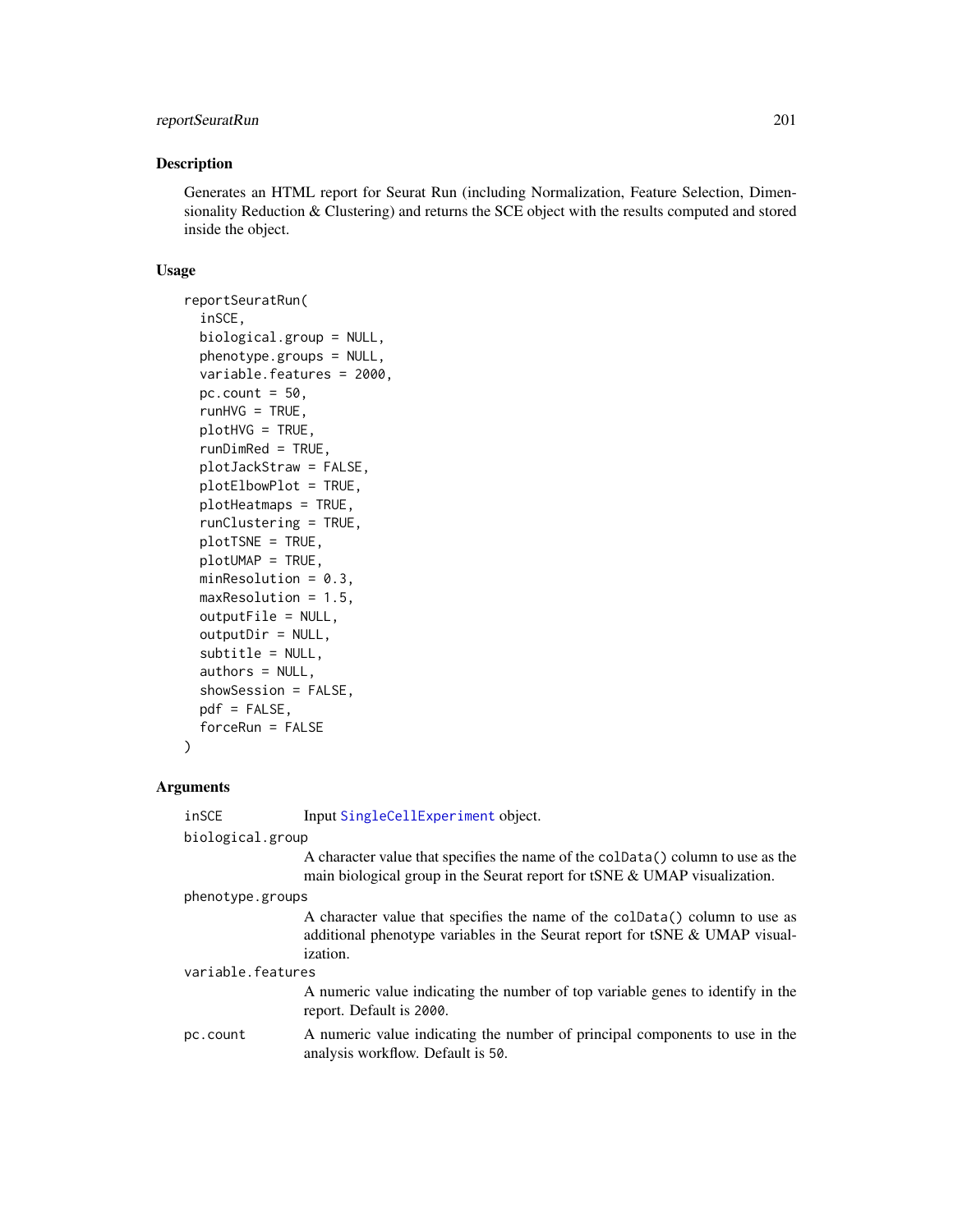## Description

Generates an HTML report for Seurat Run (including Normalization, Feature Selection, Dimensionality Reduction & Clustering) and returns the SCE object with the results computed and stored inside the object.

## Usage

```
reportSeuratRun(
  inSCE,
  biological.group = NULL,
  phenotype.groups = NULL,
  variable.features = 2000,
  pc.count = 50,
  runHVG = TRUE,
  plotHVG = TRUE,
  runDimRed = TRUE,
  plotJackStraw = FALSE,
  plotElbowPlot = TRUE,
  plotHeatmaps = TRUE,
  runClustering = TRUE,
  plotTSNE = TRUE,
  plotUMAP = TRUE,
  minResolution = 0.3,
  maxResolution = 1.5,
  outputFile = NULL,
  outputDir = NULL,
  subtitle = NULL,
  authors = NULL,
  showSession = FALSE,
  pdf = FALSE,
  forceRun = FALSE
)
```

## Arguments

`inSCE` Input `SingleCellExperiment` object.

`biological.group` A character value that specifies the name of the `colData()` column to use as the main biological group in the Seurat report for tSNE & UMAP visualization.

`phenotype.groups` A character value that specifies the name of the `colData()` column to use as additional phenotype variables in the Seurat report for tSNE & UMAP visualization.

`variable.features` A numeric value indicating the number of top variable genes to identify in the report. Default is `2000`.

`pc.count` A numeric value indicating the number of principal components to use in the analysis workflow. Default is `50`.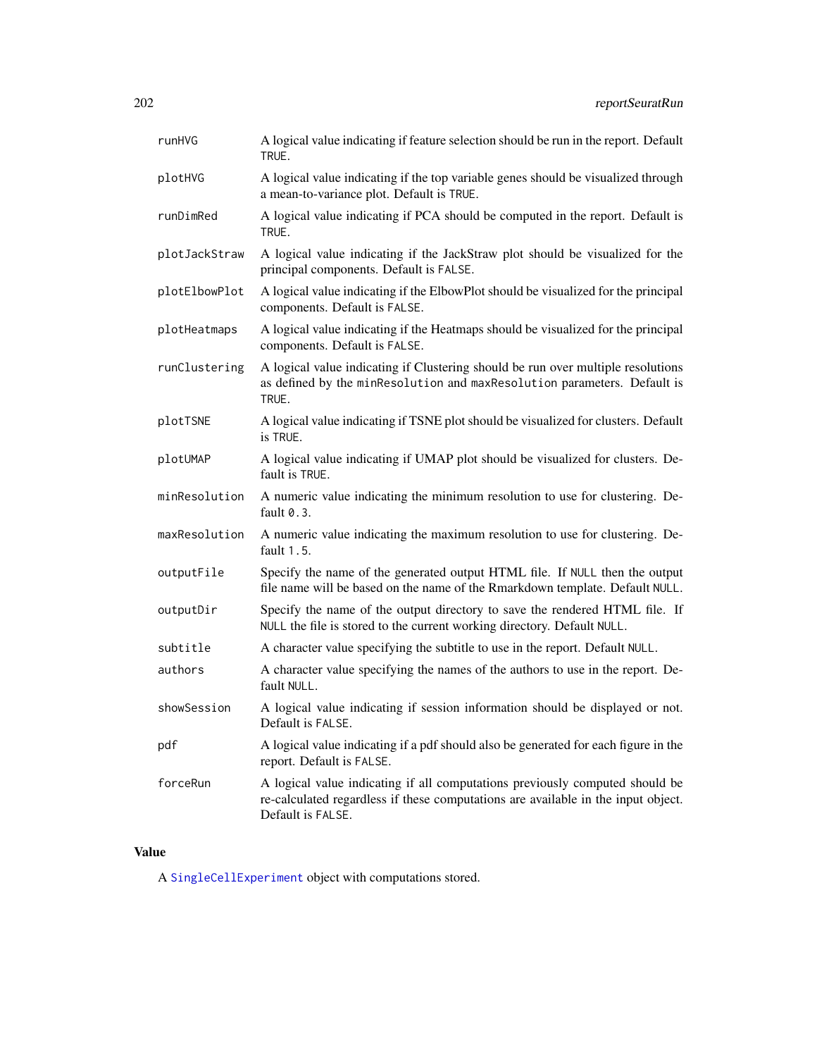| | |
|---|---|
| runHVG | A logical value indicating if feature selection should be run in the report. Default TRUE. |
| plotHVG | A logical value indicating if the top variable genes should be visualized through a mean-to-variance plot. Default is TRUE. |
| runDimRed | A logical value indicating if PCA should be computed in the report. Default is TRUE. |
| plotJackStraw | A logical value indicating if the JackStraw plot should be visualized for the principal components. Default is FALSE. |
| plotElbowPlot | A logical value indicating if the ElbowPlot should be visualized for the principal components. Default is FALSE. |
| plotHeatmaps | A logical value indicating if the Heatmaps should be visualized for the principal components. Default is FALSE. |
| runClustering | A logical value indicating if Clustering should be run over multiple resolutions as defined by the minResolution and maxResolution parameters. Default is TRUE. |
| plotTSNE | A logical value indicating if TSNE plot should be visualized for clusters. Default is TRUE. |
| plotUMAP | A logical value indicating if UMAP plot should be visualized for clusters. Default is TRUE. |
| minResolution | A numeric value indicating the minimum resolution to use for clustering. Default 0.3. |
| maxResolution | A numeric value indicating the maximum resolution to use for clustering. Default 1.5. |
| outputFile | Specify the name of the generated output HTML file. If NULL then the output file name will be based on the name of the Rmarkdown template. Default NULL. |
| outputDir | Specify the name of the output directory to save the rendered HTML file. If NULL the file is stored to the current working directory. Default NULL. |
| subtitle | A character value specifying the subtitle to use in the report. Default NULL. |
| authors | A character value specifying the names of the authors to use in the report. Default NULL. |
| showSession | A logical value indicating if session information should be displayed or not. Default is FALSE. |
| pdf | A logical value indicating if a pdf should also be generated for each figure in the report. Default is FALSE. |
| forceRun | A logical value indicating if all computations previously computed should be re-calculated regardless if these computations are available in the input object. Default is FALSE. |

## Value

A SingleCellExperiment object with computations stored.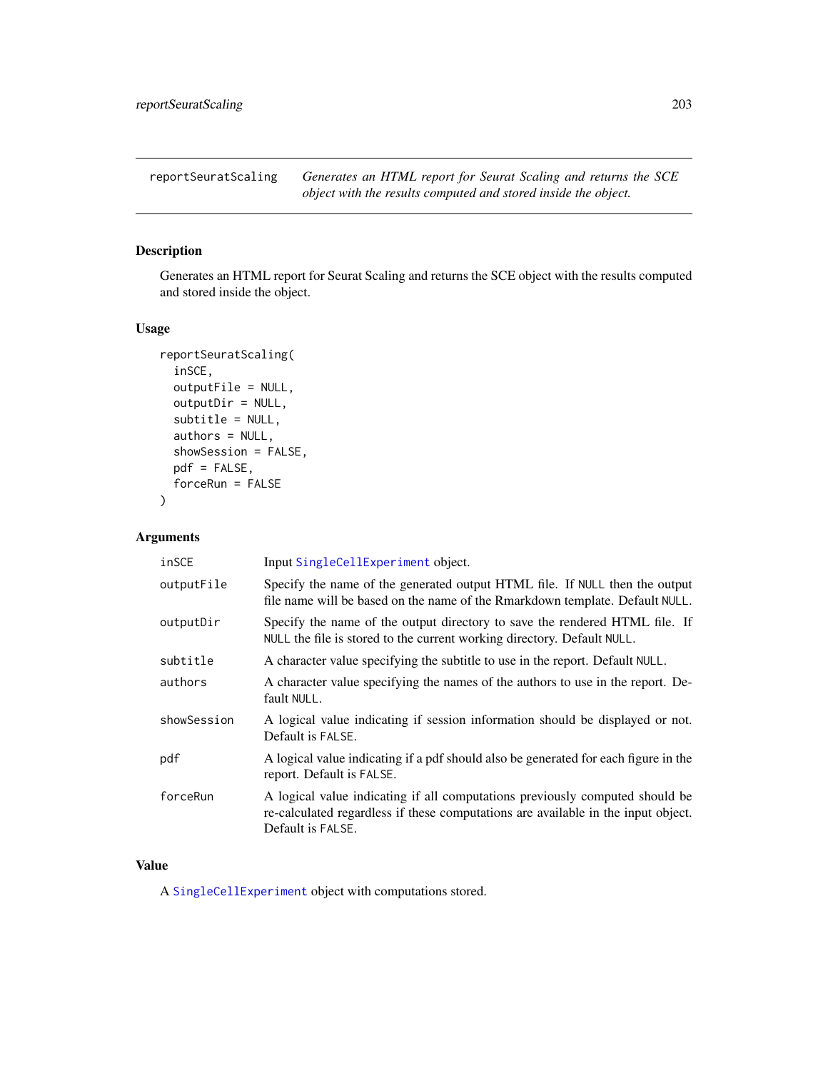# reportSeuratScaling

*Generates an HTML report for Seurat Scaling and returns the SCE object with the results computed and stored inside the object.*

## Description

Generates an HTML report for Seurat Scaling and returns the SCE object with the results computed and stored inside the object.

## Usage

```
reportSeuratScaling(
  inSCE,
  outputFile = NULL,
  outputDir = NULL,
  subtitle = NULL,
  authors = NULL,
  showSession = FALSE,
  pdf = FALSE,
  forceRun = FALSE
)
```

## Arguments

| | |
|---|---|
| `inSCE` | Input `SingleCellExperiment` object. |
| `outputFile` | Specify the name of the generated output HTML file. If `NULL` then the output file name will be based on the name of the Rmarkdown template. Default `NULL`. |
| `outputDir` | Specify the name of the output directory to save the rendered HTML file. If `NULL` the file is stored to the current working directory. Default `NULL`. |
| `subtitle` | A character value specifying the subtitle to use in the report. Default `NULL`. |
| `authors` | A character value specifying the names of the authors to use in the report. Default `NULL`. |
| `showSession` | A logical value indicating if session information should be displayed or not. Default is `FALSE`. |
| `pdf` | A logical value indicating if a pdf should also be generated for each figure in the report. Default is `FALSE`. |
| `forceRun` | A logical value indicating if all computations previously computed should be re-calculated regardless if these computations are available in the input object. Default is `FALSE`. |

## Value

A `SingleCellExperiment` object with computations stored.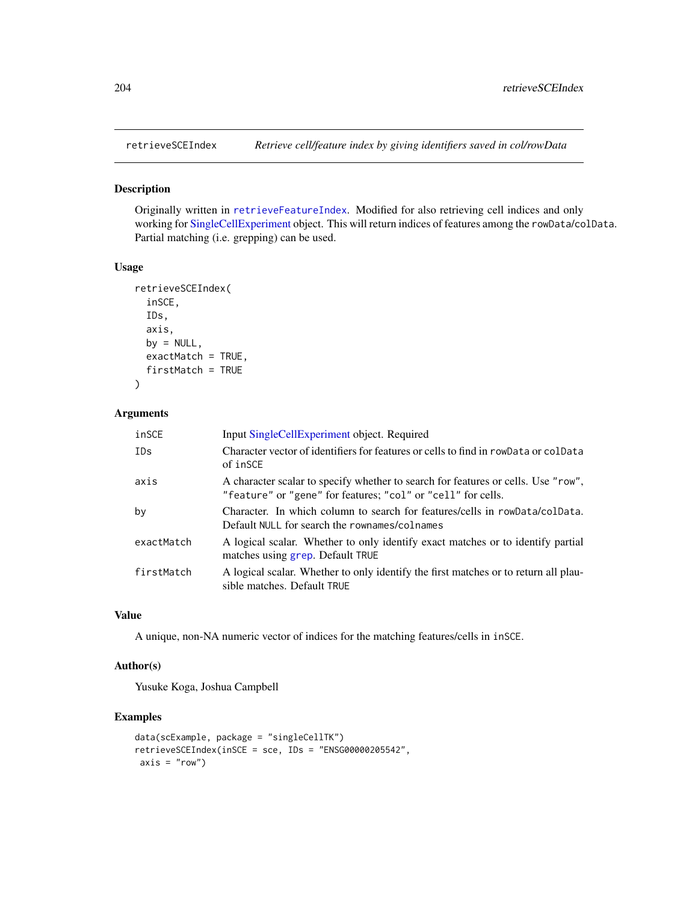## retrieveSCEIndex — *Retrieve cell/feature index by giving identifiers saved in col/rowData*

### Description

Originally written in retrieveFeatureIndex. Modified for also retrieving cell indices and only working for SingleCellExperiment object. This will return indices of features among the `rowData/colData`. Partial matching (i.e. grepping) can be used.

### Usage

```
retrieveSCEIndex(
  inSCE,
  IDs,
  axis,
  by = NULL,
  exactMatch = TRUE,
  firstMatch = TRUE
)
```

### Arguments

| Argument | Description |
|---|---|
| `inSCE` | Input SingleCellExperiment object. Required |
| `IDs` | Character vector of identifiers for features or cells to find in `rowData` or `colData` of `inSCE` |
| `axis` | A character scalar to specify whether to search for features or cells. Use `"row"`, `"feature"` or `"gene"` for features; `"col"` or `"cell"` for cells. |
| `by` | Character. In which column to search for features/cells in `rowData/colData`. Default `NULL` for search the `rownames/colnames` |
| `exactMatch` | A logical scalar. Whether to only identify exact matches or to identify partial matches using grep. Default `TRUE` |
| `firstMatch` | A logical scalar. Whether to only identify the first matches or to return all plausible matches. Default `TRUE` |

### Value

A unique, non-NA numeric vector of indices for the matching features/cells in `inSCE`.

### Author(s)

Yusuke Koga, Joshua Campbell

### Examples

```
data(scExample, package = "singleCellTK")
retrieveSCEIndex(inSCE = sce, IDs = "ENSG00000205542",
 axis = "row")
```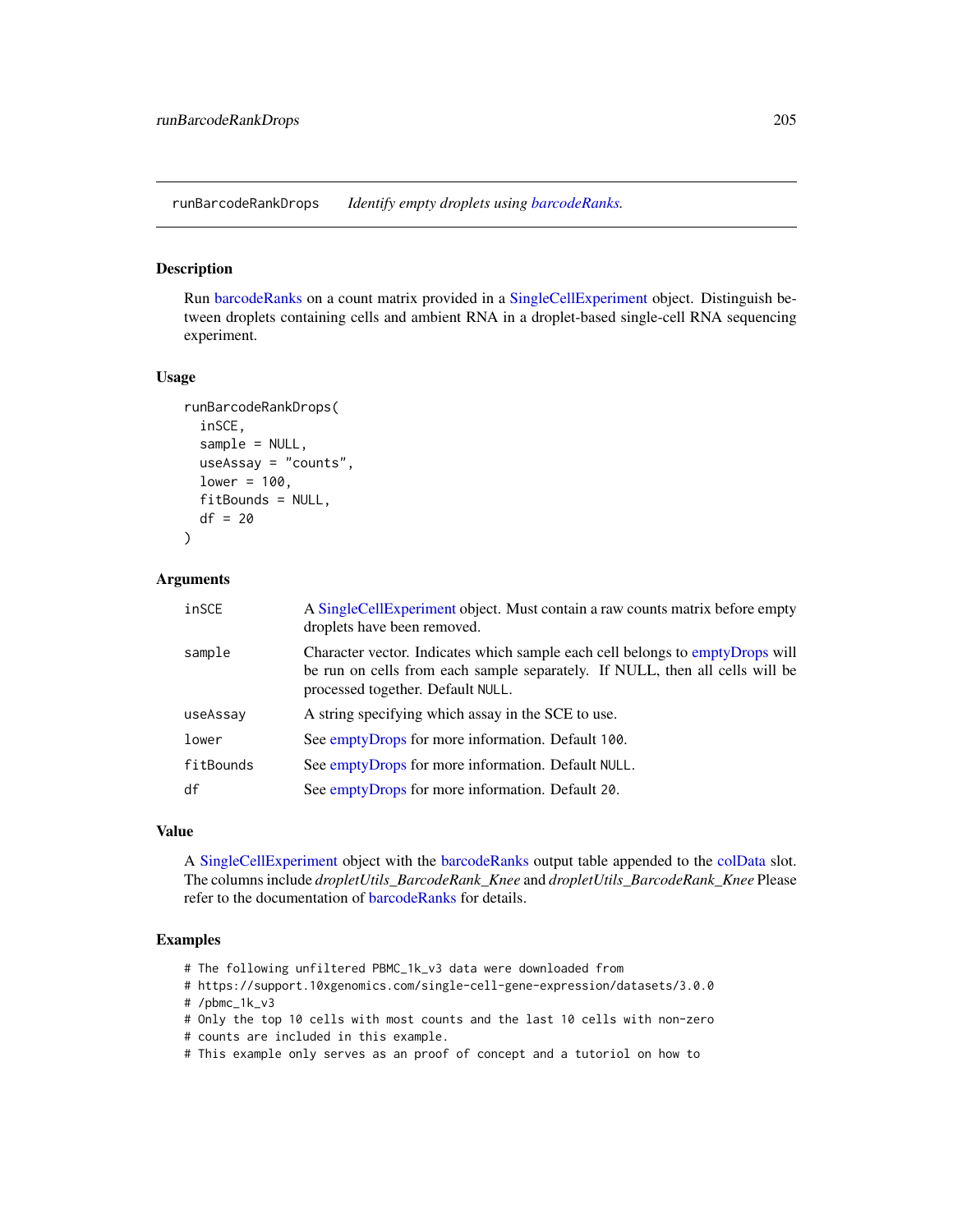runBarcodeRankDrops *Identify empty droplets using barcodeRanks.*

## Description

Run barcodeRanks on a count matrix provided in a SingleCellExperiment object. Distinguish between droplets containing cells and ambient RNA in a droplet-based single-cell RNA sequencing experiment.

## Usage

```
runBarcodeRankDrops(
  inSCE,
  sample = NULL,
  useAssay = "counts",
  lower = 100,
  fitBounds = NULL,
  df = 20
)
```

## Arguments

| | |
|---|---|
| inSCE | A SingleCellExperiment object. Must contain a raw counts matrix before empty droplets have been removed. |
| sample | Character vector. Indicates which sample each cell belongs to emptyDrops will be run on cells from each sample separately. If NULL, then all cells will be processed together. Default NULL. |
| useAssay | A string specifying which assay in the SCE to use. |
| lower | See emptyDrops for more information. Default 100. |
| fitBounds | See emptyDrops for more information. Default NULL. |
| df | See emptyDrops for more information. Default 20. |

## Value

A SingleCellExperiment object with the barcodeRanks output table appended to the colData slot. The columns include *dropletUtils_BarcodeRank_Knee* and *dropletUtils_BarcodeRank_Knee* Please refer to the documentation of barcodeRanks for details.

## Examples

```
# The following unfiltered PBMC_1k_v3 data were downloaded from
# https://support.10xgenomics.com/single-cell-gene-expression/datasets/3.0.0
# /pbmc_1k_v3
# Only the top 10 cells with most counts and the last 10 cells with non-zero
# counts are included in this example.
# This example only serves as an proof of concept and a tutoriol on how to
```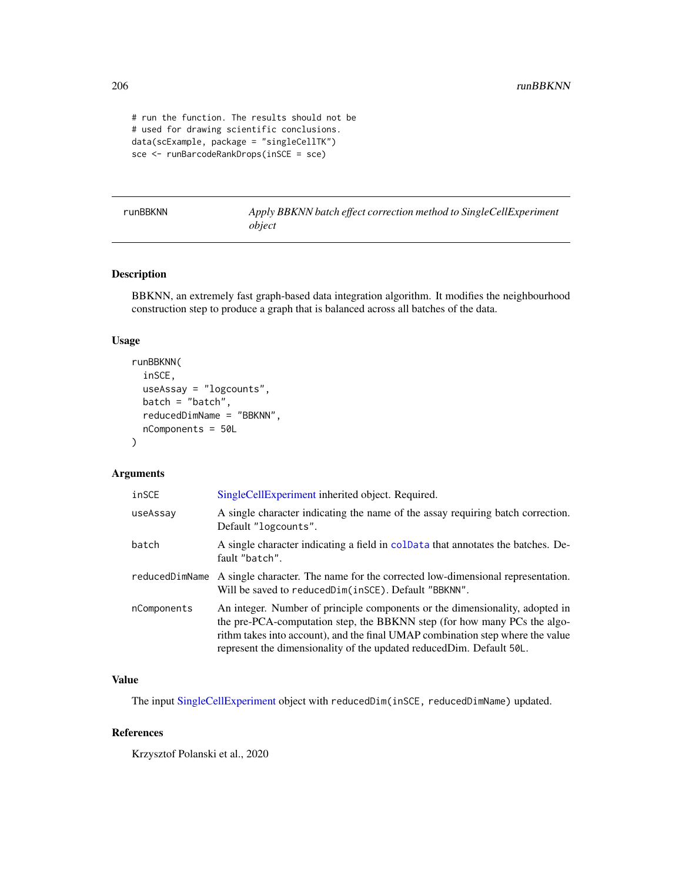```
# run the function. The results should not be
# used for drawing scientific conclusions.
data(scExample, package = "singleCellTK")
sce <- runBarcodeRankDrops(inSCE = sce)
```

---

## runBBKNN — *Apply BBKNN batch effect correction method to SingleCellExperiment object*

---

### Description

BBKNN, an extremely fast graph-based data integration algorithm. It modifies the neighbourhood construction step to produce a graph that is balanced across all batches of the data.

### Usage

```
runBBKNN(
  inSCE,
  useAssay = "logcounts",
  batch = "batch",
  reducedDimName = "BBKNN",
  nComponents = 50L
)
```

### Arguments

| | |
|---|---|
| inSCE | SingleCellExperiment inherited object. Required. |
| useAssay | A single character indicating the name of the assay requiring batch correction. Default "logcounts". |
| batch | A single character indicating a field in colData that annotates the batches. Default "batch". |
| reducedDimName | A single character. The name for the corrected low-dimensional representation. Will be saved to reducedDim(inSCE). Default "BBKNN". |
| nComponents | An integer. Number of principle components or the dimensionality, adopted in the pre-PCA-computation step, the BBKNN step (for how many PCs the algorithm takes into account), and the final UMAP combination step where the value represent the dimensionality of the updated reducedDim. Default 50L. |

### Value

The input SingleCellExperiment object with reducedDim(inSCE, reducedDimName) updated.

### References

Krzysztof Polanski et al., 2020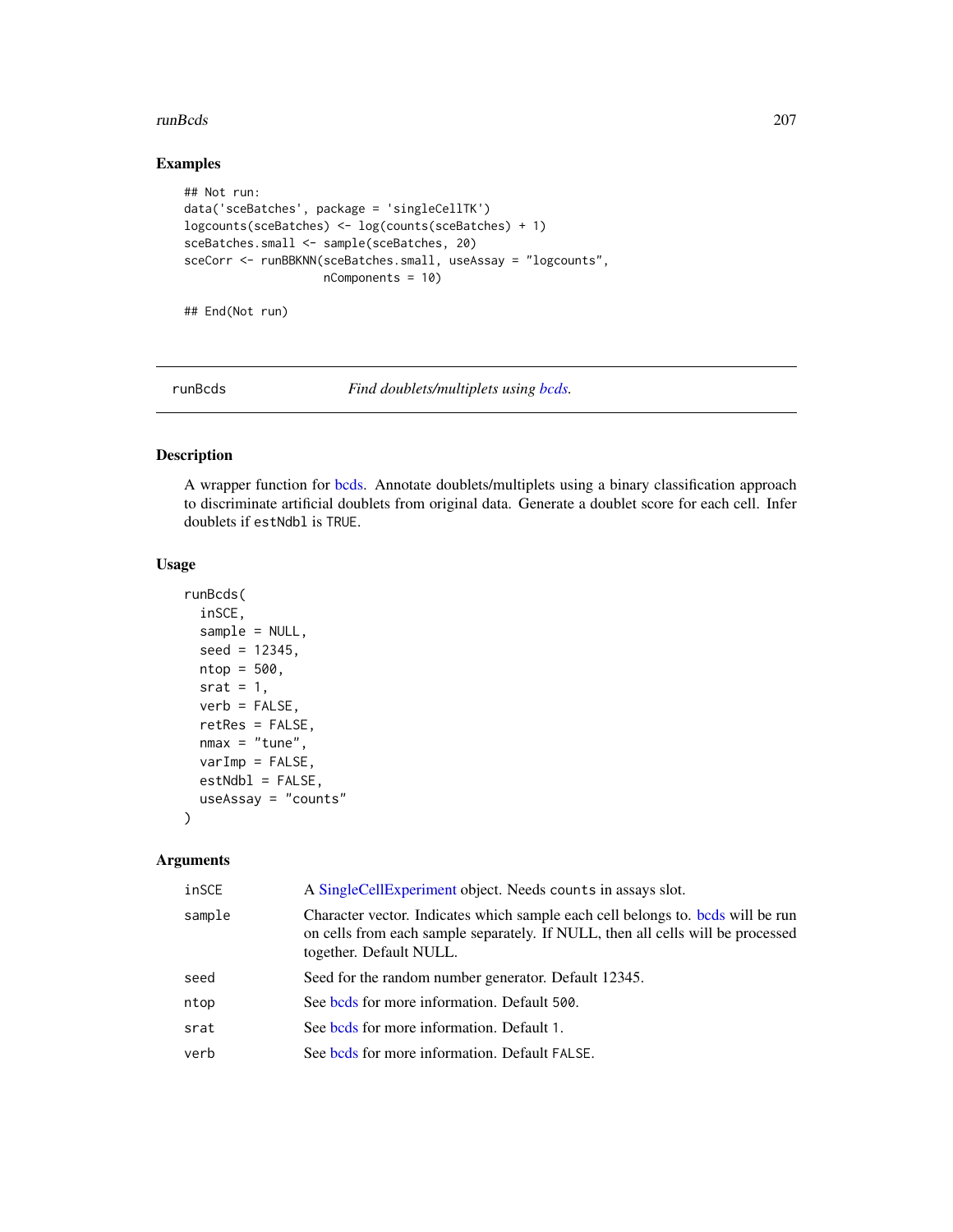## Examples

```
## Not run:
data('sceBatches', package = 'singleCellTK')
logcounts(sceBatches) <- log(counts(sceBatches) + 1)
sceBatches.small <- sample(sceBatches, 20)
sceCorr <- runBBKNN(sceBatches.small, useAssay = "logcounts",
                    nComponents = 10)

## End(Not run)
```

---

runBcds — *Find doublets/multiplets using bcds.*

---

## Description

A wrapper function for bcds. Annotate doublets/multiplets using a binary classification approach to discriminate artificial doublets from original data. Generate a doublet score for each cell. Infer doublets if `estNdbl` is `TRUE`.

## Usage

```
runBcds(
  inSCE,
  sample = NULL,
  seed = 12345,
  ntop = 500,
  srat = 1,
  verb = FALSE,
  retRes = FALSE,
  nmax = "tune",
  varImp = FALSE,
  estNdbl = FALSE,
  useAssay = "counts"
)
```

## Arguments

| | |
|---|---|
| inSCE | A SingleCellExperiment object. Needs `counts` in assays slot. |
| sample | Character vector. Indicates which sample each cell belongs to. bcds will be run on cells from each sample separately. If NULL, then all cells will be processed together. Default NULL. |
| seed | Seed for the random number generator. Default 12345. |
| ntop | See bcds for more information. Default `500`. |
| srat | See bcds for more information. Default `1`. |
| verb | See bcds for more information. Default `FALSE`. |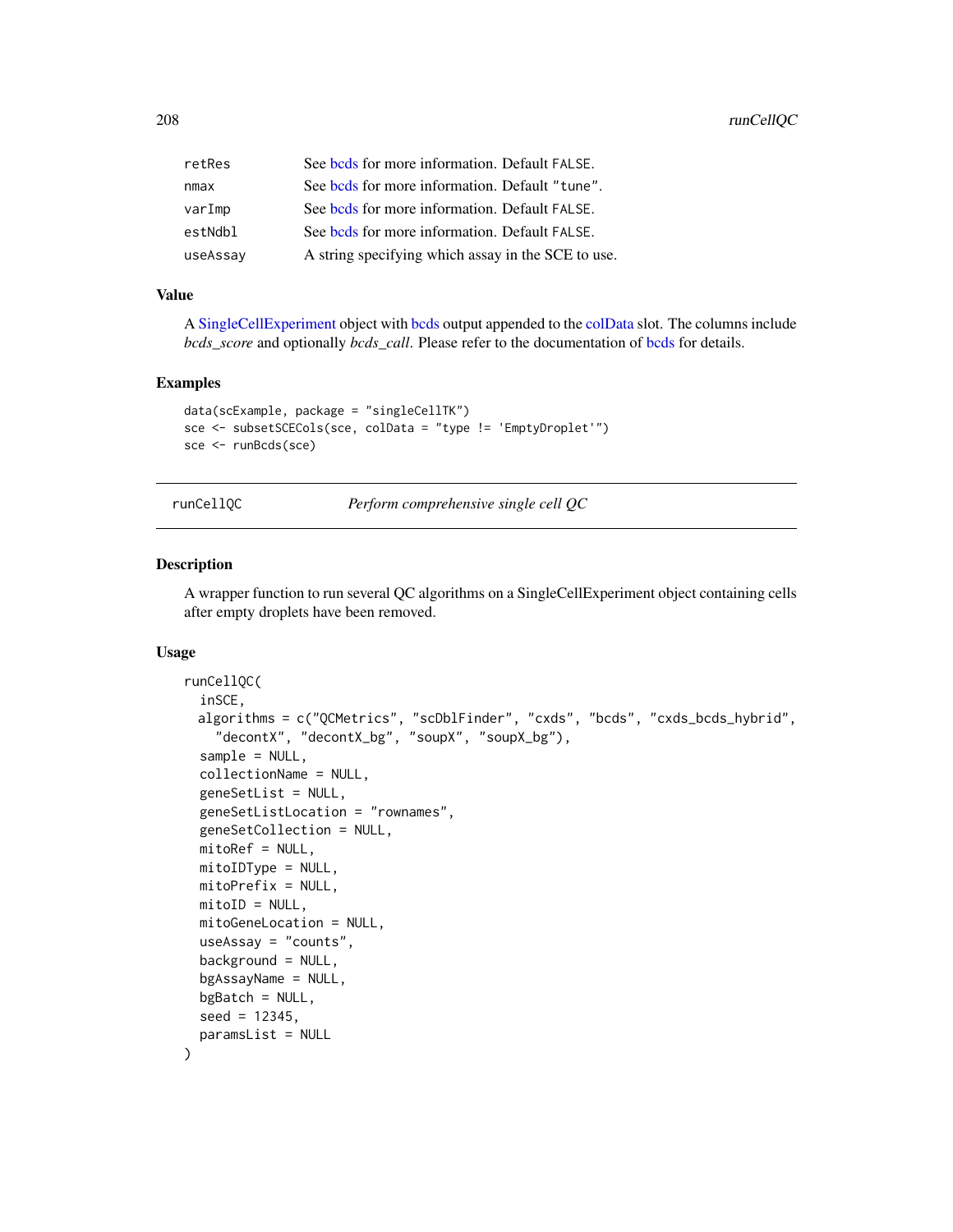| | |
|---|---|
| retRes | See bcds for more information. Default FALSE. |
| nmax | See bcds for more information. Default "tune". |
| varImp | See bcds for more information. Default FALSE. |
| estNdbl | See bcds for more information. Default FALSE. |
| useAssay | A string specifying which assay in the SCE to use. |

### Value

A SingleCellExperiment object with bcds output appended to the colData slot. The columns include *bcds_score* and optionally *bcds_call*. Please refer to the documentation of bcds for details.

### Examples

```
data(scExample, package = "singleCellTK")
sce <- subsetSCECols(sce, colData = "type != 'EmptyDroplet'")
sce <- runBcds(sce)
```

---

## runCellQC    *Perform comprehensive single cell QC*

---

### Description

A wrapper function to run several QC algorithms on a SingleCellExperiment object containing cells after empty droplets have been removed.

### Usage

```
runCellQC(
  inSCE,
  algorithms = c("QCMetrics", "scDblFinder", "cxds", "bcds", "cxds_bcds_hybrid",
    "decontX", "decontX_bg", "soupX", "soupX_bg"),
  sample = NULL,
  collectionName = NULL,
  geneSetList = NULL,
  geneSetListLocation = "rownames",
  geneSetCollection = NULL,
  mitoRef = NULL,
  mitoIDType = NULL,
  mitoPrefix = NULL,
  mitoID = NULL,
  mitoGeneLocation = NULL,
  useAssay = "counts",
  background = NULL,
  bgAssayName = NULL,
  bgBatch = NULL,
  seed = 12345,
  paramsList = NULL
)
```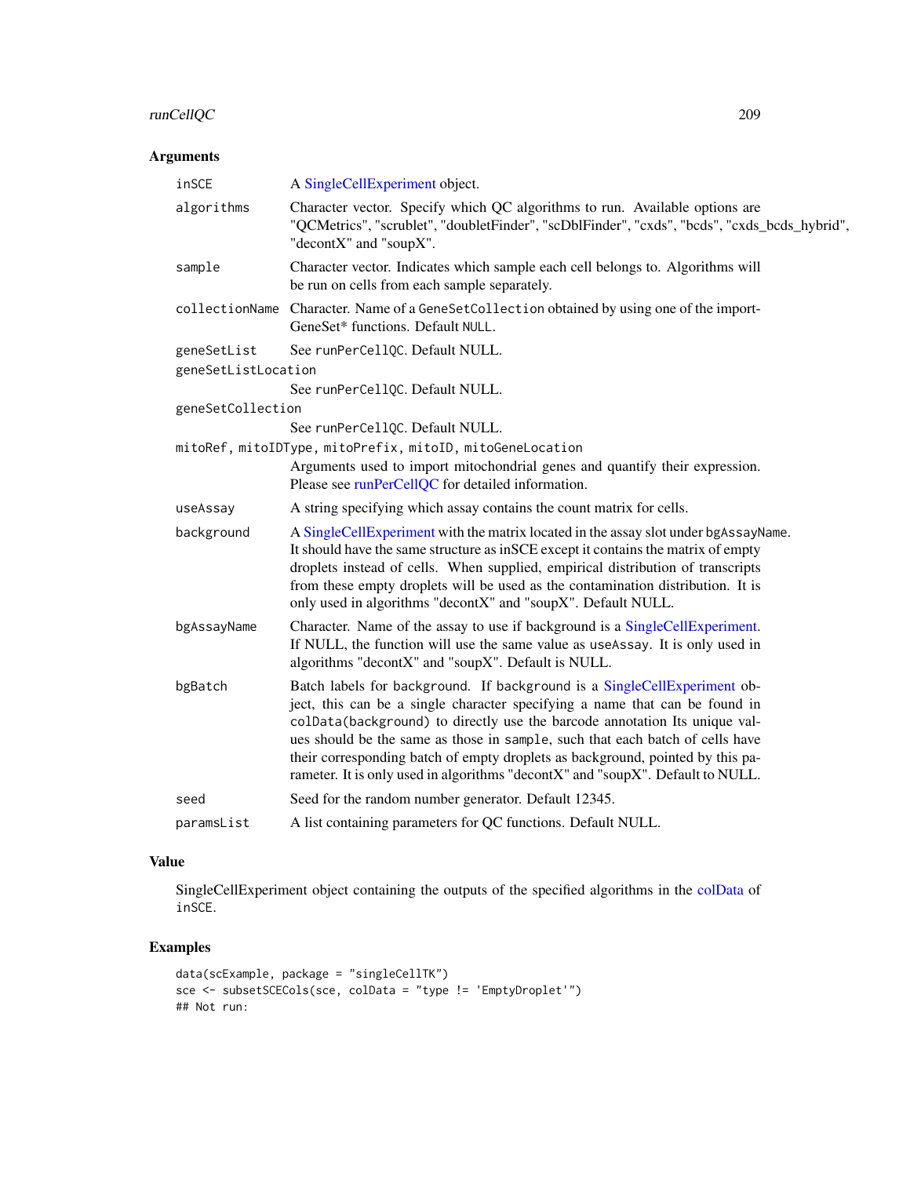## Arguments

| | |
|---|---|
| `inSCE` | A SingleCellExperiment object. |
| `algorithms` | Character vector. Specify which QC algorithms to run. Available options are "QCMetrics", "scrublet", "doubletFinder", "scDblFinder", "cxds", "bcds", "cxds_bcds_hybrid", "decontX" and "soupX". |
| `sample` | Character vector. Indicates which sample each cell belongs to. Algorithms will be run on cells from each sample separately. |
| `collectionName` | Character. Name of a `GeneSetCollection` obtained by using one of the importGeneSet* functions. Default `NULL`. |
| `geneSetList` | See `runPerCellQC`. Default NULL. |
| `geneSetListLocation` | See `runPerCellQC`. Default NULL. |
| `geneSetCollection` | See `runPerCellQC`. Default NULL. |
| `mitoRef, mitoIDType, mitoPrefix, mitoID, mitoGeneLocation` | Arguments used to import mitochondrial genes and quantify their expression. Please see runPerCellQC for detailed information. |
| `useAssay` | A string specifying which assay contains the count matrix for cells. |
| `background` | A SingleCellExperiment with the matrix located in the assay slot under `bgAssayName`. It should have the same structure as inSCE except it contains the matrix of empty droplets instead of cells. When supplied, empirical distribution of transcripts from these empty droplets will be used as the contamination distribution. It is only used in algorithms "decontX" and "soupX". Default NULL. |
| `bgAssayName` | Character. Name of the assay to use if background is a SingleCellExperiment. If NULL, the function will use the same value as `useAssay`. It is only used in algorithms "decontX" and "soupX". Default is NULL. |
| `bgBatch` | Batch labels for `background`. If `background` is a SingleCellExperiment object, this can be a single character specifying a name that can be found in `colData(background)` to directly use the barcode annotation Its unique values should be the same as those in `sample`, such that each batch of cells have their corresponding batch of empty droplets as background, pointed by this parameter. It is only used in algorithms "decontX" and "soupX". Default to NULL. |
| `seed` | Seed for the random number generator. Default 12345. |
| `paramsList` | A list containing parameters for QC functions. Default NULL. |

## Value

SingleCellExperiment object containing the outputs of the specified algorithms in the colData of `inSCE`.

## Examples

```
data(scExample, package = "singleCellTK")
sce <- subsetSCECols(sce, colData = "type != 'EmptyDroplet'")
## Not run:
```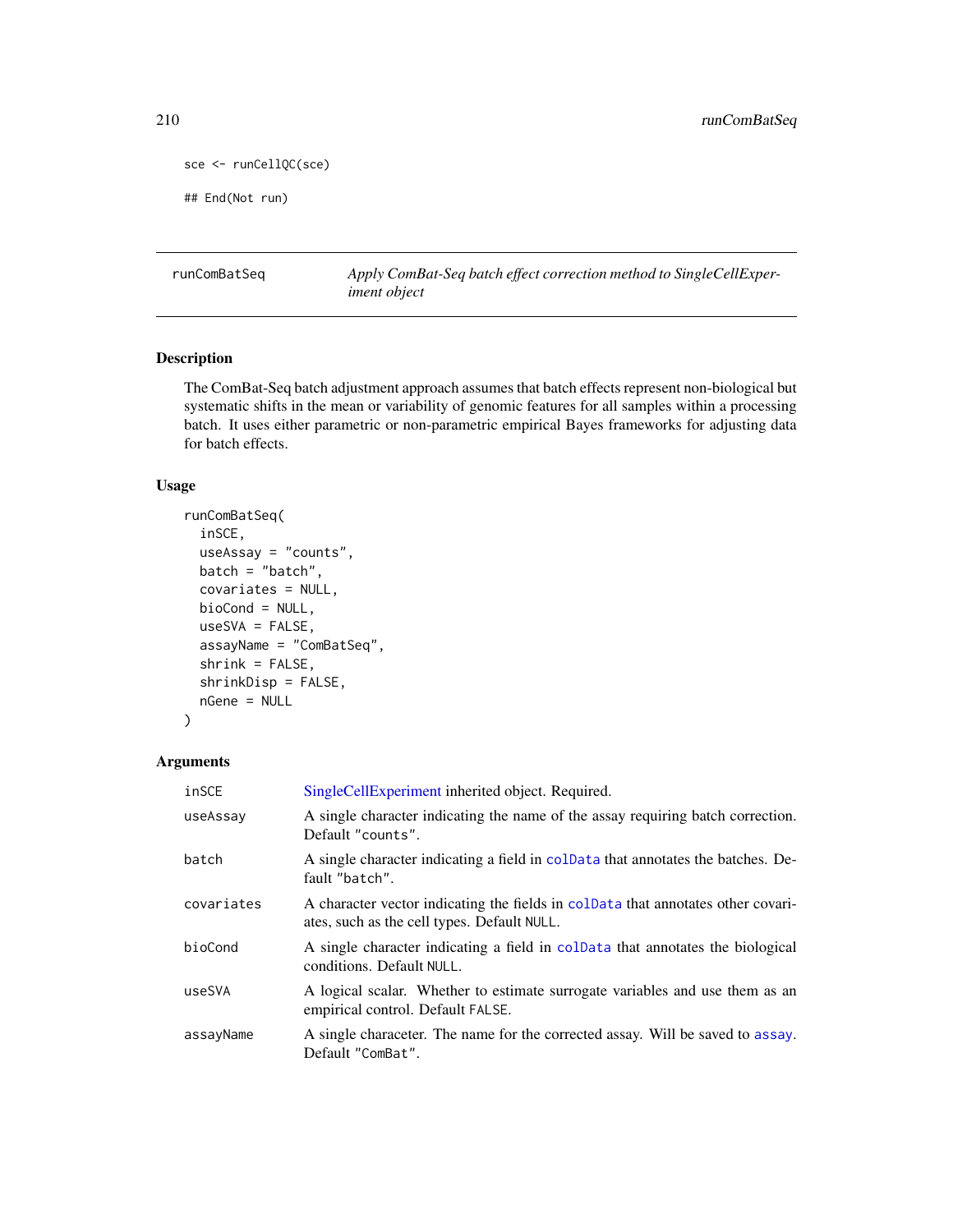```
sce <- runCellQC(sce)

## End(Not run)
```

## runComBatSeq — *Apply ComBat-Seq batch effect correction method to SingleCellExperiment object*

### Description

The ComBat-Seq batch adjustment approach assumes that batch effects represent non-biological but systematic shifts in the mean or variability of genomic features for all samples within a processing batch. It uses either parametric or non-parametric empirical Bayes frameworks for adjusting data for batch effects.

### Usage

```
runComBatSeq(
  inSCE,
  useAssay = "counts",
  batch = "batch",
  covariates = NULL,
  bioCond = NULL,
  useSVA = FALSE,
  assayName = "ComBatSeq",
  shrink = FALSE,
  shrinkDisp = FALSE,
  nGene = NULL
)
```

### Arguments

| | |
|---|---|
| inSCE | SingleCellExperiment inherited object. Required. |
| useAssay | A single character indicating the name of the assay requiring batch correction. Default "counts". |
| batch | A single character indicating a field in colData that annotates the batches. Default "batch". |
| covariates | A character vector indicating the fields in colData that annotates other covariates, such as the cell types. Default NULL. |
| bioCond | A single character indicating a field in colData that annotates the biological conditions. Default NULL. |
| useSVA | A logical scalar. Whether to estimate surrogate variables and use them as an empirical control. Default FALSE. |
| assayName | A single characeter. The name for the corrected assay. Will be saved to assay. Default "ComBat". |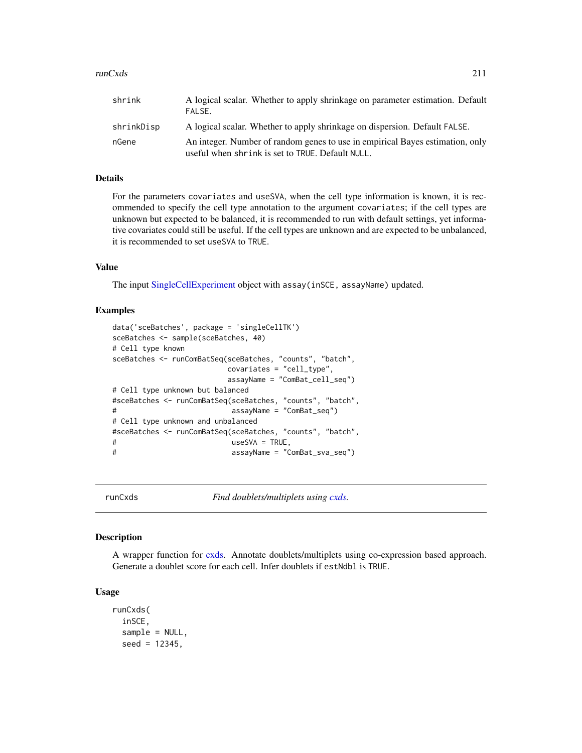| | |
|---|---|
| shrink | A logical scalar. Whether to apply shrinkage on parameter estimation. Default FALSE. |
| shrinkDisp | A logical scalar. Whether to apply shrinkage on dispersion. Default FALSE. |
| nGene | An integer. Number of random genes to use in empirical Bayes estimation, only useful when shrink is set to TRUE. Default NULL. |

## Details

For the parameters covariates and useSVA, when the cell type information is known, it is recommended to specify the cell type annotation to the argument covariates; if the cell types are unknown but expected to be balanced, it is recommended to run with default settings, yet informative covariates could still be useful. If the cell types are unknown and are expected to be unbalanced, it is recommended to set useSVA to TRUE.

## Value

The input SingleCellExperiment object with assay(inSCE, assayName) updated.

## Examples

```
data('sceBatches', package = 'singleCellTK')
sceBatches <- sample(sceBatches, 40)
# Cell type known
sceBatches <- runComBatSeq(sceBatches, "counts", "batch",
                           covariates = "cell_type",
                           assayName = "ComBat_cell_seq")
# Cell type unknown but balanced
#sceBatches <- runComBatSeq(sceBatches, "counts", "batch",
#                           assayName = "ComBat_seq")
# Cell type unknown and unbalanced
#sceBatches <- runComBatSeq(sceBatches, "counts", "batch",
#                           useSVA = TRUE,
#                           assayName = "ComBat_sva_seq")
```

---

# runCxds — *Find doublets/multiplets using cxds.*

## Description

A wrapper function for cxds. Annotate doublets/multiplets using co-expression based approach. Generate a doublet score for each cell. Infer doublets if estNdbl is TRUE.

## Usage

```
runCxds(
  inSCE,
  sample = NULL,
  seed = 12345,
```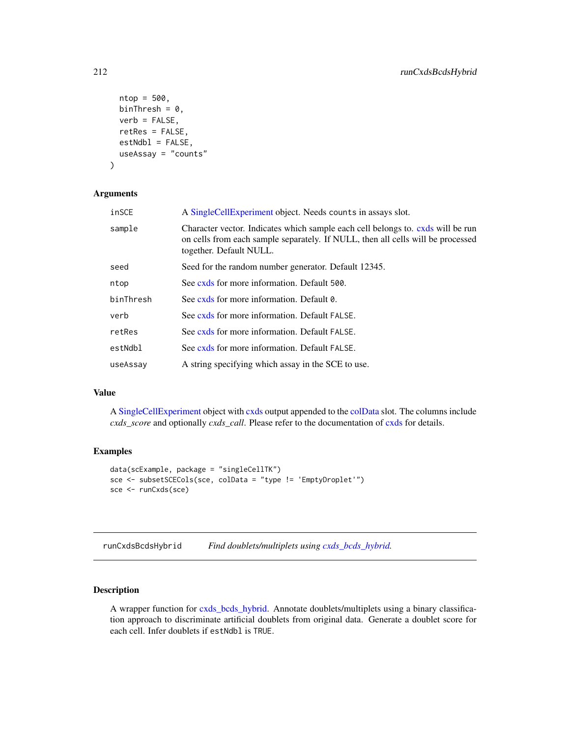```
  ntop = 500,
  binThresh = 0,
  verb = FALSE,
  retRes = FALSE,
  estNdbl = FALSE,
  useAssay = "counts"
)
```

### Arguments

| | |
|---|---|
| inSCE | A SingleCellExperiment object. Needs counts in assays slot. |
| sample | Character vector. Indicates which sample each cell belongs to. cxds will be run on cells from each sample separately. If NULL, then all cells will be processed together. Default NULL. |
| seed | Seed for the random number generator. Default 12345. |
| ntop | See cxds for more information. Default 500. |
| binThresh | See cxds for more information. Default 0. |
| verb | See cxds for more information. Default FALSE. |
| retRes | See cxds for more information. Default FALSE. |
| estNdbl | See cxds for more information. Default FALSE. |
| useAssay | A string specifying which assay in the SCE to use. |

### Value

A SingleCellExperiment object with cxds output appended to the colData slot. The columns include *cxds_score* and optionally *cxds_call*. Please refer to the documentation of cxds for details.

### Examples

```
data(scExample, package = "singleCellTK")
sce <- subsetSCECols(sce, colData = "type != 'EmptyDroplet'")
sce <- runCxds(sce)
```

## runCxdsBcdsHybrid *Find doublets/multiplets using cxds_bcds_hybrid.*

### Description

A wrapper function for cxds_bcds_hybrid. Annotate doublets/multiplets using a binary classification approach to discriminate artificial doublets from original data. Generate a doublet score for each cell. Infer doublets if estNdbl is TRUE.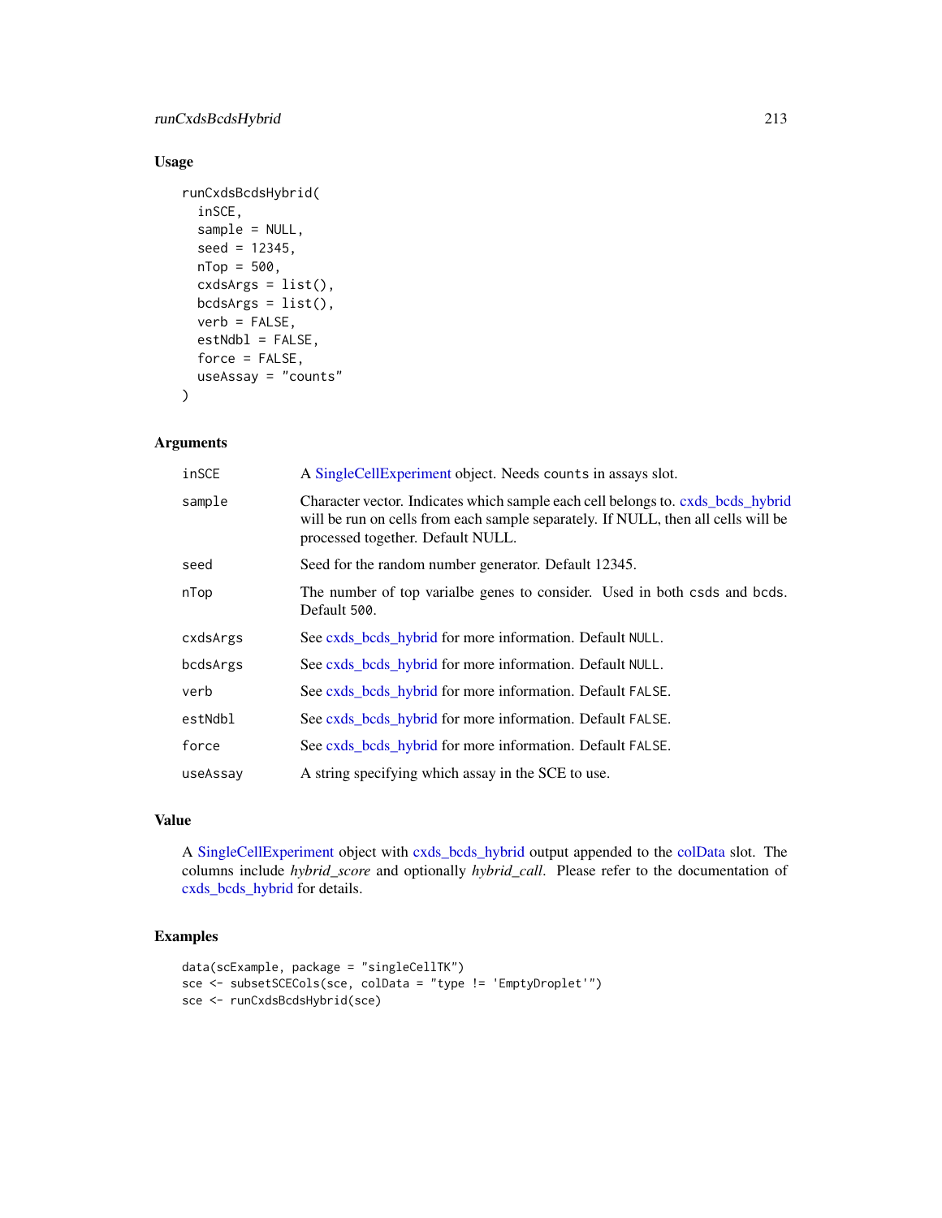## Usage

```
runCxdsBcdsHybrid(
  inSCE,
  sample = NULL,
  seed = 12345,
  nTop = 500,
  cxdsArgs = list(),
  bcdsArgs = list(),
  verb = FALSE,
  estNdbl = FALSE,
  force = FALSE,
  useAssay = "counts"
)
```

## Arguments

| | |
|---|---|
| inSCE | A SingleCellExperiment object. Needs `counts` in assays slot. |
| sample | Character vector. Indicates which sample each cell belongs to. cxds_bcds_hybrid will be run on cells from each sample separately. If NULL, then all cells will be processed together. Default NULL. |
| seed | Seed for the random number generator. Default 12345. |
| nTop | The number of top varialbe genes to consider. Used in both `csds` and `bcds`. Default `500`. |
| cxdsArgs | See cxds_bcds_hybrid for more information. Default `NULL`. |
| bcdsArgs | See cxds_bcds_hybrid for more information. Default `NULL`. |
| verb | See cxds_bcds_hybrid for more information. Default `FALSE`. |
| estNdbl | See cxds_bcds_hybrid for more information. Default `FALSE`. |
| force | See cxds_bcds_hybrid for more information. Default `FALSE`. |
| useAssay | A string specifying which assay in the SCE to use. |

## Value

A SingleCellExperiment object with cxds_bcds_hybrid output appended to the colData slot. The columns include *hybrid_score* and optionally *hybrid_call*. Please refer to the documentation of cxds_bcds_hybrid for details.

## Examples

```
data(scExample, package = "singleCellTK")
sce <- subsetSCECols(sce, colData = "type != 'EmptyDroplet'")
sce <- runCxdsBcdsHybrid(sce)
```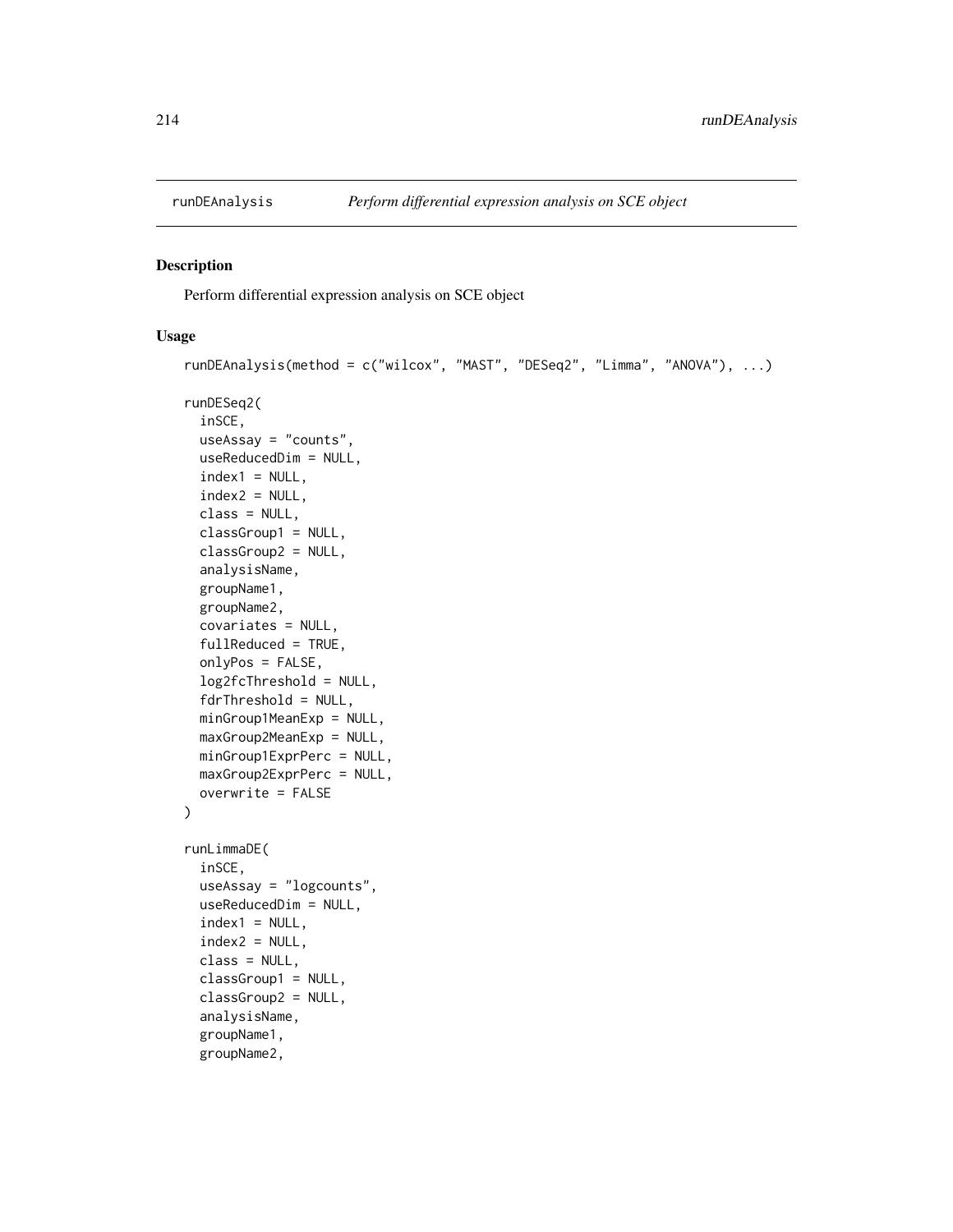## runDEAnalysis — *Perform differential expression analysis on SCE object*

### Description

Perform differential expression analysis on SCE object

### Usage

```
runDEAnalysis(method = c("wilcox", "MAST", "DESeq2", "Limma", "ANOVA"), ...)

runDESeq2(
  inSCE,
  useAssay = "counts",
  useReducedDim = NULL,
  index1 = NULL,
  index2 = NULL,
  class = NULL,
  classGroup1 = NULL,
  classGroup2 = NULL,
  analysisName,
  groupName1,
  groupName2,
  covariates = NULL,
  fullReduced = TRUE,
  onlyPos = FALSE,
  log2fcThreshold = NULL,
  fdrThreshold = NULL,
  minGroup1MeanExp = NULL,
  maxGroup2MeanExp = NULL,
  minGroup1ExprPerc = NULL,
  maxGroup2ExprPerc = NULL,
  overwrite = FALSE
)

runLimmaDE(
  inSCE,
  useAssay = "logcounts",
  useReducedDim = NULL,
  index1 = NULL,
  index2 = NULL,
  class = NULL,
  classGroup1 = NULL,
  classGroup2 = NULL,
  analysisName,
  groupName1,
  groupName2,
```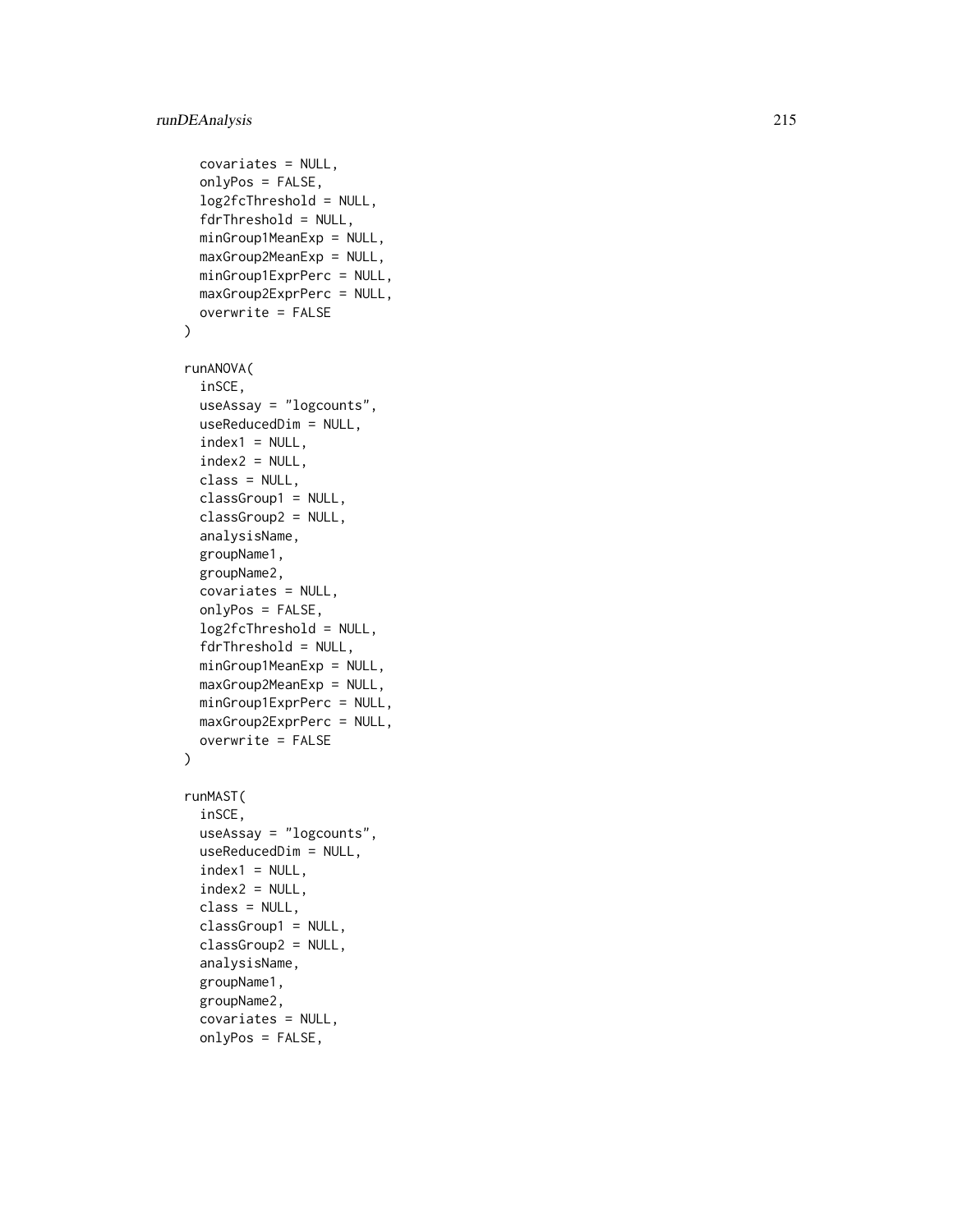```
  covariates = NULL,
  onlyPos = FALSE,
  log2fcThreshold = NULL,
  fdrThreshold = NULL,
  minGroup1MeanExp = NULL,
  maxGroup2MeanExp = NULL,
  minGroup1ExprPerc = NULL,
  maxGroup2ExprPerc = NULL,
  overwrite = FALSE
)

runANOVA(
  inSCE,
  useAssay = "logcounts",
  useReducedDim = NULL,
  index1 = NULL,
  index2 = NULL,
  class = NULL,
  classGroup1 = NULL,
  classGroup2 = NULL,
  analysisName,
  groupName1,
  groupName2,
  covariates = NULL,
  onlyPos = FALSE,
  log2fcThreshold = NULL,
  fdrThreshold = NULL,
  minGroup1MeanExp = NULL,
  maxGroup2MeanExp = NULL,
  minGroup1ExprPerc = NULL,
  maxGroup2ExprPerc = NULL,
  overwrite = FALSE
)

runMAST(
  inSCE,
  useAssay = "logcounts",
  useReducedDim = NULL,
  index1 = NULL,
  index2 = NULL,
  class = NULL,
  classGroup1 = NULL,
  classGroup2 = NULL,
  analysisName,
  groupName1,
  groupName2,
  covariates = NULL,
  onlyPos = FALSE,
```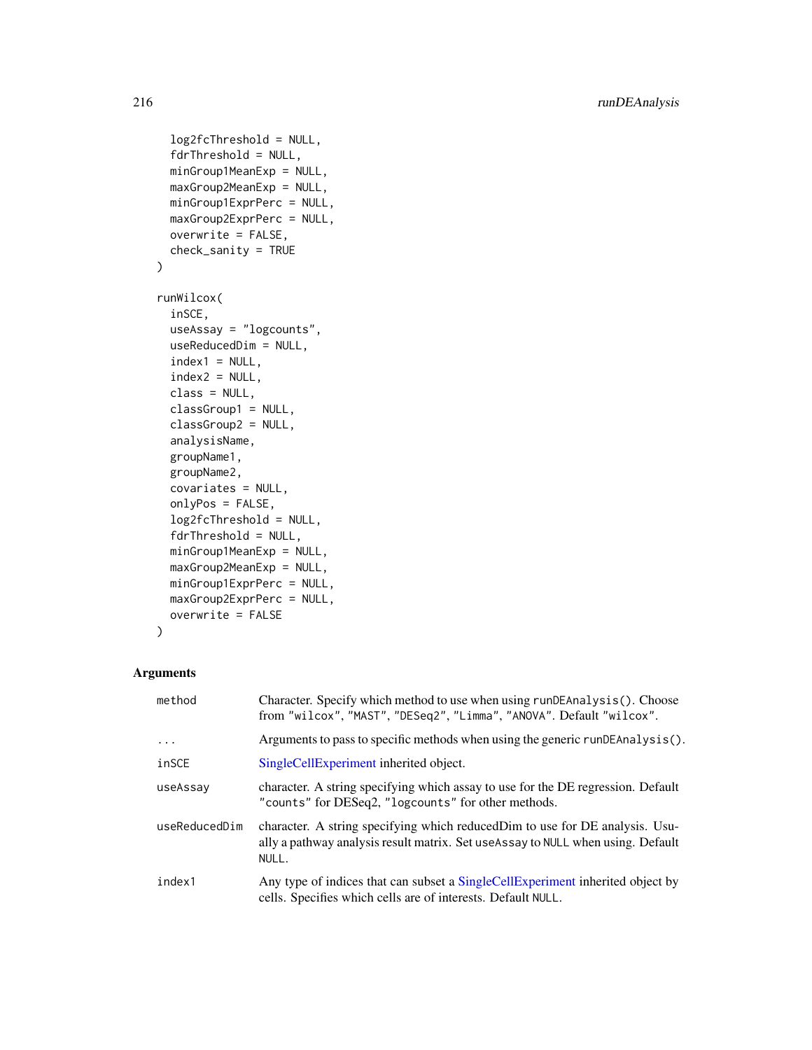```
  log2fcThreshold = NULL,
  fdrThreshold = NULL,
  minGroup1MeanExp = NULL,
  maxGroup2MeanExp = NULL,
  minGroup1ExprPerc = NULL,
  maxGroup2ExprPerc = NULL,
  overwrite = FALSE,
  check_sanity = TRUE
)

runWilcox(
  inSCE,
  useAssay = "logcounts",
  useReducedDim = NULL,
  index1 = NULL,
  index2 = NULL,
  class = NULL,
  classGroup1 = NULL,
  classGroup2 = NULL,
  analysisName,
  groupName1,
  groupName2,
  covariates = NULL,
  onlyPos = FALSE,
  log2fcThreshold = NULL,
  fdrThreshold = NULL,
  minGroup1MeanExp = NULL,
  maxGroup2MeanExp = NULL,
  minGroup1ExprPerc = NULL,
  maxGroup2ExprPerc = NULL,
  overwrite = FALSE
)
```

## Arguments

| | |
|---|---|
| method | Character. Specify which method to use when using `runDEAnalysis()`. Choose from `"wilcox"`, `"MAST"`, `"DESeq2"`, `"Limma"`, `"ANOVA"`. Default `"wilcox"`. |
| ... | Arguments to pass to specific methods when using the generic `runDEAnalysis()`. |
| inSCE | SingleCellExperiment inherited object. |
| useAssay | character. A string specifying which assay to use for the DE regression. Default `"counts"` for DESeq2, `"logcounts"` for other methods. |
| useReducedDim | character. A string specifying which reducedDim to use for DE analysis. Usually a pathway analysis result matrix. Set `useAssay` to `NULL` when using. Default `NULL`. |
| index1 | Any type of indices that can subset a SingleCellExperiment inherited object by cells. Specifies which cells are of interests. Default `NULL`. |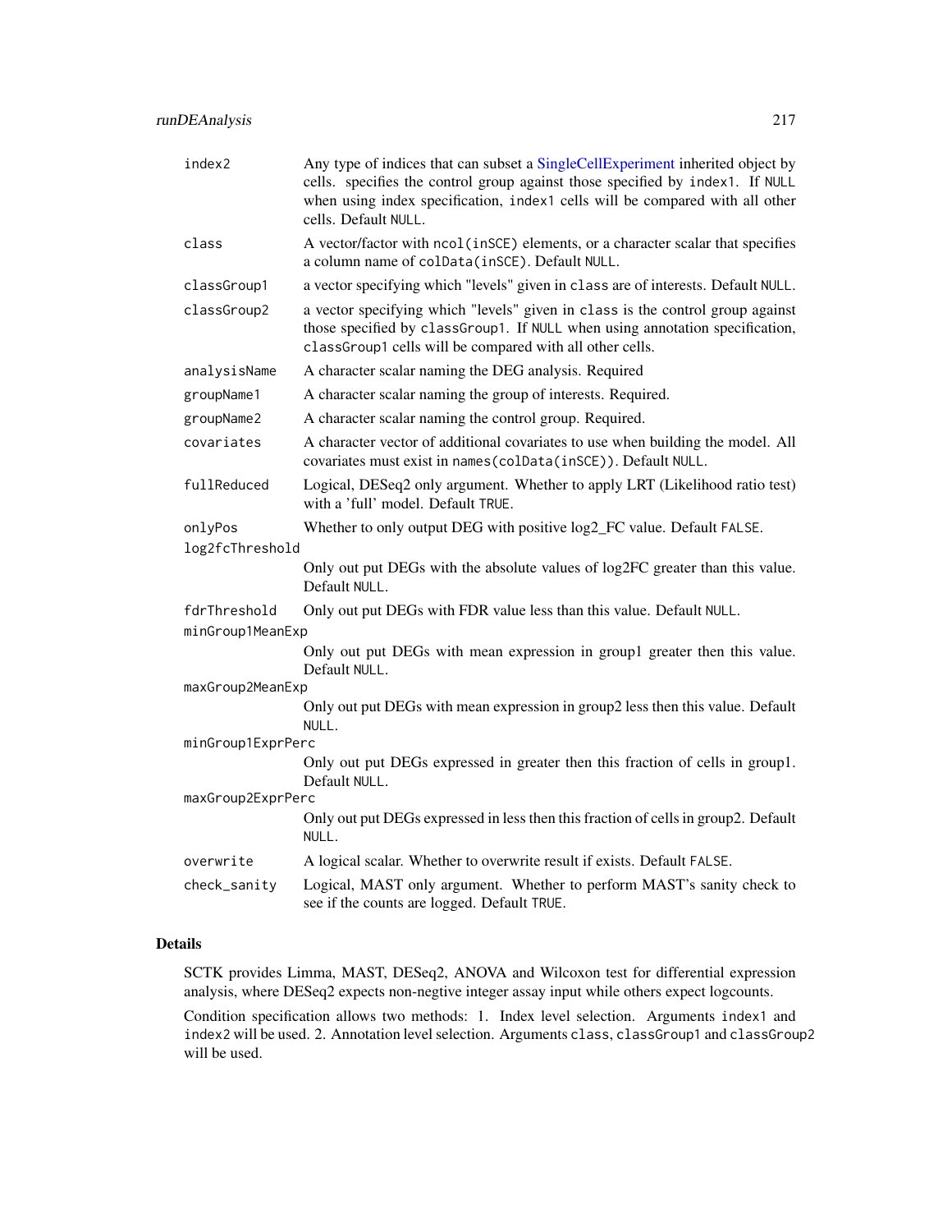| Argument | Description |
| --- | --- |
| `index2` | Any type of indices that can subset a SingleCellExperiment inherited object by cells. specifies the control group against those specified by `index1`. If `NULL` when using index specification, `index1` cells will be compared with all other cells. Default `NULL`. |
| `class` | A vector/factor with `ncol(inSCE)` elements, or a character scalar that specifies a column name of `colData(inSCE)`. Default `NULL`. |
| `classGroup1` | a vector specifying which "levels" given in `class` are of interests. Default `NULL`. |
| `classGroup2` | a vector specifying which "levels" given in `class` is the control group against those specified by `classGroup1`. If `NULL` when using annotation specification, `classGroup1` cells will be compared with all other cells. |
| `analysisName` | A character scalar naming the DEG analysis. Required |
| `groupName1` | A character scalar naming the group of interests. Required. |
| `groupName2` | A character scalar naming the control group. Required. |
| `covariates` | A character vector of additional covariates to use when building the model. All covariates must exist in `names(colData(inSCE))`. Default `NULL`. |
| `fullReduced` | Logical, DESeq2 only argument. Whether to apply LRT (Likelihood ratio test) with a 'full' model. Default `TRUE`. |
| `onlyPos` | Whether to only output DEG with positive log2_FC value. Default `FALSE`. |
| `log2fcThreshold` | Only out put DEGs with the absolute values of log2FC greater than this value. Default `NULL`. |
| `fdrThreshold` | Only out put DEGs with FDR value less than this value. Default `NULL`. |
| `minGroup1MeanExp` | Only out put DEGs with mean expression in group1 greater then this value. Default `NULL`. |
| `maxGroup2MeanExp` | Only out put DEGs with mean expression in group2 less then this value. Default `NULL`. |
| `minGroup1ExprPerc` | Only out put DEGs expressed in greater then this fraction of cells in group1. Default `NULL`. |
| `maxGroup2ExprPerc` | Only out put DEGs expressed in less then this fraction of cells in group2. Default `NULL`. |
| `overwrite` | A logical scalar. Whether to overwrite result if exists. Default `FALSE`. |
| `check_sanity` | Logical, MAST only argument. Whether to perform MAST's sanity check to see if the counts are logged. Default `TRUE`. |

## Details

SCTK provides Limma, MAST, DESeq2, ANOVA and Wilcoxon test for differential expression analysis, where DESeq2 expects non-negtive integer assay input while others expect logcounts.

Condition specification allows two methods: 1. Index level selection. Arguments `index1` and `index2` will be used. 2. Annotation level selection. Arguments `class`, `classGroup1` and `classGroup2` will be used.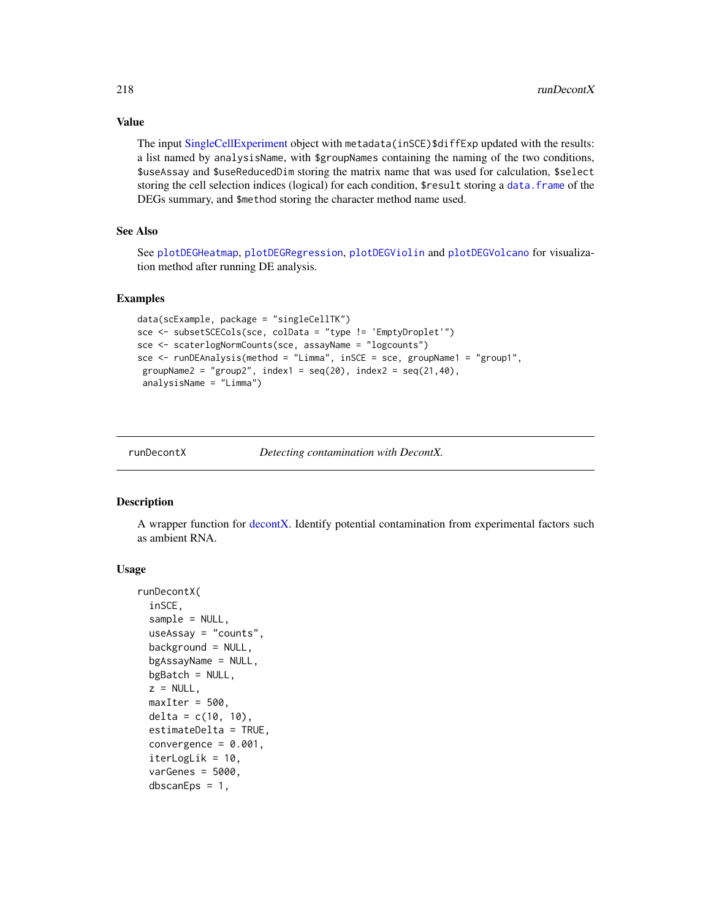### Value

The input SingleCellExperiment object with `metadata(inSCE)$diffExp` updated with the results: a list named by `analysisName`, with `$groupNames` containing the naming of the two conditions, `$useAssay` and `$useReducedDim` storing the matrix name that was used for calculation, `$select` storing the cell selection indices (logical) for each condition, `$result` storing a `data.frame` of the DEGs summary, and `$method` storing the character method name used.

### See Also

See `plotDEGHeatmap`, `plotDEGRegression`, `plotDEGViolin` and `plotDEGVolcano` for visualization method after running DE analysis.

### Examples

```
data(scExample, package = "singleCellTK")
sce <- subsetSCECols(sce, colData = "type != 'EmptyDroplet'")
sce <- scaterlogNormCounts(sce, assayName = "logcounts")
sce <- runDEAnalysis(method = "Limma", inSCE = sce, groupName1 = "group1",
 groupName2 = "group2", index1 = seq(20), index2 = seq(21,40),
 analysisName = "Limma")
```

---

## runDecontX — *Detecting contamination with DecontX.*

### Description

A wrapper function for decontX. Identify potential contamination from experimental factors such as ambient RNA.

### Usage

```
runDecontX(
  inSCE,
  sample = NULL,
  useAssay = "counts",
  background = NULL,
  bgAssayName = NULL,
  bgBatch = NULL,
  z = NULL,
  maxIter = 500,
  delta = c(10, 10),
  estimateDelta = TRUE,
  convergence = 0.001,
  iterLogLik = 10,
  varGenes = 5000,
  dbscanEps = 1,
```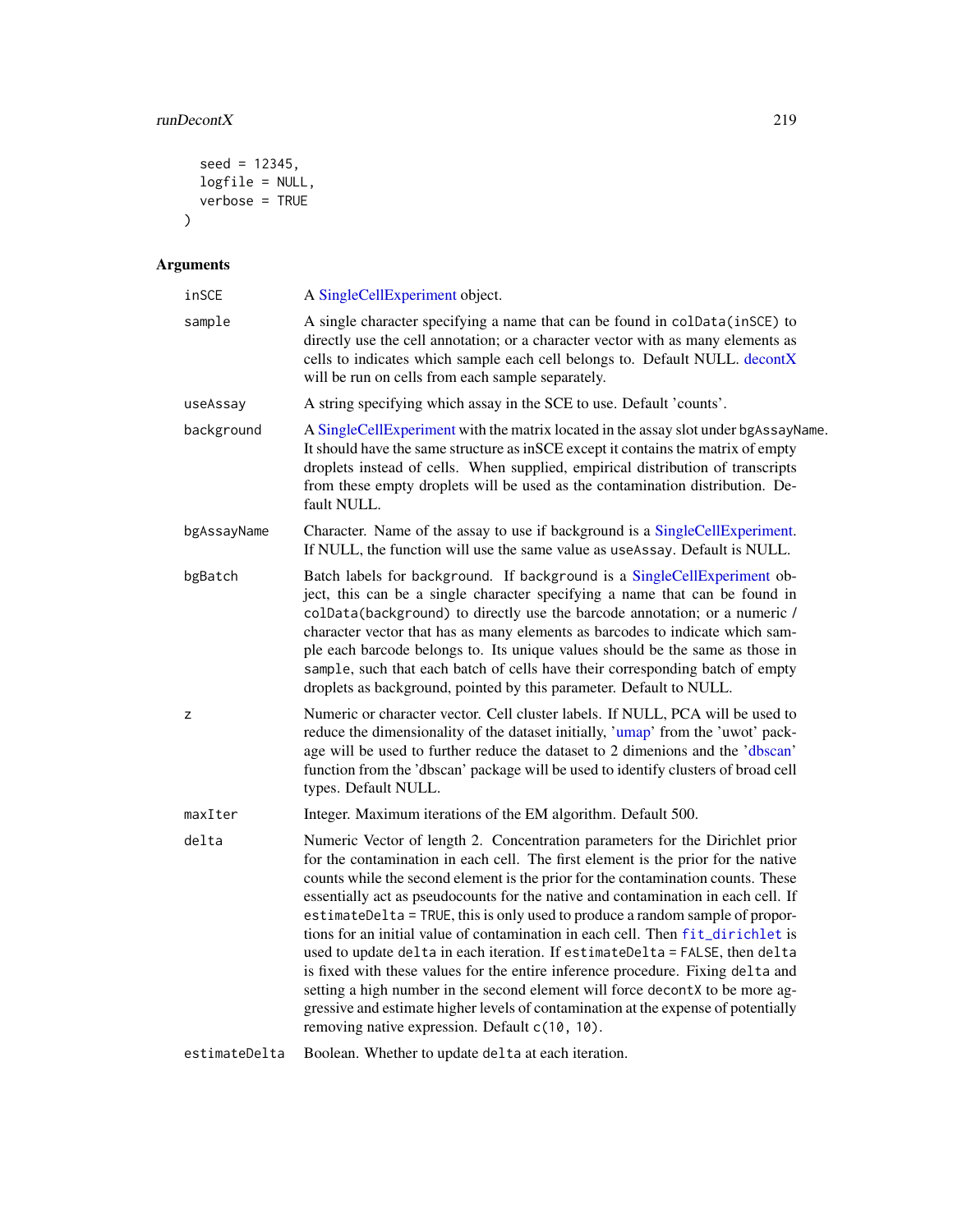```
  seed = 12345,
  logfile = NULL,
  verbose = TRUE
)
```

## Arguments

| | |
|---|---|
| inSCE | A SingleCellExperiment object. |
| sample | A single character specifying a name that can be found in colData(inSCE) to directly use the cell annotation; or a character vector with as many elements as cells to indicates which sample each cell belongs to. Default NULL. decontX will be run on cells from each sample separately. |
| useAssay | A string specifying which assay in the SCE to use. Default 'counts'. |
| background | A SingleCellExperiment with the matrix located in the assay slot under bgAssayName. It should have the same structure as inSCE except it contains the matrix of empty droplets instead of cells. When supplied, empirical distribution of transcripts from these empty droplets will be used as the contamination distribution. Default NULL. |
| bgAssayName | Character. Name of the assay to use if background is a SingleCellExperiment. If NULL, the function will use the same value as useAssay. Default is NULL. |
| bgBatch | Batch labels for background. If background is a SingleCellExperiment object, this can be a single character specifying a name that can be found in colData(background) to directly use the barcode annotation; or a numeric / character vector that has as many elements as barcodes to indicate which sample each barcode belongs to. Its unique values should be the same as those in sample, such that each batch of cells have their corresponding batch of empty droplets as background, pointed by this parameter. Default to NULL. |
| z | Numeric or character vector. Cell cluster labels. If NULL, PCA will be used to reduce the dimensionality of the dataset initially, 'umap' from the 'uwot' package will be used to further reduce the dataset to 2 dimenions and the 'dbscan' function from the 'dbscan' package will be used to identify clusters of broad cell types. Default NULL. |
| maxIter | Integer. Maximum iterations of the EM algorithm. Default 500. |
| delta | Numeric Vector of length 2. Concentration parameters for the Dirichlet prior for the contamination in each cell. The first element is the prior for the native counts while the second element is the prior for the contamination counts. These essentially act as pseudocounts for the native and contamination in each cell. If estimateDelta = TRUE, this is only used to produce a random sample of proportions for an initial value of contamination in each cell. Then fit_dirichlet is used to update delta in each iteration. If estimateDelta = FALSE, then delta is fixed with these values for the entire inference procedure. Fixing delta and setting a high number in the second element will force decontX to be more aggressive and estimate higher levels of contamination at the expense of potentially removing native expression. Default c(10, 10). |
| estimateDelta | Boolean. Whether to update delta at each iteration. |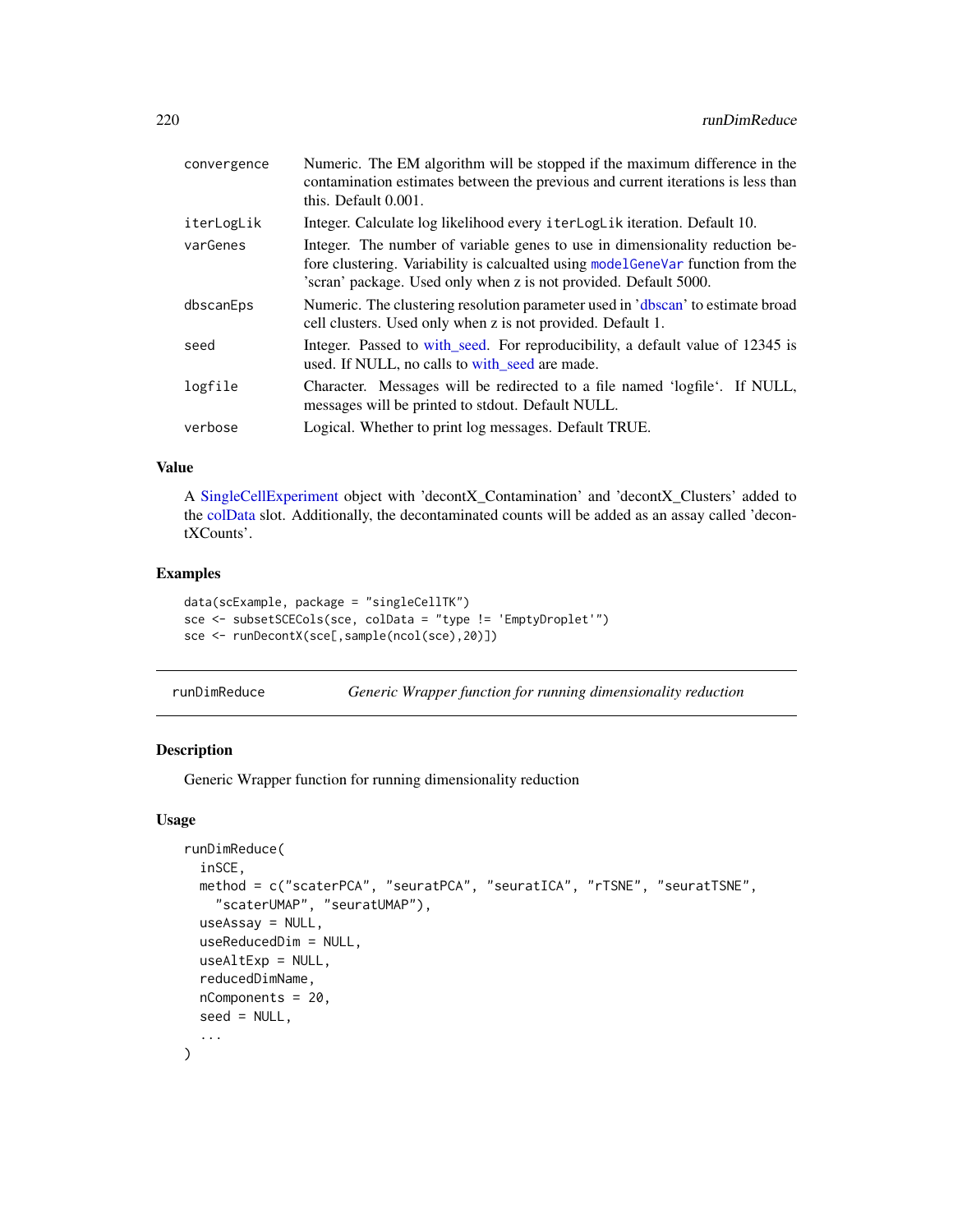| | |
|---|---|
| convergence | Numeric. The EM algorithm will be stopped if the maximum difference in the contamination estimates between the previous and current iterations is less than this. Default 0.001. |
| iterLogLik | Integer. Calculate log likelihood every `iterLogLik` iteration. Default 10. |
| varGenes | Integer. The number of variable genes to use in dimensionality reduction before clustering. Variability is calcualted using `modelGeneVar` function from the 'scran' package. Used only when z is not provided. Default 5000. |
| dbscanEps | Numeric. The clustering resolution parameter used in 'dbscan' to estimate broad cell clusters. Used only when z is not provided. Default 1. |
| seed | Integer. Passed to with_seed. For reproducibility, a default value of 12345 is used. If NULL, no calls to with_seed are made. |
| logfile | Character. Messages will be redirected to a file named 'logfile'. If NULL, messages will be printed to stdout. Default NULL. |
| verbose | Logical. Whether to print log messages. Default TRUE. |

## Value

A SingleCellExperiment object with 'decontX_Contamination' and 'decontX_Clusters' added to the colData slot. Additionally, the decontaminated counts will be added as an assay called 'decontXCounts'.

## Examples

```
data(scExample, package = "singleCellTK")
sce <- subsetSCECols(sce, colData = "type != 'EmptyDroplet'")
sce <- runDecontX(sce[,sample(ncol(sce),20)])
```

---

# runDimReduce — *Generic Wrapper function for running dimensionality reduction*

## Description

Generic Wrapper function for running dimensionality reduction

## Usage

```
runDimReduce(
  inSCE,
  method = c("scaterPCA", "seuratPCA", "seuratICA", "rTSNE", "seuratTSNE",
    "scaterUMAP", "seuratUMAP"),
  useAssay = NULL,
  useReducedDim = NULL,
  useAltExp = NULL,
  reducedDimName,
  nComponents = 20,
  seed = NULL,
  ...
)
```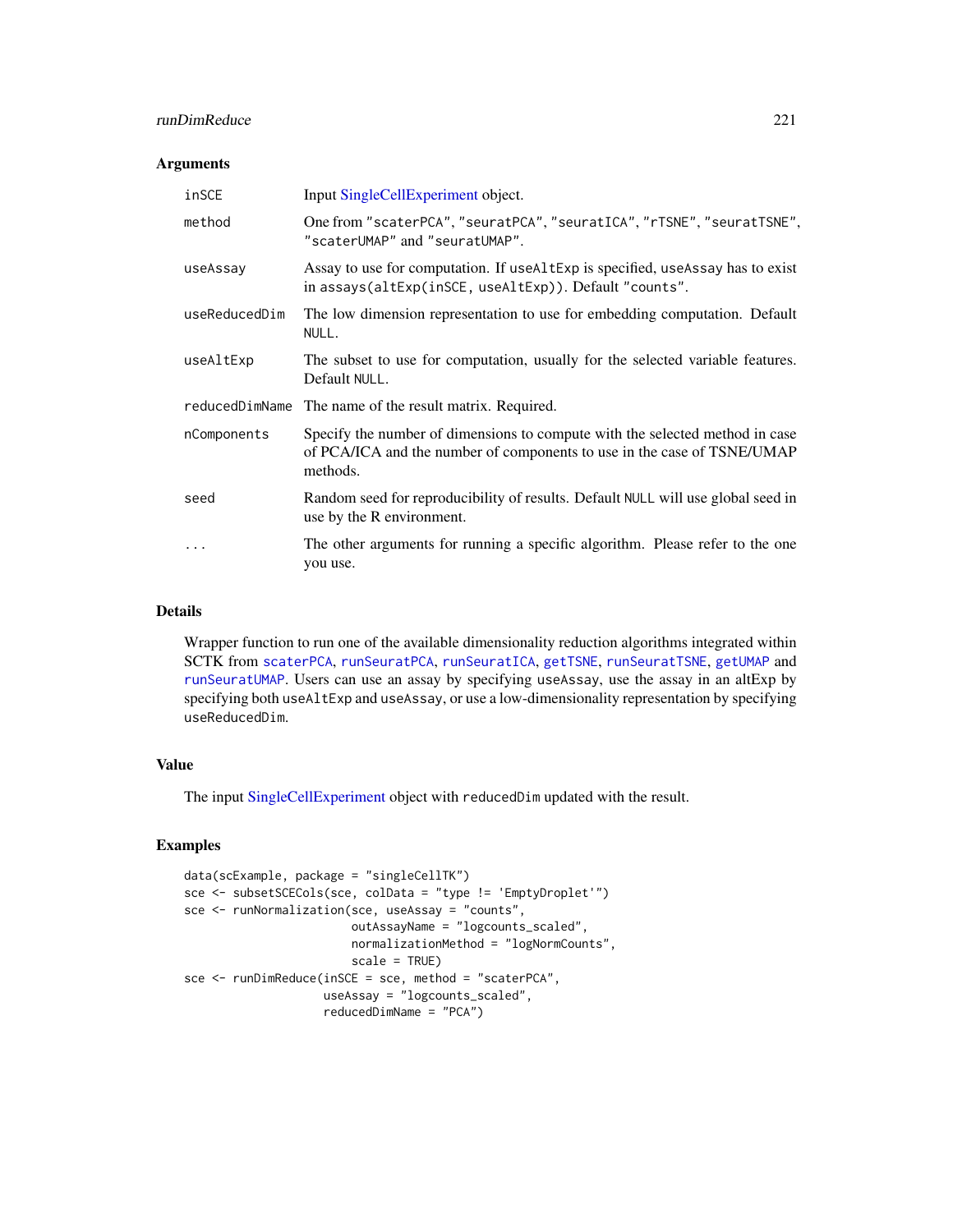## Arguments

| | |
|---|---|
| inSCE | Input SingleCellExperiment object. |
| method | One from "scaterPCA", "seuratPCA", "seuratICA", "rTSNE", "seuratTSNE", "scaterUMAP" and "seuratUMAP". |
| useAssay | Assay to use for computation. If useAltExp is specified, useAssay has to exist in assays(altExp(inSCE, useAltExp)). Default "counts". |
| useReducedDim | The low dimension representation to use for embedding computation. Default NULL. |
| useAltExp | The subset to use for computation, usually for the selected variable features. Default NULL. |
| reducedDimName | The name of the result matrix. Required. |
| nComponents | Specify the number of dimensions to compute with the selected method in case of PCA/ICA and the number of components to use in the case of TSNE/UMAP methods. |
| seed | Random seed for reproducibility of results. Default NULL will use global seed in use by the R environment. |
| ... | The other arguments for running a specific algorithm. Please refer to the one you use. |

## Details

Wrapper function to run one of the available dimensionality reduction algorithms integrated within SCTK from scaterPCA, runSeuratPCA, runSeuratICA, getTSNE, runSeuratTSNE, getUMAP and runSeuratUMAP. Users can use an assay by specifying useAssay, use the assay in an altExp by specifying both useAltExp and useAssay, or use a low-dimensionality representation by specifying useReducedDim.

## Value

The input SingleCellExperiment object with reducedDim updated with the result.

## Examples

```
data(scExample, package = "singleCellTK")
sce <- subsetSCECols(sce, colData = "type != 'EmptyDroplet'")
sce <- runNormalization(sce, useAssay = "counts",
                        outAssayName = "logcounts_scaled",
                        normalizationMethod = "logNormCounts",
                        scale = TRUE)
sce <- runDimReduce(inSCE = sce, method = "scaterPCA",
                    useAssay = "logcounts_scaled",
                    reducedDimName = "PCA")
```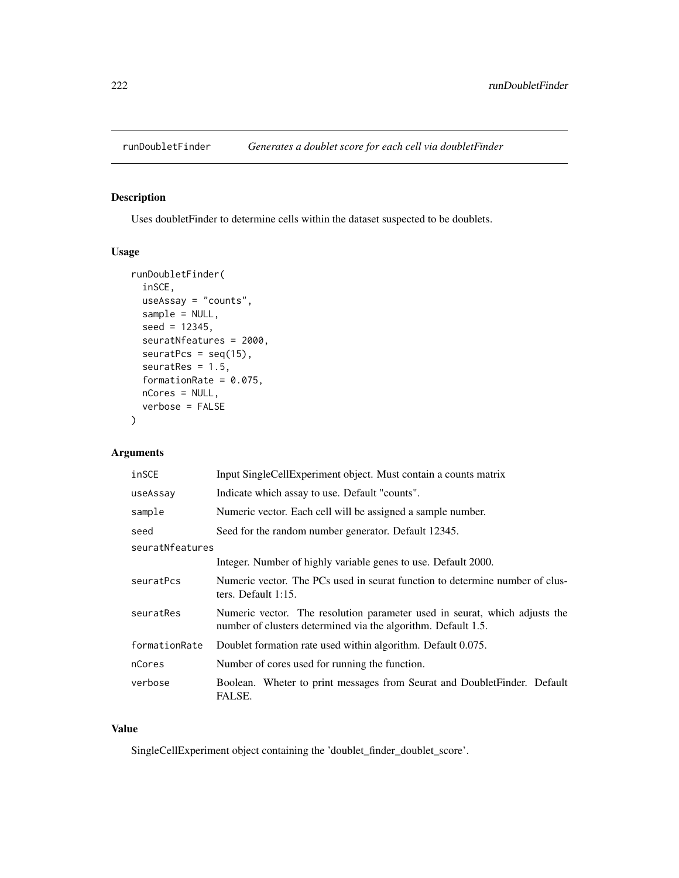# runDoubletFinder — *Generates a doublet score for each cell via doubletFinder*

## Description

Uses doubletFinder to determine cells within the dataset suspected to be doublets.

## Usage

```
runDoubletFinder(
  inSCE,
  useAssay = "counts",
  sample = NULL,
  seed = 12345,
  seuratNfeatures = 2000,
  seuratPcs = seq(15),
  seuratRes = 1.5,
  formationRate = 0.075,
  nCores = NULL,
  verbose = FALSE
)
```

## Arguments

| Argument | Description |
|---|---|
| inSCE | Input SingleCellExperiment object. Must contain a counts matrix |
| useAssay | Indicate which assay to use. Default "counts". |
| sample | Numeric vector. Each cell will be assigned a sample number. |
| seed | Seed for the random number generator. Default 12345. |
| seuratNfeatures | Integer. Number of highly variable genes to use. Default 2000. |
| seuratPcs | Numeric vector. The PCs used in seurat function to determine number of clusters. Default 1:15. |
| seuratRes | Numeric vector. The resolution parameter used in seurat, which adjusts the number of clusters determined via the algorithm. Default 1.5. |
| formationRate | Doublet formation rate used within algorithm. Default 0.075. |
| nCores | Number of cores used for running the function. |
| verbose | Boolean. Wheter to print messages from Seurat and DoubletFinder. Default FALSE. |

## Value

SingleCellExperiment object containing the 'doublet_finder_doublet_score'.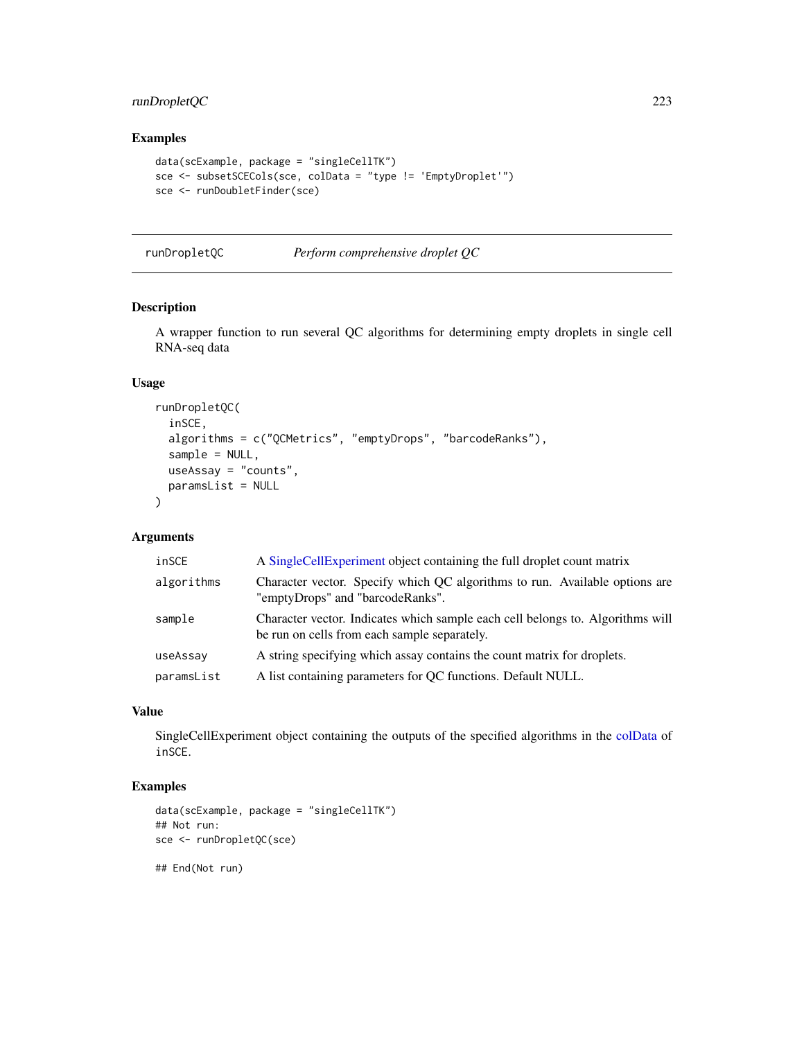## Examples

```
data(scExample, package = "singleCellTK")
sce <- subsetSCECols(sce, colData = "type != 'EmptyDroplet'")
sce <- runDoubletFinder(sce)
```

---

## runDropletQC — *Perform comprehensive droplet QC*

### Description

A wrapper function to run several QC algorithms for determining empty droplets in single cell RNA-seq data

### Usage

```
runDropletQC(
  inSCE,
  algorithms = c("QCMetrics", "emptyDrops", "barcodeRanks"),
  sample = NULL,
  useAssay = "counts",
  paramsList = NULL
)
```

### Arguments

| | |
|---|---|
| inSCE | A SingleCellExperiment object containing the full droplet count matrix |
| algorithms | Character vector. Specify which QC algorithms to run. Available options are "emptyDrops" and "barcodeRanks". |
| sample | Character vector. Indicates which sample each cell belongs to. Algorithms will be run on cells from each sample separately. |
| useAssay | A string specifying which assay contains the count matrix for droplets. |
| paramsList | A list containing parameters for QC functions. Default NULL. |

### Value

SingleCellExperiment object containing the outputs of the specified algorithms in the colData of inSCE.

### Examples

```
data(scExample, package = "singleCellTK")
## Not run:
sce <- runDropletQC(sce)

## End(Not run)
```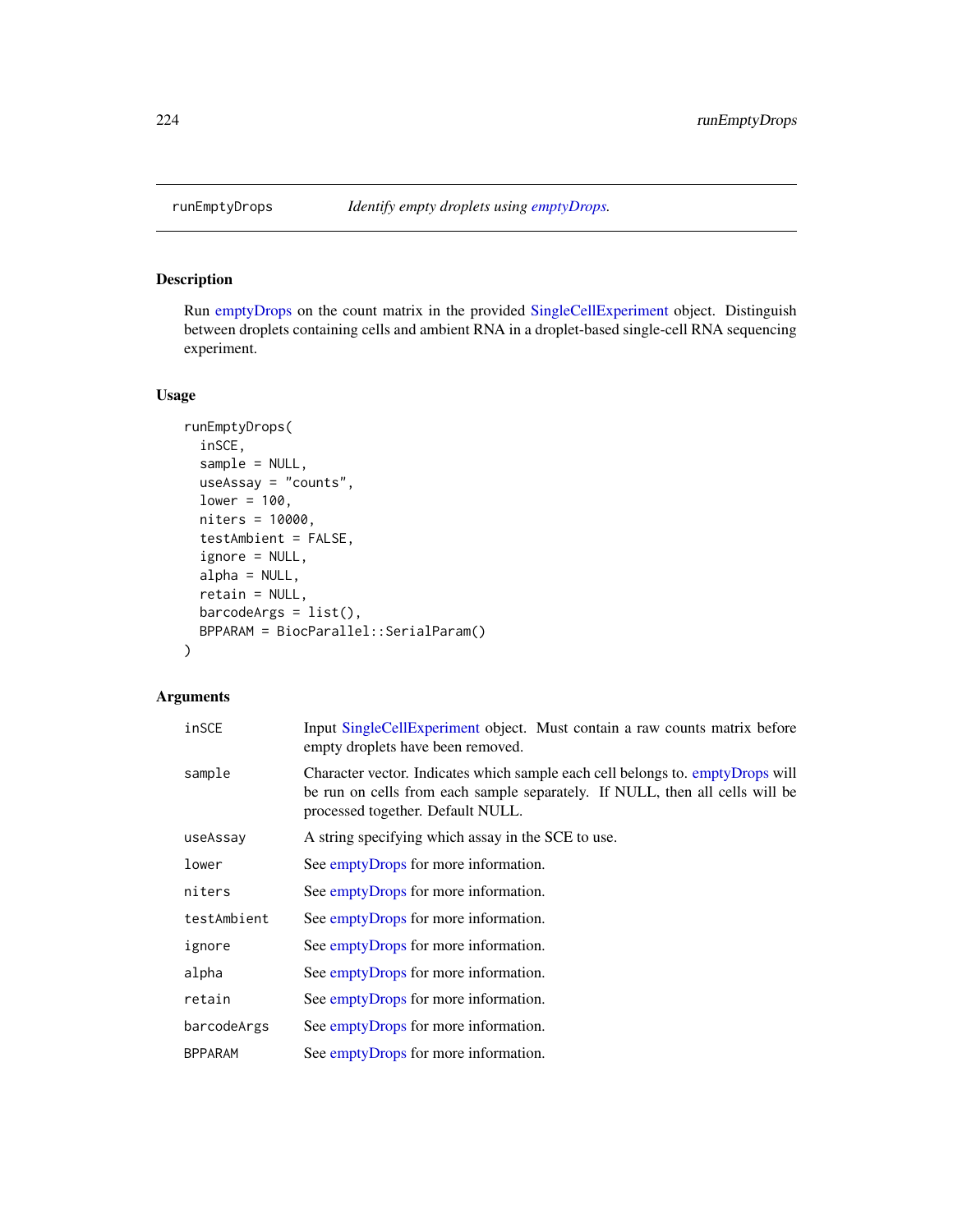# runEmptyDrops *Identify empty droplets using emptyDrops.*

## Description

Run emptyDrops on the count matrix in the provided SingleCellExperiment object. Distinguish between droplets containing cells and ambient RNA in a droplet-based single-cell RNA sequencing experiment.

## Usage

```
runEmptyDrops(
  inSCE,
  sample = NULL,
  useAssay = "counts",
  lower = 100,
  niters = 10000,
  testAmbient = FALSE,
  ignore = NULL,
  alpha = NULL,
  retain = NULL,
  barcodeArgs = list(),
  BPPARAM = BiocParallel::SerialParam()
)
```

## Arguments

| | |
|---|---|
| `inSCE` | Input SingleCellExperiment object. Must contain a raw counts matrix before empty droplets have been removed. |
| `sample` | Character vector. Indicates which sample each cell belongs to. emptyDrops will be run on cells from each sample separately. If NULL, then all cells will be processed together. Default NULL. |
| `useAssay` | A string specifying which assay in the SCE to use. |
| `lower` | See emptyDrops for more information. |
| `niters` | See emptyDrops for more information. |
| `testAmbient` | See emptyDrops for more information. |
| `ignore` | See emptyDrops for more information. |
| `alpha` | See emptyDrops for more information. |
| `retain` | See emptyDrops for more information. |
| `barcodeArgs` | See emptyDrops for more information. |
| `BPPARAM` | See emptyDrops for more information. |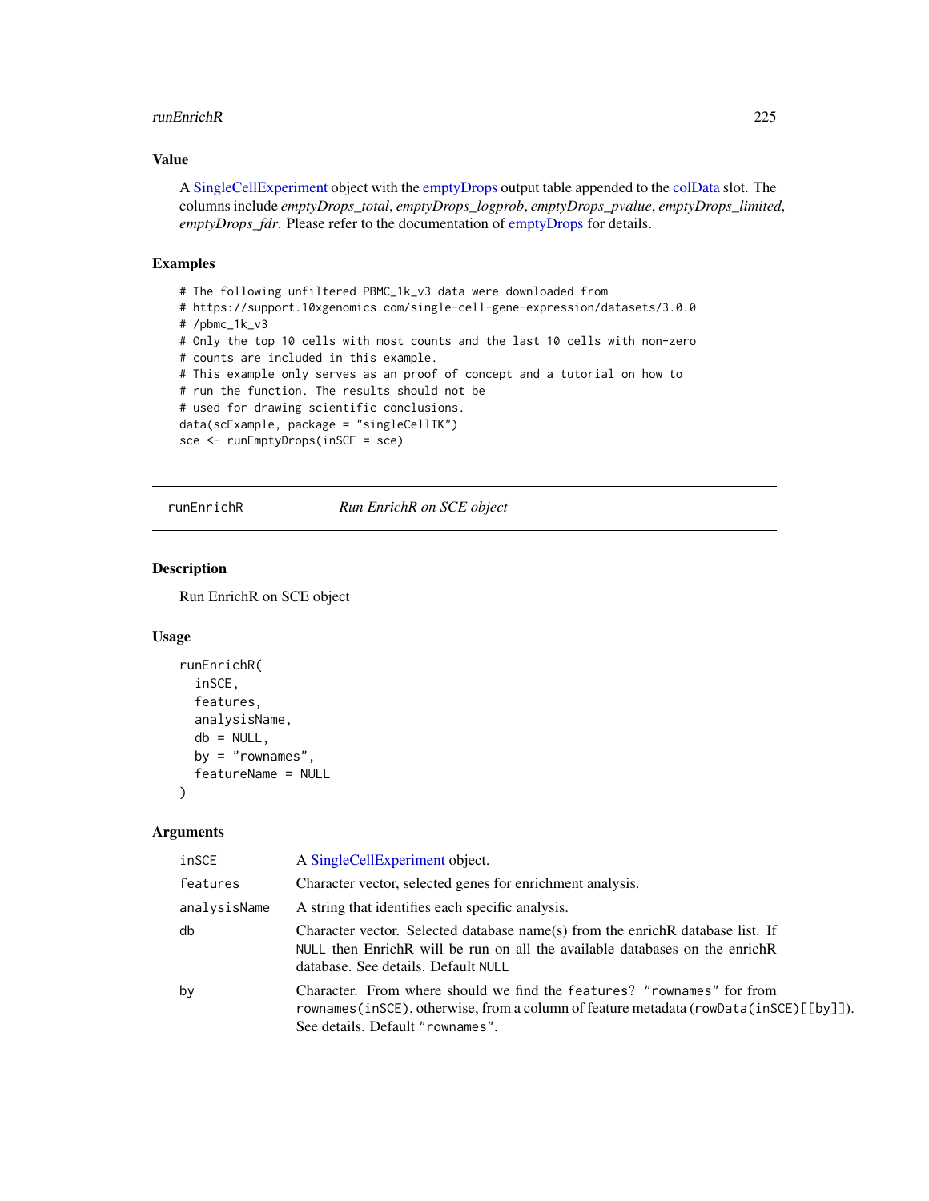## Value

A SingleCellExperiment object with the emptyDrops output table appended to the colData slot. The columns include *emptyDrops_total*, *emptyDrops_logprob*, *emptyDrops_pvalue*, *emptyDrops_limited*, *emptyDrops_fdr*. Please refer to the documentation of emptyDrops for details.

## Examples

```
# The following unfiltered PBMC_1k_v3 data were downloaded from
# https://support.10xgenomics.com/single-cell-gene-expression/datasets/3.0.0
# /pbmc_1k_v3
# Only the top 10 cells with most counts and the last 10 cells with non-zero
# counts are included in this example.
# This example only serves as an proof of concept and a tutorial on how to
# run the function. The results should not be
# used for drawing scientific conclusions.
data(scExample, package = "singleCellTK")
sce <- runEmptyDrops(inSCE = sce)
```

---

# runEnrichR — *Run EnrichR on SCE object*

## Description

Run EnrichR on SCE object

## Usage

```
runEnrichR(
  inSCE,
  features,
  analysisName,
  db = NULL,
  by = "rownames",
  featureName = NULL
)
```

## Arguments

| | |
|---|---|
| inSCE | A SingleCellExperiment object. |
| features | Character vector, selected genes for enrichment analysis. |
| analysisName | A string that identifies each specific analysis. |
| db | Character vector. Selected database name(s) from the enrichR database list. If `NULL` then EnrichR will be run on all the available databases on the enrichR database. See details. Default `NULL` |
| by | Character. From where should we find the `features`? `"rownames"` for from `rownames(inSCE)`, otherwise, from a column of feature metadata (`rowData(inSCE)[[by]]`). See details. Default `"rownames"`. |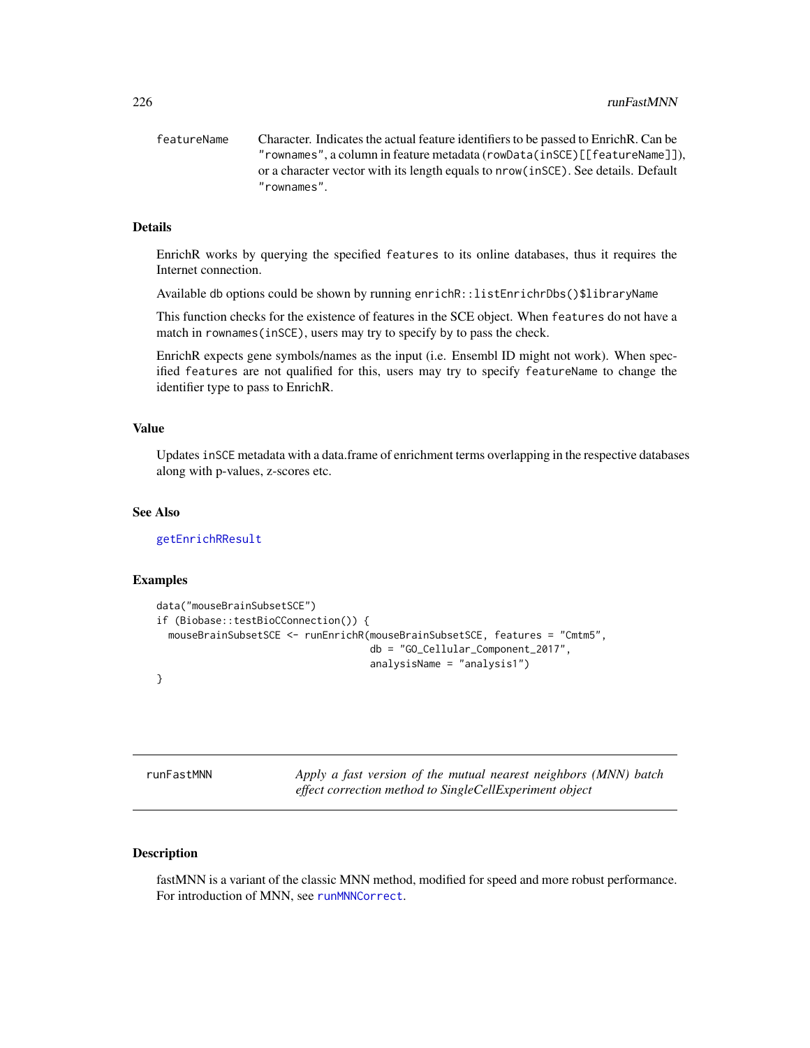featureName
:   Character. Indicates the actual feature identifiers to be passed to EnrichR. Can be "rownames", a column in feature metadata (rowData(inSCE)[[featureName]]), or a character vector with its length equals to nrow(inSCE). See details. Default "rownames".

## Details

EnrichR works by querying the specified features to its online databases, thus it requires the Internet connection.

Available db options could be shown by running enrichR::listEnrichrDbs()$libraryName

This function checks for the existence of features in the SCE object. When features do not have a match in rownames(inSCE), users may try to specify by to pass the check.

EnrichR expects gene symbols/names as the input (i.e. Ensembl ID might not work). When specified features are not qualified for this, users may try to specify featureName to change the identifier type to pass to EnrichR.

## Value

Updates inSCE metadata with a data.frame of enrichment terms overlapping in the respective databases along with p-values, z-scores etc.

## See Also

getEnrichRResult

## Examples

```
data("mouseBrainSubsetSCE")
if (Biobase::testBioCConnection()) {
  mouseBrainSubsetSCE <- runEnrichR(mouseBrainSubsetSCE, features = "Cmtm5",
                                    db = "GO_Cellular_Component_2017",
                                    analysisName = "analysis1")
}
```

---

# runFastMNN

*Apply a fast version of the mutual nearest neighbors (MNN) batch effect correction method to SingleCellExperiment object*

## Description

fastMNN is a variant of the classic MNN method, modified for speed and more robust performance. For introduction of MNN, see runMNNCorrect.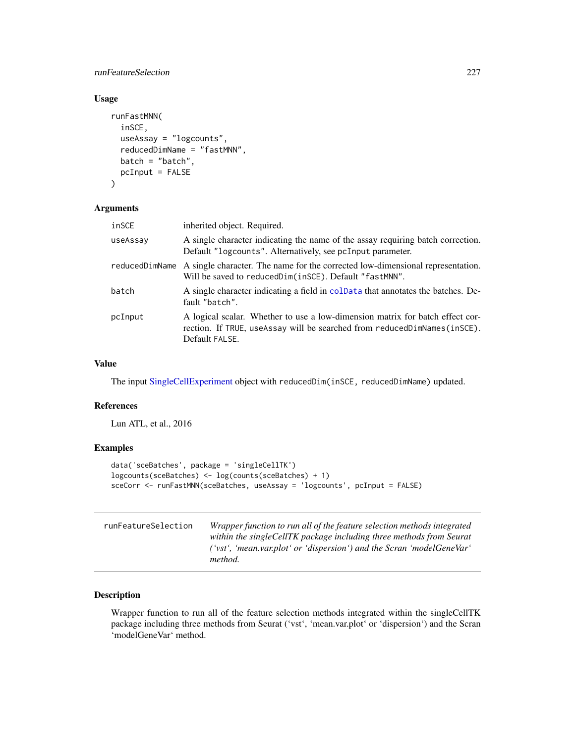## Usage

```
runFastMNN(
  inSCE,
  useAssay = "logcounts",
  reducedDimName = "fastMNN",
  batch = "batch",
  pcInput = FALSE
)
```

## Arguments

| | |
|---|---|
| inSCE | inherited object. Required. |
| useAssay | A single character indicating the name of the assay requiring batch correction. Default "logcounts". Alternatively, see pcInput parameter. |
| reducedDimName | A single character. The name for the corrected low-dimensional representation. Will be saved to reducedDim(inSCE). Default "fastMNN". |
| batch | A single character indicating a field in colData that annotates the batches. Default "batch". |
| pcInput | A logical scalar. Whether to use a low-dimension matrix for batch effect correction. If TRUE, useAssay will be searched from reducedDimNames(inSCE). Default FALSE. |

## Value

The input SingleCellExperiment object with reducedDim(inSCE, reducedDimName) updated.

## References

Lun ATL, et al., 2016

## Examples

```
data('sceBatches', package = 'singleCellTK')
logcounts(sceBatches) <- log(counts(sceBatches) + 1)
sceCorr <- runFastMNN(sceBatches, useAssay = 'logcounts', pcInput = FALSE)
```

---

# runFeatureSelection

*Wrapper function to run all of the feature selection methods integrated within the singleCellTK package including three methods from Seurat (‘vst‘, ‘mean.var.plot‘ or ‘dispersion‘) and the Scran ‘modelGeneVar‘ method.*

---

## Description

Wrapper function to run all of the feature selection methods integrated within the singleCellTK package including three methods from Seurat (‘vst‘, ‘mean.var.plot‘ or ‘dispersion‘) and the Scran ‘modelGeneVar‘ method.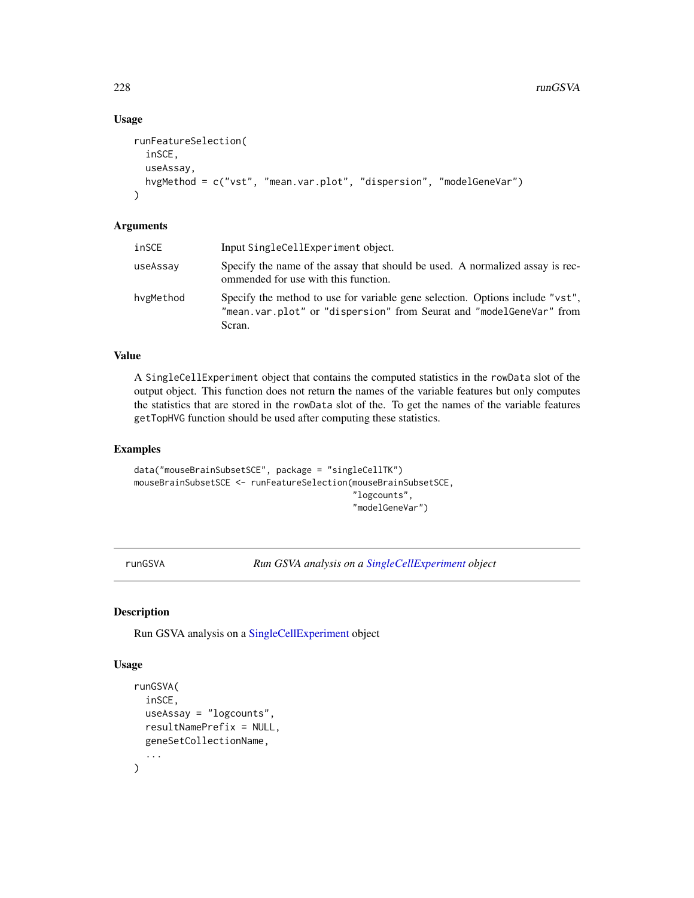### Usage

```
runFeatureSelection(
  inSCE,
  useAssay,
  hvgMethod = c("vst", "mean.var.plot", "dispersion", "modelGeneVar")
)
```

### Arguments

| | |
|---|---|
| inSCE | Input `SingleCellExperiment` object. |
| useAssay | Specify the name of the assay that should be used. A normalized assay is recommended for use with this function. |
| hvgMethod | Specify the method to use for variable gene selection. Options include `"vst"`, `"mean.var.plot"` or `"dispersion"` from Seurat and `"modelGeneVar"` from Scran. |

### Value

A `SingleCellExperiment` object that contains the computed statistics in the `rowData` slot of the output object. This function does not return the names of the variable features but only computes the statistics that are stored in the `rowData` slot of the. To get the names of the variable features `getTopHVG` function should be used after computing these statistics.

### Examples

```
data("mouseBrainSubsetSCE", package = "singleCellTK")
mouseBrainSubsetSCE <- runFeatureSelection(mouseBrainSubsetSCE,
                                           "logcounts",
                                           "modelGeneVar")
```

---

## runGSVA — *Run GSVA analysis on a SingleCellExperiment object*

### Description

Run GSVA analysis on a SingleCellExperiment object

### Usage

```
runGSVA(
  inSCE,
  useAssay = "logcounts",
  resultNamePrefix = NULL,
  geneSetCollectionName,
  ...
)
```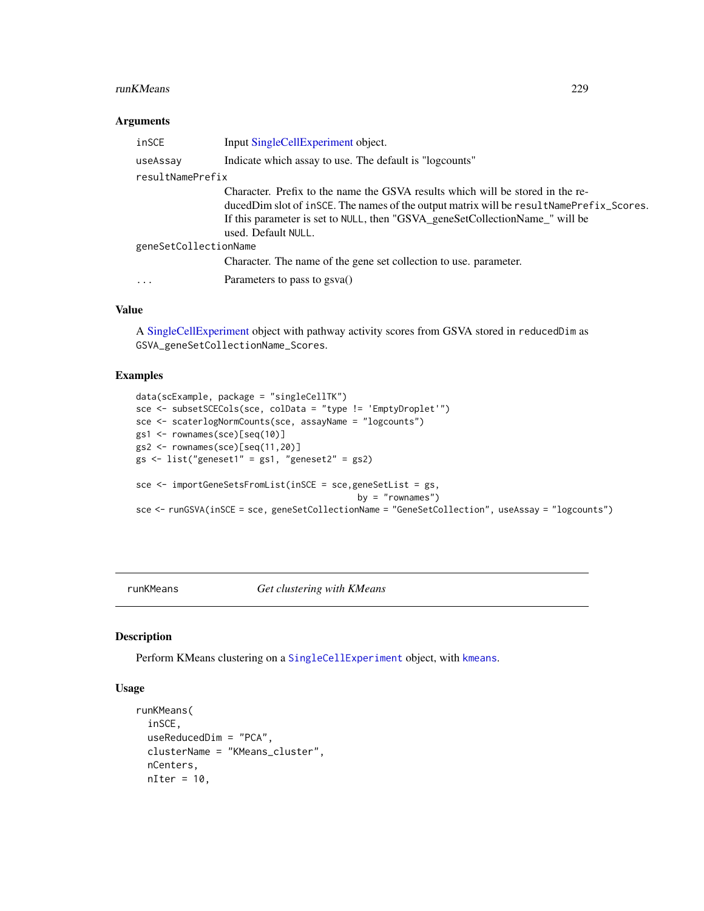### Arguments

| | |
|---|---|
| inSCE | Input SingleCellExperiment object. |
| useAssay | Indicate which assay to use. The default is "logcounts" |
| resultNamePrefix | Character. Prefix to the name the GSVA results which will be stored in the reducedDim slot of inSCE. The names of the output matrix will be resultNamePrefix_Scores. If this parameter is set to NULL, then "GSVA_geneSetCollectionName_" will be used. Default NULL. |
| geneSetCollectionName | Character. The name of the gene set collection to use. parameter. |
| ... | Parameters to pass to gsva() |

### Value

A SingleCellExperiment object with pathway activity scores from GSVA stored in reducedDim as GSVA_geneSetCollectionName_Scores.

### Examples

```
data(scExample, package = "singleCellTK")
sce <- subsetSCECols(sce, colData = "type != 'EmptyDroplet'")
sce <- scaterlogNormCounts(sce, assayName = "logcounts")
gs1 <- rownames(sce)[seq(10)]
gs2 <- rownames(sce)[seq(11,20)]
gs <- list("geneset1" = gs1, "geneset2" = gs2)

sce <- importGeneSetsFromList(inSCE = sce,geneSetList = gs,
                                            by = "rownames")
sce <- runGSVA(inSCE = sce, geneSetCollectionName = "GeneSetCollection", useAssay = "logcounts")
```

## runKMeans *Get clustering with KMeans*

### Description

Perform KMeans clustering on a SingleCellExperiment object, with kmeans.

### Usage

```
runKMeans(
  inSCE,
  useReducedDim = "PCA",
  clusterName = "KMeans_cluster",
  nCenters,
  nIter = 10,
```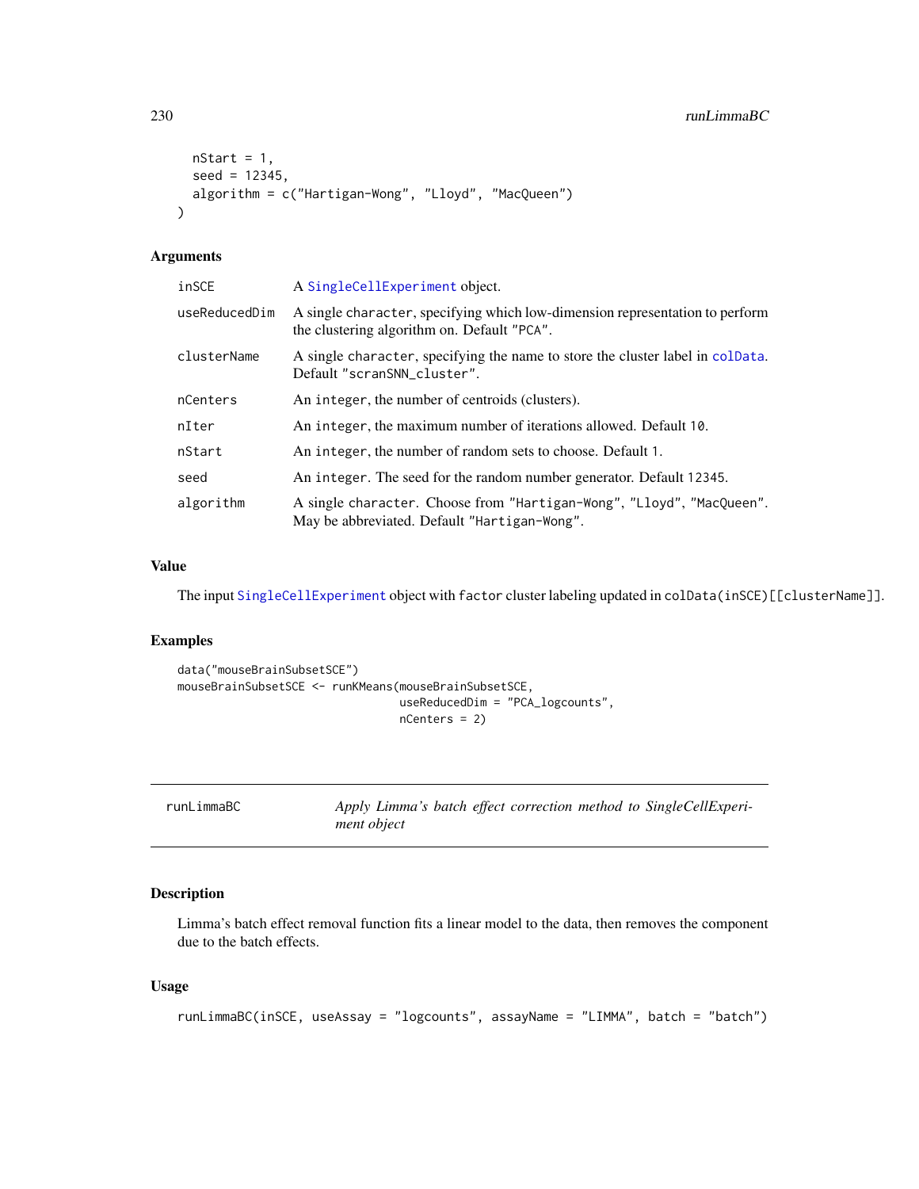```
  nStart = 1,
  seed = 12345,
  algorithm = c("Hartigan-Wong", "Lloyd", "MacQueen")
)
```

## Arguments

| | |
|---|---|
| inSCE | A SingleCellExperiment object. |
| useReducedDim | A single character, specifying which low-dimension representation to perform the clustering algorithm on. Default "PCA". |
| clusterName | A single character, specifying the name to store the cluster label in colData. Default "scranSNN_cluster". |
| nCenters | An integer, the number of centroids (clusters). |
| nIter | An integer, the maximum number of iterations allowed. Default 10. |
| nStart | An integer, the number of random sets to choose. Default 1. |
| seed | An integer. The seed for the random number generator. Default 12345. |
| algorithm | A single character. Choose from "Hartigan-Wong", "Lloyd", "MacQueen". May be abbreviated. Default "Hartigan-Wong". |

## Value

The input SingleCellExperiment object with factor cluster labeling updated in colData(inSCE)[[clusterName]].

## Examples

```
data("mouseBrainSubsetSCE")
mouseBrainSubsetSCE <- runKMeans(mouseBrainSubsetSCE,
                                 useReducedDim = "PCA_logcounts",
                                 nCenters = 2)
```

---

# runLimmaBC — *Apply Limma's batch effect correction method to SingleCellExperiment object*

---

## Description

Limma's batch effect removal function fits a linear model to the data, then removes the component due to the batch effects.

## Usage

```
runLimmaBC(inSCE, useAssay = "logcounts", assayName = "LIMMA", batch = "batch")
```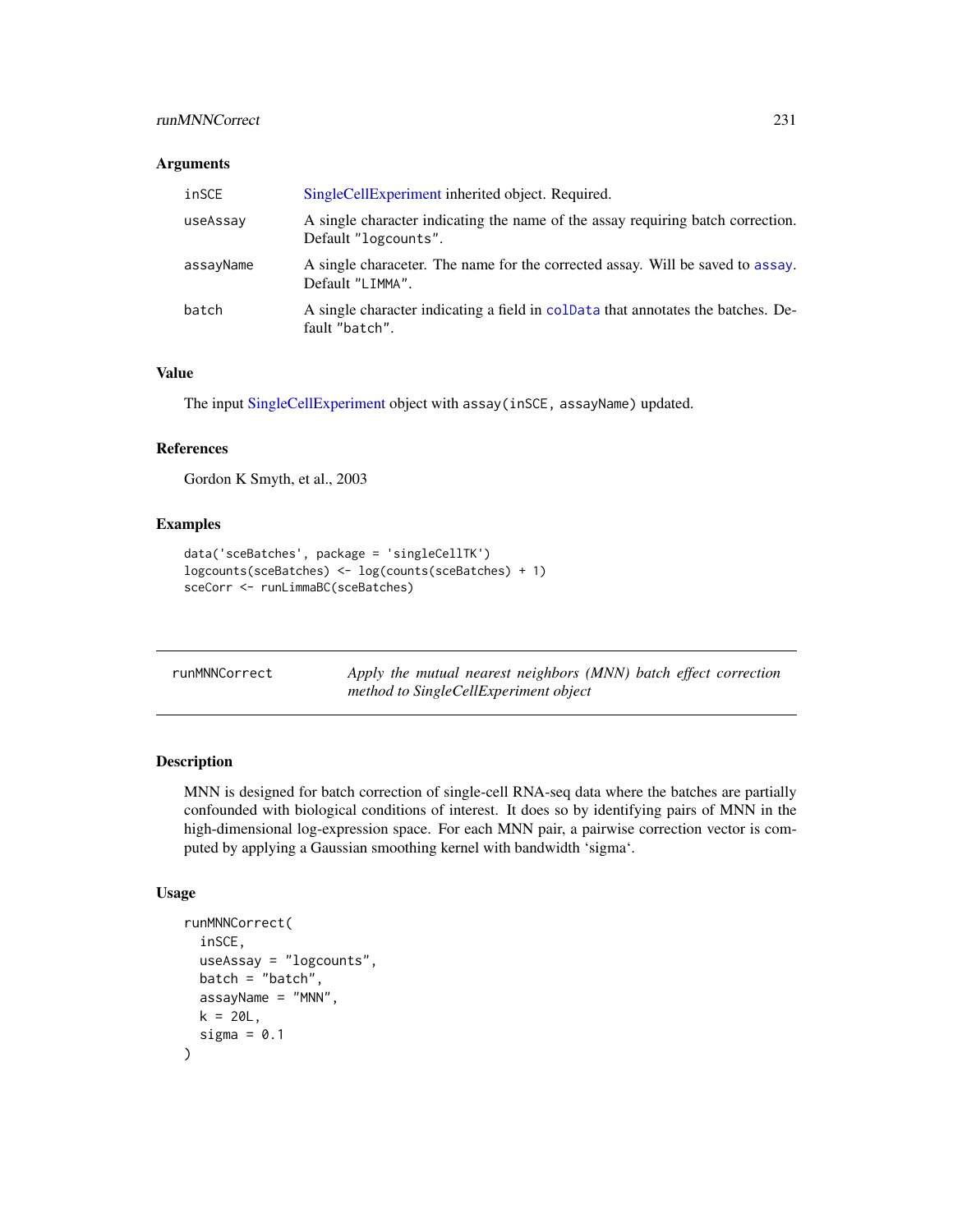## Arguments

| | |
|---|---|
| inSCE | SingleCellExperiment inherited object. Required. |
| useAssay | A single character indicating the name of the assay requiring batch correction. Default "logcounts". |
| assayName | A single characeter. The name for the corrected assay. Will be saved to assay. Default "LIMMA". |
| batch | A single character indicating a field in colData that annotates the batches. Default "batch". |

## Value

The input SingleCellExperiment object with assay(inSCE, assayName) updated.

## References

Gordon K Smyth, et al., 2003

## Examples

```
data('sceBatches', package = 'singleCellTK')
logcounts(sceBatches) <- log(counts(sceBatches) + 1)
sceCorr <- runLimmaBC(sceBatches)
```

---

# runMNNCorrect — *Apply the mutual nearest neighbors (MNN) batch effect correction method to SingleCellExperiment object*

## Description

MNN is designed for batch correction of single-cell RNA-seq data where the batches are partially confounded with biological conditions of interest. It does so by identifying pairs of MNN in the high-dimensional log-expression space. For each MNN pair, a pairwise correction vector is computed by applying a Gaussian smoothing kernel with bandwidth 'sigma'.

## Usage

```
runMNNCorrect(
  inSCE,
  useAssay = "logcounts",
  batch = "batch",
  assayName = "MNN",
  k = 20L,
  sigma = 0.1
)
```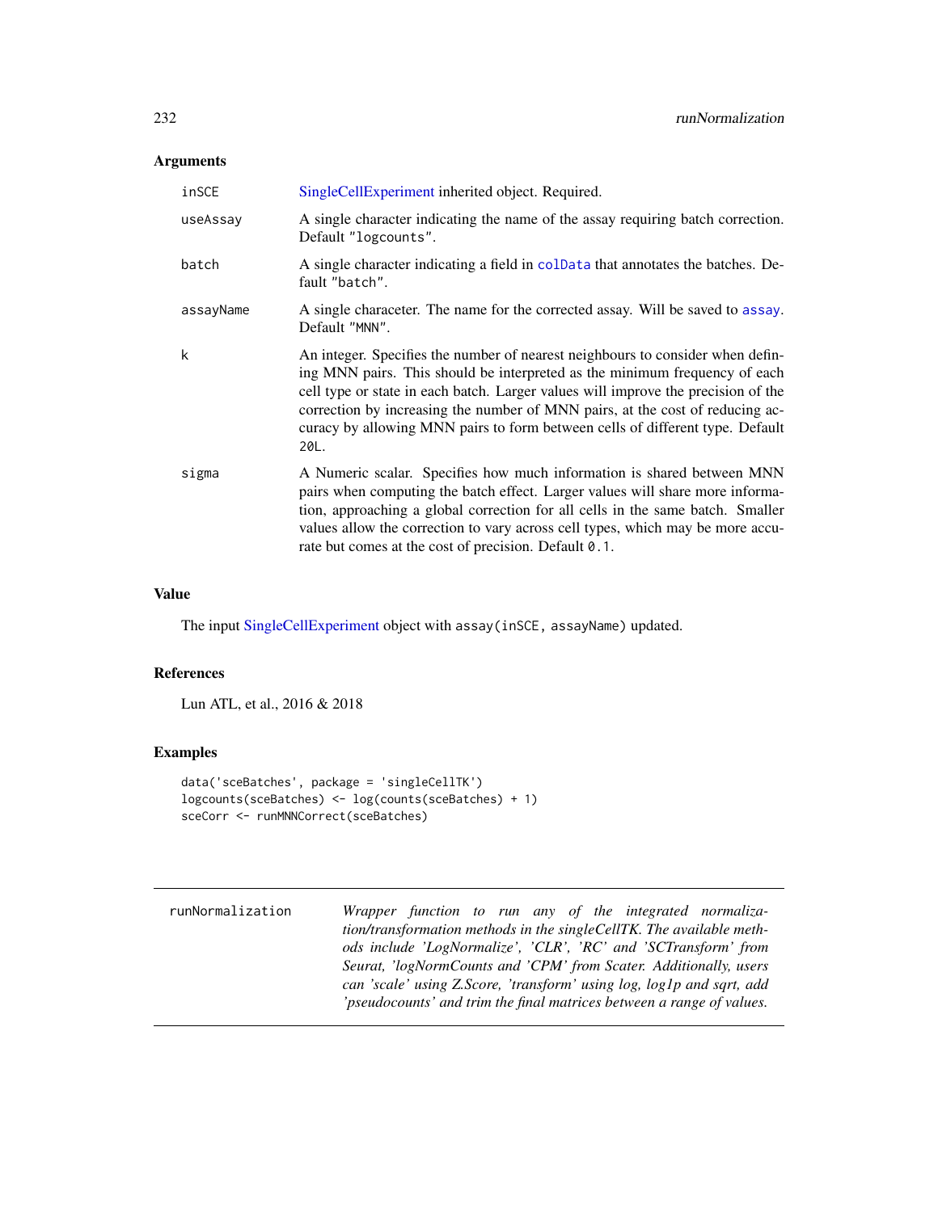### Arguments

| | |
|---|---|
| inSCE | SingleCellExperiment inherited object. Required. |
| useAssay | A single character indicating the name of the assay requiring batch correction. Default "logcounts". |
| batch | A single character indicating a field in colData that annotates the batches. Default "batch". |
| assayName | A single characeter. The name for the corrected assay. Will be saved to assay. Default "MNN". |
| k | An integer. Specifies the number of nearest neighbours to consider when defining MNN pairs. This should be interpreted as the minimum frequency of each cell type or state in each batch. Larger values will improve the precision of the correction by increasing the number of MNN pairs, at the cost of reducing accuracy by allowing MNN pairs to form between cells of different type. Default 20L. |
| sigma | A Numeric scalar. Specifies how much information is shared between MNN pairs when computing the batch effect. Larger values will share more information, approaching a global correction for all cells in the same batch. Smaller values allow the correction to vary across cell types, which may be more accurate but comes at the cost of precision. Default 0.1. |

### Value

The input SingleCellExperiment object with `assay(inSCE, assayName)` updated.

### References

Lun ATL, et al., 2016 & 2018

### Examples

```
data('sceBatches', package = 'singleCellTK')
logcounts(sceBatches) <- log(counts(sceBatches) + 1)
sceCorr <- runMNNCorrect(sceBatches)
```

---

## runNormalization

*Wrapper function to run any of the integrated normalization/transformation methods in the singleCellTK. The available methods include 'LogNormalize', 'CLR', 'RC' and 'SCTransform' from Seurat, 'logNormCounts and 'CPM' from Scater. Additionally, users can 'scale' using Z.Score, 'transform' using log, log1p and sqrt, add 'pseudocounts' and trim the final matrices between a range of values.*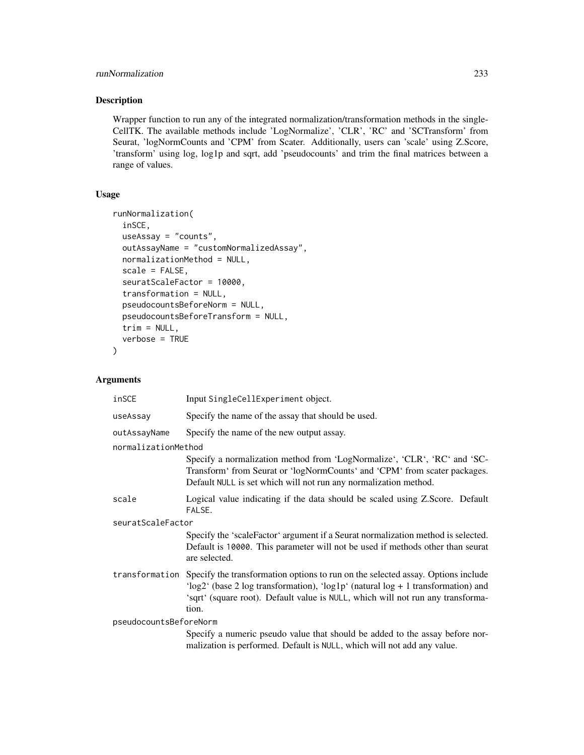## Description

Wrapper function to run any of the integrated normalization/transformation methods in the singleCellTK. The available methods include 'LogNormalize', 'CLR', 'RC' and 'SCTransform' from Seurat, 'logNormCounts and 'CPM' from Scater. Additionally, users can 'scale' using Z.Score, 'transform' using log, log1p and sqrt, add 'pseudocounts' and trim the final matrices between a range of values.

## Usage

```
runNormalization(
  inSCE,
  useAssay = "counts",
  outAssayName = "customNormalizedAssay",
  normalizationMethod = NULL,
  scale = FALSE,
  seuratScaleFactor = 10000,
  transformation = NULL,
  pseudocountsBeforeNorm = NULL,
  pseudocountsBeforeTransform = NULL,
  trim = NULL,
  verbose = TRUE
)
```

## Arguments

`inSCE` Input `SingleCellExperiment` object.

`useAssay` Specify the name of the assay that should be used.

`outAssayName` Specify the name of the new output assay.

`normalizationMethod` Specify a normalization method from 'LogNormalize', 'CLR', 'RC' and 'SCTransform' from Seurat or 'logNormCounts' and 'CPM' from scater packages. Default `NULL` is set which will not run any normalization method.

`scale` Logical value indicating if the data should be scaled using Z.Score. Default `FALSE`.

`seuratScaleFactor` Specify the 'scaleFactor' argument if a Seurat normalization method is selected. Default is `10000`. This parameter will not be used if methods other than seurat are selected.

`transformation` Specify the transformation options to run on the selected assay. Options include 'log2' (base 2 log transformation), 'log1p' (natural log + 1 transformation) and 'sqrt' (square root). Default value is `NULL`, which will not run any transformation.

`pseudocountsBeforeNorm` Specify a numeric pseudo value that should be added to the assay before normalization is performed. Default is `NULL`, which will not add any value.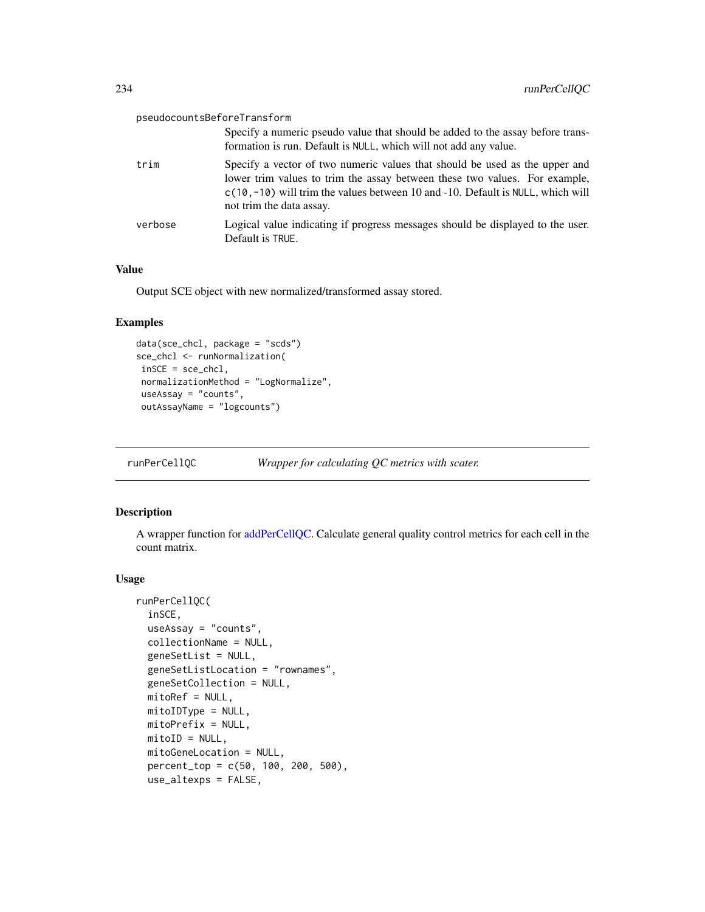pseudocountsBeforeTransform
: Specify a numeric pseudo value that should be added to the assay before transformation is run. Default is NULL, which will not add any value.

trim
: Specify a vector of two numeric values that should be used as the upper and lower trim values to trim the assay between these two values. For example, c(10,-10) will trim the values between 10 and -10. Default is NULL, which will not trim the data assay.

verbose
: Logical value indicating if progress messages should be displayed to the user. Default is TRUE.

### Value

Output SCE object with new normalized/transformed assay stored.

### Examples

```
data(sce_chcl, package = "scds")
sce_chcl <- runNormalization(
 inSCE = sce_chcl,
 normalizationMethod = "LogNormalize",
 useAssay = "counts",
 outAssayName = "logcounts")
```

---

## runPerCellQC — *Wrapper for calculating QC metrics with scater.*

### Description

A wrapper function for addPerCellQC. Calculate general quality control metrics for each cell in the count matrix.

### Usage

```
runPerCellQC(
  inSCE,
  useAssay = "counts",
  collectionName = NULL,
  geneSetList = NULL,
  geneSetListLocation = "rownames",
  geneSetCollection = NULL,
  mitoRef = NULL,
  mitoIDType = NULL,
  mitoPrefix = NULL,
  mitoID = NULL,
  mitoGeneLocation = NULL,
  percent_top = c(50, 100, 200, 500),
  use_altexps = FALSE,
```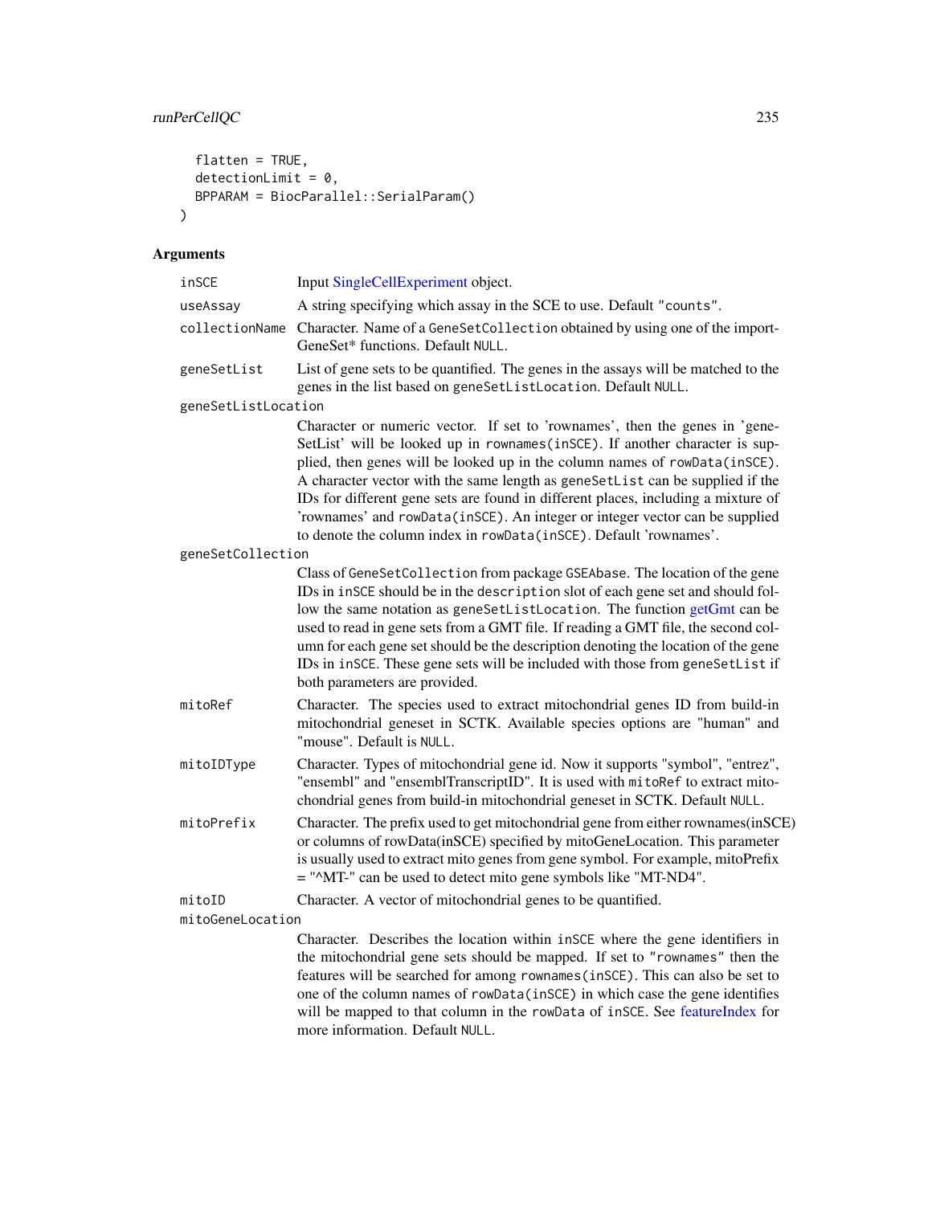```
  flatten = TRUE,
  detectionLimit = 0,
  BPPARAM = BiocParallel::SerialParam()
)
```

## Arguments

- **inSCE**: Input SingleCellExperiment object.
- **useAssay**: A string specifying which assay in the SCE to use. Default "counts".
- **collectionName**: Character. Name of a GeneSetCollection obtained by using one of the import-GeneSet* functions. Default NULL.
- **geneSetList**: List of gene sets to be quantified. The genes in the assays will be matched to the genes in the list based on geneSetListLocation. Default NULL.
- **geneSetListLocation**: Character or numeric vector. If set to 'rownames', then the genes in 'geneSetList' will be looked up in rownames(inSCE). If another character is supplied, then genes will be looked up in the column names of rowData(inSCE). A character vector with the same length as geneSetList can be supplied if the IDs for different gene sets are found in different places, including a mixture of 'rownames' and rowData(inSCE). An integer or integer vector can be supplied to denote the column index in rowData(inSCE). Default 'rownames'.
- **geneSetCollection**: Class of GeneSetCollection from package GSEAbase. The location of the gene IDs in inSCE should be in the description slot of each gene set and should follow the same notation as geneSetListLocation. The function getGmt can be used to read in gene sets from a GMT file. If reading a GMT file, the second column for each gene set should be the description denoting the location of the gene IDs in inSCE. These gene sets will be included with those from geneSetList if both parameters are provided.
- **mitoRef**: Character. The species used to extract mitochondrial genes ID from build-in mitochondrial geneset in SCTK. Available species options are "human" and "mouse". Default is NULL.
- **mitoIDType**: Character. Types of mitochondrial gene id. Now it supports "symbol", "entrez", "ensembl" and "ensemblTranscriptID". It is used with mitoRef to extract mitochondrial genes from build-in mitochondrial geneset in SCTK. Default NULL.
- **mitoPrefix**: Character. The prefix used to get mitochondrial gene from either rownames(inSCE) or columns of rowData(inSCE) specified by mitoGeneLocation. This parameter is usually used to extract mito genes from gene symbol. For example, mitoPrefix = "^MT-" can be used to detect mito gene symbols like "MT-ND4".
- **mitoID**: Character. A vector of mitochondrial genes to be quantified.
- **mitoGeneLocation**: Character. Describes the location within inSCE where the gene identifiers in the mitochondrial gene sets should be mapped. If set to "rownames" then the features will be searched for among rownames(inSCE). This can also be set to one of the column names of rowData(inSCE) in which case the gene identifies will be mapped to that column in the rowData of inSCE. See featureIndex for more information. Default NULL.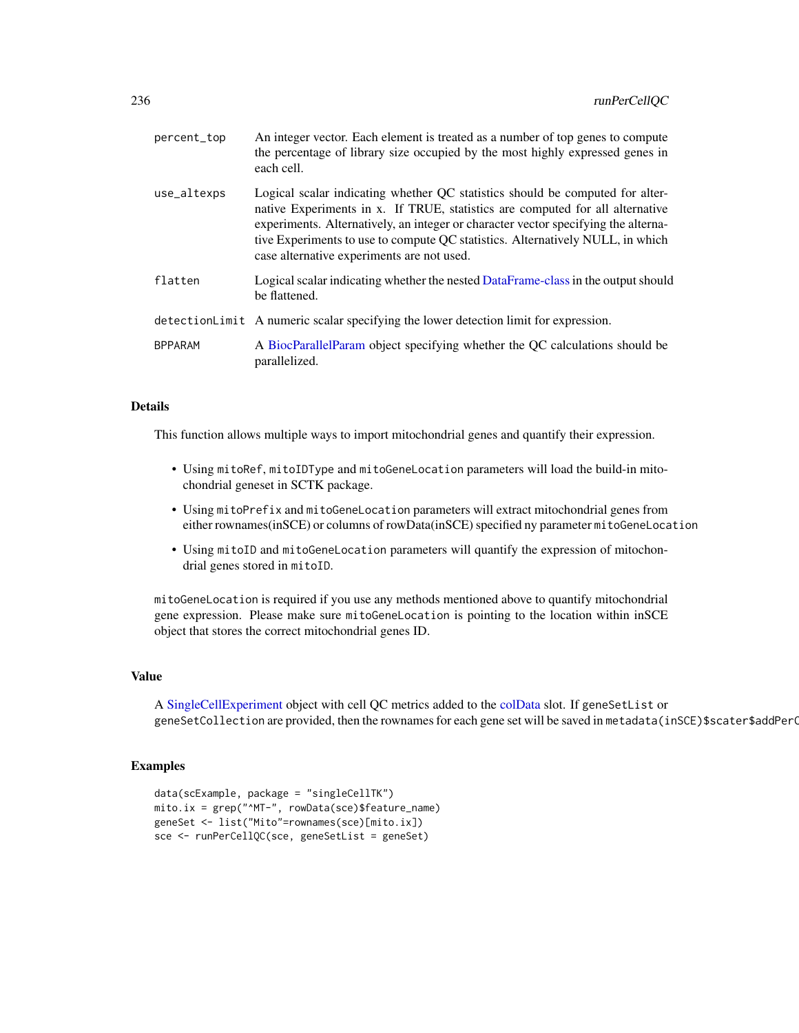| | |
|---|---|
| percent_top | An integer vector. Each element is treated as a number of top genes to compute the percentage of library size occupied by the most highly expressed genes in each cell. |
| use_altexps | Logical scalar indicating whether QC statistics should be computed for alternative Experiments in x. If TRUE, statistics are computed for all alternative experiments. Alternatively, an integer or character vector specifying the alternative Experiments to use to compute QC statistics. Alternatively NULL, in which case alternative experiments are not used. |
| flatten | Logical scalar indicating whether the nested DataFrame-class in the output should be flattened. |
| detectionLimit | A numeric scalar specifying the lower detection limit for expression. |
| BPPARAM | A BiocParallelParam object specifying whether the QC calculations should be parallelized. |

## Details

This function allows multiple ways to import mitochondrial genes and quantify their expression.

- Using mitoRef, mitoIDType and mitoGeneLocation parameters will load the build-in mitochondrial geneset in SCTK package.
- Using mitoPrefix and mitoGeneLocation parameters will extract mitochondrial genes from either rownames(inSCE) or columns of rowData(inSCE) specified ny parameter mitoGeneLocation
- Using mitoID and mitoGeneLocation parameters will quantify the expression of mitochondrial genes stored in mitoID.

mitoGeneLocation is required if you use any methods mentioned above to quantify mitochondrial gene expression. Please make sure mitoGeneLocation is pointing to the location within inSCE object that stores the correct mitochondrial genes ID.

## Value

A SingleCellExperiment object with cell QC metrics added to the colData slot. If geneSetList or geneSetCollection are provided, then the rownames for each gene set will be saved in metadata(inSCE)$scater$addPerC

## Examples

```
data(scExample, package = "singleCellTK")
mito.ix = grep("^MT-", rowData(sce)$feature_name)
geneSet <- list("Mito"=rownames(sce)[mito.ix])
sce <- runPerCellQC(sce, geneSetList = geneSet)
```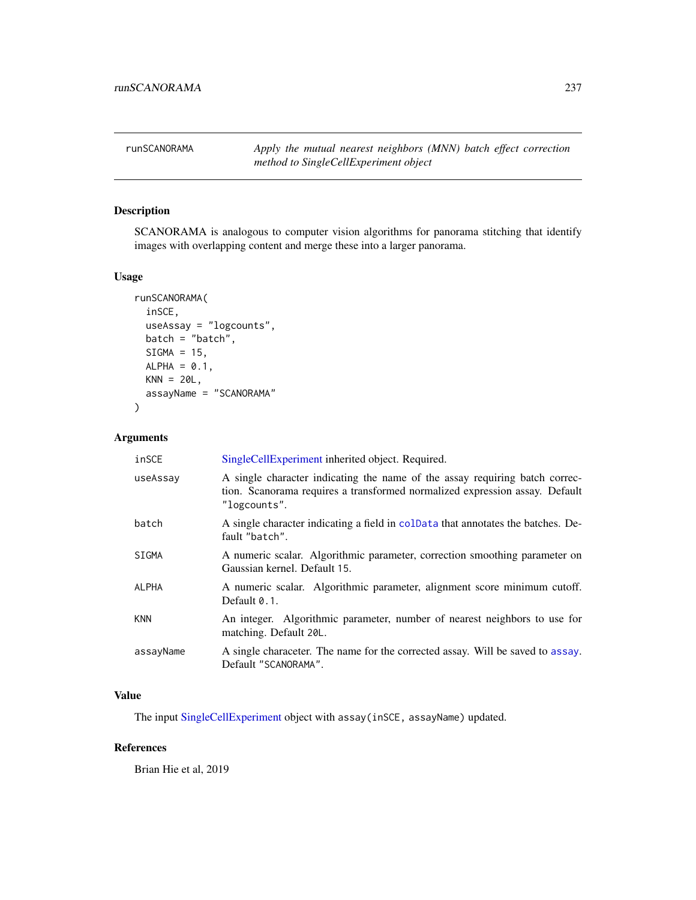## runSCANORAMA — *Apply the mutual nearest neighbors (MNN) batch effect correction method to SingleCellExperiment object*

### Description

SCANORAMA is analogous to computer vision algorithms for panorama stitching that identify images with overlapping content and merge these into a larger panorama.

### Usage

```
runSCANORAMA(
  inSCE,
  useAssay = "logcounts",
  batch = "batch",
  SIGMA = 15,
  ALPHA = 0.1,
  KNN = 20L,
  assayName = "SCANORAMA"
)
```

### Arguments

| | |
|---|---|
| inSCE | SingleCellExperiment inherited object. Required. |
| useAssay | A single character indicating the name of the assay requiring batch correction. Scanorama requires a transformed normalized expression assay. Default `"logcounts"`. |
| batch | A single character indicating a field in `colData` that annotates the batches. Default `"batch"`. |
| SIGMA | A numeric scalar. Algorithmic parameter, correction smoothing parameter on Gaussian kernel. Default `15`. |
| ALPHA | A numeric scalar. Algorithmic parameter, alignment score minimum cutoff. Default `0.1`. |
| KNN | An integer. Algorithmic parameter, number of nearest neighbors to use for matching. Default `20L`. |
| assayName | A single characeter. The name for the corrected assay. Will be saved to `assay`. Default `"SCANORAMA"`. |

### Value

The input SingleCellExperiment object with `assay(inSCE, assayName)` updated.

### References

Brian Hie et al, 2019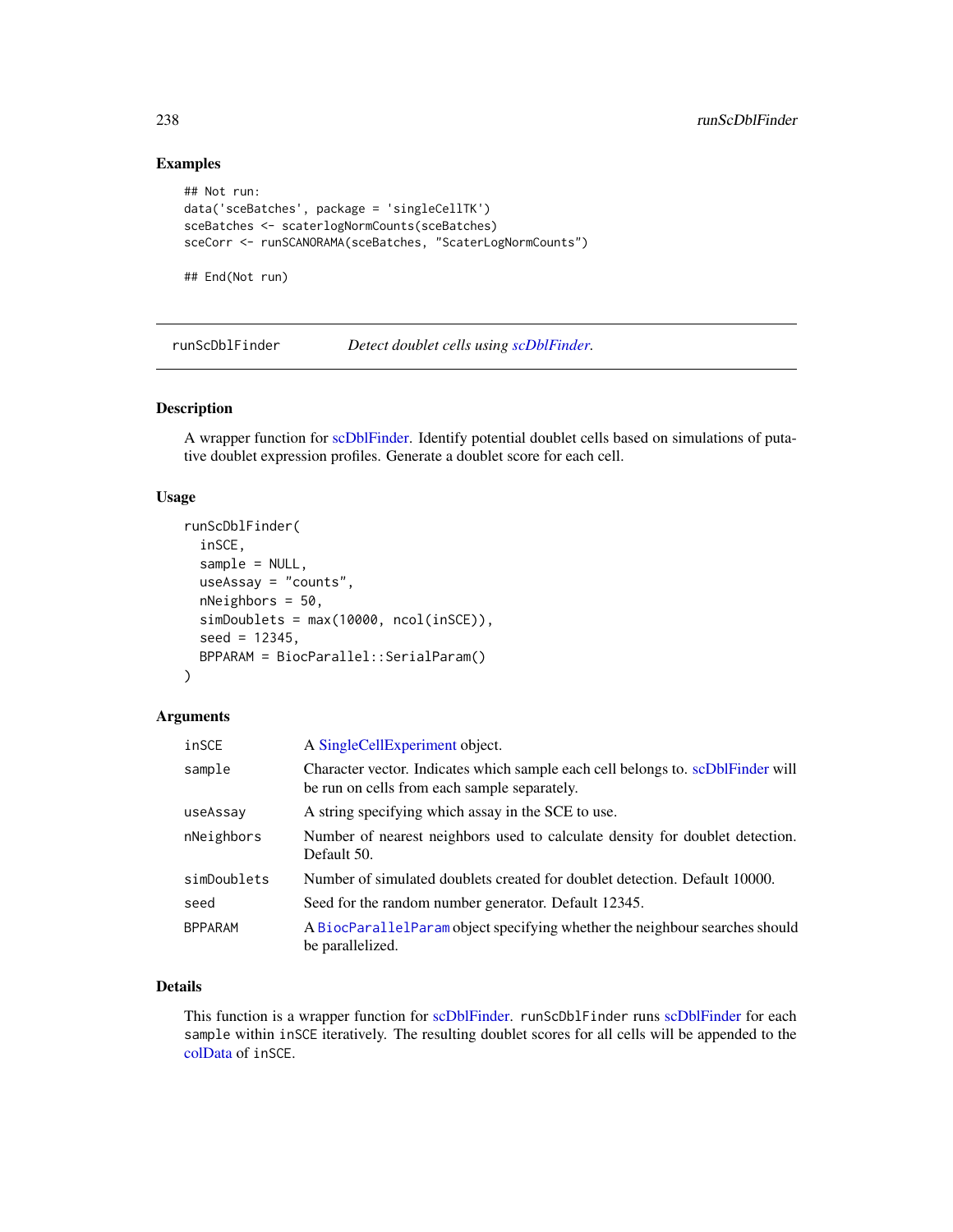## Examples

```
## Not run:
data('sceBatches', package = 'singleCellTK')
sceBatches <- scaterlogNormCounts(sceBatches)
sceCorr <- runSCANORAMA(sceBatches, "ScaterLogNormCounts")

## End(Not run)
```

---

# runScDblFinder — *Detect doublet cells using scDblFinder.*

---

## Description

A wrapper function for scDblFinder. Identify potential doublet cells based on simulations of putative doublet expression profiles. Generate a doublet score for each cell.

## Usage

```
runScDblFinder(
  inSCE,
  sample = NULL,
  useAssay = "counts",
  nNeighbors = 50,
  simDoublets = max(10000, ncol(inSCE)),
  seed = 12345,
  BPPARAM = BiocParallel::SerialParam()
)
```

## Arguments

| | |
|---|---|
| inSCE | A SingleCellExperiment object. |
| sample | Character vector. Indicates which sample each cell belongs to. scDblFinder will be run on cells from each sample separately. |
| useAssay | A string specifying which assay in the SCE to use. |
| nNeighbors | Number of nearest neighbors used to calculate density for doublet detection. Default 50. |
| simDoublets | Number of simulated doublets created for doublet detection. Default 10000. |
| seed | Seed for the random number generator. Default 12345. |
| BPPARAM | A BiocParallelParam object specifying whether the neighbour searches should be parallelized. |

## Details

This function is a wrapper function for scDblFinder. runScDblFinder runs scDblFinder for each sample within inSCE iteratively. The resulting doublet scores for all cells will be appended to the colData of inSCE.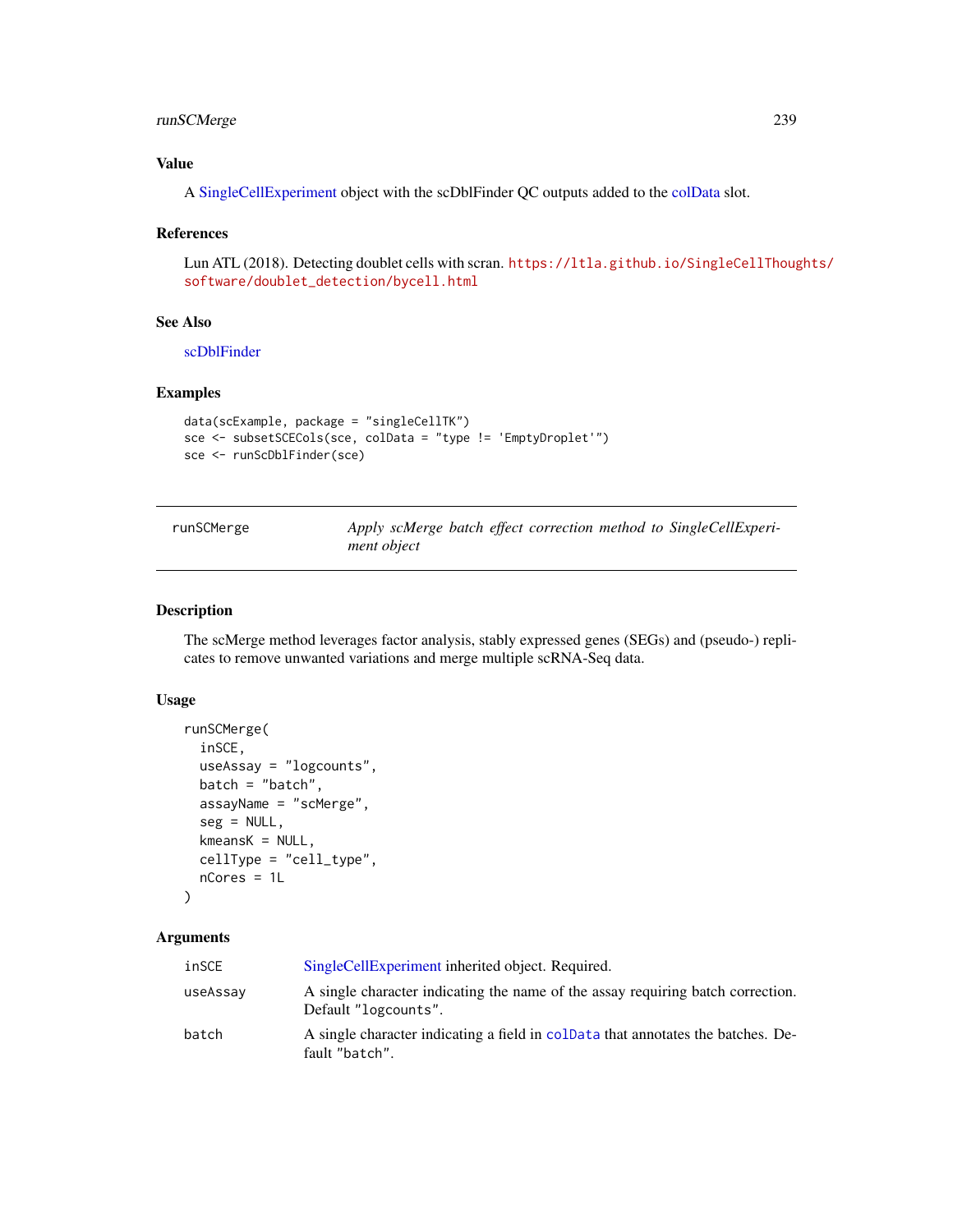### Value

A SingleCellExperiment object with the scDblFinder QC outputs added to the colData slot.

### References

Lun ATL (2018). Detecting doublet cells with scran. https://ltla.github.io/SingleCellThoughts/software/doublet_detection/bycell.html

### See Also

scDblFinder

### Examples

```
data(scExample, package = "singleCellTK")
sce <- subsetSCECols(sce, colData = "type != 'EmptyDroplet'")
sce <- runScDblFinder(sce)
```

---

## runSCMerge — *Apply scMerge batch effect correction method to SingleCellExperiment object*

---

### Description

The scMerge method leverages factor analysis, stably expressed genes (SEGs) and (pseudo-) replicates to remove unwanted variations and merge multiple scRNA-Seq data.

### Usage

```
runSCMerge(
  inSCE,
  useAssay = "logcounts",
  batch = "batch",
  assayName = "scMerge",
  seg = NULL,
  kmeansK = NULL,
  cellType = "cell_type",
  nCores = 1L
)
```

### Arguments

| | |
|---|---|
| `inSCE` | SingleCellExperiment inherited object. Required. |
| `useAssay` | A single character indicating the name of the assay requiring batch correction. Default `"logcounts"`. |
| `batch` | A single character indicating a field in `colData` that annotates the batches. Default `"batch"`. |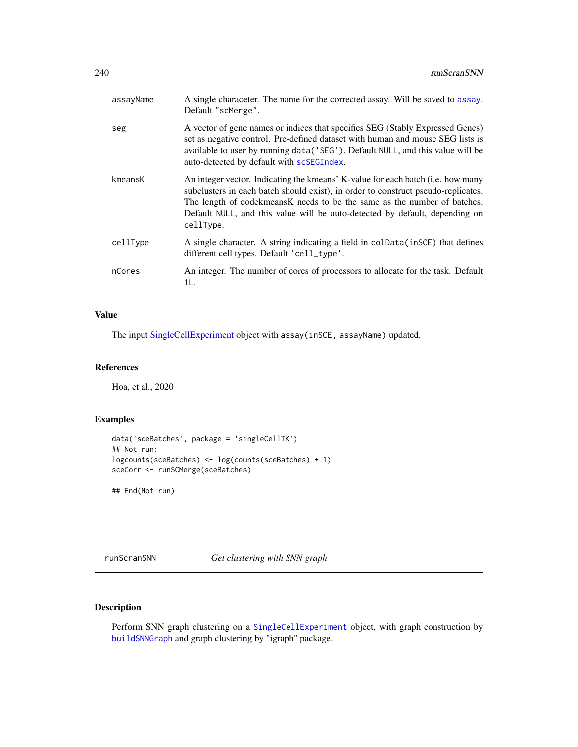| | |
|---|---|
| assayName | A single characeter. The name for the corrected assay. Will be saved to assay. Default "scMerge". |
| seg | A vector of gene names or indices that specifies SEG (Stably Expressed Genes) set as negative control. Pre-defined dataset with human and mouse SEG lists is available to user by running data('SEG'). Default NULL, and this value will be auto-detected by default with scSEGIndex. |
| kmeansK | An integer vector. Indicating the kmeans' K-value for each batch (i.e. how many subclusters in each batch should exist), in order to construct pseudo-replicates. The length of codekmeansK needs to be the same as the number of batches. Default NULL, and this value will be auto-detected by default, depending on cellType. |
| cellType | A single character. A string indicating a field in colData(inSCE) that defines different cell types. Default 'cell_type'. |
| nCores | An integer. The number of cores of processors to allocate for the task. Default 1L. |

## Value

The input SingleCellExperiment object with assay(inSCE, assayName) updated.

## References

Hoa, et al., 2020

## Examples

```
data('sceBatches', package = 'singleCellTK')
## Not run:
logcounts(sceBatches) <- log(counts(sceBatches) + 1)
sceCorr <- runSCMerge(sceBatches)

## End(Not run)
```

---

# runScranSNN *Get clustering with SNN graph*

## Description

Perform SNN graph clustering on a SingleCellExperiment object, with graph construction by buildSNNGraph and graph clustering by "igraph" package.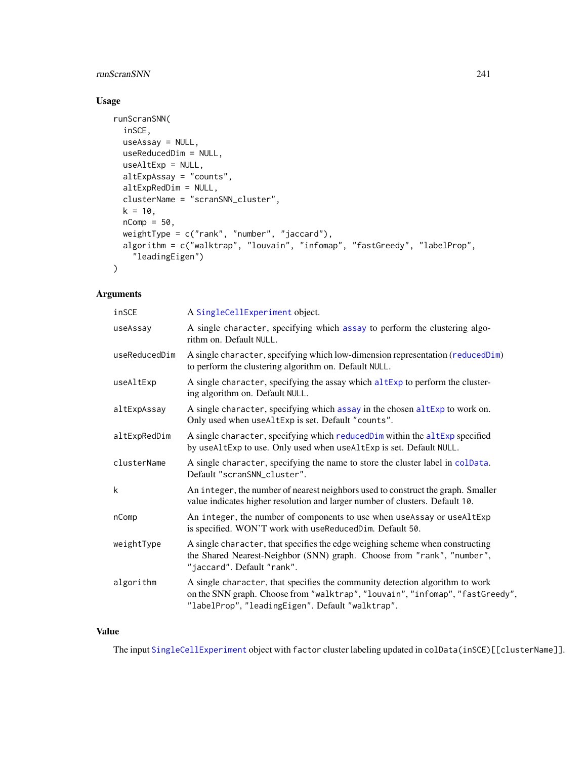## Usage

```
runScranSNN(
  inSCE,
  useAssay = NULL,
  useReducedDim = NULL,
  useAltExp = NULL,
  altExpAssay = "counts",
  altExpRedDim = NULL,
  clusterName = "scranSNN_cluster",
  k = 10,
  nComp = 50,
  weightType = c("rank", "number", "jaccard"),
  algorithm = c("walktrap", "louvain", "infomap", "fastGreedy", "labelProp",
    "leadingEigen")
)
```

## Arguments

| | |
|---|---|
| inSCE | A SingleCellExperiment object. |
| useAssay | A single character, specifying which assay to perform the clustering algorithm on. Default NULL. |
| useReducedDim | A single character, specifying which low-dimension representation (reducedDim) to perform the clustering algorithm on. Default NULL. |
| useAltExp | A single character, specifying the assay which altExp to perform the clustering algorithm on. Default NULL. |
| altExpAssay | A single character, specifying which assay in the chosen altExp to work on. Only used when useAltExp is set. Default "counts". |
| altExpRedDim | A single character, specifying which reducedDim within the altExp specified by useAltExp to use. Only used when useAltExp is set. Default NULL. |
| clusterName | A single character, specifying the name to store the cluster label in colData. Default "scranSNN_cluster". |
| k | An integer, the number of nearest neighbors used to construct the graph. Smaller value indicates higher resolution and larger number of clusters. Default 10. |
| nComp | An integer, the number of components to use when useAssay or useAltExp is specified. WON'T work with useReducedDim. Default 50. |
| weightType | A single character, that specifies the edge weighing scheme when constructing the Shared Nearest-Neighbor (SNN) graph. Choose from "rank", "number", "jaccard". Default "rank". |
| algorithm | A single character, that specifies the community detection algorithm to work on the SNN graph. Choose from "walktrap", "louvain", "infomap", "fastGreedy", "labelProp", "leadingEigen". Default "walktrap". |

## Value

The input SingleCellExperiment object with factor cluster labeling updated in colData(inSCE)[[clusterName]].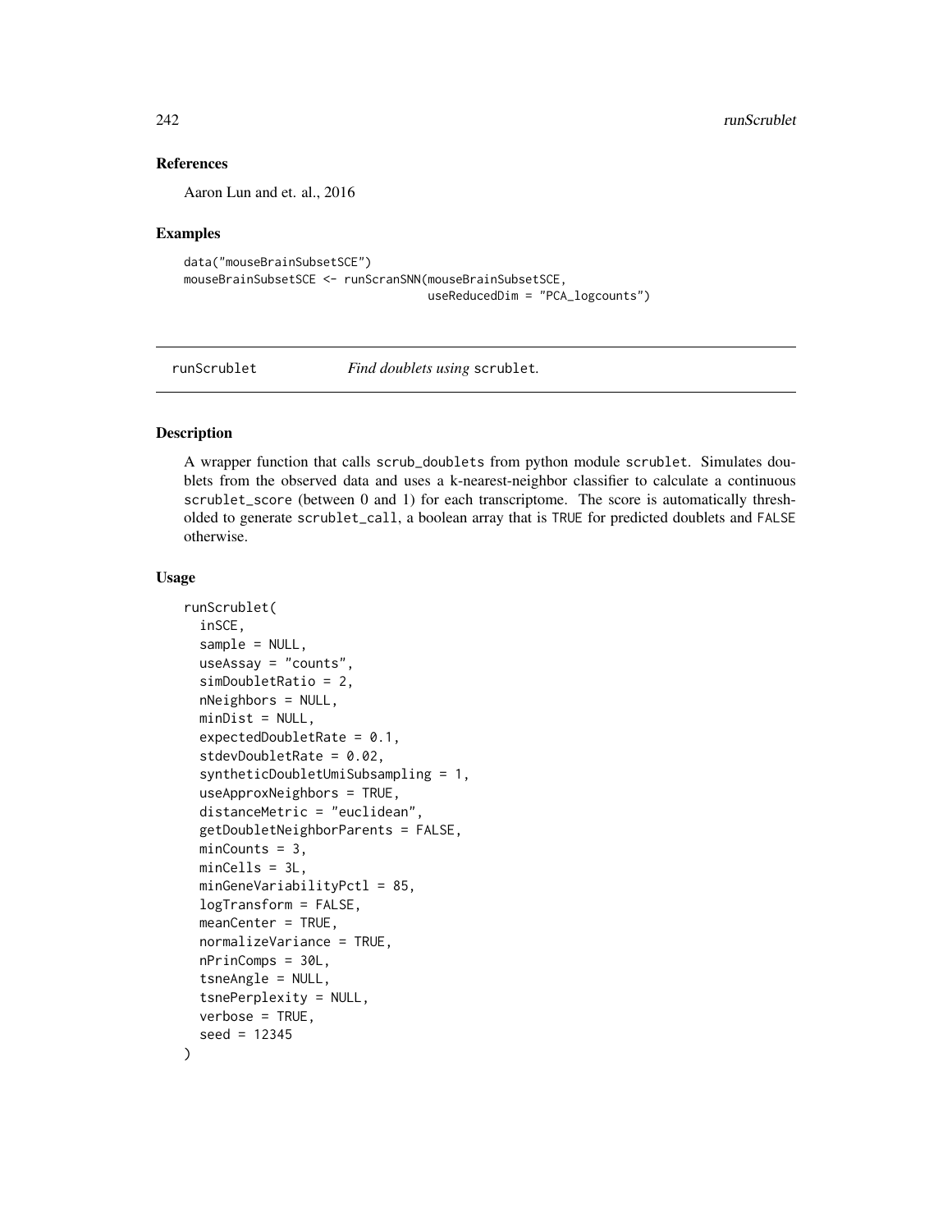### References

Aaron Lun and et. al., 2016

### Examples

```
data("mouseBrainSubsetSCE")
mouseBrainSubsetSCE <- runScranSNN(mouseBrainSubsetSCE,
                                   useReducedDim = "PCA_logcounts")
```

---

## runScrublet — *Find doublets using* `scrublet`.

---

### Description

A wrapper function that calls `scrub_doublets` from python module `scrublet`. Simulates doublets from the observed data and uses a k-nearest-neighbor classifier to calculate a continuous `scrublet_score` (between 0 and 1) for each transcriptome. The score is automatically thresholded to generate `scrublet_call`, a boolean array that is `TRUE` for predicted doublets and `FALSE` otherwise.

### Usage

```
runScrublet(
  inSCE,
  sample = NULL,
  useAssay = "counts",
  simDoubletRatio = 2,
  nNeighbors = NULL,
  minDist = NULL,
  expectedDoubletRate = 0.1,
  stdevDoubletRate = 0.02,
  syntheticDoubletUmiSubsampling = 1,
  useApproxNeighbors = TRUE,
  distanceMetric = "euclidean",
  getDoubletNeighborParents = FALSE,
  minCounts = 3,
  minCells = 3L,
  minGeneVariabilityPctl = 85,
  logTransform = FALSE,
  meanCenter = TRUE,
  normalizeVariance = TRUE,
  nPrinComps = 30L,
  tsneAngle = NULL,
  tsnePerplexity = NULL,
  verbose = TRUE,
  seed = 12345
)
```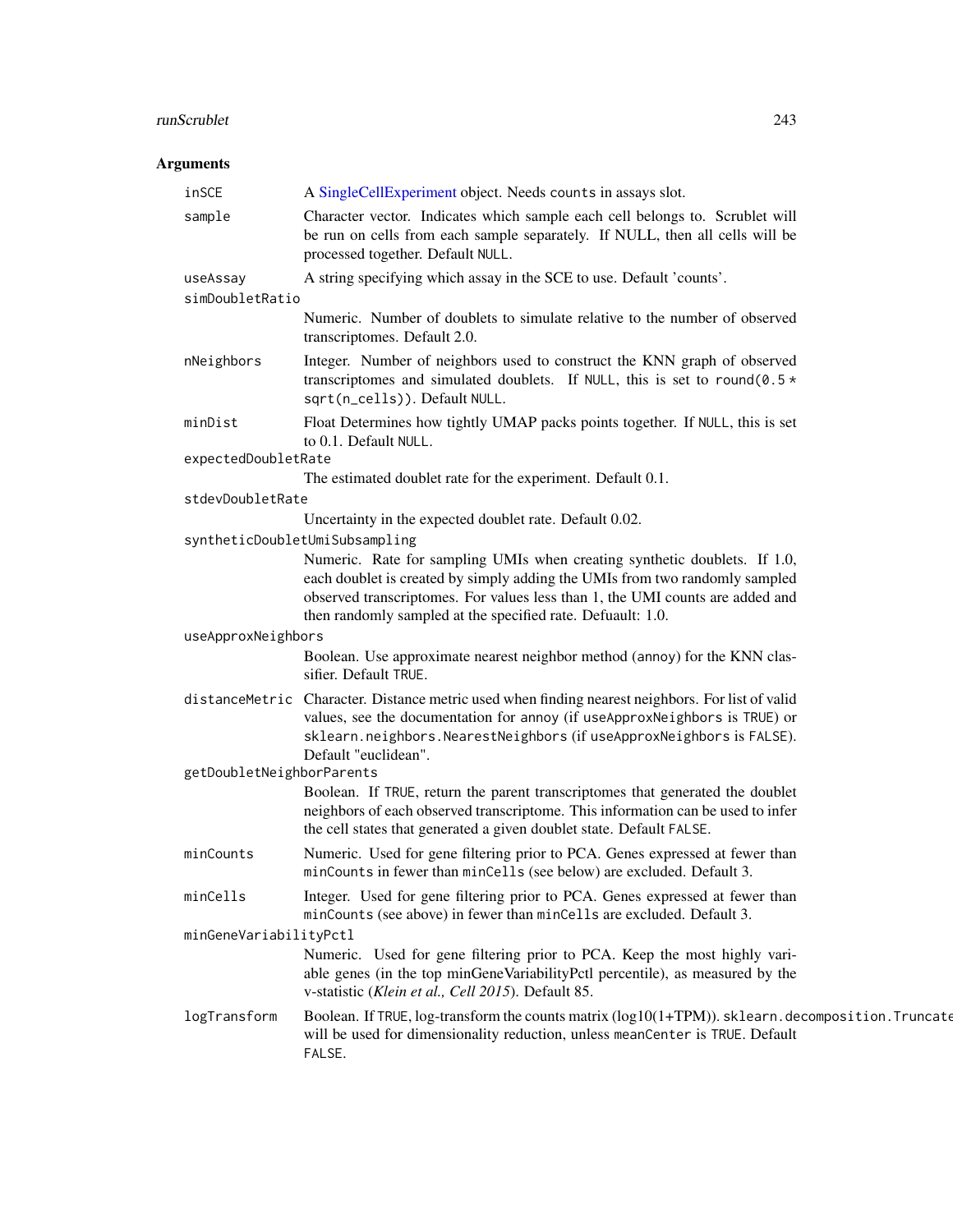## Arguments

| | |
|---|---|
| inSCE | A SingleCellExperiment object. Needs counts in assays slot. |
| sample | Character vector. Indicates which sample each cell belongs to. Scrublet will be run on cells from each sample separately. If NULL, then all cells will be processed together. Default NULL. |
| useAssay | A string specifying which assay in the SCE to use. Default 'counts'. |
| simDoubletRatio | Numeric. Number of doublets to simulate relative to the number of observed transcriptomes. Default 2.0. |
| nNeighbors | Integer. Number of neighbors used to construct the KNN graph of observed transcriptomes and simulated doublets. If NULL, this is set to round(0.5 * sqrt(n_cells)). Default NULL. |
| minDist | Float Determines how tightly UMAP packs points together. If NULL, this is set to 0.1. Default NULL. |
| expectedDoubletRate | The estimated doublet rate for the experiment. Default 0.1. |
| stdevDoubletRate | Uncertainty in the expected doublet rate. Default 0.02. |
| syntheticDoubletUmiSubsampling | Numeric. Rate for sampling UMIs when creating synthetic doublets. If 1.0, each doublet is created by simply adding the UMIs from two randomly sampled observed transcriptomes. For values less than 1, the UMI counts are added and then randomly sampled at the specified rate. Defuault: 1.0. |
| useApproxNeighbors | Boolean. Use approximate nearest neighbor method (annoy) for the KNN classifier. Default TRUE. |
| distanceMetric | Character. Distance metric used when finding nearest neighbors. For list of valid values, see the documentation for annoy (if useApproxNeighbors is TRUE) or sklearn.neighbors.NearestNeighbors (if useApproxNeighbors is FALSE). Default "euclidean". |
| getDoubletNeighborParents | Boolean. If TRUE, return the parent transcriptomes that generated the doublet neighbors of each observed transcriptome. This information can be used to infer the cell states that generated a given doublet state. Default FALSE. |
| minCounts | Numeric. Used for gene filtering prior to PCA. Genes expressed at fewer than minCounts in fewer than minCells (see below) are excluded. Default 3. |
| minCells | Integer. Used for gene filtering prior to PCA. Genes expressed at fewer than minCounts (see above) in fewer than minCells are excluded. Default 3. |
| minGeneVariabilityPctl | Numeric. Used for gene filtering prior to PCA. Keep the most highly variable genes (in the top minGeneVariabilityPctl percentile), as measured by the v-statistic (*Klein et al., Cell 2015*). Default 85. |
| logTransform | Boolean. If TRUE, log-transform the counts matrix (log10(1+TPM)). sklearn.decomposition.Truncate will be used for dimensionality reduction, unless meanCenter is TRUE. Default FALSE. |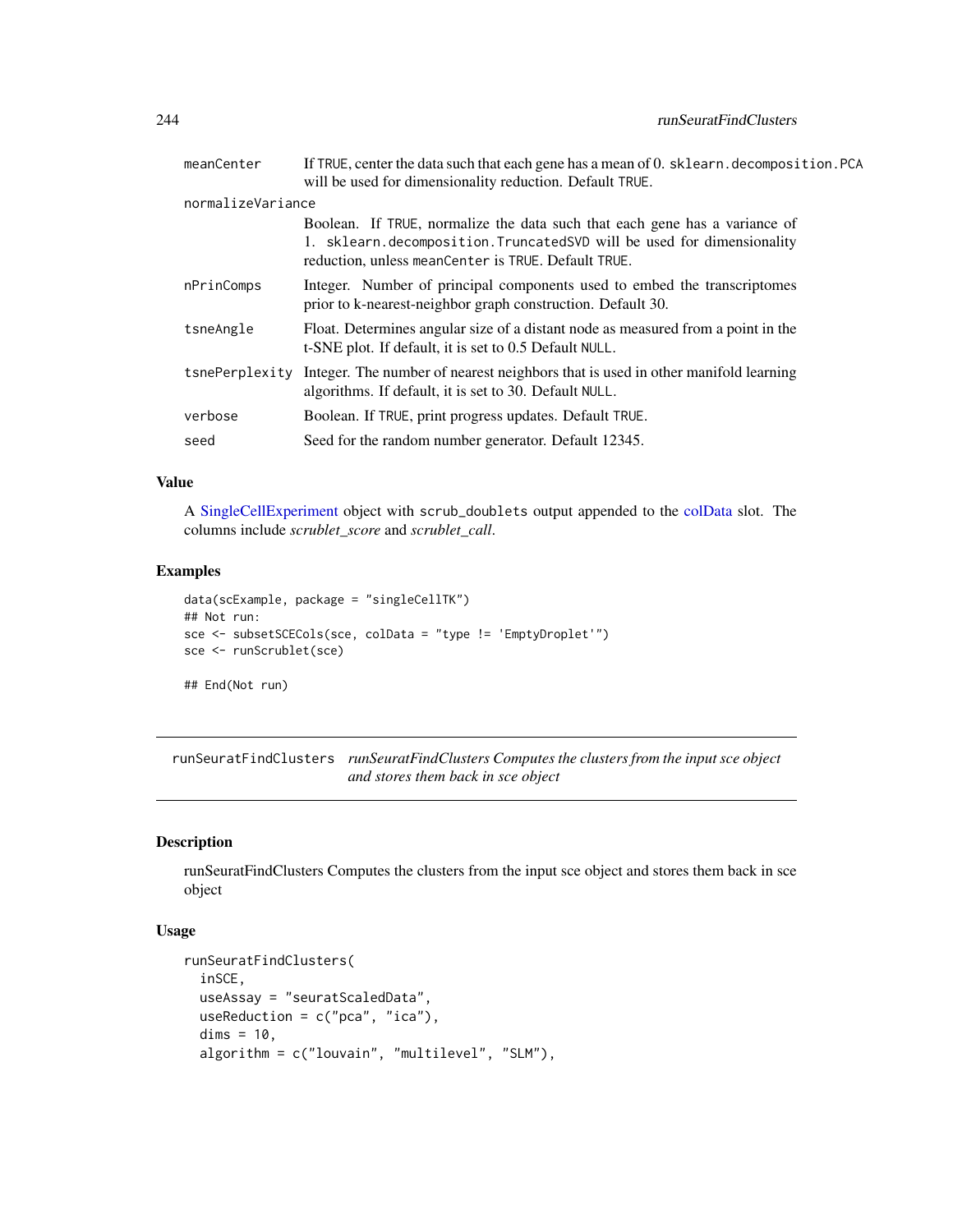| | |
|---|---|
| meanCenter | If TRUE, center the data such that each gene has a mean of 0. sklearn.decomposition.PCA will be used for dimensionality reduction. Default TRUE. |
| normalizeVariance | Boolean. If TRUE, normalize the data such that each gene has a variance of 1. sklearn.decomposition.TruncatedSVD will be used for dimensionality reduction, unless meanCenter is TRUE. Default TRUE. |
| nPrinComps | Integer. Number of principal components used to embed the transcriptomes prior to k-nearest-neighbor graph construction. Default 30. |
| tsneAngle | Float. Determines angular size of a distant node as measured from a point in the t-SNE plot. If default, it is set to 0.5 Default NULL. |
| tsnePerplexity | Integer. The number of nearest neighbors that is used in other manifold learning algorithms. If default, it is set to 30. Default NULL. |
| verbose | Boolean. If TRUE, print progress updates. Default TRUE. |
| seed | Seed for the random number generator. Default 12345. |

### Value

A SingleCellExperiment object with scrub_doublets output appended to the colData slot. The columns include *scrublet_score* and *scrublet_call*.

### Examples

```
data(scExample, package = "singleCellTK")
## Not run:
sce <- subsetSCECols(sce, colData = "type != 'EmptyDroplet'")
sce <- runScrublet(sce)

## End(Not run)
```

## runSeuratFindClusters *runSeuratFindClusters Computes the clusters from the input sce object and stores them back in sce object*

### Description

runSeuratFindClusters Computes the clusters from the input sce object and stores them back in sce object

### Usage

```
runSeuratFindClusters(
  inSCE,
  useAssay = "seuratScaledData",
  useReduction = c("pca", "ica"),
  dims = 10,
  algorithm = c("louvain", "multilevel", "SLM"),
```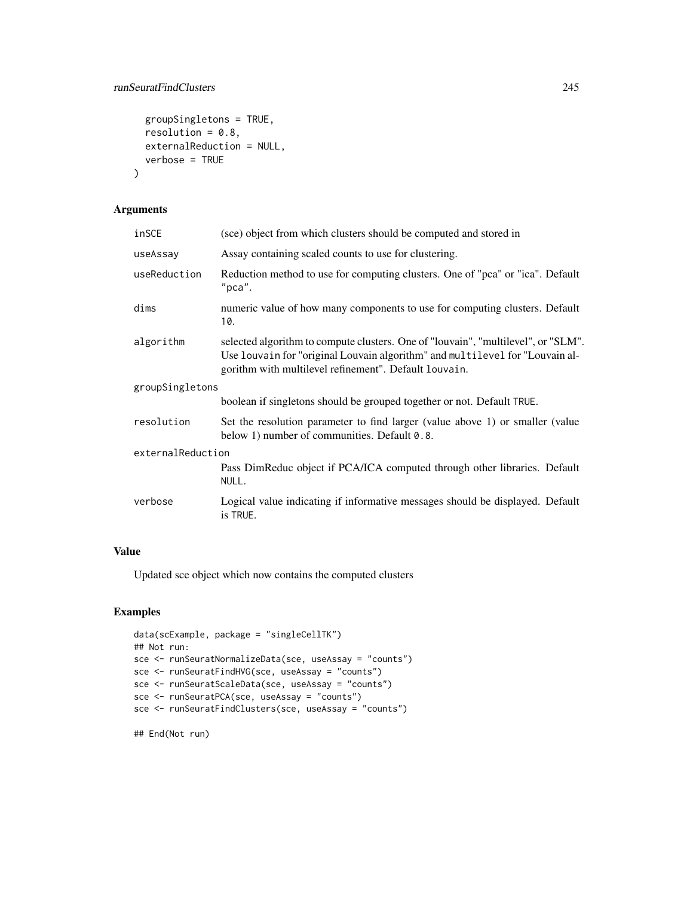```
  groupSingletons = TRUE,
  resolution = 0.8,
  externalReduction = NULL,
  verbose = TRUE
)
```

## Arguments

| | |
|---|---|
| inSCE | (sce) object from which clusters should be computed and stored in |
| useAssay | Assay containing scaled counts to use for clustering. |
| useReduction | Reduction method to use for computing clusters. One of "pca" or "ica". Default "pca". |
| dims | numeric value of how many components to use for computing clusters. Default 10. |
| algorithm | selected algorithm to compute clusters. One of "louvain", "multilevel", or "SLM". Use louvain for "original Louvain algorithm" and multilevel for "Louvain algorithm with multilevel refinement". Default louvain. |
| groupSingletons | boolean if singletons should be grouped together or not. Default TRUE. |
| resolution | Set the resolution parameter to find larger (value above 1) or smaller (value below 1) number of communities. Default 0.8. |
| externalReduction | Pass DimReduc object if PCA/ICA computed through other libraries. Default NULL. |
| verbose | Logical value indicating if informative messages should be displayed. Default is TRUE. |

## Value

Updated sce object which now contains the computed clusters

## Examples

```
data(scExample, package = "singleCellTK")
## Not run:
sce <- runSeuratNormalizeData(sce, useAssay = "counts")
sce <- runSeuratFindHVG(sce, useAssay = "counts")
sce <- runSeuratScaleData(sce, useAssay = "counts")
sce <- runSeuratPCA(sce, useAssay = "counts")
sce <- runSeuratFindClusters(sce, useAssay = "counts")

## End(Not run)
```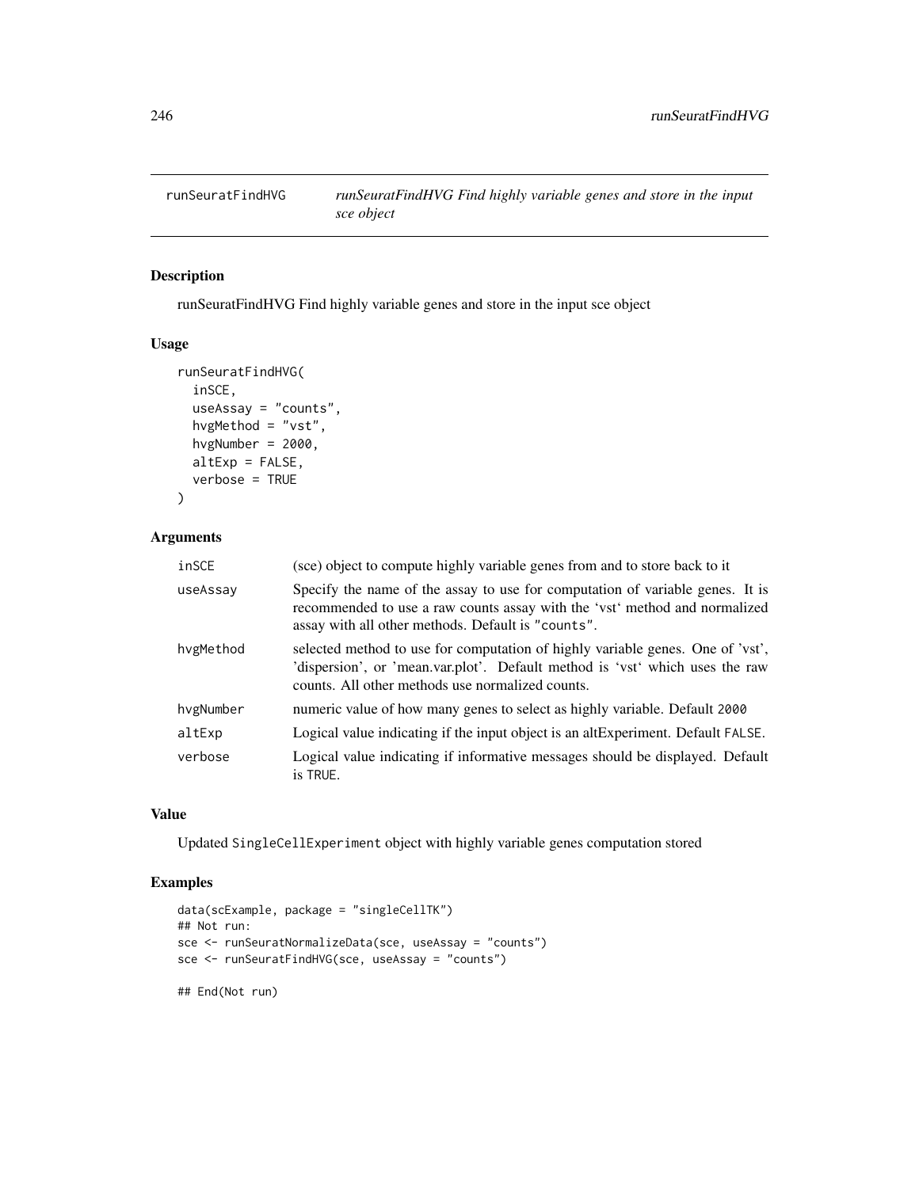## runSeuratFindHVG — *runSeuratFindHVG Find highly variable genes and store in the input sce object*

### Description

runSeuratFindHVG Find highly variable genes and store in the input sce object

### Usage

```
runSeuratFindHVG(
  inSCE,
  useAssay = "counts",
  hvgMethod = "vst",
  hvgNumber = 2000,
  altExp = FALSE,
  verbose = TRUE
)
```

### Arguments

| | |
|---|---|
| inSCE | (sce) object to compute highly variable genes from and to store back to it |
| useAssay | Specify the name of the assay to use for computation of variable genes. It is recommended to use a raw counts assay with the 'vst' method and normalized assay with all other methods. Default is "counts". |
| hvgMethod | selected method to use for computation of highly variable genes. One of 'vst', 'dispersion', or 'mean.var.plot'. Default method is 'vst' which uses the raw counts. All other methods use normalized counts. |
| hvgNumber | numeric value of how many genes to select as highly variable. Default 2000 |
| altExp | Logical value indicating if the input object is an altExperiment. Default FALSE. |
| verbose | Logical value indicating if informative messages should be displayed. Default is TRUE. |

### Value

Updated SingleCellExperiment object with highly variable genes computation stored

### Examples

```
data(scExample, package = "singleCellTK")
## Not run:
sce <- runSeuratNormalizeData(sce, useAssay = "counts")
sce <- runSeuratFindHVG(sce, useAssay = "counts")

## End(Not run)
```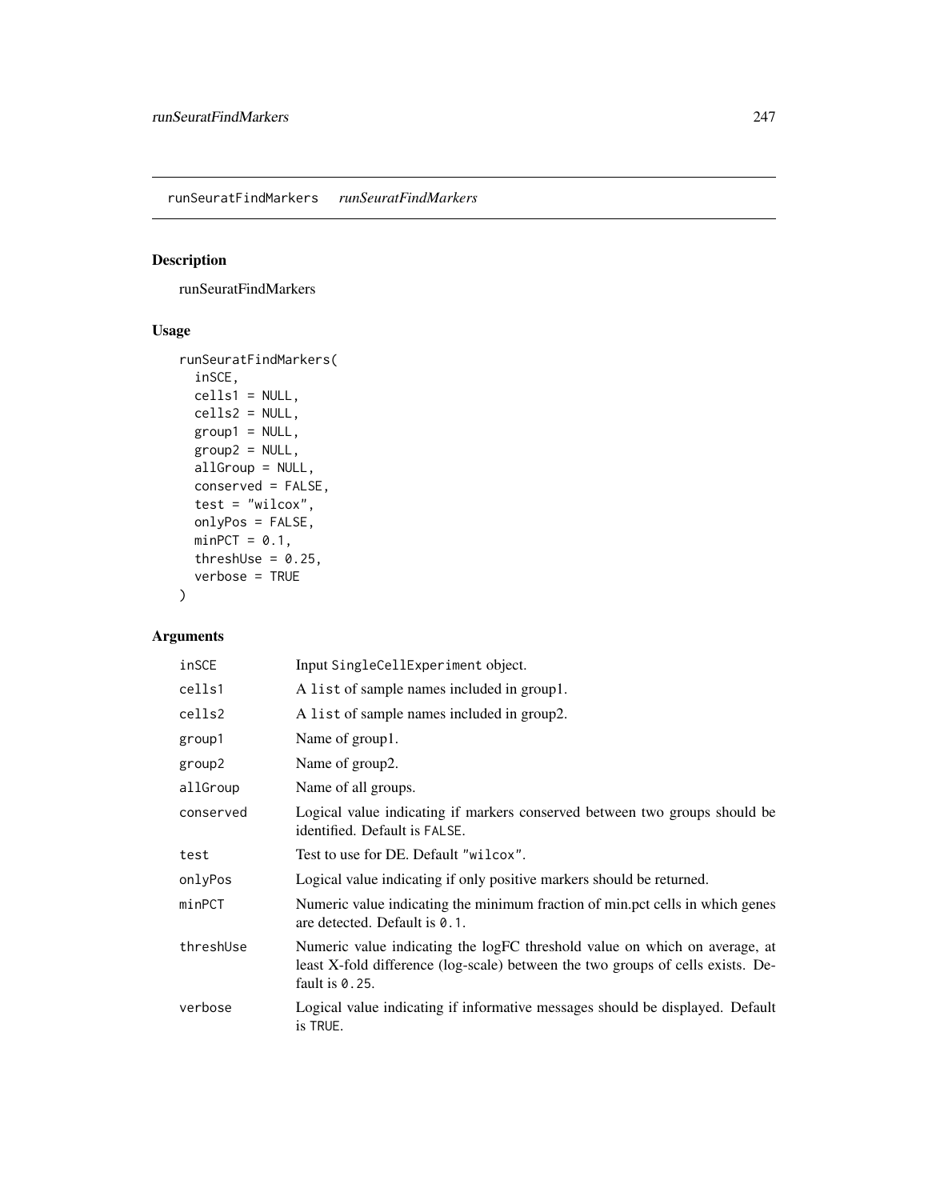## runSeuratFindMarkers *runSeuratFindMarkers*

### Description

runSeuratFindMarkers

### Usage

```
runSeuratFindMarkers(
  inSCE,
  cells1 = NULL,
  cells2 = NULL,
  group1 = NULL,
  group2 = NULL,
  allGroup = NULL,
  conserved = FALSE,
  test = "wilcox",
  onlyPos = FALSE,
  minPCT = 0.1,
  threshUse = 0.25,
  verbose = TRUE
)
```

### Arguments

| | |
|---|---|
| inSCE | Input `SingleCellExperiment` object. |
| cells1 | A `list` of sample names included in group1. |
| cells2 | A `list` of sample names included in group2. |
| group1 | Name of group1. |
| group2 | Name of group2. |
| allGroup | Name of all groups. |
| conserved | Logical value indicating if markers conserved between two groups should be identified. Default is `FALSE`. |
| test | Test to use for DE. Default `"wilcox"`. |
| onlyPos | Logical value indicating if only positive markers should be returned. |
| minPCT | Numeric value indicating the minimum fraction of min.pct cells in which genes are detected. Default is `0.1`. |
| threshUse | Numeric value indicating the logFC threshold value on which on average, at least X-fold difference (log-scale) between the two groups of cells exists. Default is `0.25`. |
| verbose | Logical value indicating if informative messages should be displayed. Default is `TRUE`. |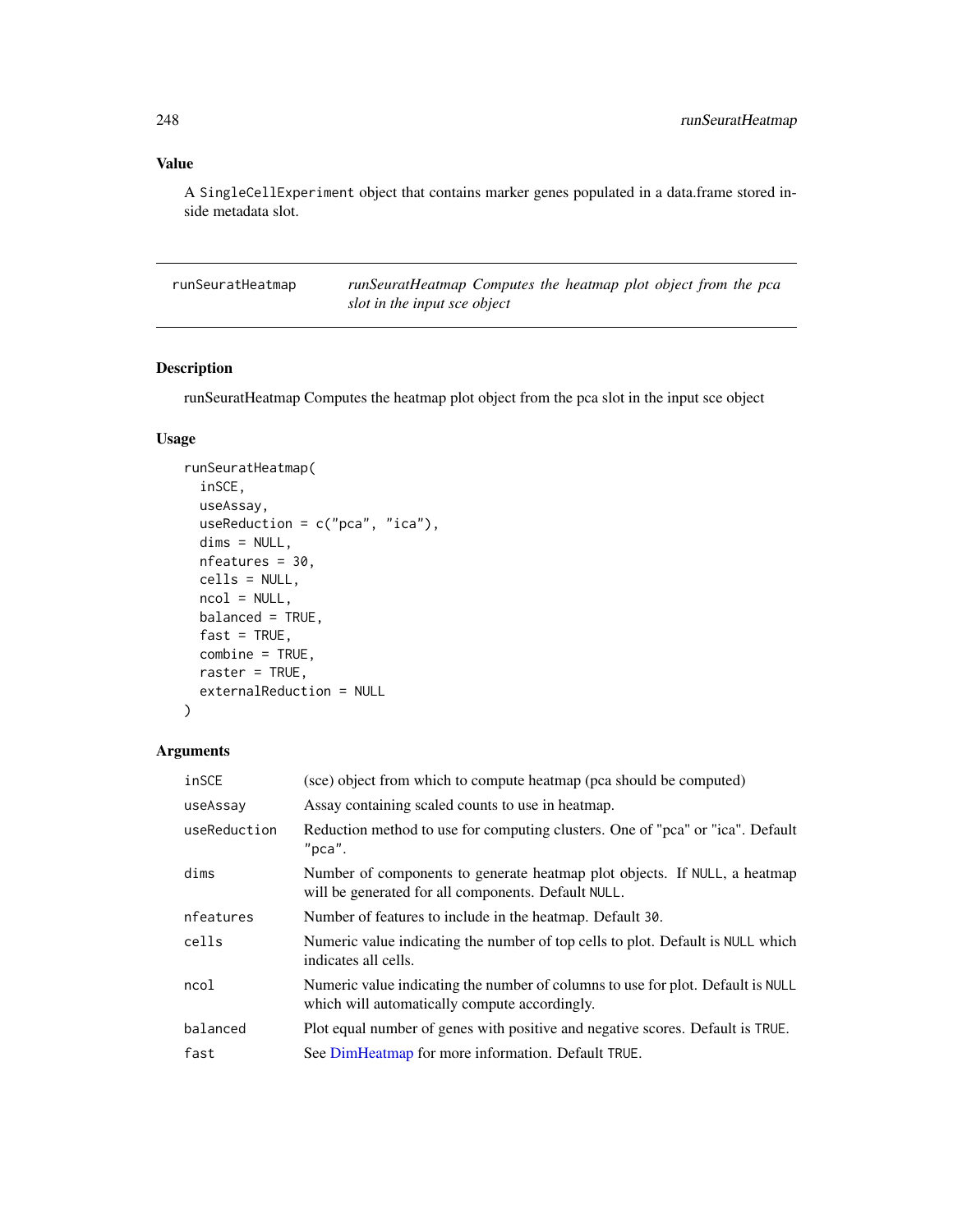## Value

A `SingleCellExperiment` object that contains marker genes populated in a data.frame stored inside metadata slot.

---

# runSeuratHeatmap

*runSeuratHeatmap Computes the heatmap plot object from the pca slot in the input sce object*

## Description

runSeuratHeatmap Computes the heatmap plot object from the pca slot in the input sce object

## Usage

```
runSeuratHeatmap(
  inSCE,
  useAssay,
  useReduction = c("pca", "ica"),
  dims = NULL,
  nfeatures = 30,
  cells = NULL,
  ncol = NULL,
  balanced = TRUE,
  fast = TRUE,
  combine = TRUE,
  raster = TRUE,
  externalReduction = NULL
)
```

## Arguments

| | |
|---|---|
| `inSCE` | (sce) object from which to compute heatmap (pca should be computed) |
| `useAssay` | Assay containing scaled counts to use in heatmap. |
| `useReduction` | Reduction method to use for computing clusters. One of "pca" or "ica". Default `"pca"`. |
| `dims` | Number of components to generate heatmap plot objects. If `NULL`, a heatmap will be generated for all components. Default `NULL`. |
| `nfeatures` | Number of features to include in the heatmap. Default `30`. |
| `cells` | Numeric value indicating the number of top cells to plot. Default is `NULL` which indicates all cells. |
| `ncol` | Numeric value indicating the number of columns to use for plot. Default is `NULL` which will automatically compute accordingly. |
| `balanced` | Plot equal number of genes with positive and negative scores. Default is `TRUE`. |
| `fast` | See DimHeatmap for more information. Default `TRUE`. |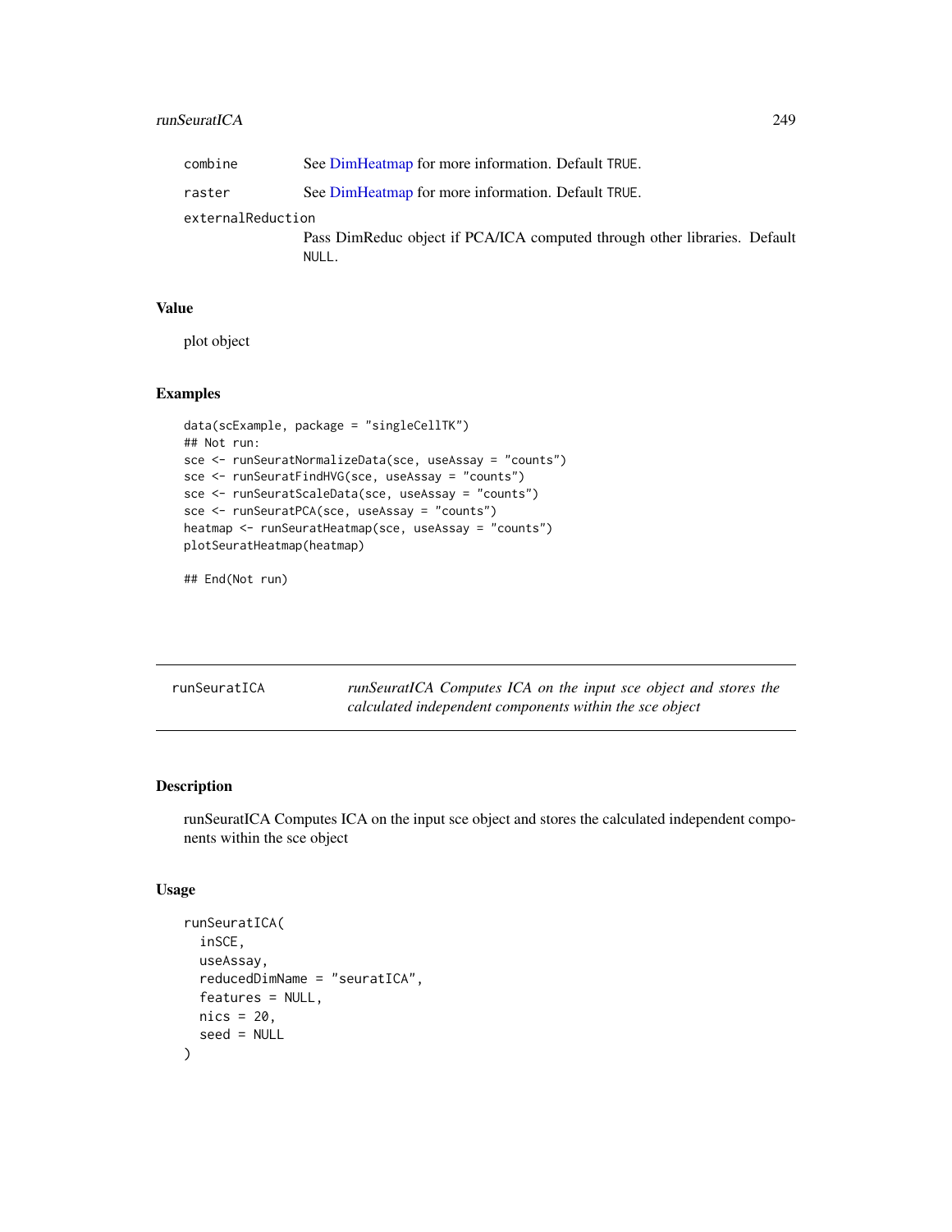| | |
|---|---|
| combine | See DimHeatmap for more information. Default TRUE. |
| raster | See DimHeatmap for more information. Default TRUE. |
| externalReduction | Pass DimReduc object if PCA/ICA computed through other libraries. Default NULL. |

## Value

plot object

## Examples

```
data(scExample, package = "singleCellTK")
## Not run:
sce <- runSeuratNormalizeData(sce, useAssay = "counts")
sce <- runSeuratFindHVG(sce, useAssay = "counts")
sce <- runSeuratScaleData(sce, useAssay = "counts")
sce <- runSeuratPCA(sce, useAssay = "counts")
heatmap <- runSeuratHeatmap(sce, useAssay = "counts")
plotSeuratHeatmap(heatmap)

## End(Not run)
```

---

# runSeuratICA

*runSeuratICA Computes ICA on the input sce object and stores the calculated independent components within the sce object*

---

## Description

runSeuratICA Computes ICA on the input sce object and stores the calculated independent components within the sce object

## Usage

```
runSeuratICA(
  inSCE,
  useAssay,
  reducedDimName = "seuratICA",
  features = NULL,
  nics = 20,
  seed = NULL
)
```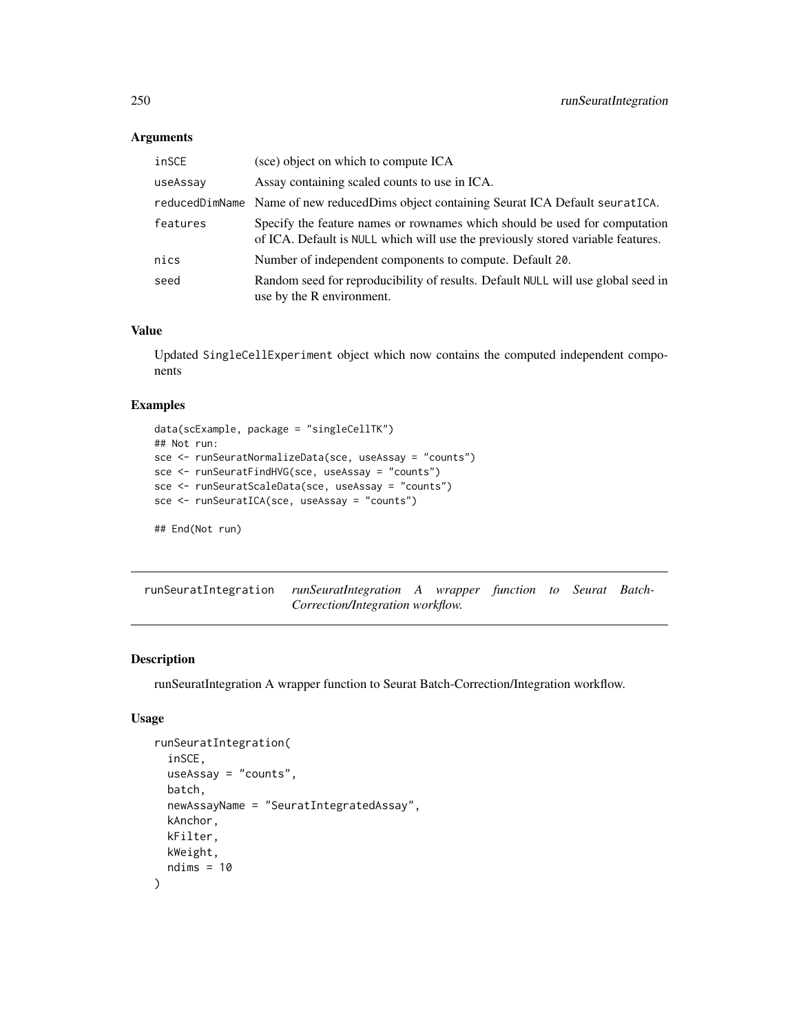### Arguments

| | |
|---|---|
| inSCE | (sce) object on which to compute ICA |
| useAssay | Assay containing scaled counts to use in ICA. |
| reducedDimName | Name of new reducedDims object containing Seurat ICA Default `seuratICA`. |
| features | Specify the feature names or rownames which should be used for computation of ICA. Default is `NULL` which will use the previously stored variable features. |
| nics | Number of independent components to compute. Default `20`. |
| seed | Random seed for reproducibility of results. Default `NULL` will use global seed in use by the R environment. |

### Value

Updated `SingleCellExperiment` object which now contains the computed independent components

### Examples

```
data(scExample, package = "singleCellTK")
## Not run:
sce <- runSeuratNormalizeData(sce, useAssay = "counts")
sce <- runSeuratFindHVG(sce, useAssay = "counts")
sce <- runSeuratScaleData(sce, useAssay = "counts")
sce <- runSeuratICA(sce, useAssay = "counts")

## End(Not run)
```

---

## runSeuratIntegration — *runSeuratIntegration A wrapper function to Seurat Batch-Correction/Integration workflow.*

### Description

runSeuratIntegration A wrapper function to Seurat Batch-Correction/Integration workflow.

### Usage

```
runSeuratIntegration(
  inSCE,
  useAssay = "counts",
  batch,
  newAssayName = "SeuratIntegratedAssay",
  kAnchor,
  kFilter,
  kWeight,
  ndims = 10
)
```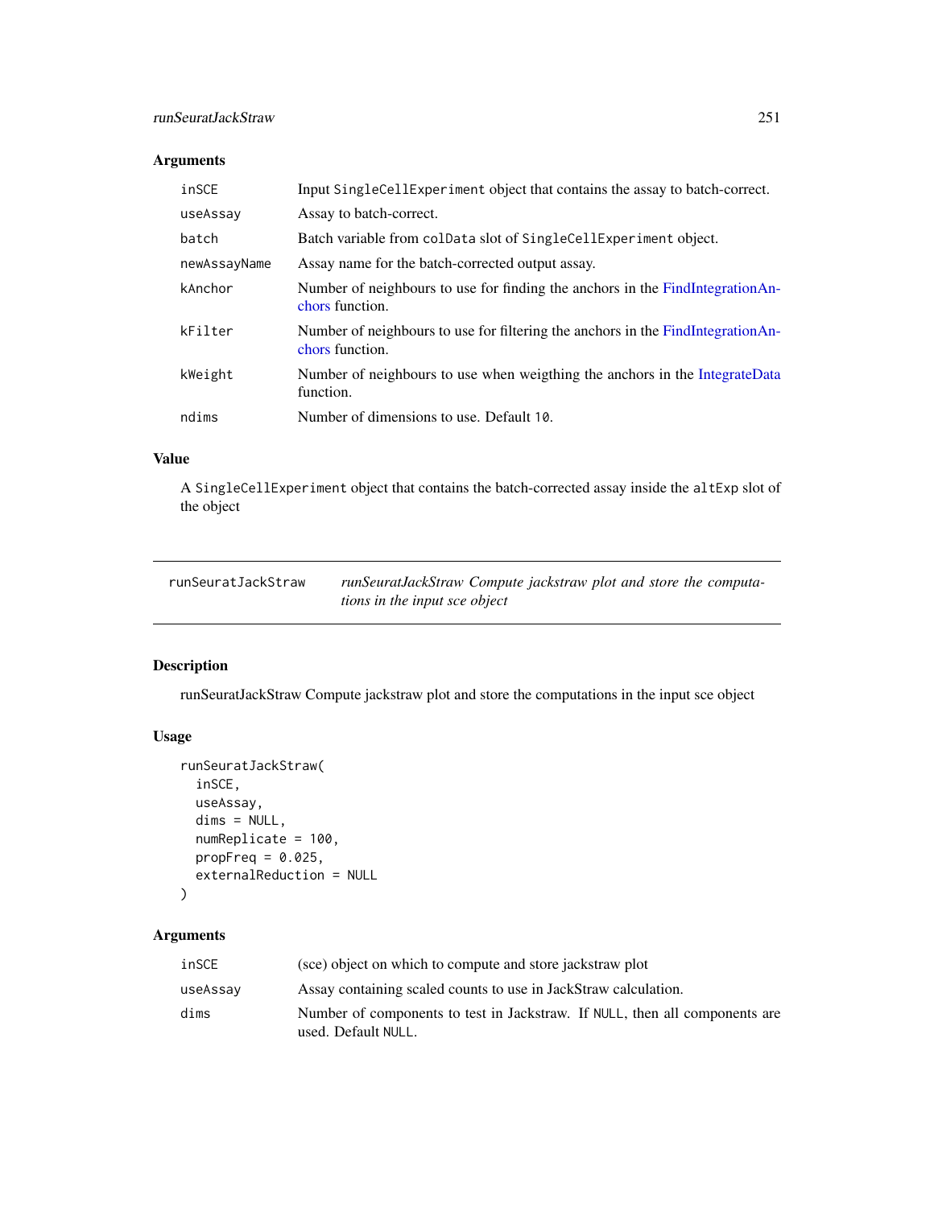## Arguments

| | |
|---|---|
| inSCE | Input `SingleCellExperiment` object that contains the assay to batch-correct. |
| useAssay | Assay to batch-correct. |
| batch | Batch variable from `colData` slot of `SingleCellExperiment` object. |
| newAssayName | Assay name for the batch-corrected output assay. |
| kAnchor | Number of neighbours to use for finding the anchors in the FindIntegrationAnchors function. |
| kFilter | Number of neighbours to use for filtering the anchors in the FindIntegrationAnchors function. |
| kWeight | Number of neighbours to use when weigthing the anchors in the IntegrateData function. |
| ndims | Number of dimensions to use. Default `10`. |

## Value

A `SingleCellExperiment` object that contains the batch-corrected assay inside the `altExp` slot of the object

---

# runSeuratJackStraw

*runSeuratJackStraw Compute jackstraw plot and store the computations in the input sce object*

---

## Description

runSeuratJackStraw Compute jackstraw plot and store the computations in the input sce object

## Usage

```
runSeuratJackStraw(
  inSCE,
  useAssay,
  dims = NULL,
  numReplicate = 100,
  propFreq = 0.025,
  externalReduction = NULL
)
```

## Arguments

| | |
|---|---|
| inSCE | (sce) object on which to compute and store jackstraw plot |
| useAssay | Assay containing scaled counts to use in JackStraw calculation. |
| dims | Number of components to test in Jackstraw. If `NULL`, then all components are used. Default `NULL`. |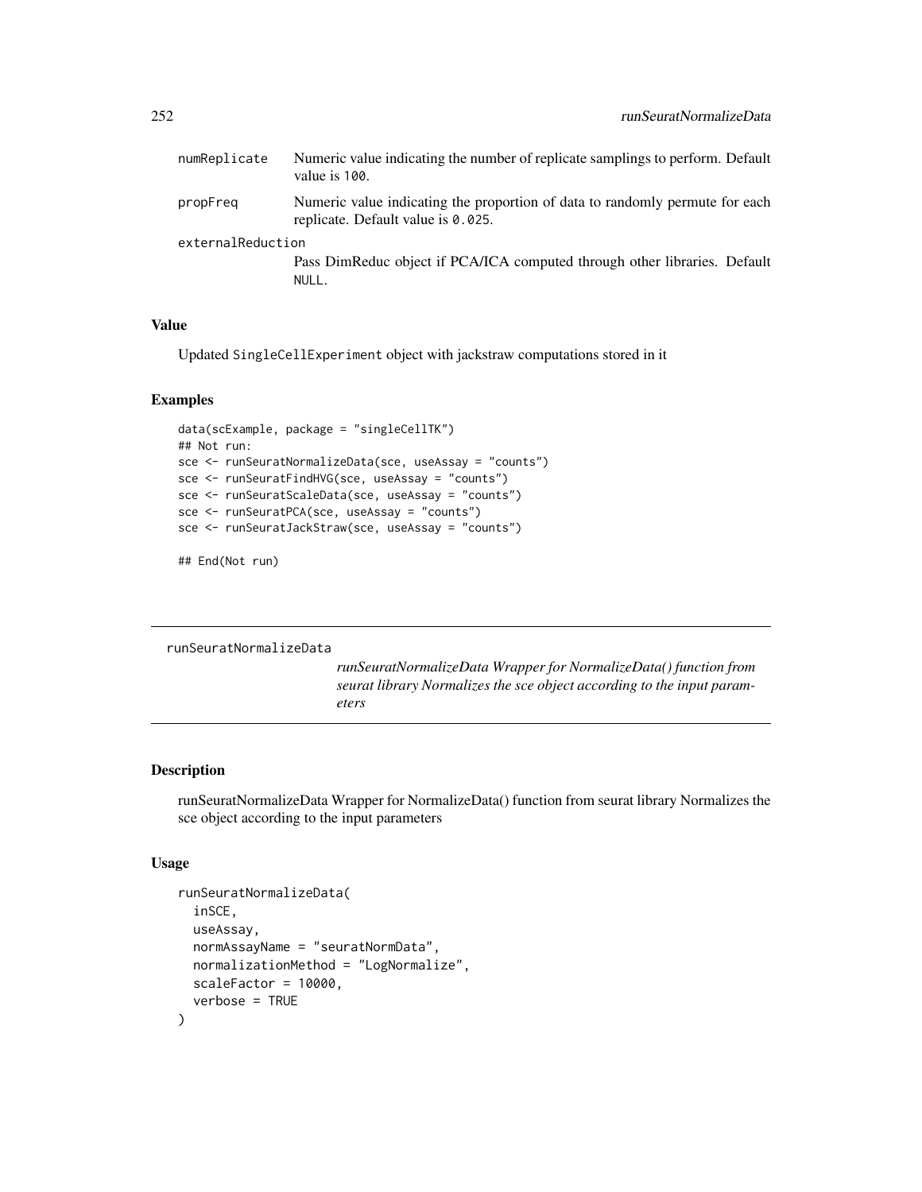| | |
|---|---|
| numReplicate | Numeric value indicating the number of replicate samplings to perform. Default value is 100. |
| propFreq | Numeric value indicating the proportion of data to randomly permute for each replicate. Default value is 0.025. |
| externalReduction | Pass DimReduc object if PCA/ICA computed through other libraries. Default NULL. |

## Value

Updated SingleCellExperiment object with jackstraw computations stored in it

## Examples

```
data(scExample, package = "singleCellTK")
## Not run:
sce <- runSeuratNormalizeData(sce, useAssay = "counts")
sce <- runSeuratFindHVG(sce, useAssay = "counts")
sce <- runSeuratScaleData(sce, useAssay = "counts")
sce <- runSeuratPCA(sce, useAssay = "counts")
sce <- runSeuratJackStraw(sce, useAssay = "counts")

## End(Not run)
```

---

# runSeuratNormalizeData

*runSeuratNormalizeData Wrapper for NormalizeData() function from seurat library Normalizes the sce object according to the input parameters*

---

## Description

runSeuratNormalizeData Wrapper for NormalizeData() function from seurat library Normalizes the sce object according to the input parameters

## Usage

```
runSeuratNormalizeData(
  inSCE,
  useAssay,
  normAssayName = "seuratNormData",
  normalizationMethod = "LogNormalize",
  scaleFactor = 10000,
  verbose = TRUE
)
```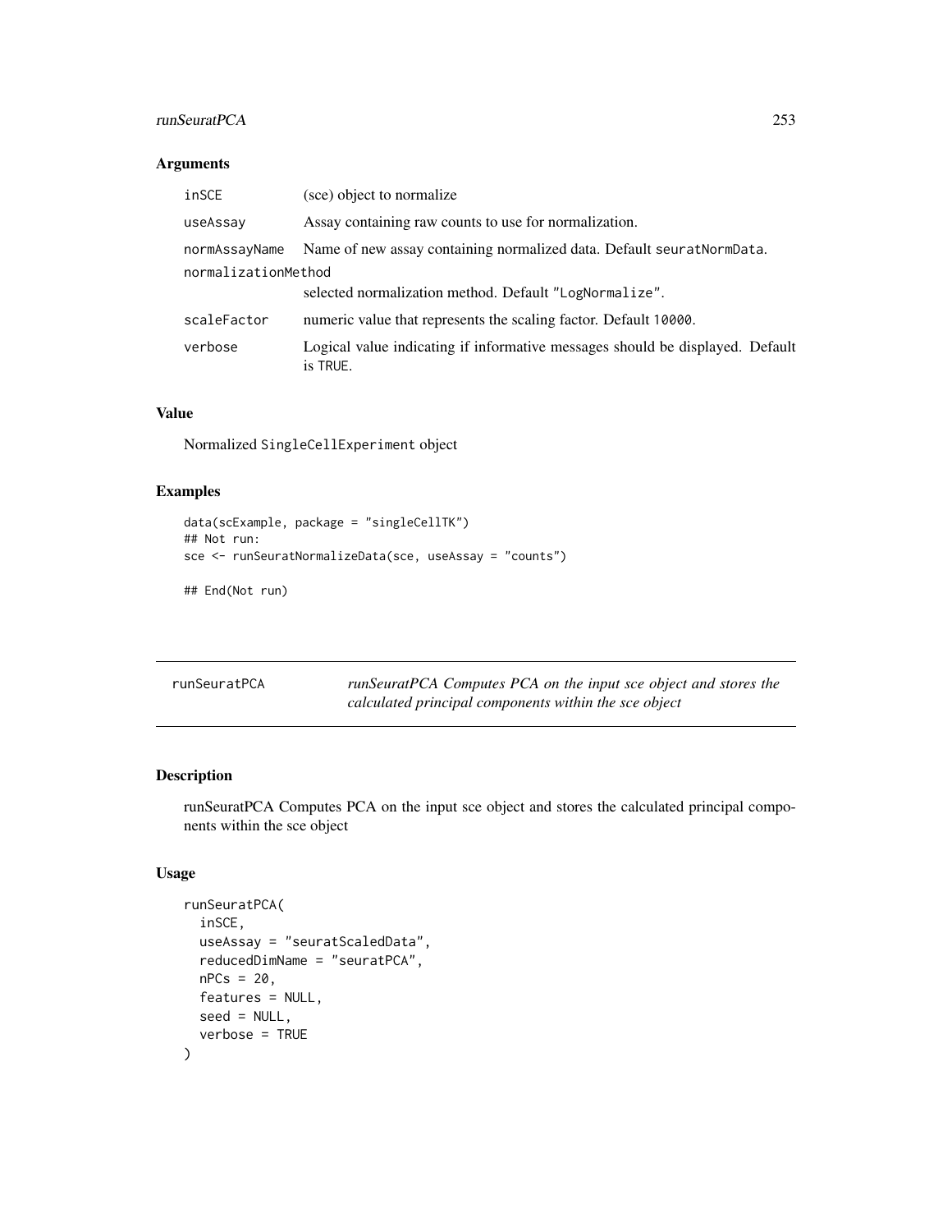### Arguments

| | |
|---|---|
| inSCE | (sce) object to normalize |
| useAssay | Assay containing raw counts to use for normalization. |
| normAssayName | Name of new assay containing normalized data. Default seuratNormData. |
| normalizationMethod | selected normalization method. Default "LogNormalize". |
| scaleFactor | numeric value that represents the scaling factor. Default 10000. |
| verbose | Logical value indicating if informative messages should be displayed. Default is TRUE. |

### Value

Normalized SingleCellExperiment object

### Examples

```
data(scExample, package = "singleCellTK")
## Not run:
sce <- runSeuratNormalizeData(sce, useAssay = "counts")

## End(Not run)
```

---

## runSeuratPCA    *runSeuratPCA Computes PCA on the input sce object and stores the calculated principal components within the sce object*

---

### Description

runSeuratPCA Computes PCA on the input sce object and stores the calculated principal components within the sce object

### Usage

```
runSeuratPCA(
  inSCE,
  useAssay = "seuratScaledData",
  reducedDimName = "seuratPCA",
  nPCs = 20,
  features = NULL,
  seed = NULL,
  verbose = TRUE
)
```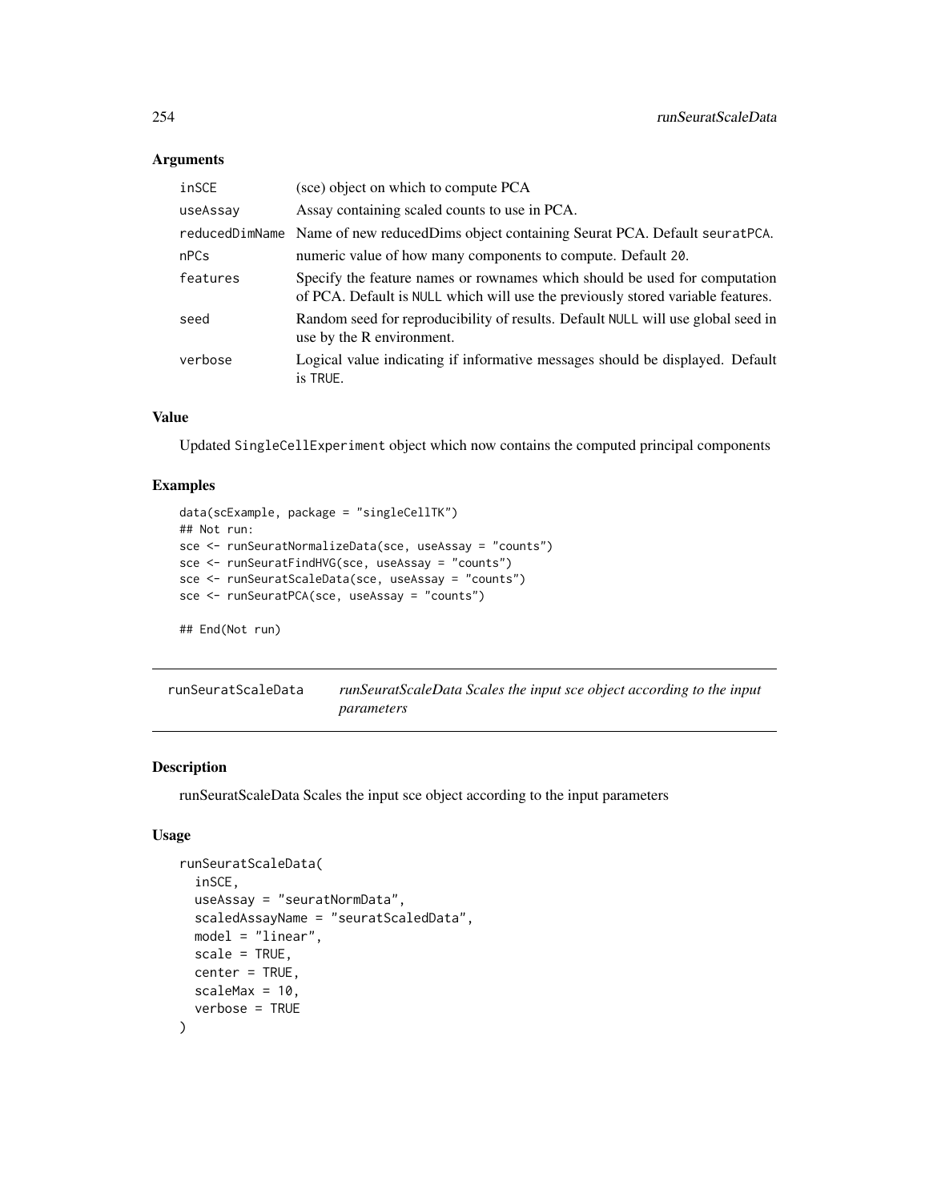### Arguments

| | |
|---|---|
| inSCE | (sce) object on which to compute PCA |
| useAssay | Assay containing scaled counts to use in PCA. |
| reducedDimName | Name of new reducedDims object containing Seurat PCA. Default seuratPCA. |
| nPCs | numeric value of how many components to compute. Default 20. |
| features | Specify the feature names or rownames which should be used for computation of PCA. Default is NULL which will use the previously stored variable features. |
| seed | Random seed for reproducibility of results. Default NULL will use global seed in use by the R environment. |
| verbose | Logical value indicating if informative messages should be displayed. Default is TRUE. |

### Value

Updated SingleCellExperiment object which now contains the computed principal components

### Examples

```
data(scExample, package = "singleCellTK")
## Not run:
sce <- runSeuratNormalizeData(sce, useAssay = "counts")
sce <- runSeuratFindHVG(sce, useAssay = "counts")
sce <- runSeuratScaleData(sce, useAssay = "counts")
sce <- runSeuratPCA(sce, useAssay = "counts")

## End(Not run)
```

---

## runSeuratScaleData — *runSeuratScaleData Scales the input sce object according to the input parameters*

### Description

runSeuratScaleData Scales the input sce object according to the input parameters

### Usage

```
runSeuratScaleData(
  inSCE,
  useAssay = "seuratNormData",
  scaledAssayName = "seuratScaledData",
  model = "linear",
  scale = TRUE,
  center = TRUE,
  scaleMax = 10,
  verbose = TRUE
)
```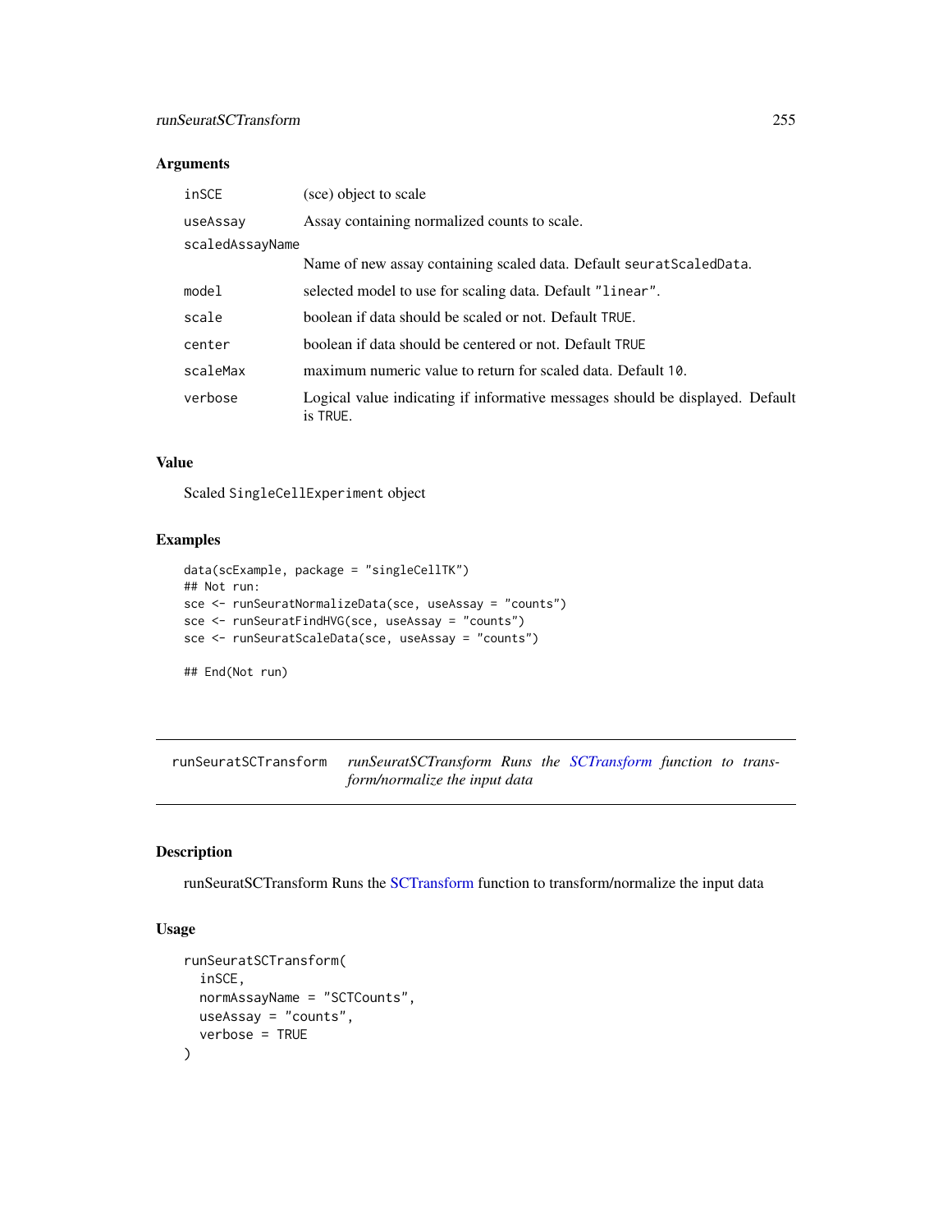## Arguments

| | |
|---|---|
| inSCE | (sce) object to scale |
| useAssay | Assay containing normalized counts to scale. |
| scaledAssayName | Name of new assay containing scaled data. Default seuratScaledData. |
| model | selected model to use for scaling data. Default "linear". |
| scale | boolean if data should be scaled or not. Default TRUE. |
| center | boolean if data should be centered or not. Default TRUE |
| scaleMax | maximum numeric value to return for scaled data. Default 10. |
| verbose | Logical value indicating if informative messages should be displayed. Default is TRUE. |

## Value

Scaled SingleCellExperiment object

## Examples

```
data(scExample, package = "singleCellTK")
## Not run:
sce <- runSeuratNormalizeData(sce, useAssay = "counts")
sce <- runSeuratFindHVG(sce, useAssay = "counts")
sce <- runSeuratScaleData(sce, useAssay = "counts")

## End(Not run)
```

---

# runSeuratSCTransform

*runSeuratSCTransform Runs the SCTransform function to transform/normalize the input data*

## Description

runSeuratSCTransform Runs the SCTransform function to transform/normalize the input data

## Usage

```
runSeuratSCTransform(
  inSCE,
  normAssayName = "SCTCounts",
  useAssay = "counts",
  verbose = TRUE
)
```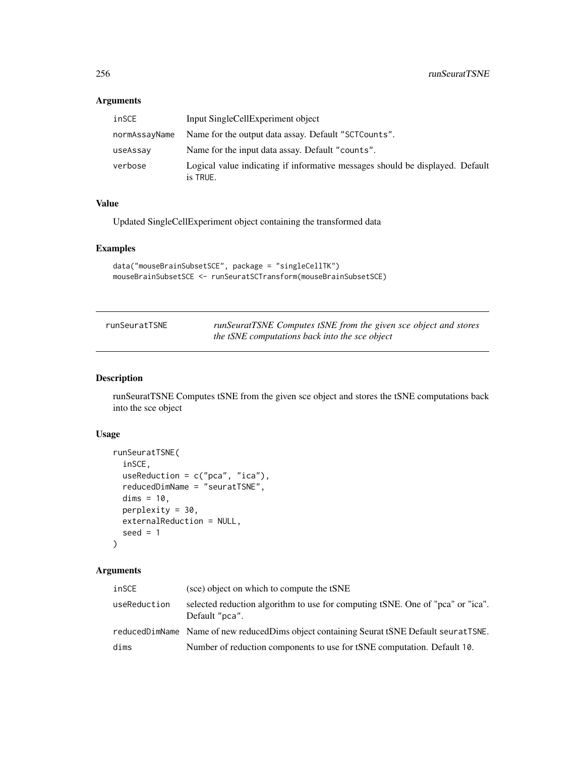## Arguments

| | |
|---|---|
| inSCE | Input SingleCellExperiment object |
| normAssayName | Name for the output data assay. Default "SCTCounts". |
| useAssay | Name for the input data assay. Default "counts". |
| verbose | Logical value indicating if informative messages should be displayed. Default is TRUE. |

## Value

Updated SingleCellExperiment object containing the transformed data

## Examples

```
data("mouseBrainSubsetSCE", package = "singleCellTK")
mouseBrainSubsetSCE <- runSeuratSCTransform(mouseBrainSubsetSCE)
```

---

# runSeuratTSNE — *runSeuratTSNE Computes tSNE from the given sce object and stores the tSNE computations back into the sce object*

---

## Description

runSeuratTSNE Computes tSNE from the given sce object and stores the tSNE computations back into the sce object

## Usage

```
runSeuratTSNE(
  inSCE,
  useReduction = c("pca", "ica"),
  reducedDimName = "seuratTSNE",
  dims = 10,
  perplexity = 30,
  externalReduction = NULL,
  seed = 1
)
```

## Arguments

| | |
|---|---|
| inSCE | (sce) object on which to compute the tSNE |
| useReduction | selected reduction algorithm to use for computing tSNE. One of "pca" or "ica". Default "pca". |
| reducedDimName | Name of new reducedDims object containing Seurat tSNE Default seuratTSNE. |
| dims | Number of reduction components to use for tSNE computation. Default 10. |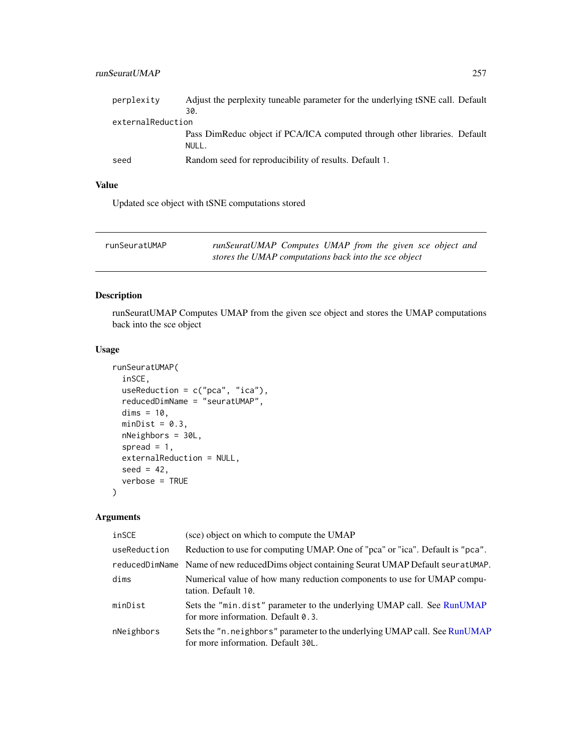| | |
|---|---|
| perplexity | Adjust the perplexity tuneable parameter for the underlying tSNE call. Default `30`. |
| externalReduction | Pass DimReduc object if PCA/ICA computed through other libraries. Default `NULL`. |
| seed | Random seed for reproducibility of results. Default `1`. |

## Value

Updated sce object with tSNE computations stored

---

# runSeuratUMAP

*runSeuratUMAP Computes UMAP from the given sce object and stores the UMAP computations back into the sce object*

---

## Description

runSeuratUMAP Computes UMAP from the given sce object and stores the UMAP computations back into the sce object

## Usage

```
runSeuratUMAP(
  inSCE,
  useReduction = c("pca", "ica"),
  reducedDimName = "seuratUMAP",
  dims = 10,
  minDist = 0.3,
  nNeighbors = 30L,
  spread = 1,
  externalReduction = NULL,
  seed = 42,
  verbose = TRUE
)
```

## Arguments

| | |
|---|---|
| inSCE | (sce) object on which to compute the UMAP |
| useReduction | Reduction to use for computing UMAP. One of "pca" or "ica". Default is `"pca"`. |
| reducedDimName | Name of new reducedDims object containing Seurat UMAP Default `seuratUMAP`. |
| dims | Numerical value of how many reduction components to use for UMAP computation. Default `10`. |
| minDist | Sets the `"min.dist"` parameter to the underlying UMAP call. See RunUMAP for more information. Default `0.3`. |
| nNeighbors | Sets the `"n.neighbors"` parameter to the underlying UMAP call. See RunUMAP for more information. Default `30L`. |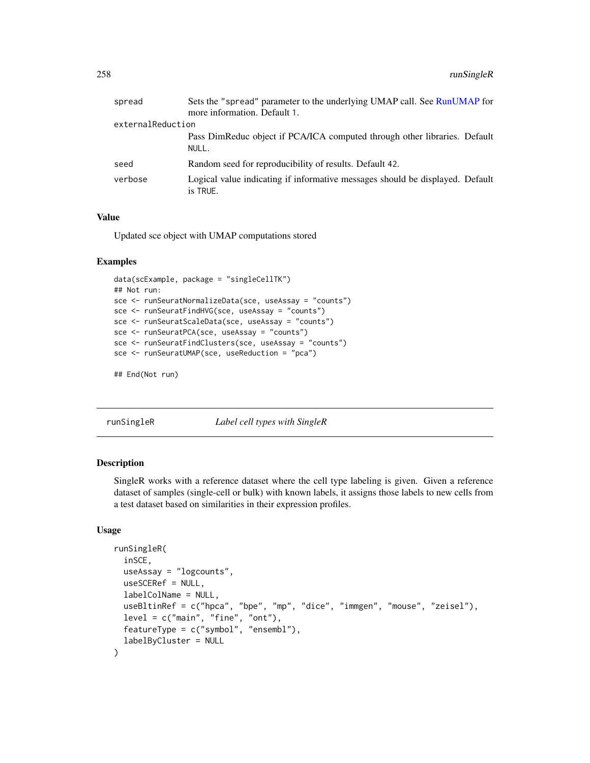| | |
|---|---|
| spread | Sets the "spread" parameter to the underlying UMAP call. See RunUMAP for more information. Default 1. |
| externalReduction | Pass DimReduc object if PCA/ICA computed through other libraries. Default NULL. |
| seed | Random seed for reproducibility of results. Default 42. |
| verbose | Logical value indicating if informative messages should be displayed. Default is TRUE. |

### Value

Updated sce object with UMAP computations stored

### Examples

```
data(scExample, package = "singleCellTK")
## Not run:
sce <- runSeuratNormalizeData(sce, useAssay = "counts")
sce <- runSeuratFindHVG(sce, useAssay = "counts")
sce <- runSeuratScaleData(sce, useAssay = "counts")
sce <- runSeuratPCA(sce, useAssay = "counts")
sce <- runSeuratFindClusters(sce, useAssay = "counts")
sce <- runSeuratUMAP(sce, useReduction = "pca")

## End(Not run)
```

---

## runSingleR — *Label cell types with SingleR*

### Description

SingleR works with a reference dataset where the cell type labeling is given. Given a reference dataset of samples (single-cell or bulk) with known labels, it assigns those labels to new cells from a test dataset based on similarities in their expression profiles.

### Usage

```
runSingleR(
  inSCE,
  useAssay = "logcounts",
  useSCERef = NULL,
  labelColName = NULL,
  useBltinRef = c("hpca", "bpe", "mp", "dice", "immgen", "mouse", "zeisel"),
  level = c("main", "fine", "ont"),
  featureType = c("symbol", "ensembl"),
  labelByCluster = NULL
)
```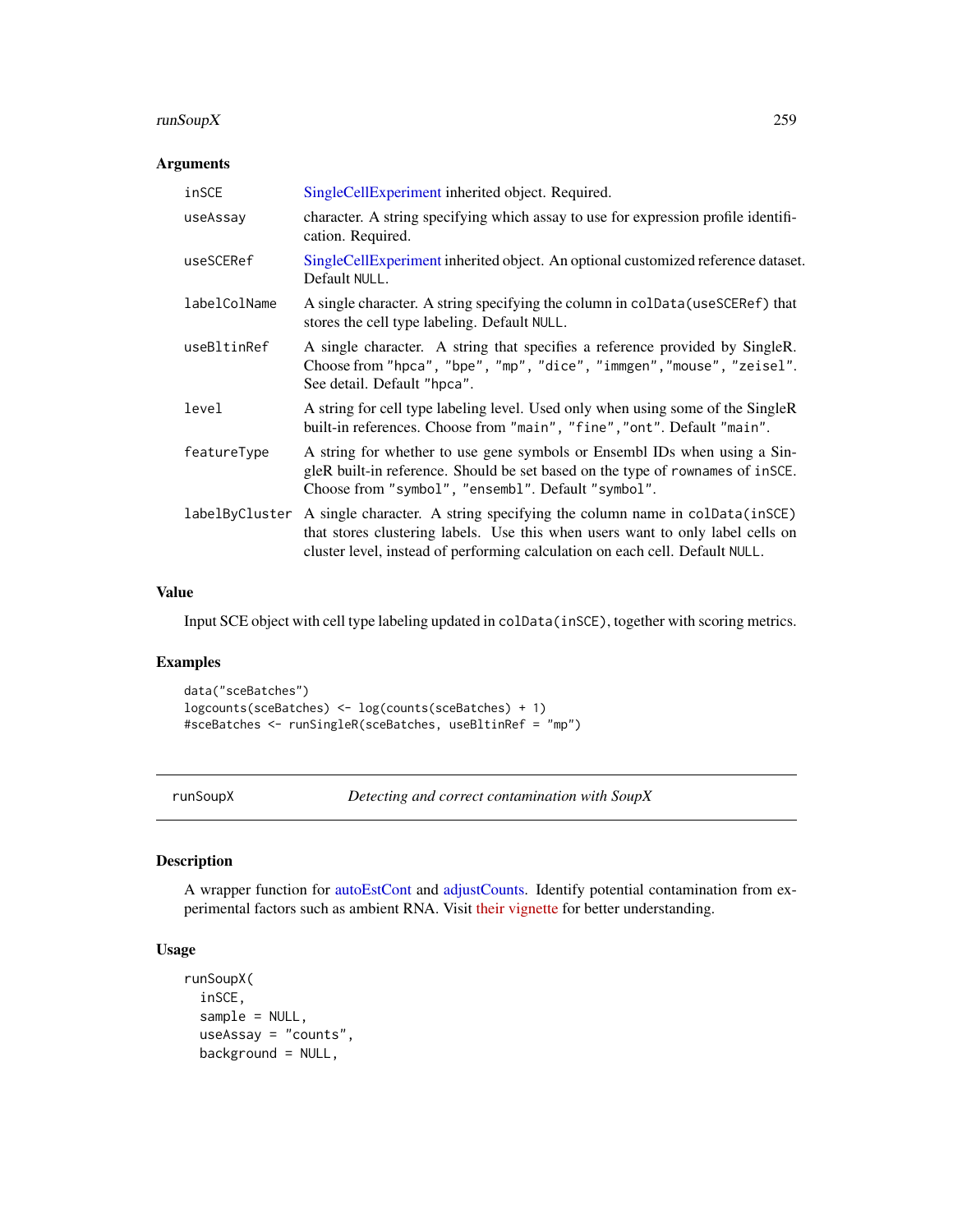### Arguments

| | |
|---|---|
| inSCE | SingleCellExperiment inherited object. Required. |
| useAssay | character. A string specifying which assay to use for expression profile identification. Required. |
| useSCERef | SingleCellExperiment inherited object. An optional customized reference dataset. Default NULL. |
| labelColName | A single character. A string specifying the column in colData(useSCERef) that stores the cell type labeling. Default NULL. |
| useBltinRef | A single character. A string that specifies a reference provided by SingleR. Choose from "hpca", "bpe", "mp", "dice", "immgen", "mouse", "zeisel". See detail. Default "hpca". |
| level | A string for cell type labeling level. Used only when using some of the SingleR built-in references. Choose from "main", "fine", "ont". Default "main". |
| featureType | A string for whether to use gene symbols or Ensembl IDs when using a SingleR built-in reference. Should be set based on the type of rownames of inSCE. Choose from "symbol", "ensembl". Default "symbol". |
| labelByCluster | A single character. A string specifying the column name in colData(inSCE) that stores clustering labels. Use this when users want to only label cells on cluster level, instead of performing calculation on each cell. Default NULL. |

### Value

Input SCE object with cell type labeling updated in colData(inSCE), together with scoring metrics.

### Examples

```
data("sceBatches")
logcounts(sceBatches) <- log(counts(sceBatches) + 1)
#sceBatches <- runSingleR(sceBatches, useBltinRef = "mp")
```

---

## runSoupX — *Detecting and correct contamination with SoupX*

### Description

A wrapper function for autoEstCont and adjustCounts. Identify potential contamination from experimental factors such as ambient RNA. Visit their vignette for better understanding.

### Usage

```
runSoupX(
  inSCE,
  sample = NULL,
  useAssay = "counts",
  background = NULL,
```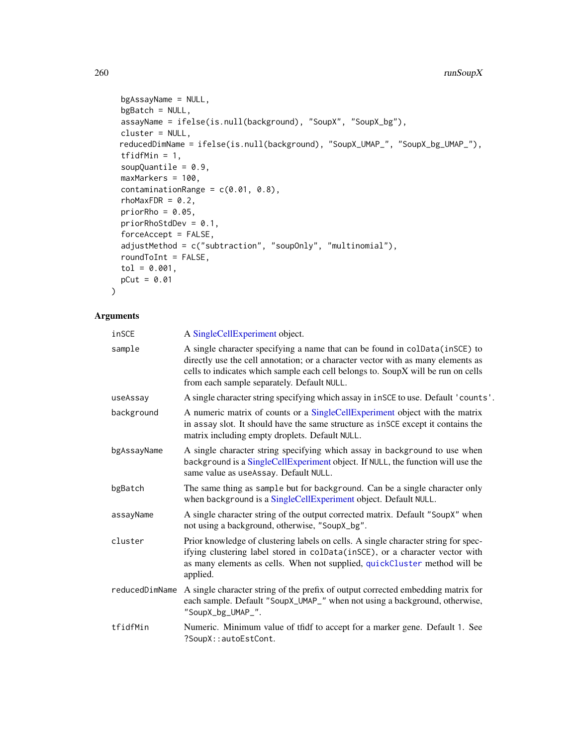```
  bgAssayName = NULL,
  bgBatch = NULL,
  assayName = ifelse(is.null(background), "SoupX", "SoupX_bg"),
  cluster = NULL,
  reducedDimName = ifelse(is.null(background), "SoupX_UMAP_", "SoupX_bg_UMAP_"),
  tfidfMin = 1,
  soupQuantile = 0.9,
  maxMarkers = 100,
  contaminationRange = c(0.01, 0.8),
  rhoMaxFDR = 0.2,
  priorRho = 0.05,
  priorRhoStdDev = 0.1,
  forceAccept = FALSE,
  adjustMethod = c("subtraction", "soupOnly", "multinomial"),
  roundToInt = FALSE,
  tol = 0.001,
  pCut = 0.01
)
```

## Arguments

| | |
|---|---|
| inSCE | A SingleCellExperiment object. |
| sample | A single character specifying a name that can be found in colData(inSCE) to directly use the cell annotation; or a character vector with as many elements as cells to indicates which sample each cell belongs to. SoupX will be run on cells from each sample separately. Default NULL. |
| useAssay | A single character string specifying which assay in inSCE to use. Default 'counts'. |
| background | A numeric matrix of counts or a SingleCellExperiment object with the matrix in assay slot. It should have the same structure as inSCE except it contains the matrix including empty droplets. Default NULL. |
| bgAssayName | A single character string specifying which assay in background to use when background is a SingleCellExperiment object. If NULL, the function will use the same value as useAssay. Default NULL. |
| bgBatch | The same thing as sample but for background. Can be a single character only when background is a SingleCellExperiment object. Default NULL. |
| assayName | A single character string of the output corrected matrix. Default "SoupX" when not using a background, otherwise, "SoupX_bg". |
| cluster | Prior knowledge of clustering labels on cells. A single character string for specifying clustering label stored in colData(inSCE), or a character vector with as many elements as cells. When not supplied, quickCluster method will be applied. |
| reducedDimName | A single character string of the prefix of output corrected embedding matrix for each sample. Default "SoupX_UMAP_" when not using a background, otherwise, "SoupX_bg_UMAP_". |
| tfidfMin | Numeric. Minimum value of tfidf to accept for a marker gene. Default 1. See ?SoupX::autoEstCont. |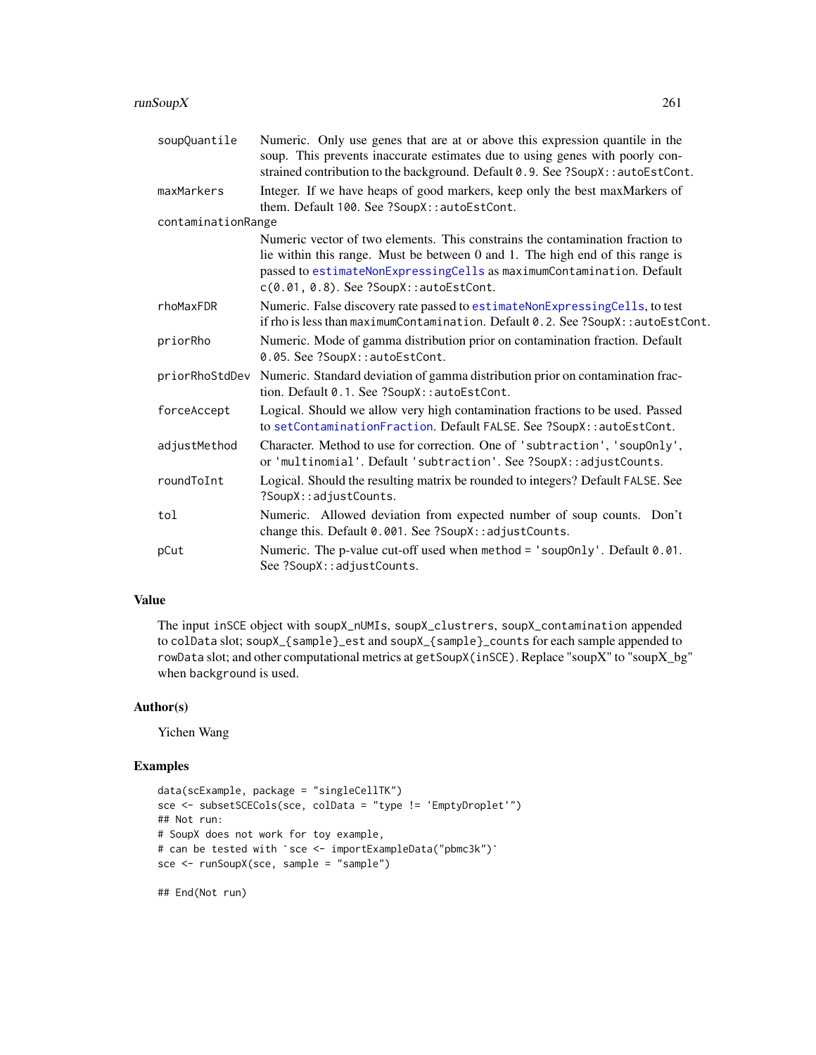| | |
|---|---|
| soupQuantile | Numeric. Only use genes that are at or above this expression quantile in the soup. This prevents inaccurate estimates due to using genes with poorly constrained contribution to the background. Default 0.9. See ?SoupX::autoEstCont. |
| maxMarkers | Integer. If we have heaps of good markers, keep only the best maxMarkers of them. Default 100. See ?SoupX::autoEstCont. |
| contaminationRange | Numeric vector of two elements. This constrains the contamination fraction to lie within this range. Must be between 0 and 1. The high end of this range is passed to estimateNonExpressingCells as maximumContamination. Default c(0.01, 0.8). See ?SoupX::autoEstCont. |
| rhoMaxFDR | Numeric. False discovery rate passed to estimateNonExpressingCells, to test if rho is less than maximumContamination. Default 0.2. See ?SoupX::autoEstCont. |
| priorRho | Numeric. Mode of gamma distribution prior on contamination fraction. Default 0.05. See ?SoupX::autoEstCont. |
| priorRhoStdDev | Numeric. Standard deviation of gamma distribution prior on contamination fraction. Default 0.1. See ?SoupX::autoEstCont. |
| forceAccept | Logical. Should we allow very high contamination fractions to be used. Passed to setContaminationFraction. Default FALSE. See ?SoupX::autoEstCont. |
| adjustMethod | Character. Method to use for correction. One of 'subtraction', 'soupOnly', or 'multinomial'. Default 'subtraction'. See ?SoupX::adjustCounts. |
| roundToInt | Logical. Should the resulting matrix be rounded to integers? Default FALSE. See ?SoupX::adjustCounts. |
| tol | Numeric. Allowed deviation from expected number of soup counts. Don't change this. Default 0.001. See ?SoupX::adjustCounts. |
| pCut | Numeric. The p-value cut-off used when method = 'soupOnly'. Default 0.01. See ?SoupX::adjustCounts. |

## Value

The input inSCE object with soupX_nUMIs, soupX_clustrers, soupX_contamination appended to colData slot; soupX_{sample}_est and soupX_{sample}_counts for each sample appended to rowData slot; and other computational metrics at getSoupX(inSCE). Replace "soupX" to "soupX_bg" when background is used.

## Author(s)

Yichen Wang

## Examples

```
data(scExample, package = "singleCellTK")
sce <- subsetSCECols(sce, colData = "type != 'EmptyDroplet'")
## Not run:
# SoupX does not work for toy example,
# can be tested with `sce <- importExampleData("pbmc3k")`
sce <- runSoupX(sce, sample = "sample")

## End(Not run)
```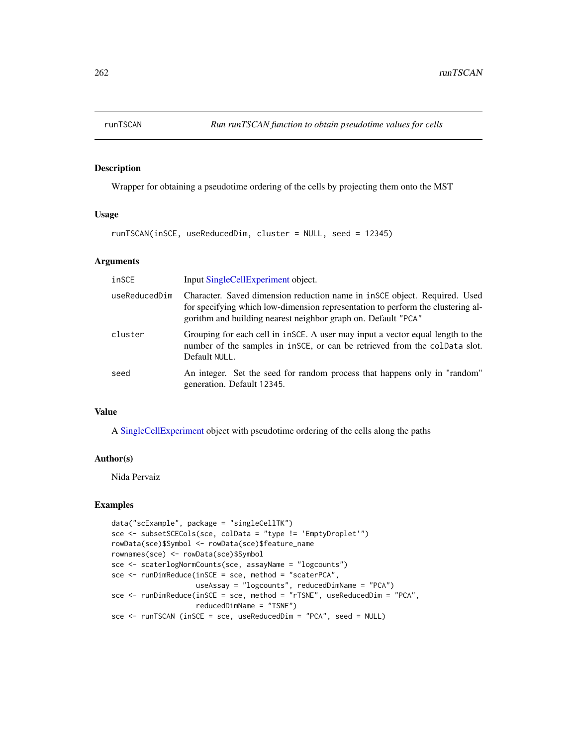# runTSCAN

*Run runTSCAN function to obtain pseudotime values for cells*

## Description

Wrapper for obtaining a pseudotime ordering of the cells by projecting them onto the MST

## Usage

```
runTSCAN(inSCE, useReducedDim, cluster = NULL, seed = 12345)
```

## Arguments

| Argument | Description |
|---|---|
| `inSCE` | Input SingleCellExperiment object. |
| `useReducedDim` | Character. Saved dimension reduction name in `inSCE` object. Required. Used for specifying which low-dimension representation to perform the clustering algorithm and building nearest neighbor graph on. Default `"PCA"` |
| `cluster` | Grouping for each cell in `inSCE`. A user may input a vector equal length to the number of the samples in `inSCE`, or can be retrieved from the `colData` slot. Default `NULL`. |
| `seed` | An integer. Set the seed for random process that happens only in "random" generation. Default `12345`. |

## Value

A SingleCellExperiment object with pseudotime ordering of the cells along the paths

## Author(s)

Nida Pervaiz

## Examples

```
data("scExample", package = "singleCellTK")
sce <- subsetSCECols(sce, colData = "type != 'EmptyDroplet'")
rowData(sce)$Symbol <- rowData(sce)$feature_name
rownames(sce) <- rowData(sce)$Symbol
sce <- scaterlogNormCounts(sce, assayName = "logcounts")
sce <- runDimReduce(inSCE = sce, method = "scaterPCA",
                    useAssay = "logcounts", reducedDimName = "PCA")
sce <- runDimReduce(inSCE = sce, method = "rTSNE", useReducedDim = "PCA",
                    reducedDimName = "TSNE")
sce <- runTSCAN (inSCE = sce, useReducedDim = "PCA", seed = NULL)
```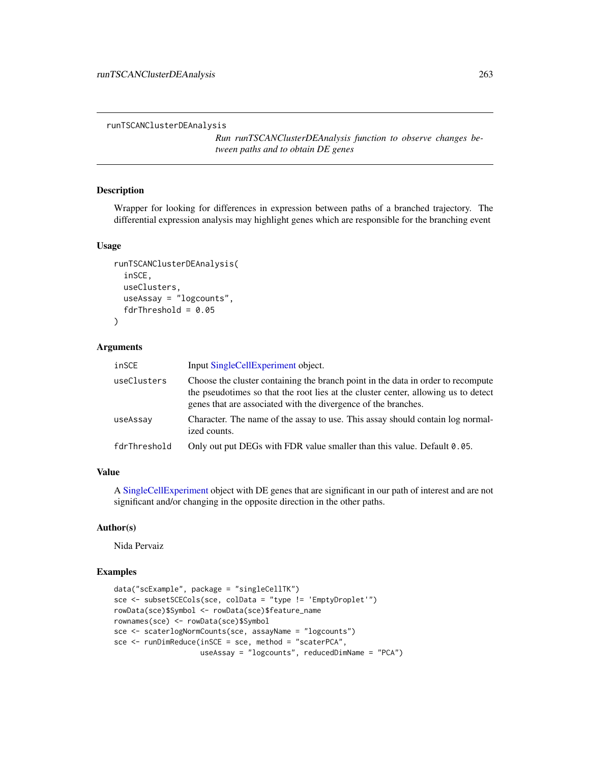runTSCANClusterDEAnalysis

*Run runTSCANClusterDEAnalysis function to observe changes between paths and to obtain DE genes*

## Description

Wrapper for looking for differences in expression between paths of a branched trajectory. The differential expression analysis may highlight genes which are responsible for the branching event

## Usage

```
runTSCANClusterDEAnalysis(
  inSCE,
  useClusters,
  useAssay = "logcounts",
  fdrThreshold = 0.05
)
```

## Arguments

| | |
|---|---|
| inSCE | Input SingleCellExperiment object. |
| useClusters | Choose the cluster containing the branch point in the data in order to recompute the pseudotimes so that the root lies at the cluster center, allowing us to detect genes that are associated with the divergence of the branches. |
| useAssay | Character. The name of the assay to use. This assay should contain log normalized counts. |
| fdrThreshold | Only out put DEGs with FDR value smaller than this value. Default `0.05`. |

## Value

A SingleCellExperiment object with DE genes that are significant in our path of interest and are not significant and/or changing in the opposite direction in the other paths.

## Author(s)

Nida Pervaiz

## Examples

```
data("scExample", package = "singleCellTK")
sce <- subsetSCECols(sce, colData = "type != 'EmptyDroplet'")
rowData(sce)$Symbol <- rowData(sce)$feature_name
rownames(sce) <- rowData(sce)$Symbol
sce <- scaterlogNormCounts(sce, assayName = "logcounts")
sce <- runDimReduce(inSCE = sce, method = "scaterPCA",
                    useAssay = "logcounts", reducedDimName = "PCA")
```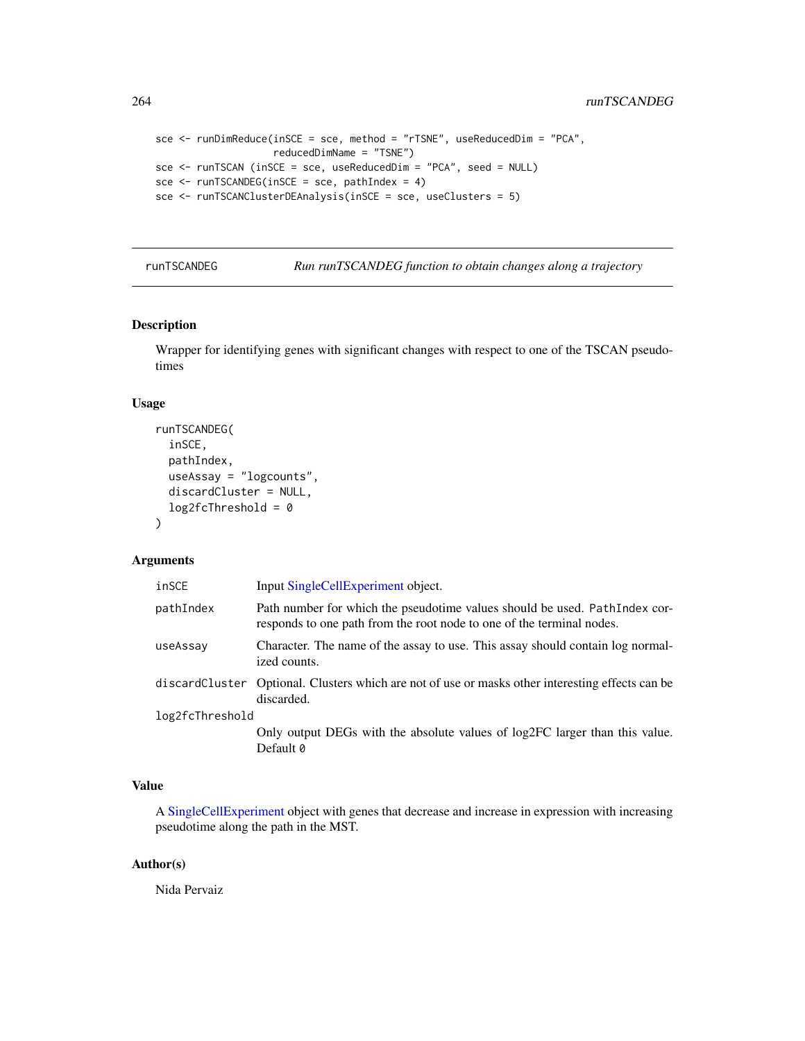```
sce <- runDimReduce(inSCE = sce, method = "rTSNE", useReducedDim = "PCA",
                    reducedDimName = "TSNE")
sce <- runTSCAN (inSCE = sce, useReducedDim = "PCA", seed = NULL)
sce <- runTSCANDEG(inSCE = sce, pathIndex = 4)
sce <- runTSCANClusterDEAnalysis(inSCE = sce, useClusters = 5)
```

---

## runTSCANDEG — *Run runTSCANDEG function to obtain changes along a trajectory*

### Description

Wrapper for identifying genes with significant changes with respect to one of the TSCAN pseudotimes

### Usage

```
runTSCANDEG(
  inSCE,
  pathIndex,
  useAssay = "logcounts",
  discardCluster = NULL,
  log2fcThreshold = 0
)
```

### Arguments

| | |
|---|---|
| `inSCE` | Input SingleCellExperiment object. |
| `pathIndex` | Path number for which the pseudotime values should be used. `PathIndex` corresponds to one path from the root node to one of the terminal nodes. |
| `useAssay` | Character. The name of the assay to use. This assay should contain log normalized counts. |
| `discardCluster` | Optional. Clusters which are not of use or masks other interesting effects can be discarded. |
| `log2fcThreshold` | Only output DEGs with the absolute values of log2FC larger than this value. Default `0` |

### Value

A SingleCellExperiment object with genes that decrease and increase in expression with increasing pseudotime along the path in the MST.

### Author(s)

Nida Pervaiz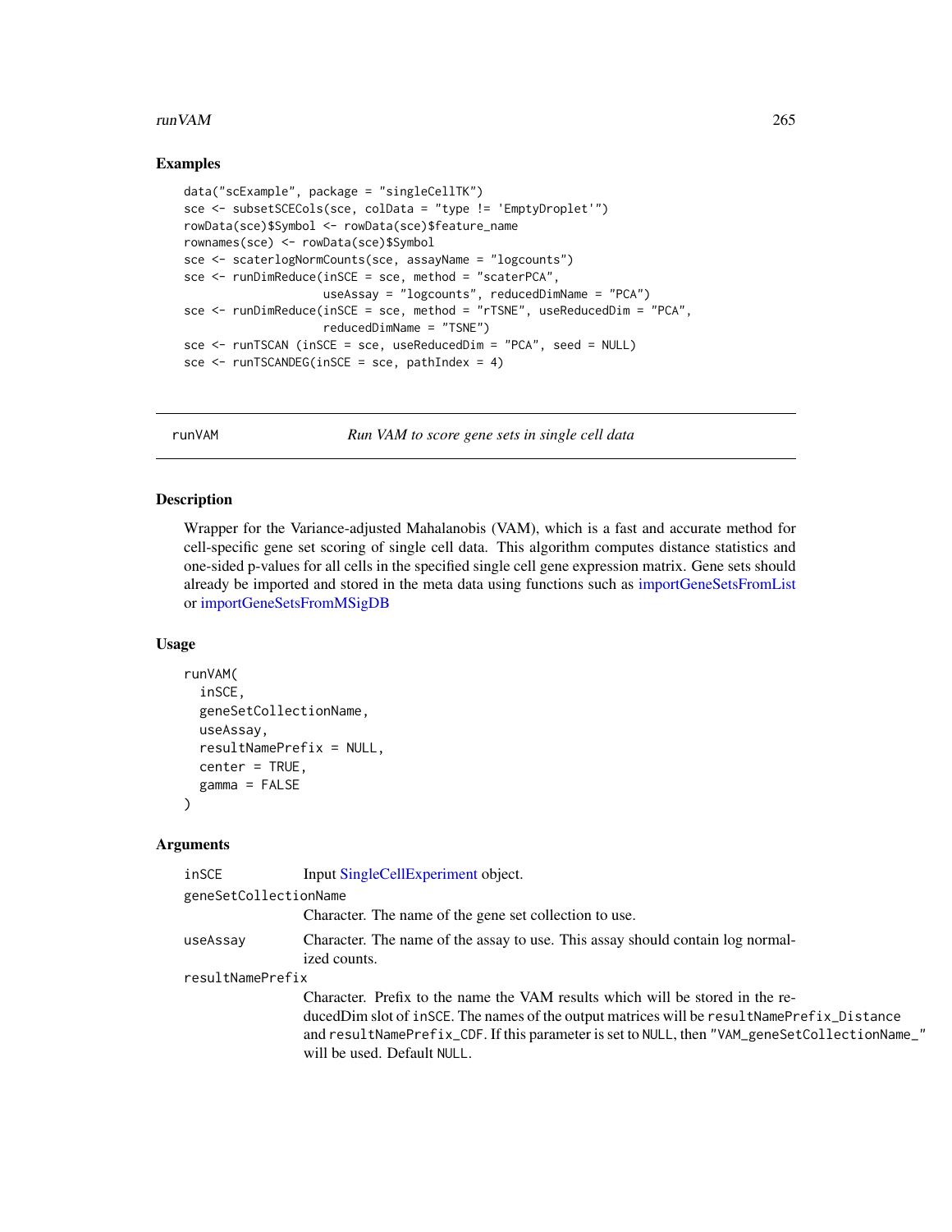## Examples

```
data("scExample", package = "singleCellTK")
sce <- subsetSCECols(sce, colData = "type != 'EmptyDroplet'")
rowData(sce)$Symbol <- rowData(sce)$feature_name
rownames(sce) <- rowData(sce)$Symbol
sce <- scaterlogNormCounts(sce, assayName = "logcounts")
sce <- runDimReduce(inSCE = sce, method = "scaterPCA",
                    useAssay = "logcounts", reducedDimName = "PCA")
sce <- runDimReduce(inSCE = sce, method = "rTSNE", useReducedDim = "PCA",
                    reducedDimName = "TSNE")
sce <- runTSCAN (inSCE = sce, useReducedDim = "PCA", seed = NULL)
sce <- runTSCANDEG(inSCE = sce, pathIndex = 4)
```

---

# runVAM — *Run VAM to score gene sets in single cell data*

---

## Description

Wrapper for the Variance-adjusted Mahalanobis (VAM), which is a fast and accurate method for cell-specific gene set scoring of single cell data. This algorithm computes distance statistics and one-sided p-values for all cells in the specified single cell gene expression matrix. Gene sets should already be imported and stored in the meta data using functions such as importGeneSetsFromList or importGeneSetsFromMSigDB

## Usage

```
runVAM(
  inSCE,
  geneSetCollectionName,
  useAssay,
  resultNamePrefix = NULL,
  center = TRUE,
  gamma = FALSE
)
```

## Arguments

`inSCE`
: Input SingleCellExperiment object.

`geneSetCollectionName`
: Character. The name of the gene set collection to use.

`useAssay`
: Character. The name of the assay to use. This assay should contain log normalized counts.

`resultNamePrefix`
: Character. Prefix to the name the VAM results which will be stored in the reducedDim slot of `inSCE`. The names of the output matrices will be `resultNamePrefix_Distance` and `resultNamePrefix_CDF`. If this parameter is set to `NULL`, then `"VAM_geneSetCollectionName_"` will be used. Default `NULL`.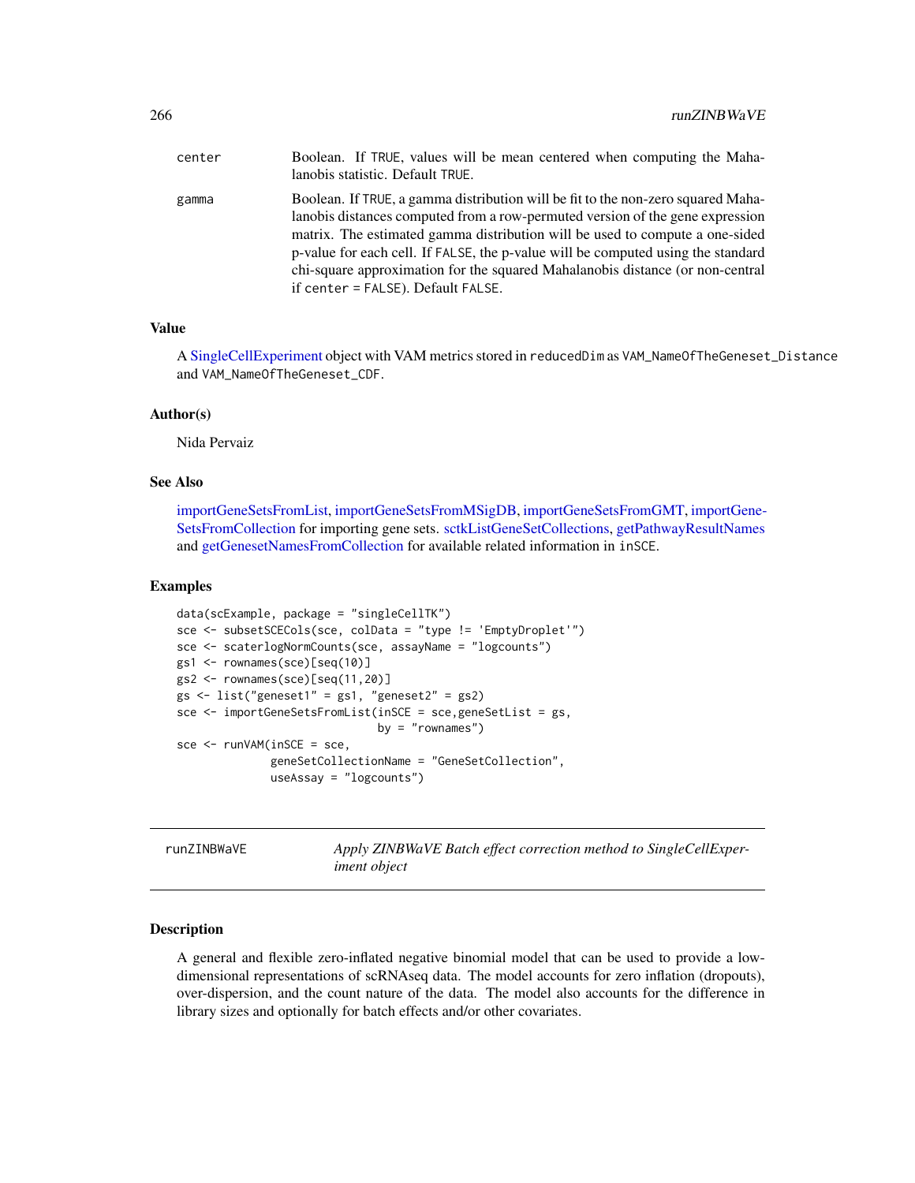| | |
|---|---|
| center | Boolean. If TRUE, values will be mean centered when computing the Mahalanobis statistic. Default TRUE. |
| gamma | Boolean. If TRUE, a gamma distribution will be fit to the non-zero squared Mahalanobis distances computed from a row-permuted version of the gene expression matrix. The estimated gamma distribution will be used to compute a one-sided p-value for each cell. If FALSE, the p-value will be computed using the standard chi-square approximation for the squared Mahalanobis distance (or non-central if center = FALSE). Default FALSE. |

### Value

A SingleCellExperiment object with VAM metrics stored in reducedDim as VAM_NameOfTheGeneset_Distance and VAM_NameOfTheGeneset_CDF.

### Author(s)

Nida Pervaiz

### See Also

importGeneSetsFromList, importGeneSetsFromMSigDB, importGeneSetsFromGMT, importGeneSetsFromCollection for importing gene sets. sctkListGeneSetCollections, getPathwayResultNames and getGenesetNamesFromCollection for available related information in inSCE.

### Examples

```
data(scExample, package = "singleCellTK")
sce <- subsetSCECols(sce, colData = "type != 'EmptyDroplet'")
sce <- scaterlogNormCounts(sce, assayName = "logcounts")
gs1 <- rownames(sce)[seq(10)]
gs2 <- rownames(sce)[seq(11,20)]
gs <- list("geneset1" = gs1, "geneset2" = gs2)
sce <- importGeneSetsFromList(inSCE = sce,geneSetList = gs,
                              by = "rownames")
sce <- runVAM(inSCE = sce,
              geneSetCollectionName = "GeneSetCollection",
              useAssay = "logcounts")
```

---

## runZINBWaVE — *Apply ZINBWaVE Batch effect correction method to SingleCellExperiment object*

### Description

A general and flexible zero-inflated negative binomial model that can be used to provide a low-dimensional representations of scRNAseq data. The model accounts for zero inflation (dropouts), over-dispersion, and the count nature of the data. The model also accounts for the difference in library sizes and optionally for batch effects and/or other covariates.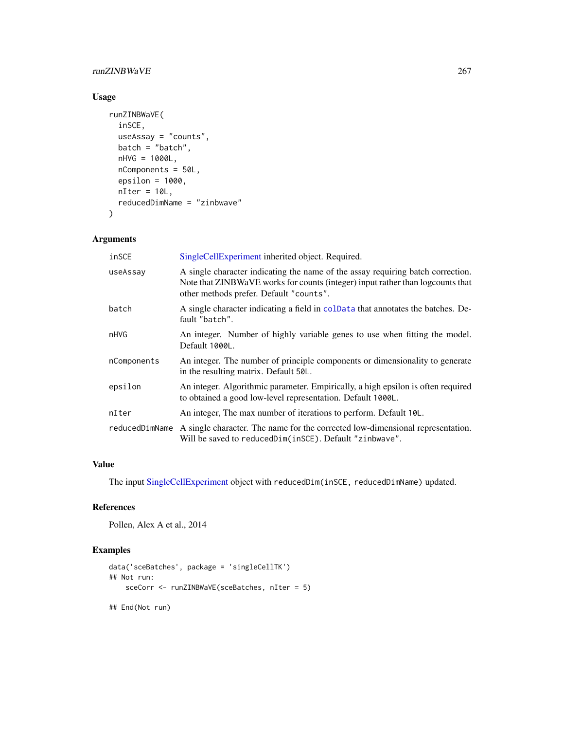## Usage

```
runZINBWaVE(
  inSCE,
  useAssay = "counts",
  batch = "batch",
  nHVG = 1000L,
  nComponents = 50L,
  epsilon = 1000,
  nIter = 10L,
  reducedDimName = "zinbwave"
)
```

## Arguments

| | |
|---|---|
| inSCE | SingleCellExperiment inherited object. Required. |
| useAssay | A single character indicating the name of the assay requiring batch correction. Note that ZINBWaVE works for counts (integer) input rather than logcounts that other methods prefer. Default "counts". |
| batch | A single character indicating a field in colData that annotates the batches. Default "batch". |
| nHVG | An integer. Number of highly variable genes to use when fitting the model. Default 1000L. |
| nComponents | An integer. The number of principle components or dimensionality to generate in the resulting matrix. Default 50L. |
| epsilon | An integer. Algorithmic parameter. Empirically, a high epsilon is often required to obtained a good low-level representation. Default 1000L. |
| nIter | An integer, The max number of iterations to perform. Default 10L. |
| reducedDimName | A single character. The name for the corrected low-dimensional representation. Will be saved to reducedDim(inSCE). Default "zinbwave". |

## Value

The input SingleCellExperiment object with reducedDim(inSCE, reducedDimName) updated.

## References

Pollen, Alex A et al., 2014

## Examples

```
data('sceBatches', package = 'singleCellTK')
## Not run:
    sceCorr <- runZINBWaVE(sceBatches, nIter = 5)

## End(Not run)
```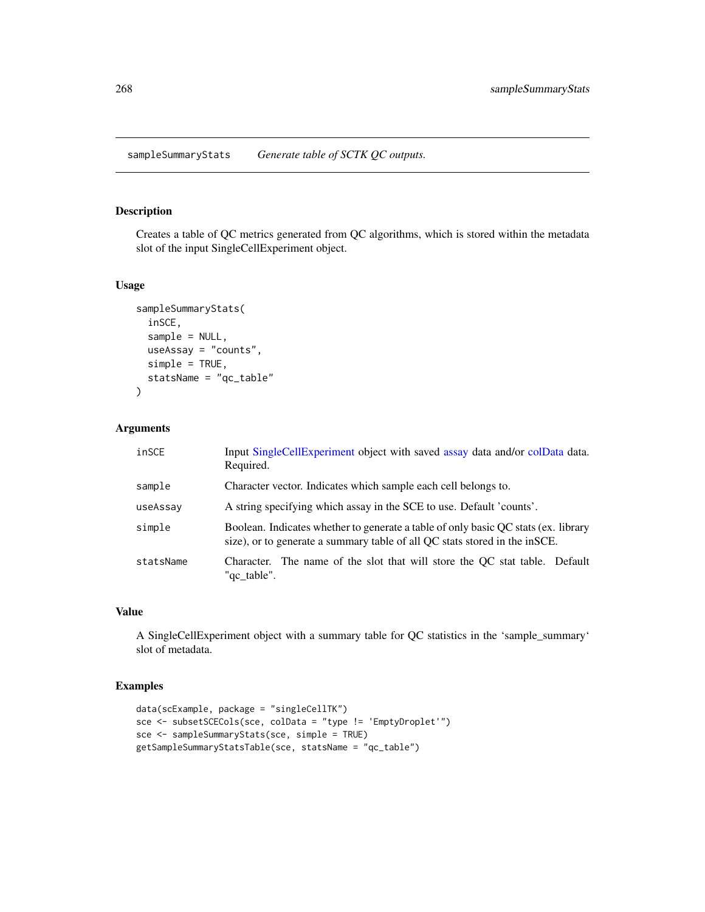# sampleSummaryStats *Generate table of SCTK QC outputs.*

## Description

Creates a table of QC metrics generated from QC algorithms, which is stored within the metadata slot of the input SingleCellExperiment object.

## Usage

```
sampleSummaryStats(
  inSCE,
  sample = NULL,
  useAssay = "counts",
  simple = TRUE,
  statsName = "qc_table"
)
```

## Arguments

| | |
|---|---|
| inSCE | Input SingleCellExperiment object with saved assay data and/or colData data. Required. |
| sample | Character vector. Indicates which sample each cell belongs to. |
| useAssay | A string specifying which assay in the SCE to use. Default 'counts'. |
| simple | Boolean. Indicates whether to generate a table of only basic QC stats (ex. library size), or to generate a summary table of all QC stats stored in the inSCE. |
| statsName | Character. The name of the slot that will store the QC stat table. Default "qc_table". |

## Value

A SingleCellExperiment object with a summary table for QC statistics in the 'sample_summary' slot of metadata.

## Examples

```
data(scExample, package = "singleCellTK")
sce <- subsetSCECols(sce, colData = "type != 'EmptyDroplet'")
sce <- sampleSummaryStats(sce, simple = TRUE)
getSampleSummaryStatsTable(sce, statsName = "qc_table")
```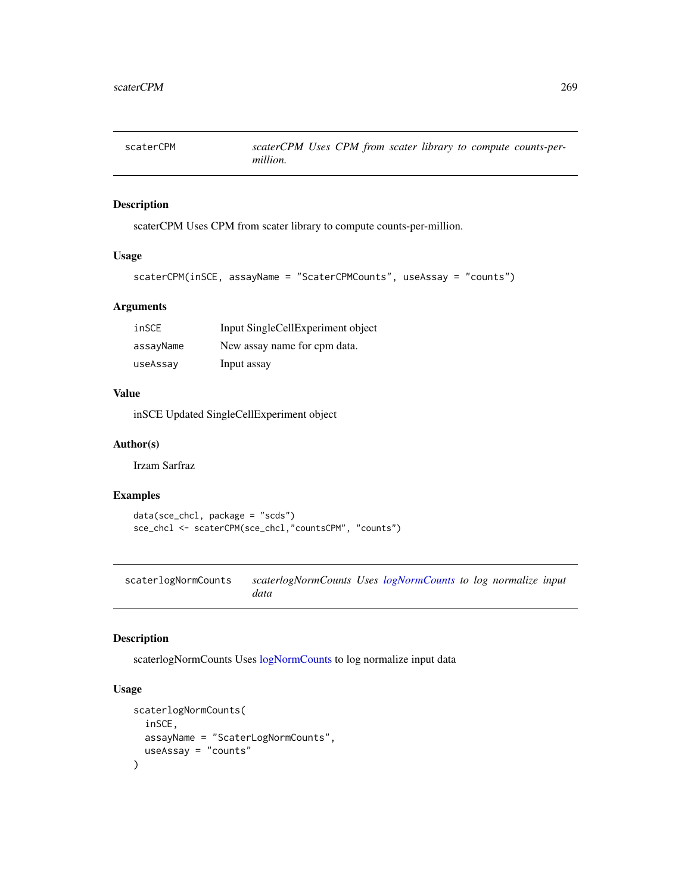## scaterCPM

*scaterCPM Uses CPM from scater library to compute counts-per-million.*

### Description

scaterCPM Uses CPM from scater library to compute counts-per-million.

### Usage

```
scaterCPM(inSCE, assayName = "ScaterCPMCounts", useAssay = "counts")
```

### Arguments

| | |
|---|---|
| inSCE | Input SingleCellExperiment object |
| assayName | New assay name for cpm data. |
| useAssay | Input assay |

### Value

inSCE Updated SingleCellExperiment object

### Author(s)

Irzam Sarfraz

### Examples

```
data(sce_chcl, package = "scds")
sce_chcl <- scaterCPM(sce_chcl,"countsCPM", "counts")
```

## scaterlogNormCounts

*scaterlogNormCounts Uses logNormCounts to log normalize input data*

### Description

scaterlogNormCounts Uses logNormCounts to log normalize input data

### Usage

```
scaterlogNormCounts(
  inSCE,
  assayName = "ScaterLogNormCounts",
  useAssay = "counts"
)
```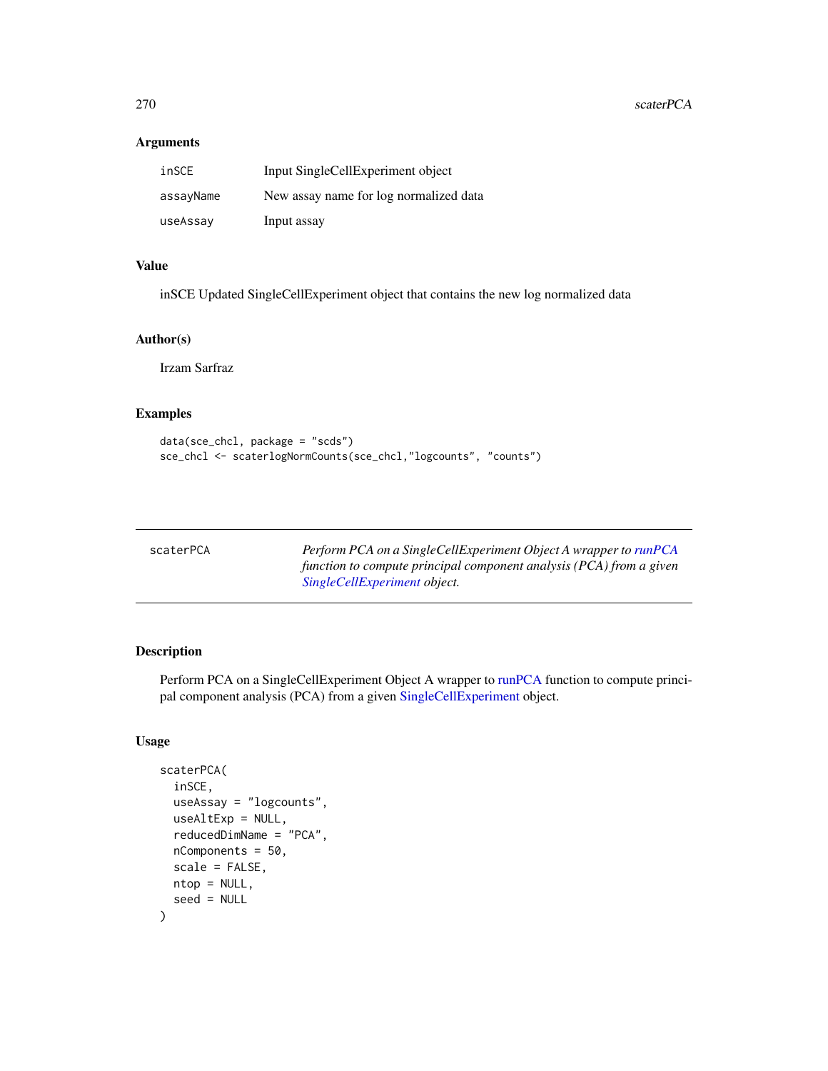### Arguments

| | |
|---|---|
| inSCE | Input SingleCellExperiment object |
| assayName | New assay name for log normalized data |
| useAssay | Input assay |

### Value

inSCE Updated SingleCellExperiment object that contains the new log normalized data

### Author(s)

Irzam Sarfraz

### Examples

```
data(sce_chcl, package = "scds")
sce_chcl <- scaterlogNormCounts(sce_chcl,"logcounts", "counts")
```

---

## scaterPCA

*Perform PCA on a SingleCellExperiment Object A wrapper to runPCA function to compute principal component analysis (PCA) from a given SingleCellExperiment object.*

---

### Description

Perform PCA on a SingleCellExperiment Object A wrapper to runPCA function to compute principal component analysis (PCA) from a given SingleCellExperiment object.

### Usage

```
scaterPCA(
  inSCE,
  useAssay = "logcounts",
  useAltExp = NULL,
  reducedDimName = "PCA",
  nComponents = 50,
  scale = FALSE,
  ntop = NULL,
  seed = NULL
)
```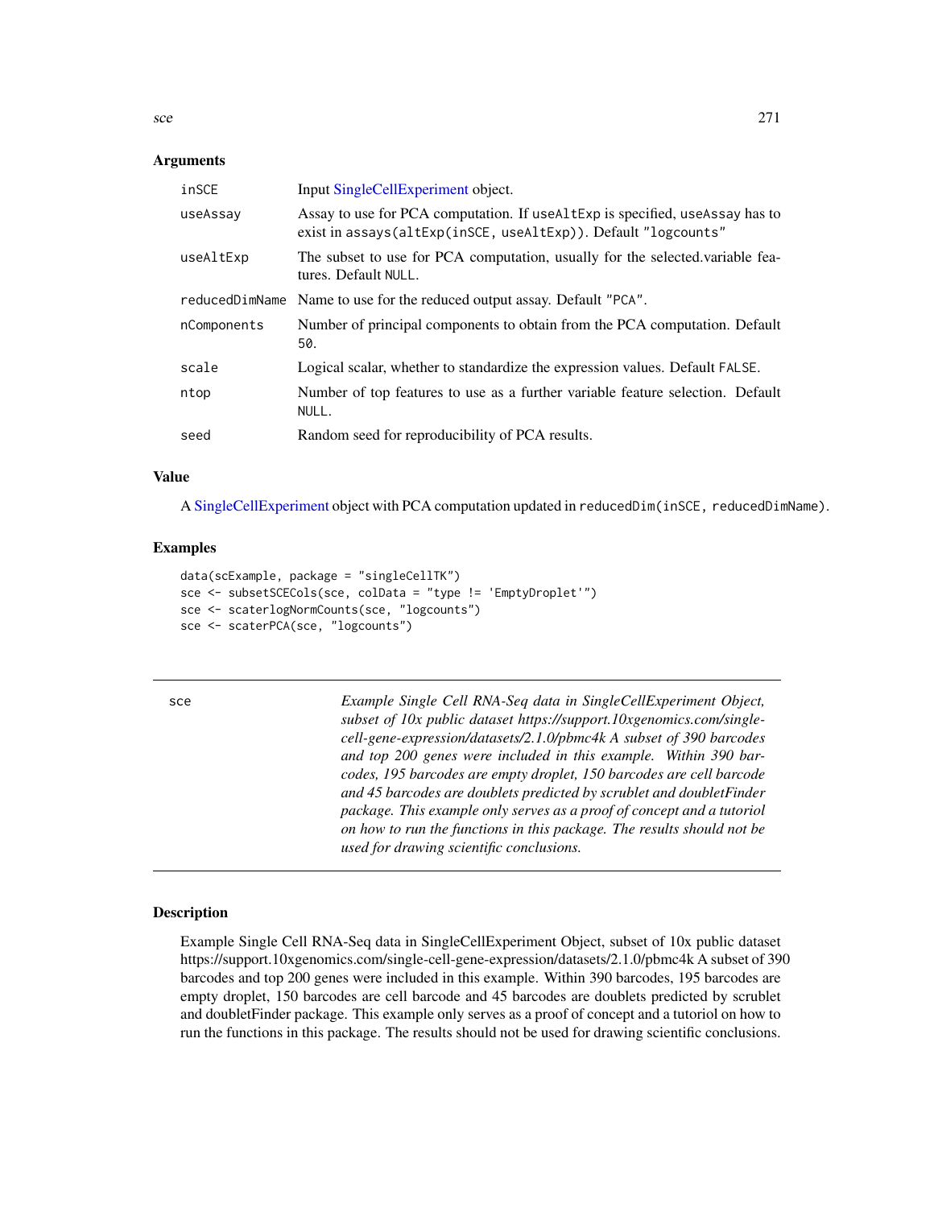## Arguments

| | |
|---|---|
| inSCE | Input SingleCellExperiment object. |
| useAssay | Assay to use for PCA computation. If useAltExp is specified, useAssay has to exist in assays(altExp(inSCE, useAltExp)). Default "logcounts" |
| useAltExp | The subset to use for PCA computation, usually for the selected.variable features. Default NULL. |
| reducedDimName | Name to use for the reduced output assay. Default "PCA". |
| nComponents | Number of principal components to obtain from the PCA computation. Default 50. |
| scale | Logical scalar, whether to standardize the expression values. Default FALSE. |
| ntop | Number of top features to use as a further variable feature selection. Default NULL. |
| seed | Random seed for reproducibility of PCA results. |

## Value

A SingleCellExperiment object with PCA computation updated in reducedDim(inSCE, reducedDimName).

## Examples

```
data(scExample, package = "singleCellTK")
sce <- subsetSCECols(sce, colData = "type != 'EmptyDroplet'")
sce <- scaterlogNormCounts(sce, "logcounts")
sce <- scaterPCA(sce, "logcounts")
```

---

# sce

*Example Single Cell RNA-Seq data in SingleCellExperiment Object, subset of 10x public dataset https://support.10xgenomics.com/single-cell-gene-expression/datasets/2.1.0/pbmc4k A subset of 390 barcodes and top 200 genes were included in this example. Within 390 barcodes, 195 barcodes are empty droplet, 150 barcodes are cell barcode and 45 barcodes are doublets predicted by scrublet and doubletFinder package. This example only serves as a proof of concept and a tutoriol on how to run the functions in this package. The results should not be used for drawing scientific conclusions.*

---

## Description

Example Single Cell RNA-Seq data in SingleCellExperiment Object, subset of 10x public dataset https://support.10xgenomics.com/single-cell-gene-expression/datasets/2.1.0/pbmc4k A subset of 390 barcodes and top 200 genes were included in this example. Within 390 barcodes, 195 barcodes are empty droplet, 150 barcodes are cell barcode and 45 barcodes are doublets predicted by scrublet and doubletFinder package. This example only serves as a proof of concept and a tutoriol on how to run the functions in this package. The results should not be used for drawing scientific conclusions.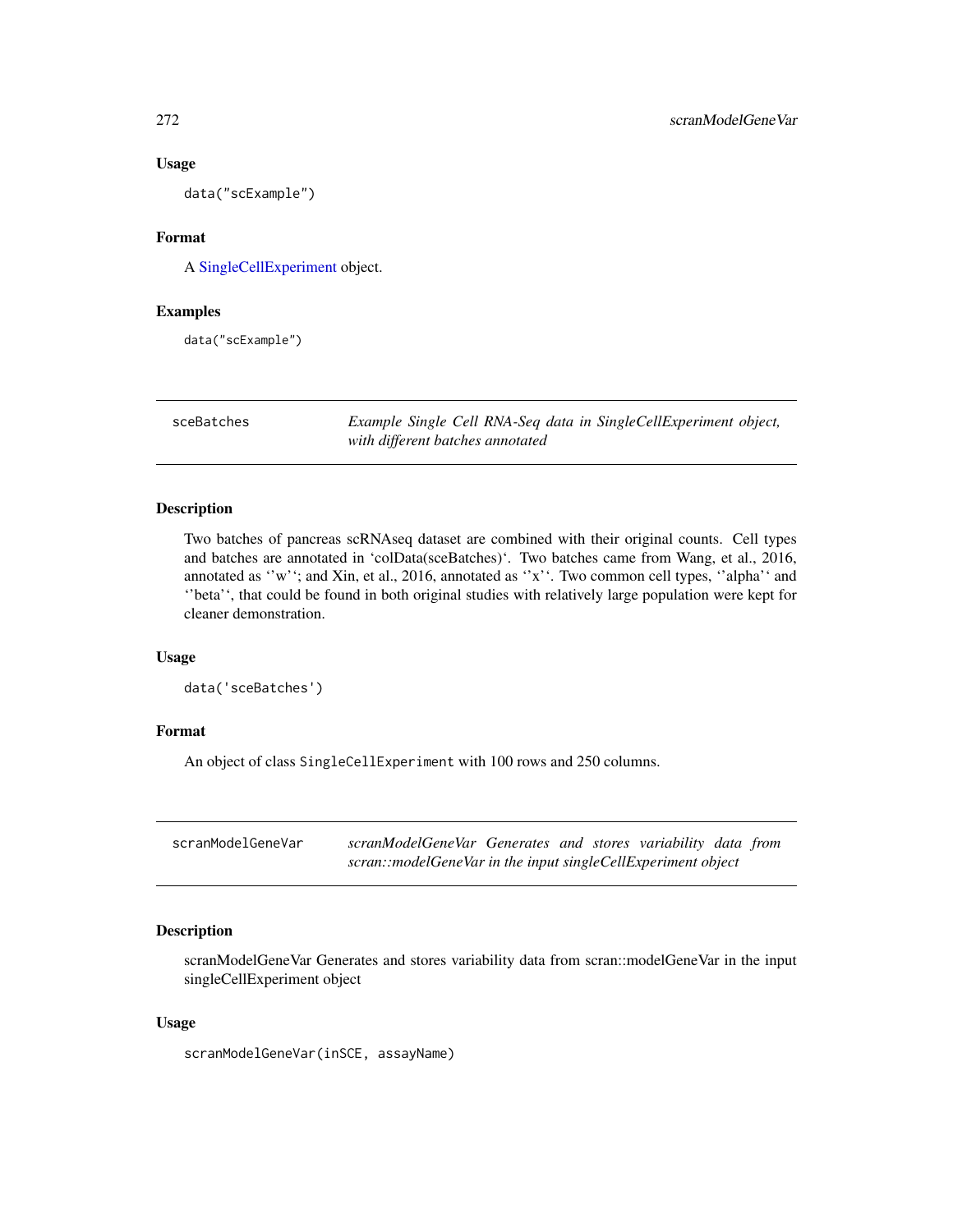### Usage

```
data("scExample")
```

### Format

A SingleCellExperiment object.

### Examples

```
data("scExample")
```

---

## sceBatches — *Example Single Cell RNA-Seq data in SingleCellExperiment object, with different batches annotated*

---

### Description

Two batches of pancreas scRNAseq dataset are combined with their original counts. Cell types and batches are annotated in 'colData(sceBatches)'. Two batches came from Wang, et al., 2016, annotated as ''w''; and Xin, et al., 2016, annotated as ''x''. Two common cell types, ''alpha'' and ''beta'', that could be found in both original studies with relatively large population were kept for cleaner demonstration.

### Usage

```
data('sceBatches')
```

### Format

An object of class SingleCellExperiment with 100 rows and 250 columns.

---

## scranModelGeneVar — *scranModelGeneVar Generates and stores variability data from scran::modelGeneVar in the input singleCellExperiment object*

---

### Description

scranModelGeneVar Generates and stores variability data from scran::modelGeneVar in the input singleCellExperiment object

### Usage

```
scranModelGeneVar(inSCE, assayName)
```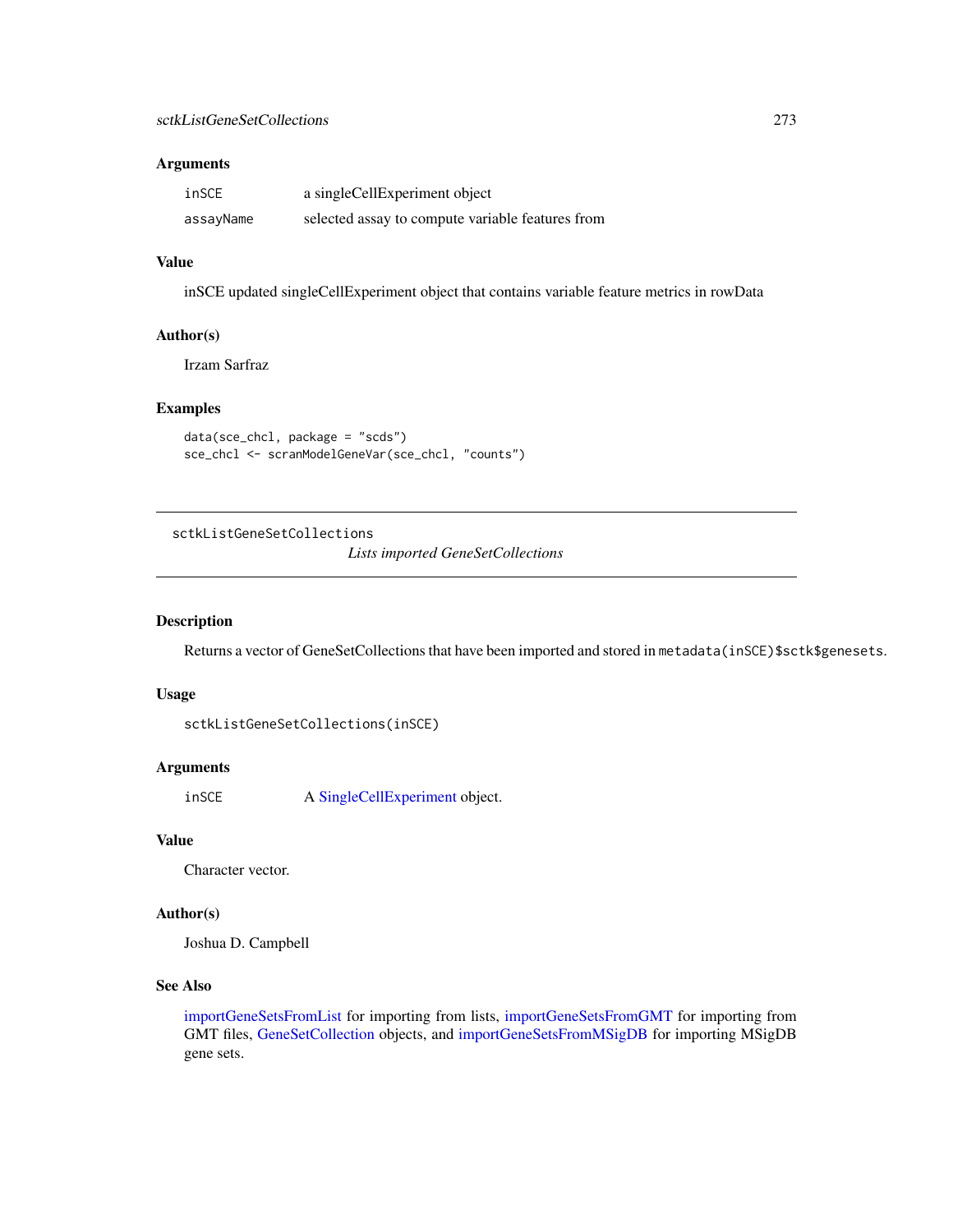### Arguments

| | |
|---|---|
| `inSCE` | a singleCellExperiment object |
| `assayName` | selected assay to compute variable features from |

### Value

inSCE updated singleCellExperiment object that contains variable feature metrics in rowData

### Author(s)

Irzam Sarfraz

### Examples

```
data(sce_chcl, package = "scds")
sce_chcl <- scranModelGeneVar(sce_chcl, "counts")
```

---

## sctkListGeneSetCollections

*Lists imported GeneSetCollections*

---

### Description

Returns a vector of GeneSetCollections that have been imported and stored in `metadata(inSCE)$sctk$genesets`.

### Usage

```
sctkListGeneSetCollections(inSCE)
```

### Arguments

| | |
|---|---|
| `inSCE` | A SingleCellExperiment object. |

### Value

Character vector.

### Author(s)

Joshua D. Campbell

### See Also

importGeneSetsFromList for importing from lists, importGeneSetsFromGMT for importing from GMT files, GeneSetCollection objects, and importGeneSetsFromMSigDB for importing MSigDB gene sets.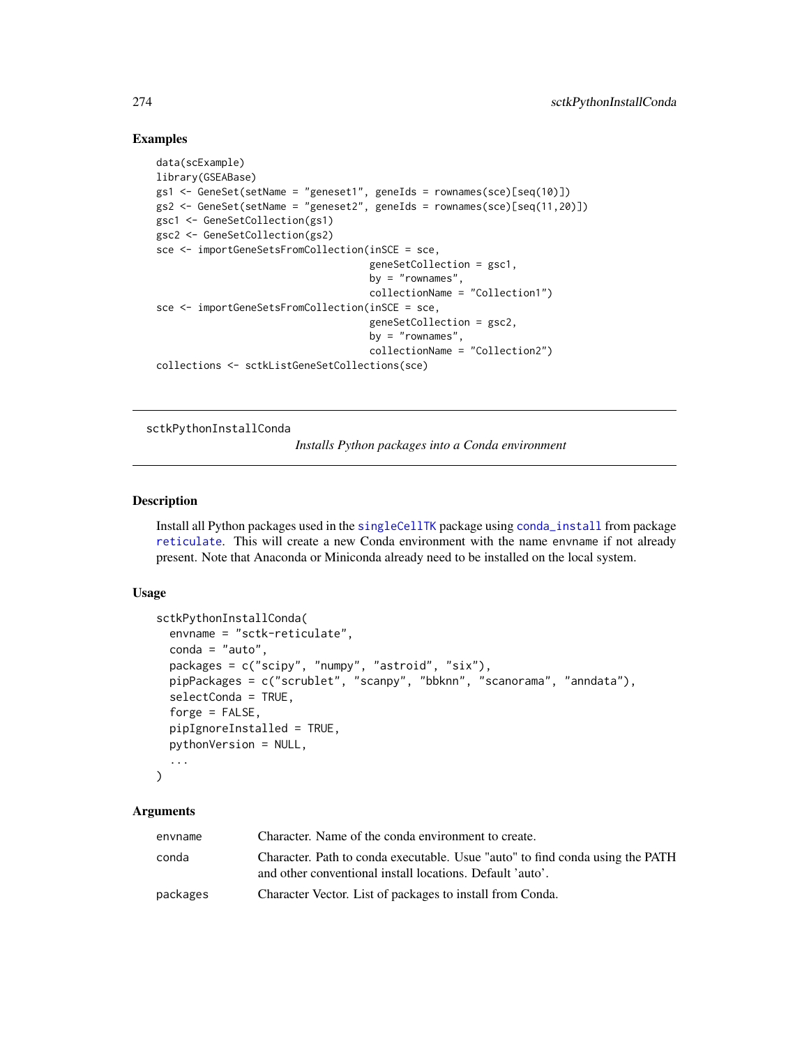## Examples

```
data(scExample)
library(GSEABase)
gs1 <- GeneSet(setName = "geneset1", geneIds = rownames(sce)[seq(10)])
gs2 <- GeneSet(setName = "geneset2", geneIds = rownames(sce)[seq(11,20)])
gsc1 <- GeneSetCollection(gs1)
gsc2 <- GeneSetCollection(gs2)
sce <- importGeneSetsFromCollection(inSCE = sce,
                                    geneSetCollection = gsc1,
                                    by = "rownames",
                                    collectionName = "Collection1")
sce <- importGeneSetsFromCollection(inSCE = sce,
                                    geneSetCollection = gsc2,
                                    by = "rownames",
                                    collectionName = "Collection2")
collections <- sctkListGeneSetCollections(sce)
```

---

# sctkPythonInstallConda

*Installs Python packages into a Conda environment*

---

## Description

Install all Python packages used in the singleCellTK package using conda_install from package reticulate. This will create a new Conda environment with the name envname if not already present. Note that Anaconda or Miniconda already need to be installed on the local system.

## Usage

```
sctkPythonInstallConda(
  envname = "sctk-reticulate",
  conda = "auto",
  packages = c("scipy", "numpy", "astroid", "six"),
  pipPackages = c("scrublet", "scanpy", "bbknn", "scanorama", "anndata"),
  selectConda = TRUE,
  forge = FALSE,
  pipIgnoreInstalled = TRUE,
  pythonVersion = NULL,
  ...
)
```

## Arguments

| | |
|---|---|
| envname | Character. Name of the conda environment to create. |
| conda | Character. Path to conda executable. Usue "auto" to find conda using the PATH and other conventional install locations. Default 'auto'. |
| packages | Character Vector. List of packages to install from Conda. |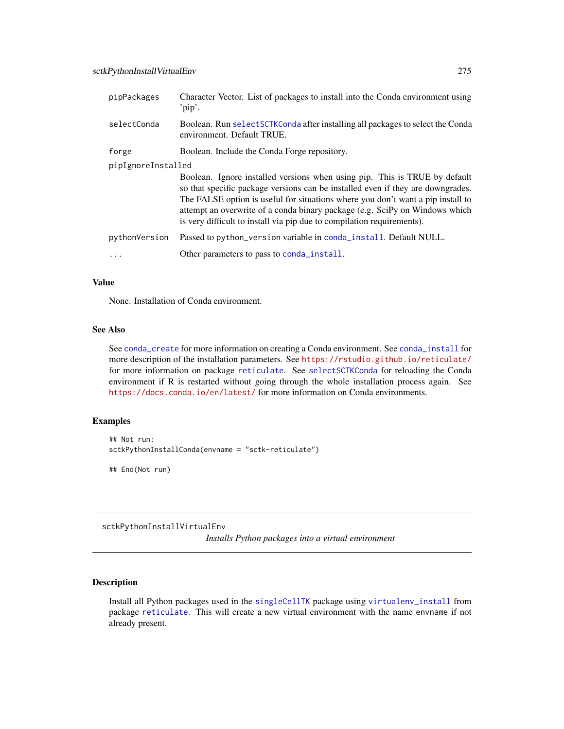| | |
|---|---|
| pipPackages | Character Vector. List of packages to install into the Conda environment using 'pip'. |
| selectConda | Boolean. Run selectSCTKConda after installing all packages to select the Conda environment. Default TRUE. |
| forge | Boolean. Include the Conda Forge repository. |
| pipIgnoreInstalled | Boolean. Ignore installed versions when using pip. This is TRUE by default so that specific package versions can be installed even if they are downgrades. The FALSE option is useful for situations where you don't want a pip install to attempt an overwrite of a conda binary package (e.g. SciPy on Windows which is very difficult to install via pip due to compilation requirements). |
| pythonVersion | Passed to python_version variable in conda_install. Default NULL. |
| ... | Other parameters to pass to conda_install. |

### Value

None. Installation of Conda environment.

### See Also

See conda_create for more information on creating a Conda environment. See conda_install for more description of the installation parameters. See https://rstudio.github.io/reticulate/ for more information on package reticulate. See selectSCTKConda for reloading the Conda environment if R is restarted without going through the whole installation process again. See https://docs.conda.io/en/latest/ for more information on Conda environments.

### Examples

```
## Not run:
sctkPythonInstallConda(envname = "sctk-reticulate")

## End(Not run)
```

---

## sctkPythonInstallVirtualEnv

*Installs Python packages into a virtual environment*

---

### Description

Install all Python packages used in the singleCellTK package using virtualenv_install from package reticulate. This will create a new virtual environment with the name envname if not already present.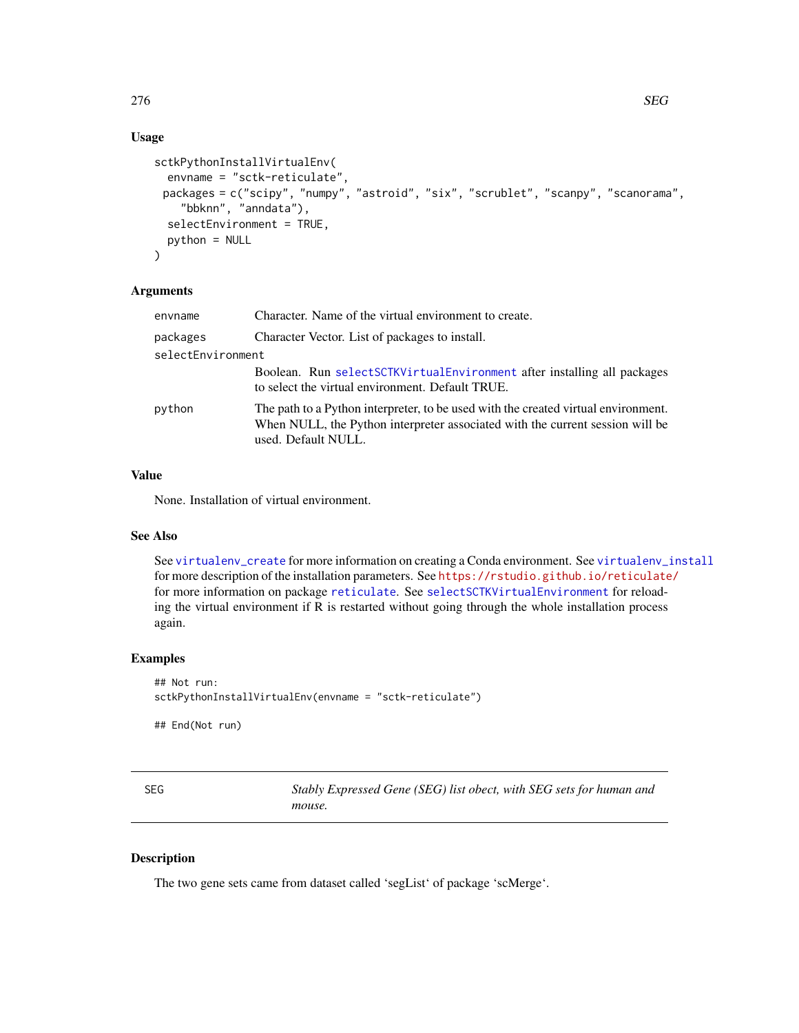### Usage

```
sctkPythonInstallVirtualEnv(
  envname = "sctk-reticulate",
 packages = c("scipy", "numpy", "astroid", "six", "scrublet", "scanpy", "scanorama",
    "bbknn", "anndata"),
  selectEnvironment = TRUE,
  python = NULL
)
```

### Arguments

| | |
|---|---|
| envname | Character. Name of the virtual environment to create. |
| packages | Character Vector. List of packages to install. |
| selectEnvironment | Boolean. Run selectSCTKVirtualEnvironment after installing all packages to select the virtual environment. Default TRUE. |
| python | The path to a Python interpreter, to be used with the created virtual environment. When NULL, the Python interpreter associated with the current session will be used. Default NULL. |

### Value

None. Installation of virtual environment.

### See Also

See virtualenv_create for more information on creating a Conda environment. See virtualenv_install for more description of the installation parameters. See https://rstudio.github.io/reticulate/ for more information on package reticulate. See selectSCTKVirtualEnvironment for reloading the virtual environment if R is restarted without going through the whole installation process again.

### Examples

```
## Not run:
sctkPythonInstallVirtualEnv(envname = "sctk-reticulate")

## End(Not run)
```

---

## SEG — *Stably Expressed Gene (SEG) list obect, with SEG sets for human and mouse.*

### Description

The two gene sets came from dataset called 'segList' of package 'scMerge'.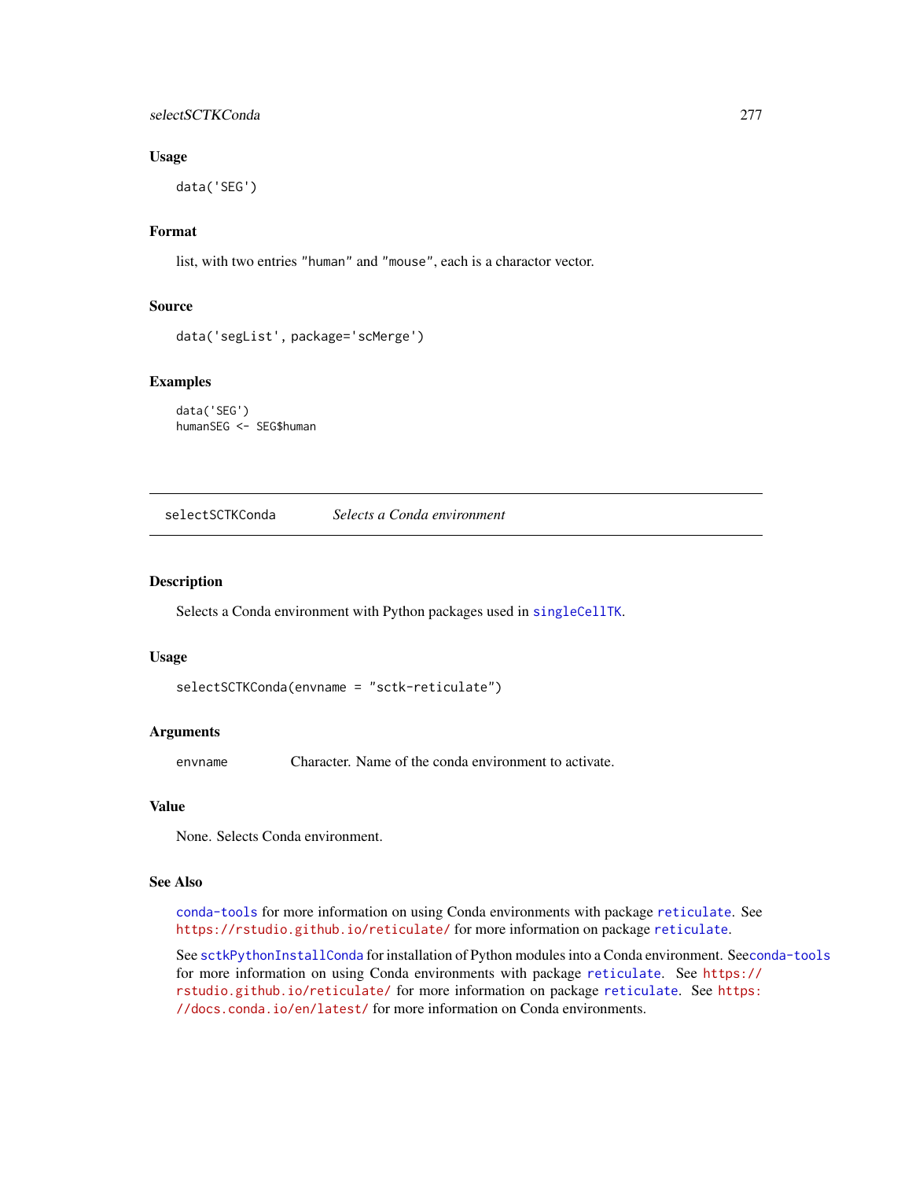### Usage

```
data('SEG')
```

### Format

list, with two entries "human" and "mouse", each is a charactor vector.

### Source

```
data('segList', package='scMerge')
```

### Examples

```
data('SEG')
humanSEG <- SEG$human
```

---

## selectSCTKConda — *Selects a Conda environment*

---

### Description

Selects a Conda environment with Python packages used in singleCellTK.

### Usage

```
selectSCTKConda(envname = "sctk-reticulate")
```

### Arguments

| | |
|---|---|
| envname | Character. Name of the conda environment to activate. |

### Value

None. Selects Conda environment.

### See Also

conda-tools for more information on using Conda environments with package reticulate. See https://rstudio.github.io/reticulate/ for more information on package reticulate.

See sctkPythonInstallConda for installation of Python modules into a Conda environment. Seeconda-tools for more information on using Conda environments with package reticulate. See https://rstudio.github.io/reticulate/ for more information on package reticulate. See https://docs.conda.io/en/latest/ for more information on Conda environments.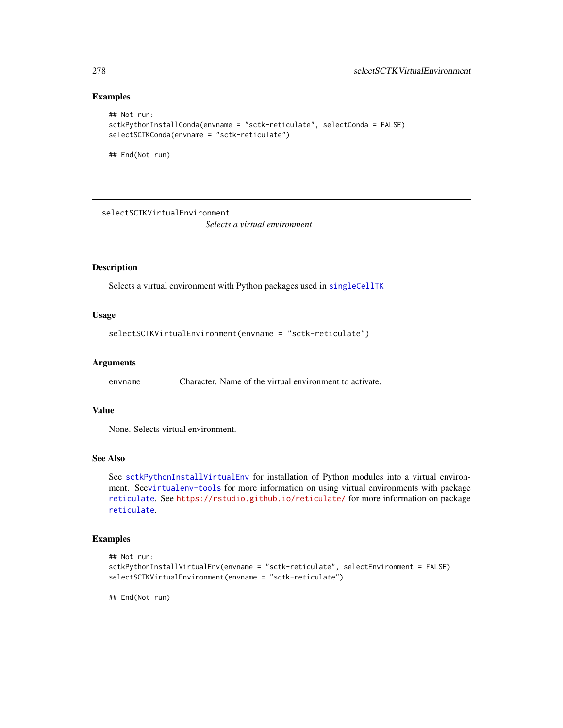### Examples

```
## Not run:
sctkPythonInstallConda(envname = "sctk-reticulate", selectConda = FALSE)
selectSCTKConda(envname = "sctk-reticulate")

## End(Not run)
```

---

## selectSCTKVirtualEnvironment

*Selects a virtual environment*

---

### Description

Selects a virtual environment with Python packages used in `singleCellTK`

### Usage

```
selectSCTKVirtualEnvironment(envname = "sctk-reticulate")
```

### Arguments

`envname` Character. Name of the virtual environment to activate.

### Value

None. Selects virtual environment.

### See Also

See `sctkPythonInstallVirtualEnv` for installation of Python modules into a virtual environment. See`virtualenv-tools` for more information on using virtual environments with package `reticulate`. See https://rstudio.github.io/reticulate/ for more information on package `reticulate`.

### Examples

```
## Not run:
sctkPythonInstallVirtualEnv(envname = "sctk-reticulate", selectEnvironment = FALSE)
selectSCTKVirtualEnvironment(envname = "sctk-reticulate")

## End(Not run)
```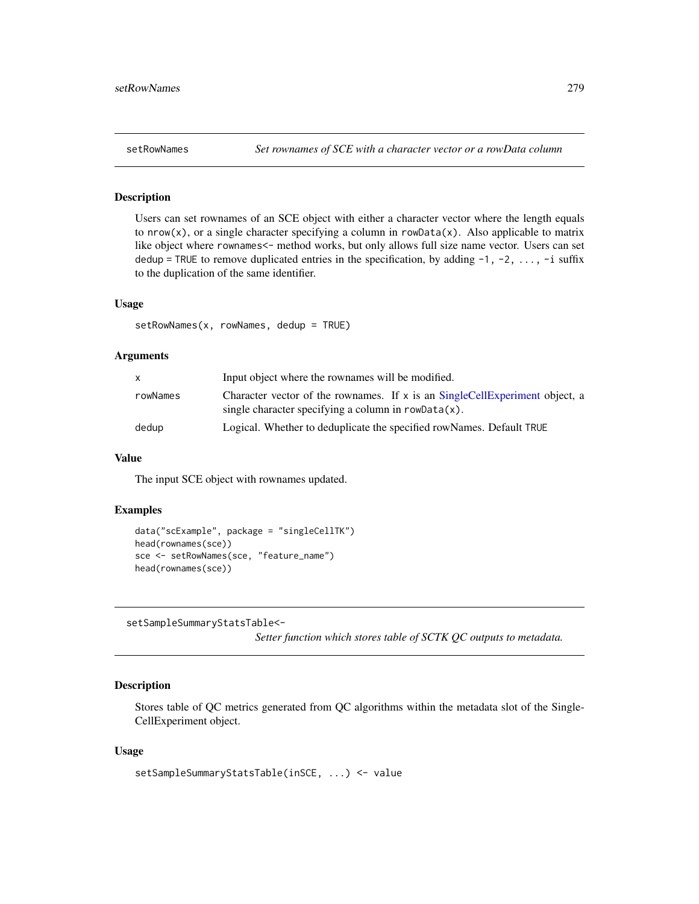## setRowNames *Set rownames of SCE with a character vector or a rowData column*

### Description

Users can set rownames of an SCE object with either a character vector where the length equals to `nrow(x)`, or a single character specifying a column in `rowData(x)`. Also applicable to matrix like object where `rownames<-` method works, but only allows full size name vector. Users can set `dedup = TRUE` to remove duplicated entries in the specification, by adding `-1, -2, ..., -i` suffix to the duplication of the same identifier.

### Usage

```
setRowNames(x, rowNames, dedup = TRUE)
```

### Arguments

| | |
|---|---|
| x | Input object where the rownames will be modified. |
| rowNames | Character vector of the rownames. If `x` is an SingleCellExperiment object, a single character specifying a column in `rowData(x)`. |
| dedup | Logical. Whether to deduplicate the specified rowNames. Default `TRUE` |

### Value

The input SCE object with rownames updated.

### Examples

```
data("scExample", package = "singleCellTK")
head(rownames(sce))
sce <- setRowNames(sce, "feature_name")
head(rownames(sce))
```

## setSampleSummaryStatsTable<- *Setter function which stores table of SCTK QC outputs to metadata.*

### Description

Stores table of QC metrics generated from QC algorithms within the metadata slot of the SingleCellExperiment object.

### Usage

```
setSampleSummaryStatsTable(inSCE, ...) <- value
```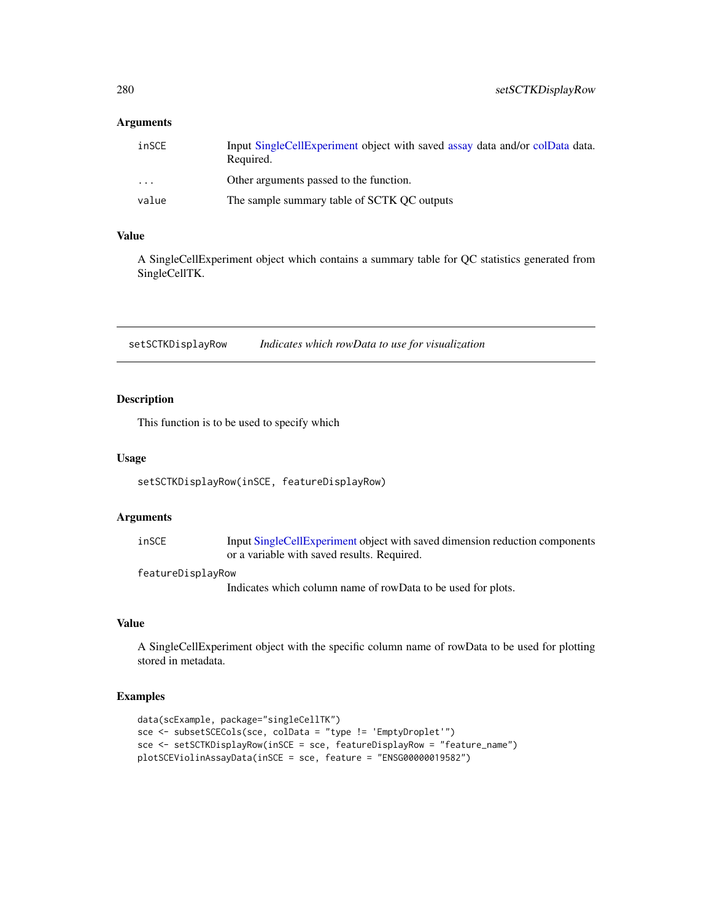### Arguments

| | |
|---|---|
| inSCE | Input SingleCellExperiment object with saved assay data and/or colData data. Required. |
| ... | Other arguments passed to the function. |
| value | The sample summary table of SCTK QC outputs |

### Value

A SingleCellExperiment object which contains a summary table for QC statistics generated from SingleCellTK.

---

## setSCTKDisplayRow *Indicates which rowData to use for visualization*

### Description

This function is to be used to specify which

### Usage

```
setSCTKDisplayRow(inSCE, featureDisplayRow)
```

### Arguments

| | |
|---|---|
| inSCE | Input SingleCellExperiment object with saved dimension reduction components or a variable with saved results. Required. |
| featureDisplayRow | Indicates which column name of rowData to be used for plots. |

### Value

A SingleCellExperiment object with the specific column name of rowData to be used for plotting stored in metadata.

### Examples

```
data(scExample, package="singleCellTK")
sce <- subsetSCECols(sce, colData = "type != 'EmptyDroplet'")
sce <- setSCTKDisplayRow(inSCE = sce, featureDisplayRow = "feature_name")
plotSCEViolinAssayData(inSCE = sce, feature = "ENSG00000019582")
```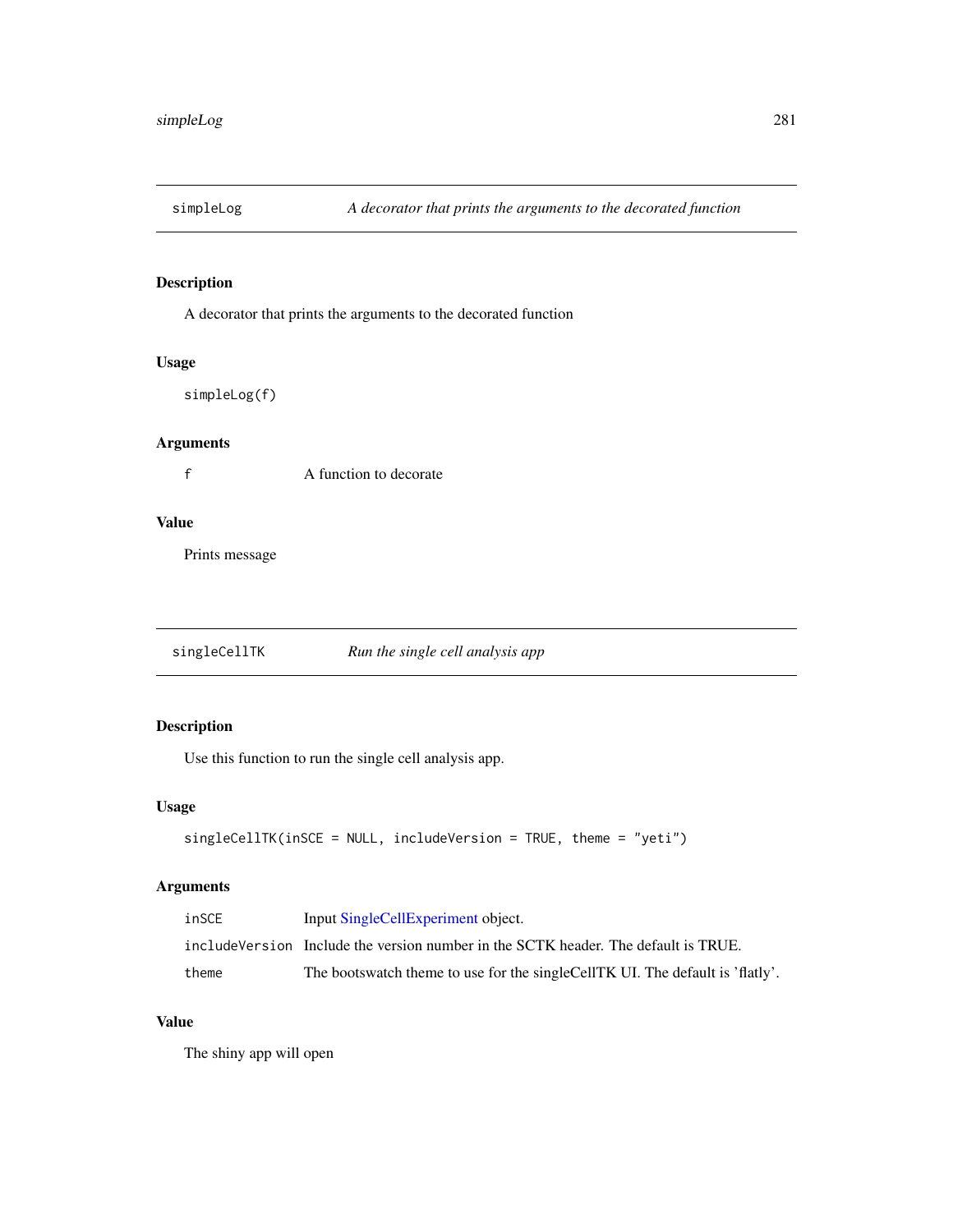## simpleLog — *A decorator that prints the arguments to the decorated function*

### Description

A decorator that prints the arguments to the decorated function

### Usage

```
simpleLog(f)
```

### Arguments

| | |
|---|---|
| f | A function to decorate |

### Value

Prints message

## singleCellTK — *Run the single cell analysis app*

### Description

Use this function to run the single cell analysis app.

### Usage

```
singleCellTK(inSCE = NULL, includeVersion = TRUE, theme = "yeti")
```

### Arguments

| | |
|---|---|
| inSCE | Input SingleCellExperiment object. |
| includeVersion | Include the version number in the SCTK header. The default is TRUE. |
| theme | The bootswatch theme to use for the singleCellTK UI. The default is 'flatly'. |

### Value

The shiny app will open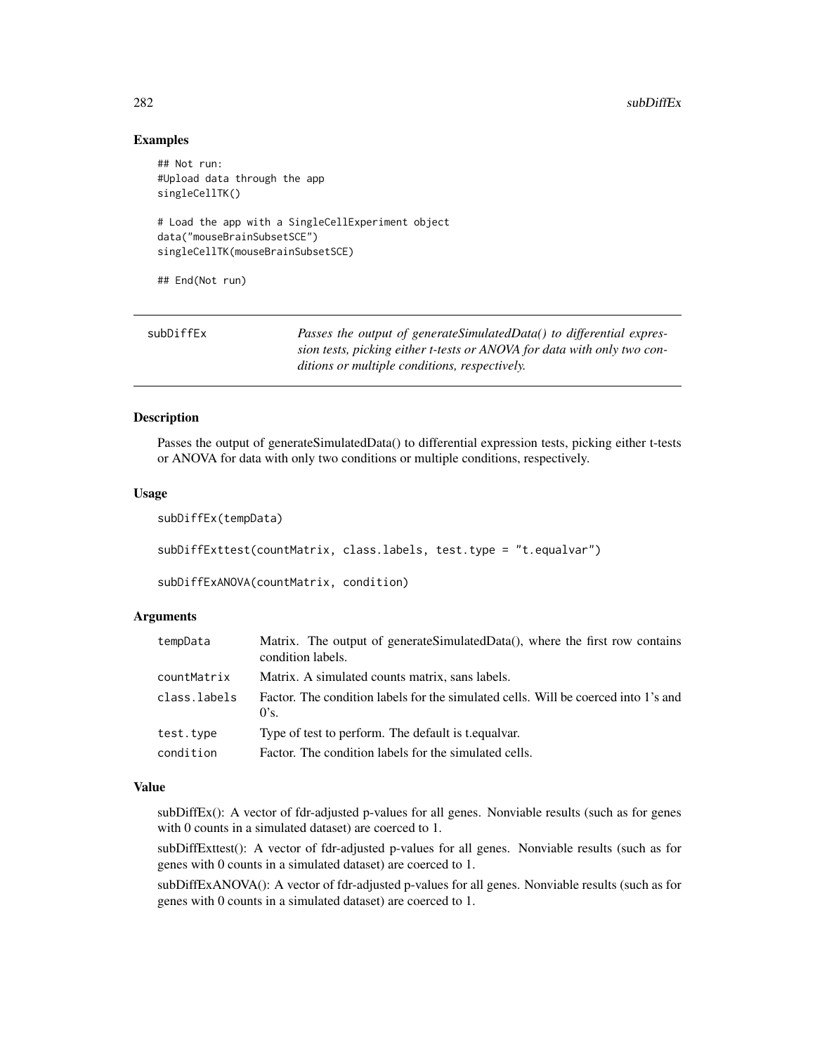## Examples

```
## Not run:
#Upload data through the app
singleCellTK()

# Load the app with a SingleCellExperiment object
data("mouseBrainSubsetSCE")
singleCellTK(mouseBrainSubsetSCE)

## End(Not run)
```

---

subDiffEx — *Passes the output of generateSimulatedData() to differential expression tests, picking either t-tests or ANOVA for data with only two conditions or multiple conditions, respectively.*

---

### Description

Passes the output of generateSimulatedData() to differential expression tests, picking either t-tests or ANOVA for data with only two conditions or multiple conditions, respectively.

### Usage

```
subDiffEx(tempData)

subDiffExttest(countMatrix, class.labels, test.type = "t.equalvar")

subDiffExANOVA(countMatrix, condition)
```

### Arguments

| | |
|---|---|
| tempData | Matrix. The output of generateSimulatedData(), where the first row contains condition labels. |
| countMatrix | Matrix. A simulated counts matrix, sans labels. |
| class.labels | Factor. The condition labels for the simulated cells. Will be coerced into 1's and 0's. |
| test.type | Type of test to perform. The default is t.equalvar. |
| condition | Factor. The condition labels for the simulated cells. |

### Value

subDiffEx(): A vector of fdr-adjusted p-values for all genes. Nonviable results (such as for genes with 0 counts in a simulated dataset) are coerced to 1.

subDiffExttest(): A vector of fdr-adjusted p-values for all genes. Nonviable results (such as for genes with 0 counts in a simulated dataset) are coerced to 1.

subDiffExANOVA(): A vector of fdr-adjusted p-values for all genes. Nonviable results (such as for genes with 0 counts in a simulated dataset) are coerced to 1.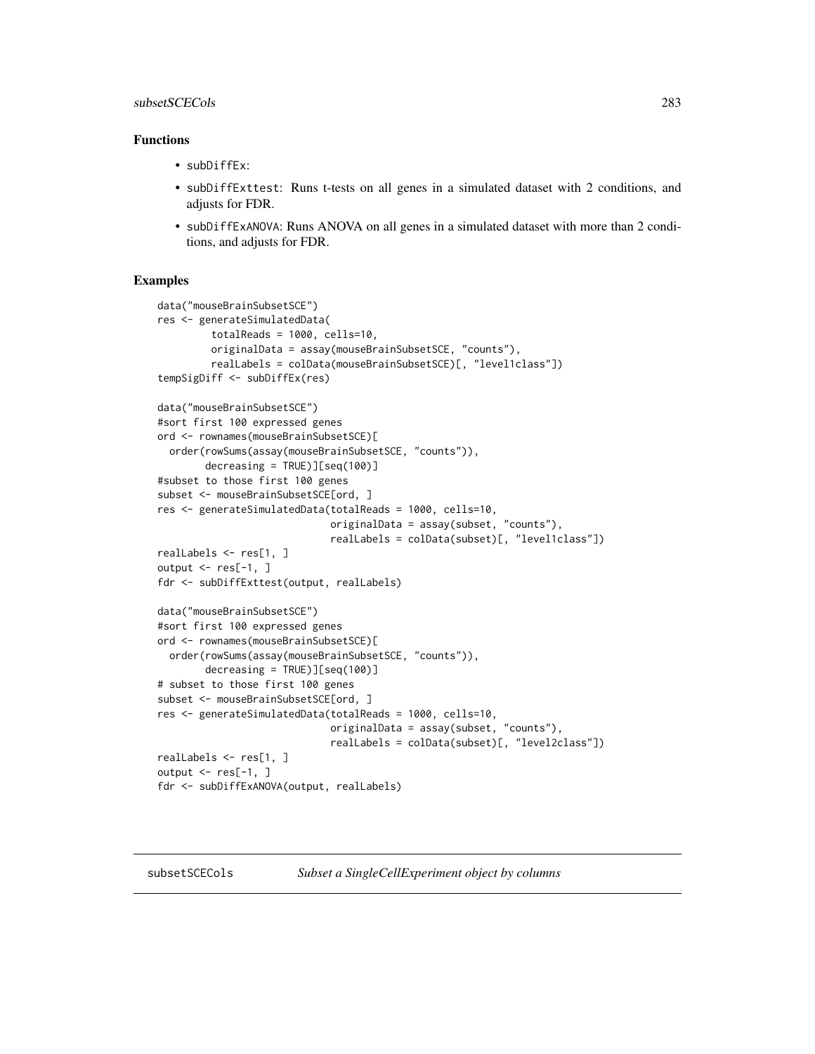## Functions

- `subDiffEx`:
- `subDiffExttest`: Runs t-tests on all genes in a simulated dataset with 2 conditions, and adjusts for FDR.
- `subDiffExANOVA`: Runs ANOVA on all genes in a simulated dataset with more than 2 conditions, and adjusts for FDR.

## Examples

```
data("mouseBrainSubsetSCE")
res <- generateSimulatedData(
         totalReads = 1000, cells=10,
         originalData = assay(mouseBrainSubsetSCE, "counts"),
         realLabels = colData(mouseBrainSubsetSCE)[, "level1class"])
tempSigDiff <- subDiffEx(res)

data("mouseBrainSubsetSCE")
#sort first 100 expressed genes
ord <- rownames(mouseBrainSubsetSCE)[
  order(rowSums(assay(mouseBrainSubsetSCE, "counts")),
        decreasing = TRUE)][seq(100)]
#subset to those first 100 genes
subset <- mouseBrainSubsetSCE[ord, ]
res <- generateSimulatedData(totalReads = 1000, cells=10,
                             originalData = assay(subset, "counts"),
                             realLabels = colData(subset)[, "level1class"])
realLabels <- res[1, ]
output <- res[-1, ]
fdr <- subDiffExttest(output, realLabels)

data("mouseBrainSubsetSCE")
#sort first 100 expressed genes
ord <- rownames(mouseBrainSubsetSCE)[
  order(rowSums(assay(mouseBrainSubsetSCE, "counts")),
        decreasing = TRUE)][seq(100)]
# subset to those first 100 genes
subset <- mouseBrainSubsetSCE[ord, ]
res <- generateSimulatedData(totalReads = 1000, cells=10,
                             originalData = assay(subset, "counts"),
                             realLabels = colData(subset)[, "level2class"])
realLabels <- res[1, ]
output <- res[-1, ]
fdr <- subDiffExANOVA(output, realLabels)
```

---

## subsetSCECols — *Subset a SingleCellExperiment object by columns*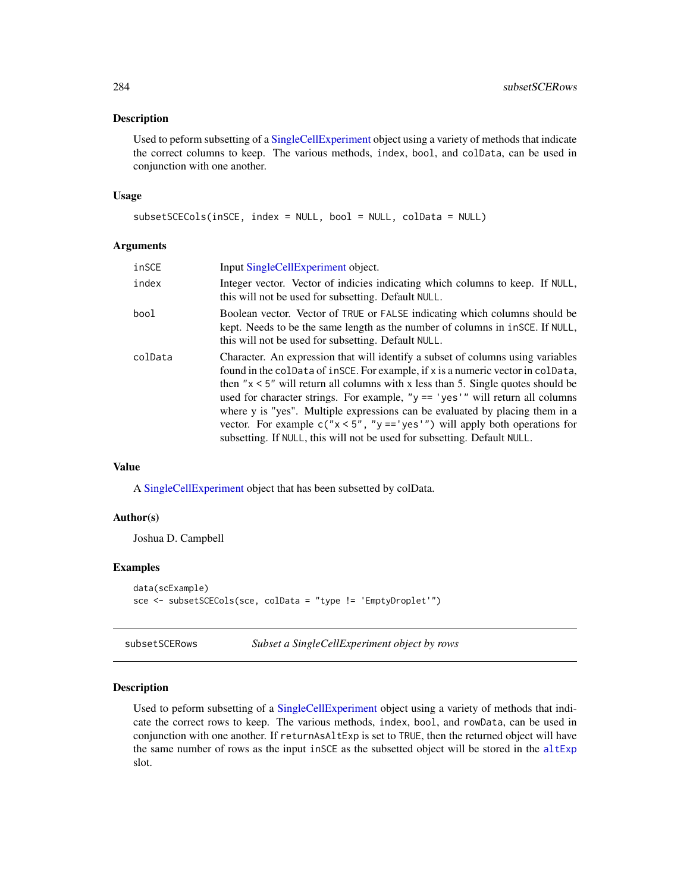### Description

Used to peform subsetting of a SingleCellExperiment object using a variety of methods that indicate the correct columns to keep. The various methods, `index`, `bool`, and `colData`, can be used in conjunction with one another.

### Usage

```
subsetSCECols(inSCE, index = NULL, bool = NULL, colData = NULL)
```

### Arguments

| | |
|---|---|
| `inSCE` | Input SingleCellExperiment object. |
| `index` | Integer vector. Vector of indicies indicating which columns to keep. If `NULL`, this will not be used for subsetting. Default `NULL`. |
| `bool` | Boolean vector. Vector of `TRUE` or `FALSE` indicating which columns should be kept. Needs to be the same length as the number of columns in `inSCE`. If `NULL`, this will not be used for subsetting. Default `NULL`. |
| `colData` | Character. An expression that will identify a subset of columns using variables found in the `colData` of `inSCE`. For example, if x is a numeric vector in `colData`, then `"x < 5"` will return all columns with x less than 5. Single quotes should be used for character strings. For example, `"y == 'yes'"` will return all columns where y is "yes". Multiple expressions can be evaluated by placing them in a vector. For example `c("x < 5", "y =='yes'")` will apply both operations for subsetting. If `NULL`, this will not be used for subsetting. Default `NULL`. |

### Value

A SingleCellExperiment object that has been subsetted by colData.

### Author(s)

Joshua D. Campbell

### Examples

```
data(scExample)
sce <- subsetSCECols(sce, colData = "type != 'EmptyDroplet'")
```

---

## subsetSCERows — *Subset a SingleCellExperiment object by rows*

---

### Description

Used to peform subsetting of a SingleCellExperiment object using a variety of methods that indicate the correct rows to keep. The various methods, `index`, `bool`, and `rowData`, can be used in conjunction with one another. If `returnAsAltExp` is set to `TRUE`, then the returned object will have the same number of rows as the input `inSCE` as the subsetted object will be stored in the `altExp` slot.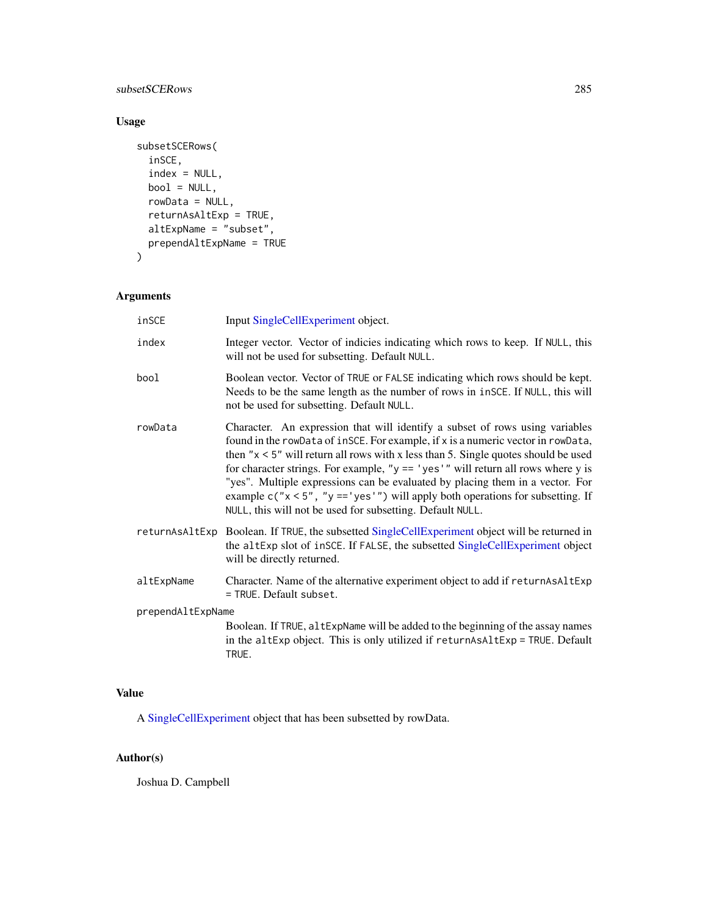## Usage

```
subsetSCERows(
  inSCE,
  index = NULL,
  bool = NULL,
  rowData = NULL,
  returnAsAltExp = TRUE,
  altExpName = "subset",
  prependAltExpName = TRUE
)
```

## Arguments

| | |
|---|---|
| inSCE | Input SingleCellExperiment object. |
| index | Integer vector. Vector of indicies indicating which rows to keep. If NULL, this will not be used for subsetting. Default NULL. |
| bool | Boolean vector. Vector of TRUE or FALSE indicating which rows should be kept. Needs to be the same length as the number of rows in inSCE. If NULL, this will not be used for subsetting. Default NULL. |
| rowData | Character. An expression that will identify a subset of rows using variables found in the rowData of inSCE. For example, if x is a numeric vector in rowData, then "x < 5" will return all rows with x less than 5. Single quotes should be used for character strings. For example, "y == 'yes'" will return all rows where y is "yes". Multiple expressions can be evaluated by placing them in a vector. For example c("x < 5", "y =='yes'") will apply both operations for subsetting. If NULL, this will not be used for subsetting. Default NULL. |
| returnAsAltExp | Boolean. If TRUE, the subsetted SingleCellExperiment object will be returned in the altExp slot of inSCE. If FALSE, the subsetted SingleCellExperiment object will be directly returned. |
| altExpName | Character. Name of the alternative experiment object to add if returnAsAltExp = TRUE. Default subset. |
| prependAltExpName | Boolean. If TRUE, altExpName will be added to the beginning of the assay names in the altExp object. This is only utilized if returnAsAltExp = TRUE. Default TRUE. |

## Value

A SingleCellExperiment object that has been subsetted by rowData.

## Author(s)

Joshua D. Campbell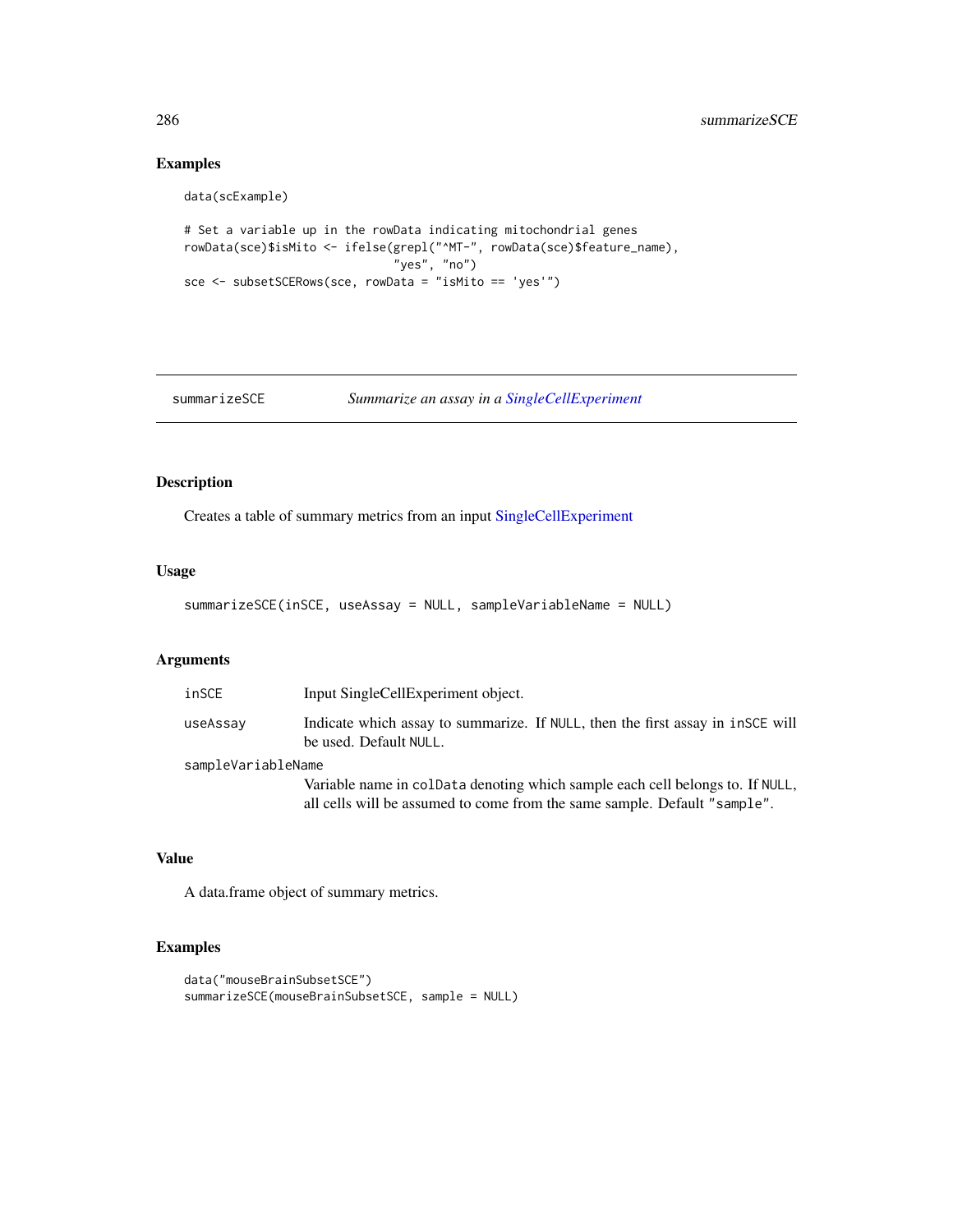## Examples

```
data(scExample)

# Set a variable up in the rowData indicating mitochondrial genes
rowData(sce)$isMito <- ifelse(grepl("^MT-", rowData(sce)$feature_name),
                              "yes", "no")
sce <- subsetSCERows(sce, rowData = "isMito == 'yes'")
```

---

# summarizeSCE — *Summarize an assay in a SingleCellExperiment*

---

## Description

Creates a table of summary metrics from an input SingleCellExperiment

## Usage

```
summarizeSCE(inSCE, useAssay = NULL, sampleVariableName = NULL)
```

## Arguments

| Argument | Description |
| --- | --- |
| `inSCE` | Input SingleCellExperiment object. |
| `useAssay` | Indicate which assay to summarize. If `NULL`, then the first assay in `inSCE` will be used. Default `NULL`. |
| `sampleVariableName` | Variable name in `colData` denoting which sample each cell belongs to. If `NULL`, all cells will be assumed to come from the same sample. Default `"sample"`. |

## Value

A data.frame object of summary metrics.

## Examples

```
data("mouseBrainSubsetSCE")
summarizeSCE(mouseBrainSubsetSCE, sample = NULL)
```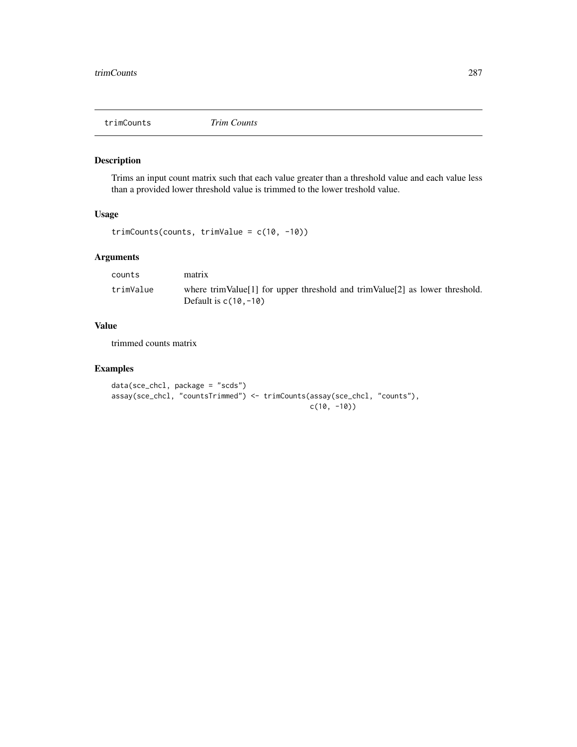## trimCounts    *Trim Counts*

### Description

Trims an input count matrix such that each value greater than a threshold value and each value less than a provided lower threshold value is trimmed to the lower treshold value.

### Usage

```
trimCounts(counts, trimValue = c(10, -10))
```

### Arguments

| | |
|---|---|
| `counts` | matrix |
| `trimValue` | where trimValue[1] for upper threshold and trimValue[2] as lower threshold. Default is `c(10,-10)` |

### Value

trimmed counts matrix

### Examples

```
data(sce_chcl, package = "scds")
assay(sce_chcl, "countsTrimmed") <- trimCounts(assay(sce_chcl, "counts"),
                                               c(10, -10))
```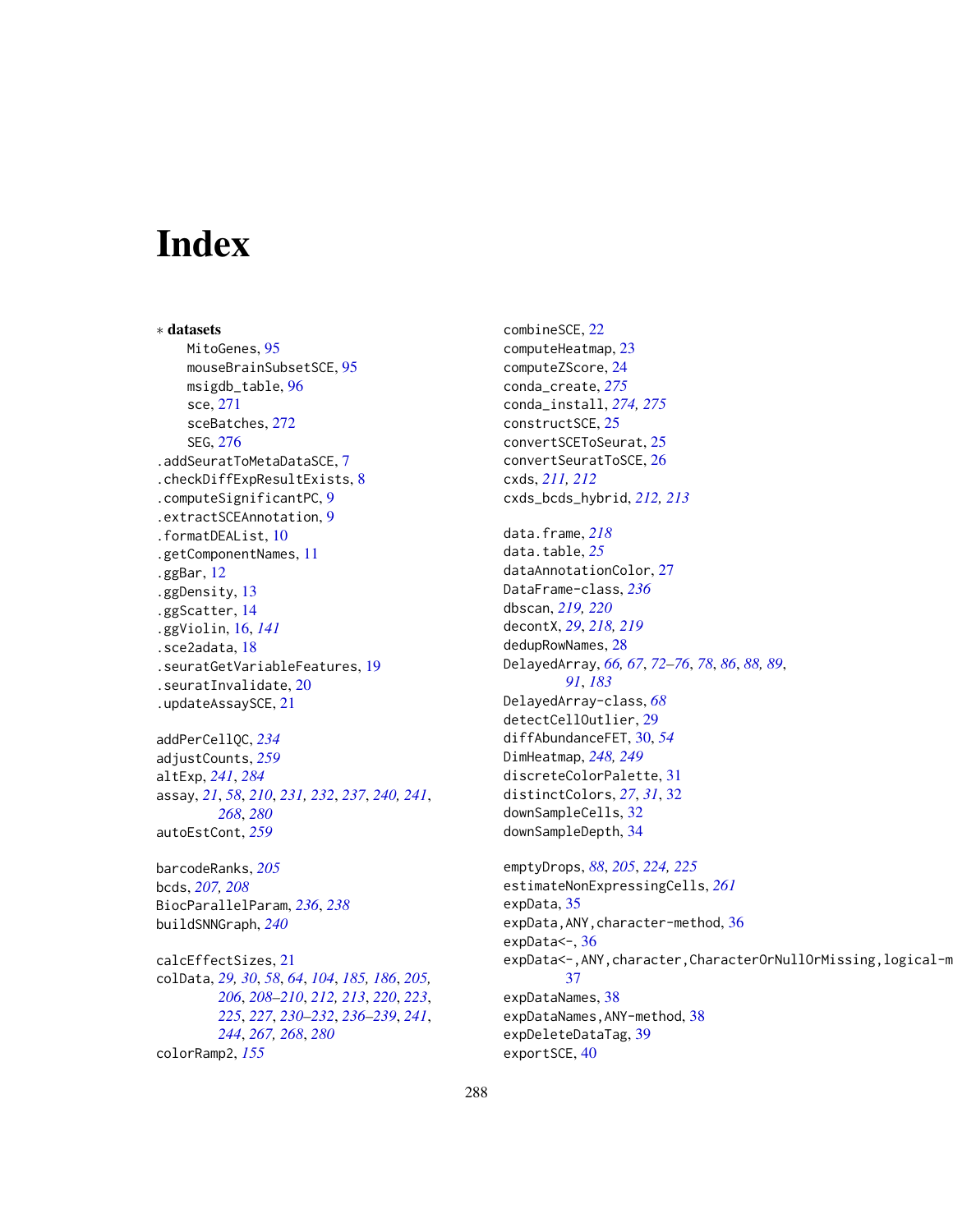# Index

∗ **datasets**

MitoGenes, 95
mouseBrainSubsetSCE, 95
msigdb_table, 96
sce, 271
sceBatches, 272
SEG, 276

.addSeuratToMetaDataSCE, 7
.checkDiffExpResultExists, 8
.computeSignificantPC, 9
.extractSCEAnnotation, 9
.formatDEAList, 10
.getComponentNames, 11
.ggBar, 12
.ggDensity, 13
.ggScatter, 14
.ggViolin, 16, *141*
.sce2adata, 18
.seuratGetVariableFeatures, 19
.seuratInvalidate, 20
.updateAssaySCE, 21

addPerCellQC, *234*
adjustCounts, *259*
altExp, *241*, *284*
assay, *21*, *58*, *210*, *231, 232*, *237*, *240, 241*, *268*, *280*
autoEstCont, *259*

barcodeRanks, *205*
bcds, *207, 208*
BiocParallelParam, *236*, *238*
buildSNNGraph, *240*

calcEffectSizes, 21
colData, *29, 30*, *58*, *64*, *104*, *185, 186*, *205, 206*, *208–210*, *212, 213*, *220*, *223*, *225*, *227*, *230–232*, *236–239*, *241*, *244*, *267, 268*, *280*
colorRamp2, *155*

combineSCE, 22
computeHeatmap, 23
computeZScore, 24
conda_create, *275*
conda_install, *274, 275*
constructSCE, 25
convertSCEToSeurat, 25
convertSeuratToSCE, 26
cxds, *211, 212*
cxds_bcds_hybrid, *212, 213*

data.frame, *218*
data.table, *25*
dataAnnotationColor, 27
DataFrame-class, *236*
dbscan, *219, 220*
decontX, *29*, *218, 219*
dedupRowNames, 28
DelayedArray, *66, 67*, *72–76*, *78*, *86*, *88, 89*, *91*, *183*
DelayedArray-class, *68*
detectCellOutlier, 29
diffAbundanceFET, 30, *54*
DimHeatmap, *248, 249*
discreteColorPalette, 31
distinctColors, *27*, *31*, 32
downSampleCells, 32
downSampleDepth, 34

emptyDrops, *88*, *205*, *224, 225*
estimateNonExpressingCells, *261*
expData, 35
expData,ANY,character-method, 36
expData<-, 36
expData<-,ANY,character,CharacterOrNullOrMissing,logical-m 37
expDataNames, 38
expDataNames,ANY-method, 38
expDeleteDataTag, 39
exportSCE, 40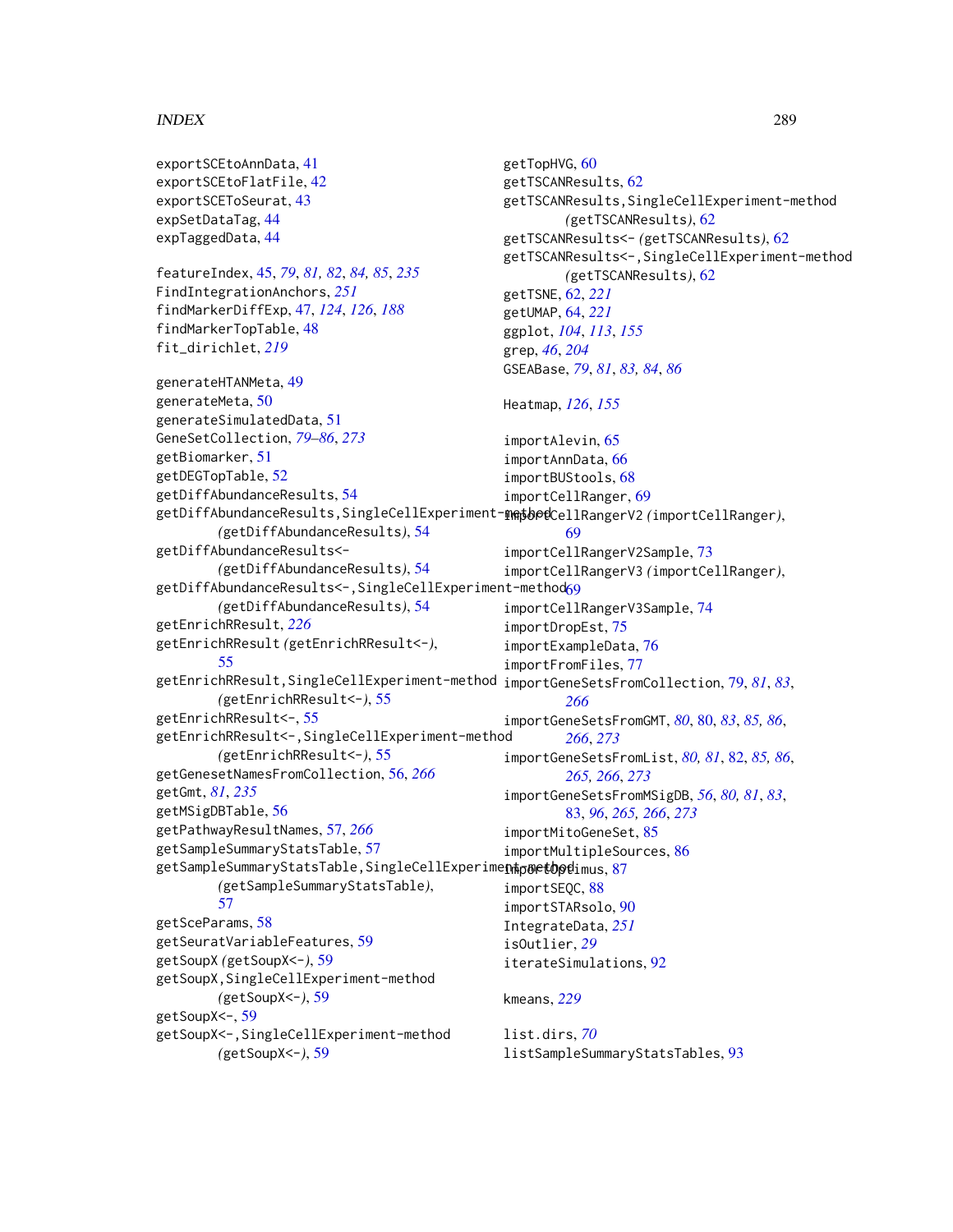exportSCEtoAnnData, 41
exportSCEtoFlatFile, 42
exportSCEToSeurat, 43
expSetDataTag, 44
expTaggedData, 44

featureIndex, 45, *79*, *81, 82*, *84, 85*, *235*
FindIntegrationAnchors, *251*
findMarkerDiffExp, 47, *124*, *126*, *188*
findMarkerTopTable, 48
fit_dirichlet, *219*

generateHTANMeta, 49
generateMeta, 50
generateSimulatedData, 51
GeneSetCollection, *79–86*, *273*
getBiomarker, 51
getDEGTopTable, 52
getDiffAbundanceResults, 54
getDiffAbundanceResults,SingleCellExperiment-method *(getDiffAbundanceResults)*, 54
getDiffAbundanceResults<- *(getDiffAbundanceResults)*, 54
getDiffAbundanceResults<-,SingleCellExperiment-method *(getDiffAbundanceResults)*, 54
getEnrichRResult, *226*
getEnrichRResult *(getEnrichRResult<-)*, 55
getEnrichRResult,SingleCellExperiment-method *(getEnrichRResult<-)*, 55
getEnrichRResult<-, 55
getEnrichRResult<-,SingleCellExperiment-method *(getEnrichRResult<-)*, 55
getGenesetNamesFromCollection, 56, *266*
getGmt, *81*, *235*
getMSigDBTable, 56
getPathwayResultNames, 57, *266*
getSampleSummaryStatsTable, 57
getSampleSummaryStatsTable,SingleCellExperiment-method *(getSampleSummaryStatsTable)*, 57
getSceParams, 58
getSeuratVariableFeatures, 59
getSoupX *(getSoupX<-)*, 59
getSoupX,SingleCellExperiment-method *(getSoupX<-)*, 59
getSoupX<-, 59
getSoupX<-,SingleCellExperiment-method *(getSoupX<-)*, 59
getTopHVG, 60
getTSCANResults, 62
getTSCANResults,SingleCellExperiment-method *(getTSCANResults)*, 62
getTSCANResults<- *(getTSCANResults)*, 62
getTSCANResults<-,SingleCellExperiment-method *(getTSCANResults)*, 62
getTSNE, 62, *221*
getUMAP, 64, *221*
ggplot, *104*, *113*, *155*
grep, *46*, *204*
GSEABase, *79*, *81*, *83, 84*, *86*

Heatmap, *126*, *155*

importAlevin, 65
importAnnData, 66
importBUStools, 68
importCellRanger, 69
importCellRangerV2 *(importCellRanger)*, 69
importCellRangerV2Sample, 73
importCellRangerV3 *(importCellRanger)*, 69
importCellRangerV3Sample, 74
importDropEst, 75
importExampleData, 76
importFromFiles, 77
importGeneSetsFromCollection, 79, *81*, *83*, *266*
importGeneSetsFromGMT, *80*, 80, *83*, *85, 86*, *266*, *273*
importGeneSetsFromList, *80, 81*, 82, *85, 86*, *265, 266*, *273*
importGeneSetsFromMSigDB, *56*, *80, 81*, *83*, 83, *96*, *265, 266*, *273*
importMitoGeneSet, 85
importMultipleSources, 86
importOptimus, 87
importSEQC, 88
importSTARsolo, 90
IntegrateData, *251*
isOutlier, *29*
iterateSimulations, 92

kmeans, *229*

list.dirs, *70*
listSampleSummaryStatsTables, 93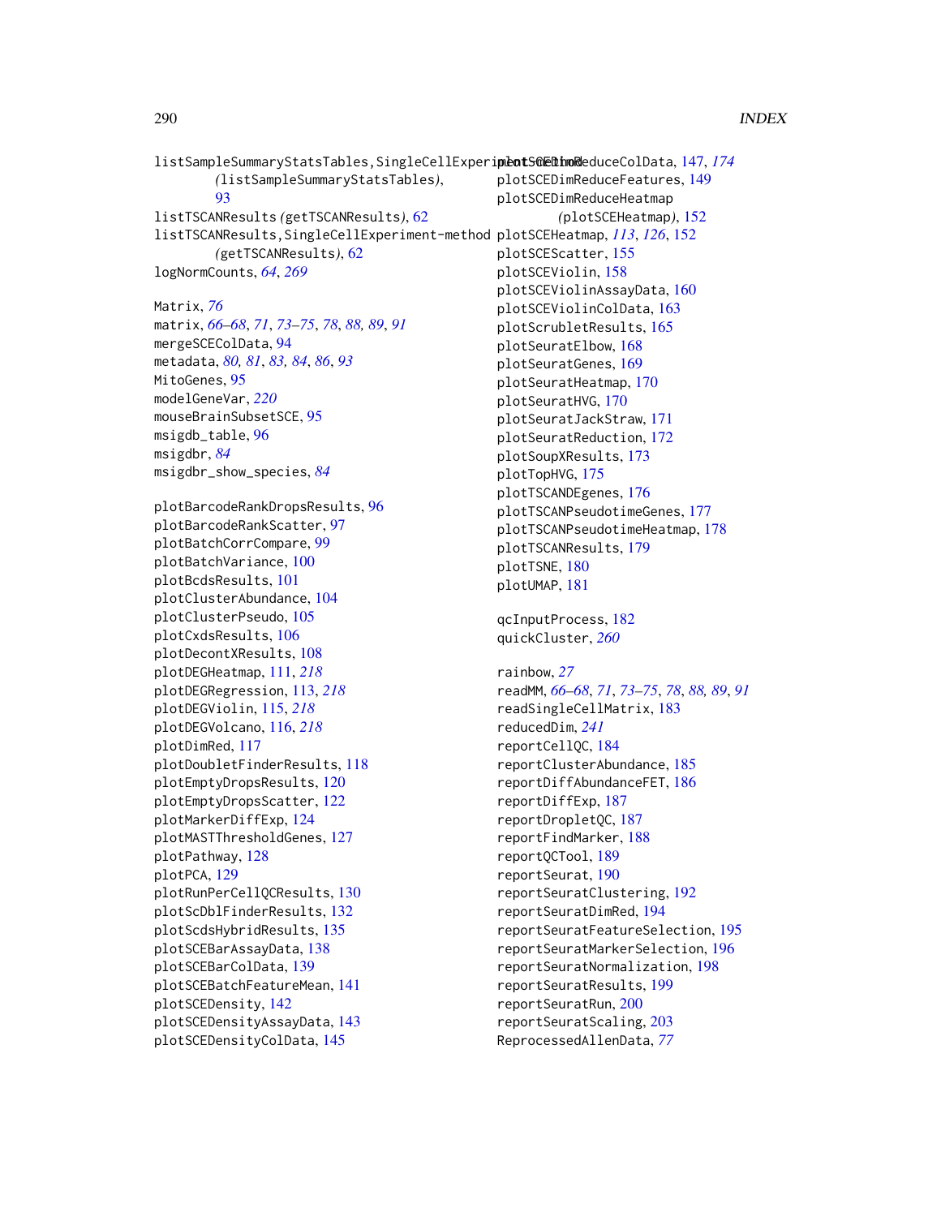listSampleSummaryStatsTables,SingleCellExperiment-method (listSampleSummaryStatsTables), 93
listTSCANResults (getTSCANResults), 62
listTSCANResults,SingleCellExperiment-method (getTSCANResults), 62
logNormCounts, *64*, *269*

Matrix, *76*
matrix, *66–68*, *71*, *73–75*, *78*, *88, 89*, *91*
mergeSCEColData, 94
metadata, *80, 81*, *83, 84*, *86*, *93*
MitoGenes, 95
modelGeneVar, *220*
mouseBrainSubsetSCE, 95
msigdb_table, 96
msigdbr, *84*
msigdbr_show_species, *84*

plotBarcodeRankDropsResults, 96
plotBarcodeRankScatter, 97
plotBatchCorrCompare, 99
plotBatchVariance, 100
plotBcdsResults, 101
plotClusterAbundance, 104
plotClusterPseudo, 105
plotCxdsResults, 106
plotDecontXResults, 108
plotDEGHeatmap, 111, *218*
plotDEGRegression, 113, *218*
plotDEGViolin, 115, *218*
plotDEGVolcano, 116, *218*
plotDimRed, 117
plotDoubletFinderResults, 118
plotEmptyDropsResults, 120
plotEmptyDropsScatter, 122
plotMarkerDiffExp, 124
plotMASTThresholdGenes, 127
plotPathway, 128
plotPCA, 129
plotRunPerCellQCResults, 130
plotScDblFinderResults, 132
plotScdsHybridResults, 135
plotSCEBarAssayData, 138
plotSCEBarColData, 139
plotSCEBatchFeatureMean, 141
plotSCEDensity, 142
plotSCEDensityAssayData, 143
plotSCEDensityColData, 145
plotSCEDimReduceColData, 147, *174*
plotSCEDimReduceFeatures, 149
plotSCEDimReduceHeatmap (plotSCEHeatmap), 152
plotSCEHeatmap, *113*, *126*, 152
plotSCEScatter, 155
plotSCEViolin, 158
plotSCEViolinAssayData, 160
plotSCEViolinColData, 163
plotScrubletResults, 165
plotSeuratElbow, 168
plotSeuratGenes, 169
plotSeuratHeatmap, 170
plotSeuratHVG, 170
plotSeuratJackStraw, 171
plotSeuratReduction, 172
plotSoupXResults, 173
plotTopHVG, 175
plotTSCANDEgenes, 176
plotTSCANPseudotimeGenes, 177
plotTSCANPseudotimeHeatmap, 178
plotTSCANResults, 179
plotTSNE, 180
plotUMAP, 181

qcInputProcess, 182
quickCluster, *260*

rainbow, *27*
readMM, *66–68*, *71*, *73–75*, *78*, *88, 89*, *91*
readSingleCellMatrix, 183
reducedDim, *241*
reportCellQC, 184
reportClusterAbundance, 185
reportDiffAbundanceFET, 186
reportDiffExp, 187
reportDropletQC, 187
reportFindMarker, 188
reportQCTool, 189
reportSeurat, 190
reportSeuratClustering, 192
reportSeuratDimRed, 194
reportSeuratFeatureSelection, 195
reportSeuratMarkerSelection, 196
reportSeuratNormalization, 198
reportSeuratResults, 199
reportSeuratRun, 200
reportSeuratScaling, 203
ReprocessedAllenData, *77*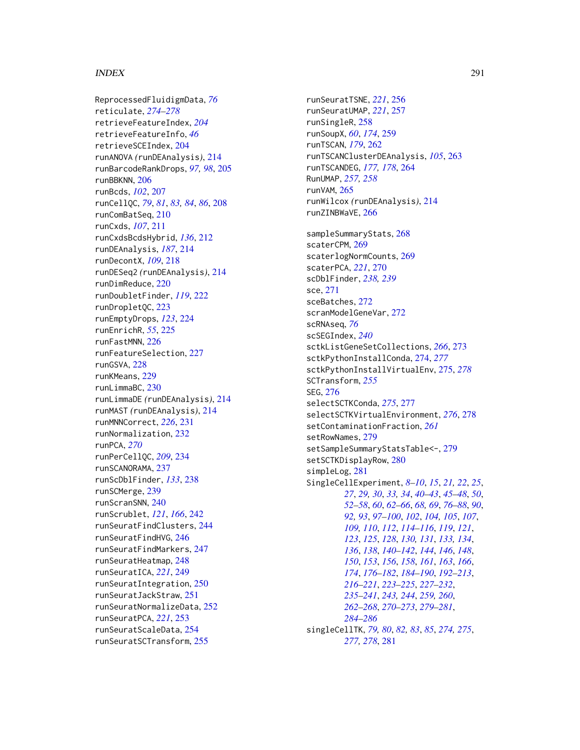ReprocessedFluidigmData, *76*
reticulate, *274–278*
retrieveFeatureIndex, *204*
retrieveFeatureInfo, *46*
retrieveSCEIndex, 204
runANOVA *(*runDEAnalysis*)*, 214
runBarcodeRankDrops, *97, 98*, 205
runBBKNN, 206
runBcds, *102*, 207
runCellQC, *79*, *81*, *83, 84*, *86*, 208
runComBatSeq, 210
runCxds, *107*, 211
runCxdsBcdsHybrid, *136*, 212
runDEAnalysis, *187*, 214
runDecontX, *109*, 218
runDESeq2 *(*runDEAnalysis*)*, 214
runDimReduce, 220
runDoubletFinder, *119*, 222
runDropletQC, 223
runEmptyDrops, *123*, 224
runEnrichR, *55*, 225
runFastMNN, 226
runFeatureSelection, 227
runGSVA, 228
runKMeans, 229
runLimmaBC, 230
runLimmaDE *(*runDEAnalysis*)*, 214
runMAST *(*runDEAnalysis*)*, 214
runMNNCorrect, *226*, 231
runNormalization, 232
runPCA, *270*
runPerCellQC, *209*, 234
runSCANORAMA, 237
runScDblFinder, *133*, 238
runSCMerge, 239
runScranSNN, 240
runScrublet, *121*, *166*, 242
runSeuratFindClusters, 244
runSeuratFindHVG, 246
runSeuratFindMarkers, 247
runSeuratHeatmap, 248
runSeuratICA, *221*, 249
runSeuratIntegration, 250
runSeuratJackStraw, 251
runSeuratNormalizeData, 252
runSeuratPCA, *221*, 253
runSeuratScaleData, 254
runSeuratSCTransform, 255
runSeuratTSNE, *221*, 256
runSeuratUMAP, *221*, 257
runSingleR, 258
runSoupX, *60*, *174*, 259
runTSCAN, *179*, 262
runTSCANClusterDEAnalysis, *105*, 263
runTSCANDEG, *177, 178*, 264
RunUMAP, *257, 258*
runVAM, 265
runWilcox *(*runDEAnalysis*)*, 214
runZINBWaVE, 266

sampleSummaryStats, 268
scaterCPM, 269
scaterlogNormCounts, 269
scaterPCA, *221*, 270
scDblFinder, *238, 239*
sce, 271
sceBatches, 272
scranModelGeneVar, 272
scRNAseq, *76*
scSEGIndex, *240*
sctkListGeneSetCollections, *266*, 273
sctkPythonInstallConda, 274, *277*
sctkPythonInstallVirtualEnv, 275, *278*
SCTransform, *255*
SEG, 276
selectSCTKConda, *275*, 277
selectSCTKVirtualEnvironment, *276*, 278
setContaminationFraction, *261*
setRowNames, 279
setSampleSummaryStatsTable<-, 279
setSCTKDisplayRow, 280
simpleLog, 281
SingleCellExperiment, *8–10*, *15*, *21, 22*, *25*, *27*, *29, 30*, *33, 34*, *40–43*, *45–48*, *50*, *52–58*, *60*, *62–66*, *68, 69*, *76–88*, *90*, *92, 93*, *97–100*, *102*, *104, 105*, *107*, *109, 110*, *112*, *114–116*, *119*, *121*, *123*, *125*, *128*, *130, 131*, *133, 134*, *136*, *138*, *140–142*, *144*, *146*, *148*, *150*, *153*, *156*, *158*, *161*, *163*, *166*, *174*, *176–182*, *184–190*, *192–213*, *216–221*, *223–225*, *227–232*, *235–241*, *243, 244*, *259, 260*, *262–268*, *270–273*, *279–281*, *284–286*
singleCellTK, *79, 80*, *82, 83*, *85*, *274, 275*, *277, 278*, 281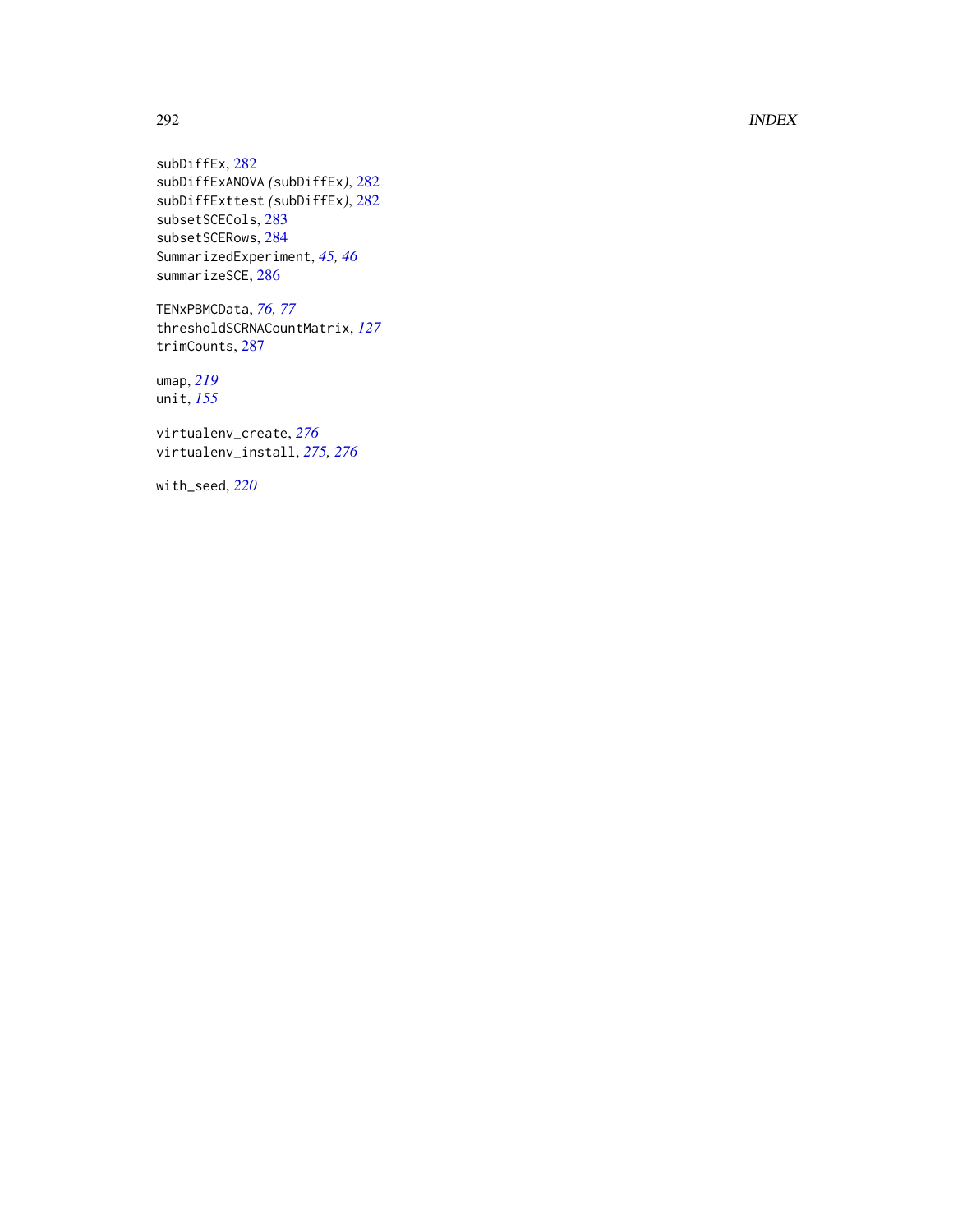subDiffEx, 282
subDiffExANOVA *(*subDiffEx*)*, 282
subDiffExttest *(*subDiffEx*)*, 282
subsetSCECols, 283
subsetSCERows, 284
SummarizedExperiment, *45, 46*
summarizeSCE, 286

TENxPBMCData, *76, 77*
thresholdSCRNACountMatrix, *127*
trimCounts, 287

umap, *219*
unit, *155*

virtualenv_create, *276*
virtualenv_install, *275, 276*

with_seed, *220*